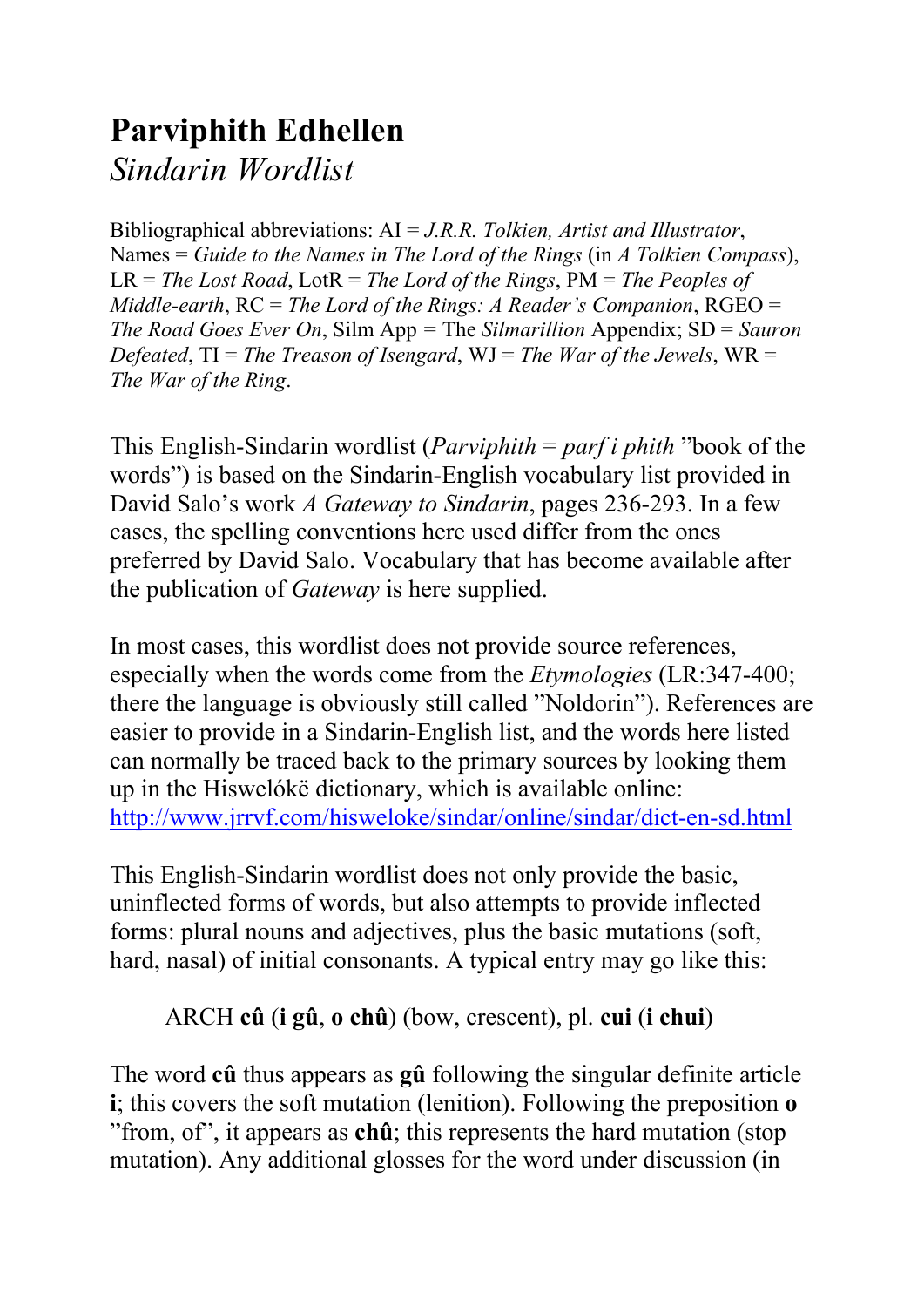# Parviphith Edhellen
*Sindarin Wordlist*

Bibliographical abbreviations: AI = *J.R.R. Tolkien, Artist and Illustrator*, Names = *Guide to the Names in The Lord of the Rings* (in *A Tolkien Compass*), LR = *The Lost Road*, LotR = *The Lord of the Rings*, PM = *The Peoples of Middle-earth*, RC = *The Lord of the Rings: A Reader's Companion*, RGEO = *The Road Goes Ever On*, Silm App = The *Silmarillion* Appendix; SD = *Sauron Defeated*, TI = *The Treason of Isengard*, WJ = *The War of the Jewels*, WR = *The War of the Ring*.

This English-Sindarin wordlist (*Parviphith* = *parf i phith* "book of the words") is based on the Sindarin-English vocabulary list provided in David Salo's work *A Gateway to Sindarin*, pages 236-293. In a few cases, the spelling conventions here used differ from the ones preferred by David Salo. Vocabulary that has become available after the publication of *Gateway* is here supplied.

In most cases, this wordlist does not provide source references, especially when the words come from the *Etymologies* (LR:347-400; there the language is obviously still called "Noldorin"). References are easier to provide in a Sindarin-English list, and the words here listed can normally be traced back to the primary sources by looking them up in the Hiswelókë dictionary, which is available online: http://www.jrrvf.com/hisweloke/sindar/online/sindar/dict-en-sd.html

This English-Sindarin wordlist does not only provide the basic, uninflected forms of words, but also attempts to provide inflected forms: plural nouns and adjectives, plus the basic mutations (soft, hard, nasal) of initial consonants. A typical entry may go like this:

> ARCH **cû** (**i gû**, **o chû**) (bow, crescent), pl. **cui** (**i chui**)

The word **cû** thus appears as **gû** following the singular definite article **i**; this covers the soft mutation (lenition). Following the preposition **o** "from, of", it appears as **chû**; this represents the hard mutation (stop mutation). Any additional glosses for the word under discussion (in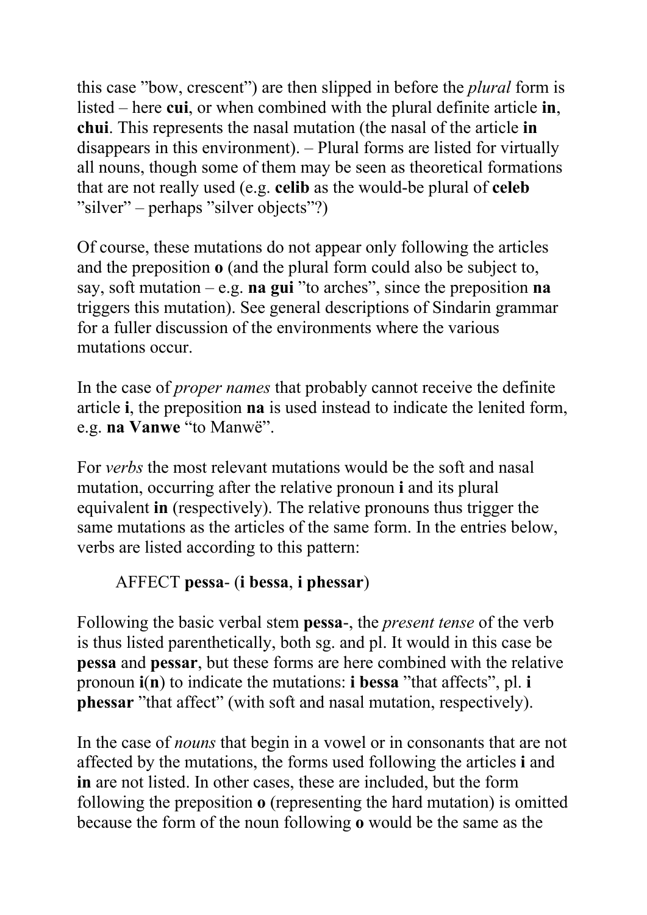this case ”bow, crescent”) are then slipped in before the *plural* form is listed – here **cui**, or when combined with the plural definite article **in**, **chui**. This represents the nasal mutation (the nasal of the article **in** disappears in this environment). – Plural forms are listed for virtually all nouns, though some of them may be seen as theoretical formations that are not really used (e.g. **celib** as the would-be plural of **celeb** ”silver” – perhaps ”silver objects”?)

Of course, these mutations do not appear only following the articles and the preposition **o** (and the plural form could also be subject to, say, soft mutation – e.g. **na gui** ”to arches”, since the preposition **na** triggers this mutation). See general descriptions of Sindarin grammar for a fuller discussion of the environments where the various mutations occur.

In the case of *proper names* that probably cannot receive the definite article **i**, the preposition **na** is used instead to indicate the lenited form, e.g. **na Vanwe** “to Manwë”.

For *verbs* the most relevant mutations would be the soft and nasal mutation, occurring after the relative pronoun **i** and its plural equivalent **in** (respectively). The relative pronouns thus trigger the same mutations as the articles of the same form. In the entries below, verbs are listed according to this pattern:

> AFFECT **pessa**- (**i bessa**, **i phessar**)

Following the basic verbal stem **pessa**-, the *present tense* of the verb is thus listed parenthetically, both sg. and pl. It would in this case be **pessa** and **pessar**, but these forms are here combined with the relative pronoun **i**(**n**) to indicate the mutations: **i bessa** ”that affects”, pl. **i phessar** ”that affect” (with soft and nasal mutation, respectively).

In the case of *nouns* that begin in a vowel or in consonants that are not affected by the mutations, the forms used following the articles **i** and **in** are not listed. In other cases, these are included, but the form following the preposition **o** (representing the hard mutation) is omitted because the form of the noun following **o** would be the same as the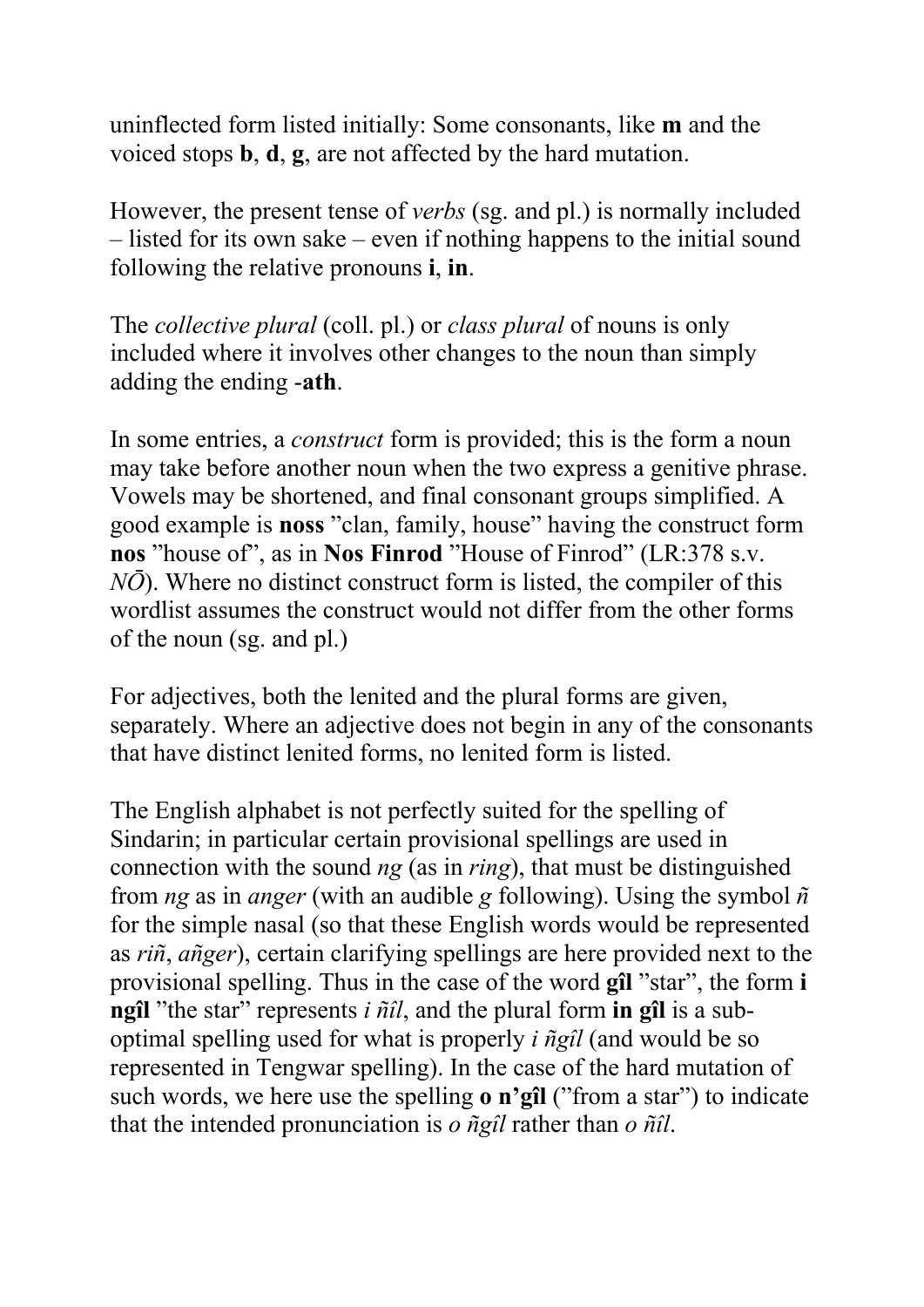uninflected form listed initially: Some consonants, like **m** and the voiced stops **b**, **d**, **g**, are not affected by the hard mutation.

However, the present tense of *verbs* (sg. and pl.) is normally included – listed for its own sake – even if nothing happens to the initial sound following the relative pronouns **i**, **in**.

The *collective plural* (coll. pl.) or *class plural* of nouns is only included where it involves other changes to the noun than simply adding the ending -**ath**.

In some entries, a *construct* form is provided; this is the form a noun may take before another noun when the two express a genitive phrase. Vowels may be shortened, and final consonant groups simplified. A good example is **noss** ”clan, family, house” having the construct form **nos** ”house of”, as in **Nos Finrod** ”House of Finrod” (LR:378 s.v. *NŌ*). Where no distinct construct form is listed, the compiler of this wordlist assumes the construct would not differ from the other forms of the noun (sg. and pl.)

For adjectives, both the lenited and the plural forms are given, separately. Where an adjective does not begin in any of the consonants that have distinct lenited forms, no lenited form is listed.

The English alphabet is not perfectly suited for the spelling of Sindarin; in particular certain provisional spellings are used in connection with the sound *ng* (as in *ring*), that must be distinguished from *ng* as in *anger* (with an audible *g* following). Using the symbol *ñ* for the simple nasal (so that these English words would be represented as *riñ*, *añger*), certain clarifying spellings are here provided next to the provisional spelling. Thus in the case of the word **gîl** ”star”, the form **i ngîl** ”the star” represents *i ñîl*, and the plural form **in gîl** is a sub-optimal spelling used for what is properly *i ñgîl* (and would be so represented in Tengwar spelling). In the case of the hard mutation of such words, we here use the spelling **o n’gîl** (”from a star”) to indicate that the intended pronunciation is *o ñgîl* rather than *o ñîl*.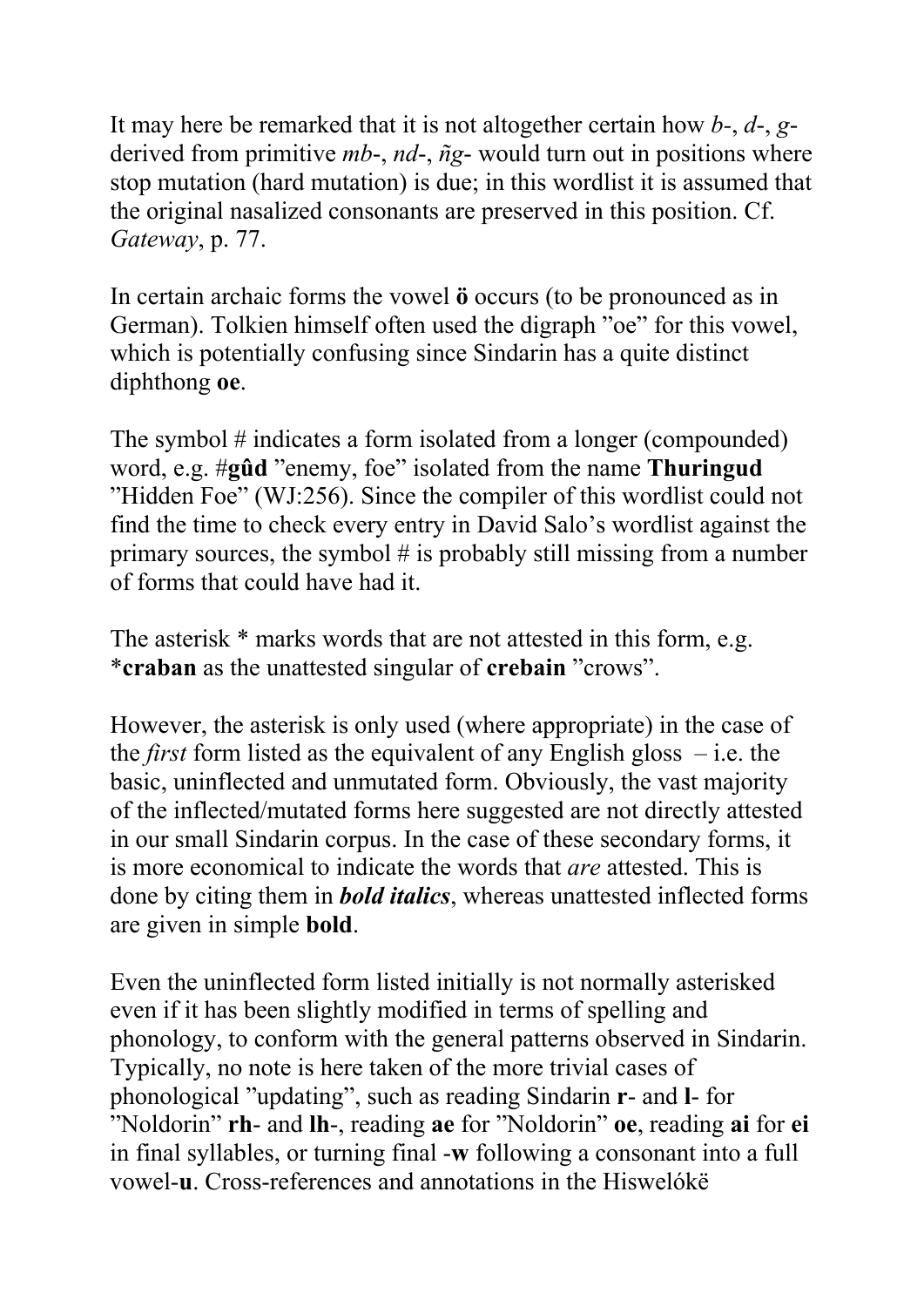It may here be remarked that it is not altogether certain how *b*-, *d*-, *g*- derived from primitive *mb*-, *nd*-, *ñg*- would turn out in positions where stop mutation (hard mutation) is due; in this wordlist it is assumed that the original nasalized consonants are preserved in this position. Cf. *Gateway*, p. 77.

In certain archaic forms the vowel **ö** occurs (to be pronounced as in German). Tolkien himself often used the digraph "oe" for this vowel, which is potentially confusing since Sindarin has a quite distinct diphthong **oe**.

The symbol # indicates a form isolated from a longer (compounded) word, e.g. #**gûd** "enemy, foe" isolated from the name **Thuringud** "Hidden Foe" (WJ:256). Since the compiler of this wordlist could not find the time to check every entry in David Salo's wordlist against the primary sources, the symbol # is probably still missing from a number of forms that could have had it.

The asterisk * marks words that are not attested in this form, e.g. ***craban** as the unattested singular of **crebain** "crows".

However, the asterisk is only used (where appropriate) in the case of the *first* form listed as the equivalent of any English gloss – i.e. the basic, uninflected and unmutated form. Obviously, the vast majority of the inflected/mutated forms here suggested are not directly attested in our small Sindarin corpus. In the case of these secondary forms, it is more economical to indicate the words that *are* attested. This is done by citing them in ***bold italics***, whereas unattested inflected forms are given in simple **bold**.

Even the uninflected form listed initially is not normally asterisked even if it has been slightly modified in terms of spelling and phonology, to conform with the general patterns observed in Sindarin. Typically, no note is here taken of the more trivial cases of phonological "updating", such as reading Sindarin **r**- and **l**- for "Noldorin" **rh**- and **lh**-, reading **ae** for "Noldorin" **oe**, reading **ai** for **ei** in final syllables, or turning final -**w** following a consonant into a full vowel-**u**. Cross-references and annotations in the Hiswelókë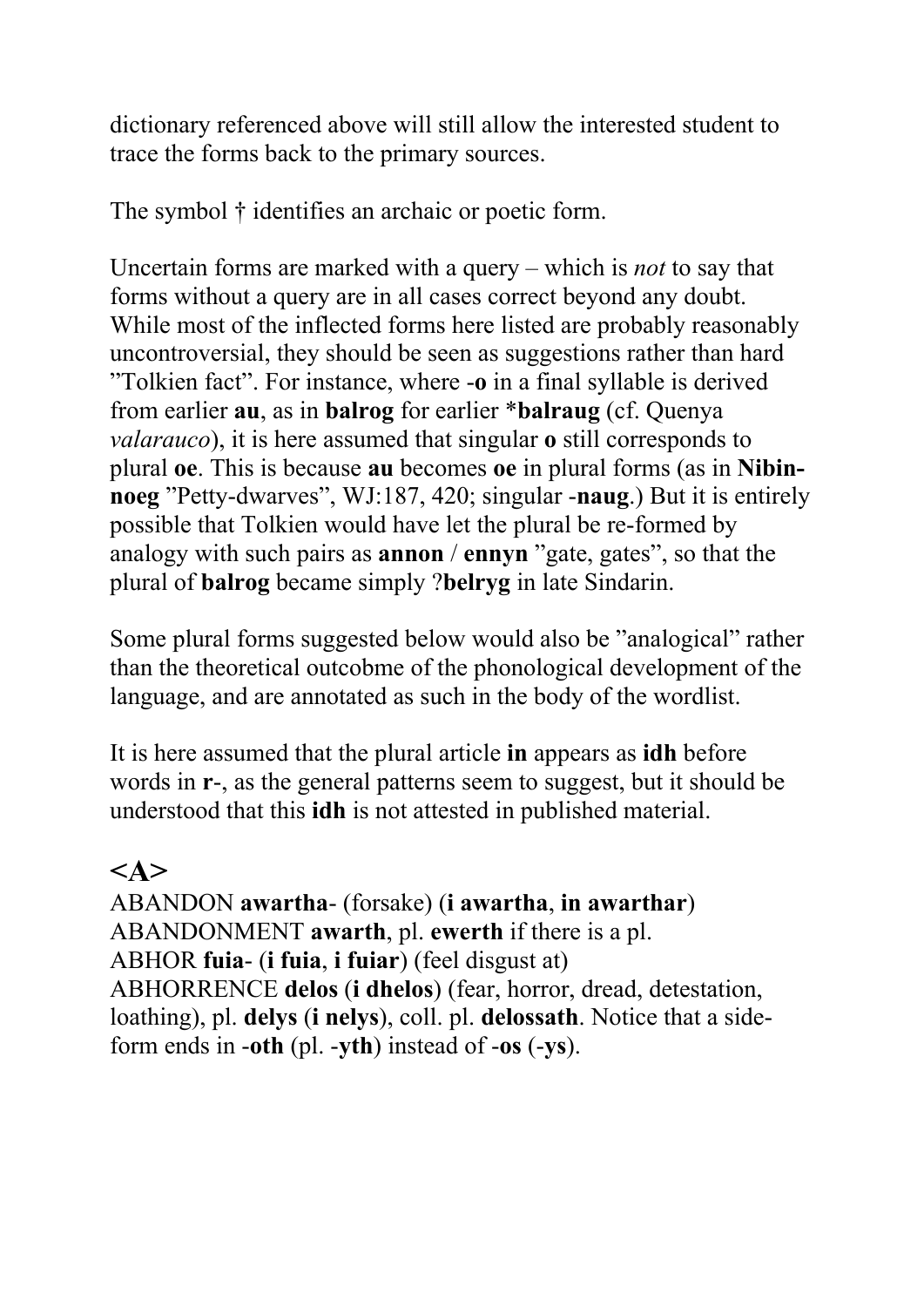dictionary referenced above will still allow the interested student to trace the forms back to the primary sources.

The symbol † identifies an archaic or poetic form.

Uncertain forms are marked with a query – which is *not* to say that forms without a query are in all cases correct beyond any doubt. While most of the inflected forms here listed are probably reasonably uncontroversial, they should be seen as suggestions rather than hard ”Tolkien fact”. For instance, where -**o** in a final syllable is derived from earlier **au**, as in **balrog** for earlier ***balraug** (cf. Quenya *valarauco*), it is here assumed that singular **o** still corresponds to plural **oe**. This is because **au** becomes **oe** in plural forms (as in **Nibin-noeg** ”Petty-dwarves”, WJ:187, 420; singular -**naug**.) But it is entirely possible that Tolkien would have let the plural be re-formed by analogy with such pairs as **annon** / **ennyn** ”gate, gates”, so that the plural of **balrog** became simply ?**belryg** in late Sindarin.

Some plural forms suggested below would also be ”analogical” rather than the theoretical outcobme of the phonological development of the language, and are annotated as such in the body of the wordlist.

It is here assumed that the plural article **in** appears as **idh** before words in **r**-, as the general patterns seem to suggest, but it should be understood that this **idh** is not attested in published material.

## <A>

ABANDON **awartha**- (forsake) (**i awartha**, **in awarthar**)
ABANDONMENT **awarth**, pl. **ewerth** if there is a pl.
ABHOR **fuia**- (**i fuia**, **i fuiar**) (feel disgust at)
ABHORRENCE **delos** (**i dhelos**) (fear, horror, dread, detestation, loathing), pl. **delys** (**i nelys**), coll. pl. **delossath**. Notice that a side-form ends in -**oth** (pl. -**yth**) instead of -**os** (-**ys**).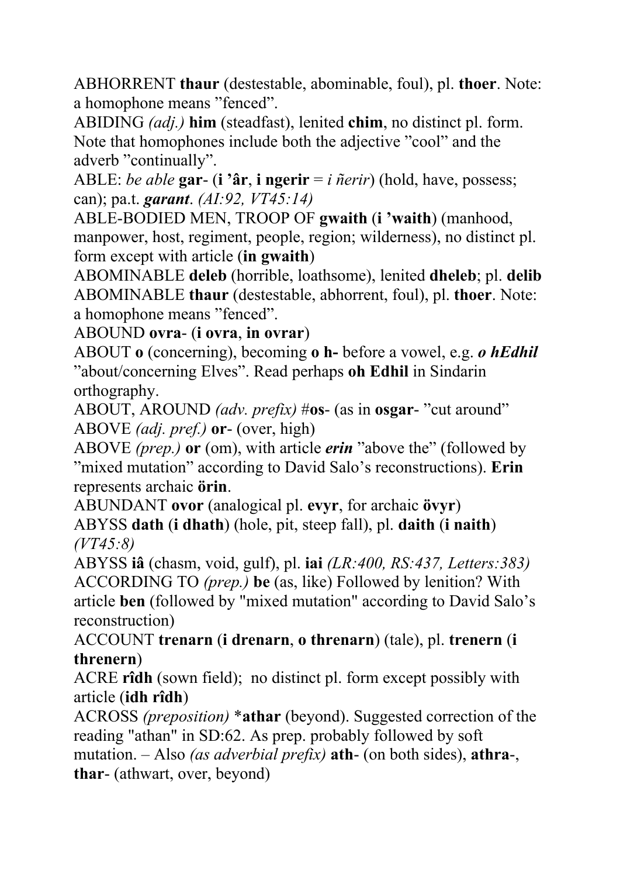ABHORRENT **thaur** (destestable, abominable, foul), pl. **thoer**. Note: a homophone means "fenced".

ABIDING *(adj.)* **him** (steadfast), lenited **chim**, no distinct pl. form. Note that homophones include both the adjective "cool" and the adverb "continually".

ABLE: *be able* **gar**- (**i 'âr**, **i ngerir** = *i ñerir*) (hold, have, possess; can); pa.t. ***garant***. *(AI:92, VT45:14)*

ABLE-BODIED MEN, TROOP OF **gwaith** (**i 'waith**) (manhood, manpower, host, regiment, people, region; wilderness), no distinct pl. form except with article (**in gwaith**)

ABOMINABLE **deleb** (horrible, loathsome), lenited **dheleb**; pl. **delib**

ABOMINABLE **thaur** (destestable, abhorrent, foul), pl. **thoer**. Note: a homophone means "fenced".

ABOUND **ovra**- (**i ovra**, **in ovrar**)

ABOUT **o** (concerning), becoming **o h-** before a vowel, e.g. ***o hEdhil*** "about/concerning Elves". Read perhaps **oh Edhil** in Sindarin orthography.

ABOUT, AROUND *(adv. prefix)* #**os**- (as in **osgar**- "cut around"

ABOVE *(adj. pref.)* **or**- (over, high)

ABOVE *(prep.)* **or** (om), with article ***erin*** "above the" (followed by "mixed mutation" according to David Salo's reconstructions). **Erin** represents archaic **örin**.

ABUNDANT **ovor** (analogical pl. **evyr**, for archaic **övyr**)

ABYSS **dath** (**i dhath**) (hole, pit, steep fall), pl. **daith** (**i naith**) *(VT45:8)*

ABYSS **iâ** (chasm, void, gulf), pl. **iai** *(LR:400, RS:437, Letters:383)*

ACCORDING TO *(prep.)* **be** (as, like) Followed by lenition? With article **ben** (followed by "mixed mutation" according to David Salo's reconstruction)

ACCOUNT **trenarn** (**i drenarn**, **o threnarn**) (tale), pl. **trenern** (**i threnern**)

ACRE **rîdh** (sown field); no distinct pl. form except possibly with article (**idh rîdh**)

ACROSS *(preposition)* ***athar** (beyond). Suggested correction of the reading "athan" in SD:62. As prep. probably followed by soft mutation. – Also *(as adverbial prefix)* **ath**- (on both sides), **athra**-, **thar**- (athwart, over, beyond)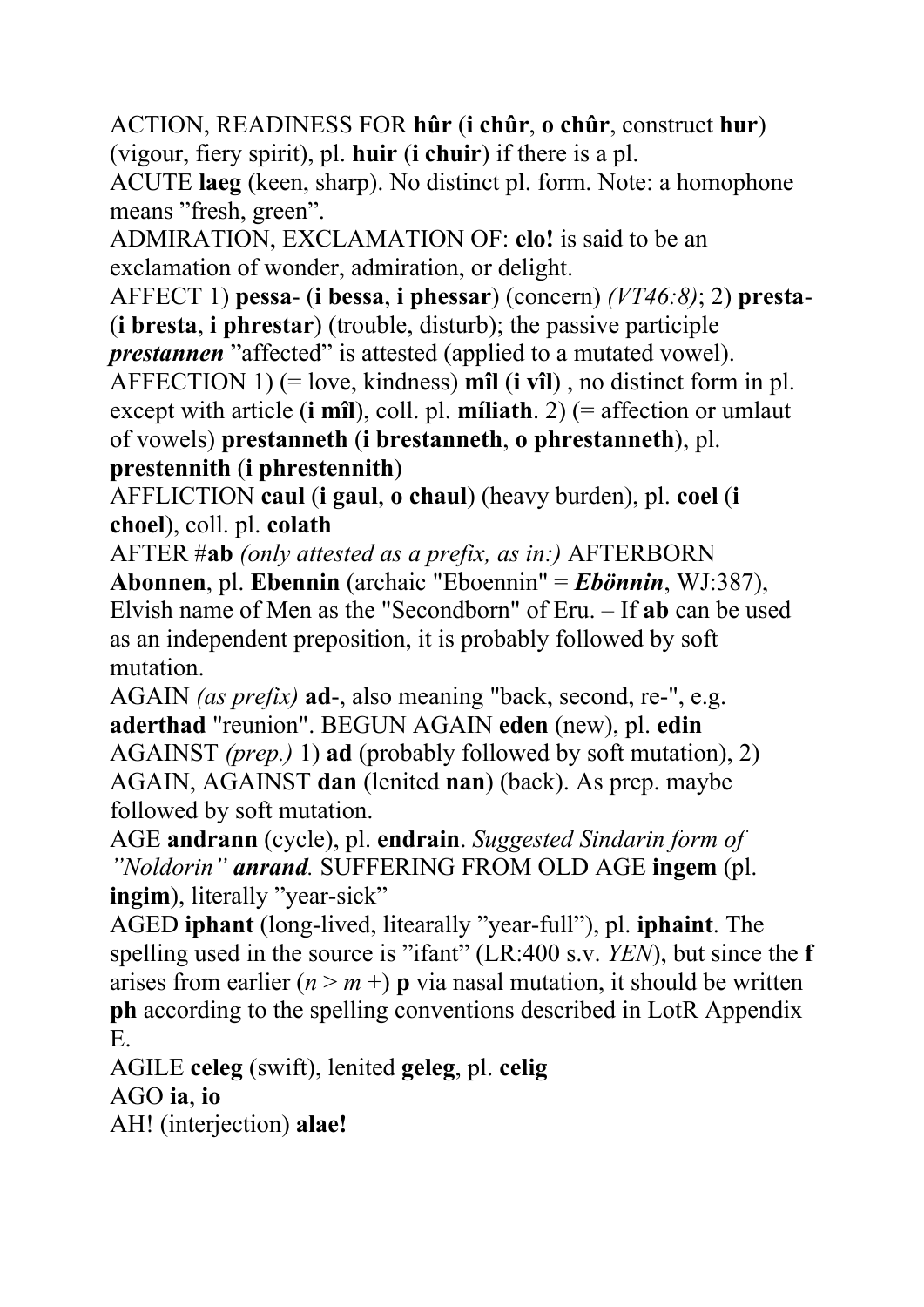ACTION, READINESS FOR **hûr** (**i chûr**, **o chûr**, construct **hur**) (vigour, fiery spirit), pl. **huir** (**i chuir**) if there is a pl.

ACUTE **laeg** (keen, sharp). No distinct pl. form. Note: a homophone means "fresh, green".

ADMIRATION, EXCLAMATION OF: **elo!** is said to be an exclamation of wonder, admiration, or delight.

AFFECT 1) **pessa**- (**i bessa**, **i phessar**) (concern) *(VT46:8)*; 2) **presta**- (**i bresta**, **i phrestar**) (trouble, disturb); the passive participle ***prestannen*** "affected" is attested (applied to a mutated vowel).

AFFECTION 1) (= love, kindness) **mîl** (**i vîl**) , no distinct form in pl. except with article (**i mîl**), coll. pl. **míliath**. 2) (= affection or umlaut of vowels) **prestanneth** (**i brestanneth**, **o phrestanneth**), pl. **prestennith** (**i phrestennith**)

AFFLICTION **caul** (**i gaul**, **o chaul**) (heavy burden), pl. **coel** (**i choel**), coll. pl. **colath**

AFTER #**ab** *(only attested as a prefix, as in:)* AFTERBORN **Abonnen**, pl. **Ebennin** (archaic "Eboennin" = ***Ebönnin***, WJ:387), Elvish name of Men as the "Secondborn" of Eru. – If **ab** can be used as an independent preposition, it is probably followed by soft mutation.

AGAIN *(as prefix)* **ad**-, also meaning "back, second, re-", e.g. **aderthad** "reunion". BEGUN AGAIN **eden** (new), pl. **edin**

AGAINST *(prep.)* 1) **ad** (probably followed by soft mutation), 2) AGAIN, AGAINST **dan** (lenited **nan**) (back). As prep. maybe followed by soft mutation.

AGE **andrann** (cycle), pl. **endrain**. *Suggested Sindarin form of "Noldorin"* ***anrand.*** SUFFERING FROM OLD AGE **ingem** (pl. **ingim**), literally "year-sick"

AGED **iphant** (long-lived, litearally "year-full"), pl. **iphaint**. The spelling used in the source is "ifant" (LR:400 s.v. *YEN*), but since the **f** arises from earlier (*n* > *m* +) **p** via nasal mutation, it should be written **ph** according to the spelling conventions described in LotR Appendix E.

AGILE **celeg** (swift), lenited **geleg**, pl. **celig**

AGO **ia**, **io**

AH! (interjection) **alae!**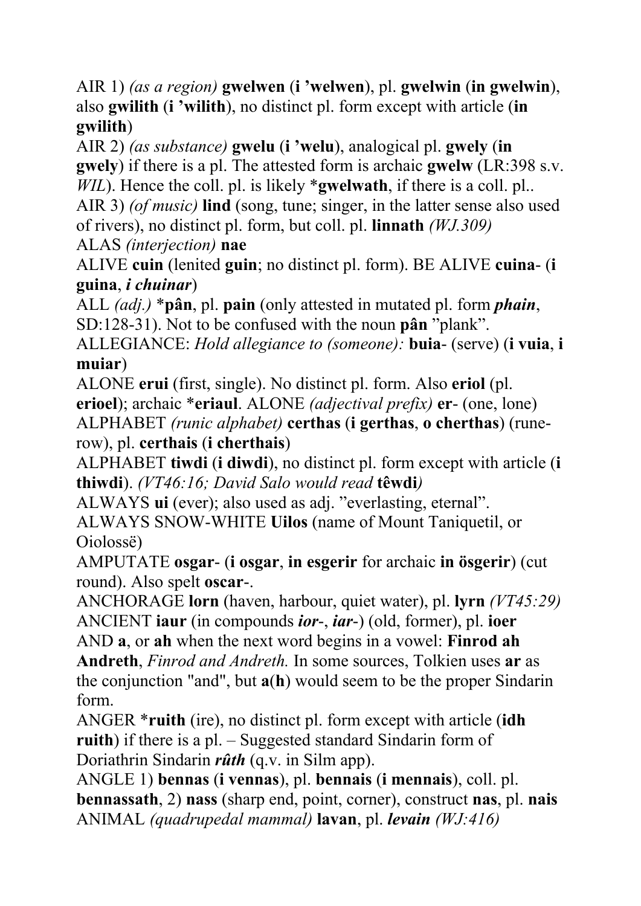AIR 1) *(as a region)* **gwelwen** (**i ’welwen**), pl. **gwelwin** (**in gwelwin**), also **gwilith** (**i ’wilith**), no distinct pl. form except with article (**in gwilith**)

AIR 2) *(as substance)* **gwelu** (**i ’welu**), analogical pl. **gwely** (**in gwely**) if there is a pl. The attested form is archaic **gwelw** (LR:398 s.v. *WIL*). Hence the coll. pl. is likely ***gwelwath**, if there is a coll. pl..

AIR 3) *(of music)* **lind** (song, tune; singer, in the latter sense also used of rivers), no distinct pl. form, but coll. pl. **linnath** *(WJ.309)*

ALAS *(interjection)* **nae**

ALIVE **cuin** (lenited **guin**; no distinct pl. form). BE ALIVE **cuina**- (**i guina**, ***i chuinar***)

ALL *(adj.)* ***pân**, pl. **pain** (only attested in mutated pl. form ***phain***, SD:128-31). Not to be confused with the noun **pân** ”plank”.

ALLEGIANCE: *Hold allegiance to (someone):* **buia**- (serve) (**i vuia**, **i muiar**)

ALONE **erui** (first, single). No distinct pl. form. Also **eriol** (pl. **erioel**); archaic ***eriaul**. ALONE *(adjectival prefix)* **er**- (one, lone)

ALPHABET *(runic alphabet)* **certhas** (**i gerthas**, **o cherthas**) (rune-row), pl. **certhais** (**i cherthais**)

ALPHABET **tiwdi** (**i diwdi**), no distinct pl. form except with article (**i thiwdi**). *(VT46:16; David Salo would read* **têwdi***)*

ALWAYS **ui** (ever); also used as adj. ”everlasting, eternal”.

ALWAYS SNOW-WHITE **Uilos** (name of Mount Taniquetil, or Oiolossë)

AMPUTATE **osgar**- (**i osgar**, **in esgerir** for archaic **in ösgerir**) (cut round). Also spelt **oscar**-.

ANCHORAGE **lorn** (haven, harbour, quiet water), pl. **lyrn** *(VT45:29)*

ANCIENT **iaur** (in compounds ***ior***-, ***iar***-) (old, former), pl. **ioer**

AND **a**, or **ah** when the next word begins in a vowel: **Finrod ah Andreth**, *Finrod and Andreth.* In some sources, Tolkien uses **ar** as the conjunction "and", but **a**(**h**) would seem to be the proper Sindarin form.

ANGER ***ruith** (ire), no distinct pl. form except with article (**idh ruith**) if there is a pl. – Suggested standard Sindarin form of Doriathrin Sindarin ***rûth*** (q.v. in Silm app).

ANGLE 1) **bennas** (**i vennas**), pl. **bennais** (**i mennais**), coll. pl. **bennassath**, 2) **nass** (sharp end, point, corner), construct **nas**, pl. **nais**

ANIMAL *(quadrupedal mammal)* **lavan**, pl. ***levain*** *(WJ:416)*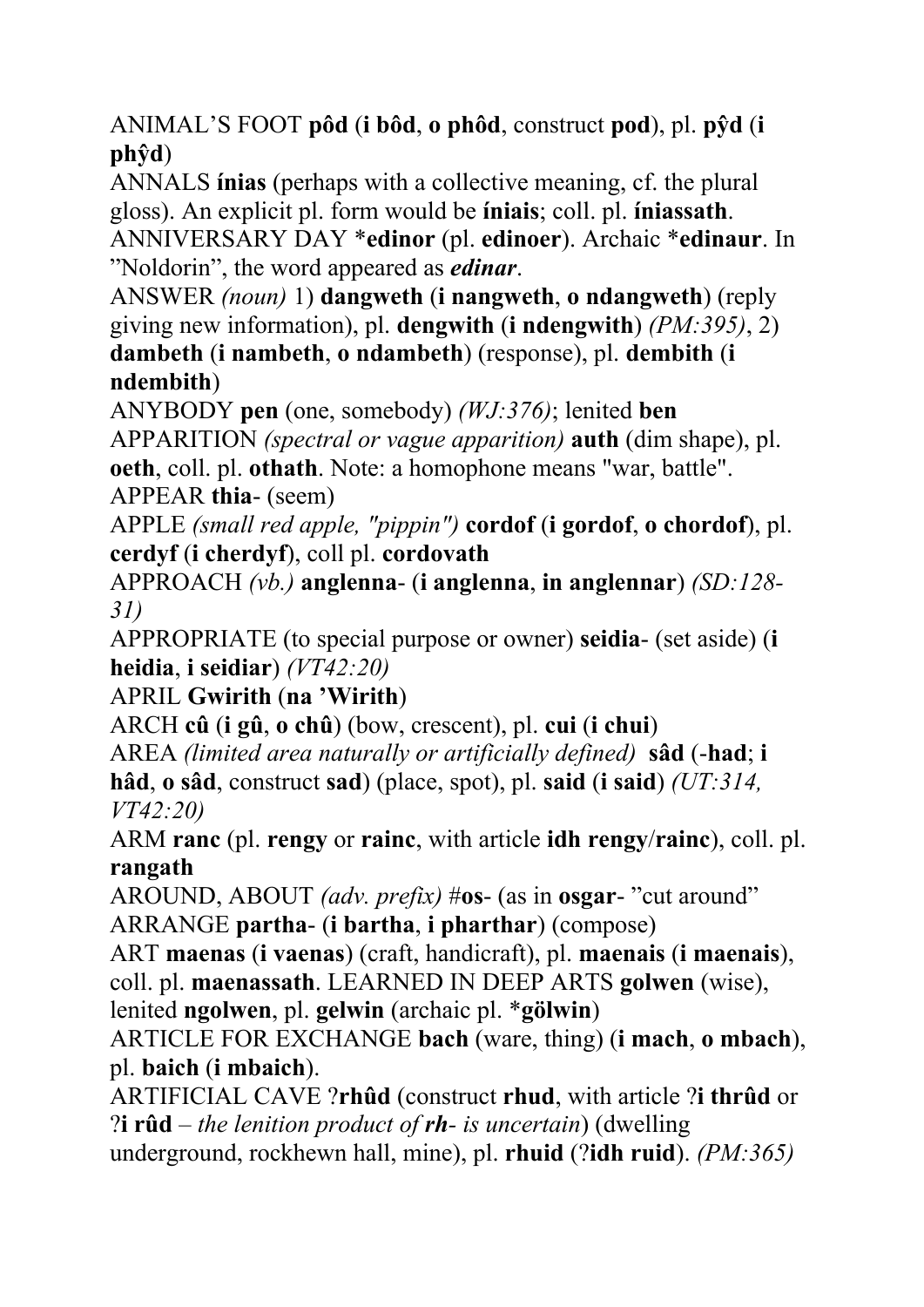ANIMAL'S FOOT **pôd** (**i bôd**, **o phôd**, construct **pod**), pl. **pŷd** (**i phŷd**)

ANNALS **ínias** (perhaps with a collective meaning, cf. the plural gloss). An explicit pl. form would be **íniais**; coll. pl. **íniassath**.

ANNIVERSARY DAY ***edinor** (pl. **edinoer**). Archaic ***edinaur**. In "Noldorin", the word appeared as ***edinar***.

ANSWER *(noun)* 1) **dangweth** (**i nangweth**, **o ndangweth**) (reply giving new information), pl. **dengwith** (**i ndengwith**) *(PM:395)*, 2) **dambeth** (**i nambeth**, **o ndambeth**) (response), pl. **dembith** (**i ndembith**)

ANYBODY **pen** (one, somebody) *(WJ:376)*; lenited **ben**

APPARITION *(spectral or vague apparition)* **auth** (dim shape), pl. **oeth**, coll. pl. **othath**. Note: a homophone means "war, battle".

APPEAR **thia-** (seem)

APPLE *(small red apple, "pippin")* **cordof** (**i gordof**, **o chordof**), pl. **cerdyf** (**i cherdyf**), coll pl. **cordovath**

APPROACH *(vb.)* **anglenna-** (**i anglenna**, **in anglennar**) *(SD:128-31)*

APPROPRIATE (to special purpose or owner) **seidia-** (set aside) (**i heidia**, **i seidiar**) *(VT42:20)*

APRIL **Gwirith** (**na 'Wirith**)

ARCH **cû** (**i gû**, **o chû**) (bow, crescent), pl. **cui** (**i chui**)

AREA *(limited area naturally or artificially defined)* **sâd** (**-had**; **i hâd**, **o sâd**, construct **sad**) (place, spot), pl. **said** (**i said**) *(UT:314, VT42:20)*

ARM **ranc** (pl. **rengy** or **rainc**, with article **idh rengy**/**rainc**), coll. pl. **rangath**

AROUND, ABOUT *(adv. prefix)* #**os-** (as in **osgar-** "cut around"

ARRANGE **partha-** (**i bartha**, **i pharthar**) (compose)

ART **maenas** (**i vaenas**) (craft, handicraft), pl. **maenais** (**i maenais**), coll. pl. **maenassath**. LEARNED IN DEEP ARTS **golwen** (wise), lenited **ngolwen**, pl. **gelwin** (archaic pl. ***gölwin**)

ARTICLE FOR EXCHANGE **bach** (ware, thing) (**i mach**, **o mbach**), pl. **baich** (**i mbaich**).

ARTIFICIAL CAVE ?**rhûd** (construct **rhud**, with article ?**i thrûd** or ?**i rûd** – *the lenition product of* ***rh-*** *is uncertain*) (dwelling underground, rockhewn hall, mine), pl. **rhuid** (?**idh ruid**). *(PM:365)*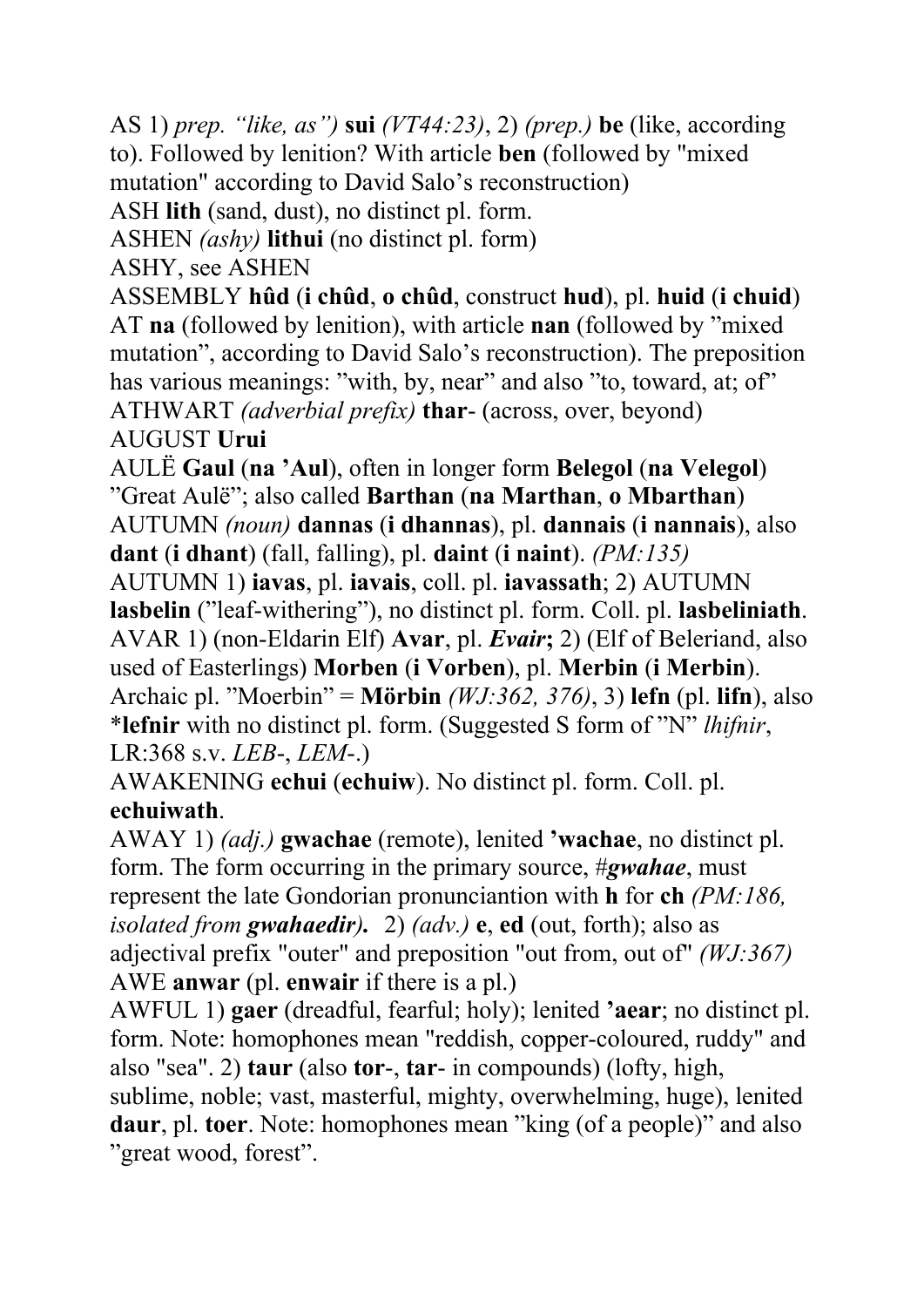AS 1) *prep. "like, as")* **sui** *(VT44:23)*, 2) *(prep.)* **be** (like, according to). Followed by lenition? With article **ben** (followed by "mixed mutation" according to David Salo's reconstruction)

ASH **lith** (sand, dust), no distinct pl. form.

ASHEN *(ashy)* **lithui** (no distinct pl. form)

ASHY, see ASHEN

ASSEMBLY **hûd** (**i chûd**, **o chûd**, construct **hud**), pl. **huid** (**i chuid**)

AT **na** (followed by lenition), with article **nan** (followed by "mixed mutation", according to David Salo's reconstruction). The preposition has various meanings: "with, by, near" and also "to, toward, at; of"

ATHWART *(adverbial prefix)* **thar**- (across, over, beyond)

AUGUST **Urui**

AULË **Gaul** (**na 'Aul**), often in longer form **Belegol** (**na Velegol**) "Great Aulë"; also called **Barthan** (**na Marthan**, **o Mbarthan**)

AUTUMN *(noun)* **dannas** (**i dhannas**), pl. **dannais** (**i nannais**), also **dant** (**i dhant**) (fall, falling), pl. **daint** (**i naint**). *(PM:135)*

AUTUMN 1) **iavas**, pl. **iavais**, coll. pl. **iavassath**; 2) AUTUMN **lasbelin** ("leaf-withering"), no distinct pl. form. Coll. pl. **lasbeliniath**.

AVAR 1) (non-Eldarin Elf) **Avar**, pl. ***Evair*;** 2) (Elf of Beleriand, also used of Easterlings) **Morben** (**i Vorben**), pl. **Merbin** (**i Merbin**). Archaic pl. "Moerbin" = **Mörbin** *(WJ:362, 376)*, 3) **lefn** (pl. **lifn**), also ***lefnir** with no distinct pl. form. (Suggested S form of "N" *lhifnir*, LR:368 s.v. *LEB*-, *LEM*-.)

AWAKENING **echui** (**echuiw**). No distinct pl. form. Coll. pl. **echuiwath**.

AWAY 1) *(adj.)* **gwachae** (remote), lenited **'wachae**, no distinct pl. form. The form occurring in the primary source, #***gwahae***, must represent the late Gondorian pronunciantion with **h** for **ch** *(PM:186, isolated from **gwahaedir**)***.** 2) *(adv.)* **e**, **ed** (out, forth); also as adjectival prefix "outer" and preposition "out from, out of" *(WJ:367)*

AWE **anwar** (pl. **enwair** if there is a pl.)

AWFUL 1) **gaer** (dreadful, fearful; holy); lenited **'aear**; no distinct pl. form. Note: homophones mean "reddish, copper-coloured, ruddy" and also "sea". 2) **taur** (also **tor**-, **tar**- in compounds) (lofty, high, sublime, noble; vast, masterful, mighty, overwhelming, huge), lenited **daur**, pl. **toer**. Note: homophones mean "king (of a people)" and also "great wood, forest".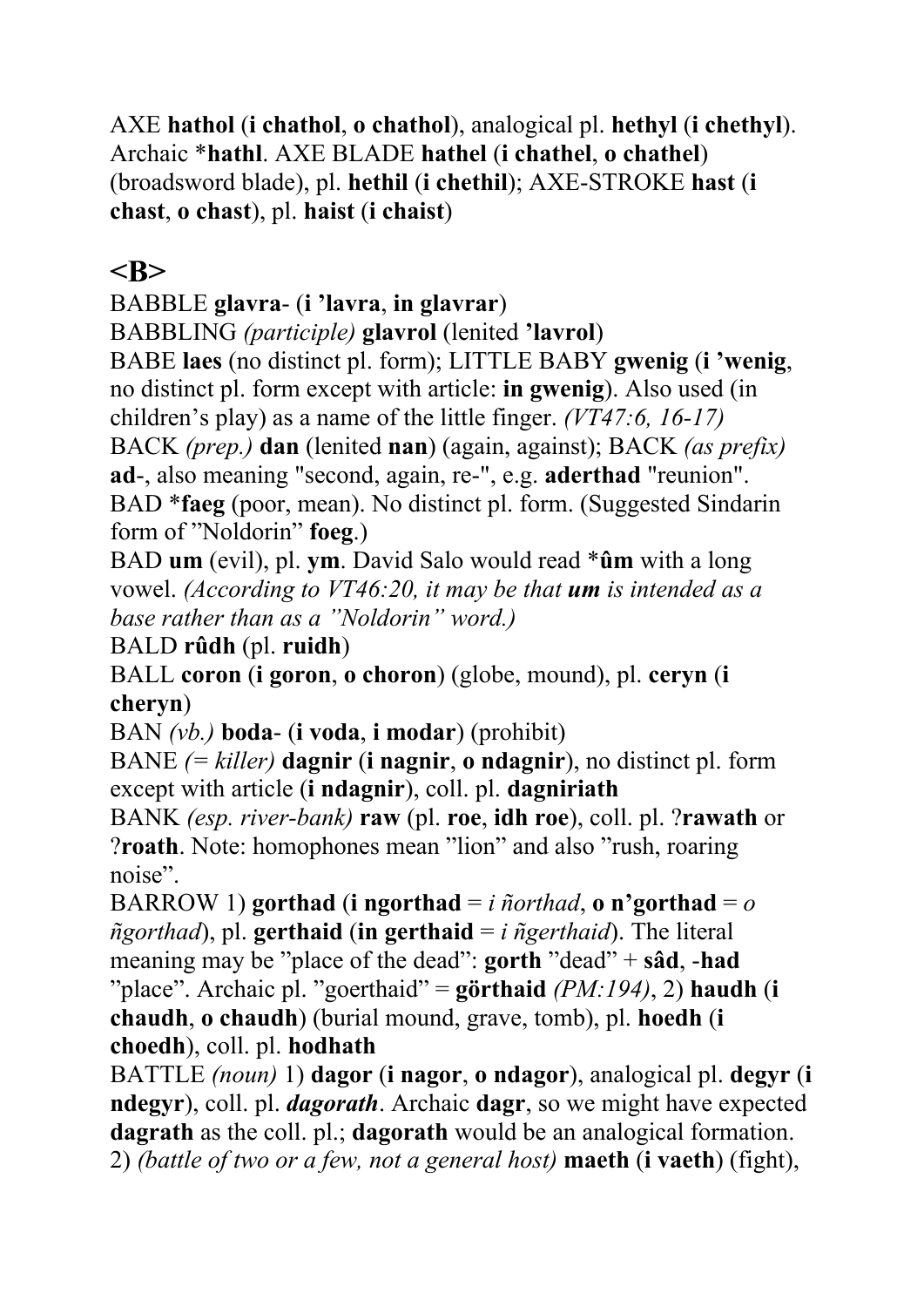AXE **hathol** (**i chathol**, **o chathol**), analogical pl. **hethyl** (**i chethyl**). Archaic *__hathl__. AXE BLADE **hathel** (**i chathel**, **o chathel**) (broadsword blade), pl. **hethil** (**i chethil**); AXE-STROKE **hast** (**i chast**, **o chast**), pl. **haist** (**i chaist**)

## <B>

BABBLE **glavra-** (**i 'lavra**, **in glavrar**)

BABBLING *(participle)* **glavrol** (lenited **'lavrol**)

BABE **laes** (no distinct pl. form); LITTLE BABY **gwenig** (**i 'wenig**, no distinct pl. form except with article: **in gwenig**). Also used (in children's play) as a name of the little finger. *(VT47:6, 16-17)*

BACK *(prep.)* **dan** (lenited **nan**) (again, against); BACK *(as prefix)* **ad-**, also meaning "second, again, re-", e.g. **aderthad** "reunion".

BAD *__faeg__ (poor, mean). No distinct pl. form. (Suggested Sindarin form of "Noldorin" **foeg**.)

BAD **um** (evil), pl. **ym**. David Salo would read *__ûm__ with a long vowel. *(According to VT46:20, it may be that **um** is intended as a base rather than as a "Noldorin" word.)*

BALD **rûdh** (pl. **ruidh**)

BALL **coron** (**i goron**, **o choron**) (globe, mound), pl. **ceryn** (**i cheryn**)

BAN *(vb.)* **boda-** (**i voda**, **i modar**) (prohibit)

BANE *(= killer)* **dagnir** (**i nagnir**, **o ndagnir**), no distinct pl. form except with article (**i ndagnir**), coll. pl. **dagniriath**

BANK *(esp. river-bank)* **raw** (pl. **roe**, **idh roe**), coll. pl. ?**rawath** or ?**roath**. Note: homophones mean "lion" and also "rush, roaring noise".

BARROW 1) **gorthad** (**i ngorthad** = *i ñorthad*, **o n'gorthad** = *o ñgorthad*), pl. **gerthaid** (**in gerthaid** = *i ñgerthaid*). The literal meaning may be "place of the dead": **gorth** "dead" + **sâd**, **-had** "place". Archaic pl. "goerthaid" = **görthaid** *(PM:194)*, 2) **haudh** (**i chaudh**, **o chaudh**) (burial mound, grave, tomb), pl. **hoedh** (**i choedh**), coll. pl. **hodhath**

BATTLE *(noun)* 1) **dagor** (**i nagor**, **o ndagor**), analogical pl. **degyr** (**i ndegyr**), coll. pl. ***dagorath***. Archaic **dagr**, so we might have expected **dagrath** as the coll. pl.; **dagorath** would be an analogical formation. 2) *(battle of two or a few, not a general host)* **maeth** (**i vaeth**) (fight),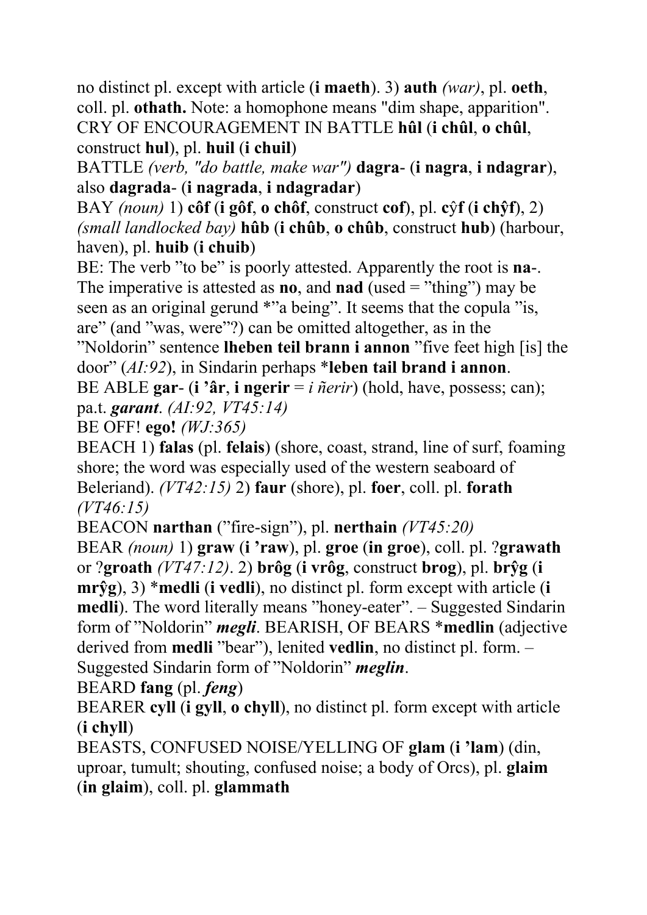no distinct pl. except with article (**i maeth**). 3) **auth** *(war)*, pl. **oeth**, coll. pl. **othath.** Note: a homophone means "dim shape, apparition".

CRY OF ENCOURAGEMENT IN BATTLE **hûl** (**i chûl**, **o chûl**, construct **hul**), pl. **huil** (**i chuil**)

BATTLE *(verb, "do battle, make war")* **dagra**- (**i nagra**, **i ndagrar**), also **dagrada**- (**i nagrada**, **i ndagradar**)

BAY *(noun)* 1) **côf** (**i gôf**, **o chôf**, construct **cof**), pl. **cŷf** (**i chŷf**), 2) *(small landlocked bay)* **hûb** (**i chûb**, **o chûb**, construct **hub**) (harbour, haven), pl. **huib** (**i chuib**)

BE: The verb "to be" is poorly attested. Apparently the root is **na**-. The imperative is attested as **no**, and **nad** (used = "thing") may be seen as an original gerund *"a being". It seems that the copula "is, are" (and "was, were"?) can be omitted altogether, as in the "Noldorin" sentence **lheben teil brann i annon** "five feet high [is] the door" (*AI:92*), in Sindarin perhaps ***leben tail brand i annon**.

BE ABLE **gar**- (**i 'âr**, **i ngerir** = *i ñerir*) (hold, have, possess; can); pa.t. ***garant***. *(AI:92, VT45:14)*

BE OFF! **ego!** *(WJ:365)*

BEACH 1) **falas** (pl. **felais**) (shore, coast, strand, line of surf, foaming shore; the word was especially used of the western seaboard of Beleriand). *(VT42:15)* 2) **faur** (shore), pl. **foer**, coll. pl. **forath** *(VT46:15)*

BEACON **narthan** ("fire-sign"), pl. **nerthain** *(VT45:20)*

BEAR *(noun)* 1) **graw** (**i 'raw**), pl. **groe** (**in groe**), coll. pl. ?**grawath** or ?**groath** *(VT47:12)*. 2) **brôg** (**i vrôg**, construct **brog**), pl. **brŷg** (**i mrŷg**), 3) ***medli** (**i vedli**), no distinct pl. form except with article (**i medli**). The word literally means "honey-eater". – Suggested Sindarin form of "Noldorin" ***megli***. BEARISH, OF BEARS ***medlin** (adjective derived from **medli** "bear"), lenited **vedlin**, no distinct pl. form. – Suggested Sindarin form of "Noldorin" ***meglin***.

BEARD **fang** (pl. ***feng***)

BEARER **cyll** (**i gyll**, **o chyll**), no distinct pl. form except with article (**i chyll**)

BEASTS, CONFUSED NOISE/YELLING OF **glam** (**i 'lam**) (din, uproar, tumult; shouting, confused noise; a body of Orcs), pl. **glaim** (**in glaim**), coll. pl. **glammath**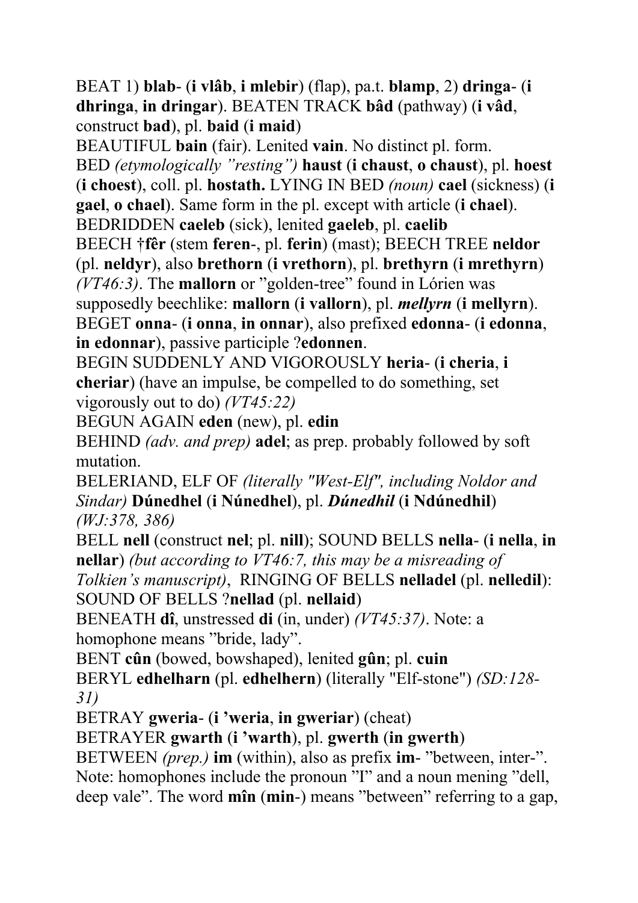BEAT 1) **blab-** (**i vlâb**, **i mlebir**) (flap), pa.t. **blamp**, 2) **dringa-** (**i dhringa**, **in dringar**). BEATEN TRACK **bâd** (pathway) (**i vâd**, construct **bad**), pl. **baid** (**i maid**)

BEAUTIFUL **bain** (fair). Lenited **vain**. No distinct pl. form.

BED *(etymologically "resting")* **haust** (**i chaust**, **o chaust**), pl. **hoest** (**i choest**), coll. pl. **hostath.** LYING IN BED *(noun)* **cael** (sickness) (**i gael**, **o chael**). Same form in the pl. except with article (**i chael**).

BEDRIDDEN **caeleb** (sick), lenited **gaeleb**, pl. **caelib**

BEECH **†fêr** (stem **feren-**, pl. **ferin**) (mast); BEECH TREE **neldor** (pl. **neldyr**), also **brethorn** (**i vrethorn**), pl. **brethyrn** (**i mrethyrn**) *(VT46:3)*. The **mallorn** or "golden-tree" found in Lórien was supposedly beechlike: **mallorn** (**i vallorn**), pl. ***mellyrn*** (**i mellyrn**).

BEGET **onna-** (**i onna**, **in onnar**), also prefixed **edonna-** (**i edonna**, **in edonnar**), passive participle ?**edonnen**.

BEGIN SUDDENLY AND VIGOROUSLY **heria-** (**i cheria**, **i cheriar**) (have an impulse, be compelled to do something, set vigorously out to do) *(VT45:22)*

BEGUN AGAIN **eden** (new), pl. **edin**

BEHIND *(adv. and prep)* **adel**; as prep. probably followed by soft mutation.

BELERIAND, ELF OF *(literally "West-Elf", including Noldor and Sindar)* **Dúnedhel** (**i Núnedhel**), pl. ***Dúnedhil*** (**i Ndúnedhil**) *(WJ:378, 386)*

BELL **nell** (construct **nel**; pl. **nill**); SOUND BELLS **nella-** (**i nella**, **in nellar**) *(but according to VT46:7, this may be a misreading of Tolkien's manuscript)*, RINGING OF BELLS **nelladel** (pl. **nelledil**): SOUND OF BELLS ?**nellad** (pl. **nellaid**)

BENEATH **dî**, unstressed **di** (in, under) *(VT45:37)*. Note: a homophone means "bride, lady".

BENT **cûn** (bowed, bowshaped), lenited **gûn**; pl. **cuin**

BERYL **edhelharn** (pl. **edhelhern**) (literally "Elf-stone") *(SD:128-31)*

BETRAY **gweria-** (**i 'weria**, **in gweriar**) (cheat)

BETRAYER **gwarth** (**i 'warth**), pl. **gwerth** (**in gwerth**)

BETWEEN *(prep.)* **im** (within), also as prefix **im-** "between, inter-". Note: homophones include the pronoun "I" and a noun mening "dell, deep vale". The word **mîn** (**min-**) means "between" referring to a gap,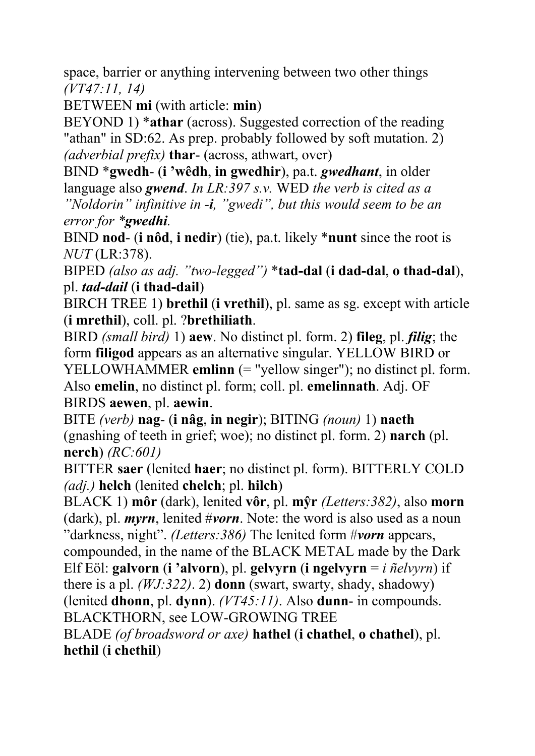space, barrier or anything intervening between two other things *(VT47:11, 14)*

BETWEEN **mi** (with article: **min**)

BEYOND 1) ***athar** (across). Suggested correction of the reading "athan" in SD:62. As prep. probably followed by soft mutation. 2) *(adverbial prefix)* **thar**- (across, athwart, over)

BIND ***gwedh**- (**i ’wêdh**, **in gwedhir**), pa.t. ***gwedhant***, in older language also ***gwend***. *In LR:397 s.v.* WED *the verb is cited as a ”Noldorin” infinitive in* ***-i****, ”gwedi”, but this would seem to be an error for* ***gwedhi***.

BIND **nod**- (**i nôd**, **i nedir**) (tie), pa.t. likely ***nunt** since the root is *NUT* (LR:378).

BIPED *(also as adj. ”two-legged”)* ***tad-dal** (**i dad-dal**, **o thad-dal**), pl. ***tad-dail*** (**i thad-dail**)

BIRCH TREE 1) **brethil** (**i vrethil**), pl. same as sg. except with article (**i mrethil**), coll. pl. ?**brethiliath**.

BIRD *(small bird)* 1) **aew**. No distinct pl. form. 2) **fileg**, pl. ***filig***; the form **filigod** appears as an alternative singular. YELLOW BIRD or YELLOWHAMMER **emlinn** (= "yellow singer"); no distinct pl. form. Also **emelin**, no distinct pl. form; coll. pl. **emelinnath**. Adj. OF BIRDS **aewen**, pl. **aewin**.

BITE *(verb)* **nag**- (**i nâg**, **in negir**); BITING *(noun)* 1) **naeth** (gnashing of teeth in grief; woe); no distinct pl. form. 2) **narch** (pl. **nerch**) *(RC:601)*

BITTER **saer** (lenited **haer**; no distinct pl. form). BITTERLY COLD *(adj.)* **helch** (lenited **chelch**; pl. **hilch**)

BLACK 1) **môr** (dark), lenited **vôr**, pl. **mŷr** *(Letters:382)*, also **morn** (dark), pl. ***myrn***, lenited #***vorn***. Note: the word is also used as a noun ”darkness, night”. *(Letters:386)* The lenited form #***vorn*** appears, compounded, in the name of the BLACK METAL made by the Dark Elf Eöl: **galvorn** (**i ’alvorn**), pl. **gelvyrn** (**i ngelvyrn** = *i ñelvyrn*) if there is a pl. *(WJ:322)*. 2) **donn** (swart, swarty, shady, shadowy) (lenited **dhonn**, pl. **dynn**). *(VT45:11)*. Also **dunn**- in compounds.

BLACKTHORN, see LOW-GROWING TREE

BLADE *(of broadsword or axe)* **hathel** (**i chathel**, **o chathel**), pl. **hethil** (**i chethil**)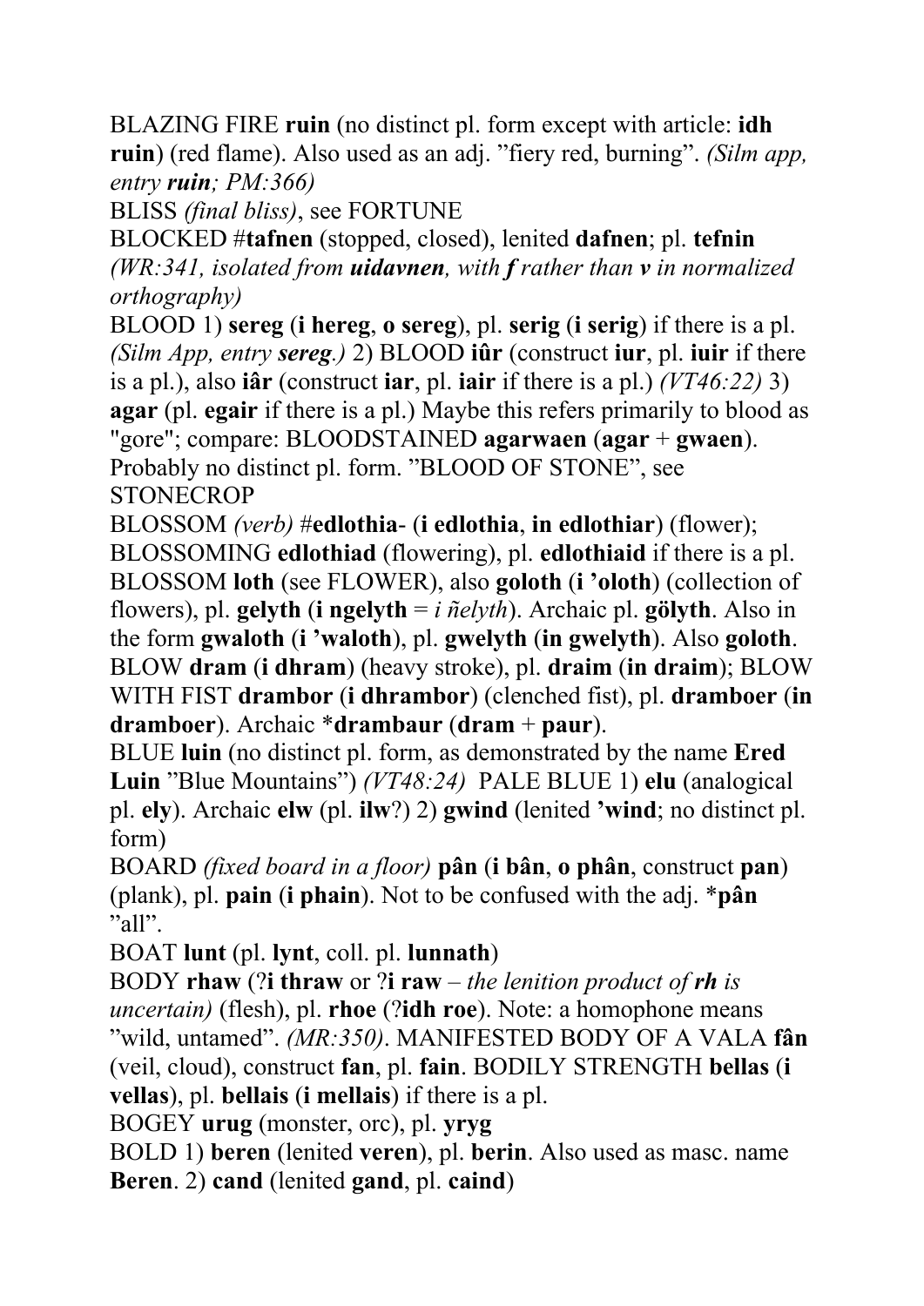BLAZING FIRE **ruin** (no distinct pl. form except with article: **idh ruin**) (red flame). Also used as an adj. ”fiery red, burning”. *(Silm app, entry **ruin**; PM:366)*

BLISS *(final bliss)*, see FORTUNE

BLOCKED #**tafnen** (stopped, closed), lenited **dafnen**; pl. **tefnin** *(WR:341, isolated from **uidavnen**, with **f** rather than **v** in normalized orthography)*

BLOOD 1) **sereg** (**i hereg**, **o sereg**), pl. **serig** (**i serig**) if there is a pl. *(Silm App, entry **sereg**.)* 2) BLOOD **iûr** (construct **iur**, pl. **iuir** if there is a pl.), also **iâr** (construct **iar**, pl. **iair** if there is a pl.) *(VT46:22)* 3) **agar** (pl. **egair** if there is a pl.) Maybe this refers primarily to blood as "gore"; compare: BLOODSTAINED **agarwaen** (**agar** + **gwaen**). Probably no distinct pl. form. ”BLOOD OF STONE”, see STONECROP

BLOSSOM *(verb)* #**edlothia-** (**i edlothia**, **in edlothiar**) (flower); BLOSSOMING **edlothiad** (flowering), pl. **edlothiaid** if there is a pl.

BLOSSOM **loth** (see FLOWER), also **goloth** (**i ’oloth**) (collection of flowers), pl. **gelyth** (**i ngelyth** = *i ñelyth*). Archaic pl. **gölyth**. Also in the form **gwaloth** (**i ’waloth**), pl. **gwelyth** (**in gwelyth**). Also **goloth**.

BLOW **dram** (**i dhram**) (heavy stroke), pl. **draim** (**in draim**); BLOW WITH FIST **drambor** (**i dhrambor**) (clenched fist), pl. **dramboer** (**in dramboer**). Archaic ***drambaur** (**dram** + **paur**).

BLUE **luin** (no distinct pl. form, as demonstrated by the name **Ered Luin** ”Blue Mountains”) *(VT48:24)* PALE BLUE 1) **elu** (analogical pl. **ely**). Archaic **elw** (pl. **ilw**?) 2) **gwind** (lenited **’wind**; no distinct pl. form)

BOARD *(fixed board in a floor)* **pân** (**i bân**, **o phân**, construct **pan**) (plank), pl. **pain** (**i phain**). Not to be confused with the adj. ***pân** ”all”.

BOAT **lunt** (pl. **lynt**, coll. pl. **lunnath**)

BODY **rhaw** (?**i thraw** or ?**i raw** – *the lenition product of **rh** is uncertain)* (flesh), pl. **rhoe** (?**idh roe**). Note: a homophone means ”wild, untamed”. *(MR:350)*. MANIFESTED BODY OF A VALA **fân** (veil, cloud), construct **fan**, pl. **fain**. BODILY STRENGTH **bellas** (**i vellas**), pl. **bellais** (**i mellais**) if there is a pl.

BOGEY **urug** (monster, orc), pl. **yryg**

BOLD 1) **beren** (lenited **veren**), pl. **berin**. Also used as masc. name **Beren**. 2) **cand** (lenited **gand**, pl. **caind**)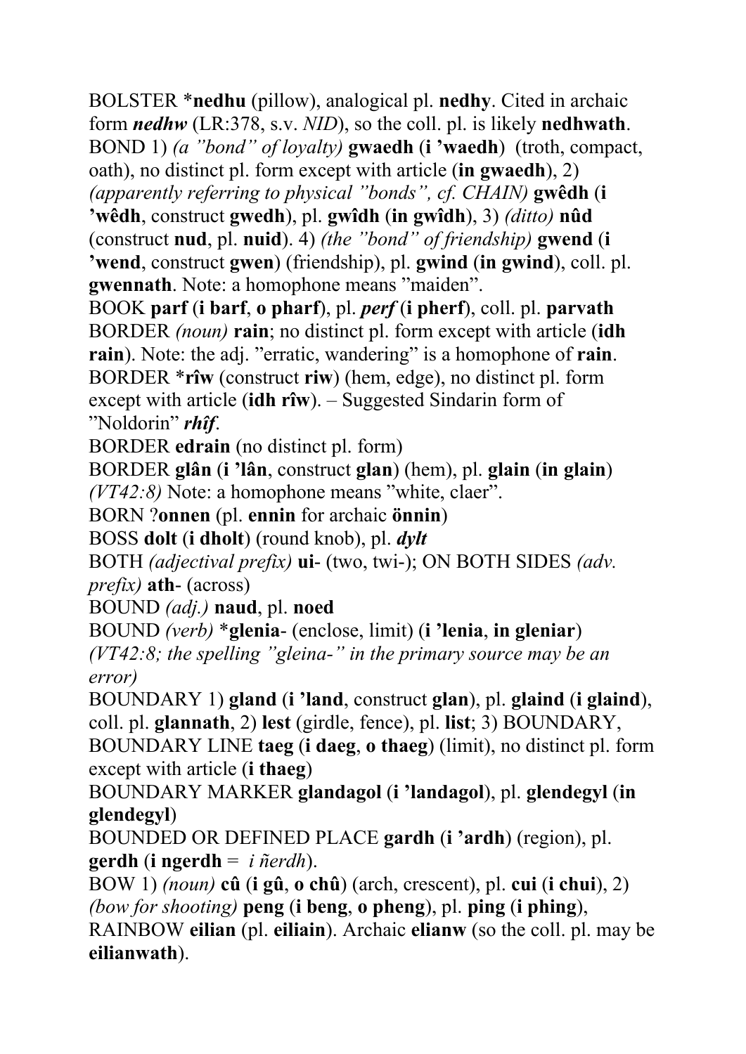BOLSTER ***nedhu** (pillow), analogical pl. **nedhy**. Cited in archaic form ***nedhw*** (LR:378, s.v. *NID*), so the coll. pl. is likely **nedhwath**.

BOND 1) *(a "bond" of loyalty)* **gwaedh** (**i 'waedh**) (troth, compact, oath), no distinct pl. form except with article (**in gwaedh**), 2) *(apparently referring to physical "bonds", cf. CHAIN)* **gwêdh** (**i 'wêdh**, construct **gwedh**), pl. **gwîdh** (**in gwîdh**), 3) *(ditto)* **nûd** (construct **nud**, pl. **nuid**). 4) *(the "bond" of friendship)* **gwend** (**i 'wend**, construct **gwen**) (friendship), pl. **gwind** (**in gwind**), coll. pl. **gwennath**. Note: a homophone means "maiden".

BOOK **parf** (**i barf**, **o pharf**), pl. ***perf*** (**i pherf**), coll. pl. **parvath**

BORDER *(noun)* **rain**; no distinct pl. form except with article (**idh rain**). Note: the adj. "erratic, wandering" is a homophone of **rain**.

BORDER ***rîw** (construct **riw**) (hem, edge), no distinct pl. form except with article (**idh rîw**). – Suggested Sindarin form of "Noldorin" ***rhîf***.

BORDER **edrain** (no distinct pl. form)

BORDER **glân** (**i 'lân**, construct **glan**) (hem), pl. **glain** (**in glain**) *(VT42:8)* Note: a homophone means "white, claer".

BORN ?**onnen** (pl. **ennin** for archaic **önnin**)

BOSS **dolt** (**i dholt**) (round knob), pl. ***dylt***

BOTH *(adjectival prefix)* **ui**- (two, twi-); ON BOTH SIDES *(adv. prefix)* **ath**- (across)

BOUND *(adj.)* **naud**, pl. **noed**

BOUND *(verb)* ***glenia**- (enclose, limit) (**i 'lenia**, **in gleniar**) *(VT42:8; the spelling "gleina-" in the primary source may be an error)*

BOUNDARY 1) **gland** (**i 'land**, construct **glan**), pl. **glaind** (**i glaind**), coll. pl. **glannath**, 2) **lest** (girdle, fence), pl. **list**; 3) BOUNDARY, BOUNDARY LINE **taeg** (**i daeg**, **o thaeg**) (limit), no distinct pl. form except with article (**i thaeg**)

BOUNDARY MARKER **glandagol** (**i 'landagol**), pl. **glendegyl** (**in glendegyl**)

BOUNDED OR DEFINED PLACE **gardh** (**i 'ardh**) (region), pl. **gerdh** (**i ngerdh** = *i ñerdh*).

BOW 1) *(noun)* **cû** (**i gû**, **o chû**) (arch, crescent), pl. **cui** (**i chui**), 2) *(bow for shooting)* **peng** (**i beng**, **o pheng**), pl. **ping** (**i phing**), RAINBOW **eilian** (pl. **eiliain**). Archaic **elianw** (so the coll. pl. may be **eilianwath**).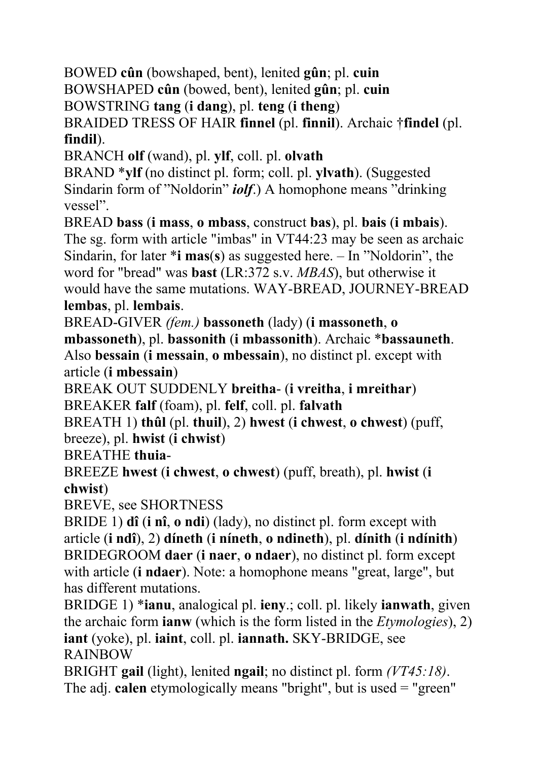BOWED **cûn** (bowshaped, bent), lenited **gûn**; pl. **cuin**
BOWSHAPED **cûn** (bowed, bent), lenited **gûn**; pl. **cuin**
BOWSTRING **tang** (**i dang**), pl. **teng** (**i theng**)
BRAIDED TRESS OF HAIR **finnel** (pl. **finnil**). Archaic **†findel** (pl. **findil**).
BRANCH **olf** (wand), pl. **ylf**, coll. pl. **olvath**
BRAND ***ylf** (no distinct pl. form; coll. pl. **ylvath**). (Suggested Sindarin form of "Noldorin" ***iolf***.) A homophone means "drinking vessel".
BREAD **bass** (**i mass**, **o mbass**, construct **bas**), pl. **bais** (**i mbais**). The sg. form with article "imbas" in VT44:23 may be seen as archaic Sindarin, for later ***i mas**(**s**) as suggested here. – In "Noldorin", the word for "bread" was **bast** (LR:372 s.v. *MBAS*), but otherwise it would have the same mutations. WAY-BREAD, JOURNEY-BREAD **lembas**, pl. **lembais**.
BREAD-GIVER *(fem.)* **bassoneth** (lady) (**i massoneth**, **o mbassoneth**), pl. **bassonith** (**i mbassonith**). Archaic ***bassauneth**. Also **bessain** (**i messain**, **o mbessain**), no distinct pl. except with article (**i mbessain**)
BREAK OUT SUDDENLY **breitha-** (**i vreitha**, **i mreithar**)
BREAKER **falf** (foam), pl. **felf**, coll. pl. **falvath**
BREATH 1) **thûl** (pl. **thuil**), 2) **hwest** (**i chwest**, **o chwest**) (puff, breeze), pl. **hwist** (**i chwist**)
BREATHE **thuia-**
BREEZE **hwest** (**i chwest**, **o chwest**) (puff, breath), pl. **hwist** (**i chwist**)
BREVE, see SHORTNESS
BRIDE 1) **dî** (**i nî**, **o ndi**) (lady), no distinct pl. form except with article (**i ndî**), 2) **díneth** (**i níneth**, **o ndineth**), pl. **dínith** (**i ndínith**)
BRIDEGROOM **daer** (**i naer**, **o ndaer**), no distinct pl. form except with article (**i ndaer**). Note: a homophone means "great, large", but has different mutations.
BRIDGE 1) ***ianu**, analogical pl. **ieny**.; coll. pl. likely **ianwath**, given the archaic form **ianw** (which is the form listed in the *Etymologies*), 2) **iant** (yoke), pl. **iaint**, coll. pl. **iannath.** SKY-BRIDGE, see RAINBOW
BRIGHT **gail** (light), lenited **ngail**; no distinct pl. form *(VT45:18)*. The adj. **calen** etymologically means "bright", but is used = "green"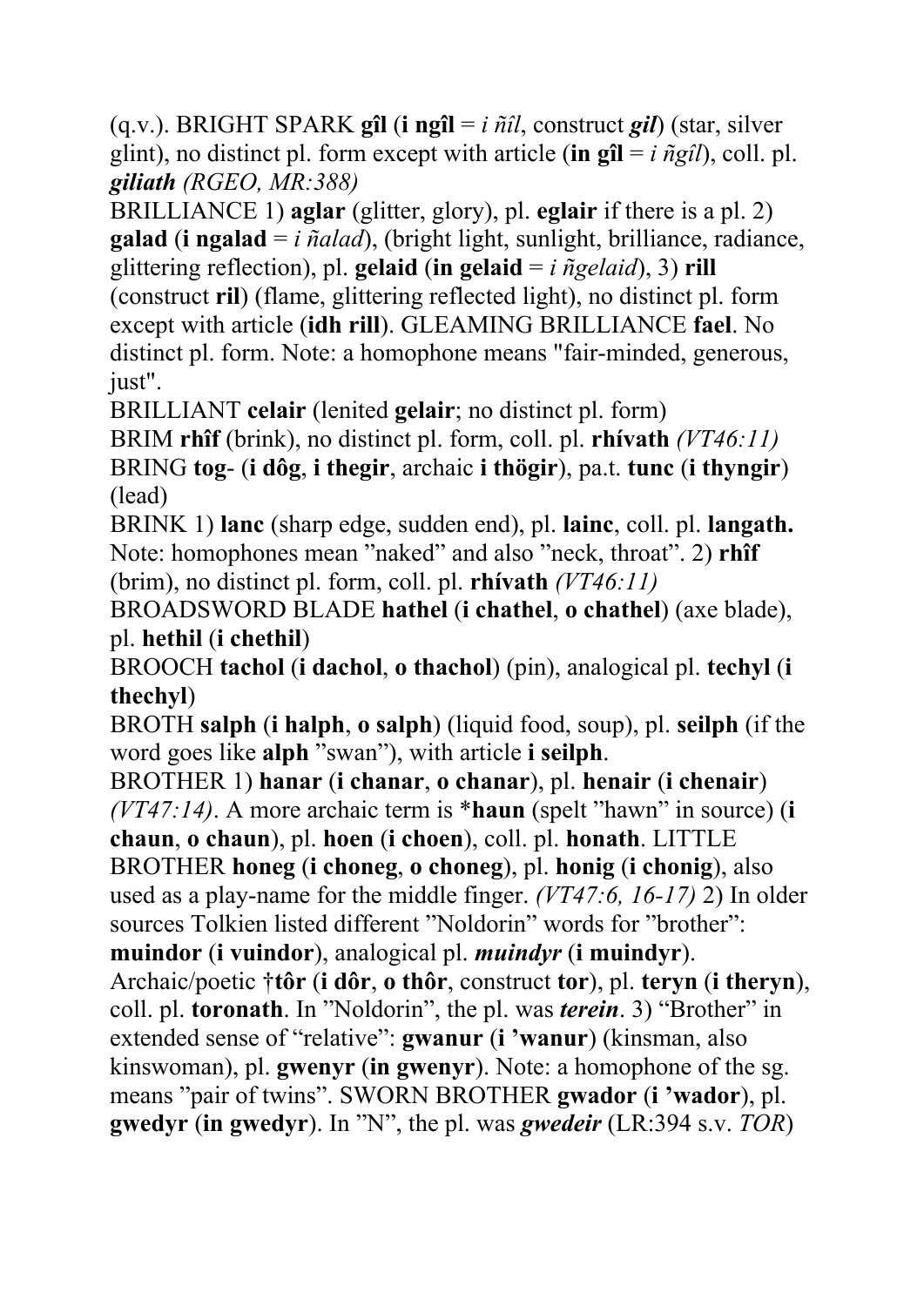(q.v.). BRIGHT SPARK **gîl** (**i ngîl** = *i ñîl*, construct ***gil***) (star, silver glint), no distinct pl. form except with article (**in gîl** = *i ñgîl*), coll. pl. ***giliath*** *(RGEO, MR:388)*

BRILLIANCE 1) **aglar** (glitter, glory), pl. **eglair** if there is a pl. 2) **galad** (**i ngalad** = *i ñalad*), (bright light, sunlight, brilliance, radiance, glittering reflection), pl. **gelaid** (**in gelaid** = *i ñgelaid*), 3) **rill** (construct **ril**) (flame, glittering reflected light), no distinct pl. form except with article (**idh rill**). GLEAMING BRILLIANCE **fael**. No distinct pl. form. Note: a homophone means "fair-minded, generous, just".

BRILLIANT **celair** (lenited **gelair**; no distinct pl. form)

BRIM **rhîf** (brink), no distinct pl. form, coll. pl. **rhívath** *(VT46:11)*

BRING **tog-** (**i dôg**, **i thegir**, archaic **i thögir**), pa.t. **tunc** (**i thyngir**) (lead)

BRINK 1) **lanc** (sharp edge, sudden end), pl. **lainc**, coll. pl. **langath.** Note: homophones mean "naked" and also "neck, throat". 2) **rhîf** (brim), no distinct pl. form, coll. pl. **rhívath** *(VT46:11)*

BROADSWORD BLADE **hathel** (**i chathel**, **o chathel**) (axe blade), pl. **hethil** (**i chethil**)

BROOCH **tachol** (**i dachol**, **o thachol**) (pin), analogical pl. **techyl** (**i thechyl**)

BROTH **salph** (**i halph**, **o salph**) (liquid food, soup), pl. **seilph** (if the word goes like **alph** "swan"), with article **i seilph**.

BROTHER 1) **hanar** (**i chanar**, **o chanar**), pl. **henair** (**i chenair**) *(VT47:14)*. A more archaic term is ***haun** (spelt "hawn" in source) (**i chaun**, **o chaun**), pl. **hoen** (**i choen**), coll. pl. **honath**. LITTLE BROTHER **honeg** (**i choneg**, **o choneg**), pl. **honig** (**i chonig**), also used as a play-name for the middle finger. *(VT47:6, 16-17)* 2) In older sources Tolkien listed different "Noldorin" words for "brother": **muindor** (**i vuindor**), analogical pl. ***muindyr*** (**i muindyr**). Archaic/poetic †**tôr** (**i dôr**, **o thôr**, construct **tor**), pl. **teryn** (**i theryn**), coll. pl. **toronath**. In "Noldorin", the pl. was ***terein***. 3) "Brother" in extended sense of "relative": **gwanur** (**i 'wanur**) (kinsman, also kinswoman), pl. **gwenyr** (**in gwenyr**). Note: a homophone of the sg. means "pair of twins". SWORN BROTHER **gwador** (**i 'wador**), pl. **gwedyr** (**in gwedyr**). In "N", the pl. was ***gwedeir*** (LR:394 s.v. *TOR*)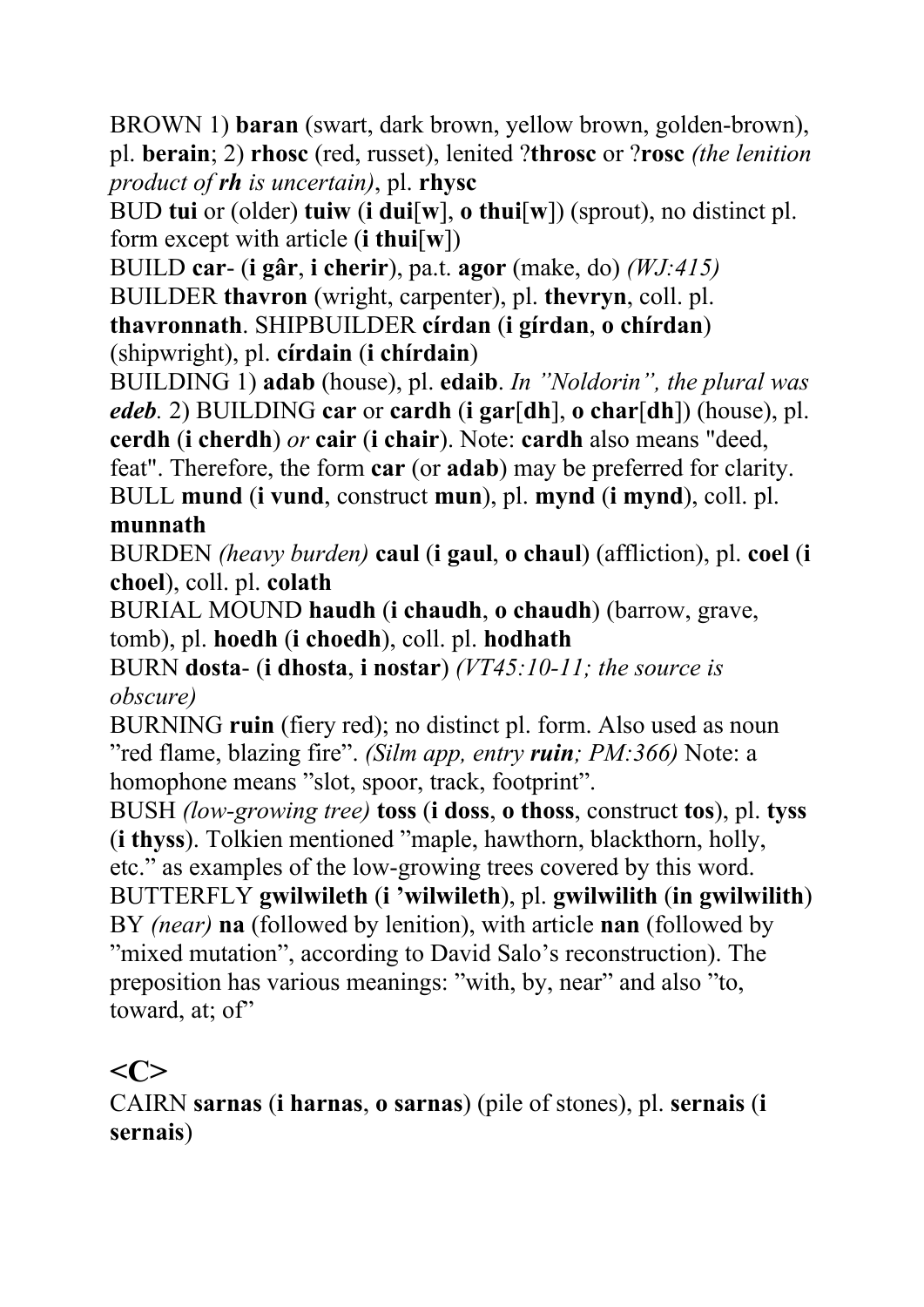BROWN 1) **baran** (swart, dark brown, yellow brown, golden-brown), pl. **berain**; 2) **rhosc** (red, russet), lenited ?**throsc** or ?**rosc** *(the lenition product of **rh** is uncertain)*, pl. **rhysc**

BUD **tui** or (older) **tuiw** (**i dui**[**w**], **o thui**[**w**]) (sprout), no distinct pl. form except with article (**i thui**[**w**])

BUILD **car-** (**i gâr**, **i cherir**), pa.t. **agor** (make, do) *(WJ:415)*

BUILDER **thavron** (wright, carpenter), pl. **thevryn**, coll. pl. **thavronnath**. SHIPBUILDER **círdan** (**i gírdan**, **o chírdan**) (shipwright), pl. **círdain** (**i chírdain**)

BUILDING 1) **adab** (house), pl. **edaib**. *In "Noldorin", the plural was **edeb**.* 2) BUILDING **car** or **cardh** (**i gar**[**dh**], **o char**[**dh**]) (house), pl. **cerdh** (**i cherdh**) *or* **cair** (**i chair**). Note: **cardh** also means "deed, feat". Therefore, the form **car** (or **adab**) may be preferred for clarity.

BULL **mund** (**i vund**, construct **mun**), pl. **mynd** (**i mynd**), coll. pl. **munnath**

BURDEN *(heavy burden)* **caul** (**i gaul**, **o chaul**) (affliction), pl. **coel** (**i choel**), coll. pl. **colath**

BURIAL MOUND **haudh** (**i chaudh**, **o chaudh**) (barrow, grave, tomb), pl. **hoedh** (**i choedh**), coll. pl. **hodhath**

BURN **dosta-** (**i dhosta**, **i nostar**) *(VT45:10-11; the source is obscure)*

BURNING **ruin** (fiery red); no distinct pl. form. Also used as noun "red flame, blazing fire". *(Silm app, entry **ruin**; PM:366)* Note: a homophone means "slot, spoor, track, footprint".

BUSH *(low-growing tree)* **toss** (**i doss**, **o thoss**, construct **tos**), pl. **tyss** (**i thyss**). Tolkien mentioned "maple, hawthorn, blackthorn, holly, etc." as examples of the low-growing trees covered by this word.

BUTTERFLY **gwilwileth** (**i 'wilwileth**), pl. **gwilwilith** (**in gwilwilith**)

BY *(near)* **na** (followed by lenition), with article **nan** (followed by "mixed mutation", according to David Salo's reconstruction). The preposition has various meanings: "with, by, near" and also "to, toward, at; of"

## <C>

CAIRN **sarnas** (**i harnas**, **o sarnas**) (pile of stones), pl. **sernais** (**i sernais**)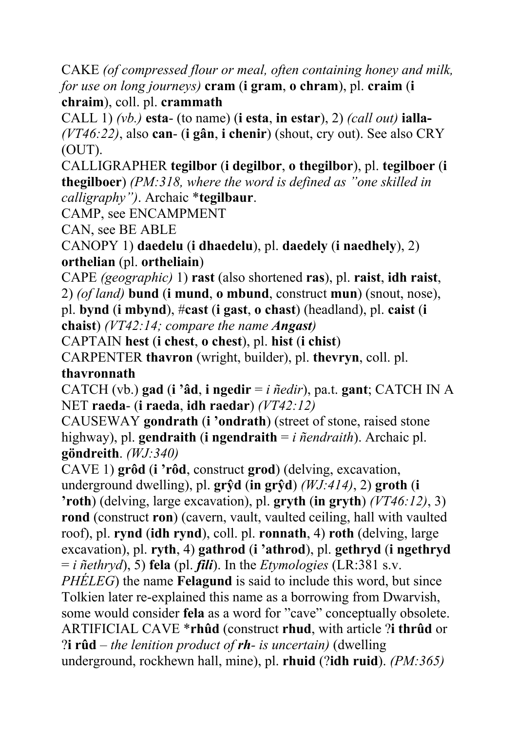CAKE *(of compressed flour or meal, often containing honey and milk, for use on long journeys)* **cram** (**i gram**, **o chram**), pl. **craim** (**i chraim**), coll. pl. **crammath**

CALL 1) *(vb.)* **esta**- (to name) (**i esta**, **in estar**), 2) *(call out)* **ialla-** *(VT46:22)*, also **can**- (**i gân**, **i chenir**) (shout, cry out). See also CRY (OUT).

CALLIGRAPHER **tegilbor** (**i degilbor**, **o thegilbor**), pl. **tegilboer** (**i thegilboer**) *(PM:318, where the word is defined as "one skilled in calligraphy")*. Archaic \***tegilbaur**.

CAMP, see ENCAMPMENT

CAN, see BE ABLE

CANOPY 1) **daedelu** (**i dhaedelu**), pl. **daedely** (**i naedhely**), 2) **orthelian** (pl. **ortheliain**)

CAPE *(geographic)* 1) **rast** (also shortened **ras**), pl. **raist**, **idh raist**, 2) *(of land)* **bund** (**i mund**, **o mbund**, construct **mun**) (snout, nose), pl. **bynd** (**i mbynd**), #**cast** (**i gast**, **o chast**) (headland), pl. **caist** (**i chaist**) *(VT42:14; compare the name **Angast**)*

CAPTAIN **hest** (**i chest**, **o chest**), pl. **hist** (**i chist**)

CARPENTER **thavron** (wright, builder), pl. **thevryn**, coll. pl. **thavronnath**

CATCH (vb.) **gad** (**i 'âd**, **i ngedir** = *i ñedir*), pa.t. **gant**; CATCH IN A NET **raeda**- (**i raeda**, **idh raedar**) *(VT42:12)*

CAUSEWAY **gondrath** (**i 'ondrath**) (street of stone, raised stone highway), pl. **gendraith** (**i ngendraith** = *i ñendraith*). Archaic pl. **göndreith**. *(WJ:340)*

CAVE 1) **grôd** (**i 'rôd**, construct **grod**) (delving, excavation, underground dwelling), pl. **grŷd** (**in grŷd**) *(WJ:414)*, 2) **groth** (**i 'roth**) (delving, large excavation), pl. **gryth** (**in gryth**) *(VT46:12)*, 3) **rond** (construct **ron**) (cavern, vault, vaulted ceiling, hall with vaulted roof), pl. **rynd** (**idh rynd**), coll. pl. **ronnath**, 4) **roth** (delving, large excavation), pl. **ryth**, 4) **gathrod** (**i 'athrod**), pl. **gethryd** (**i ngethryd** = *i ñethryd*), 5) **fela** (pl. ***fili***). In the *Etymologies* (LR:381 s.v. *PHÉLEG*) the name **Felagund** is said to include this word, but since Tolkien later re-explained this name as a borrowing from Dwarvish, some would consider **fela** as a word for "cave" conceptually obsolete. ARTIFICIAL CAVE \***rhûd** (construct **rhud**, with article ?**i thrûd** or ?**i rûd** – *the lenition product of **rh**- is uncertain)* (dwelling underground, rockhewn hall, mine), pl. **rhuid** (?**idh ruid**). *(PM:365)*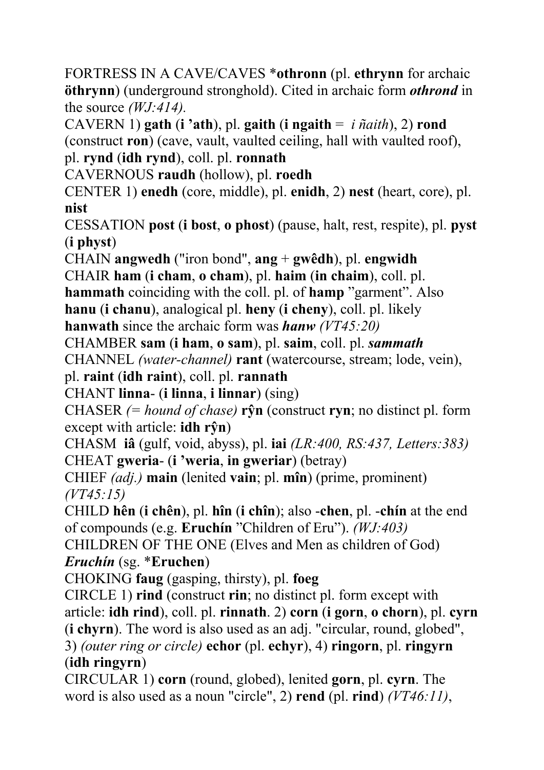FORTRESS IN A CAVE/CAVES *__othronn__ (pl. __ethrynn__ for archaic __öthrynn__) (underground stronghold). Cited in archaic form ***othrond*** in the source *(WJ:414).*

CAVERN 1) **gath** (**i ’ath**), pl. **gaith** (**i ngaith** = *i ñaith*), 2) **rond** (construct **ron**) (cave, vault, vaulted ceiling, hall with vaulted roof), pl. **rynd** (**idh rynd**), coll. pl. **ronnath**

CAVERNOUS **raudh** (hollow), pl. **roedh**

CENTER 1) **enedh** (core, middle), pl. **enidh**, 2) **nest** (heart, core), pl. **nist**

CESSATION **post** (**i bost**, **o phost**) (pause, halt, rest, respite), pl. **pyst** (**i physt**)

CHAIN **angwedh** ("iron bond", **ang** + **gwêdh**), pl. **engwidh**

CHAIR **ham** (**i cham**, **o cham**), pl. **haim** (**in chaim**), coll. pl. **hammath** coinciding with the coll. pl. of **hamp** ”garment”. Also **hanu** (**i chanu**), analogical pl. **heny** (**i cheny**), coll. pl. likely **hanwath** since the archaic form was ***hanw*** *(VT45:20)*

CHAMBER **sam** (**i ham**, **o sam**), pl. **saim**, coll. pl. ***sammath***

CHANNEL *(water-channel)* **rant** (watercourse, stream; lode, vein), pl. **raint** (**idh raint**), coll. pl. **rannath**

CHANT **linna**- (**i linna**, **i linnar**) (sing)

CHASER *(= hound of chase)* **rŷn** (construct **ryn**; no distinct pl. form except with article: **idh rŷn**)

CHASM **iâ** (gulf, void, abyss), pl. **iai** *(LR:400, RS:437, Letters:383)*

CHEAT **gweria**- (**i ’weria**, **in gweriar**) (betray)

CHIEF *(adj.)* **main** (lenited **vain**; pl. **mîn**) (prime, prominent) *(VT45:15)*

CHILD **hên** (**i chên**), pl. **hîn** (**i chîn**); also -**chen**, pl. -**chín** at the end of compounds (e.g. **Eruchín** ”Children of Eru”). *(WJ:403)*

CHILDREN OF THE ONE (Elves and Men as children of God) ***Eruchín*** (sg. *__Eruchen__)

CHOKING **faug** (gasping, thirsty), pl. **foeg**

CIRCLE 1) **rind** (construct **rin**; no distinct pl. form except with article: **idh rind**), coll. pl. **rinnath**. 2) **corn** (**i gorn**, **o chorn**), pl. **cyrn** (**i chyrn**). The word is also used as an adj. "circular, round, globed", 3) *(outer ring or circle)* **echor** (pl. **echyr**), 4) **ringorn**, pl. **ringyrn** (**idh ringyrn**)

CIRCULAR 1) **corn** (round, globed), lenited **gorn**, pl. **cyrn**. The word is also used as a noun "circle", 2) **rend** (pl. **rind**) *(VT46:11)*,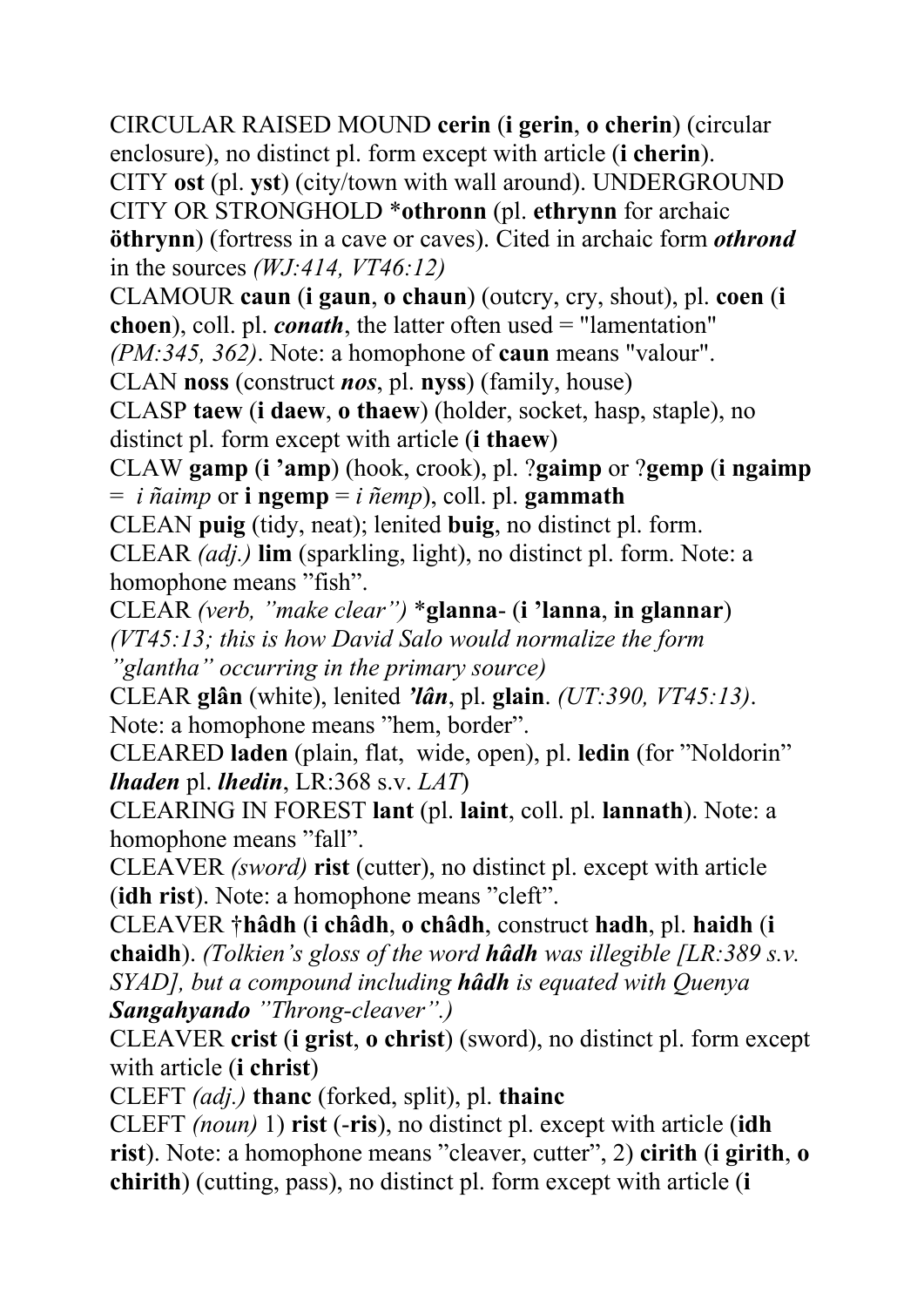CIRCULAR RAISED MOUND **cerin** (**i gerin**, **o cherin**) (circular enclosure), no distinct pl. form except with article (**i cherin**).

CITY **ost** (pl. **yst**) (city/town with wall around). UNDERGROUND CITY OR STRONGHOLD *__othronn__ (pl. **ethrynn** for archaic **öthrynn**) (fortress in a cave or caves). Cited in archaic form ***othrond*** in the sources *(WJ:414, VT46:12)*

CLAMOUR **caun** (**i gaun**, **o chaun**) (outcry, cry, shout), pl. **coen** (**i choen**), coll. pl. ***conath***, the latter often used = "lamentation" *(PM:345, 362)*. Note: a homophone of **caun** means "valour".

CLAN **noss** (construct ***nos***, pl. **nyss**) (family, house)

CLASP **taew** (**i daew**, **o thaew**) (holder, socket, hasp, staple), no distinct pl. form except with article (**i thaew**)

CLAW **gamp** (**i 'amp**) (hook, crook), pl. ?**gaimp** or ?**gemp** (**i ngaimp** = *i ñaimp* or **i ngemp** = *i ñemp*), coll. pl. **gammath**

CLEAN **puig** (tidy, neat); lenited **buig**, no distinct pl. form.

CLEAR *(adj.)* **lim** (sparkling, light), no distinct pl. form. Note: a homophone means "fish".

CLEAR *(verb, "make clear")* *__glanna-__ (**i 'lanna**, **in glannar**) *(VT45:13; this is how David Salo would normalize the form "glantha" occurring in the primary source)*

CLEAR **glân** (white), lenited ***'lân***, pl. **glain**. *(UT:390, VT45:13)*. Note: a homophone means "hem, border".

CLEARED **laden** (plain, flat, wide, open), pl. **ledin** (for "Noldorin" ***lhaden*** pl. ***lhedin***, LR:368 s.v. *LAT*)

CLEARING IN FOREST **lant** (pl. **laint**, coll. pl. **lannath**). Note: a homophone means "fall".

CLEAVER *(sword)* **rist** (cutter), no distinct pl. except with article (**idh rist**). Note: a homophone means "cleft".

CLEAVER †**hâdh** (**i châdh**, **o châdh**, construct **hadh**, pl. **haidh** (**i chaidh**). *(Tolkien's gloss of the word **hâdh** was illegible [LR:389 s.v. SYAD], but a compound including **hâdh** is equated with Quenya **Sangahyando** "Throng-cleaver".)*

CLEAVER **crist** (**i grist**, **o christ**) (sword), no distinct pl. form except with article (**i christ**)

CLEFT *(adj.)* **thanc** (forked, split), pl. **thainc**

CLEFT *(noun)* 1) **rist** (-**ris**), no distinct pl. except with article (**idh rist**). Note: a homophone means "cleaver, cutter", 2) **cirith** (**i girith**, **o chirith**) (cutting, pass), no distinct pl. form except with article (**i**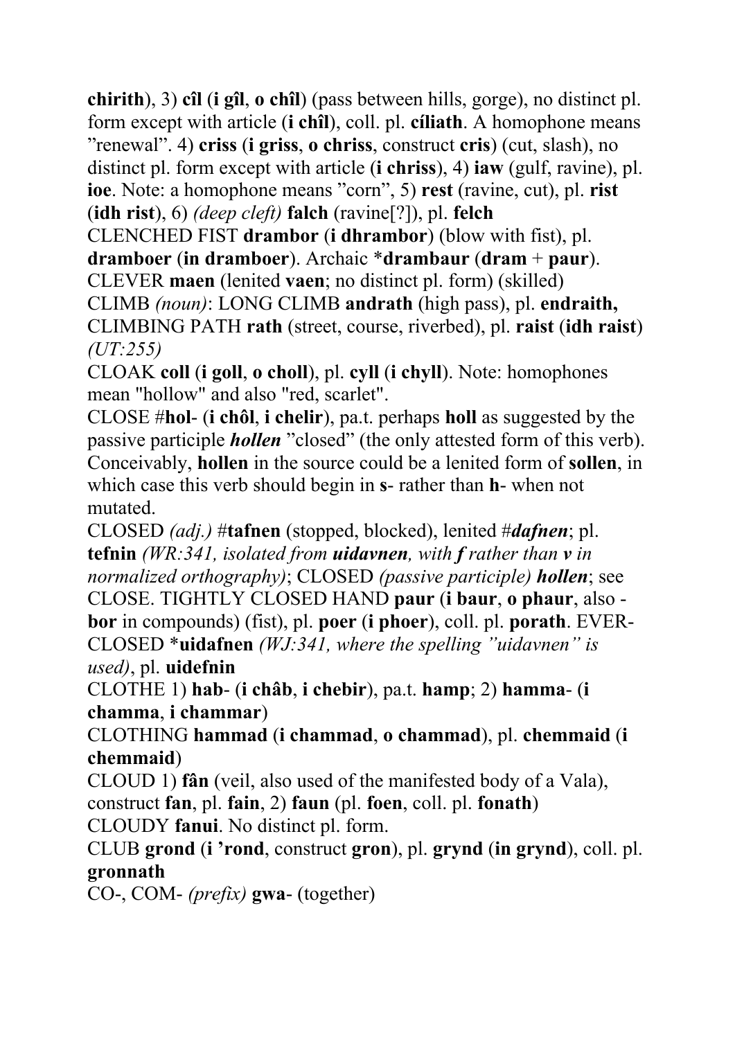**chirith**), 3) **cîl** (**i gîl**, **o chîl**) (pass between hills, gorge), no distinct pl. form except with article (**i chîl**), coll. pl. **cíliath**. A homophone means "renewal". 4) **criss** (**i griss**, **o chriss**, construct **cris**) (cut, slash), no distinct pl. form except with article (**i chriss**), 4) **iaw** (gulf, ravine), pl. **ioe**. Note: a homophone means "corn", 5) **rest** (ravine, cut), pl. **rist** (**idh rist**), 6) *(deep cleft)* **falch** (ravine[?]), pl. **felch**

CLENCHED FIST **drambor** (**i dhrambor**) (blow with fist), pl. **dramboer** (**in dramboer**). Archaic ***drambaur** (**dram** + **paur**).

CLEVER **maen** (lenited **vaen**; no distinct pl. form) (skilled)

CLIMB *(noun)*: LONG CLIMB **andrath** (high pass), pl. **endraith,** CLIMBING PATH **rath** (street, course, riverbed), pl. **raist** (**idh raist**) *(UT:255)*

CLOAK **coll** (**i goll**, **o choll**), pl. **cyll** (**i chyll**). Note: homophones mean "hollow" and also "red, scarlet".

CLOSE #**hol**- (**i chôl**, **i chelir**), pa.t. perhaps **holl** as suggested by the passive participle ***hollen*** "closed" (the only attested form of this verb). Conceivably, **hollen** in the source could be a lenited form of **sollen**, in which case this verb should begin in **s**- rather than **h**- when not mutated.

CLOSED *(adj.)* #**tafnen** (stopped, blocked), lenited #***dafnen***; pl. **tefnin** *(WR:341, isolated from **uidavnen**, with **f** rather than **v** in normalized orthography)*; CLOSED *(passive participle)* ***hollen***; see CLOSE. TIGHTLY CLOSED HAND **paur** (**i baur**, **o phaur**, also -**bor** in compounds) (fist), pl. **poer** (**i phoer**), coll. pl. **porath**. EVER-CLOSED ***uidafnen** *(WJ:341, where the spelling "uidavnen" is used)*, pl. **uidefnin**

CLOTHE 1) **hab**- (**i châb**, **i chebir**), pa.t. **hamp**; 2) **hamma**- (**i chamma**, **i chammar**)

CLOTHING **hammad** (**i chammad**, **o chammad**), pl. **chemmaid** (**i chemmaid**)

CLOUD 1) **fân** (veil, also used of the manifested body of a Vala), construct **fan**, pl. **fain**, 2) **faun** (pl. **foen**, coll. pl. **fonath**)

CLOUDY **fanui**. No distinct pl. form.

CLUB **grond** (**i 'rond**, construct **gron**), pl. **grynd** (**in grynd**), coll. pl. **gronnath**

CO-, COM- *(prefix)* **gwa**- (together)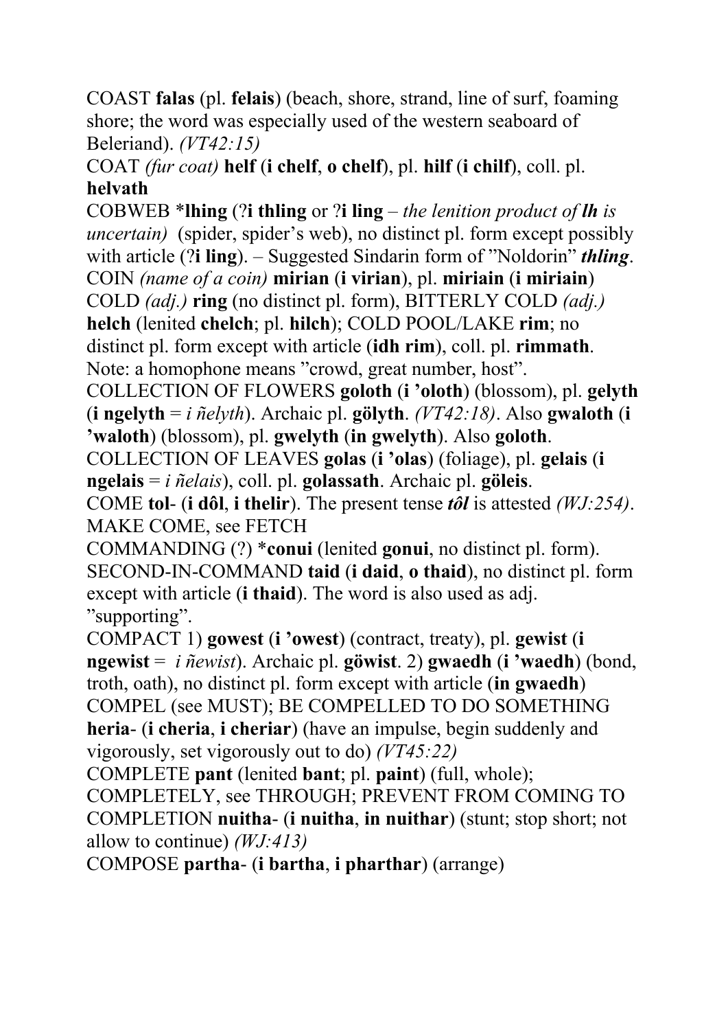COAST **falas** (pl. **felais**) (beach, shore, strand, line of surf, foaming shore; the word was especially used of the western seaboard of Beleriand). *(VT42:15)*

COAT *(fur coat)* **helf** (**i chelf**, **o chelf**), pl. **hilf** (**i chilf**), coll. pl. **helvath**

COBWEB ***lhing** (?**i thling** or ?**i ling** – *the lenition product of **lh** is uncertain)* (spider, spider's web), no distinct pl. form except possibly with article (?**i ling**). – Suggested Sindarin form of "Noldorin" ***thling***.

COIN *(name of a coin)* **mirian** (**i virian**), pl. **miriain** (**i miriain**)

COLD *(adj.)* **ring** (no distinct pl. form), BITTERLY COLD *(adj.)* **helch** (lenited **chelch**; pl. **hilch**); COLD POOL/LAKE **rim**; no distinct pl. form except with article (**idh rim**), coll. pl. **rimmath**. Note: a homophone means "crowd, great number, host".

COLLECTION OF FLOWERS **goloth** (**i 'oloth**) (blossom), pl. **gelyth** (**i ngelyth** = *i ñelyth*). Archaic pl. **gölyth**. *(VT42:18)*. Also **gwaloth** (**i 'waloth**) (blossom), pl. **gwelyth** (**in gwelyth**). Also **goloth**.

COLLECTION OF LEAVES **golas** (**i 'olas**) (foliage), pl. **gelais** (**i ngelais** = *i ñelais*), coll. pl. **golassath**. Archaic pl. **göleis**.

COME **tol-** (**i dôl**, **i thelir**). The present tense ***tôl*** is attested *(WJ:254)*. MAKE COME, see FETCH

COMMANDING (?) ***conui** (lenited **gonui**, no distinct pl. form). SECOND-IN-COMMAND **taid** (**i daid**, **o thaid**), no distinct pl. form except with article (**i thaid**). The word is also used as adj. "supporting".

COMPACT 1) **gowest** (**i 'owest**) (contract, treaty), pl. **gewist** (**i ngewist** = *i ñewist*). Archaic pl. **göwist**. 2) **gwaedh** (**i 'waedh**) (bond, troth, oath), no distinct pl. form except with article (**in gwaedh**)

COMPEL (see MUST); BE COMPELLED TO DO SOMETHING **heria-** (**i cheria**, **i cheriar**) (have an impulse, begin suddenly and vigorously, set vigorously out to do) *(VT45:22)*

COMPLETE **pant** (lenited **bant**; pl. **paint**) (full, whole); COMPLETELY, see THROUGH; PREVENT FROM COMING TO COMPLETION **nuitha-** (**i nuitha**, **in nuithar**) (stunt; stop short; not allow to continue) *(WJ:413)*

COMPOSE **partha-** (**i bartha**, **i pharthar**) (arrange)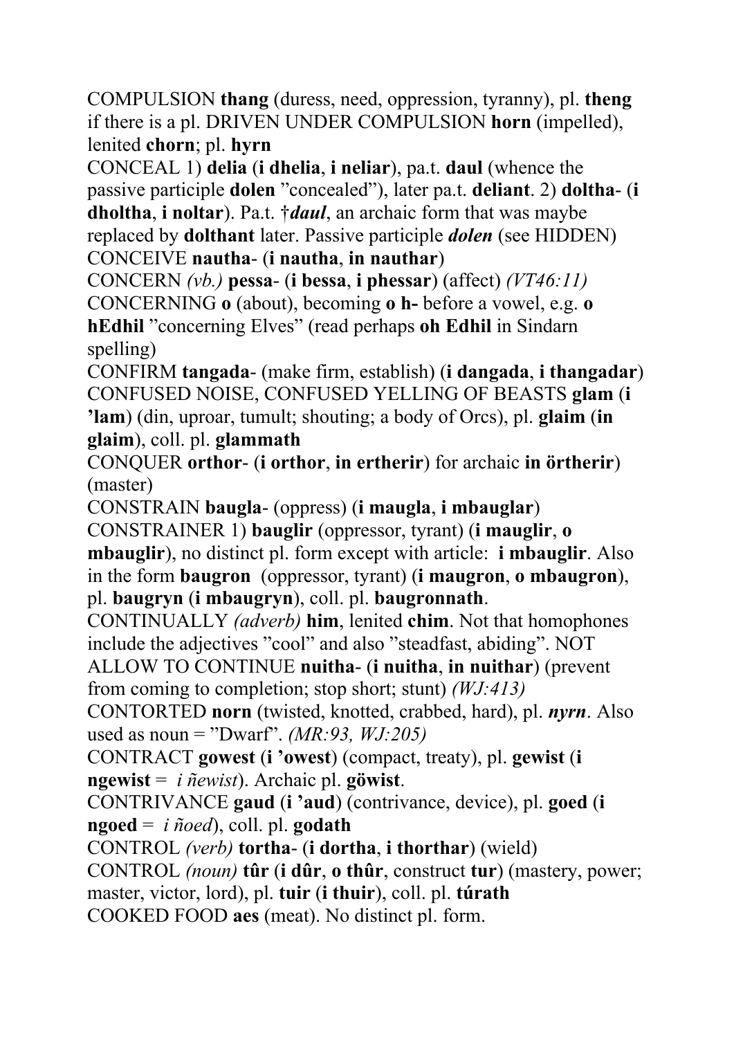COMPULSION **thang** (duress, need, oppression, tyranny), pl. **theng** if there is a pl. DRIVEN UNDER COMPULSION **horn** (impelled), lenited **chorn**; pl. **hyrn**

CONCEAL 1) **delia** (**i dhelia**, **i neliar**), pa.t. **daul** (whence the passive participle **dolen** "concealed"), later pa.t. **deliant**. 2) **doltha-** (**i dholtha**, **i noltar**). Pa.t. †***daul***, an archaic form that was maybe replaced by **dolthant** later. Passive participle ***dolen*** (see HIDDEN)

CONCEIVE **nautha-** (**i nautha**, **in nauthar**)

CONCERN *(vb.)* **pessa-** (**i bessa**, **i phessar**) (affect) *(VT46:11)*

CONCERNING **o** (about), becoming **o h-** before a vowel, e.g. **o hEdhil** "concerning Elves" (read perhaps **oh Edhil** in Sindarn spelling)

CONFIRM **tangada-** (make firm, establish) (**i dangada**, **i thangadar**)

CONFUSED NOISE, CONFUSED YELLING OF BEASTS **glam** (**i 'lam**) (din, uproar, tumult; shouting; a body of Orcs), pl. **glaim** (**in glaim**), coll. pl. **glammath**

CONQUER **orthor-** (**i orthor**, **in ertherir**) for archaic **in örtherir**) (master)

CONSTRAIN **baugla-** (oppress) (**i maugla**, **i mbauglar**)

CONSTRAINER 1) **bauglir** (oppressor, tyrant) (**i mauglir**, **o mbauglir**), no distinct pl. form except with article: **i mbauglir**. Also in the form **baugron** (oppressor, tyrant) (**i maugron**, **o mbaugron**), pl. **baugryn** (**i mbaugryn**), coll. pl. **baugronnath**.

CONTINUALLY *(adverb)* **him**, lenited **chim**. Not that homophones include the adjectives "cool" and also "steadfast, abiding". NOT ALLOW TO CONTINUE **nuitha-** (**i nuitha**, **in nuithar**) (prevent from coming to completion; stop short; stunt) *(WJ:413)*

CONTORTED **norn** (twisted, knotted, crabbed, hard), pl. ***nyrn***. Also used as noun = "Dwarf". *(MR:93, WJ:205)*

CONTRACT **gowest** (**i 'owest**) (compact, treaty), pl. **gewist** (**i ngewist** = *i ñewist*). Archaic pl. **göwist**.

CONTRIVANCE **gaud** (**i 'aud**) (contrivance, device), pl. **goed** (**i ngoed** = *i ñoed*), coll. pl. **godath**

CONTROL *(verb)* **tortha-** (**i dortha**, **i thorthar**) (wield)

CONTROL *(noun)* **tûr** (**i dûr**, **o thûr**, construct **tur**) (mastery, power; master, victor, lord), pl. **tuir** (**i thuir**), coll. pl. **túrath**

COOKED FOOD **aes** (meat). No distinct pl. form.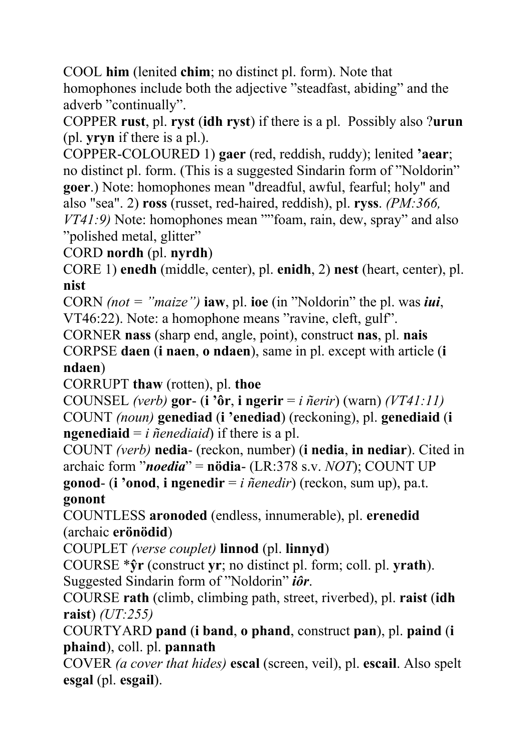COOL **him** (lenited **chim**; no distinct pl. form). Note that homophones include both the adjective ”steadfast, abiding” and the adverb ”continually”.

COPPER **rust**, pl. **ryst** (**idh ryst**) if there is a pl. Possibly also ?**urun** (pl. **yryn** if there is a pl.).

COPPER-COLOURED 1) **gaer** (red, reddish, ruddy); lenited **’aear**; no distinct pl. form. (This is a suggested Sindarin form of ”Noldorin” **goer**.) Note: homophones mean "dreadful, awful, fearful; holy" and also "sea". 2) **ross** (russet, red-haired, reddish), pl. **ryss**. *(PM:366, VT41:9)* Note: homophones mean ””foam, rain, dew, spray” and also ”polished metal, glitter”

CORD **nordh** (pl. **nyrdh**)

CORE 1) **enedh** (middle, center), pl. **enidh**, 2) **nest** (heart, center), pl. **nist**

CORN *(not = ”maize”)* **iaw**, pl. **ioe** (in ”Noldorin” the pl. was ***iui***, VT46:22). Note: a homophone means ”ravine, cleft, gulf”.

CORNER **nass** (sharp end, angle, point), construct **nas**, pl. **nais**

CORPSE **daen** (**i naen**, **o ndaen**), same in pl. except with article (**i ndaen**)

CORRUPT **thaw** (rotten), pl. **thoe**

COUNSEL *(verb)* **gor-** (**i ’ôr**, **i ngerir** = *i ñerir*) (warn) *(VT41:11)*

COUNT *(noun)* **genediad** (**i ’enediad**) (reckoning), pl. **genediaid** (**i ngenediaid** = *i ñenediaid*) if there is a pl.

COUNT *(verb)* **nedia-** (reckon, number) (**i nedia**, **in nediar**). Cited in archaic form ”***noedia***” = **nödia-** (LR:378 s.v. *NOT*); COUNT UP **gonod-** (**i ’onod**, **i ngenedir** = *i ñenedir*) (reckon, sum up), pa.t. **gonont**

COUNTLESS **aronoded** (endless, innumerable), pl. **erenedid** (archaic **erönödid**)

COUPLET *(verse couplet)* **linnod** (pl. **linnyd**)

COURSE ***ŷr** (construct **yr**; no distinct pl. form; coll. pl. **yrath**). Suggested Sindarin form of ”Noldorin” ***iôr***.

COURSE **rath** (climb, climbing path, street, riverbed), pl. **raist** (**idh raist**) *(UT:255)*

COURTYARD **pand** (**i band**, **o phand**, construct **pan**), pl. **paind** (**i phaind**), coll. pl. **pannath**

COVER *(a cover that hides)* **escal** (screen, veil), pl. **escail**. Also spelt **esgal** (pl. **esgail**).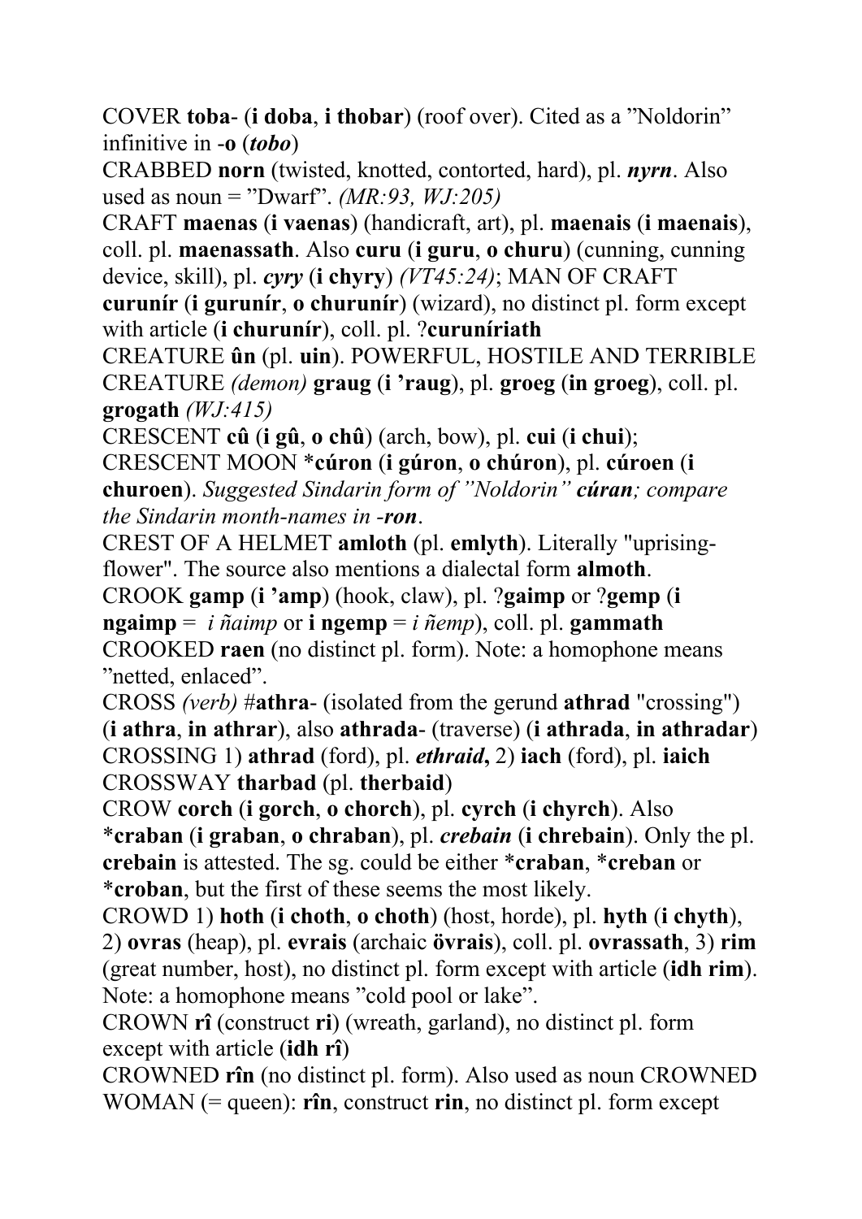COVER **toba**- (**i doba**, **i thobar**) (roof over). Cited as a "Noldorin" infinitive in -**o** (***tobo***)

CRABBED **norn** (twisted, knotted, contorted, hard), pl. ***nyrn***. Also used as noun = "Dwarf". *(MR:93, WJ:205)*

CRAFT **maenas** (**i vaenas**) (handicraft, art), pl. **maenais** (**i maenais**), coll. pl. **maenassath**. Also **curu** (**i guru**, **o churu**) (cunning, cunning device, skill), pl. ***cyry*** (**i chyry**) *(VT45:24)*; MAN OF CRAFT **curunír** (**i gurunír**, **o churunír**) (wizard), no distinct pl. form except with article (**i churunír**), coll. pl. ?**curuníriath**

CREATURE **ûn** (pl. **uin**). POWERFUL, HOSTILE AND TERRIBLE CREATURE *(demon)* **graug** (**i 'raug**), pl. **groeg** (**in groeg**), coll. pl. **grogath** *(WJ:415)*

CRESCENT **cû** (**i gû**, **o chû**) (arch, bow), pl. **cui** (**i chui**); CRESCENT MOON *__cúron__ (**i gúron**, **o chúron**), pl. **cúroen** (**i churoen**). *Suggested Sindarin form of "Noldorin" **cúran**; compare the Sindarin month-names in -**ron**.*

CREST OF A HELMET **amloth** (pl. **emlyth**). Literally "uprising-flower". The source also mentions a dialectal form **almoth**.

CROOK **gamp** (**i 'amp**) (hook, claw), pl. ?**gaimp** or ?**gemp** (**i ngaimp** = *i ñaimp* or **i ngemp** = *i ñemp*), coll. pl. **gammath**

CROOKED **raen** (no distinct pl. form). Note: a homophone means "netted, enlaced".

CROSS *(verb)* #**athra**- (isolated from the gerund **athrad** "crossing") (**i athra**, **in athrar**), also **athrada**- (traverse) (**i athrada**, **in athradar**)

CROSSING 1) **athrad** (ford), pl. ***ethraid*****,** 2) **iach** (ford), pl. **iaich**

CROSSWAY **tharbad** (pl. **therbaid**)

CROW **corch** (**i gorch**, **o chorch**), pl. **cyrch** (**i chyrch**). Also *__craban__ (**i graban**, **o chraban**), pl. ***crebain*** (**i chrebain**). Only the pl. **crebain** is attested. The sg. could be either *__craban__, *__creban__ or *__croban__, but the first of these seems the most likely.

CROWD 1) **hoth** (**i choth**, **o choth**) (host, horde), pl. **hyth** (**i chyth**), 2) **ovras** (heap), pl. **evrais** (archaic **övrais**), coll. pl. **ovrassath**, 3) **rim** (great number, host), no distinct pl. form except with article (**idh rim**). Note: a homophone means "cold pool or lake".

CROWN **rî** (construct **ri**) (wreath, garland), no distinct pl. form except with article (**idh rî**)

CROWNED **rîn** (no distinct pl. form). Also used as noun CROWNED WOMAN (= queen): **rîn**, construct **rin**, no distinct pl. form except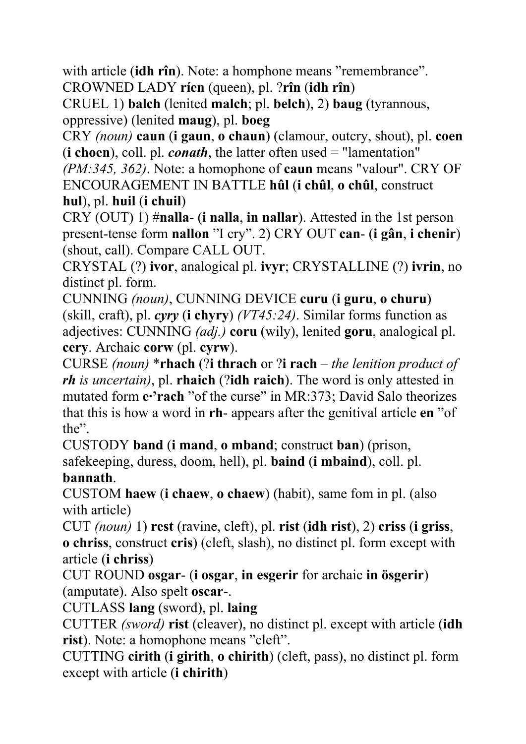with article (**idh rîn**). Note: a homphone means ”remembrance”.
CROWNED LADY **ríen** (queen), pl. ?**rîn** (**idh rîn**)
CRUEL 1) **balch** (lenited **malch**; pl. **belch**), 2) **baug** (tyrannous, oppressive) (lenited **maug**), pl. **boeg**
CRY *(noun)* **caun** (**i gaun**, **o chaun**) (clamour, outcry, shout), pl. **coen** (**i choen**), coll. pl. ***conath***, the latter often used = "lamentation" *(PM:345, 362)*. Note: a homophone of **caun** means "valour". CRY OF ENCOURAGEMENT IN BATTLE **hûl** (**i chûl**, **o chûl**, construct **hul**), pl. **huil** (**i chuil**)
CRY (OUT) 1) #**nalla**- (**i nalla**, **in nallar**). Attested in the 1st person present-tense form **nallon** ”I cry”. 2) CRY OUT **can**- (**i gân**, **i chenir**) (shout, call). Compare CALL OUT.
CRYSTAL (?) **ivor**, analogical pl. **ivyr**; CRYSTALLINE (?) **ivrin**, no distinct pl. form.
CUNNING *(noun)*, CUNNING DEVICE **curu** (**i guru**, **o churu**) (skill, craft), pl. ***cyry*** (**i chyry**) *(VT45:24)*. Similar forms function as adjectives: CUNNING *(adj.)* **coru** (wily), lenited **goru**, analogical pl. **cery**. Archaic **corw** (pl. **cyrw**).
CURSE *(noun)* ***rhach** (?**i thrach** or ?**i rach** – *the lenition product of **rh** is uncertain)*, pl. **rhaich** (?**idh raich**). The word is only attested in mutated form **e·’rach** ”of the curse” in MR:373; David Salo theorizes that this is how a word in **rh**- appears after the genitival article **en** ”of the”.
CUSTODY **band** (**i mand**, **o mband**; construct **ban**) (prison, safekeeping, duress, doom, hell), pl. **baind** (**i mbaind**), coll. pl. **bannath**.
CUSTOM **haew** (**i chaew**, **o chaew**) (habit), same fom in pl. (also with article)
CUT *(noun)* 1) **rest** (ravine, cleft), pl. **rist** (**idh rist**), 2) **criss** (**i griss**, **o chriss**, construct **cris**) (cleft, slash), no distinct pl. form except with article (**i chriss**)
CUT ROUND **osgar**- (**i osgar**, **in esgerir** for archaic **in ösgerir**) (amputate). Also spelt **oscar**-.
CUTLASS **lang** (sword), pl. **laing**
CUTTER *(sword)* **rist** (cleaver), no distinct pl. except with article (**idh rist**). Note: a homophone means ”cleft”.
CUTTING **cirith** (**i girith**, **o chirith**) (cleft, pass), no distinct pl. form except with article (**i chirith**)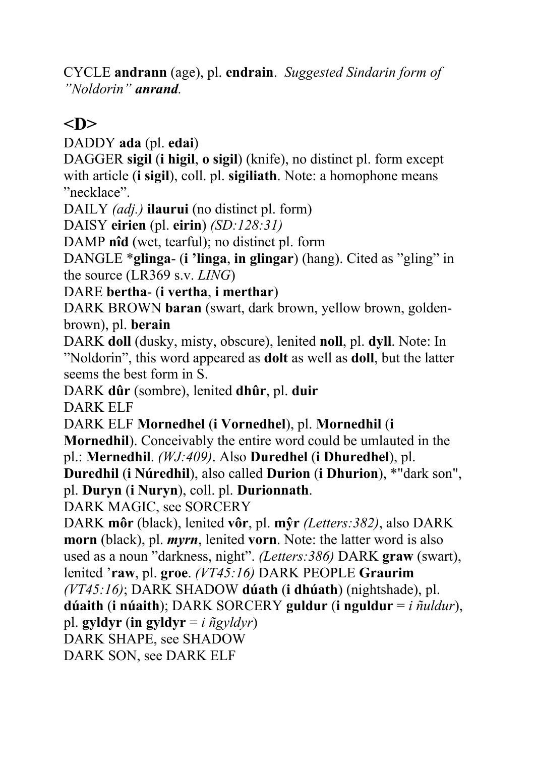CYCLE **andrann** (age), pl. **endrain**. *Suggested Sindarin form of "Noldorin" **anrand**.*

## <D>

DADDY **ada** (pl. **edai**)

DAGGER **sigil** (**i higil**, **o sigil**) (knife), no distinct pl. form except with article (**i sigil**), coll. pl. **sigiliath**. Note: a homophone means "necklace".

DAILY *(adj.)* **ilaurui** (no distinct pl. form)

DAISY **eirien** (pl. **eirin**) *(SD:128:31)*

DAMP **nîd** (wet, tearful); no distinct pl. form

DANGLE ***glinga-** (**i 'linga**, **in glingar**) (hang). Cited as "gling" in the source (LR369 s.v. *LING*)

DARE **bertha-** (**i vertha**, **i merthar**)

DARK BROWN **baran** (swart, dark brown, yellow brown, golden-brown), pl. **berain**

DARK **doll** (dusky, misty, obscure), lenited **noll**, pl. **dyll**. Note: In "Noldorin", this word appeared as **dolt** as well as **doll**, but the latter seems the best form in S.

DARK **dûr** (sombre), lenited **dhûr**, pl. **duir**

DARK ELF

DARK ELF **Mornedhel** (**i Vornedhel**), pl. **Mornedhil** (**i Mornedhil**). Conceivably the entire word could be umlauted in the pl.: **Mernedhil**. *(WJ:409)*. Also **Duredhel** (**i Dhuredhel**), pl. **Duredhil** (**i Núredhil**), also called **Durion** (**i Dhurion**), *"dark son", pl. **Duryn** (**i Nuryn**), coll. pl. **Durionnath**.

DARK MAGIC, see SORCERY

DARK **môr** (black), lenited **vôr**, pl. **mŷr** *(Letters:382)*, also DARK **morn** (black), pl. ***myrn***, lenited **vorn**. Note: the latter word is also used as a noun "darkness, night". *(Letters:386)* DARK **graw** (swart), lenited **'raw**, pl. **groe**. *(VT45:16)* DARK PEOPLE **Graurim** *(VT45:16)*; DARK SHADOW **dúath** (**i dhúath**) (nightshade), pl. **dúaith** (**i núaith**); DARK SORCERY **guldur** (**i nguldur** = *i ñuldur*), pl. **gyldyr** (**in gyldyr** = *i ñgyldyr*)

DARK SHAPE, see SHADOW

DARK SON, see DARK ELF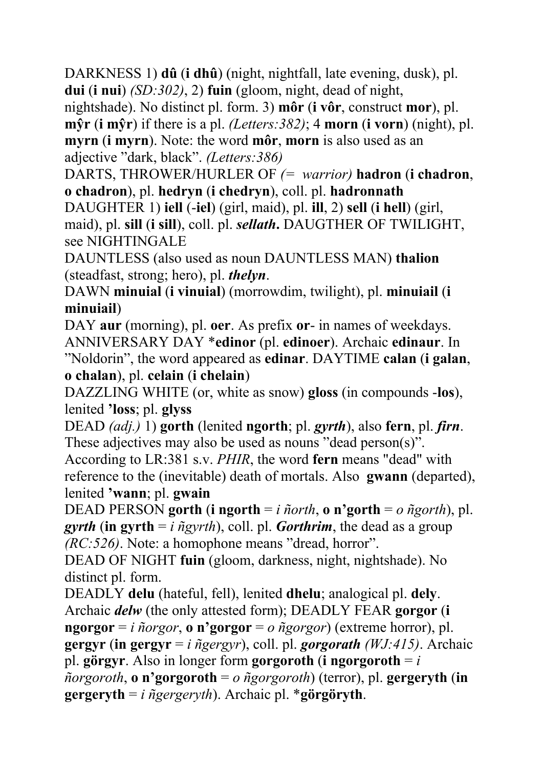DARKNESS 1) **dû** (**i dhû**) (night, nightfall, late evening, dusk), pl. **dui** (**i nui**) *(SD:302)*, 2) **fuin** (gloom, night, dead of night, nightshade). No distinct pl. form. 3) **môr** (**i vôr**, construct **mor**), pl. **mŷr** (**i mŷr**) if there is a pl. *(Letters:382)*; 4 **morn** (**i vorn**) (night), pl. **myrn** (**i myrn**). Note: the word **môr**, **morn** is also used as an adjective "dark, black". *(Letters:386)*

DARTS, THROWER/HURLER OF *(= warrior)* **hadron** (**i chadron**, **o chadron**), pl. **hedryn** (**i chedryn**), coll. pl. **hadronnath**

DAUGHTER 1) **iell** (-**iel**) (girl, maid), pl. **ill**, 2) **sell** (**i hell**) (girl, maid), pl. **sill** (**i sill**), coll. pl. ***sellath*.** DAUGTHER OF TWILIGHT, see NIGHTINGALE

DAUNTLESS (also used as noun DAUNTLESS MAN) **thalion** (steadfast, strong; hero), pl. ***thelyn***.

DAWN **minuial** (**i vinuial**) (morrowdim, twilight), pl. **minuiail** (**i minuiail**)

DAY **aur** (morning), pl. **oer**. As prefix **or**- in names of weekdays. ANNIVERSARY DAY \***edinor** (pl. **edinoer**). Archaic **edinaur**. In "Noldorin", the word appeared as **edinar**. DAYTIME **calan** (**i galan**, **o chalan**), pl. **celain** (**i chelain**)

DAZZLING WHITE (or, white as snow) **gloss** (in compounds -**los**), lenited **'loss**; pl. **glyss**

DEAD *(adj.)* 1) **gorth** (lenited **ngorth**; pl. ***gyrth***), also **fern**, pl. ***firn***. These adjectives may also be used as nouns "dead person(s)". According to LR:381 s.v. *PHIR*, the word **fern** means "dead" with reference to the (inevitable) death of mortals. Also **gwann** (departed), lenited **'wann**; pl. **gwain**

DEAD PERSON **gorth** (**i ngorth** = *i ñorth*, **o n'gorth** = *o ñgorth*), pl. ***gyrth*** (**in gyrth** = *i ñgyrth*), coll. pl. ***Gorthrim***, the dead as a group *(RC:526)*. Note: a homophone means "dread, horror".

DEAD OF NIGHT **fuin** (gloom, darkness, night, nightshade). No distinct pl. form.

DEADLY **delu** (hateful, fell), lenited **dhelu**; analogical pl. **dely**. Archaic ***delw*** (the only attested form); DEADLY FEAR **gorgor** (**i ngorgor** = *i ñorgor*, **o n'gorgor** = *o ñgorgor*) (extreme horror), pl. **gergyr** (**in gergyr** = *i ñgergyr*), coll. pl. ***gorgorath*** *(WJ:415)*. Archaic pl. **görgyr**. Also in longer form **gorgoroth** (**i ngorgoroth** = *i ñorgoroth*, **o n'gorgoroth** = *o ñgorgoroth*) (terror), pl. **gergeryth** (**in gergeryth** = *i ñgergeryth*). Archaic pl. \***görgöryth**.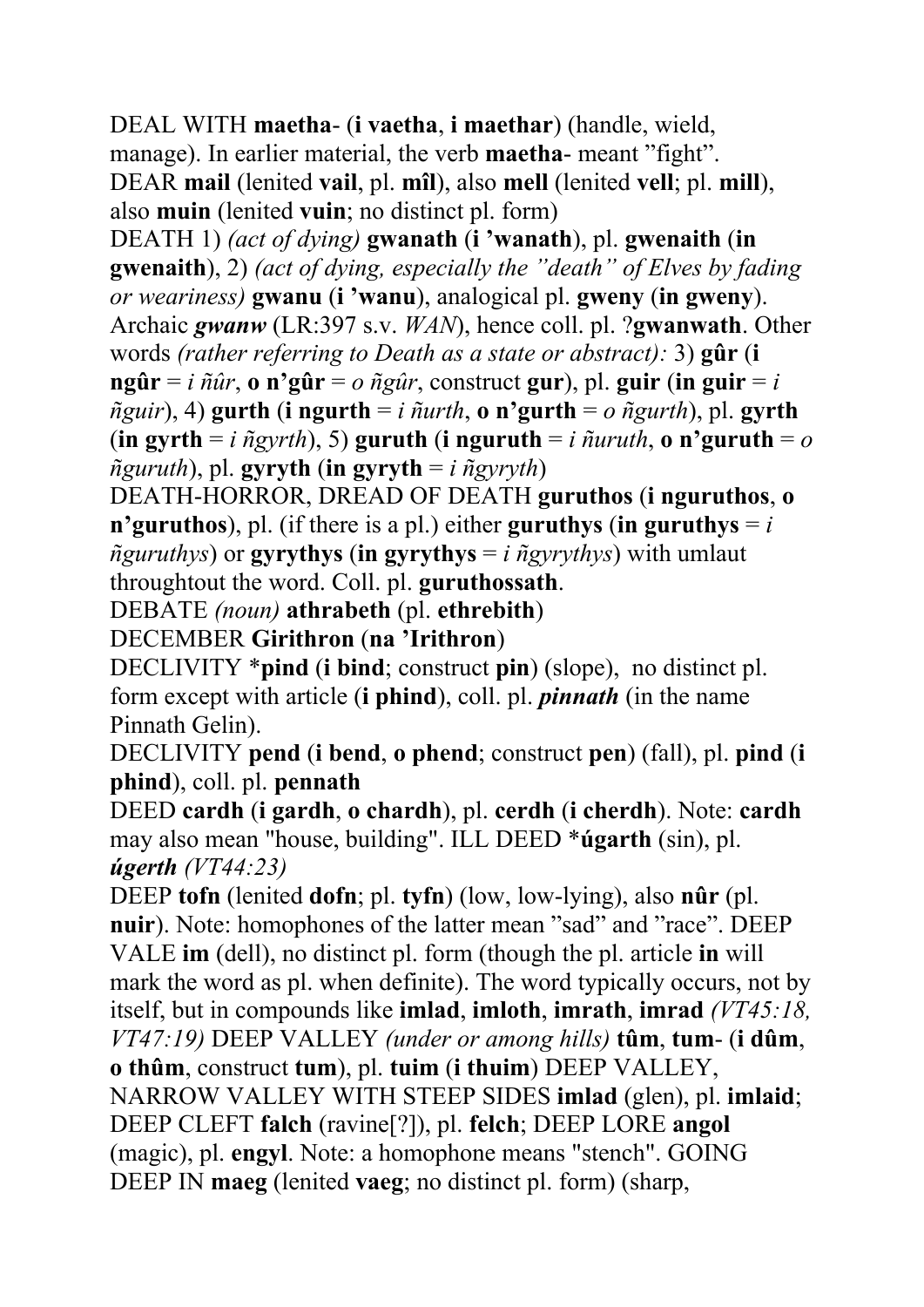DEAL WITH **maetha**- (**i vaetha**, **i maethar**) (handle, wield, manage). In earlier material, the verb **maetha**- meant "fight".
DEAR **mail** (lenited **vail**, pl. **mîl**), also **mell** (lenited **vell**; pl. **mill**), also **muin** (lenited **vuin**; no distinct pl. form)
DEATH 1) *(act of dying)* **gwanath** (**i 'wanath**), pl. **gwenaith** (**in gwenaith**), 2) *(act of dying, especially the "death" of Elves by fading or weariness)* **gwanu** (**i 'wanu**), analogical pl. **gweny** (**in gweny**). Archaic ***gwanw*** (LR:397 s.v. *WAN*), hence coll. pl. ?**gwanwath**. Other words *(rather referring to Death as a state or abstract):* 3) **gûr** (**i ngûr** = *i ñûr*, **o n'gûr** = *o ñgûr*, construct **gur**), pl. **guir** (**in guir** = *i ñguir*), 4) **gurth** (**i ngurth** = *i ñurth*, **o n'gurth** = *o ñgurth*), pl. **gyrth** (**in gyrth** = *i ñgyrth*), 5) **guruth** (**i nguruth** = *i ñuruth*, **o n'guruth** = *o ñguruth*), pl. **gyryth** (**in gyryth** = *i ñgyryth*)
DEATH-HORROR, DREAD OF DEATH **guruthos** (**i nguruthos**, **o n'guruthos**), pl. (if there is a pl.) either **guruthys** (**in guruthys** = *i ñguruthys*) or **gyrythys** (**in gyrythys** = *i ñgyrythys*) with umlaut throughtout the word. Coll. pl. **guruthossath**.
DEBATE *(noun)* **athrabeth** (pl. **ethrebith**)
DECEMBER **Girithron** (**na 'Irithron**)
DECLIVITY ***pind** (**i bind**; construct **pin**) (slope), no distinct pl. form except with article (**i phind**), coll. pl. ***pinnath*** (in the name Pinnath Gelin).
DECLIVITY **pend** (**i bend**, **o phend**; construct **pen**) (fall), pl. **pind** (**i phind**), coll. pl. **pennath**
DEED **cardh** (**i gardh**, **o chardh**), pl. **cerdh** (**i cherdh**). Note: **cardh** may also mean "house, building". ILL DEED ***úgarth** (sin), pl. ***úgerth*** *(VT44:23)*
DEEP **tofn** (lenited **dofn**; pl. **tyfn**) (low, low-lying), also **nûr** (pl. **nuir**). Note: homophones of the latter mean "sad" and "race". DEEP VALE **im** (dell), no distinct pl. form (though the pl. article **in** will mark the word as pl. when definite). The word typically occurs, not by itself, but in compounds like **imlad**, **imloth**, **imrath**, **imrad** *(VT45:18, VT47:19)* DEEP VALLEY *(under or among hills)* **tûm**, **tum**- (**i dûm**, **o thûm**, construct **tum**), pl. **tuim** (**i thuim**) DEEP VALLEY, NARROW VALLEY WITH STEEP SIDES **imlad** (glen), pl. **imlaid**; DEEP CLEFT **falch** (ravine[?]), pl. **felch**; DEEP LORE **angol** (magic), pl. **engyl**. Note: a homophone means "stench". GOING DEEP IN **maeg** (lenited **vaeg**; no distinct pl. form) (sharp,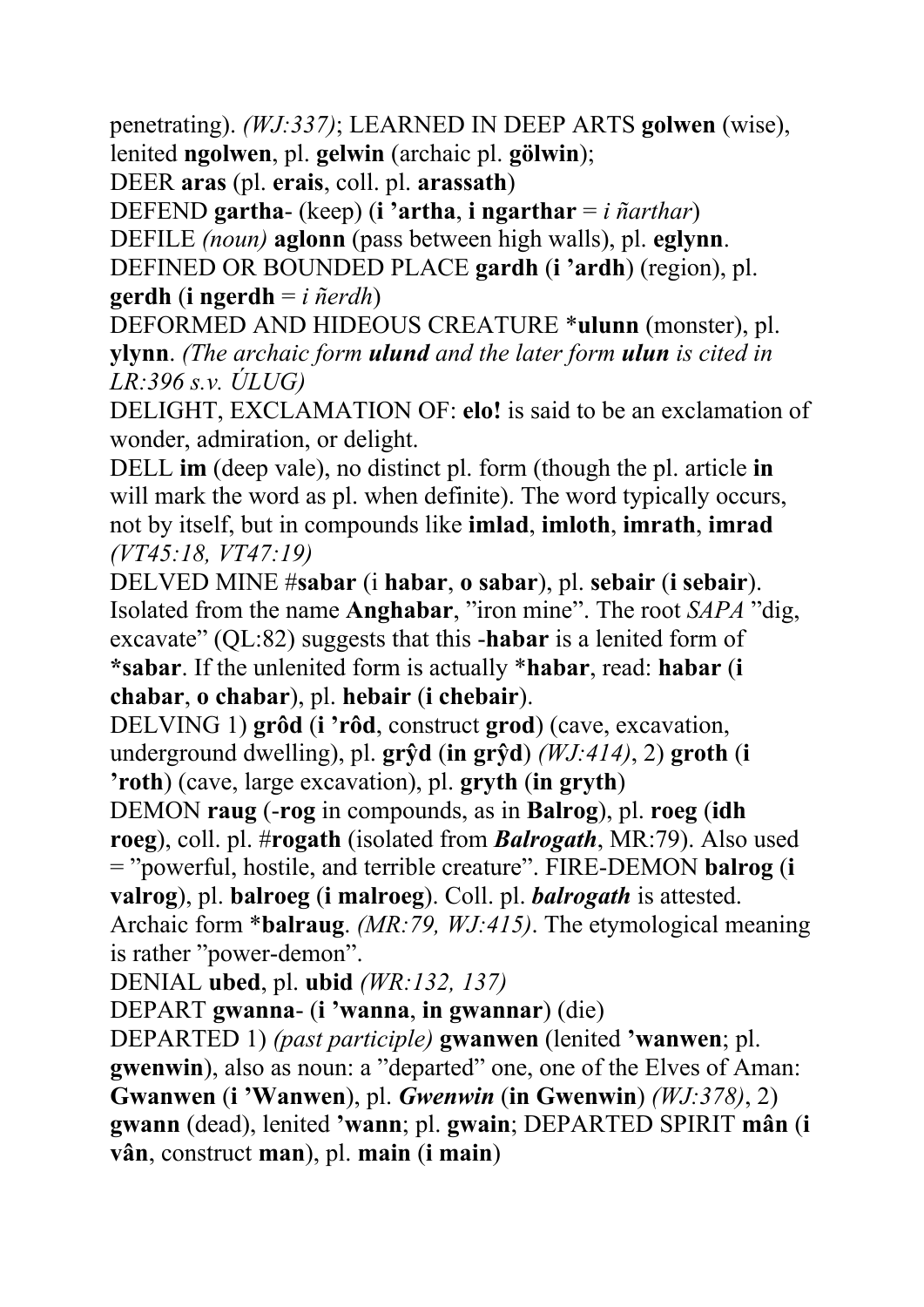penetrating). *(WJ:337)*; LEARNED IN DEEP ARTS **golwen** (wise), lenited **ngolwen**, pl. **gelwin** (archaic pl. **gölwin**);

DEER **aras** (pl. **erais**, coll. pl. **arassath**)

DEFEND **gartha**- (keep) (**i 'artha**, **i ngarthar** = *i ñarthar*)

DEFILE *(noun)* **aglonn** (pass between high walls), pl. **eglynn**.

DEFINED OR BOUNDED PLACE **gardh** (**i 'ardh**) (region), pl. **gerdh** (**i ngerdh** = *i ñerdh*)

DEFORMED AND HIDEOUS CREATURE ***ulunn** (monster), pl. **ylynn**. *(The archaic form **ulund** and the later form **ulun** is cited in LR:396 s.v. ÚLUG)*

DELIGHT, EXCLAMATION OF: **elo!** is said to be an exclamation of wonder, admiration, or delight.

DELL **im** (deep vale), no distinct pl. form (though the pl. article **in** will mark the word as pl. when definite). The word typically occurs, not by itself, but in compounds like **imlad**, **imloth**, **imrath**, **imrad** *(VT45:18, VT47:19)*

DELVED MINE #**sabar** (i **habar**, **o sabar**), pl. **sebair** (**i sebair**). Isolated from the name **Anghabar**, "iron mine". The root *SAPA* "dig, excavate" (QL:82) suggests that this -**habar** is a lenited form of ***sabar**. If the unlenited form is actually *habar, read: **habar** (**i chabar**, **o chabar**), pl. **hebair** (**i chebair**).

DELVING 1) **grôd** (**i 'rôd**, construct **grod**) (cave, excavation, underground dwelling), pl. **grŷd** (**in grŷd**) *(WJ:414)*, 2) **groth** (**i 'roth**) (cave, large excavation), pl. **gryth** (**in gryth**)

DEMON **raug** (-**rog** in compounds, as in **Balrog**), pl. **roeg** (**idh roeg**), coll. pl. #**rogath** (isolated from ***Balrogath***, MR:79). Also used = "powerful, hostile, and terrible creature". FIRE-DEMON **balrog** (**i valrog**), pl. **balroeg** (**i malroeg**). Coll. pl. ***balrogath*** is attested. Archaic form ***balraug**. *(MR:79, WJ:415)*. The etymological meaning is rather "power-demon".

DENIAL **ubed**, pl. **ubid** *(WR:132, 137)*

DEPART **gwanna**- (**i 'wanna**, **in gwannar**) (die)

DEPARTED 1) *(past participle)* **gwanwen** (lenited **'wanwen**; pl. **gwenwin**), also as noun: a "departed" one, one of the Elves of Aman: **Gwanwen** (**i 'Wanwen**), pl. ***Gwenwin*** (**in Gwenwin**) *(WJ:378)*, 2) **gwann** (dead), lenited **'wann**; pl. **gwain**; DEPARTED SPIRIT **mân** (**i vân**, construct **man**), pl. **main** (**i main**)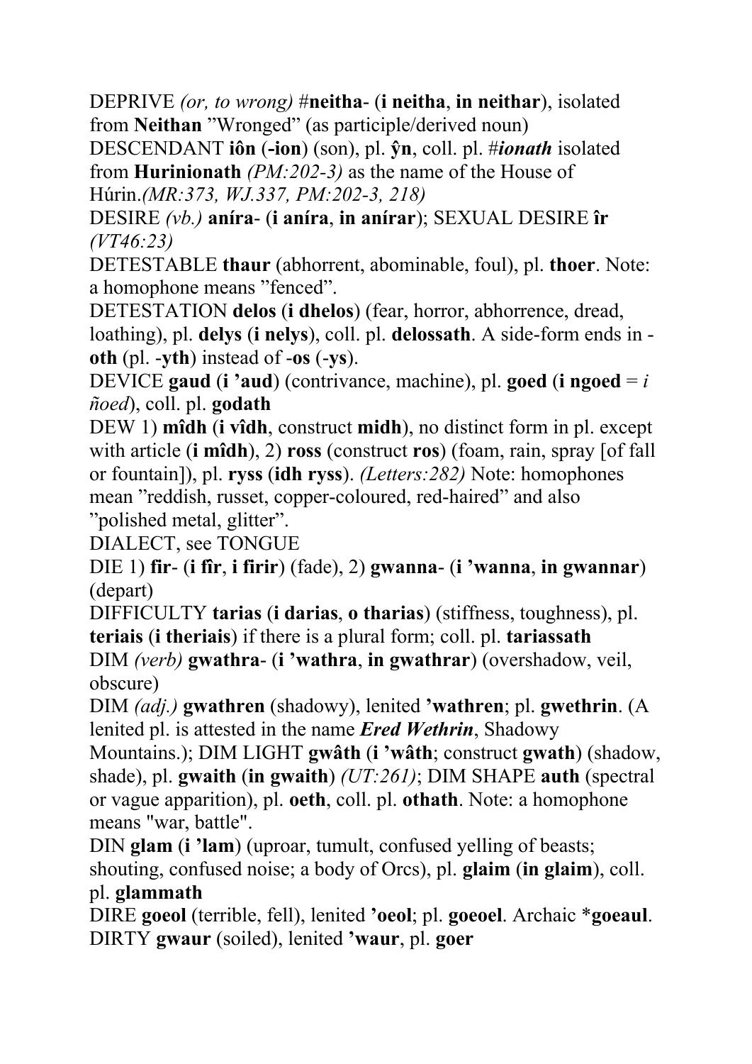DEPRIVE *(or, to wrong)* #**neitha**- (**i neitha**, **in neithar**), isolated from **Neithan** ”Wronged” (as participle/derived noun)

DESCENDANT **iôn** (**-ion**) (son), pl. **ŷn**, coll. pl. #***ionath*** isolated from **Hurinionath** *(PM:202-3)* as the name of the House of Húrin.*(MR:373, WJ.337, PM:202-3, 218)*

DESIRE *(vb.)* **aníra**- (**i aníra**, **in anírar**); SEXUAL DESIRE **îr** *(VT46:23)*

DETESTABLE **thaur** (abhorrent, abominable, foul), pl. **thoer**. Note: a homophone means ”fenced”.

DETESTATION **delos** (**i dhelos**) (fear, horror, abhorrence, dread, loathing), pl. **delys** (**i nelys**), coll. pl. **delossath**. A side-form ends in -**oth** (pl. -**yth**) instead of -**os** (-**ys**).

DEVICE **gaud** (**i ’aud**) (contrivance, machine), pl. **goed** (**i ngoed** = *i ñoed*), coll. pl. **godath**

DEW 1) **mîdh** (**i vîdh**, construct **midh**), no distinct form in pl. except with article (**i mîdh**), 2) **ross** (construct **ros**) (foam, rain, spray [of fall or fountain]), pl. **ryss** (**idh ryss**). *(Letters:282)* Note: homophones mean ”reddish, russet, copper-coloured, red-haired” and also ”polished metal, glitter”.

DIALECT, see TONGUE

DIE 1) **fir**- (**i fîr**, **i firir**) (fade), 2) **gwanna**- (**i ’wanna**, **in gwannar**) (depart)

DIFFICULTY **tarias** (**i darias**, **o tharias**) (stiffness, toughness), pl. **teriais** (**i theriais**) if there is a plural form; coll. pl. **tariassath**

DIM *(verb)* **gwathra**- (**i ’wathra**, **in gwathrar**) (overshadow, veil, obscure)

DIM *(adj.)* **gwathren** (shadowy), lenited **’wathren**; pl. **gwethrin**. (A lenited pl. is attested in the name ***Ered Wethrin***, Shadowy Mountains.); DIM LIGHT **gwâth** (**i ’wâth**; construct **gwath**) (shadow, shade), pl. **gwaith** (**in gwaith**) *(UT:261)*; DIM SHAPE **auth** (spectral or vague apparition), pl. **oeth**, coll. pl. **othath**. Note: a homophone means "war, battle".

DIN **glam** (**i ’lam**) (uproar, tumult, confused yelling of beasts; shouting, confused noise; a body of Orcs), pl. **glaim** (**in glaim**), coll. pl. **glammath**

DIRE **goeol** (terrible, fell), lenited **’oeol**; pl. **goeoel**. Archaic ***goeaul**.

DIRTY **gwaur** (soiled), lenited **’waur**, pl. **goer**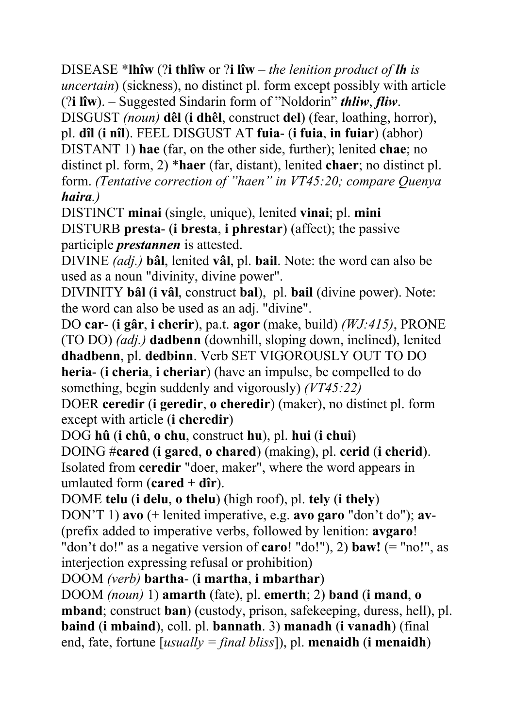DISEASE *__lhîw__ (?**i thlîw** or ?**i lîw** – *the lenition product of **lh** is uncertain*) (sickness), no distinct pl. form except possibly with article (?**i lîw**). – Suggested Sindarin form of "Noldorin" ***thliw***, ***fliw***.

DISGUST *(noun)* **dêl** (**i dhêl**, construct **del**) (fear, loathing, horror), pl. **dîl** (**i nîl**). FEEL DISGUST AT **fuia**- (**i fuia**, **in fuiar**) (abhor)

DISTANT 1) **hae** (far, on the other side, further); lenited **chae**; no distinct pl. form, 2) *__haer__ (far, distant), lenited **chaer**; no distinct pl. form. *(Tentative correction of "haen" in VT45:20; compare Quenya **haira**.)*

DISTINCT **minai** (single, unique), lenited **vinai**; pl. **mini**

DISTURB **presta**- (**i bresta**, **i phrestar**) (affect); the passive participle ***prestannen*** is attested.

DIVINE *(adj.)* **bâl**, lenited **vâl**, pl. **bail**. Note: the word can also be used as a noun "divinity, divine power".

DIVINITY **bâl** (**i vâl**, construct **bal**), pl. **bail** (divine power). Note: the word can also be used as an adj. "divine".

DO **car**- (**i gâr**, **i cherir**), pa.t. **agor** (make, build) *(WJ:415)*, PRONE (TO DO) *(adj.)* **dadbenn** (downhill, sloping down, inclined), lenited **dhadbenn**, pl. **dedbinn**. Verb SET VIGOROUSLY OUT TO DO **heria**- (**i cheria**, **i cheriar**) (have an impulse, be compelled to do something, begin suddenly and vigorously) *(VT45:22)*

DOER **ceredir** (**i geredir**, **o cheredir**) (maker), no distinct pl. form except with article (**i cheredir**)

DOG **hû** (**i chû**, **o chu**, construct **hu**), pl. **hui** (**i chui**)

DOING #**cared** (**i gared**, **o chared**) (making), pl. **cerid** (**i cherid**). Isolated from **ceredir** "doer, maker", where the word appears in umlauted form (**cared** + **dîr**).

DOME **telu** (**i delu**, **o thelu**) (high roof), pl. **tely** (**i thely**)

DON'T 1) **avo** (+ lenited imperative, e.g. **avo garo** "don't do"); **av**- (prefix added to imperative verbs, followed by lenition: **avgaro**! "don't do!" as a negative version of **caro**! "do!"), 2) **baw!** (= "no!", as interjection expressing refusal or prohibition)

DOOM *(verb)* **bartha**- (**i martha**, **i mbarthar**)

DOOM *(noun)* 1) **amarth** (fate), pl. **emerth**; 2) **band** (**i mand**, **o mband**; construct **ban**) (custody, prison, safekeeping, duress, hell), pl. **baind** (**i mbaind**), coll. pl. **bannath**. 3) **manadh** (**i vanadh**) (final end, fate, fortune [*usually = final bliss*]), pl. **menaidh** (**i menaidh**)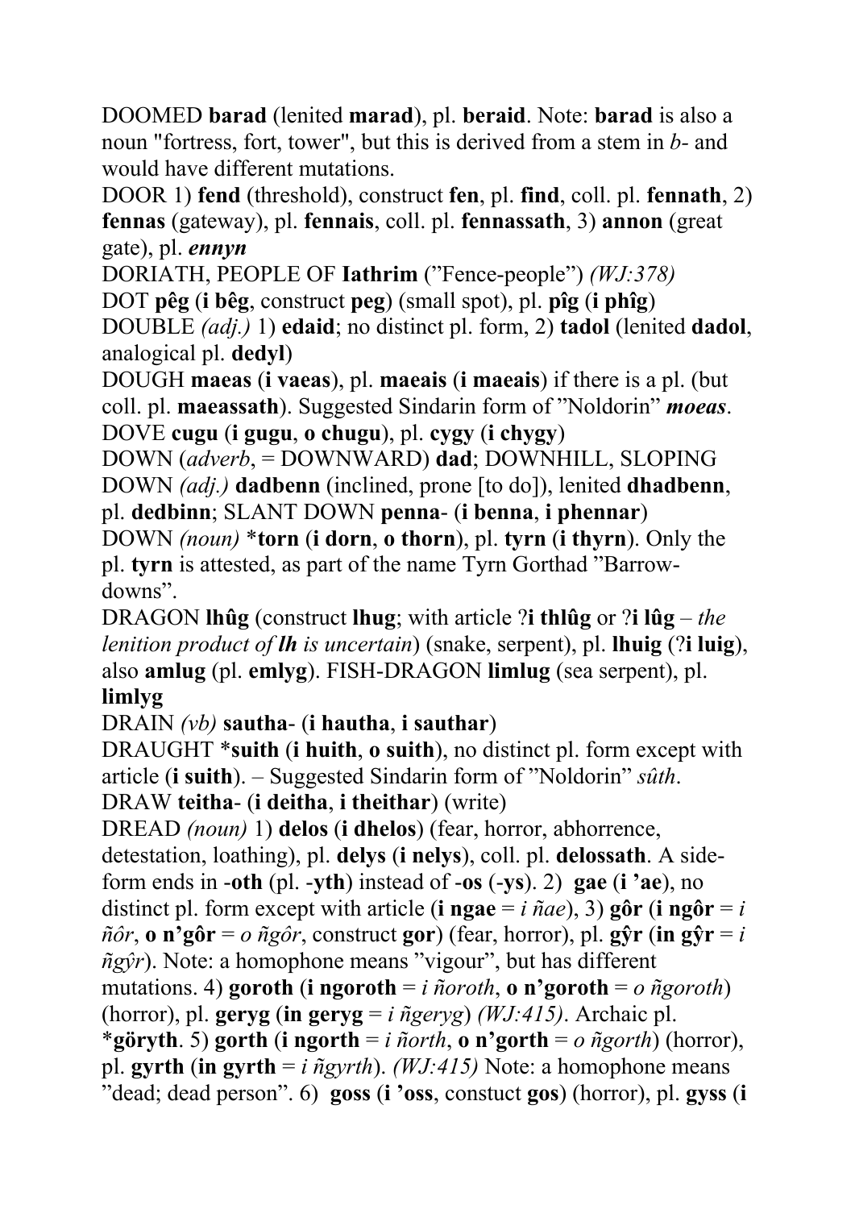DOOMED **barad** (lenited **marad**), pl. **beraid**. Note: **barad** is also a noun "fortress, fort, tower", but this is derived from a stem in *b-* and would have different mutations.

DOOR 1) **fend** (threshold), construct **fen**, pl. **find**, coll. pl. **fennath**, 2) **fennas** (gateway), pl. **fennais**, coll. pl. **fennassath**, 3) **annon** (great gate), pl. ***ennyn***

DORIATH, PEOPLE OF **Iathrim** ("Fence-people") *(WJ:378)*

DOT **pêg** (**i bêg**, construct **peg**) (small spot), pl. **pîg** (**i phîg**)

DOUBLE *(adj.)* 1) **edaid**; no distinct pl. form, 2) **tadol** (lenited **dadol**, analogical pl. **dedyl**)

DOUGH **maeas** (**i vaeas**), pl. **maeais** (**i maeais**) if there is a pl. (but coll. pl. **maeassath**). Suggested Sindarin form of "Noldorin" ***moeas***.

DOVE **cugu** (**i gugu**, **o chugu**), pl. **cygy** (**i chygy**)

DOWN (*adverb*, = DOWNWARD) **dad**; DOWNHILL, SLOPING DOWN *(adj.)* **dadbenn** (inclined, prone [to do]), lenited **dhadbenn**, pl. **dedbinn**; SLANT DOWN **penna-** (**i benna**, **i phennar**)

DOWN *(noun)* ***torn** (**i dorn**, **o thorn**), pl. **tyrn** (**i thyrn**). Only the pl. **tyrn** is attested, as part of the name Tyrn Gorthad "Barrow-downs".

DRAGON **lhûg** (construct **lhug**; with article ?**i thlûg** or ?**i lûg** – *the lenition product of **lh** is uncertain*) (snake, serpent), pl. **lhuig** (?**i luig**), also **amlug** (pl. **emlyg**). FISH-DRAGON **limlug** (sea serpent), pl. **limlyg**

DRAIN *(vb)* **sautha-** (**i hautha**, **i sauthar**)

DRAUGHT ***suith** (**i huith**, **o suith**), no distinct pl. form except with article (**i suith**). – Suggested Sindarin form of "Noldorin" *sûth*.

DRAW **teitha-** (**i deitha**, **i theithar**) (write)

DREAD *(noun)* 1) **delos** (**i dhelos**) (fear, horror, abhorrence, detestation, loathing), pl. **delys** (**i nelys**), coll. pl. **delossath**. A side-form ends in **-oth** (pl. **-yth**) instead of **-os** (**-ys**). 2) **gae** (**i 'ae**), no distinct pl. form except with article (**i ngae** = *i ñae*), 3) **gôr** (**i ngôr** = *i ñôr*, **o n'gôr** = *o ñgôr*, construct **gor**) (fear, horror), pl. **gŷr** (**in gŷr** = *i ñgŷr*). Note: a homophone means "vigour", but has different mutations. 4) **goroth** (**i ngoroth** = *i ñoroth*, **o n'goroth** = *o ñgoroth*) (horror), pl. **geryg** (**in geryg** = *i ñgeryg*) *(WJ:415)*. Archaic pl. ***göryth**. 5) **gorth** (**i ngorth** = *i ñorth*, **o n'gorth** = *o ñgorth*) (horror), pl. **gyrth** (**in gyrth** = *i ñgyrth*). *(WJ:415)* Note: a homophone means "dead; dead person". 6) **goss** (**i 'oss**, constuct **gos**) (horror), pl. **gyss** (**i**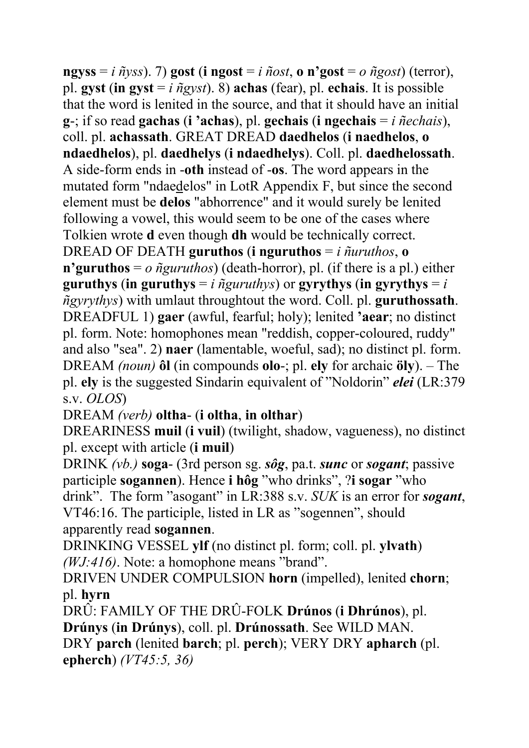**ngyss** = *i ñyss*). 7) **gost** (**i ngost** = *i ñost*, **o n'gost** = *o ñgost*) (terror), pl. **gyst** (**in gyst** = *i ñgyst*). 8) **achas** (fear), pl. **echais**. It is possible that the word is lenited in the source, and that it should have an initial **g**-; if so read **gachas** (**i 'achas**), pl. **gechais** (**i ngechais** = *i ñechais*), coll. pl. **achassath**. GREAT DREAD **daedhelos** (**i naedhelos**, **o ndaedhelos**), pl. **daedhelys** (**i ndaedhelys**). Coll. pl. **daedhelossath**. A side-form ends in -**oth** instead of -**os**. The word appears in the mutated form "ndaedelos" in LotR Appendix F, but since the second element must be **delos** "abhorrence" and it would surely be lenited following a vowel, this would seem to be one of the cases where Tolkien wrote **d** even though **dh** would be technically correct.

DREAD OF DEATH **guruthos** (**i nguruthos** = *i ñuruthos*, **o n'guruthos** = *o ñguruthos*) (death-horror), pl. (if there is a pl.) either **guruthys** (**in guruthys** = *i ñguruthys*) or **gyrythys** (**in gyrythys** = *i ñgyrythys*) with umlaut throughtout the word. Coll. pl. **guruthossath**.

DREADFUL 1) **gaer** (awful, fearful; holy); lenited **'aear**; no distinct pl. form. Note: homophones mean "reddish, copper-coloured, ruddy" and also "sea". 2) **naer** (lamentable, woeful, sad); no distinct pl. form.

DREAM *(noun)* **ôl** (in compounds **olo**-; pl. **ely** for archaic **öly**). – The pl. **ely** is the suggested Sindarin equivalent of "Noldorin" ***elei*** (LR:379 s.v. *OLOS*)

DREAM *(verb)* **oltha**- (**i oltha**, **in olthar**)

DREARINESS **muil** (**i vuil**) (twilight, shadow, vagueness), no distinct pl. except with article (**i muil**)

DRINK *(vb.)* **soga**- (3rd person sg. ***sôg***, pa.t. ***sunc*** or ***sogant***; passive participle **sogannen**). Hence **i hôg** "who drinks", ?**i sogar** "who drink". The form "asogant" in LR:388 s.v. *SUK* is an error for ***sogant***, VT46:16. The participle, listed in LR as "sogennen", should apparently read **sogannen**.

DRINKING VESSEL **ylf** (no distinct pl. form; coll. pl. **ylvath**) *(WJ:416)*. Note: a homophone means "brand".

DRIVEN UNDER COMPULSION **horn** (impelled), lenited **chorn**; pl. **hyrn**

DRÛ: FAMILY OF THE DRÛ-FOLK **Drúnos** (**i Dhrúnos**), pl. **Drúnys** (**in Drúnys**), coll. pl. **Drúnossath**. See WILD MAN.

DRY **parch** (lenited **barch**; pl. **perch**); VERY DRY **apharch** (pl. **epherch**) *(VT45:5, 36)*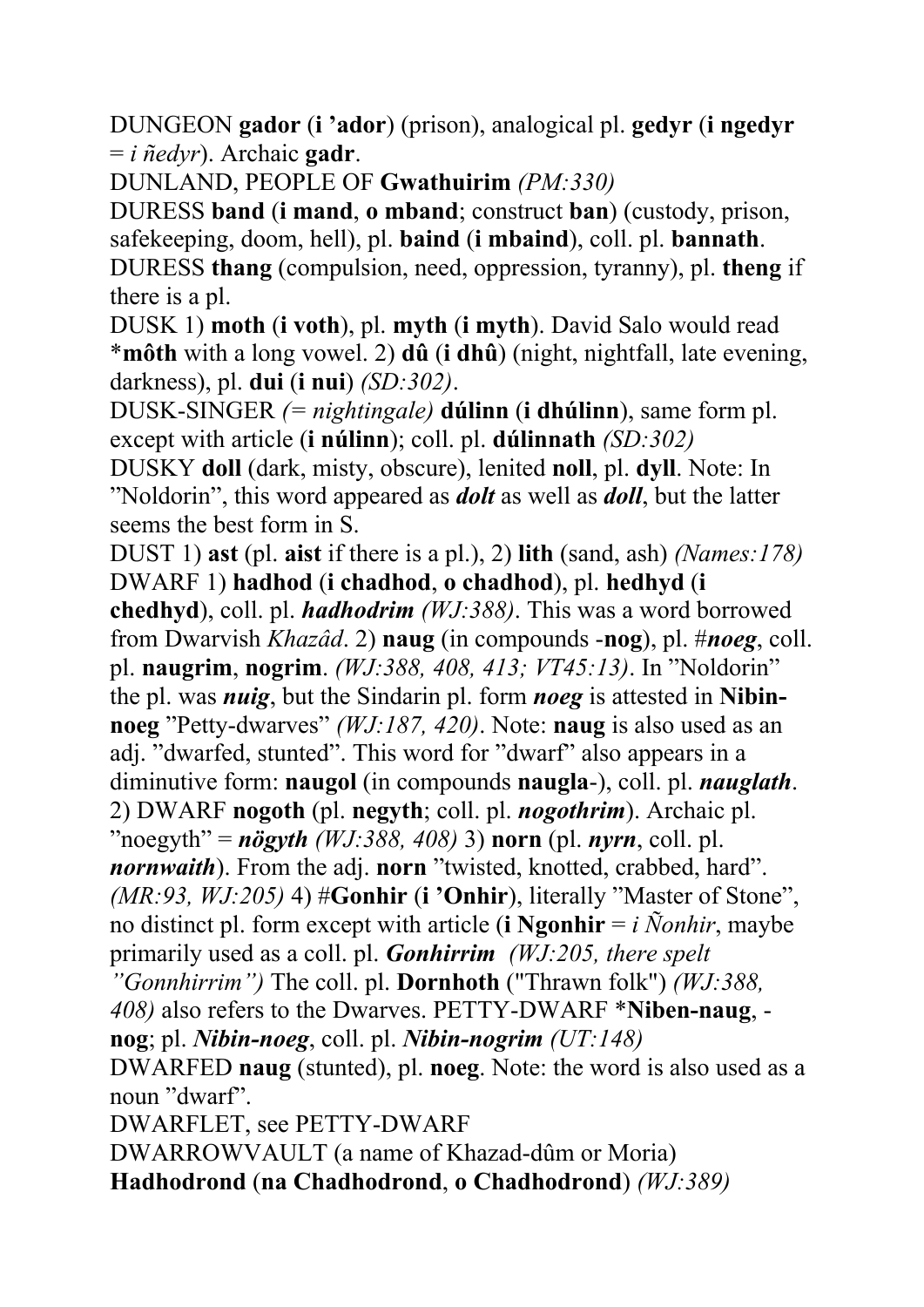DUNGEON **gador** (**i 'ador**) (prison), analogical pl. **gedyr** (**i ngedyr** = *i ñedyr*). Archaic **gadr**.
DUNLAND, PEOPLE OF **Gwathuirim** *(PM:330)*
DURESS **band** (**i mand**, **o mband**; construct **ban**) (custody, prison, safekeeping, doom, hell), pl. **baind** (**i mbaind**), coll. pl. **bannath**.
DURESS **thang** (compulsion, need, oppression, tyranny), pl. **theng** if there is a pl.
DUSK 1) **moth** (**i voth**), pl. **myth** (**i myth**). David Salo would read \***môth** with a long vowel. 2) **dû** (**i dhû**) (night, nightfall, late evening, darkness), pl. **dui** (**i nui**) *(SD:302)*.
DUSK-SINGER *(= nightingale)* **dúlinn** (**i dhúlinn**), same form pl. except with article (**i núlinn**); coll. pl. **dúlinnath** *(SD:302)*
DUSKY **doll** (dark, misty, obscure), lenited **noll**, pl. **dyll**. Note: In "Noldorin", this word appeared as ***dolt*** as well as ***doll***, but the latter seems the best form in S.
DUST 1) **ast** (pl. **aist** if there is a pl.), 2) **lith** (sand, ash) *(Names:178)*
DWARF 1) **hadhod** (**i chadhod**, **o chadhod**), pl. **hedhyd** (**i chedhyd**), coll. pl. ***hadhodrim*** *(WJ:388)*. This was a word borrowed from Dwarvish *Khazâd*. 2) **naug** (in compounds -**nog**), pl. #***noeg***, coll. pl. **naugrim**, **nogrim**. *(WJ:388, 408, 413; VT45:13)*. In "Noldorin" the pl. was ***nuig***, but the Sindarin pl. form ***noeg*** is attested in **Nibin-noeg** "Petty-dwarves" *(WJ:187, 420)*. Note: **naug** is also used as an adj. "dwarfed, stunted". This word for "dwarf" also appears in a diminutive form: **naugol** (in compounds **naugla**-), coll. pl. ***nauglath***. 2) DWARF **nogoth** (pl. **negyth**; coll. pl. ***nogothrim***). Archaic pl. "noegyth" = ***nögyth*** *(WJ:388, 408)* 3) **norn** (pl. ***nyrn***, coll. pl. ***nornwaith***). From the adj. **norn** "twisted, knotted, crabbed, hard". *(MR:93, WJ:205)* 4) #**Gonhir** (**i 'Onhir**), literally "Master of Stone", no distinct pl. form except with article (**i Ngonhir** = *i Ñonhir*, maybe primarily used as a coll. pl. ***Gonhirrim*** *(WJ:205, there spelt "Gonnhirrim")* The coll. pl. **Dornhoth** ("Thrawn folk") *(WJ:388, 408)* also refers to the Dwarves. PETTY-DWARF \***Niben-naug**, -**nog**; pl. ***Nibin-noeg***, coll. pl. ***Nibin-nogrim*** *(UT:148)*
DWARFED **naug** (stunted), pl. **noeg**. Note: the word is also used as a noun "dwarf".
DWARFLET, see PETTY-DWARF
DWARROWVAULT (a name of Khazad-dûm or Moria) **Hadhodrond** (**na Chadhodrond**, **o Chadhodrond**) *(WJ:389)*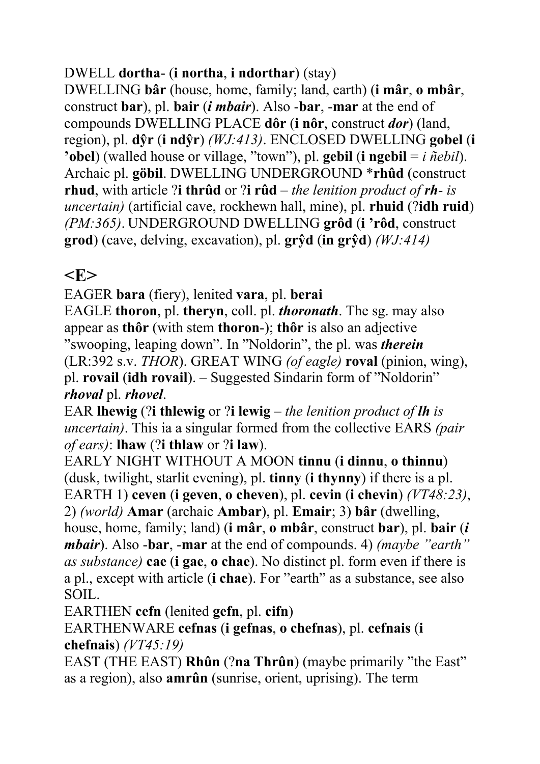DWELL **dortha-** (**i northa**, **i ndorthar**) (stay)
DWELLING **bâr** (house, home, family; land, earth) (**i mâr**, **o mbâr**, construct **bar**), pl. **bair** (***i mbair***). Also -**bar**, -**mar** at the end of compounds DWELLING PLACE **dôr** (**i nôr**, construct ***dor***) (land, region), pl. **dŷr** (**i ndŷr**) *(WJ:413)*. ENCLOSED DWELLING **gobel** (**i 'obel**) (walled house or village, "town"), pl. **gebil** (**i ngebil** = *i ñebil*). Archaic pl. **göbil**. DWELLING UNDERGROUND ***rhûd** (construct **rhud**, with article ?**i thrûd** or ?**i rûd** – *the lenition product of* ***rh-*** *is uncertain)* (artificial cave, rockhewn hall, mine), pl. **rhuid** (?**idh ruid**) *(PM:365)*. UNDERGROUND DWELLING **grôd** (**i 'rôd**, construct **grod**) (cave, delving, excavation), pl. **grŷd** (**in grŷd**) *(WJ:414)*

## <E>

EAGER **bara** (fiery), lenited **vara**, pl. **berai**
EAGLE **thoron**, pl. **theryn**, coll. pl. ***thoronath***. The sg. may also appear as **thôr** (with stem **thoron**-); **thôr** is also an adjective "swooping, leaping down". In "Noldorin", the pl. was ***therein*** (LR:392 s.v. *THOR*). GREAT WING *(of eagle)* **roval** (pinion, wing), pl. **rovail** (**idh rovail**). – Suggested Sindarin form of "Noldorin" ***rhoval*** pl. ***rhovel***.
EAR **lhewig** (?**i thlewig** or ?**i lewig** – *the lenition product of* ***lh*** *is uncertain)*. This ia a singular formed from the collective EARS *(pair of ears)*: **lhaw** (?**i thlaw** or ?**i law**).
EARLY NIGHT WITHOUT A MOON **tinnu** (**i dinnu**, **o thinnu**) (dusk, twilight, starlit evening), pl. **tinny** (**i thynny**) if there is a pl.
EARTH 1) **ceven** (**i geven**, **o cheven**), pl. **cevin** (**i chevin**) *(VT48:23)*, 2) *(world)* **Amar** (archaic **Ambar**), pl. **Emair**; 3) **bâr** (dwelling, house, home, family; land) (**i mâr**, **o mbâr**, construct **bar**), pl. **bair** (***i mbair***). Also -**bar**, -**mar** at the end of compounds. 4) *(maybe "earth" as substance)* **cae** (**i gae**, **o chae**). No distinct pl. form even if there is a pl., except with article (**i chae**). For "earth" as a substance, see also SOIL.
EARTHEN **cefn** (lenited **gefn**, pl. **cifn**)
EARTHENWARE **cefnas** (**i gefnas**, **o chefnas**), pl. **cefnais** (**i chefnais**) *(VT45:19)*
EAST (THE EAST) **Rhûn** (?**na Thrûn**) (maybe primarily "the East" as a region), also **amrûn** (sunrise, orient, uprising). The term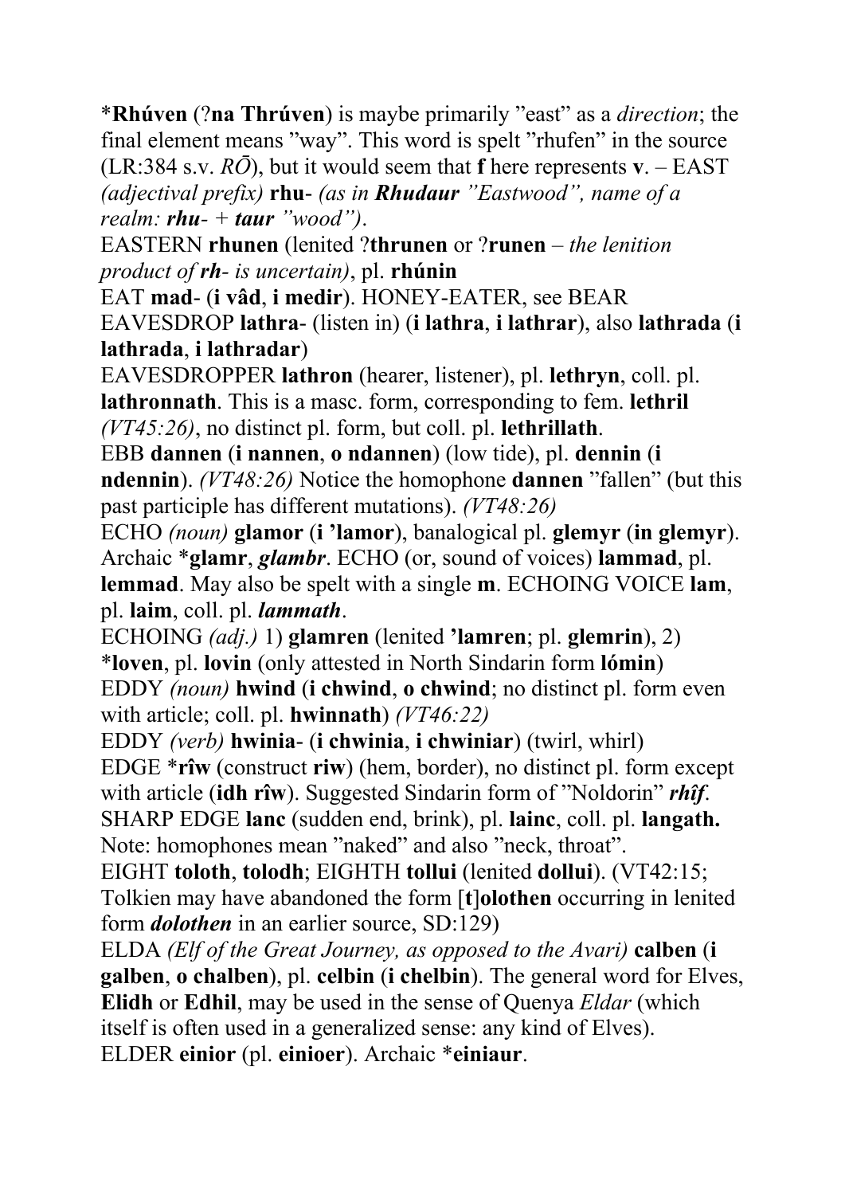*__Rhúven__ (?__na Thrúven__) is maybe primarily "east" as a *direction*; the final element means "way". This word is spelt "rhufen" in the source (LR:384 s.v. *RŌ*), but it would seem that **f** here represents **v**. – EAST *(adjectival prefix)* **rhu**- *(as in **Rhudaur** "Eastwood", name of a realm: **rhu**- + **taur** "wood")*.

EASTERN **rhunen** (lenited ?**thrunen** or ?**runen** – *the lenition product of **rh**- is uncertain)*, pl. **rhúnin**

EAT **mad**- (**i vâd**, **i medir**). HONEY-EATER, see BEAR

EAVESDROP **lathra**- (listen in) (**i lathra**, **i lathrar**), also **lathrada** (**i lathrada**, **i lathradar**)

EAVESDROPPER **lathron** (hearer, listener), pl. **lethryn**, coll. pl. **lathronnath**. This is a masc. form, corresponding to fem. **lethril** *(VT45:26)*, no distinct pl. form, but coll. pl. **lethrillath**.

EBB **dannen** (**i nannen**, **o ndannen**) (low tide), pl. **dennin** (**i ndennin**). *(VT48:26)* Notice the homophone **dannen** "fallen" (but this past participle has different mutations). *(VT48:26)*

ECHO *(noun)* **glamor** (**i 'lamor**), banalogical pl. **glemyr** (**in glemyr**). Archaic *__glamr__, ***glambr***. ECHO (or, sound of voices) **lammad**, pl. **lemmad**. May also be spelt with a single **m**. ECHOING VOICE **lam**, pl. **laim**, coll. pl. ***lammath***.

ECHOING *(adj.)* 1) **glamren** (lenited **'lamren**; pl. **glemrin**), 2) *__loven__, pl. **lovin** (only attested in North Sindarin form **lómin**)

EDDY *(noun)* **hwind** (**i chwind**, **o chwind**; no distinct pl. form even with article; coll. pl. **hwinnath**) *(VT46:22)*

EDDY *(verb)* **hwinia**- (**i chwinia**, **i chwiniar**) (twirl, whirl)

EDGE *__rîw__ (construct **riw**) (hem, border), no distinct pl. form except with article (**idh rîw**). Suggested Sindarin form of "Noldorin" ***rhîf***. SHARP EDGE **lanc** (sudden end, brink), pl. **lainc**, coll. pl. **langath.** Note: homophones mean "naked" and also "neck, throat".

EIGHT **toloth**, **tolodh**; EIGHTH **tollui** (lenited **dollui**). (VT42:15; Tolkien may have abandoned the form [**t**]**olothen** occurring in lenited form ***dolothen*** in an earlier source, SD:129)

ELDA *(Elf of the Great Journey, as opposed to the Avari)* **calben** (**i galben**, **o chalben**), pl. **celbin** (**i chelbin**). The general word for Elves, **Elidh** or **Edhil**, may be used in the sense of Quenya *Eldar* (which itself is often used in a generalized sense: any kind of Elves).

ELDER **einior** (pl. **einioer**). Archaic *__einiaur__.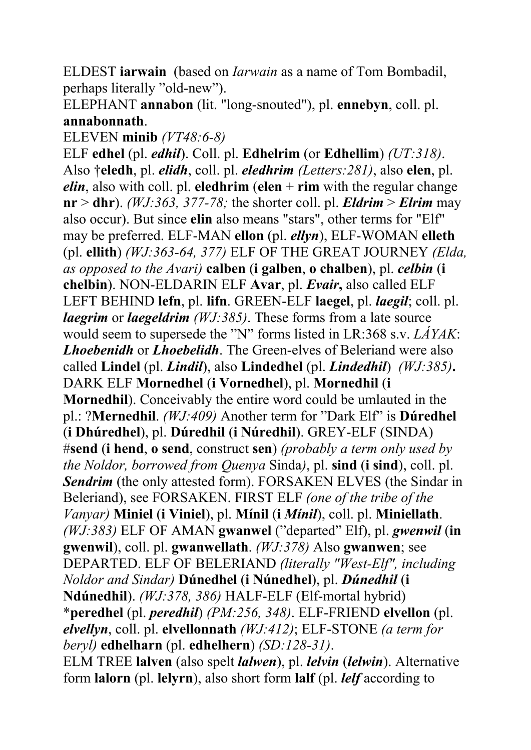ELDEST **iarwain** (based on *Iarwain* as a name of Tom Bombadil, perhaps literally "old-new").

ELEPHANT **annabon** (lit. "long-snouted"), pl. **ennebyn**, coll. pl. **annabonnath**.

ELEVEN **minib** *(VT48:6-8)*

ELF **edhel** (pl. ***edhil***). Coll. pl. **Edhelrim** (or **Edhellim**) *(UT:318)*. Also †**eledh**, pl. ***elidh***, coll. pl. ***eledhrim (Letters:281)***, also **elen**, pl. ***elin***, also with coll. pl. **eledhrim** (**elen** + **rim** with the regular change **nr** > **dhr**). *(WJ:363, 377-78;* the shorter coll. pl. ***Eldrim*** > ***Elrim*** may also occur). But since **elin** also means "stars", other terms for "Elf" may be preferred. ELF-MAN **ellon** (pl. ***ellyn***), ELF-WOMAN **elleth** (pl. **ellith**) *(WJ:363-64, 377)* ELF OF THE GREAT JOURNEY *(Elda, as opposed to the Avari)* **calben** (**i galben**, **o chalben**), pl. ***celbin*** (**i chelbin**). NON-ELDARIN ELF **Avar**, pl. ***Evair***, also called ELF LEFT BEHIND **lefn**, pl. **lifn**. GREEN-ELF **laegel**, pl. ***laegil***; coll. pl. ***laegrim*** or ***laegeldrim (WJ:385)***. These forms from a late source would seem to supersede the "N" forms listed in LR:368 s.v. *LÁYAK*: ***Lhoebenidh*** or ***Lhoebelidh***. The Green-elves of Beleriand were also called **Lindel** (pl. ***Lindil***), also **Lindedhel** (pl. ***Lindedhil***) *(WJ:385)*. DARK ELF **Mornedhel** (**i Vornedhel**), pl. **Mornedhil** (**i Mornedhil**). Conceivably the entire word could be umlauted in the pl.: ?**Mernedhil**. *(WJ:409)* Another term for "Dark Elf" is **Dúredhel** (**i Dhúredhel**), pl. **Dúredhil** (**i Núredhil**). GREY-ELF (SINDA) #**send** (**i hend**, **o send**, construct **sen**) *(probably a term only used by the Noldor, borrowed from Quenya* Sinda*)*, pl. **sind** (**i sind**), coll. pl. ***Sendrim*** (the only attested form). FORSAKEN ELVES (the Sindar in Beleriand), see FORSAKEN. FIRST ELF *(one of the tribe of the Vanyar)* **Miniel** (**i Viniel**), pl. **Mínil** (**i *Mínil***), coll. pl. **Miniellath**. *(WJ:383)* ELF OF AMAN **gwanwel** ("departed" Elf), pl. ***gwenwil*** (**in gwenwil**), coll. pl. **gwanwellath**. *(WJ:378)* Also **gwanwen**; see DEPARTED. ELF OF BELERIAND *(literally "West-Elf", including Noldor and Sindar)* **Dúnedhel** (**i Núnedhel**), pl. ***Dúnedhil*** (**i Ndúnedhil**). *(WJ:378, 386)* HALF-ELF (Elf-mortal hybrid) ***peredhel** (pl. ***peredhil***) *(PM:256, 348)*. ELF-FRIEND **elvellon** (pl. ***elvellyn***, coll. pl. **elvellonnath** *(WJ:412)*; ELF-STONE *(a term for beryl)* **edhelharn** (pl. **edhelhern**) *(SD:128-31)*.

ELM TREE **lalven** (also spelt ***lalwen***), pl. ***lelvin*** (***lelwin***). Alternative form **lalorn** (pl. **lelyrn**), also short form **lalf** (pl. ***lelf*** according to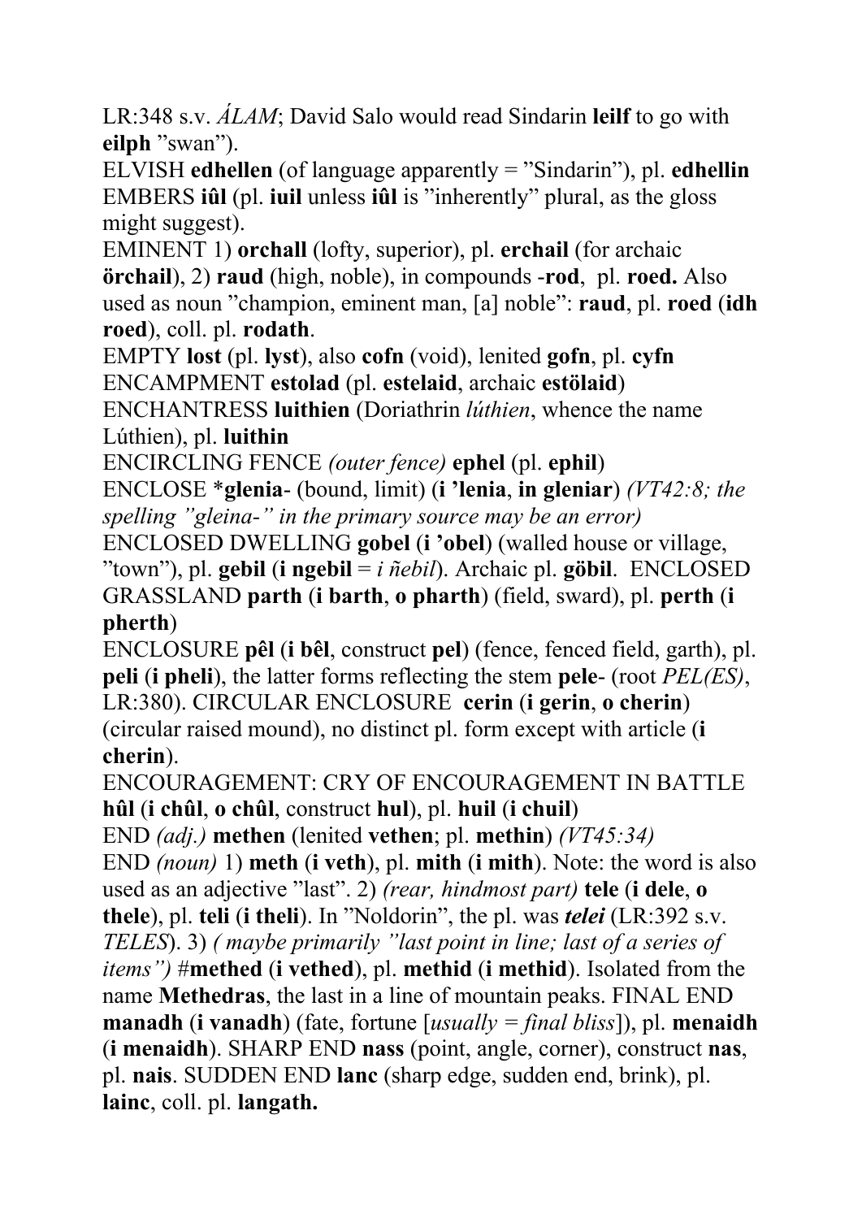LR:348 s.v. *ÁLAM*; David Salo would read Sindarin **leilf** to go with **eilph** ”swan”).

ELVISH **edhellen** (of language apparently = ”Sindarin”), pl. **edhellin**

EMBERS **iûl** (pl. **iuil** unless **iûl** is ”inherently” plural, as the gloss might suggest).

EMINENT 1) **orchall** (lofty, superior), pl. **erchail** (for archaic **örchail**), 2) **raud** (high, noble), in compounds -**rod**, pl. **roed.** Also used as noun ”champion, eminent man, [a] noble”: **raud**, pl. **roed** (**idh roed**), coll. pl. **rodath**.

EMPTY **lost** (pl. **lyst**), also **cofn** (void), lenited **gofn**, pl. **cyfn**

ENCAMPMENT **estolad** (pl. **estelaid**, archaic **estölaid**)

ENCHANTRESS **luithien** (Doriathrin *lúthien*, whence the name Lúthien), pl. **luithin**

ENCIRCLING FENCE *(outer fence)* **ephel** (pl. **ephil**)

ENCLOSE ***glenia**- (bound, limit) (**i ’lenia**, **in gleniar**) *(VT42:8; the spelling ”gleina-” in the primary source may be an error)*

ENCLOSED DWELLING **gobel** (**i ’obel**) (walled house or village, ”town”), pl. **gebil** (**i ngebil** = *i ñebil*). Archaic pl. **göbil**. ENCLOSED GRASSLAND **parth** (**i barth**, **o pharth**) (field, sward), pl. **perth** (**i pherth**)

ENCLOSURE **pêl** (**i bêl**, construct **pel**) (fence, fenced field, garth), pl. **peli** (**i pheli**), the latter forms reflecting the stem **pele**- (root *PEL(ES)*, LR:380). CIRCULAR ENCLOSURE **cerin** (**i gerin**, **o cherin**) (circular raised mound), no distinct pl. form except with article (**i cherin**).

ENCOURAGEMENT: CRY OF ENCOURAGEMENT IN BATTLE **hûl** (**i chûl**, **o chûl**, construct **hul**), pl. **huil** (**i chuil**)

END *(adj.)* **methen** (lenited **vethen**; pl. **methin**) *(VT45:34)*

END *(noun)* 1) **meth** (**i veth**), pl. **mith** (**i mith**). Note: the word is also used as an adjective ”last”. 2) *(rear, hindmost part)* **tele** (**i dele**, **o thele**), pl. **teli** (**i theli**). In ”Noldorin”, the pl. was ***telei*** (LR:392 s.v. *TELES*). 3) *( maybe primarily ”last point in line; last of a series of items”)* #**methed** (**i vethed**), pl. **methid** (**i methid**). Isolated from the name **Methedras**, the last in a line of mountain peaks. FINAL END **manadh** (**i vanadh**) (fate, fortune [*usually = final bliss*]), pl. **menaidh** (**i menaidh**). SHARP END **nass** (point, angle, corner), construct **nas**, pl. **nais**. SUDDEN END **lanc** (sharp edge, sudden end, brink), pl. **lainc**, coll. pl. **langath.**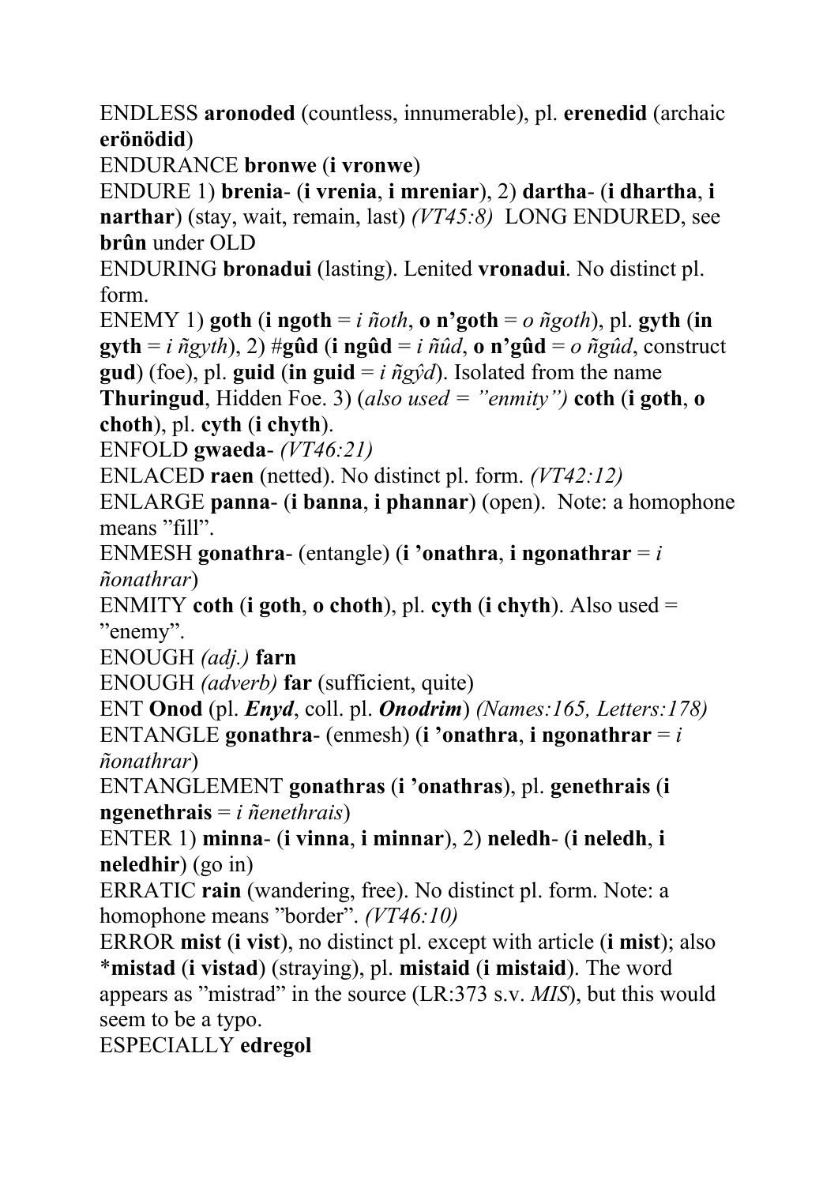ENDLESS **aronoded** (countless, innumerable), pl. **erenedid** (archaic **erönödid**)

ENDURANCE **bronwe** (**i vronwe**)

ENDURE 1) **brenia**- (**i vrenia**, **i mreniar**), 2) **dartha**- (**i dhartha**, **i narthar**) (stay, wait, remain, last) *(VT45:8)* LONG ENDURED, see **brûn** under OLD

ENDURING **bronadui** (lasting). Lenited **vronadui**. No distinct pl. form.

ENEMY 1) **goth** (**i ngoth** = *i ñoth*, **o n'goth** = *o ñgoth*), pl. **gyth** (**in gyth** = *i ñgyth*), 2) #**gûd** (**i ngûd** = *i ñûd*, **o n'gûd** = *o ñgûd*, construct **gud**) (foe), pl. **guid** (**in guid** = *i ñgŷd*). Isolated from the name **Thuringud**, Hidden Foe. 3) (*also used = "enmity")* **coth** (**i goth**, **o choth**), pl. **cyth** (**i chyth**).

ENFOLD **gwaeda**- *(VT46:21)*

ENLACED **raen** (netted). No distinct pl. form. *(VT42:12)*

ENLARGE **panna**- (**i banna**, **i phannar**) (open). Note: a homophone means "fill".

ENMESH **gonathra**- (entangle) (**i 'onathra**, **i ngonathrar** = *i ñonathrar*)

ENMITY **coth** (**i goth**, **o choth**), pl. **cyth** (**i chyth**). Also used = "enemy".

ENOUGH *(adj.)* **farn**

ENOUGH *(adverb)* **far** (sufficient, quite)

ENT **Onod** (pl. ***Enyd***, coll. pl. ***Onodrim***) *(Names:165, Letters:178)*

ENTANGLE **gonathra**- (enmesh) (**i 'onathra**, **i ngonathrar** = *i ñonathrar*)

ENTANGLEMENT **gonathras** (**i 'onathras**), pl. **genethrais** (**i ngenethrais** = *i ñenethrais*)

ENTER 1) **minna**- (**i vinna**, **i minnar**), 2) **neledh**- (**i neledh**, **i neledhir**) (go in)

ERRATIC **rain** (wandering, free). No distinct pl. form. Note: a homophone means "border". *(VT46:10)*

ERROR **mist** (**i vist**), no distinct pl. except with article (**i mist**); also ***mistad** (**i vistad**) (straying), pl. **mistaid** (**i mistaid**). The word appears as "mistrad" in the source (LR:373 s.v. *MIS*), but this would seem to be a typo.

ESPECIALLY **edregol**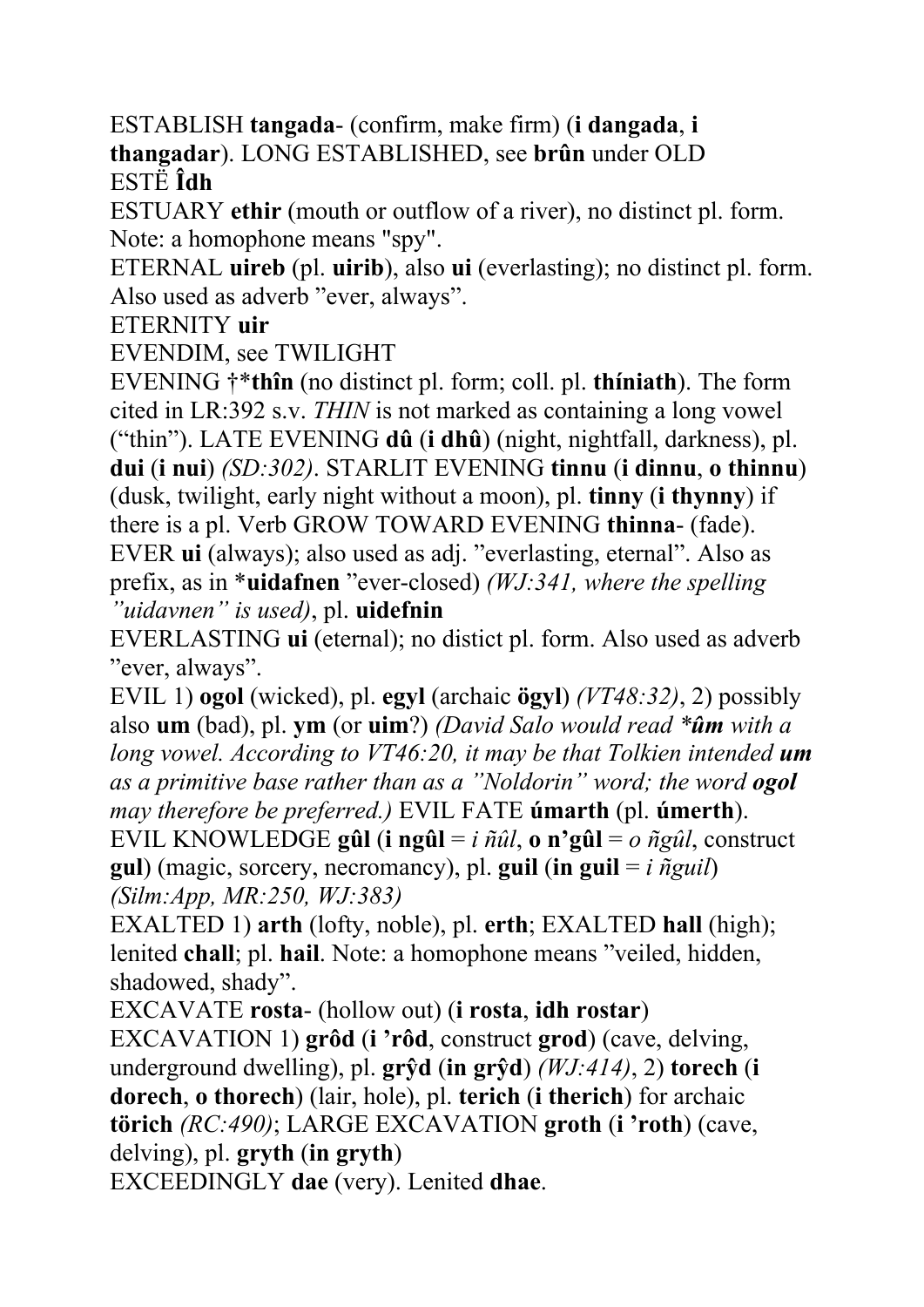ESTABLISH **tangada**- (confirm, make firm) (**i dangada**, **i thangadar**). LONG ESTABLISHED, see **brûn** under OLD

ESTË **Îdh**

ESTUARY **ethir** (mouth or outflow of a river), no distinct pl. form. Note: a homophone means "spy".

ETERNAL **uireb** (pl. **uirib**), also **ui** (everlasting); no distinct pl. form. Also used as adverb "ever, always".

ETERNITY **uir**

EVENDIM, see TWILIGHT

EVENING †\***thîn** (no distinct pl. form; coll. pl. **thíniath**). The form cited in LR:392 s.v. *THIN* is not marked as containing a long vowel ("thin"). LATE EVENING **dû** (**i dhû**) (night, nightfall, darkness), pl. **dui** (**i nui**) *(SD:302)*. STARLIT EVENING **tinnu** (**i dinnu**, **o thinnu**) (dusk, twilight, early night without a moon), pl. **tinny** (**i thynny**) if there is a pl. Verb GROW TOWARD EVENING **thinna**- (fade).

EVER **ui** (always); also used as adj. "everlasting, eternal". Also as prefix, as in \***uidafnen** "ever-closed) *(WJ:341, where the spelling "uidavnen" is used)*, pl. **uidefnin**

EVERLASTING **ui** (eternal); no distict pl. form. Also used as adverb "ever, always".

EVIL 1) **ogol** (wicked), pl. **egyl** (archaic **ögyl**) *(VT48:32)*, 2) possibly also **um** (bad), pl. **ym** (or **uim**?) *(David Salo would read \****ûm*** *with a long vowel. According to VT46:20, it may be that Tolkien intended* ***um*** *as a primitive base rather than as a "Noldorin" word; the word* ***ogol*** *may therefore be preferred.)* EVIL FATE **úmarth** (pl. **úmerth**). EVIL KNOWLEDGE **gûl** (**i ngûl** = *i ñûl*, **o n'gûl** = *o ñgûl*, construct **gul**) (magic, sorcery, necromancy), pl. **guil** (**in guil** = *i ñguil*) *(Silm:App, MR:250, WJ:383)*

EXALTED 1) **arth** (lofty, noble), pl. **erth**; EXALTED **hall** (high); lenited **chall**; pl. **hail**. Note: a homophone means "veiled, hidden, shadowed, shady".

EXCAVATE **rosta**- (hollow out) (**i rosta**, **idh rostar**)

EXCAVATION 1) **grôd** (**i 'rôd**, construct **grod**) (cave, delving, underground dwelling), pl. **grŷd** (**in grŷd**) *(WJ:414)*, 2) **torech** (**i dorech**, **o thorech**) (lair, hole), pl. **terich** (**i therich**) for archaic **törich** *(RC:490)*; LARGE EXCAVATION **groth** (**i 'roth**) (cave, delving), pl. **gryth** (**in gryth**)

EXCEEDINGLY **dae** (very). Lenited **dhae**.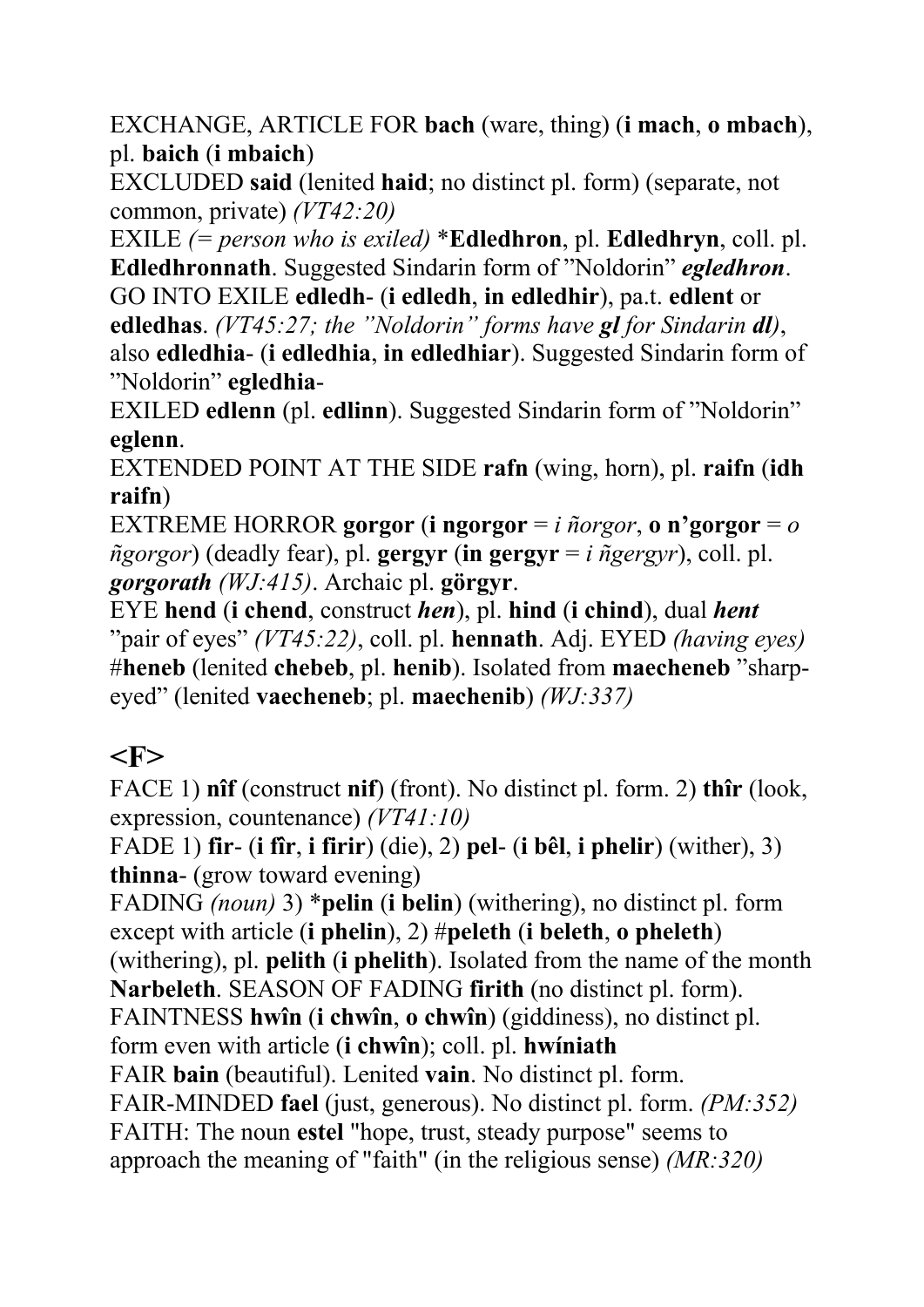EXCHANGE, ARTICLE FOR **bach** (ware, thing) (**i mach**, **o mbach**), pl. **baich** (**i mbaich**)

EXCLUDED **said** (lenited **haid**; no distinct pl. form) (separate, not common, private) *(VT42:20)*

EXILE *(= person who is exiled)* \***Edledhron**, pl. **Edledhryn**, coll. pl. **Edledhronnath**. Suggested Sindarin form of "Noldorin" ***egledhron***.

GO INTO EXILE **edledh-** (**i edledh**, **in edledhir**), pa.t. **edlent** or **edledhas**. *(VT45:27; the "Noldorin" forms have **gl** for Sindarin **dl**)*, also **edledhia-** (**i edledhia**, **in edledhiar**). Suggested Sindarin form of "Noldorin" **egledhia-**

EXILED **edlenn** (pl. **edlinn**). Suggested Sindarin form of "Noldorin" **eglenn**.

EXTENDED POINT AT THE SIDE **rafn** (wing, horn), pl. **raifn** (**idh raifn**)

EXTREME HORROR **gorgor** (**i ngorgor** = *i ñorgor*, **o n'gorgor** = *o ñgorgor*) (deadly fear), pl. **gergyr** (**in gergyr** = *i ñgergyr*), coll. pl. ***gorgorath*** *(WJ:415)*. Archaic pl. **görgyr**.

EYE **hend** (**i chend**, construct ***hen***), pl. **hind** (**i chind**), dual ***hent*** "pair of eyes" *(VT45:22)*, coll. pl. **hennath**. Adj. EYED *(having eyes)* #**heneb** (lenited **chebeb**, pl. **henib**). Isolated from **maecheneb** "sharp-eyed" (lenited **vaecheneb**; pl. **maechenib**) *(WJ:337)*

## <F>

FACE 1) **nîf** (construct **nif**) (front). No distinct pl. form. 2) **thîr** (look, expression, countenance) *(VT41:10)*

FADE 1) **fir-** (**i fîr**, **i firir**) (die), 2) **pel-** (**i bêl**, **i phelir**) (wither), 3) **thinna-** (grow toward evening)

FADING *(noun)* 3) \***pelin** (**i belin**) (withering), no distinct pl. form except with article (**i phelin**), 2) #**peleth** (**i beleth**, **o pheleth**) (withering), pl. **pelith** (**i phelith**). Isolated from the name of the month **Narbeleth**. SEASON OF FADING **firith** (no distinct pl. form).

FAINTNESS **hwîn** (**i chwîn**, **o chwîn**) (giddiness), no distinct pl. form even with article (**i chwîn**); coll. pl. **hwíniath**

FAIR **bain** (beautiful). Lenited **vain**. No distinct pl. form.

FAIR-MINDED **fael** (just, generous). No distinct pl. form. *(PM:352)*

FAITH: The noun **estel** "hope, trust, steady purpose" seems to approach the meaning of "faith" (in the religious sense) *(MR:320)*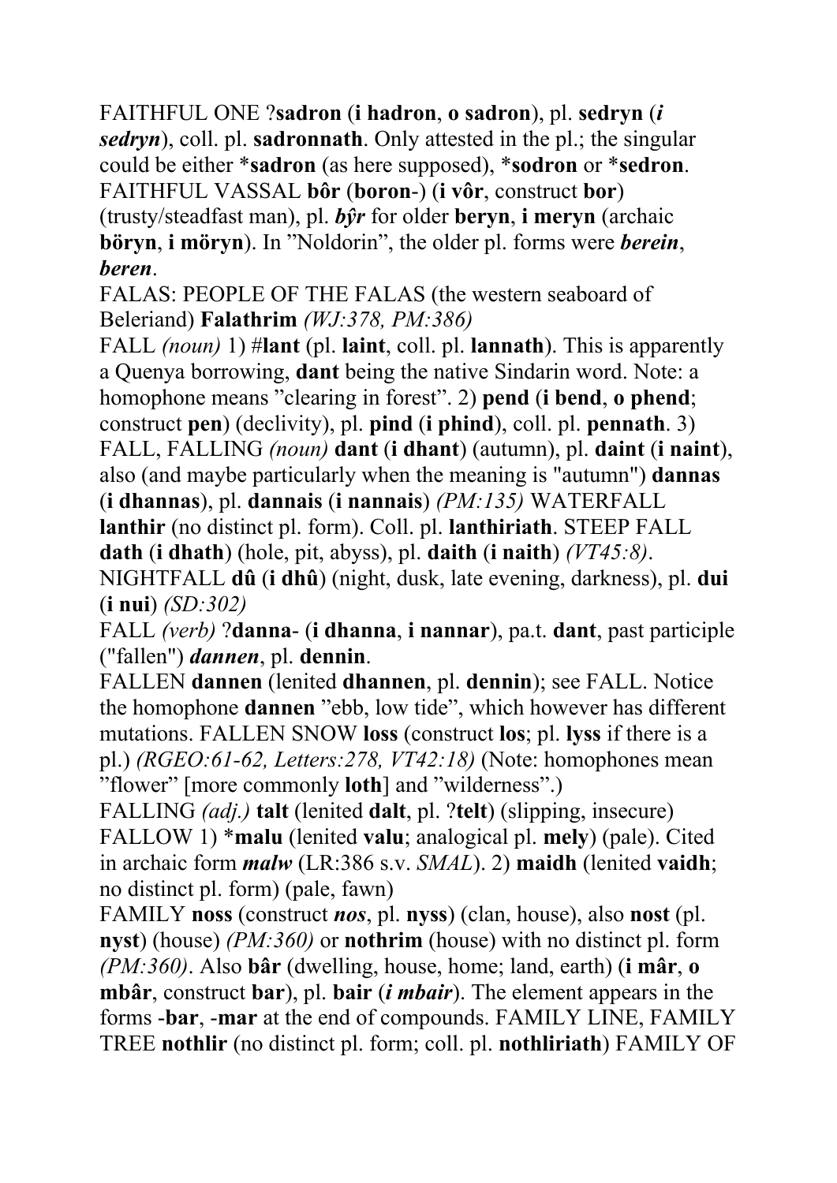FAITHFUL ONE ?**sadron** (**i hadron**, **o sadron**), pl. **sedryn** (***i sedryn***), coll. pl. **sadronnath**. Only attested in the pl.; the singular could be either ***sadron** (as here supposed), ***sodron** or ***sedron**.
FAITHFUL VASSAL **bôr** (**boron-**) (**i vôr**, construct **bor**) (trusty/steadfast man), pl. ***bŷr*** for older **beryn**, **i meryn** (archaic **böryn**, **i möryn**). In "Noldorin", the older pl. forms were ***berein***, ***beren***.
FALAS: PEOPLE OF THE FALAS (the western seaboard of Beleriand) **Falathrim** *(WJ:378, PM:386)*
FALL *(noun)* 1) #**lant** (pl. **laint**, coll. pl. **lannath**). This is apparently a Quenya borrowing, **dant** being the native Sindarin word. Note: a homophone means "clearing in forest". 2) **pend** (**i bend**, **o phend**; construct **pen**) (declivity), pl. **pind** (**i phind**), coll. pl. **pennath**. 3) FALL, FALLING *(noun)* **dant** (**i dhant**) (autumn), pl. **daint** (**i naint**), also (and maybe particularly when the meaning is "autumn") **dannas** (**i dhannas**), pl. **dannais** (**i nannais**) *(PM:135)* WATERFALL **lanthir** (no distinct pl. form). Coll. pl. **lanthiriath**. STEEP FALL **dath** (**i dhath**) (hole, pit, abyss), pl. **daith** (**i naith**) *(VT45:8)*. NIGHTFALL **dû** (**i dhû**) (night, dusk, late evening, darkness), pl. **dui** (**i nui**) *(SD:302)*
FALL *(verb)* ?**danna-** (**i dhanna**, **i nannar**), pa.t. **dant**, past participle ("fallen") ***dannen***, pl. **dennin**.
FALLEN **dannen** (lenited **dhannen**, pl. **dennin**); see FALL. Notice the homophone **dannen** "ebb, low tide", which however has different mutations. FALLEN SNOW **loss** (construct **los**; pl. **lyss** if there is a pl.) *(RGEO:61-62, Letters:278, VT42:18)* (Note: homophones mean "flower" [more commonly **loth**] and "wilderness".)
FALLING *(adj.)* **talt** (lenited **dalt**, pl. ?**telt**) (slipping, insecure)
FALLOW 1) ***malu** (lenited **valu**; analogical pl. **mely**) (pale). Cited in archaic form ***malw*** (LR:386 s.v. *SMAL*). 2) **maidh** (lenited **vaidh**; no distinct pl. form) (pale, fawn)
FAMILY **noss** (construct ***nos***, pl. **nyss**) (clan, house), also **nost** (pl. **nyst**) (house) *(PM:360)* or **nothrim** (house) with no distinct pl. form *(PM:360)*. Also **bâr** (dwelling, house, home; land, earth) (**i mâr**, **o mbâr**, construct **bar**), pl. **bair** (***i mbair***). The element appears in the forms **-bar**, **-mar** at the end of compounds. FAMILY LINE, FAMILY TREE **nothlir** (no distinct pl. form; coll. pl. **nothliriath**) FAMILY OF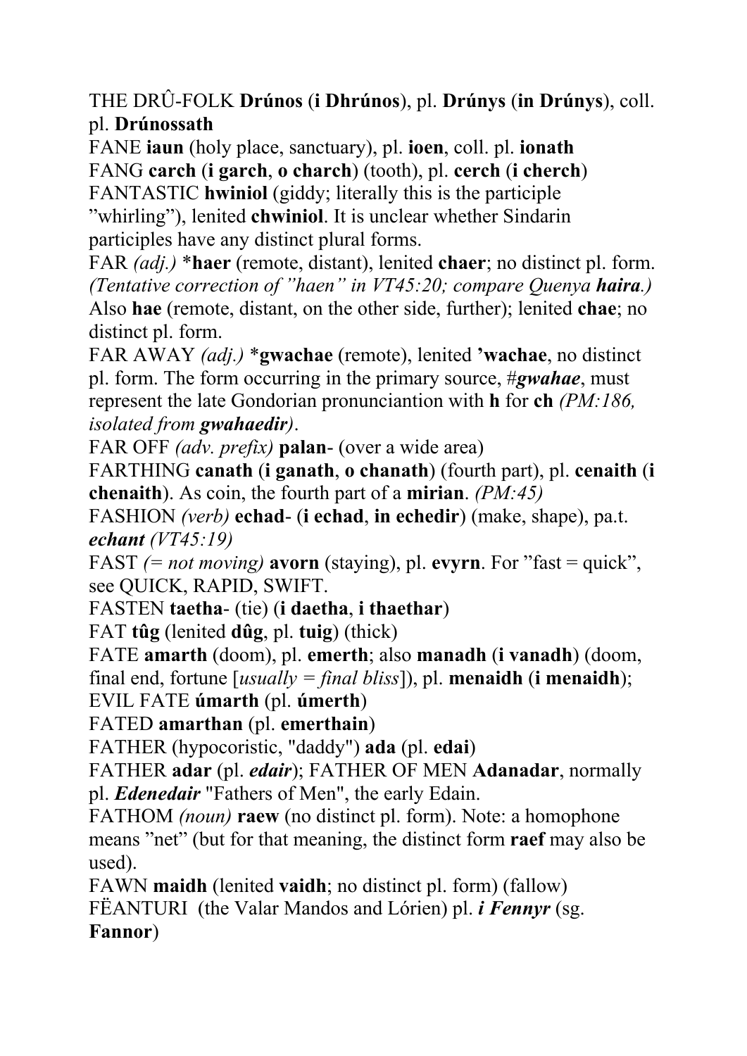THE DRÛ-FOLK **Drúnos** (**i Dhrúnos**), pl. **Drúnys** (**in Drúnys**), coll. pl. **Drúnossath**

FANE **iaun** (holy place, sanctuary), pl. **ioen**, coll. pl. **ionath**

FANG **carch** (**i garch**, **o charch**) (tooth), pl. **cerch** (**i cherch**)

FANTASTIC **hwiniol** (giddy; literally this is the participle ”whirling”), lenited **chwiniol**. It is unclear whether Sindarin participles have any distinct plural forms.

FAR *(adj.)* ***haer** (remote, distant), lenited **chaer**; no distinct pl. form. *(Tentative correction of ”haen” in VT45:20; compare Quenya **haira**.)* Also **hae** (remote, distant, on the other side, further); lenited **chae**; no distinct pl. form.

FAR AWAY *(adj.)* ***gwachae** (remote), lenited **’wachae**, no distinct pl. form. The form occurring in the primary source, #***gwahae***, must represent the late Gondorian pronunciantion with **h** for **ch** *(PM:186, isolated from **gwahaedir**)*.

FAR OFF *(adv. prefix)* **palan**- (over a wide area)

FARTHING **canath** (**i ganath**, **o chanath**) (fourth part), pl. **cenaith** (**i chenaith**). As coin, the fourth part of a **mirian**. *(PM:45)*

FASHION *(verb)* **echad**- (**i echad**, **in echedir**) (make, shape), pa.t. ***echant*** *(VT45:19)*

FAST *(= not moving)* **avorn** (staying), pl. **evyrn**. For ”fast = quick”, see QUICK, RAPID, SWIFT.

FASTEN **taetha**- (tie) (**i daetha**, **i thaethar**)

FAT **tûg** (lenited **dûg**, pl. **tuig**) (thick)

FATE **amarth** (doom), pl. **emerth**; also **manadh** (**i vanadh**) (doom, final end, fortune [*usually = final bliss*]), pl. **menaidh** (**i menaidh**); EVIL FATE **úmarth** (pl. **úmerth**)

FATED **amarthan** (pl. **emerthain**)

FATHER (hypocoristic, "daddy") **ada** (pl. **edai**)

FATHER **adar** (pl. ***edair***); FATHER OF MEN **Adanadar**, normally pl. ***Edenedair*** "Fathers of Men", the early Edain.

FATHOM *(noun)* **raew** (no distinct pl. form). Note: a homophone means ”net” (but for that meaning, the distinct form **raef** may also be used).

FAWN **maidh** (lenited **vaidh**; no distinct pl. form) (fallow)

FËANTURI (the Valar Mandos and Lórien) pl. ***i Fennyr*** (sg. **Fannor**)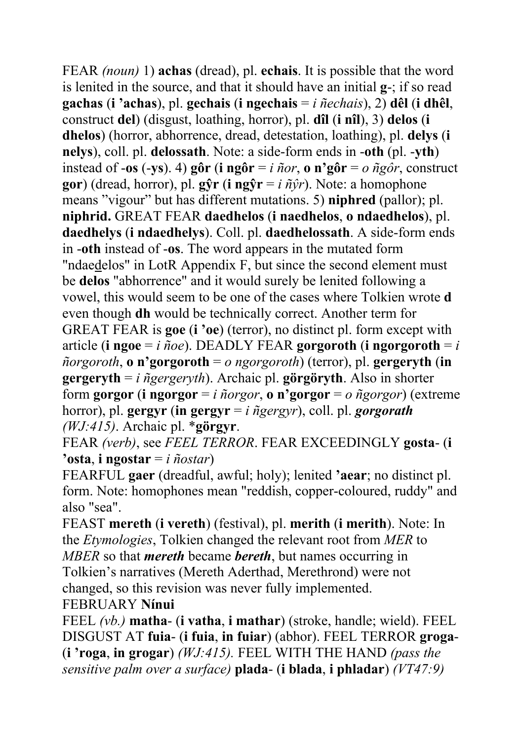FEAR *(noun)* 1) **achas** (dread), pl. **echais**. It is possible that the word is lenited in the source, and that it should have an initial **g**-; if so read **gachas** (**i ’achas**), pl. **gechais** (**i ngechais** = *i ñechais*), 2) **dêl** (**i dhêl**, construct **del**) (disgust, loathing, horror), pl. **dîl** (**i nîl**), 3) **delos** (**i dhelos**) (horror, abhorrence, dread, detestation, loathing), pl. **delys** (**i nelys**), coll. pl. **delossath**. Note: a side-form ends in -**oth** (pl. -**yth**) instead of -**os** (-**ys**). 4) **gôr** (**i ngôr** = *i ñor*, **o n’gôr** = *o ñgôr*, construct **gor**) (dread, horror), pl. **gŷr** (**i ngŷr** = *i ññŷr*). Note: a homophone means ”vigour” but has different mutations. 5) **niphred** (pallor); pl. **niphrid.** GREAT FEAR **daedhelos** (**i naedhelos**, **o ndaedhelos**), pl. **daedhelys** (**i ndaedhelys**). Coll. pl. **daedhelossath**. A side-form ends in -**oth** instead of -**os**. The word appears in the mutated form "ndaedelos" in LotR Appendix F, but since the second element must be **delos** "abhorrence" and it would surely be lenited following a vowel, this would seem to be one of the cases where Tolkien wrote **d** even though **dh** would be technically correct. Another term for GREAT FEAR is **goe** (**i ’oe**) (terror), no distinct pl. form except with article (**i ngoe** = *i ñoe*). DEADLY FEAR **gorgoroth** (**i ngorgoroth** = *i ñorgoroth*, **o n’gorgoroth** = *o ngorgoroth*) (terror), pl. **gergeryth** (**in gergeryth** = *i ñgergeryth*). Archaic pl. **görgöryth**. Also in shorter form **gorgor** (**i ngorgor** = *i ñorgor*, **o n’gorgor** = *o ñgorgor*) (extreme horror), pl. **gergyr** (**in gergyr** = *i ñgergyr*), coll. pl. ***gorgorath*** *(WJ:415)*. Archaic pl. ***görgyr**.

FEAR *(verb)*, see *FEEL TERROR*. FEAR EXCEEDINGLY **gosta**- (**i ’osta**, **i ngostar** = *i ñostar*)

FEARFUL **gaer** (dreadful, awful; holy); lenited **’aear**; no distinct pl. form. Note: homophones mean "reddish, copper-coloured, ruddy" and also "sea".

FEAST **mereth** (**i vereth**) (festival), pl. **merith** (**i merith**). Note: In the *Etymologies*, Tolkien changed the relevant root from *MER* to *MBER* so that ***mereth*** became ***bereth***, but names occurring in Tolkien’s narratives (Mereth Aderthad, Merethrond) were not changed, so this revision was never fully implemented.

FEBRUARY **Nínui**

FEEL *(vb.)* **matha**- (**i vatha**, **i mathar**) (stroke, handle; wield). FEEL DISGUST AT **fuia**- (**i fuia**, **in fuiar**) (abhor). FEEL TERROR **groga**- (**i ’roga**, **in grogar**) *(WJ:415)*. FEEL WITH THE HAND *(pass the sensitive palm over a surface)* **plada**- (**i blada**, **i phladar**) *(VT47:9)*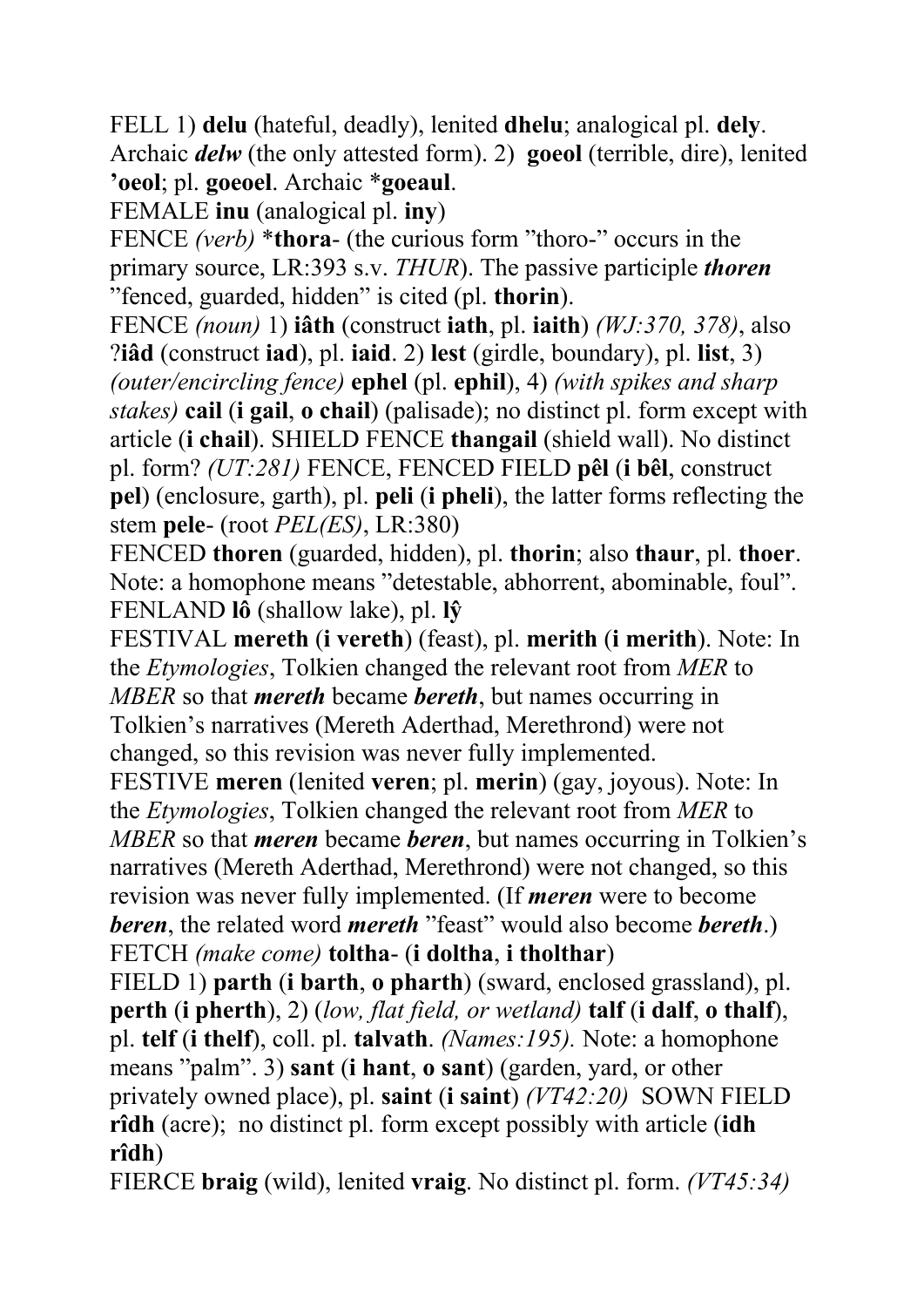FELL 1) **delu** (hateful, deadly), lenited **dhelu**; analogical pl. **dely**. Archaic ***delw*** (the only attested form). 2) **goeol** (terrible, dire), lenited **'oeol**; pl. **goeoel**. Archaic ***goeaul**.

FEMALE **inu** (analogical pl. **iny**)

FENCE *(verb)* ***thora-*** (the curious form "thoro-" occurs in the primary source, LR:393 s.v. *THUR*). The passive participle ***thoren*** "fenced, guarded, hidden" is cited (pl. **thorin**).

FENCE *(noun)* 1) **iâth** (construct **iath**, pl. **iaith**) *(WJ:370, 378)*, also ?**iâd** (construct **iad**), pl. **iaid**. 2) **lest** (girdle, boundary), pl. **list**, 3) *(outer/encircling fence)* **ephel** (pl. **ephil**), 4) *(with spikes and sharp stakes)* **cail** (**i gail**, **o chail**) (palisade); no distinct pl. form except with article (**i chail**). SHIELD FENCE **thangail** (shield wall). No distinct pl. form? *(UT:281)* FENCE, FENCED FIELD **pêl** (**i bêl**, construct **pel**) (enclosure, garth), pl. **peli** (**i pheli**), the latter forms reflecting the stem **pele-** (root *PEL(ES)*, LR:380)

FENCED **thoren** (guarded, hidden), pl. **thorin**; also **thaur**, pl. **thoer**. Note: a homophone means "detestable, abhorrent, abominable, foul".

FENLAND **lô** (shallow lake), pl. **lŷ**

FESTIVAL **mereth** (**i vereth**) (feast), pl. **merith** (**i merith**). Note: In the *Etymologies*, Tolkien changed the relevant root from *MER* to *MBER* so that ***mereth*** became ***bereth***, but names occurring in Tolkien's narratives (Mereth Aderthad, Merethrond) were not changed, so this revision was never fully implemented.

FESTIVE **meren** (lenited **veren**; pl. **merin**) (gay, joyous). Note: In the *Etymologies*, Tolkien changed the relevant root from *MER* to *MBER* so that ***meren*** became ***beren***, but names occurring in Tolkien's narratives (Mereth Aderthad, Merethrond) were not changed, so this revision was never fully implemented. (If ***meren*** were to become ***beren***, the related word ***mereth*** "feast" would also become ***bereth***.)

FETCH *(make come)* **toltha-** (**i doltha**, **i tholthar**)

FIELD 1) **parth** (**i barth**, **o pharth**) (sward, enclosed grassland), pl. **perth** (**i pherth**), 2) (*low, flat field, or wetland)* **talf** (**i dalf**, **o thalf**), pl. **telf** (**i thelf**), coll. pl. **talvath**. *(Names:195).* Note: a homophone means "palm". 3) **sant** (**i hant**, **o sant**) (garden, yard, or other privately owned place), pl. **saint** (**i saint**) *(VT42:20)* SOWN FIELD **rîdh** (acre); no distinct pl. form except possibly with article (**idh rîdh**)

FIERCE **braig** (wild), lenited **vraig**. No distinct pl. form. *(VT45:34)*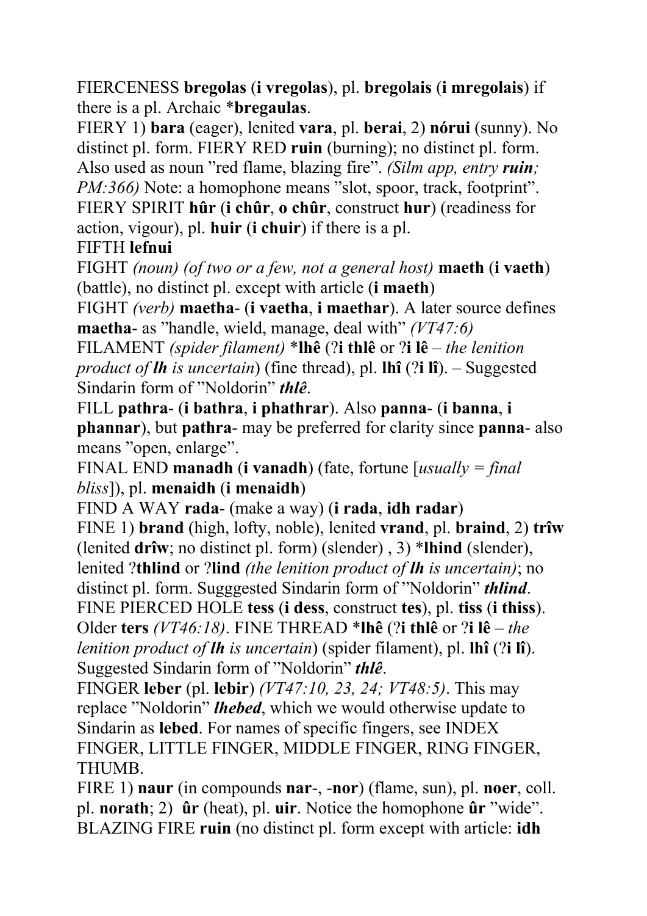FIERCENESS **bregolas** (**i vregolas**), pl. **bregolais** (**i mregolais**) if there is a pl. Archaic ***bregaulas**.

FIERY 1) **bara** (eager), lenited **vara**, pl. **berai**, 2) **nórui** (sunny). No distinct pl. form. FIERY RED **ruin** (burning); no distinct pl. form. Also used as noun "red flame, blazing fire". *(Silm app, entry **ruin**; PM:366)* Note: a homophone means "slot, spoor, track, footprint".

FIERY SPIRIT **hûr** (**i chûr**, **o chûr**, construct **hur**) (readiness for action, vigour), pl. **huir** (**i chuir**) if there is a pl.

FIFTH **lefnui**

FIGHT *(noun) (of two or a few, not a general host)* **maeth** (**i vaeth**) (battle), no distinct pl. except with article (**i maeth**)

FIGHT *(verb)* **maetha-** (**i vaetha**, **i maethar**). A later source defines **maetha-** as "handle, wield, manage, deal with" *(VT47:6)*

FILAMENT *(spider filament)* ***lhê** (?**i thlê** or ?**i lê** – *the lenition product of **lh** is uncertain*) (fine thread), pl. **lhî** (?**i lî**). – Suggested Sindarin form of "Noldorin" ***thlê***.

FILL **pathra-** (**i bathra**, **i phathrar**). Also **panna-** (**i banna**, **i phannar**), but **pathra-** may be preferred for clarity since **panna-** also means "open, enlarge".

FINAL END **manadh** (**i vanadh**) (fate, fortune [*usually = final bliss*]), pl. **menaidh** (**i menaidh**)

FIND A WAY **rada-** (make a way) (**i rada**, **idh radar**)

FINE 1) **brand** (high, lofty, noble), lenited **vrand**, pl. **braind**, 2) **trîw** (lenited **drîw**; no distinct pl. form) (slender) , 3) ***lhind** (slender), lenited ?**thlind** or ?**lind** *(the lenition product of **lh** is uncertain)*; no distinct pl. form. Sugggested Sindarin form of "Noldorin" ***thlind***.

FINE PIERCED HOLE **tess** (**i dess**, construct **tes**), pl. **tiss** (**i thiss**). Older **ters** *(VT46:18)*. FINE THREAD ***lhê** (?**i thlê** or ?**i lê** – *the lenition product of **lh** is uncertain*) (spider filament), pl. **lhî** (?**i lî**). Suggested Sindarin form of "Noldorin" ***thlê***.

FINGER **leber** (pl. **lebir**) *(VT47:10, 23, 24; VT48:5)*. This may replace "Noldorin" ***lhebed***, which we would otherwise update to Sindarin as **lebed**. For names of specific fingers, see INDEX FINGER, LITTLE FINGER, MIDDLE FINGER, RING FINGER, THUMB.

FIRE 1) **naur** (in compounds **nar-**, **-nor**) (flame, sun), pl. **noer**, coll. pl. **norath**; 2) **ûr** (heat), pl. **uir**. Notice the homophone **ûr** "wide". BLAZING FIRE **ruin** (no distinct pl. form except with article: **idh**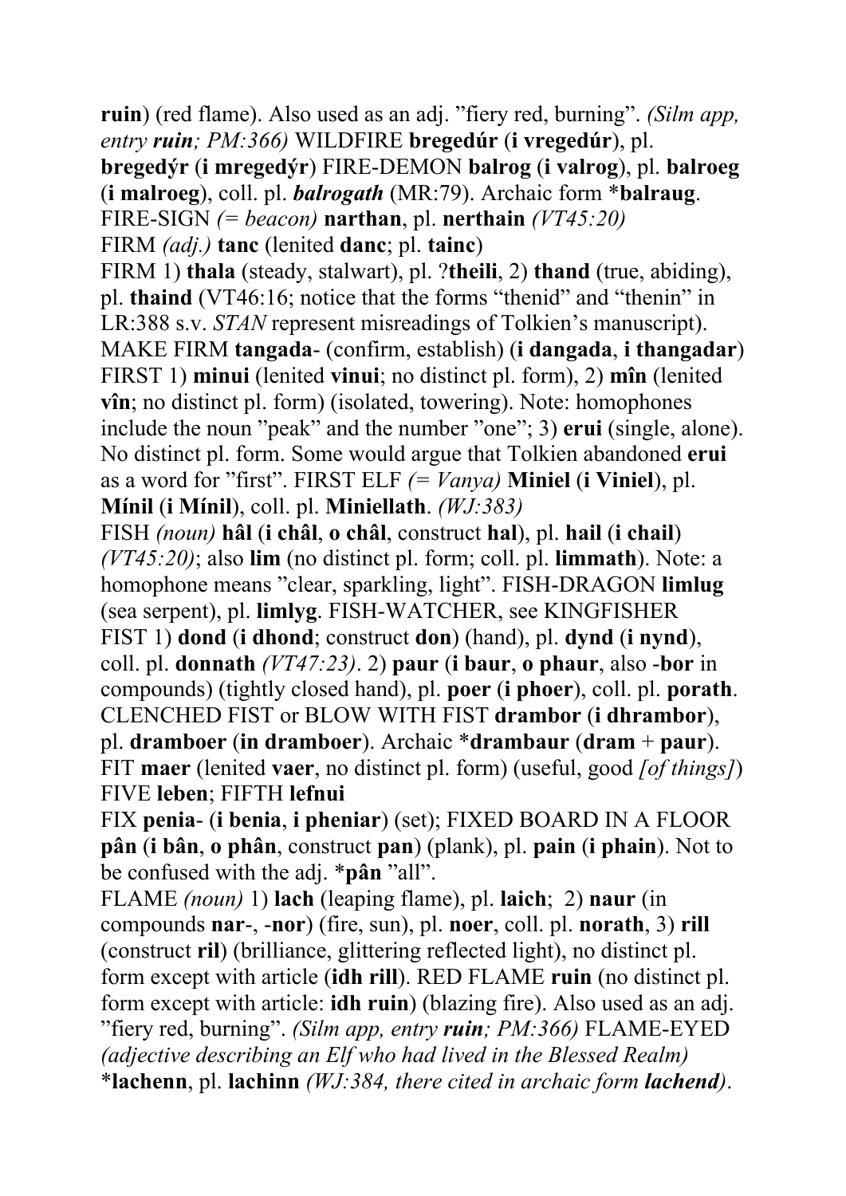**ruin**) (red flame). Also used as an adj. ”fiery red, burning”. *(Silm app, entry **ruin**; PM:366)* WILDFIRE **bregedúr** (**i vregedúr**), pl. **bregedýr** (**i mregedýr**) FIRE-DEMON **balrog** (**i valrog**), pl. **balroeg** (**i malroeg**), coll. pl. ***balrogath*** (MR:79). Archaic form ***balraug**.
FIRE-SIGN *(= beacon)* **narthan**, pl. **nerthain** *(VT45:20)*
FIRM *(adj.)* **tanc** (lenited **danc**; pl. **tainc**)
FIRM 1) **thala** (steady, stalwart), pl. ?**theili**, 2) **thand** (true, abiding), pl. **thaind** (VT46:16; notice that the forms “thenid” and “thenin” in LR:388 s.v. *STAN* represent misreadings of Tolkien’s manuscript). MAKE FIRM **tangada**- (confirm, establish) (**i dangada**, **i thangadar**)
FIRST 1) **minui** (lenited **vinui**; no distinct pl. form), 2) **mîn** (lenited **vîn**; no distinct pl. form) (isolated, towering). Note: homophones include the noun ”peak” and the number ”one”; 3) **erui** (single, alone). No distinct pl. form. Some would argue that Tolkien abandoned **erui** as a word for ”first”. FIRST ELF *(= Vanya)* **Miniel** (**i Viniel**), pl. **Mínil** (**i Mínil**), coll. pl. **Miniellath**. *(WJ:383)*
FISH *(noun)* **hâl** (**i châl**, **o châl**, construct **hal**), pl. **hail** (**i chail**) *(VT45:20)*; also **lim** (no distinct pl. form; coll. pl. **limmath**). Note: a homophone means ”clear, sparkling, light”. FISH-DRAGON **limlug** (sea serpent), pl. **limlyg**. FISH-WATCHER, see KINGFISHER
FIST 1) **dond** (**i dhond**; construct **don**) (hand), pl. **dynd** (**i nynd**), coll. pl. **donnath** *(VT47:23)*. 2) **paur** (**i baur**, **o phaur**, also -**bor** in compounds) (tightly closed hand), pl. **poer** (**i phoer**), coll. pl. **porath**. CLENCHED FIST or BLOW WITH FIST **drambor** (**i dhrambor**), pl. **dramboer** (**in dramboer**). Archaic ***drambaur** (**dram** + **paur**).
FIT **maer** (lenited **vaer**, no distinct pl. form) (useful, good *[of things]*)
FIVE **leben**; FIFTH **lefnui**
FIX **penia**- (**i benia**, **i pheniar**) (set); FIXED BOARD IN A FLOOR **pân** (**i bân**, **o phân**, construct **pan**) (plank), pl. **pain** (**i phain**). Not to be confused with the adj. ***pân** ”all”.
FLAME *(noun)* 1) **lach** (leaping flame), pl. **laich**; 2) **naur** (in compounds **nar**-, -**nor**) (fire, sun), pl. **noer**, coll. pl. **norath**, 3) **rill** (construct **ril**) (brilliance, glittering reflected light), no distinct pl. form except with article (**idh rill**). RED FLAME **ruin** (no distinct pl. form except with article: **idh ruin**) (blazing fire). Also used as an adj. ”fiery red, burning”. *(Silm app, entry **ruin**; PM:366)* FLAME-EYED *(adjective describing an Elf who had lived in the Blessed Realm)* ***lachenn**, pl. **lachinn** *(WJ:384, there cited in archaic form **lachend**)*.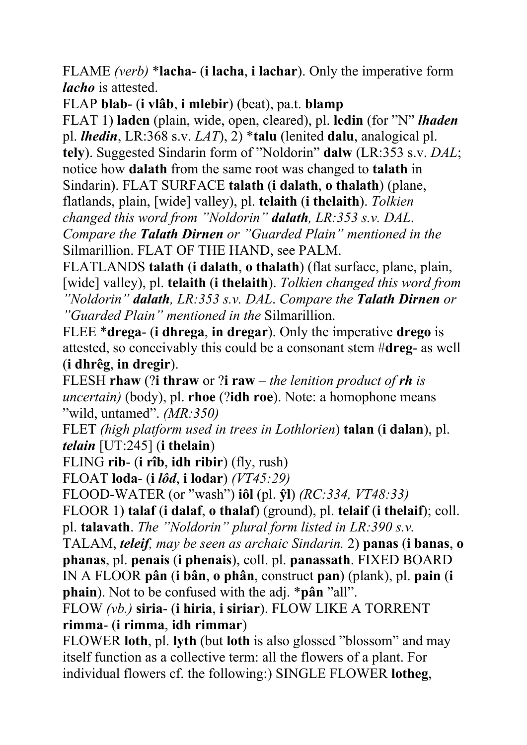FLAME *(verb)* *__lacha__- (**i lacha**, **i lachar**). Only the imperative form ***lacho*** is attested.

FLAP **blab**- (**i vlâb**, **i mlebir**) (beat), pa.t. **blamp**

FLAT 1) **laden** (plain, wide, open, cleared), pl. **ledin** (for "N" ***lhaden*** pl. ***lhedin***, LR:368 s.v. *LAT*), 2) *__talu__ (lenited **dalu**, analogical pl. **tely**). Suggested Sindarin form of "Noldorin" **dalw** (LR:353 s.v. *DAL*; notice how **dalath** from the same root was changed to **talath** in Sindarin). FLAT SURFACE **talath** (**i dalath**, **o thalath**) (plane, flatlands, plain, [wide] valley), pl. **telaith** (**i thelaith**). *Tolkien changed this word from "Noldorin"* ***dalath****, LR:353 s.v. DAL. Compare the* ***Talath Dirnen*** *or "Guarded Plain" mentioned in the* Silmarillion. FLAT OF THE HAND, see PALM.

FLATLANDS **talath** (**i dalath**, **o thalath**) (flat surface, plane, plain, [wide] valley), pl. **telaith** (**i thelaith**). *Tolkien changed this word from "Noldorin"* ***dalath****, LR:353 s.v. DAL. Compare the* ***Talath Dirnen*** *or "Guarded Plain" mentioned in the* Silmarillion.

FLEE *__drega__- (**i dhrega**, **in dregar**). Only the imperative **drego** is attested, so conceivably this could be a consonant stem #**dreg**- as well (**i dhrêg**, **in dregir**).

FLESH **rhaw** (?**i thraw** or ?**i raw** – *the lenition product of* ***rh*** *is uncertain)* (body), pl. **rhoe** (?**idh roe**). Note: a homophone means "wild, untamed". *(MR:350)*

FLET *(high platform used in trees in Lothlorien*) **talan** (**i dalan**), pl. ***telain*** [UT:245] (**i thelain**)

FLING **rib**- (**i rîb**, **idh ribir**) (fly, rush)

FLOAT **loda**- (**i** ***lôd***, **i lodar**) *(VT45:29)*

FLOOD-WATER (or "wash") **iôl** (pl. **ŷl**) *(RC:334, VT48:33)*

FLOOR 1) **talaf** (**i dalaf**, **o thalaf**) (ground), pl. **telaif** (**i thelaif**); coll. pl. **talavath**. *The "Noldorin" plural form listed in LR:390 s.v.* TALAM, ***teleif****, may be seen as archaic Sindarin.* 2) **panas** (**i banas**, **o phanas**, pl. **penais** (**i phenais**), coll. pl. **panassath**. FIXED BOARD IN A FLOOR **pân** (**i bân**, **o phân**, construct **pan**) (plank), pl. **pain** (**i phain**). Not to be confused with the adj. *__pân__ "all".

FLOW *(vb.)* **siria**- (**i hiria**, **i siriar**). FLOW LIKE A TORRENT **rimma**- (**i rimma**, **idh rimmar**)

FLOWER **loth**, pl. **lyth** (but **loth** is also glossed "blossom" and may itself function as a collective term: all the flowers of a plant. For individual flowers cf. the following:) SINGLE FLOWER **lotheg**,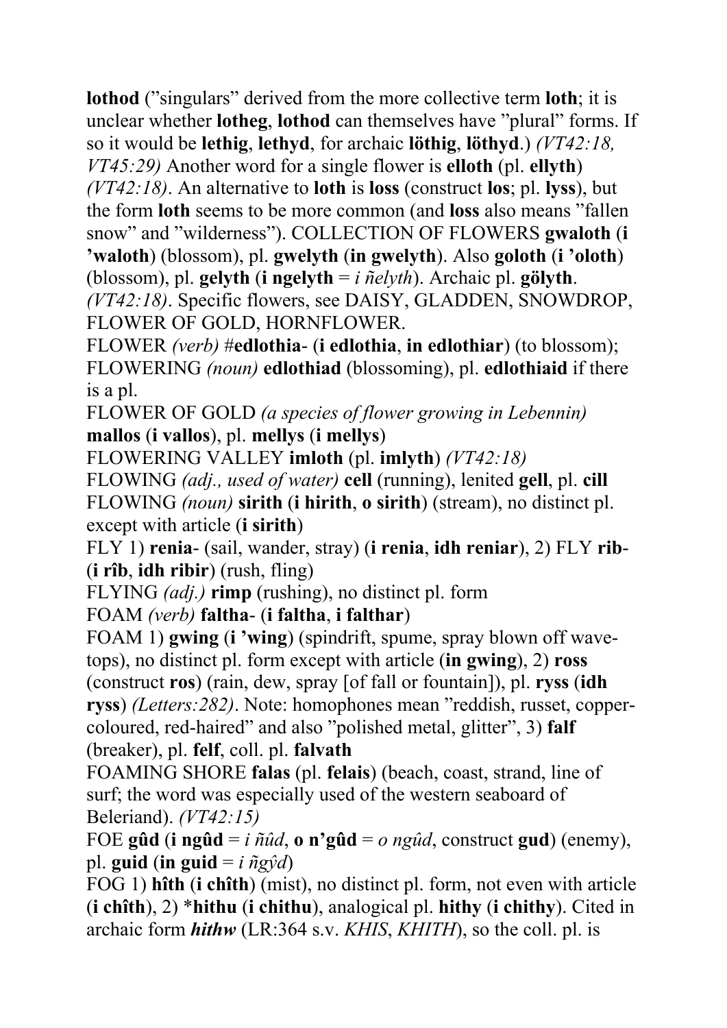**lothod** (”singulars” derived from the more collective term **loth**; it is unclear whether **lotheg**, **lothod** can themselves have ”plural” forms. If so it would be **lethig**, **lethyd**, for archaic **löthig**, **löthyd**.) *(VT42:18, VT45:29)* Another word for a single flower is **elloth** (pl. **ellyth**) *(VT42:18)*. An alternative to **loth** is **loss** (construct **los**; pl. **lyss**), but the form **loth** seems to be more common (and **loss** also means ”fallen snow” and ”wilderness”). COLLECTION OF FLOWERS **gwaloth** (**i ’waloth**) (blossom), pl. **gwelyth** (**in gwelyth**). Also **goloth** (**i ’oloth**) (blossom), pl. **gelyth** (**i ngelyth** = *i ñelyth*). Archaic pl. **gölyth**. *(VT42:18)*. Specific flowers, see DAISY, GLADDEN, SNOWDROP, FLOWER OF GOLD, HORNFLOWER.

FLOWER *(verb)* #**edlothia**- (**i edlothia**, **in edlothiar**) (to blossom); FLOWERING *(noun)* **edlothiad** (blossoming), pl. **edlothiaid** if there is a pl.

FLOWER OF GOLD *(a species of flower growing in Lebennin)* **mallos** (**i vallos**), pl. **mellys** (**i mellys**)

FLOWERING VALLEY **imloth** (pl. **imlyth**) *(VT42:18)*

FLOWING *(adj., used of water)* **cell** (running), lenited **gell**, pl. **cill**

FLOWING *(noun)* **sirith** (**i hirith**, **o sirith**) (stream), no distinct pl. except with article (**i sirith**)

FLY 1) **renia**- (sail, wander, stray) (**i renia**, **idh reniar**), 2) FLY **rib**- (**i rîb**, **idh ribir**) (rush, fling)

FLYING *(adj.)* **rimp** (rushing), no distinct pl. form

FOAM *(verb)* **faltha**- (**i faltha**, **i falthar**)

FOAM 1) **gwing** (**i ’wing**) (spindrift, spume, spray blown off wave-tops), no distinct pl. form except with article (**in gwing**), 2) **ross** (construct **ros**) (rain, dew, spray [of fall or fountain]), pl. **ryss** (**idh ryss**) *(Letters:282)*. Note: homophones mean ”reddish, russet, copper-coloured, red-haired” and also ”polished metal, glitter”, 3) **falf** (breaker), pl. **felf**, coll. pl. **falvath**

FOAMING SHORE **falas** (pl. **felais**) (beach, coast, strand, line of surf; the word was especially used of the western seaboard of Beleriand). *(VT42:15)*

FOE **gûd** (**i ngûd** = *i ñûd*, **o n’gûd** = *o ngûd*, construct **gud**) (enemy), pl. **guid** (**in guid** = *i ñgŷd*)

FOG 1) **hîth** (**i chîth**) (mist), no distinct pl. form, not even with article (**i chîth**), 2) \***hithu** (**i chithu**), analogical pl. **hithy** (**i chithy**). Cited in archaic form ***hithw*** (LR:364 s.v. *KHIS*, *KHITH*), so the coll. pl. is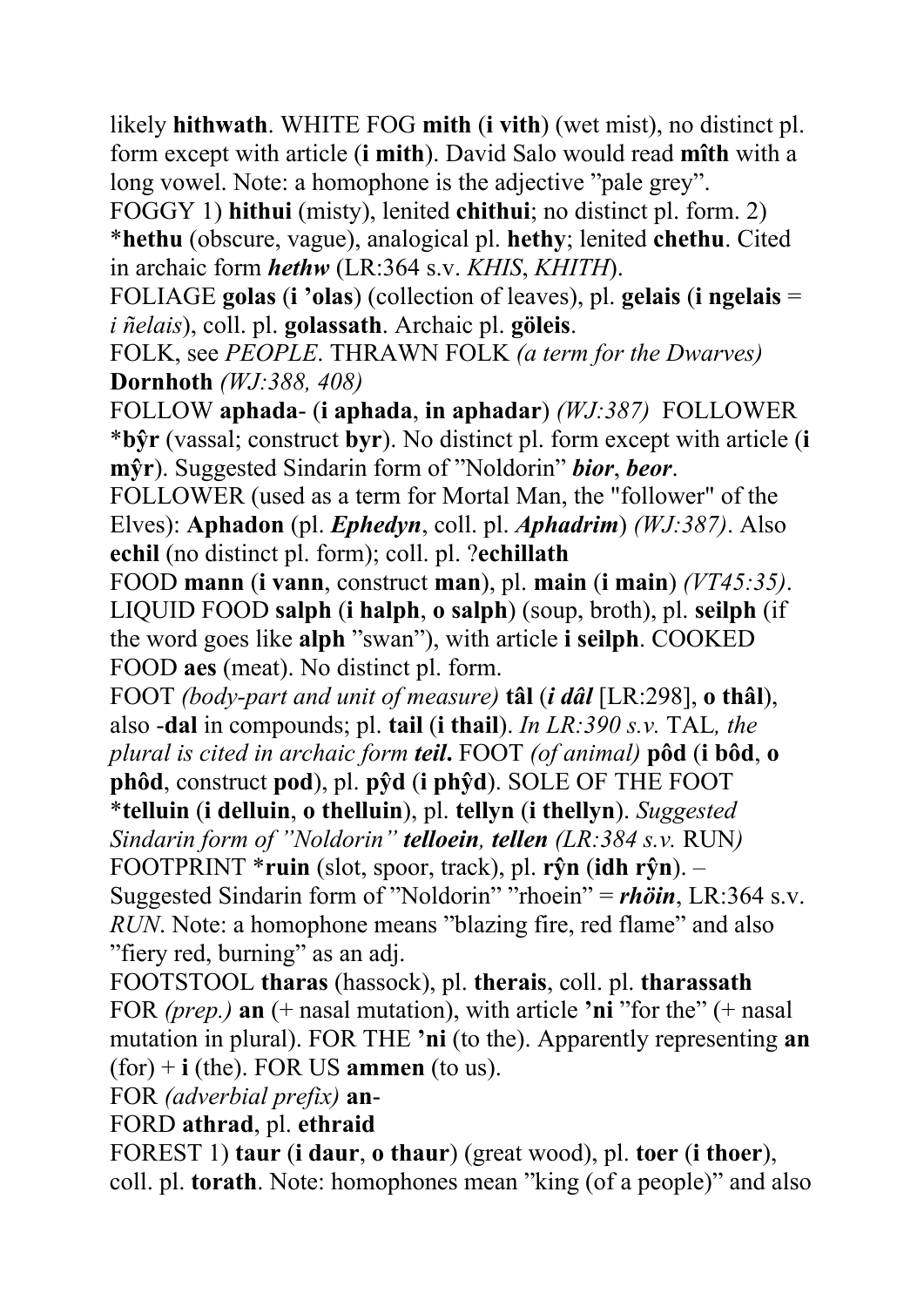likely **hithwath**. WHITE FOG **mith** (**i vith**) (wet mist), no distinct pl. form except with article (**i mith**). David Salo would read **mîth** with a long vowel. Note: a homophone is the adjective "pale grey".

FOGGY 1) **hithui** (misty), lenited **chithui**; no distinct pl. form. 2) *__hethu__ (obscure, vague), analogical pl. **hethy**; lenited **chethu**. Cited in archaic form ***hethw*** (LR:364 s.v. *KHIS*, *KHITH*).

FOLIAGE **golas** (**i 'olas**) (collection of leaves), pl. **gelais** (**i ngelais** = *i ñelais*), coll. pl. **golassath**. Archaic pl. **göleis**.

FOLK, see *PEOPLE*. THRAWN FOLK *(a term for the Dwarves)* **Dornhoth** *(WJ:388, 408)*

FOLLOW **aphada**- (**i aphada**, **in aphadar**) *(WJ:387)* FOLLOWER *__bŷr__ (vassal; construct **byr**). No distinct pl. form except with article (**i mŷr**). Suggested Sindarin form of "Noldorin" ***bior***, ***beor***.

FOLLOWER (used as a term for Mortal Man, the "follower" of the Elves): **Aphadon** (pl. ***Ephedyn***, coll. pl. ***Aphadrim***) *(WJ:387)*. Also **echil** (no distinct pl. form); coll. pl. ?**echillath**

FOOD **mann** (**i vann**, construct **man**), pl. **main** (**i main**) *(VT45:35)*. LIQUID FOOD **salph** (**i halph**, **o salph**) (soup, broth), pl. **seilph** (if the word goes like **alph** "swan"), with article **i seilph**. COOKED FOOD **aes** (meat). No distinct pl. form.

FOOT *(body-part and unit of measure)* **tâl** (***i dâl*** [LR:298], **o thâl**), also **-dal** in compounds; pl. **tail** (**i thail**). *In LR:390 s.v.* TAL*, the plural is cited in archaic form* ***teil*****.** FOOT *(of animal)* **pôd** (**i bôd**, **o phôd**, construct **pod**), pl. **pŷd** (**i phŷd**). SOLE OF THE FOOT *__telluin__ (**i delluin**, **o thelluin**), pl. **tellyn** (**i thellyn**). *Suggested Sindarin form of "Noldorin"* ***telloein, tellen*** *(LR:384 s.v.* RUN*)*

FOOTPRINT *__ruin__ (slot, spoor, track), pl. **rŷn** (**idh rŷn**). – Suggested Sindarin form of "Noldorin" "rhoein" = ***rhöin***, LR:364 s.v. *RUN*. Note: a homophone means "blazing fire, red flame" and also "fiery red, burning" as an adj.

FOOTSTOOL **tharas** (hassock), pl. **therais**, coll. pl. **tharassath**

FOR *(prep.)* **an** (+ nasal mutation), with article **'ni** "for the" (+ nasal mutation in plural). FOR THE **'ni** (to the). Apparently representing **an** (for) + **i** (the). FOR US **ammen** (to us).

FOR *(adverbial prefix)* **an-**

FORD **athrad**, pl. **ethraid**

FOREST 1) **taur** (**i daur**, **o thaur**) (great wood), pl. **toer** (**i thoer**), coll. pl. **torath**. Note: homophones mean "king (of a people)" and also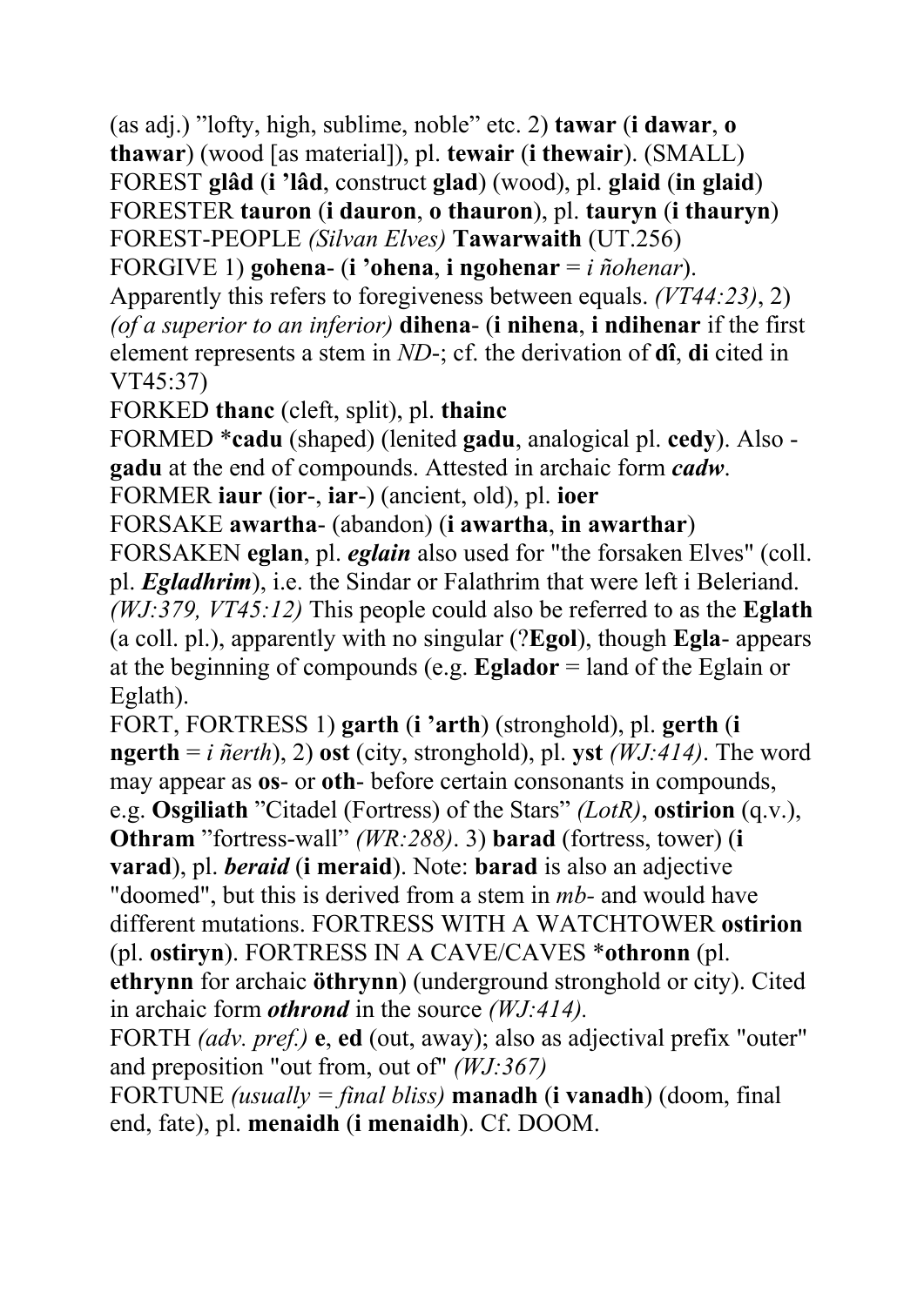(as adj.) ”lofty, high, sublime, noble” etc. 2) **tawar** (**i dawar**, **o thawar**) (wood [as material]), pl. **tewair** (**i thewair**). (SMALL)
FOREST **glâd** (**i ’lâd**, construct **glad**) (wood), pl. **glaid** (**in glaid**)
FORESTER **tauron** (**i dauron**, **o thauron**), pl. **tauryn** (**i thauryn**)
FOREST-PEOPLE *(Silvan Elves)* **Tawarwaith** (UT.256)
FORGIVE 1) **gohena**- (**i ’ohena**, **i ngohenar** = *i ñohenar*). Apparently this refers to foregiveness between equals. *(VT44:23)*, 2) *(of a superior to an inferior)* **dihena**- (**i nihena**, **i ndihenar** if the first element represents a stem in *ND*-; cf. the derivation of **dî**, **di** cited in VT45:37)
FORKED **thanc** (cleft, split), pl. **thainc**
FORMED *__cadu__ (shaped) (lenited **gadu**, analogical pl. **cedy**). Also -**gadu** at the end of compounds. Attested in archaic form ***cadw***.
FORMER **iaur** (**ior**-, **iar**-) (ancient, old), pl. **ioer**
FORSAKE **awartha**- (abandon) (**i awartha**, **in awarthar**)
FORSAKEN **eglan**, pl. ***eglain*** also used for "the forsaken Elves" (coll. pl. ***Egladhrim***), i.e. the Sindar or Falathrim that were left i Beleriand. *(WJ:379, VT45:12)* This people could also be referred to as the **Eglath** (a coll. pl.), apparently with no singular (?**Egol**), though **Egla**- appears at the beginning of compounds (e.g. **Eglador** = land of the Eglain or Eglath).
FORT, FORTRESS 1) **garth** (**i ’arth**) (stronghold), pl. **gerth** (**i ngerth** = *i ñerth*), 2) **ost** (city, stronghold), pl. **yst** *(WJ:414)*. The word may appear as **os**- or **oth**- before certain consonants in compounds, e.g. **Osgiliath** ”Citadel (Fortress) of the Stars” *(LotR)*, **ostirion** (q.v.), **Othram** ”fortress-wall” *(WR:288)*. 3) **barad** (fortress, tower) **(i varad**), pl. ***beraid*** (**i meraid**). Note: **barad** is also an adjective "doomed", but this is derived from a stem in *mb*- and would have different mutations. FORTRESS WITH A WATCHTOWER **ostirion** (pl. **ostiryn**). FORTRESS IN A CAVE/CAVES *__othronn__ (pl. **ethrynn** for archaic **öthrynn**) (underground stronghold or city). Cited in archaic form ***othrond*** in the source *(WJ:414)*.
FORTH *(adv. pref.)* **e**, **ed** (out, away); also as adjectival prefix "outer" and preposition "out from, out of" *(WJ:367)*
FORTUNE *(usually = final bliss)* **manadh** (**i vanadh**) (doom, final end, fate), pl. **menaidh** (**i menaidh**). Cf. DOOM.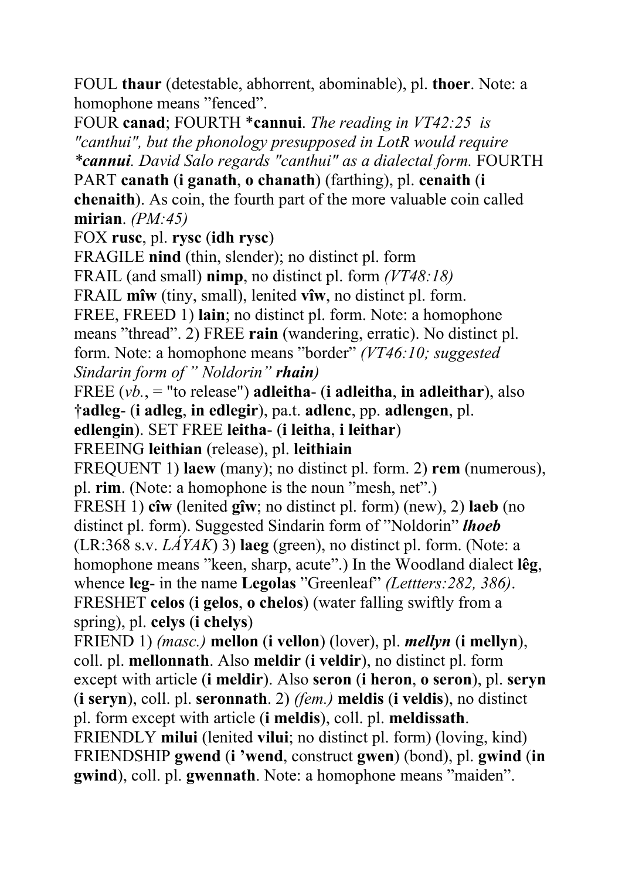FOUL **thaur** (detestable, abhorrent, abominable), pl. **thoer**. Note: a homophone means "fenced".

FOUR **canad**; FOURTH ***cannui**. *The reading in VT42:25 is "canthui", but the phonology presupposed in LotR would require *cannui. David Salo regards "canthui" as a dialectal form.* FOURTH PART **canath** (**i ganath**, **o chanath**) (farthing), pl. **cenaith** (**i chenaith**). As coin, the fourth part of the more valuable coin called **mirian**. *(PM:45)*

FOX **rusc**, pl. **rysc** (**idh rysc**)

FRAGILE **nind** (thin, slender); no distinct pl. form

FRAIL (and small) **nimp**, no distinct pl. form *(VT48:18)*

FRAIL **mîw** (tiny, small), lenited **vîw**, no distinct pl. form.

FREE, FREED 1) **lain**; no distinct pl. form. Note: a homophone means "thread". 2) FREE **rain** (wandering, erratic). No distinct pl. form. Note: a homophone means "border" *(VT46:10; suggested Sindarin form of " Noldorin"* ***rhain****)*

FREE (*vb.*, = "to release") **adleitha-** (**i adleitha**, **in adleithar**), also **†adleg-** (**i adleg**, **in edlegir**), pa.t. **adlenc**, pp. **adlengen**, pl. **edlengin**). SET FREE **leitha-** (**i leitha**, **i leithar**)

FREEING **leithian** (release), pl. **leithiain**

FREQUENT 1) **laew** (many); no distinct pl. form. 2) **rem** (numerous), pl. **rim**. (Note: a homophone is the noun "mesh, net".)

FRESH 1) **cîw** (lenited **gîw**; no distinct pl. form) (new), 2) **laeb** (no distinct pl. form). Suggested Sindarin form of "Noldorin" ***lhoeb*** (LR:368 s.v. *LÁYAK*) 3) **laeg** (green), no distinct pl. form. (Note: a homophone means "keen, sharp, acute".) In the Woodland dialect **lêg**, whence **leg-** in the name **Legolas** "Greenleaf" *(Lettters:282, 386)*.

FRESHET **celos** (**i gelos**, **o chelos**) (water falling swiftly from a spring), pl. **celys** (**i chelys**)

FRIEND 1) *(masc.)* **mellon** (**i vellon**) (lover), pl. ***mellyn*** (**i mellyn**), coll. pl. **mellonnath**. Also **meldir** (**i veldir**), no distinct pl. form except with article (**i meldir**). Also **seron** (**i heron**, **o seron**), pl. **seryn** (**i seryn**), coll. pl. **seronnath**. 2) *(fem.)* **meldis** (**i veldis**), no distinct pl. form except with article (**i meldis**), coll. pl. **meldissath**.

FRIENDLY **milui** (lenited **vilui**; no distinct pl. form) (loving, kind)

FRIENDSHIP **gwend** (**i 'wend**, construct **gwen**) (bond), pl. **gwind** (**in gwind**), coll. pl. **gwennath**. Note: a homophone means "maiden".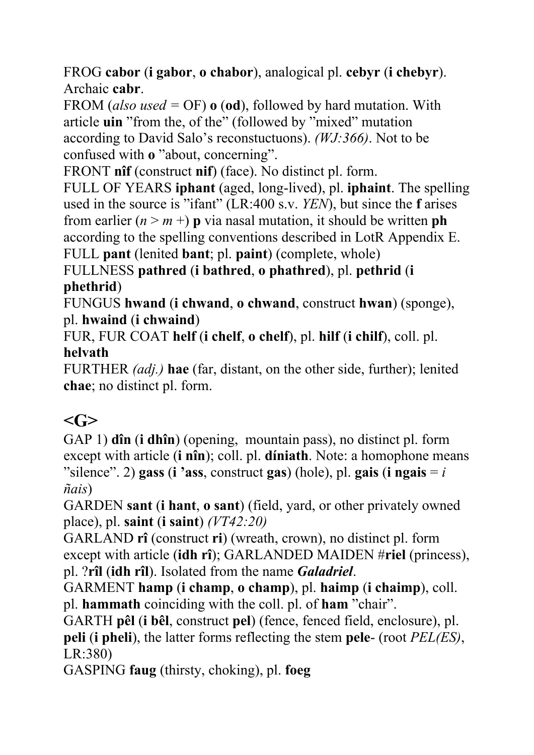FROG **cabor** (**i gabor**, **o chabor**), analogical pl. **cebyr** (**i chebyr**). Archaic **cabr**.
FROM (*also used* = OF) **o** (**od**), followed by hard mutation. With article **uin** "from the, of the" (followed by "mixed" mutation according to David Salo's reconstuctuons). *(WJ:366)*. Not to be confused with **o** "about, concerning".
FRONT **nîf** (construct **nif**) (face). No distinct pl. form.
FULL OF YEARS **iphant** (aged, long-lived), pl. **iphaint**. The spelling used in the source is "ifant" (LR:400 s.v. *YEN*), but since the **f** arises from earlier (*n* > *m* +) **p** via nasal mutation, it should be written **ph** according to the spelling conventions described in LotR Appendix E.
FULL **pant** (lenited **bant**; pl. **paint**) (complete, whole)
FULLNESS **pathred** (**i bathred**, **o phathred**), pl. **pethrid** (**i phethrid**)
FUNGUS **hwand** (**i chwand**, **o chwand**, construct **hwan**) (sponge), pl. **hwaind** (**i chwaind**)
FUR, FUR COAT **helf** (**i chelf**, **o chelf**), pl. **hilf** (**i chilf**), coll. pl. **helvath**
FURTHER *(adj.)* **hae** (far, distant, on the other side, further); lenited **chae**; no distinct pl. form.

## <G>

GAP 1) **dîn** (**i dhîn**) (opening, mountain pass), no distinct pl. form except with article (**i nîn**); coll. pl. **díniath**. Note: a homophone means "silence". 2) **gass** (**i 'ass**, construct **gas**) (hole), pl. **gais** (**i ngais** = *i ñais*)
GARDEN **sant** (**i hant**, **o sant**) (field, yard, or other privately owned place), pl. **saint** (**i saint**) *(VT42:20)*
GARLAND **rî** (construct **ri**) (wreath, crown), no distinct pl. form except with article (**idh rî**); GARLANDED MAIDEN #**riel** (princess), pl. ?**rîl** (**idh rîl**). Isolated from the name ***Galadriel***.
GARMENT **hamp** (**i champ**, **o champ**), pl. **haimp** (**i chaimp**), coll. pl. **hammath** coinciding with the coll. pl. of **ham** "chair".
GARTH **pêl** (**i bêl**, construct **pel**) (fence, fenced field, enclosure), pl. **peli** (**i pheli**), the latter forms reflecting the stem **pele**- (root *PEL(ES)*, LR:380)
GASPING **faug** (thirsty, choking), pl. **foeg**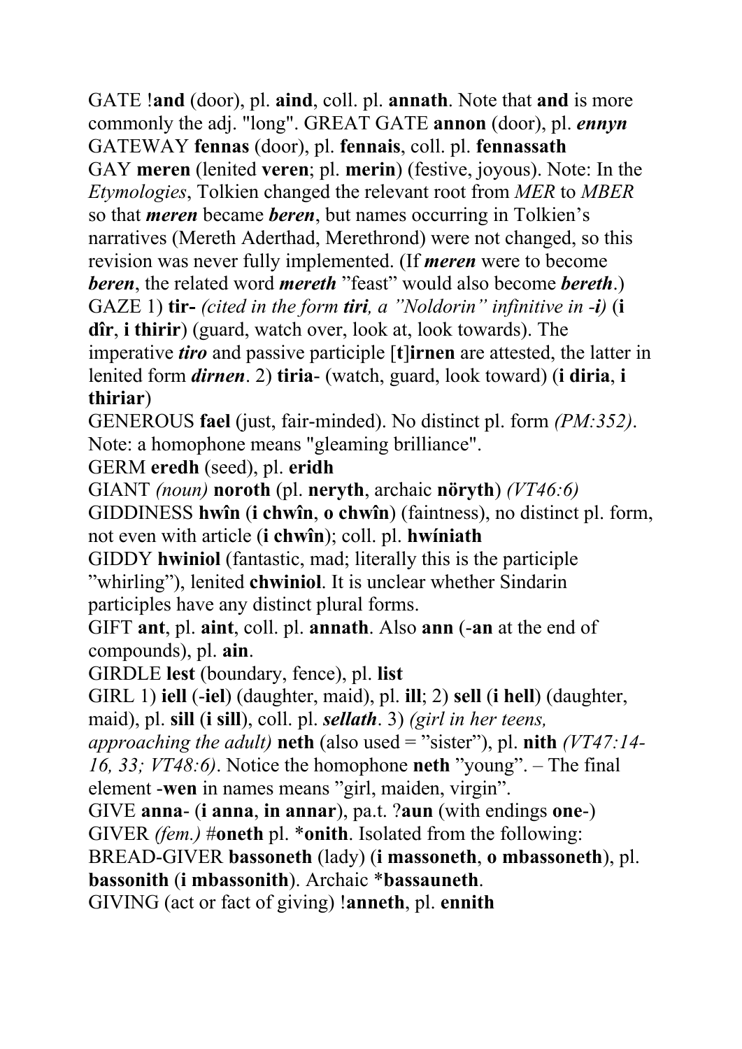GATE !**and** (door), pl. **aind**, coll. pl. **annath**. Note that **and** is more commonly the adj. "long". GREAT GATE **annon** (door), pl. ***ennyn***

GATEWAY **fennas** (door), pl. **fennais**, coll. pl. **fennassath**

GAY **meren** (lenited **veren**; pl. **merin**) (festive, joyous). Note: In the *Etymologies*, Tolkien changed the relevant root from *MER* to *MBER* so that ***meren*** became ***beren***, but names occurring in Tolkien's narratives (Mereth Aderthad, Merethrond) were not changed, so this revision was never fully implemented. (If ***meren*** were to become ***beren***, the related word ***mereth*** "feast" would also become ***bereth***.)

GAZE 1) **tir-** *(cited in the form **tiri**, a "Noldorin" infinitive in **-i**)* (**i dîr**, **i thirir**) (guard, watch over, look at, look towards). The imperative ***tiro*** and passive participle [**t**]**irnen** are attested, the latter in lenited form ***dirnen***. 2) **tiria**- (watch, guard, look toward) (**i diria**, **i thiriar**)

GENEROUS **fael** (just, fair-minded). No distinct pl. form *(PM:352)*. Note: a homophone means "gleaming brilliance".

GERM **eredh** (seed), pl. **eridh**

GIANT *(noun)* **noroth** (pl. **neryth**, archaic **nöryth**) *(VT46:6)*

GIDDINESS **hwîn** (**i chwîn**, **o chwîn**) (faintness), no distinct pl. form, not even with article (**i chwîn**); coll. pl. **hwíniath**

GIDDY **hwiniol** (fantastic, mad; literally this is the participle "whirling"), lenited **chwiniol**. It is unclear whether Sindarin participles have any distinct plural forms.

GIFT **ant**, pl. **aint**, coll. pl. **annath**. Also **ann** (-**an** at the end of compounds), pl. **ain**.

GIRDLE **lest** (boundary, fence), pl. **list**

GIRL 1) **iell** (-**iel**) (daughter, maid), pl. **ill**; 2) **sell** (**i hell**) (daughter, maid), pl. **sill** (**i sill**), coll. pl. ***sellath***. 3) *(girl in her teens, approaching the adult)* **neth** (also used = "sister"), pl. **nith** *(VT47:14-16, 33; VT48:6)*. Notice the homophone **neth** "young". – The final element -**wen** in names means "girl, maiden, virgin".

GIVE **anna**- (**i anna**, **in annar**), pa.t. ?**aun** (with endings **one**-)

GIVER *(fem.)* #**oneth** pl. ***onith**. Isolated from the following:

BREAD-GIVER **bassoneth** (lady) (**i massoneth**, **o mbassoneth**), pl. **bassonith** (**i mbassonith**). Archaic ***bassauneth**.

GIVING (act or fact of giving) !**anneth**, pl. **ennith**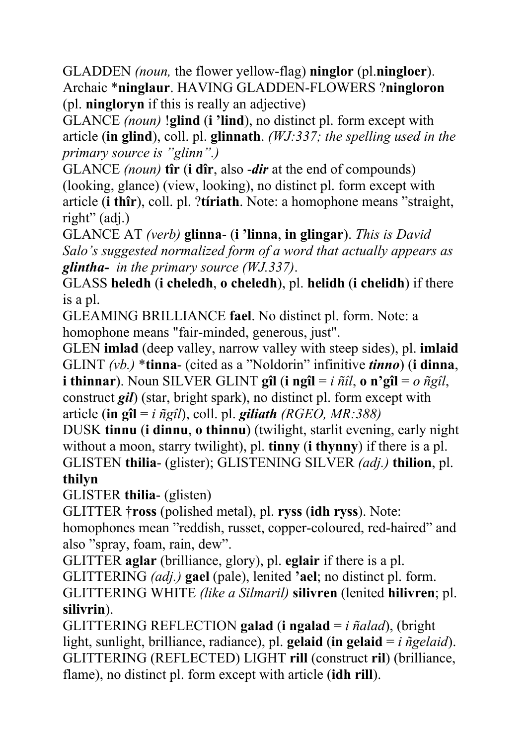GLADDEN *(noun,* the flower yellow-flag) **ninglor** (pl.**ningloer**). Archaic ***ninglaur**. HAVING GLADDEN-FLOWERS ?**ningloron** (pl. **ningloryn** if this is really an adjective)

GLANCE *(noun)* !**glind** (**i 'lind**), no distinct pl. form except with article (**in glind**), coll. pl. **glinnath**. *(WJ:337; the spelling used in the primary source is "glinn".)*

GLANCE *(noun)* **tîr** (**i dîr**, also -***dir*** at the end of compounds) (looking, glance) (view, looking), no distinct pl. form except with article (**i thîr**), coll. pl. ?**tíriath**. Note: a homophone means "straight, right" (adj.)

GLANCE AT *(verb)* **glinna**- (**i 'linna**, **in glingar**). *This is David Salo's suggested normalized form of a word that actually appears as* ***glintha-*** *in the primary source (WJ.337).*

GLASS **heledh** (**i cheledh**, **o cheledh**), pl. **helidh** (**i chelidh**) if there is a pl.

GLEAMING BRILLIANCE **fael**. No distinct pl. form. Note: a homophone means "fair-minded, generous, just".

GLEN **imlad** (deep valley, narrow valley with steep sides), pl. **imlaid**

GLINT *(vb.)* ***tinna**- (cited as a "Noldorin" infinitive ***tinno***) (**i dinna**, **i thinnar**). Noun SILVER GLINT **gîl** (**i ngîl** = *i ñîl*, **o n'gîl** = *o ñgîl*, construct ***gil***) (star, bright spark), no distinct pl. form except with article (**in gîl** = *i ñgîl*), coll. pl. ***giliath*** *(RGEO, MR:388)*

DUSK **tinnu** (**i dinnu**, **o thinnu**) (twilight, starlit evening, early night without a moon, starry twilight), pl. **tinny** (**i thynny**) if there is a pl.

GLISTEN **thilia**- (glister); GLISTENING SILVER *(adj.)* **thilion**, pl. **thilyn**

GLISTER **thilia**- (glisten)

GLITTER †**ross** (polished metal), pl. **ryss** (**idh ryss**). Note: homophones mean "reddish, russet, copper-coloured, red-haired" and also "spray, foam, rain, dew".

GLITTER **aglar** (brilliance, glory), pl. **eglair** if there is a pl.

GLITTERING *(adj.)* **gael** (pale), lenited **'ael**; no distinct pl. form.

GLITTERING WHITE *(like a Silmaril)* **silivren** (lenited **hilivren**; pl. **silivrin**).

GLITTERING REFLECTION **galad** (**i ngalad** = *i ñalad*), (bright light, sunlight, brilliance, radiance), pl. **gelaid** (**in gelaid** = *i ñgelaid*).

GLITTERING (REFLECTED) LIGHT **rill** (construct **ril**) (brilliance, flame), no distinct pl. form except with article (**idh rill**).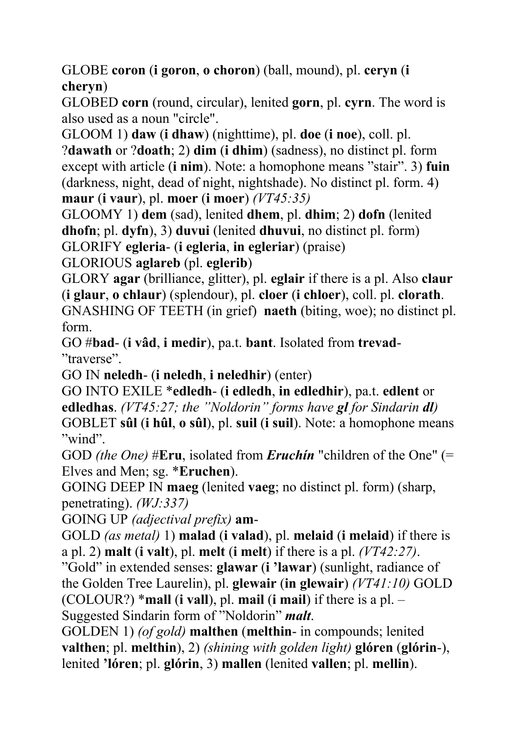GLOBE **coron** (**i goron**, **o choron**) (ball, mound), pl. **ceryn** (**i cheryn**)

GLOBED **corn** (round, circular), lenited **gorn**, pl. **cyrn**. The word is also used as a noun "circle".

GLOOM 1) **daw** (**i dhaw**) (nighttime), pl. **doe** (**i noe**), coll. pl. ?**dawath** or ?**doath**; 2) **dim** (**i dhim**) (sadness), no distinct pl. form except with article (**i nim**). Note: a homophone means "stair". 3) **fuin** (darkness, night, dead of night, nightshade). No distinct pl. form. 4) **maur** (**i vaur**), pl. **moer** (**i moer**) *(VT45:35)*

GLOOMY 1) **dem** (sad), lenited **dhem**, pl. **dhim**; 2) **dofn** (lenited **dhofn**; pl. **dyfn**), 3) **duvui** (lenited **dhuvui**, no distinct pl. form)

GLORIFY **egleria-** (**i egleria**, **in egleriar**) (praise)

GLORIOUS **aglareb** (pl. **eglerib**)

GLORY **agar** (brilliance, glitter), pl. **eglair** if there is a pl. Also **claur** (**i glaur**, **o chlaur**) (splendour), pl. **cloer** (**i chloer**), coll. pl. **clorath**.

GNASHING OF TEETH (in grief) **naeth** (biting, woe); no distinct pl. form.

GO #**bad-** (**i vâd**, **i medir**), pa.t. **bant**. Isolated from **trevad-** "traverse".

GO IN **neledh-** (**i neledh**, **i neledhir**) (enter)

GO INTO EXILE \***edledh-** (**i edledh**, **in edledhir**), pa.t. **edlent** or **edledhas**. *(VT45:27; the "Noldorin" forms have **gl** for Sindarin **dl**)*

GOBLET **sûl** (**i hûl**, **o sûl**), pl. **suil** (**i suil**). Note: a homophone means "wind".

GOD *(the One)* #**Eru**, isolated from ***Eruchín*** "children of the One" (= Elves and Men; sg. \***Eruchen**).

GOING DEEP IN **maeg** (lenited **vaeg**; no distinct pl. form) (sharp, penetrating). *(WJ:337)*

GOING UP *(adjectival prefix)* **am-**

GOLD *(as metal)* 1) **malad** (**i valad**), pl. **melaid** (**i melaid**) if there is a pl. 2) **malt** (**i valt**), pl. **melt** (**i melt**) if there is a pl. *(VT42:27)*. "Gold" in extended senses: **glawar** (**i 'lawar**) (sunlight, radiance of the Golden Tree Laurelin), pl. **glewair** (**in glewair**) *(VT41:10)* GOLD (COLOUR?) \***mall** (**i vall**), pl. **mail** (**i mail**) if there is a pl. – Suggested Sindarin form of "Noldorin" ***malt***.

GOLDEN 1) *(of gold)* **malthen** (**melthin-** in compounds; lenited **valthen**; pl. **melthin**), 2) *(shining with golden light)* **glóren** (**glórin-**), lenited **'lóren**; pl. **glórin**, 3) **mallen** (lenited **vallen**; pl. **mellin**).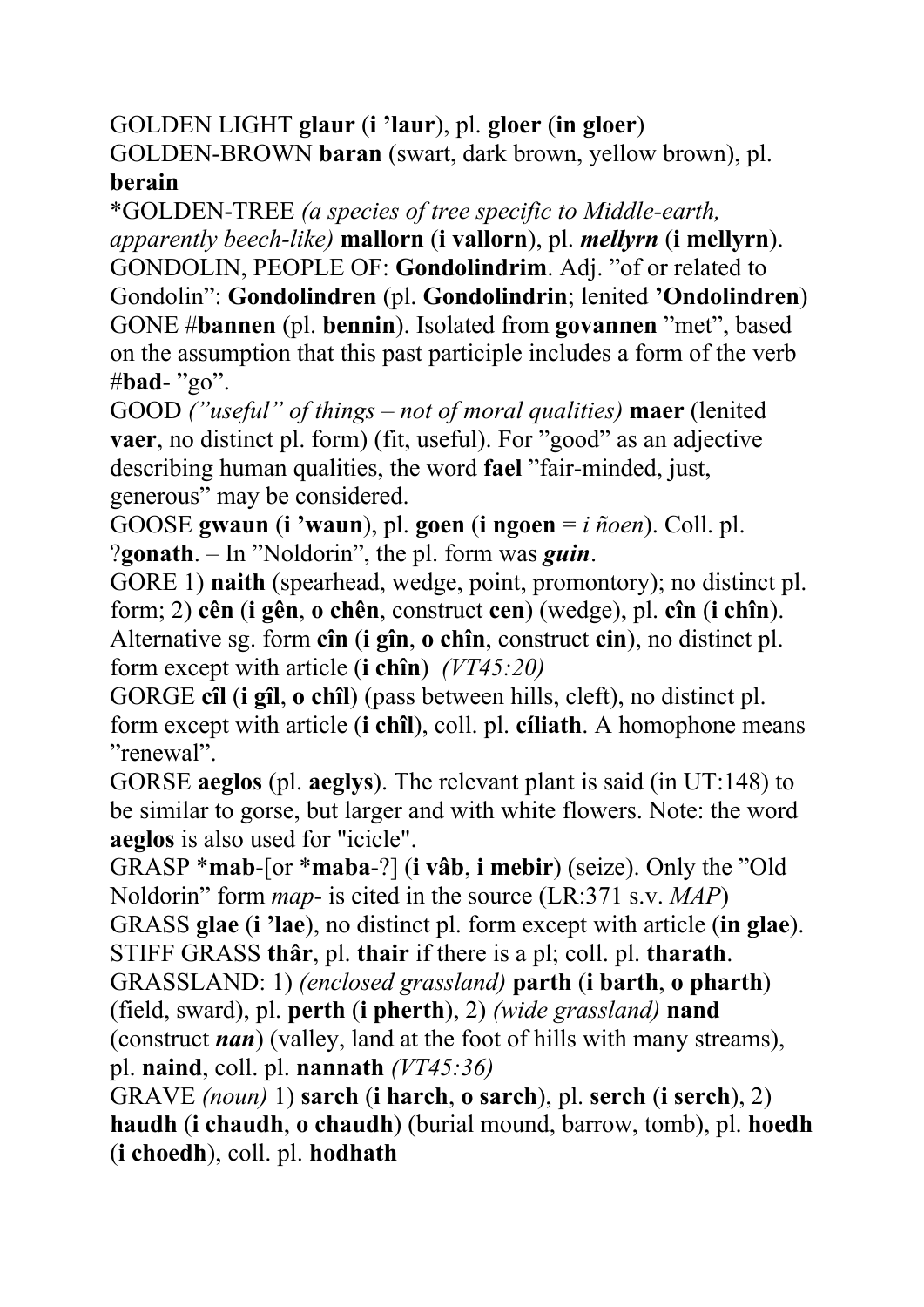GOLDEN LIGHT **glaur** (**i ’laur**), pl. **gloer** (**in gloer**)
GOLDEN-BROWN **baran** (swart, dark brown, yellow brown), pl. **berain**
*GOLDEN-TREE *(a species of tree specific to Middle-earth, apparently beech-like)* **mallorn** (**i vallorn**), pl. ***mellyrn*** (**i mellyrn**).
GONDOLIN, PEOPLE OF: **Gondolindrim**. Adj. ”of or related to Gondolin”: **Gondolindren** (pl. **Gondolindrin**; lenited **’Ondolindren**)
GONE #**bannen** (pl. **bennin**). Isolated from **govannen** ”met”, based on the assumption that this past participle includes a form of the verb #**bad**- ”go”.
GOOD *(”useful” of things – not of moral qualities)* **maer** (lenited **vaer**, no distinct pl. form) (fit, useful). For ”good” as an adjective describing human qualities, the word **fael** ”fair-minded, just, generous” may be considered.
GOOSE **gwaun** (**i ’waun**), pl. **goen** (**i ngoen** = *i ñoen*). Coll. pl. ?**gonath**. – In ”Noldorin”, the pl. form was ***guin***.
GORE 1) **naith** (spearhead, wedge, point, promontory); no distinct pl. form; 2) **cên** (**i gên**, **o chên**, construct **cen**) (wedge), pl. **cîn** (**i chîn**). Alternative sg. form **cîn** (**i gîn**, **o chîn**, construct **cin**), no distinct pl. form except with article (**i chîn**) *(VT45:20)*
GORGE **cîl** (**i gîl**, **o chîl**) (pass between hills, cleft), no distinct pl. form except with article (**i chîl**), coll. pl. **cíliath**. A homophone means ”renewal”.
GORSE **aeglos** (pl. **aeglys**). The relevant plant is said (in UT:148) to be similar to gorse, but larger and with white flowers. Note: the word **aeglos** is also used for "icicle".
GRASP ***mab**-[or ***maba**-?] (**i vâb**, **i mebir**) (seize). Only the ”Old Noldorin” form *map*- is cited in the source (LR:371 s.v. *MAP*)
GRASS **glae** (**i ’lae**), no distinct pl. form except with article (**in glae**).
STIFF GRASS **thâr**, pl. **thair** if there is a pl; coll. pl. **tharath**.
GRASSLAND: 1) *(enclosed grassland)* **parth** (**i barth**, **o pharth**) (field, sward), pl. **perth** (**i pherth**), 2) *(wide grassland)* **nand** (construct ***nan***) (valley, land at the foot of hills with many streams), pl. **naind**, coll. pl. **nannath** *(VT45:36)*
GRAVE *(noun)* 1) **sarch** (**i harch**, **o sarch**), pl. **serch** (**i serch**), 2) **haudh** (**i chaudh**, **o chaudh**) (burial mound, barrow, tomb), pl. **hoedh** (**i choedh**), coll. pl. **hodhath**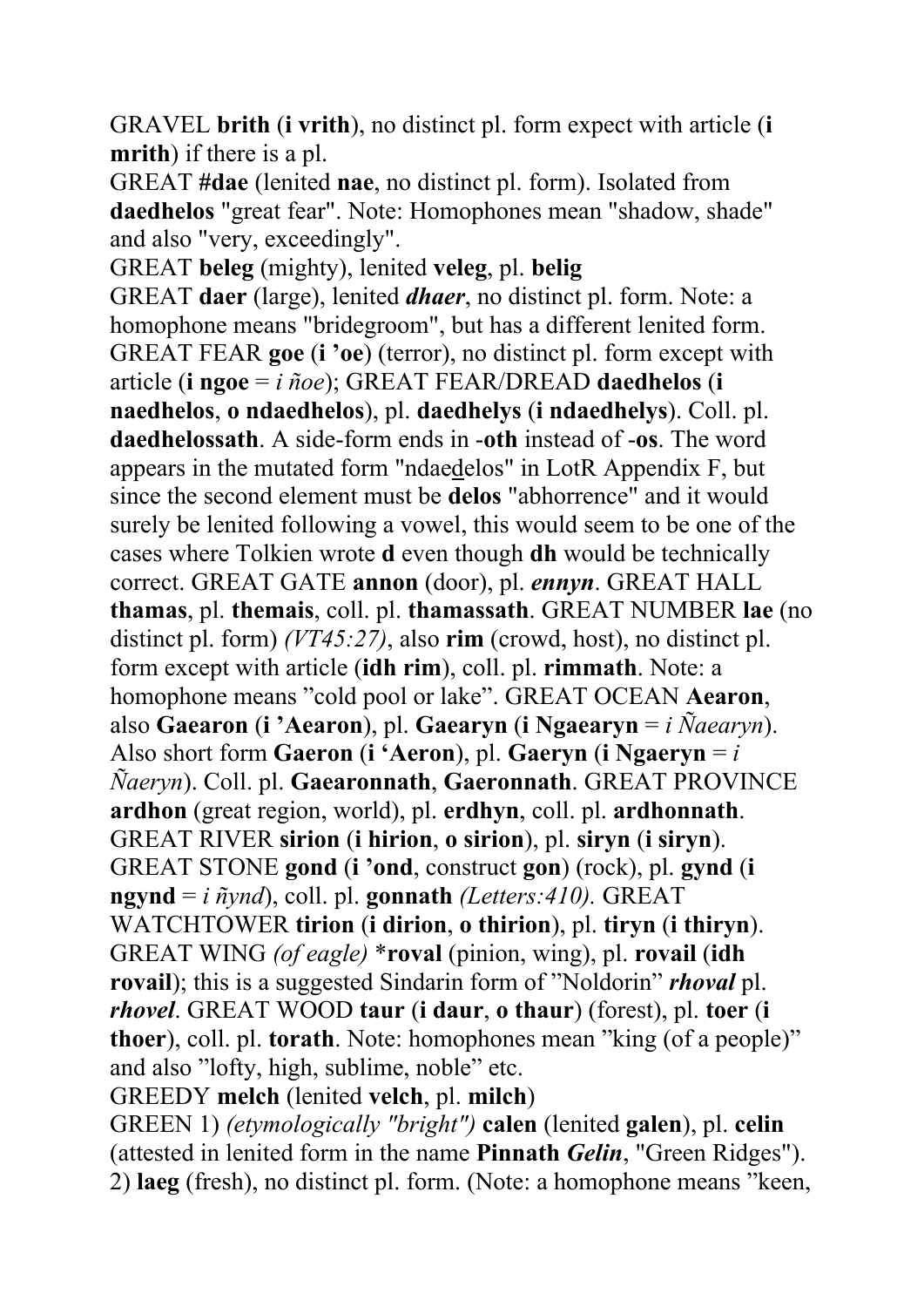GRAVEL **brith** (**i vrith**), no distinct pl. form expect with article (**i mrith**) if there is a pl.

GREAT **#dae** (lenited **nae**, no distinct pl. form). Isolated from **daedhelos** "great fear". Note: Homophones mean "shadow, shade" and also "very, exceedingly".

GREAT **beleg** (mighty), lenited **veleg**, pl. **belig**

GREAT **daer** (large), lenited ***dhaer***, no distinct pl. form. Note: a homophone means "bridegroom", but has a different lenited form.

GREAT FEAR **goe** (**i 'oe**) (terror), no distinct pl. form except with article (**i ngoe** = *i ñoe*); GREAT FEAR/DREAD **daedhelos** (**i naedhelos**, **o ndaedhelos**), pl. **daedhelys** (**i ndaedhelys**). Coll. pl. **daedhelossath**. A side-form ends in -**oth** instead of -**os**. The word appears in the mutated form "ndaedelos" in LotR Appendix F, but since the second element must be **delos** "abhorrence" and it would surely be lenited following a vowel, this would seem to be one of the cases where Tolkien wrote **d** even though **dh** would be technically correct. GREAT GATE **annon** (door), pl. ***ennyn***. GREAT HALL **thamas**, pl. **themais**, coll. pl. **thamassath**. GREAT NUMBER **lae** (no distinct pl. form) *(VT45:27)*, also **rim** (crowd, host), no distinct pl. form except with article (**idh rim**), coll. pl. **rimmath**. Note: a homophone means "cold pool or lake". GREAT OCEAN **Aearon**, also **Gaearon** (**i 'Aearon**), pl. **Gaearyn** (**i Ngaearyn** = *i Ñaearyn*). Also short form **Gaeron** (**i 'Aeron**), pl. **Gaeryn** (**i Ngaeryn** = *i Ñaeryn*). Coll. pl. **Gaearonnath**, **Gaeronnath**. GREAT PROVINCE **ardhon** (great region, world), pl. **erdhyn**, coll. pl. **ardhonnath**. GREAT RIVER **sirion** (**i hirion**, **o sirion**), pl. **siryn** (**i siryn**). GREAT STONE **gond** (**i 'ond**, construct **gon**) (rock), pl. **gynd** (**i ngynd** = *i ñynd*), coll. pl. **gonnath** *(Letters:410).* GREAT WATCHTOWER **tirion** (**i dirion**, **o thirion**), pl. **tiryn** (**i thiryn**). GREAT WING *(of eagle)* \***roval** (pinion, wing), pl. **rovail** (**idh rovail**); this is a suggested Sindarin form of "Noldorin" ***rhoval*** pl. ***rhovel***. GREAT WOOD **taur** (**i daur**, **o thaur**) (forest), pl. **toer** (**i thoer**), coll. pl. **torath**. Note: homophones mean "king (of a people)" and also "lofty, high, sublime, noble" etc.

GREEDY **melch** (lenited **velch**, pl. **milch**)

GREEN 1) *(etymologically "bright")* **calen** (lenited **galen**), pl. **celin** (attested in lenited form in the name **Pinnath *Gelin***, "Green Ridges"). 2) **laeg** (fresh), no distinct pl. form. (Note: a homophone means "keen,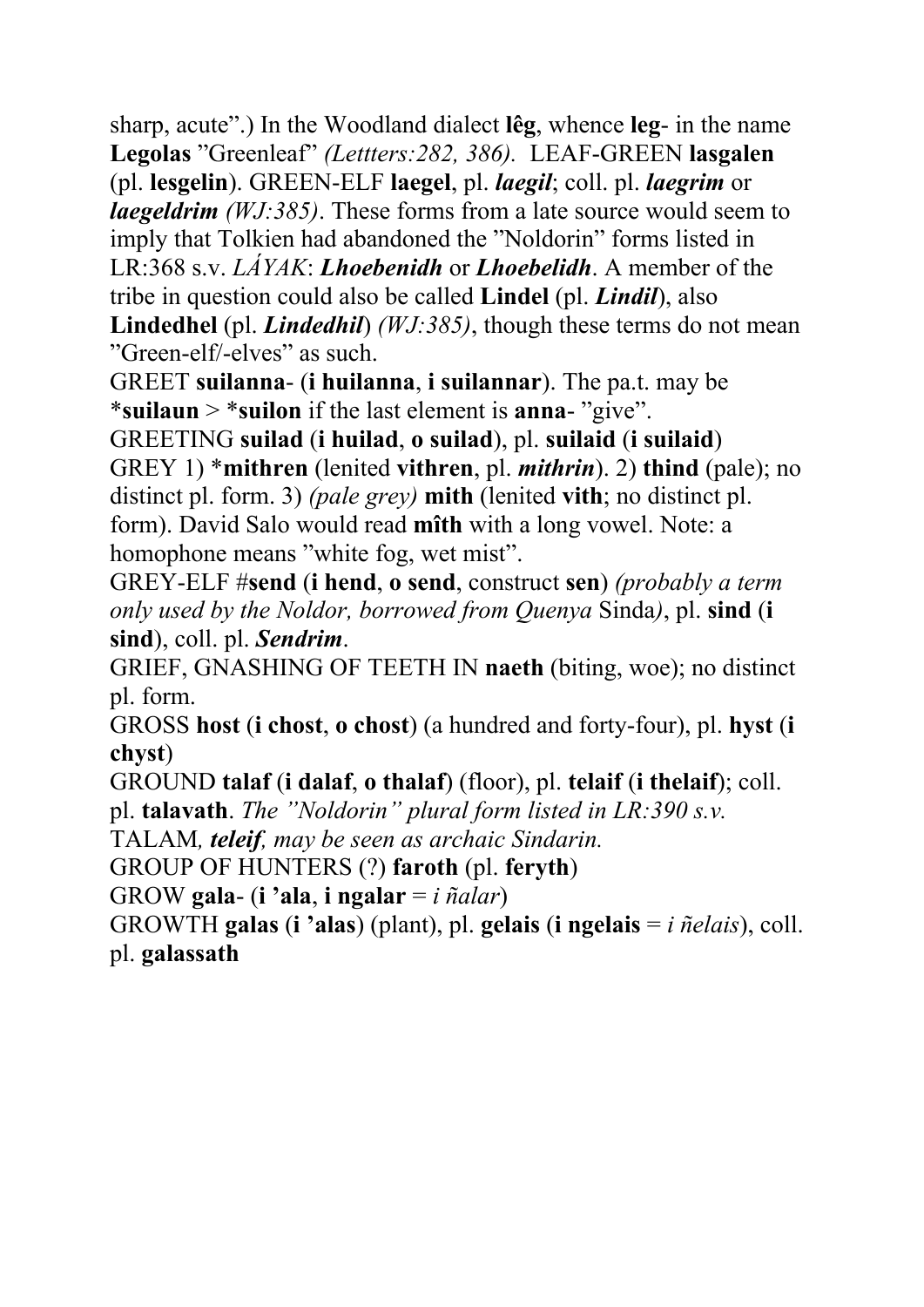sharp, acute".) In the Woodland dialect **lêg**, whence **leg-** in the name **Legolas** "Greenleaf" *(Lettters:282, 386)*. LEAF-GREEN **lasgalen** (pl. **lesgelin**). GREEN-ELF **laegel**, pl. ***laegil***; coll. pl. ***laegrim*** or ***laegeldrim*** *(WJ:385)*. These forms from a late source would seem to imply that Tolkien had abandoned the "Noldorin" forms listed in LR:368 s.v. *LÁYAK*: ***Lhoebenidh*** or ***Lhoebelidh***. A member of the tribe in question could also be called **Lindel** (pl. ***Lindil***), also **Lindedhel** (pl. ***Lindedhil***) *(WJ:385)*, though these terms do not mean "Green-elf/-elves" as such.

GREET **suilanna-** (**i huilanna**, **i suilannar**). The pa.t. may be *__suilaun__ > *__suilon__ if the last element is **anna-** "give".

GREETING **suilad** (**i huilad**, **o suilad**), pl. **suilaid** (**i suilaid**)

GREY 1) *__mithren__ (lenited **vithren**, pl. ***mithrin***). 2) **thind** (pale); no distinct pl. form. 3) *(pale grey)* **mith** (lenited **vith**; no distinct pl. form). David Salo would read **mîth** with a long vowel. Note: a homophone means "white fog, wet mist".

GREY-ELF #**send** (**i hend**, **o send**, construct **sen**) *(probably a term only used by the Noldor, borrowed from Quenya* Sinda*)*, pl. **sind** (**i sind**), coll. pl. ***Sendrim***.

GRIEF, GNASHING OF TEETH IN **naeth** (biting, woe); no distinct pl. form.

GROSS **host** (**i chost**, **o chost**) (a hundred and forty-four), pl. **hyst** (**i chyst**)

GROUND **talaf** (**i dalaf**, **o thalaf**) (floor), pl. **telaif** (**i thelaif**); coll. pl. **talavath**. *The "Noldorin" plural form listed in LR:390 s.v.* TALAM*,* ***teleif****, may be seen as archaic Sindarin.*

GROUP OF HUNTERS (?) **faroth** (pl. **feryth**)

GROW **gala-** (**i 'ala**, **i ngalar** = *i ñalar*)

GROWTH **galas** (**i 'alas**) (plant), pl. **gelais** (**i ngelais** = *i ñelais*), coll. pl. **galassath**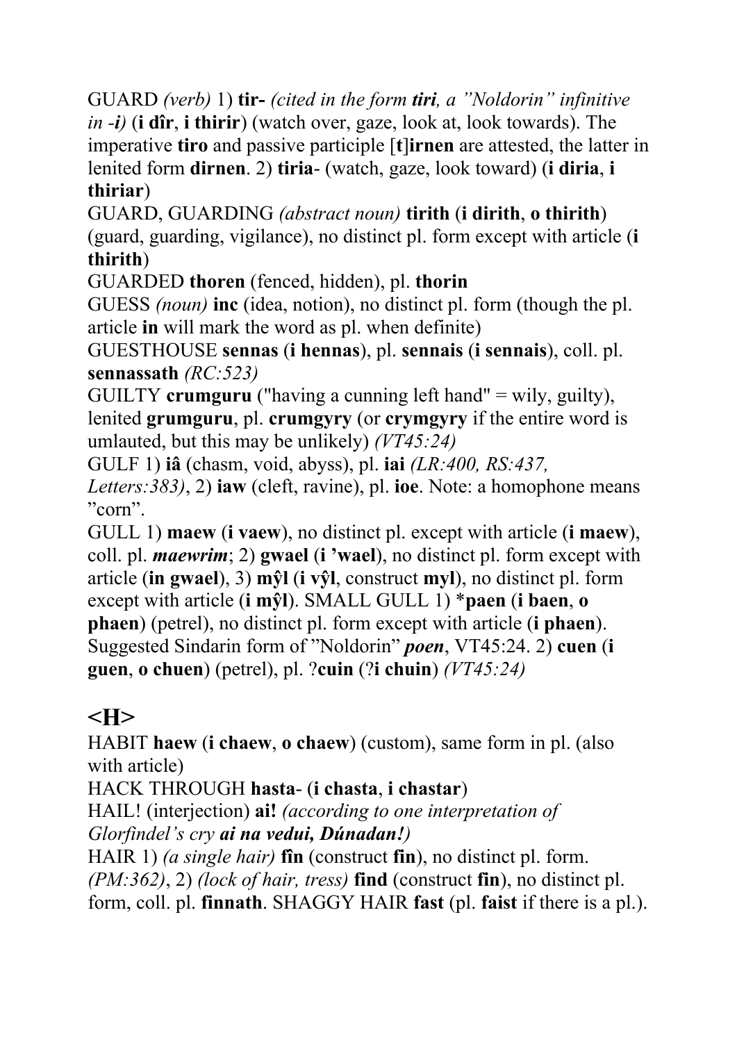GUARD *(verb)* 1) **tir-** *(cited in the form **tiri**, a "Noldorin" infinitive in -**i**)* (**i dîr**, **i thirir**) (watch over, gaze, look at, look towards). The imperative **tiro** and passive participle [**t**]**irnen** are attested, the latter in lenited form **dirnen**. 2) **tiria**- (watch, gaze, look toward) (**i diria**, **i thiriar**)

GUARD, GUARDING *(abstract noun)* **tirith** (**i dirith**, **o thirith**) (guard, guarding, vigilance), no distinct pl. form except with article (**i thirith**)

GUARDED **thoren** (fenced, hidden), pl. **thorin**

GUESS *(noun)* **inc** (idea, notion), no distinct pl. form (though the pl. article **in** will mark the word as pl. when definite)

GUESTHOUSE **sennas** (**i hennas**), pl. **sennais** (**i sennais**), coll. pl. **sennassath** *(RC:523)*

GUILTY **crumguru** ("having a cunning left hand" = wily, guilty), lenited **grumguru**, pl. **crumgyry** (or **crymgyry** if the entire word is umlauted, but this may be unlikely) *(VT45:24)*

GULF 1) **iâ** (chasm, void, abyss), pl. **iai** *(LR:400, RS:437, Letters:383)*, 2) **iaw** (cleft, ravine), pl. **ioe**. Note: a homophone means "corn".

GULL 1) **maew** (**i vaew**), no distinct pl. except with article (**i maew**), coll. pl. ***maewrim***; 2) **gwael** (**i 'wael**), no distinct pl. form except with article (**in gwael**), 3) **mŷl** (**i vŷl**, construct **myl**), no distinct pl. form except with article (**i mŷl**). SMALL GULL 1) ***paen** (**i baen**, **o phaen**) (petrel), no distinct pl. form except with article (**i phaen**). Suggested Sindarin form of "Noldorin" ***poen***, VT45:24. 2) **cuen** (**i guen**, **o chuen**) (petrel), pl. ?**cuin** (?**i chuin**) *(VT45:24)*

## <H>

HABIT **haew** (**i chaew**, **o chaew**) (custom), same form in pl. (also with article)

HACK THROUGH **hasta**- (**i chasta**, **i chastar**)

HAIL! (interjection) **ai!** *(according to one interpretation of Glorfindel's cry **ai na vedui, Dúnadan!**)*

HAIR 1) *(a single hair)* **fîn** (construct **fin**), no distinct pl. form. *(PM:362)*, 2) *(lock of hair, tress)* **find** (construct **fin**), no distinct pl. form, coll. pl. **finnath**. SHAGGY HAIR **fast** (pl. **faist** if there is a pl.).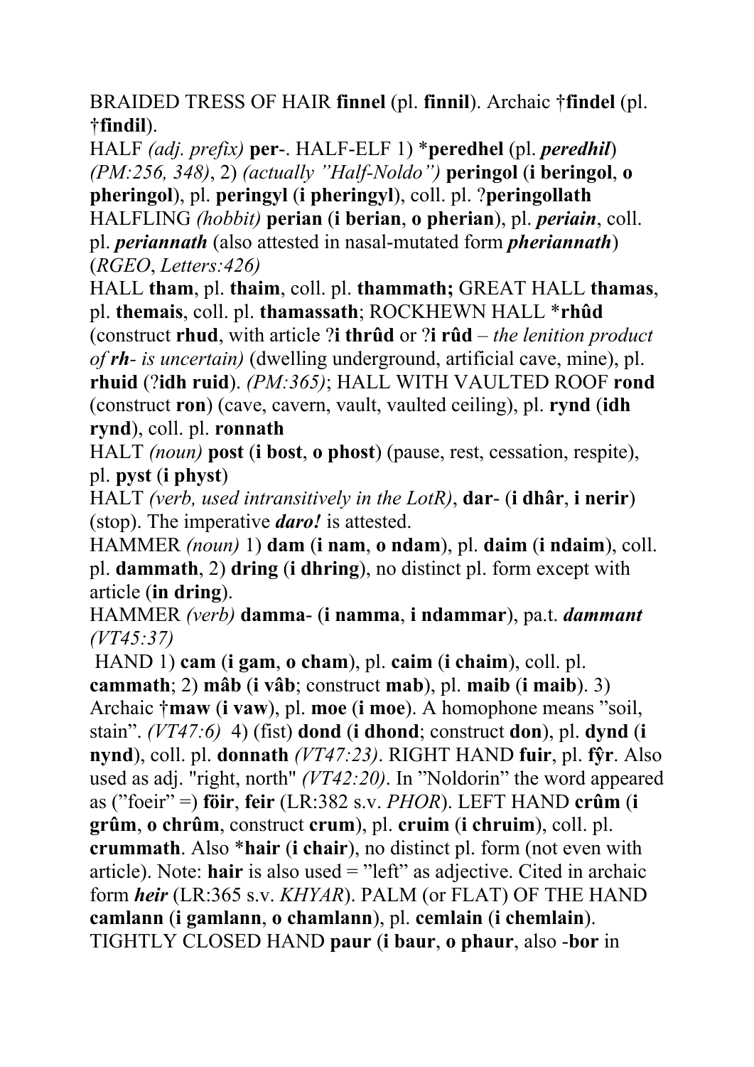BRAIDED TRESS OF HAIR **finnel** (pl. **finnil**). Archaic †**findel** (pl. †**findil**).

HALF *(adj. prefix)* **per**-. HALF-ELF 1) ***peredhel** (pl. ***peredhil***) *(PM:256, 348)*, 2) *(actually "Half-Noldo")* **peringol** (**i beringol**, **o pheringol**), pl. **peringyl** (**i pheringyl**), coll. pl. ?**peringollath**

HALFLING *(hobbit)* **perian** (**i berian**, **o pherian**), pl. ***periain***, coll. pl. ***periannath*** (also attested in nasal-mutated form ***pheriannath***) (*RGEO*, *Letters:426)*

HALL **tham**, pl. **thaim**, coll. pl. **thammath;** GREAT HALL **thamas**, pl. **themais**, coll. pl. **thamassath**; ROCKHEWN HALL ***rhûd** (construct **rhud**, with article ?**i thrûd** or ?**i rûd** – *the lenition product of* ***rh***- *is uncertain)* (dwelling underground, artificial cave, mine), pl. **rhuid** (?**idh ruid**). *(PM:365)*; HALL WITH VAULTED ROOF **rond** (construct **ron**) (cave, cavern, vault, vaulted ceiling), pl. **rynd** (**idh rynd**), coll. pl. **ronnath**

HALT *(noun)* **post** (**i bost**, **o phost**) (pause, rest, cessation, respite), pl. **pyst** (**i physt**)

HALT *(verb, used intransitively in the LotR)*, **dar**- (**i dhâr**, **i nerir**) (stop). The imperative ***daro!*** is attested.

HAMMER *(noun)* 1) **dam** (**i nam**, **o ndam**), pl. **daim** (**i ndaim**), coll. pl. **dammath**, 2) **dring** (**i dhring**), no distinct pl. form except with article (**in dring**).

HAMMER *(verb)* **damma**- (**i namma**, **i ndammar**), pa.t. ***dammant*** *(VT45:37)*

HAND 1) **cam** (**i gam**, **o cham**), pl. **caim** (**i chaim**), coll. pl. **cammath**; 2) **mâb** (**i vâb**; construct **mab**), pl. **maib** (**i maib**). 3) Archaic †**maw** (**i vaw**), pl. **moe** (**i moe**). A homophone means "soil, stain". *(VT47:6)* 4) (fist) **dond** (**i dhond**; construct **don**), pl. **dynd** (**i nynd**), coll. pl. **donnath** *(VT47:23)*. RIGHT HAND **fuir**, pl. **fŷr**. Also used as adj. "right, north" *(VT42:20)*. In "Noldorin" the word appeared as ("foeir" =) **föir**, **feir** (LR:382 s.v. *PHOR*). LEFT HAND **crûm** (**i grûm**, **o chrûm**, construct **crum**), pl. **cruim** (**i chruim**), coll. pl. **crummath**. Also ***hair** (**i chair**), no distinct pl. form (not even with article). Note: **hair** is also used = "left" as adjective. Cited in archaic form ***heir*** (LR:365 s.v. *KHYAR*). PALM (or FLAT) OF THE HAND **camlann** (**i gamlann**, **o chamlann**), pl. **cemlain** (**i chemlain**). TIGHTLY CLOSED HAND **paur** (**i baur**, **o phaur**, also -**bor** in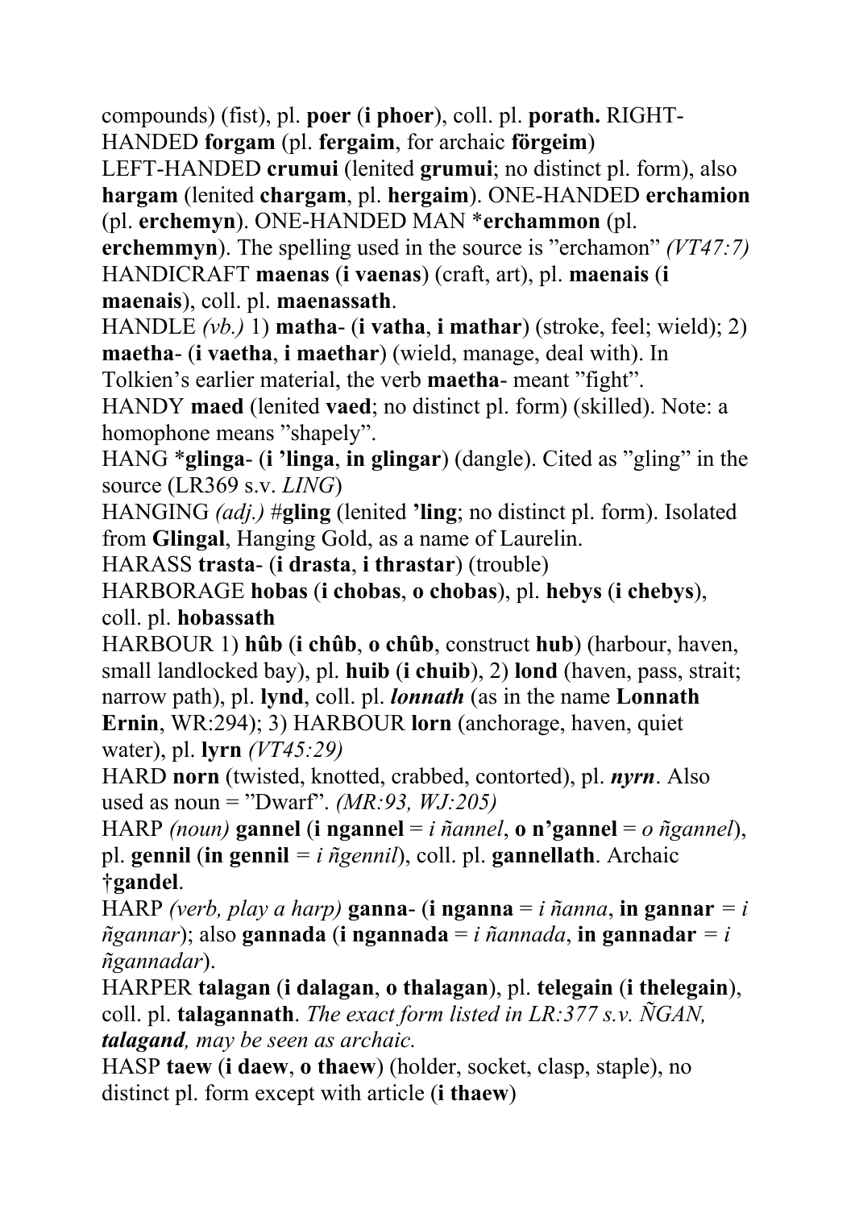compounds) (fist), pl. **poer** (**i phoer**), coll. pl. **porath.** RIGHT-HANDED **forgam** (pl. **fergaim**, for archaic **förgeim**)

LEFT-HANDED **crumui** (lenited **grumui**; no distinct pl. form), also **hargam** (lenited **chargam**, pl. **hergaim**). ONE-HANDED **erchamion** (pl. **erchemyn**). ONE-HANDED MAN ***erchammon** (pl. **erchemmyn**). The spelling used in the source is "erchamon" *(VT47:7)*

HANDICRAFT **maenas** (**i vaenas**) (craft, art), pl. **maenais** (**i maenais**), coll. pl. **maenassath**.

HANDLE *(vb.)* 1) **matha-** (**i vatha**, **i mathar**) (stroke, feel; wield); 2) **maetha-** (**i vaetha**, **i maethar**) (wield, manage, deal with). In Tolkien's earlier material, the verb **maetha-** meant "fight".

HANDY **maed** (lenited **vaed**; no distinct pl. form) (skilled). Note: a homophone means "shapely".

HANG ***glinga-** (**i 'linga**, **in glingar**) (dangle). Cited as "gling" in the source (LR369 s.v. *LING*)

HANGING *(adj.)* #**gling** (lenited **'ling**; no distinct pl. form). Isolated from **Glingal**, Hanging Gold, as a name of Laurelin.

HARASS **trasta-** (**i drasta**, **i thrastar**) (trouble)

HARBORAGE **hobas** (**i chobas**, **o chobas**), pl. **hebys** (**i chebys**), coll. pl. **hobassath**

HARBOUR 1) **hûb** (**i chûb**, **o chûb**, construct **hub**) (harbour, haven, small landlocked bay), pl. **huib** (**i chuib**), 2) **lond** (haven, pass, strait; narrow path), pl. **lynd**, coll. pl. ***lonnath*** (as in the name **Lonnath Ernin**, WR:294); 3) HARBOUR **lorn** (anchorage, haven, quiet water), pl. **lyrn** *(VT45:29)*

HARD **norn** (twisted, knotted, crabbed, contorted), pl. ***nyrn***. Also used as noun = "Dwarf". *(MR:93, WJ:205)*

HARP *(noun)* **gannel** (**i ngannel** = *i ñannel*, **o n'gannel** = *o ñgannel*), pl. **gennil** (**in gennil** = *i ñgennil*), coll. pl. **gannellath**. Archaic **†gandel**.

HARP *(verb, play a harp)* **ganna-** (**i nganna** = *i ñanna*, **in gannar** = *i ñgannar*); also **gannada** (**i ngannada** = *i ñannada*, **in gannadar** = *i ñgannadar*).

HARPER **talagan** (**i dalagan**, **o thalagan**), pl. **telegain** (**i thelegain**), coll. pl. **talagannath**. *The exact form listed in LR:377 s.v. ÑGAN, **talagand**, may be seen as archaic.*

HASP **taew** (**i daew**, **o thaew**) (holder, socket, clasp, staple), no distinct pl. form except with article (**i thaew**)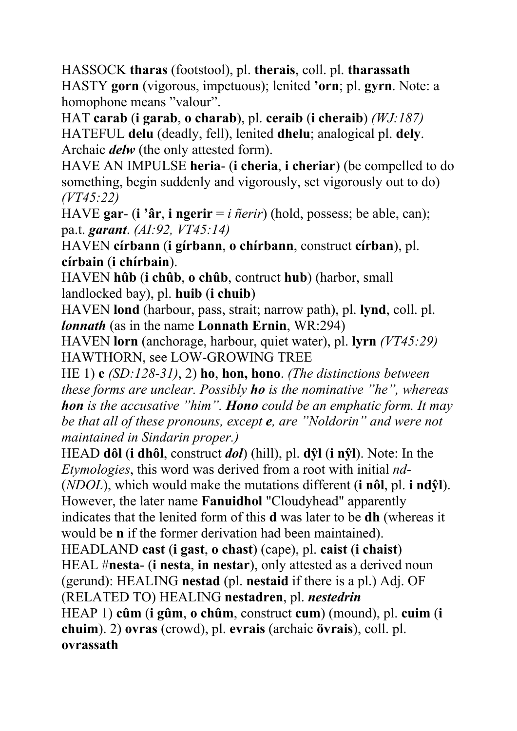HASSOCK **tharas** (footstool), pl. **therais**, coll. pl. **tharassath**
HASTY **gorn** (vigorous, impetuous); lenited **'orn**; pl. **gyrn**. Note: a homophone means "valour".
HAT **carab** (**i garab**, **o charab**), pl. **ceraib** (**i cheraib**) *(WJ:187)*
HATEFUL **delu** (deadly, fell), lenited **dhelu**; analogical pl. **dely**. Archaic ***delw*** (the only attested form).
HAVE AN IMPULSE **heria**- (**i cheria**, **i cheriar**) (be compelled to do something, begin suddenly and vigorously, set vigorously out to do) *(VT45:22)*
HAVE **gar**- (**i 'âr**, **i ngerir** = *i ñerir*) (hold, possess; be able, can); pa.t. ***garant***. *(AI:92, VT45:14)*
HAVEN **círbann** (**i gírbann**, **o chírbann**, construct **círban**), pl. **círbain** (**i chírbain**).
HAVEN **hûb** (**i chûb**, **o chûb**, contruct **hub**) (harbor, small landlocked bay), pl. **huib** (**i chuib**)
HAVEN **lond** (harbour, pass, strait; narrow path), pl. **lynd**, coll. pl. ***lonnath*** (as in the name **Lonnath Ernin**, WR:294)
HAVEN **lorn** (anchorage, harbour, quiet water), pl. **lyrn** *(VT45:29)*
HAWTHORN, see LOW-GROWING TREE
HE 1) **e** *(SD:128-31)*, 2) **ho**, **hon, hono**. *(The distinctions between these forms are unclear. Possibly* ***ho*** *is the nominative "he", whereas* ***hon*** *is the accusative "him".* ***Hono*** *could be an emphatic form. It may be that all of these pronouns, except* ***e****, are "Noldorin" and were not maintained in Sindarin proper.)*
HEAD **dôl** (**i dhôl**, construct ***dol***) (hill), pl. **dŷl** (**i nŷl**). Note: In the *Etymologies*, this word was derived from a root with initial *nd-* (*NDOL*), which would make the mutations different (**i nôl**, pl. **i ndŷl**). However, the later name **Fanuidhol** "Cloudyhead" apparently indicates that the lenited form of this **d** was later to be **dh** (whereas it would be **n** if the former derivation had been maintained).
HEADLAND **cast** (**i gast**, **o chast**) (cape), pl. **caist** (**i chaist**)
HEAL #**nesta**- (**i nesta**, **in nestar**), only attested as a derived noun (gerund): HEALING **nestad** (pl. **nestaid** if there is a pl.) Adj. OF (RELATED TO) HEALING **nestadren**, pl. ***nestedrin***
HEAP 1) **cûm** (**i gûm**, **o chûm**, construct **cum**) (mound), pl. **cuim** (**i chuim**). 2) **ovras** (crowd), pl. **evrais** (archaic **övrais**), coll. pl. **ovrassath**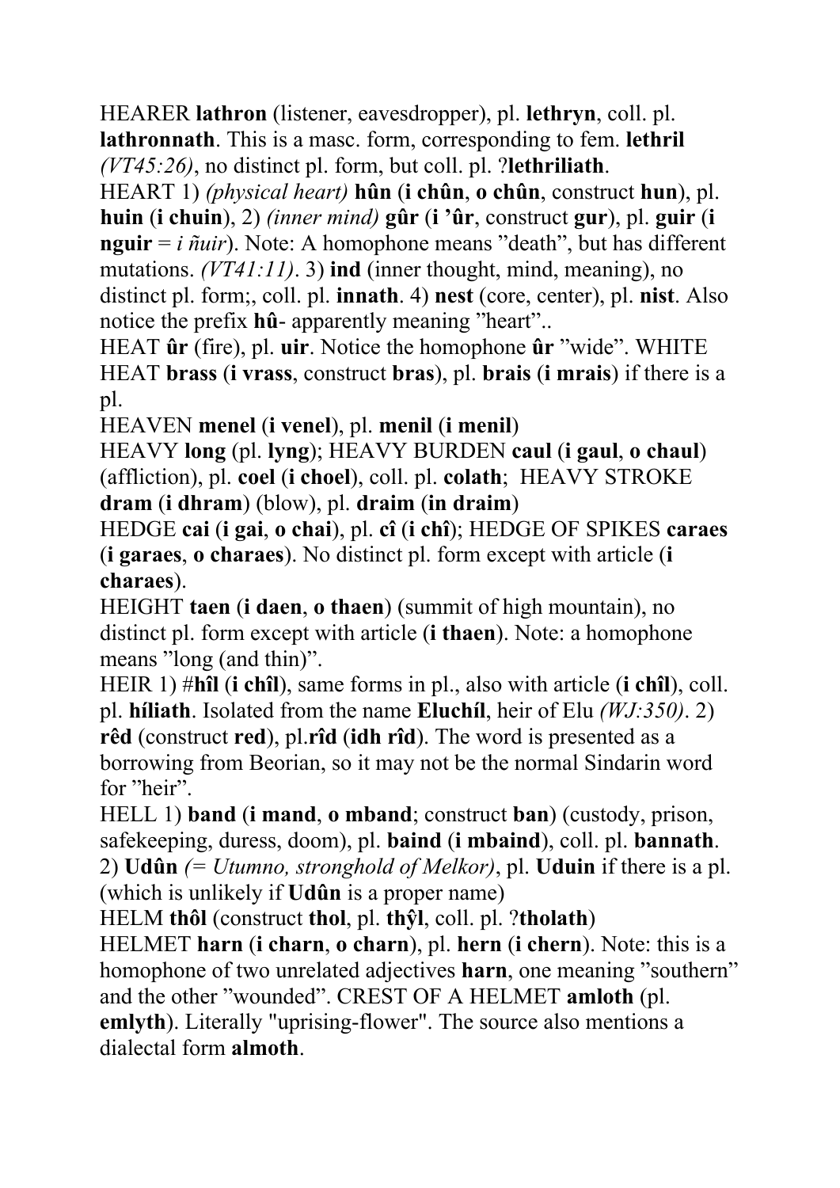HEARER **lathron** (listener, eavesdropper), pl. **lethryn**, coll. pl. **lathronnath**. This is a masc. form, corresponding to fem. **lethril** *(VT45:26)*, no distinct pl. form, but coll. pl. ?**lethriliath**.

HEART 1) *(physical heart)* **hûn** (**i chûn**, **o chûn**, construct **hun**), pl. **huin** (**i chuin**), 2) *(inner mind)* **gûr** (**i 'ûr**, construct **gur**), pl. **guir** (**i nguir** = *i ñuir*). Note: A homophone means "death", but has different mutations. *(VT41:11)*. 3) **ind** (inner thought, mind, meaning), no distinct pl. form;, coll. pl. **innath**. 4) **nest** (core, center), pl. **nist**. Also notice the prefix **hû**- apparently meaning "heart"..

HEAT **ûr** (fire), pl. **uir**. Notice the homophone **ûr** "wide". WHITE HEAT **brass** (**i vrass**, construct **bras**), pl. **brais** (**i mrais**) if there is a pl.

HEAVEN **menel** (**i venel**), pl. **menil** (**i menil**)

HEAVY **long** (pl. **lyng**); HEAVY BURDEN **caul** (**i gaul**, **o chaul**) (affliction), pl. **coel** (**i choel**), coll. pl. **colath**; HEAVY STROKE **dram** (**i dhram**) (blow), pl. **draim** (**in draim**)

HEDGE **cai** (**i gai**, **o chai**), pl. **cî** (**i chî**); HEDGE OF SPIKES **caraes** (**i garaes**, **o charaes**). No distinct pl. form except with article (**i charaes**).

HEIGHT **taen** (**i daen**, **o thaen**) (summit of high mountain), no distinct pl. form except with article (**i thaen**). Note: a homophone means "long (and thin)".

HEIR 1) #**hîl** (**i chîl**), same forms in pl., also with article (**i chîl**), coll. pl. **híliath**. Isolated from the name **Eluchíl**, heir of Elu *(WJ:350)*. 2) **rêd** (construct **red**), pl.**rîd** (**idh rîd**). The word is presented as a borrowing from Beorian, so it may not be the normal Sindarin word for "heir".

HELL 1) **band** (**i mand**, **o mband**; construct **ban**) (custody, prison, safekeeping, duress, doom), pl. **baind** (**i mbaind**), coll. pl. **bannath**. 2) **Udûn** *(= Utumno, stronghold of Melkor)*, pl. **Uduin** if there is a pl. (which is unlikely if **Udûn** is a proper name)

HELM **thôl** (construct **thol**, pl. **thŷl**, coll. pl. ?**tholath**)

HELMET **harn** (**i charn**, **o charn**), pl. **hern** (**i chern**). Note: this is a homophone of two unrelated adjectives **harn**, one meaning "southern" and the other "wounded". CREST OF A HELMET **amloth** (pl. **emlyth**). Literally "uprising-flower". The source also mentions a dialectal form **almoth**.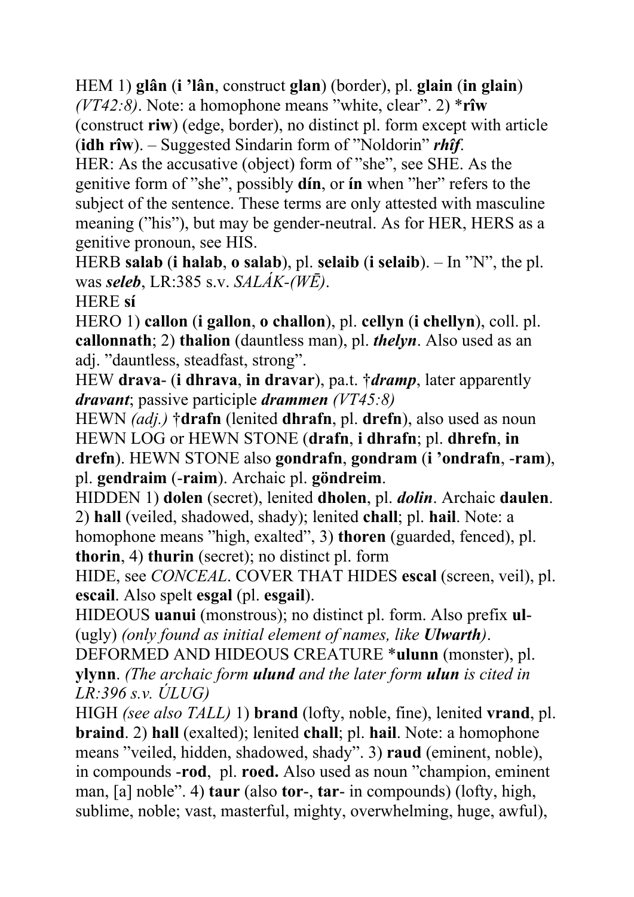HEM 1) **glân** (**i ’lân**, construct **glan**) (border), pl. **glain** (**in glain**) *(VT42:8)*. Note: a homophone means ”white, clear”. 2) ***rîw** (construct **riw**) (edge, border), no distinct pl. form except with article (**idh rîw**). – Suggested Sindarin form of ”Noldorin” ***rhîf***.

HER: As the accusative (object) form of ”she”, see SHE. As the genitive form of ”she”, possibly **dín**, or **ín** when ”her” refers to the subject of the sentence. These terms are only attested with masculine meaning (”his”), but may be gender-neutral. As for HER, HERS as a genitive pronoun, see HIS.

HERB **salab** (**i halab**, **o salab**), pl. **selaib** (**i selaib**). – In ”N”, the pl. was ***seleb***, LR:385 s.v. *SALÁK-(WĒ)*.

HERE **sí**

HERO 1) **callon** (**i gallon**, **o challon**), pl. **cellyn** (**i chellyn**), coll. pl. **callonnath**; 2) **thalion** (dauntless man), pl. ***thelyn***. Also used as an adj. ”dauntless, steadfast, strong”.

HEW **drava**- (**i dhrava**, **in dravar**), pa.t. †***dramp***, later apparently ***dravant***; passive participle ***drammen*** *(VT45:8)*

HEWN *(adj.)* †**drafn** (lenited **dhrafn**, pl. **drefn**), also used as noun HEWN LOG or HEWN STONE (**drafn**, **i dhrafn**; pl. **dhrefn**, **in drefn**). HEWN STONE also **gondrafn**, **gondram** (**i ’ondrafn**, -**ram**), pl. **gendraim** (-**raim**). Archaic pl. **göndreim**.

HIDDEN 1) **dolen** (secret), lenited **dholen**, pl. ***dolin***. Archaic **daulen**. 2) **hall** (veiled, shadowed, shady); lenited **chall**; pl. **hail**. Note: a homophone means ”high, exalted”, 3) **thoren** (guarded, fenced), pl. **thorin**, 4) **thurin** (secret); no distinct pl. form

HIDE, see *CONCEAL*. COVER THAT HIDES **escal** (screen, veil), pl. **escail**. Also spelt **esgal** (pl. **esgail**).

HIDEOUS **uanui** (monstrous); no distinct pl. form. Also prefix **ul**- (ugly) *(only found as initial element of names, like **Ulwarth**)*. DEFORMED AND HIDEOUS CREATURE ***ulunn** (monster), pl. **ylynn**. *(The archaic form **ulund** and the later form **ulun** is cited in LR:396 s.v. ÚLUG)*

HIGH *(see also TALL)* 1) **brand** (lofty, noble, fine), lenited **vrand**, pl. **braind**. 2) **hall** (exalted); lenited **chall**; pl. **hail**. Note: a homophone means ”veiled, hidden, shadowed, shady”. 3) **raud** (eminent, noble), in compounds -**rod**, pl. **roed.** Also used as noun ”champion, eminent man, [a] noble”. 4) **taur** (also **tor**-, **tar**- in compounds) (lofty, high, sublime, noble; vast, masterful, mighty, overwhelming, huge, awful),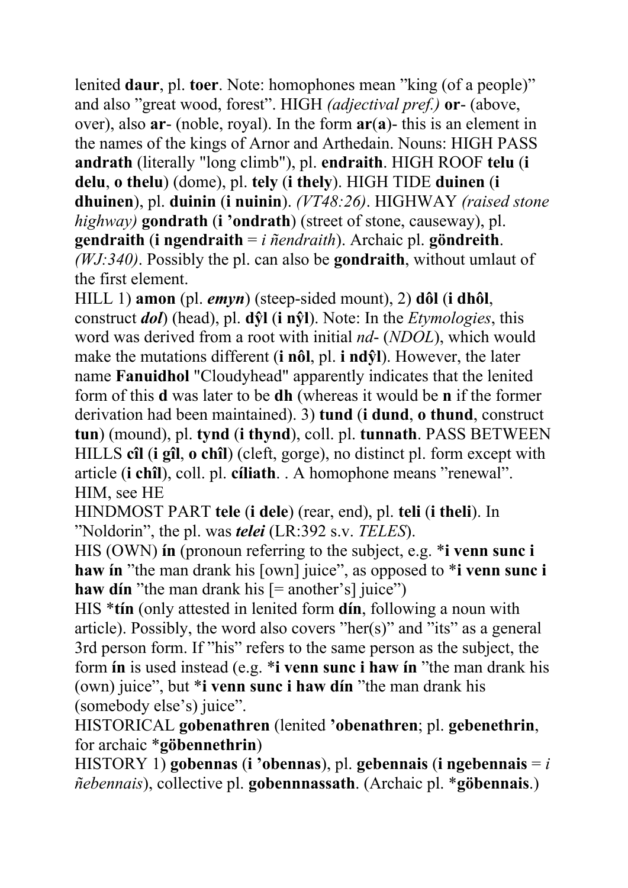lenited **daur**, pl. **toer**. Note: homophones mean "king (of a people)" and also "great wood, forest". HIGH *(adjectival pref.)* **or**- (above, over), also **ar**- (noble, royal). In the form **ar**(**a**)- this is an element in the names of the kings of Arnor and Arthedain. Nouns: HIGH PASS **andrath** (literally "long climb"), pl. **endraith**. HIGH ROOF **telu** (**i delu**, **o thelu**) (dome), pl. **tely** (**i thely**). HIGH TIDE **duinen** (**i dhuinen**), pl. **duinin** (**i nuinin**). *(VT48:26)*. HIGHWAY *(raised stone highway)* **gondrath** (**i 'ondrath**) (street of stone, causeway), pl. **gendraith** (**i ngendraith** = *i ñendraith*). Archaic pl. **göndreith**. *(WJ:340)*. Possibly the pl. can also be **gondraith**, without umlaut of the first element.

HILL 1) **amon** (pl. ***emyn***) (steep-sided mount), 2) **dôl** (**i dhôl**, construct ***dol***) (head), pl. **dŷl** (**i nŷl**). Note: In the *Etymologies*, this word was derived from a root with initial *nd*- (*NDOL*), which would make the mutations different (**i nôl**, pl. **i ndŷl**). However, the later name **Fanuidhol** "Cloudyhead" apparently indicates that the lenited form of this **d** was later to be **dh** (whereas it would be **n** if the former derivation had been maintained). 3) **tund** (**i dund**, **o thund**, construct **tun**) (mound), pl. **tynd** (**i thynd**), coll. pl. **tunnath**. PASS BETWEEN HILLS **cîl** (**i gîl**, **o chîl**) (cleft, gorge), no distinct pl. form except with article (**i chîl**), coll. pl. **cíliath**. . A homophone means "renewal".

HIM, see HE

HINDMOST PART **tele** (**i dele**) (rear, end), pl. **teli** (**i theli**). In "Noldorin", the pl. was ***telei*** (LR:392 s.v. *TELES*).

HIS (OWN) **ín** (pronoun referring to the subject, e.g. ***i venn sunc i haw ín*** "the man drank his [own] juice", as opposed to ***i venn sunc i haw dín*** "the man drank his [= another's] juice")

HIS ***tín** (only attested in lenited form **dín**, following a noun with article). Possibly, the word also covers "her(s)" and "its" as a general 3rd person form. If "his" refers to the same person as the subject, the form **ín** is used instead (e.g. ***i venn sunc i haw ín** "the man drank his (own) juice", but ***i venn sunc i haw dín** "the man drank his (somebody else's) juice".

HISTORICAL **gobenathren** (lenited **'obenathren**; pl. **gebenethrin**, for archaic ***göbennethrin**)

HISTORY 1) **gobennas** (**i 'obennas**), pl. **gebennais** (**i ngebennais** = *i ñebennais*), collective pl. **gobennnassath**. (Archaic pl. ***göbennais**.)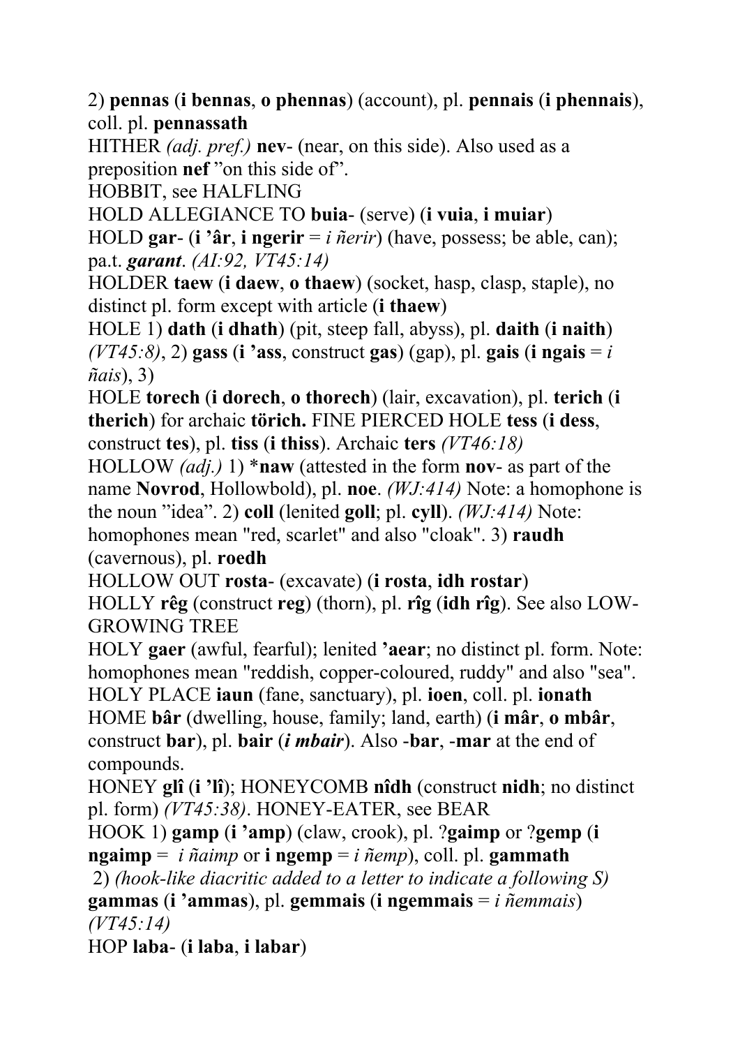2) **pennas** (**i bennas**, **o phennas**) (account), pl. **pennais** (**i phennais**), coll. pl. **pennassath**

HITHER *(adj. pref.)* **nev**- (near, on this side). Also used as a preposition **nef** "on this side of".

HOBBIT, see HALFLING

HOLD ALLEGIANCE TO **buia**- (serve) (**i vuia**, **i muiar**)

HOLD **gar**- (**i 'âr**, **i ngerir** = *i ñerir*) (have, possess; be able, can); pa.t. ***garant***. *(AI:92, VT45:14)*

HOLDER **taew** (**i daew**, **o thaew**) (socket, hasp, clasp, staple), no distinct pl. form except with article (**i thaew**)

HOLE 1) **dath** (**i dhath**) (pit, steep fall, abyss), pl. **daith** (**i naith**) *(VT45:8)*, 2) **gass** (**i 'ass**, construct **gas**) (gap), pl. **gais** (**i ngais** = *i ñais*), 3)

HOLE **torech** (**i dorech**, **o thorech**) (lair, excavation), pl. **terich** (**i therich**) for archaic **törich.** FINE PIERCED HOLE **tess** (**i dess**, construct **tes**), pl. **tiss** (**i thiss**). Archaic **ters** *(VT46:18)*

HOLLOW *(adj.)* 1) ***naw** (attested in the form **nov**- as part of the name **Novrod**, Hollowbold), pl. **noe**. *(WJ:414)* Note: a homophone is the noun "idea". 2) **coll** (lenited **goll**; pl. **cyll**). *(WJ:414)* Note: homophones mean "red, scarlet" and also "cloak". 3) **raudh** (cavernous), pl. **roedh**

HOLLOW OUT **rosta**- (excavate) (**i rosta**, **idh rostar**)

HOLLY **rêg** (construct **reg**) (thorn), pl. **rîg** (**idh rîg**). See also LOW-GROWING TREE

HOLY **gaer** (awful, fearful); lenited **'aear**; no distinct pl. form. Note: homophones mean "reddish, copper-coloured, ruddy" and also "sea".

HOLY PLACE **iaun** (fane, sanctuary), pl. **ioen**, coll. pl. **ionath**

HOME **bâr** (dwelling, house, family; land, earth) (**i mâr**, **o mbâr**, construct **bar**), pl. **bair** (***i mbair***). Also -**bar**, -**mar** at the end of compounds.

HONEY **glî** (**i 'lî**); HONEYCOMB **nîdh** (construct **nidh**; no distinct pl. form) *(VT45:38)*. HONEY-EATER, see BEAR

HOOK 1) **gamp** (**i 'amp**) (claw, crook), pl. ?**gaimp** or ?**gemp** (**i ngaimp** = *i ñaimp* or **i ngemp** = *i ñemp*), coll. pl. **gammath**

2) *(hook-like diacritic added to a letter to indicate a following S)* **gammas** (**i 'ammas**), pl. **gemmais** (**i ngemmais** = *i ñemmais*) *(VT45:14)*

HOP **laba**- (**i laba**, **i labar**)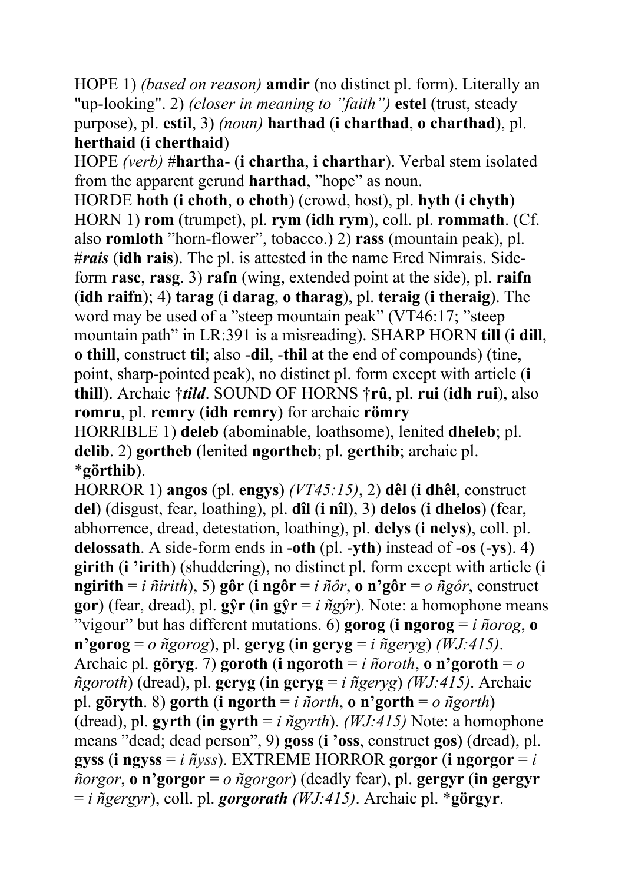HOPE 1) *(based on reason)* **amdir** (no distinct pl. form). Literally an "up-looking". 2) *(closer in meaning to "faith")* **estel** (trust, steady purpose), pl. **estil**, 3) *(noun)* **harthad** (**i charthad**, **o charthad**), pl. **herthaid** (**i cherthaid**)

HOPE *(verb)* #**hartha-** (**i chartha**, **i charthar**). Verbal stem isolated from the apparent gerund **harthad**, "hope" as noun.

HORDE **hoth** (**i choth**, **o choth**) (crowd, host), pl. **hyth** (**i chyth**)

HORN 1) **rom** (trumpet), pl. **rym** (**idh rym**), coll. pl. **rommath**. (Cf. also **romloth** "horn-flower", tobacco.) 2) **rass** (mountain peak), pl. #***rais*** (**idh rais**). The pl. is attested in the name Ered Nimrais. Side-form **rasc**, **rasg**. 3) **rafn** (wing, extended point at the side), pl. **raifn** (**idh raifn**); 4) **tarag** (**i darag**, **o tharag**), pl. **teraig** (**i theraig**). The word may be used of a "steep mountain peak" (VT46:17; "steep mountain path" in LR:391 is a misreading). SHARP HORN **till** (**i dill**, **o thill**, construct **til**; also -**dil**, -**thil** at the end of compounds) (tine, point, sharp-pointed peak), no distinct pl. form except with article (**i thill**). Archaic †***tild***. SOUND OF HORNS †**rû**, pl. **rui** (**idh rui**), also **romru**, pl. **remry** (**idh remry**) for archaic **römry**

HORRIBLE 1) **deleb** (abominable, loathsome), lenited **dheleb**; pl. **delib**. 2) **gortheb** (lenited **ngortheb**; pl. **gerthib**; archaic pl. ***görthib**).

HORROR 1) **angos** (pl. **engys**) *(VT45:15)*, 2) **dêl** (**i dhêl**, construct **del**) (disgust, fear, loathing), pl. **dîl** (**i nîl**), 3) **delos** (**i dhelos**) (fear, abhorrence, dread, detestation, loathing), pl. **delys** (**i nelys**), coll. pl. **delossath**. A side-form ends in -**oth** (pl. -**yth**) instead of -**os** (-**ys**). 4) **girith** (**i 'irith**) (shuddering), no distinct pl. form except with article (**i ngirith** = *i ñirith*), 5) **gôr** (**i ngôr** = *i ñôr*, **o n'gôr** = *o ñgôr*, construct **gor**) (fear, dread), pl. **gŷr** (**in gŷr** = *i ñgŷr*). Note: a homophone means "vigour" but has different mutations. 6) **gorog** (**i ngorog** = *i ñorog*, **o n'gorog** = *o ñgorog*), pl. **geryg** (**in geryg** = *i ñgeryg*) *(WJ:415)*. Archaic pl. **göryg**. 7) **goroth** (**i ngoroth** = *i ñoroth*, **o n'goroth** = *o ñgoroth*) (dread), pl. **geryg** (**in geryg** = *i ñgeryg*) *(WJ:415)*. Archaic pl. **göryth**. 8) **gorth** (**i ngorth** = *i ñorth*, **o n'gorth** = *o ñgorth*) (dread), pl. **gyrth** (**in gyrth** = *i ñgyrth*). *(WJ:415)* Note: a homophone means "dead; dead person", 9) **goss** (**i 'oss**, construct **gos**) (dread), pl. **gyss** (**i ngyss** = *i ñyss*). EXTREME HORROR **gorgor** (**i ngorgor** = *i ñorgor*, **o n'gorgor** = *o ñgorgor*) (deadly fear), pl. **gergyr** (**in gergyr** = *i ñgergyr*), coll. pl. ***gorgorath*** *(WJ:415)*. Archaic pl. ***görgyr**.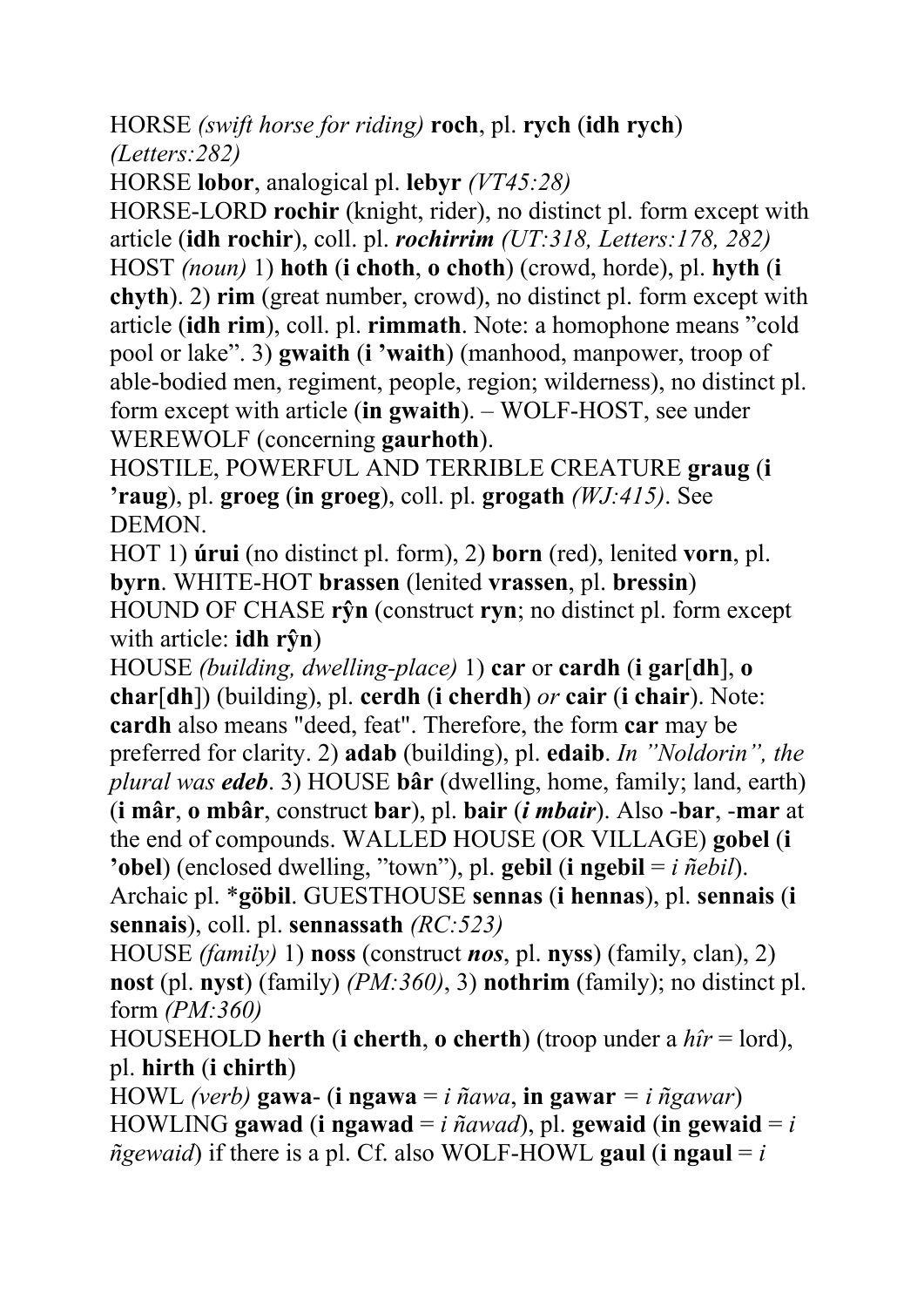HORSE *(swift horse for riding)* **roch**, pl. **rych** (**idh rych**) *(Letters:282)*

HORSE **lobor**, analogical pl. **lebyr** *(VT45:28)*

HORSE-LORD **rochir** (knight, rider), no distinct pl. form except with article (**idh rochir**), coll. pl. ***rochirrim*** *(UT:318, Letters:178, 282)*

HOST *(noun)* 1) **hoth** (**i choth**, **o choth**) (crowd, horde), pl. **hyth** (**i chyth**). 2) **rim** (great number, crowd), no distinct pl. form except with article (**idh rim**), coll. pl. **rimmath**. Note: a homophone means "cold pool or lake". 3) **gwaith** (**i 'waith**) (manhood, manpower, troop of able-bodied men, regiment, people, region; wilderness), no distinct pl. form except with article (**in gwaith**). – WOLF-HOST, see under WEREWOLF (concerning **gaurhoth**).

HOSTILE, POWERFUL AND TERRIBLE CREATURE **graug** (**i 'raug**), pl. **groeg** (**in groeg**), coll. pl. **grogath** *(WJ:415)*. See DEMON.

HOT 1) **úrui** (no distinct pl. form), 2) **born** (red), lenited **vorn**, pl. **byrn**. WHITE-HOT **brassen** (lenited **vrassen**, pl. **bressin**)

HOUND OF CHASE **rŷn** (construct **ryn**; no distinct pl. form except with article: **idh rŷn**)

HOUSE *(building, dwelling-place)* 1) **car** or **cardh** (**i gar**[**dh**], **o char**[**dh**]) (building), pl. **cerdh** (**i cherdh**) *or* **cair** (**i chair**). Note: **cardh** also means "deed, feat". Therefore, the form **car** may be preferred for clarity. 2) **adab** (building), pl. **edaib**. *In "Noldorin", the plural was **edeb***. 3) HOUSE **bâr** (dwelling, home, family; land, earth) (**i mâr**, **o mbâr**, construct **bar**), pl. **bair** (***i mbair***). Also **-bar**, **-mar** at the end of compounds. WALLED HOUSE (OR VILLAGE) **gobel** (**i 'obel**) (enclosed dwelling, "town"), pl. **gebil** (**i ngebil** = *i ñebil*). Archaic pl. ***göbil**. GUESTHOUSE **sennas** (**i hennas**), pl. **sennais** (**i sennais**), coll. pl. **sennassath** *(RC:523)*

HOUSE *(family)* 1) **noss** (construct ***nos***, pl. **nyss**) (family, clan), 2) **nost** (pl. **nyst**) (family) *(PM:360)*, 3) **nothrim** (family); no distinct pl. form *(PM:360)*

HOUSEHOLD **herth** (**i cherth**, **o cherth**) (troop under a *hîr* = lord), pl. **hirth** (**i chirth**)

HOWL *(verb)* **gawa-** (**i ngawa** = *i ñawa*, **in gawar** = *i ñgawar*)

HOWLING **gawad** (**i ngawad** = *i ñawad*), pl. **gewaid** (**in gewaid** = *i ñgewaid*) if there is a pl. Cf. also WOLF-HOWL **gaul** (**i ngaul** = *i*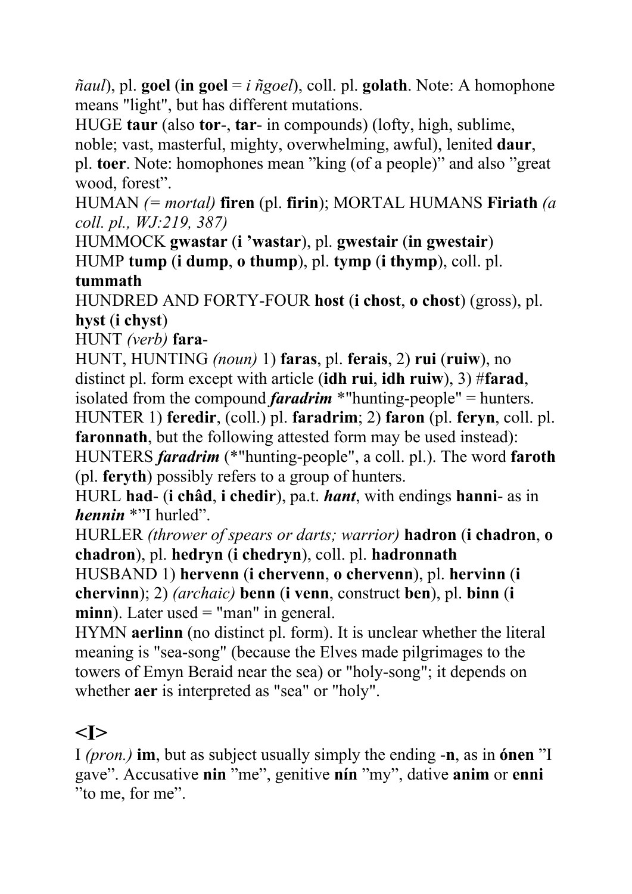*ñaul*), pl. **goel** (**in goel** = *i ñgoel*), coll. pl. **golath**. Note: A homophone means "light", but has different mutations.

HUGE **taur** (also **tor**-, **tar**- in compounds) (lofty, high, sublime, noble; vast, masterful, mighty, overwhelming, awful), lenited **daur**, pl. **toer**. Note: homophones mean "king (of a people)" and also "great wood, forest".

HUMAN *(= mortal)* **firen** (pl. **firin**); MORTAL HUMANS **Firiath** *(a coll. pl., WJ:219, 387)*

HUMMOCK **gwastar** (**i 'wastar**), pl. **gwestair** (**in gwestair**)

HUMP **tump** (**i dump**, **o thump**), pl. **tymp** (**i thymp**), coll. pl. **tummath**

HUNDRED AND FORTY-FOUR **host** (**i chost**, **o chost**) (gross), pl. **hyst** (**i chyst**)

HUNT *(verb)* **fara**-

HUNT, HUNTING *(noun)* 1) **faras**, pl. **ferais**, 2) **rui** (**ruiw**), no distinct pl. form except with article (**idh rui**, **idh ruiw**), 3) #**farad**, isolated from the compound ***faradrim*** *"hunting-people" = hunters.

HUNTER 1) **feredir**, (coll.) pl. **faradrim**; 2) **faron** (pl. **feryn**, coll. pl. **faronnath**, but the following attested form may be used instead):

HUNTERS ***faradrim*** (*"hunting-people", a coll. pl.). The word **faroth** (pl. **feryth**) possibly refers to a group of hunters.

HURL **had**- (**i châd**, **i chedir**), pa.t. ***hant***, with endings **hanni**- as in ***hennin*** *"I hurled".

HURLER *(thrower of spears or darts; warrior)* **hadron** (**i chadron**, **o chadron**), pl. **hedryn** (**i chedryn**), coll. pl. **hadronnath**

HUSBAND 1) **hervenn** (**i chervenn**, **o chervenn**), pl. **hervinn** (**i chervinn**); 2) *(archaic)* **benn** (**i venn**, construct **ben**), pl. **binn** (**i minn**). Later used = "man" in general.

HYMN **aerlinn** (no distinct pl. form). It is unclear whether the literal meaning is "sea-song" (because the Elves made pilgrimages to the towers of Emyn Beraid near the sea) or "holy-song"; it depends on whether **aer** is interpreted as "sea" or "holy".

## <I>

I *(pron.)* **im**, but as subject usually simply the ending -**n**, as in **ónen** "I gave". Accusative **nin** "me", genitive **nín** "my", dative **anim** or **enni** "to me, for me".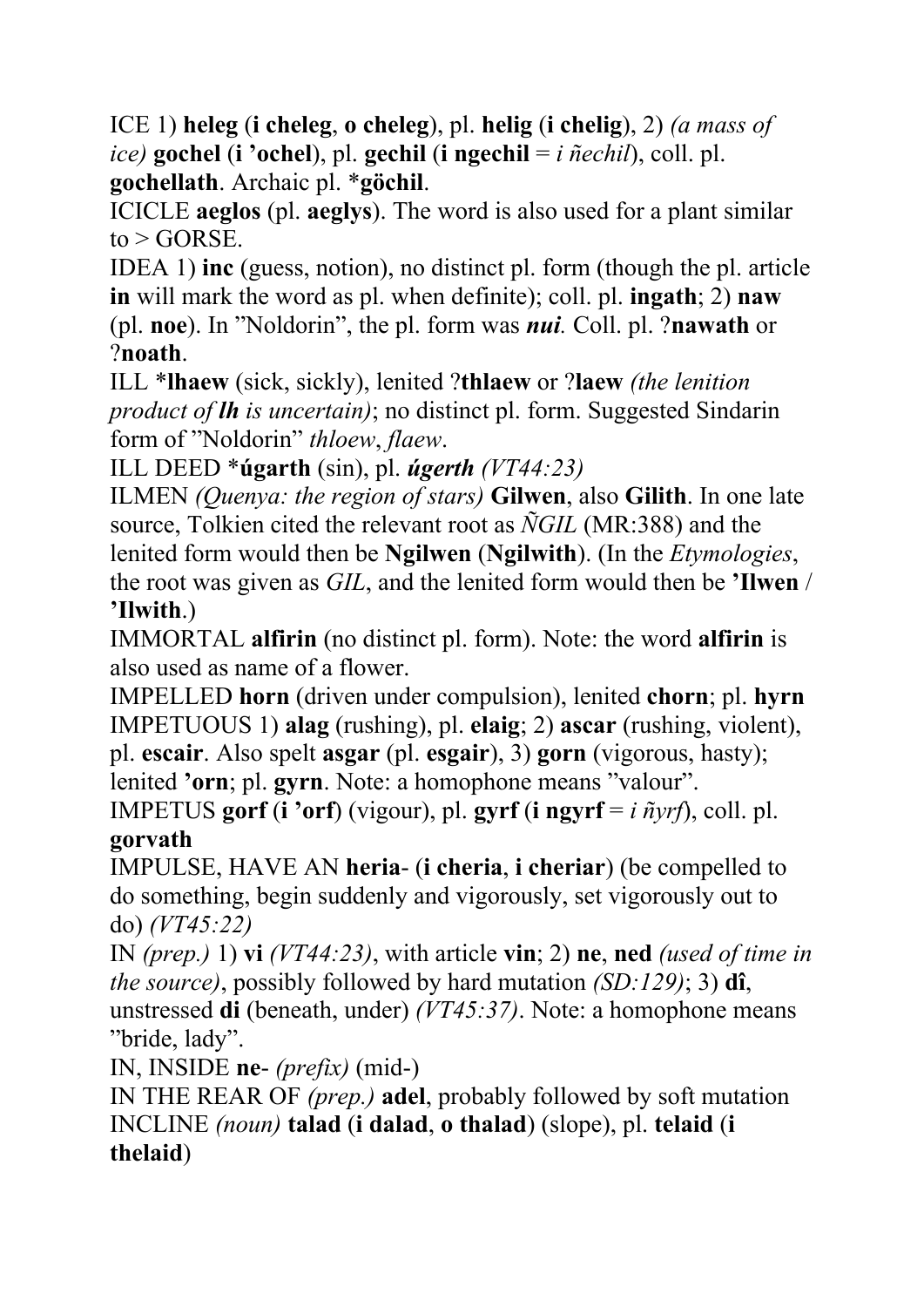ICE 1) **heleg** (**i cheleg**, **o cheleg**), pl. **helig** (**i chelig**), 2) *(a mass of ice)* **gochel** (**i ’ochel**), pl. **gechil** (**i ngechil** = *i ñechil*), coll. pl. **gochellath**. Archaic pl. ***göchil**.

ICICLE **aeglos** (pl. **aeglys**). The word is also used for a plant similar to > GORSE.

IDEA 1) **inc** (guess, notion), no distinct pl. form (though the pl. article **in** will mark the word as pl. when definite); coll. pl. **ingath**; 2) **naw** (pl. **noe**). In ”Noldorin”, the pl. form was ***nui***. Coll. pl. ?**nawath** or ?**noath**.

ILL ***lhaew** (sick, sickly), lenited ?**thlaew** or ?**laew** *(the lenition product of **lh** is uncertain)*; no distinct pl. form. Suggested Sindarin form of ”Noldorin” *thloew*, *flaew*.

ILL DEED ***úgarth** (sin), pl. ***úgerth*** *(VT44:23)*

ILMEN *(Quenya: the region of stars)* **Gilwen**, also **Gilith**. In one late source, Tolkien cited the relevant root as *ÑGIL* (MR:388) and the lenited form would then be **Ngilwen** (**Ngilwith**). (In the *Etymologies*, the root was given as *GIL*, and the lenited form would then be **’Ilwen** / **’Ilwith**.)

IMMORTAL **alfirin** (no distinct pl. form). Note: the word **alfirin** is also used as name of a flower.

IMPELLED **horn** (driven under compulsion), lenited **chorn**; pl. **hyrn**

IMPETUOUS 1) **alag** (rushing), pl. **elaig**; 2) **ascar** (rushing, violent), pl. **escair**. Also spelt **asgar** (pl. **esgair**), 3) **gorn** (vigorous, hasty); lenited **’orn**; pl. **gyrn**. Note: a homophone means ”valour”.

IMPETUS **gorf** (**i ’orf**) (vigour), pl. **gyrf** (**i ngyrf** = *i ñyrf*), coll. pl. **gorvath**

IMPULSE, HAVE AN **heria**- (**i cheria**, **i cheriar**) (be compelled to do something, begin suddenly and vigorously, set vigorously out to do) *(VT45:22)*

IN *(prep.)* 1) **vi** *(VT44:23)*, with article **vin**; 2) **ne**, **ned** *(used of time in the source)*, possibly followed by hard mutation *(SD:129)*; 3) **dî**, unstressed **di** (beneath, under) *(VT45:37)*. Note: a homophone means ”bride, lady”.

IN, INSIDE **ne**- *(prefix)* (mid-)

IN THE REAR OF *(prep.)* **adel**, probably followed by soft mutation

INCLINE *(noun)* **talad** (**i dalad**, **o thalad**) (slope), pl. **telaid** (**i thelaid**)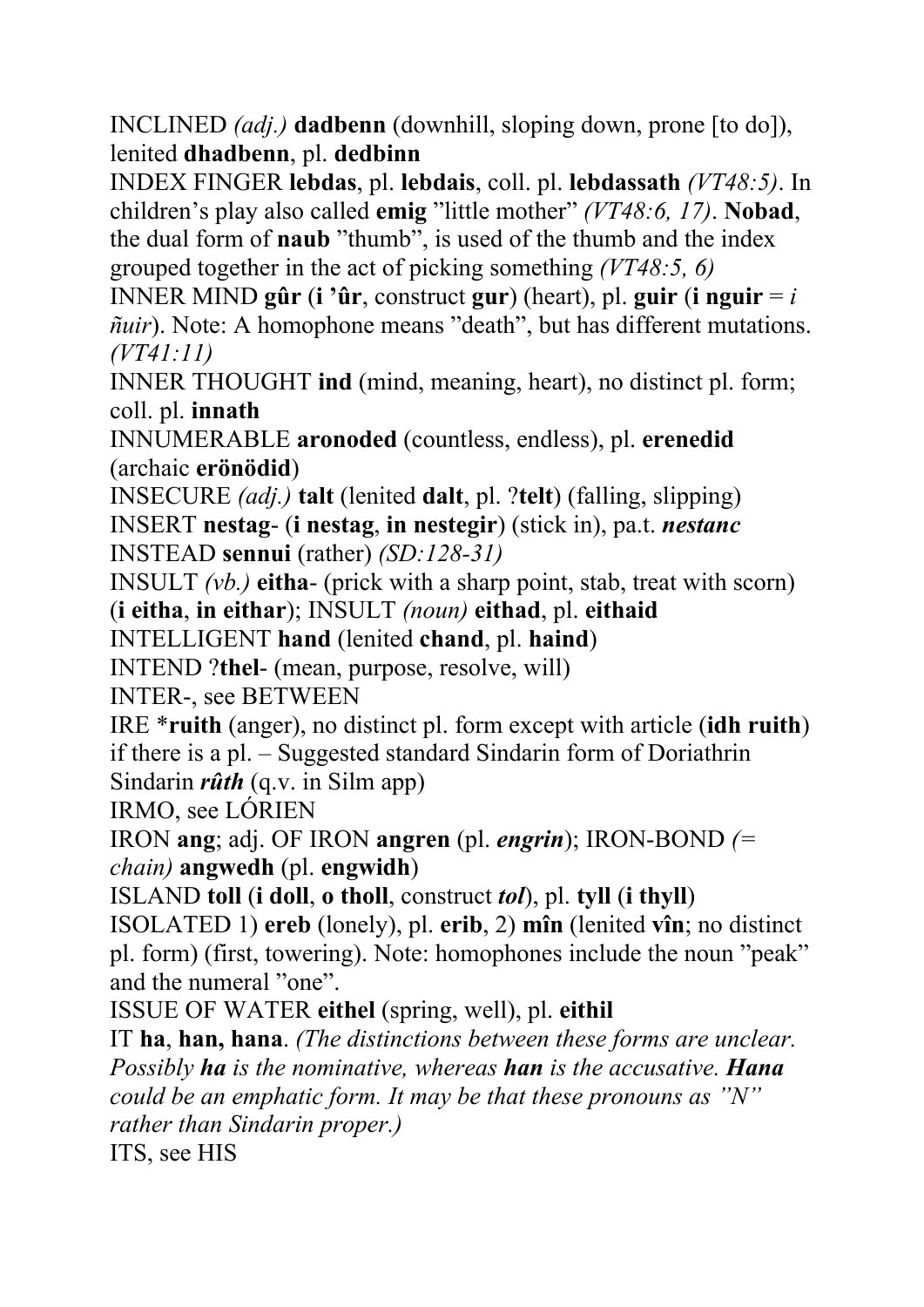INCLINED *(adj.)* **dadbenn** (downhill, sloping down, prone [to do]), lenited **dhadbenn**, pl. **dedbinn**

INDEX FINGER **lebdas**, pl. **lebdais**, coll. pl. **lebdassath** *(VT48:5)*. In children's play also called **emig** "little mother" *(VT48:6, 17)*. **Nobad**, the dual form of **naub** "thumb", is used of the thumb and the index grouped together in the act of picking something *(VT48:5, 6)*

INNER MIND **gûr** (**i 'ûr**, construct **gur**) (heart), pl. **guir** (**i nguir** = *i ñuir*). Note: A homophone means "death", but has different mutations. *(VT41:11)*

INNER THOUGHT **ind** (mind, meaning, heart), no distinct pl. form; coll. pl. **innath**

INNUMERABLE **aronoded** (countless, endless), pl. **erenedid** (archaic **erönödid**)

INSECURE *(adj.)* **talt** (lenited **dalt**, pl. ?**telt**) (falling, slipping)

INSERT **nestag-** (**i nestag**, **in nestegir**) (stick in), pa.t. ***nestanc***

INSTEAD **sennui** (rather) *(SD:128-31)*

INSULT *(vb.)* **eitha-** (prick with a sharp point, stab, treat with scorn) (**i eitha**, **in eithar**); INSULT *(noun)* **eithad**, pl. **eithaid**

INTELLIGENT **hand** (lenited **chand**, pl. **haind**)

INTEND ?**thel-** (mean, purpose, resolve, will)

INTER-, see BETWEEN

IRE ***ruith** (anger), no distinct pl. form except with article (**idh ruith**) if there is a pl. – Suggested standard Sindarin form of Doriathrin Sindarin ***rûth*** (q.v. in Silm app)

IRMO, see LÓRIEN

IRON **ang**; adj. OF IRON **angren** (pl. ***engrin***); IRON-BOND *(= chain)* **angwedh** (pl. **engwidh**)

ISLAND **toll** (**i doll**, **o tholl**, construct ***tol***), pl. **tyll** (**i thyll**)

ISOLATED 1) **ereb** (lonely), pl. **erib**, 2) **mîn** (lenited **vîn**; no distinct pl. form) (first, towering). Note: homophones include the noun "peak" and the numeral "one".

ISSUE OF WATER **eithel** (spring, well), pl. **eithil**

IT **ha**, **han, hana**. *(The distinctions between these forms are unclear. Possibly **ha** is the nominative, whereas **han** is the accusative. **Hana** could be an emphatic form. It may be that these pronouns as "N" rather than Sindarin proper.)*

ITS, see HIS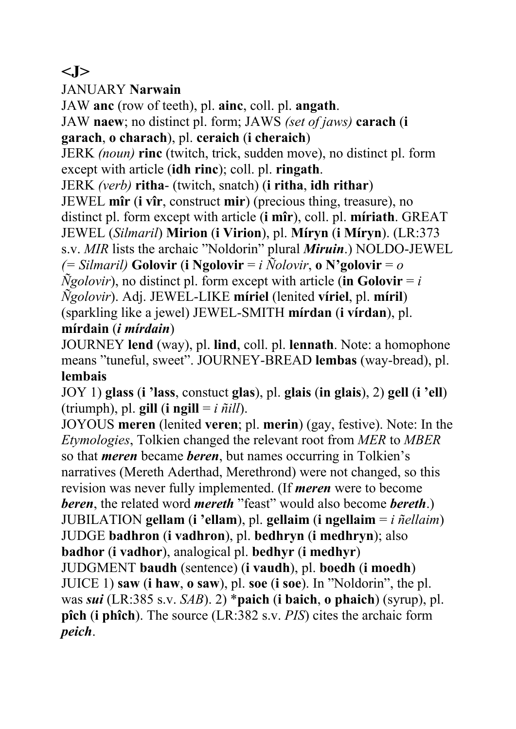## <J>

JANUARY **Narwain**

JAW **anc** (row of teeth), pl. **ainc**, coll. pl. **angath**.

JAW **naew**; no distinct pl. form; JAWS *(set of jaws)* **carach** (**i garach**, **o charach**), pl. **ceraich** (**i cheraich**)

JERK *(noun)* **rinc** (twitch, trick, sudden move), no distinct pl. form except with article (**idh rinc**); coll. pl. **ringath**.

JERK *(verb)* **ritha-** (twitch, snatch) (**i ritha**, **idh rithar**)

JEWEL **mîr** (**i vîr**, construct **mir**) (precious thing, treasure), no distinct pl. form except with article (**i mîr**), coll. pl. **míriath**. GREAT JEWEL (*Silmaril*) **Mirion** (**i Virion**), pl. **Míryn** (**i Míryn**). (LR:373 s.v. *MIR* lists the archaic "Noldorin" plural ***Miruin***.) NOLDO-JEWEL *(= Silmaril)* **Golovir** (**i Ngolovir** = *i Ñolovir*, **o N'golovir** = *o Ñgolovir*), no distinct pl. form except with article (**in Golovir** = *i Ñgolovir*). Adj. JEWEL-LIKE **míriel** (lenited **víriel**, pl. **míril**) (sparkling like a jewel) JEWEL-SMITH **mírdan** (**i vírdan**), pl. **mírdain** (***i mírdain***)

JOURNEY **lend** (way), pl. **lind**, coll. pl. **lennath**. Note: a homophone means "tuneful, sweet". JOURNEY-BREAD **lembas** (way-bread), pl. **lembais**

JOY 1) **glass** (**i 'lass**, constuct **glas**), pl. **glais** (**in glais**), 2) **gell** (**i 'ell**) (triumph), pl. **gill** (**i ngill** = *i ñill*).

JOYOUS **meren** (lenited **veren**; pl. **merin**) (gay, festive). Note: In the *Etymologies*, Tolkien changed the relevant root from *MER* to *MBER* so that ***meren*** became ***beren***, but names occurring in Tolkien's narratives (Mereth Aderthad, Merethrond) were not changed, so this revision was never fully implemented. (If ***meren*** were to become ***beren***, the related word ***mereth*** "feast" would also become ***bereth***.)

JUBILATION **gellam** (**i 'ellam**), pl. **gellaim** (**i ngellaim** = *i ñellaim*)

JUDGE **badhron** (**i vadhron**), pl. **bedhryn** (**i medhryn**); also **badhor** (**i vadhor**), analogical pl. **bedhyr** (**i medhyr**)

JUDGMENT **baudh** (sentence) (**i vaudh**), pl. **boedh** (**i moedh**)

JUICE 1) **saw** (**i haw**, **o saw**), pl. **soe** (**i soe**). In "Noldorin", the pl. was ***sui*** (LR:385 s.v. *SAB*). 2) ***paich** (**i baich**, **o phaich**) (syrup), pl. **pîch** (**i phîch**). The source (LR:382 s.v. *PIS*) cites the archaic form ***peich***.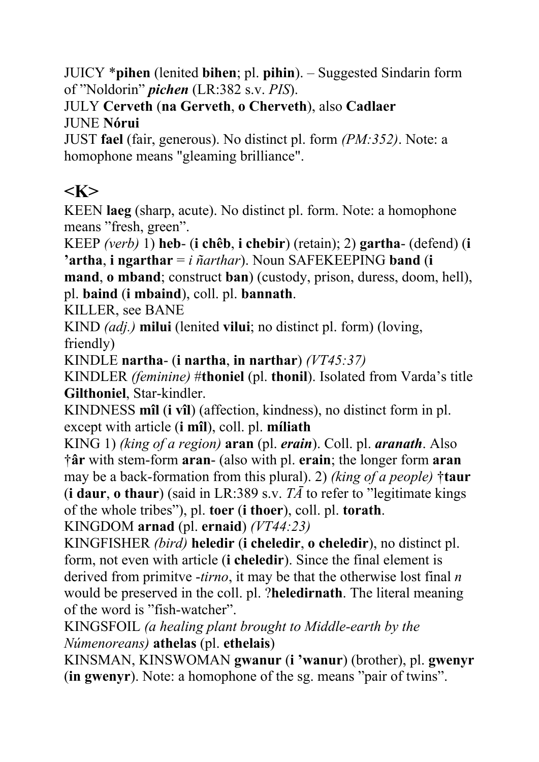JUICY *__pihen__ (lenited **bihen**; pl. **pihin**). – Suggested Sindarin form of "Noldorin" ***pichen*** (LR:382 s.v. *PIS*).

JULY **Cerveth** (**na Gerveth**, **o Cherveth**), also **Cadlaer**

JUNE **Nórui**

JUST **fael** (fair, generous). No distinct pl. form *(PM:352)*. Note: a homophone means "gleaming brilliance".

## <K>

KEEN **laeg** (sharp, acute). No distinct pl. form. Note: a homophone means "fresh, green".

KEEP *(verb)* 1) **heb-** (**i chêb**, **i chebir**) (retain); 2) **gartha-** (defend) (**i 'artha**, **i ngarthar** = *i ñarthar*). Noun SAFEKEEPING **band** (**i mand**, **o mband**; construct **ban**) (custody, prison, duress, doom, hell), pl. **baind** (**i mbaind**), coll. pl. **bannath**.

KILLER, see BANE

KIND *(adj.)* **milui** (lenited **vilui**; no distinct pl. form) (loving, friendly)

KINDLE **nartha-** (**i nartha**, **in narthar**) *(VT45:37)*

KINDLER *(feminine)* #**thoniel** (pl. **thonil**). Isolated from Varda's title **Gilthoniel**, Star-kindler.

KINDNESS **mîl** (**i vîl**) (affection, kindness), no distinct form in pl. except with article (**i mîl**), coll. pl. **míliath**

KING 1) *(king of a region)* **aran** (pl. ***erain***). Coll. pl. ***aranath***. Also †**âr** with stem-form **aran-** (also with pl. **erain**; the longer form **aran** may be a back-formation from this plural). 2) *(king of a people)* †**taur** (**i daur**, **o thaur**) (said in LR:389 s.v. *TĀ* to refer to "legitimate kings of the whole tribes"), pl. **toer** (**i thoer**), coll. pl. **torath**.

KINGDOM **arnad** (pl. **ernaid**) *(VT44:23)*

KINGFISHER *(bird)* **heledir** (**i cheledir**, **o cheledir**), no distinct pl. form, not even with article (**i cheledir**). Since the final element is derived from primitve *-tirno*, it may be that the otherwise lost final *n* would be preserved in the coll. pl. ?**heledirnath**. The literal meaning of the word is "fish-watcher".

KINGSFOIL *(a healing plant brought to Middle-earth by the Númenoreans)* **athelas** (pl. **ethelais**)

KINSMAN, KINSWOMAN **gwanur** (**i 'wanur**) (brother), pl. **gwenyr** (**in gwenyr**). Note: a homophone of the sg. means "pair of twins".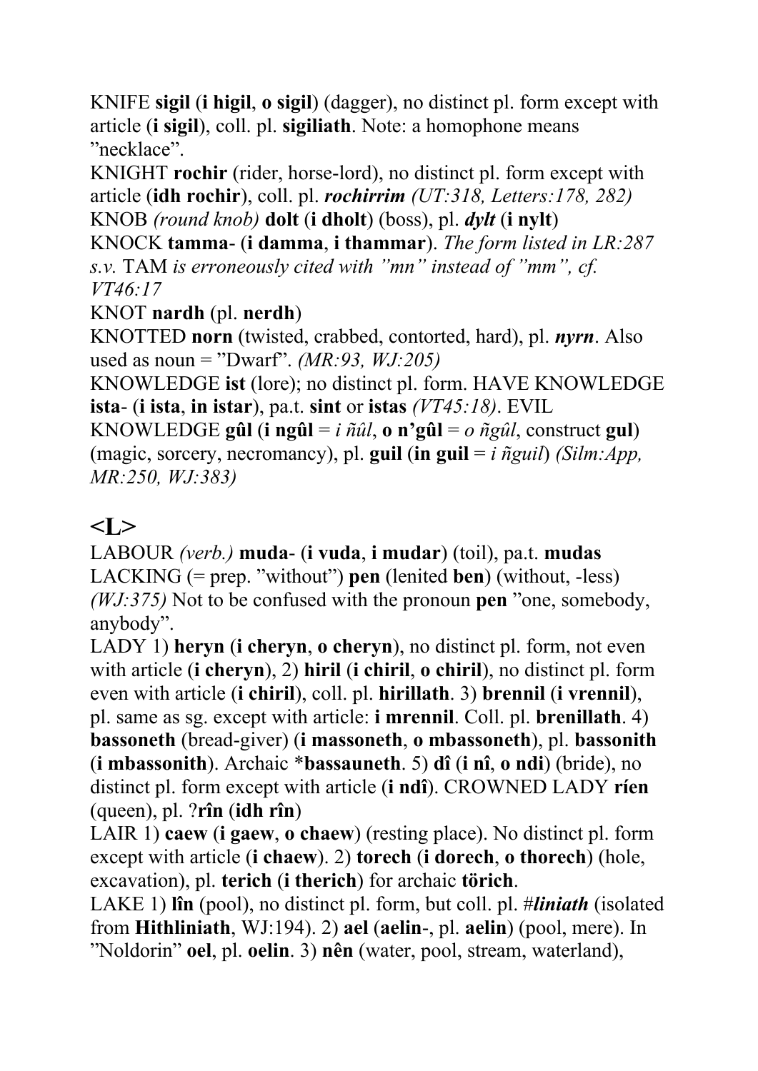KNIFE **sigil** (**i higil**, **o sigil**) (dagger), no distinct pl. form except with article (**i sigil**), coll. pl. **sigiliath**. Note: a homophone means "necklace".

KNIGHT **rochir** (rider, horse-lord), no distinct pl. form except with article (**idh rochir**), coll. pl. ***rochirrim*** *(UT:318, Letters:178, 282)*

KNOB *(round knob)* **dolt** (**i dholt**) (boss), pl. ***dylt*** (**i nylt**)

KNOCK **tamma-** (**i damma**, **i thammar**). *The form listed in LR:287 s.v.* TAM *is erroneously cited with "mn" instead of "mm", cf. VT46:17*

KNOT **nardh** (pl. **nerdh**)

KNOTTED **norn** (twisted, crabbed, contorted, hard), pl. ***nyrn***. Also used as noun = "Dwarf". *(MR:93, WJ:205)*

KNOWLEDGE **ist** (lore); no distinct pl. form. HAVE KNOWLEDGE **ista-** (**i ista**, **in istar**), pa.t. **sint** or **istas** *(VT45:18)*. EVIL KNOWLEDGE **gûl** (**i ngûl** = *i ñûl*, **o n'gûl** = *o ñgûl*, construct **gul**) (magic, sorcery, necromancy), pl. **guil** (**in guil** = *i ñguil*) *(Silm:App, MR:250, WJ:383)*

## <L>

LABOUR *(verb.)* **muda-** (**i vuda**, **i mudar**) (toil), pa.t. **mudas**

LACKING (= prep. "without") **pen** (lenited **ben**) (without, -less) *(WJ:375)* Not to be confused with the pronoun **pen** "one, somebody, anybody".

LADY 1) **heryn** (**i cheryn**, **o cheryn**), no distinct pl. form, not even with article (**i cheryn**), 2) **hiril** (**i chiril**, **o chiril**), no distinct pl. form even with article (**i chiril**), coll. pl. **hirillath**. 3) **brennil** (**i vrennil**), pl. same as sg. except with article: **i mrennil**. Coll. pl. **brenillath**. 4) **bassoneth** (bread-giver) (**i massoneth**, **o mbassoneth**), pl. **bassonith** (**i mbassonith**). Archaic ***bassauneth**. 5) **dî** (**i nî**, **o ndi**) (bride), no distinct pl. form except with article (**i ndî**). CROWNED LADY **ríen** (queen), pl. ?**rîn** (**idh rîn**)

LAIR 1) **caew** (**i gaew**, **o chaew**) (resting place). No distinct pl. form except with article (**i chaew**). 2) **torech** (**i dorech**, **o thorech**) (hole, excavation), pl. **terich** (**i therich**) for archaic **törich**.

LAKE 1) **lîn** (pool), no distinct pl. form, but coll. pl. #***liniath*** (isolated from **Hithliniath**, WJ:194). 2) **ael** (**aelin-**, pl. **aelin**) (pool, mere). In "Noldorin" **oel**, pl. **oelin**. 3) **nên** (water, pool, stream, waterland),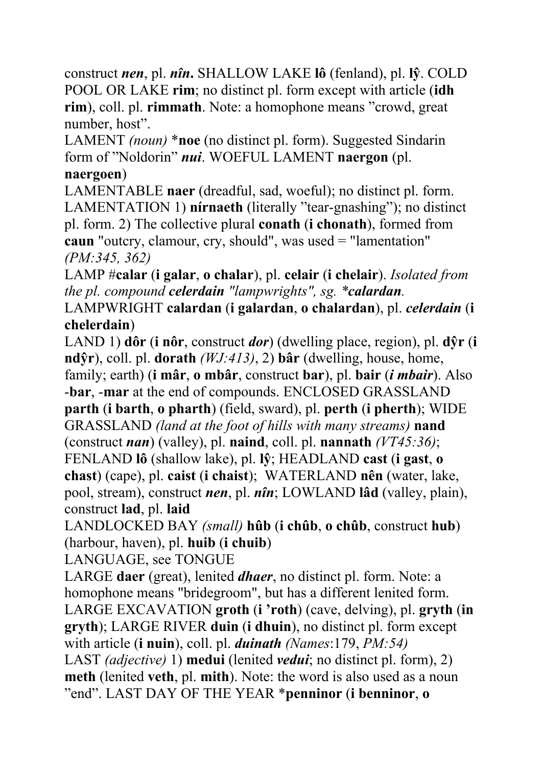construct ***nen***, pl. ***nîn*****.** SHALLOW LAKE **lô** (fenland), pl. **lŷ**. COLD POOL OR LAKE **rim**; no distinct pl. form except with article (**idh rim**), coll. pl. **rimmath**. Note: a homophone means "crowd, great number, host".

LAMENT *(noun)* ***noe** (no distinct pl. form). Suggested Sindarin form of "Noldorin" ***nui***. WOEFUL LAMENT **naergon** (pl. **naergoen**)

LAMENTABLE **naer** (dreadful, sad, woeful); no distinct pl. form.

LAMENTATION 1) **nírnaeth** (literally "tear-gnashing"); no distinct pl. form. 2) The collective plural **conath** (**i chonath**), formed from **caun** "outcry, clamour, cry, should", was used = "lamentation" *(PM:345, 362)*

LAMP #**calar** (**i galar**, **o chalar**), pl. **celair** (**i chelair**). *Isolated from the pl. compound* ***celerdain*** *"lampwrights", sg.* ****calardan***.

LAMPWRIGHT **calardan** (**i galardan**, **o chalardan**), pl. ***celerdain*** (**i chelerdain**)

LAND 1) **dôr** (**i nôr**, construct ***dor***) (dwelling place, region), pl. **dŷr** (**i ndŷr**), coll. pl. **dorath** *(WJ:413)*, 2) **bâr** (dwelling, house, home, family; earth) (**i mâr**, **o mbâr**, construct **bar**), pl. **bair** (***i mbair***). Also **-bar**, **-mar** at the end of compounds. ENCLOSED GRASSLAND **parth** (**i barth**, **o pharth**) (field, sward), pl. **perth** (**i pherth**); WIDE GRASSLAND *(land at the foot of hills with many streams)* **nand** (construct ***nan***) (valley), pl. **naind**, coll. pl. **nannath** *(VT45:36)*; FENLAND **lô** (shallow lake), pl. **lŷ**; HEADLAND **cast** (**i gast**, **o chast**) (cape), pl. **caist** (**i chaist**); WATERLAND **nên** (water, lake, pool, stream), construct ***nen***, pl. ***nîn***; LOWLAND **lâd** (valley, plain), construct **lad**, pl. **laid**

LANDLOCKED BAY *(small)* **hûb** (**i chûb**, **o chûb**, construct **hub**) (harbour, haven), pl. **huib** (**i chuib**)

LANGUAGE, see TONGUE

LARGE **daer** (great), lenited ***dhaer***, no distinct pl. form. Note: a homophone means "bridegroom", but has a different lenited form.

LARGE EXCAVATION **groth** (**i 'roth**) (cave, delving), pl. **gryth** (**in gryth**); LARGE RIVER **duin** (**i dhuin**), no distinct pl. form except with article (**i nuin**), coll. pl. ***duinath*** *(Names:*179, *PM:54)*

LAST *(adjective)* 1) **medui** (lenited ***vedui***; no distinct pl. form), 2) **meth** (lenited **veth**, pl. **mith**). Note: the word is also used as a noun "end". LAST DAY OF THE YEAR ***penninor** (**i benninor**, **o**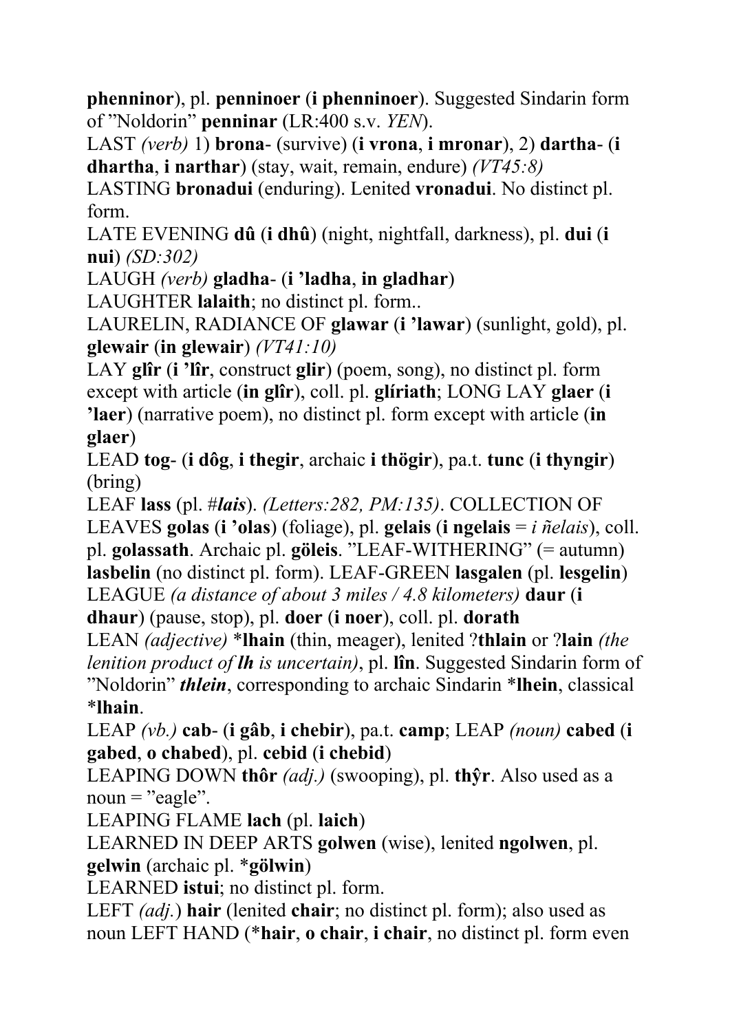**phenninor**), pl. **penninoer** (**i phenninoer**). Suggested Sindarin form of "Noldorin" **penninar** (LR:400 s.v. *YEN*).

LAST *(verb)* 1) **brona-** (survive) (**i vrona**, **i mronar**), 2) **dartha-** (**i dhartha**, **i narthar**) (stay, wait, remain, endure) *(VT45:8)*

LASTING **bronadui** (enduring). Lenited **vronadui**. No distinct pl. form.

LATE EVENING **dû** (**i dhû**) (night, nightfall, darkness), pl. **dui** (**i nui**) *(SD:302)*

LAUGH *(verb)* **gladha-** (**i 'ladha**, **in gladhar**)

LAUGHTER **lalaith**; no distinct pl. form..

LAURELIN, RADIANCE OF **glawar** (**i 'lawar**) (sunlight, gold), pl. **glewair** (**in glewair**) *(VT41:10)*

LAY **glîr** (**i 'lîr**, construct **glir**) (poem, song), no distinct pl. form except with article (**in glîr**), coll. pl. **glíriath**; LONG LAY **glaer** (**i 'laer**) (narrative poem), no distinct pl. form except with article (**in glaer**)

LEAD **tog-** (**i dôg**, **i thegir**, archaic **i thögir**), pa.t. **tunc** (**i thyngir**) (bring)

LEAF **lass** (pl. #***lais***). *(Letters:282, PM:135)*. COLLECTION OF LEAVES **golas** (**i 'olas**) (foliage), pl. **gelais** (**i ngelais** = *i ñelais*), coll. pl. **golassath**. Archaic pl. **göleis**. "LEAF-WITHERING" (= autumn) **lasbelin** (no distinct pl. form). LEAF-GREEN **lasgalen** (pl. **lesgelin**)

LEAGUE *(a distance of about 3 miles / 4.8 kilometers)* **daur** (**i dhaur**) (pause, stop), pl. **doer** (**i noer**), coll. pl. **dorath**

LEAN *(adjective)* ***lhain** (thin, meager), lenited ?**thlain** or ?**lain** *(the lenition product of **lh** is uncertain)*, pl. **lîn**. Suggested Sindarin form of "Noldorin" ***thlein***, corresponding to archaic Sindarin ***lhein**, classical ***lhain**.

LEAP *(vb.)* **cab-** (**i gâb**, **i chebir**), pa.t. **camp**; LEAP *(noun)* **cabed** (**i gabed**, **o chabed**), pl. **cebid** (**i chebid**)

LEAPING DOWN **thôr** *(adj.)* (swooping), pl. **thŷr**. Also used as a noun = "eagle".

LEAPING FLAME **lach** (pl. **laich**)

LEARNED IN DEEP ARTS **golwen** (wise), lenited **ngolwen**, pl. **gelwin** (archaic pl. ***gölwin**)

LEARNED **istui**; no distinct pl. form.

LEFT *(adj.)* **hair** (lenited **chair**; no distinct pl. form); also used as noun LEFT HAND (***hair**, **o chair**, **i chair**, no distinct pl. form even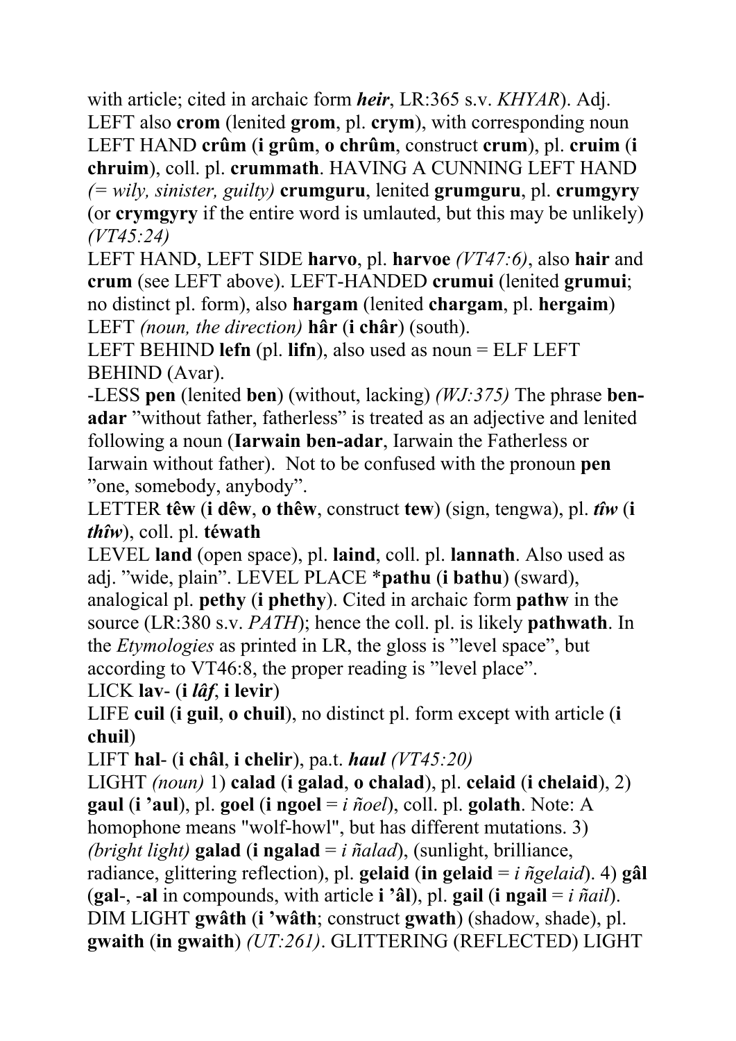with article; cited in archaic form ***heir***, LR:365 s.v. *KHYAR*). Adj. LEFT also **crom** (lenited **grom**, pl. **crym**), with corresponding noun LEFT HAND **crûm** (**i grûm**, **o chrûm**, construct **crum**), pl. **cruim** (**i chruim**), coll. pl. **crummath**. HAVING A CUNNING LEFT HAND *(= wily, sinister, guilty)* **crumguru**, lenited **grumguru**, pl. **crumgyry** (or **crymgyry** if the entire word is umlauted, but this may be unlikely) *(VT45:24)*

LEFT HAND, LEFT SIDE **harvo**, pl. **harvoe** *(VT47:6)*, also **hair** and **crum** (see LEFT above). LEFT-HANDED **crumui** (lenited **grumui**; no distinct pl. form), also **hargam** (lenited **chargam**, pl. **hergaim**) LEFT *(noun, the direction)* **hâr** (**i châr**) (south).

LEFT BEHIND **lefn** (pl. **lifn**), also used as noun = ELF LEFT BEHIND (Avar).

-LESS **pen** (lenited **ben**) (without, lacking) *(WJ:375)* The phrase **ben-adar** "without father, fatherless" is treated as an adjective and lenited following a noun (**Iarwain ben-adar**, Iarwain the Fatherless or Iarwain without father). Not to be confused with the pronoun **pen** "one, somebody, anybody".

LETTER **têw** (**i dêw**, **o thêw**, construct **tew**) (sign, tengwa), pl. ***tîw*** (**i *thîw***), coll. pl. **téwath**

LEVEL **land** (open space), pl. **laind**, coll. pl. **lannath**. Also used as adj. "wide, plain". LEVEL PLACE ***pathu** (**i bathu**) (sward), analogical pl. **pethy** (**i phethy**). Cited in archaic form **pathw** in the source (LR:380 s.v. *PATH*); hence the coll. pl. is likely **pathwath**. In the *Etymologies* as printed in LR, the gloss is "level space", but according to VT46:8, the proper reading is "level place".

LICK **lav-** (**i *lâf***, **i levir**)

LIFE **cuil** (**i guil**, **o chuil**), no distinct pl. form except with article (**i chuil**)

LIFT **hal-** (**i châl**, **i chelir**), pa.t. ***haul*** *(VT45:20)*

LIGHT *(noun)* 1) **calad** (**i galad**, **o chalad**), pl. **celaid** (**i chelaid**), 2) **gaul** (**i 'aul**), pl. **goel** (**i ngoel** = *i ñoel*), coll. pl. **golath**. Note: A homophone means "wolf-howl", but has different mutations. 3) *(bright light)* **galad** (**i ngalad** = *i ñalad*), (sunlight, brilliance, radiance, glittering reflection), pl. **gelaid** (**in gelaid** = *i ñgelaid*). 4) **gâl** (**gal-**, **-al** in compounds, with article **i 'âl**), pl. **gail** (**i ngail** = *i ñail*). DIM LIGHT **gwâth** (**i 'wâth**; construct **gwath**) (shadow, shade), pl. **gwaith** (**in gwaith**) *(UT:261)*. GLITTERING (REFLECTED) LIGHT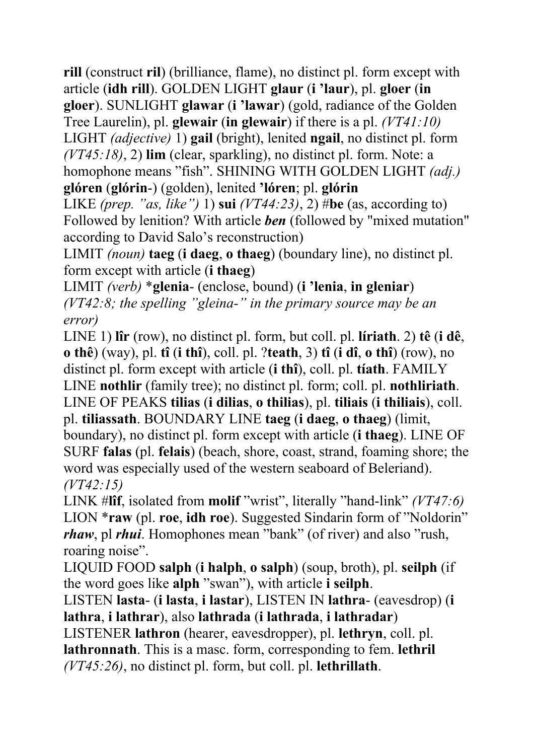**rill** (construct **ril**) (brilliance, flame), no distinct pl. form except with article (**idh rill**). GOLDEN LIGHT **glaur** (**i 'laur**), pl. **gloer** (**in gloer**). SUNLIGHT **glawar** (**i 'lawar**) (gold, radiance of the Golden Tree Laurelin), pl. **glewair** (**in glewair**) if there is a pl. *(VT41:10)*

LIGHT *(adjective)* 1) **gail** (bright), lenited **ngail**, no distinct pl. form *(VT45:18)*, 2) **lim** (clear, sparkling), no distinct pl. form. Note: a homophone means "fish". SHINING WITH GOLDEN LIGHT *(adj.)* **glóren** (**glórin**-) (golden), lenited **'lóren**; pl. **glórin**

LIKE *(prep. "as, like")* 1) **sui** *(VT44:23)*, 2) #**be** (as, according to) Followed by lenition? With article ***ben*** (followed by "mixed mutation" according to David Salo's reconstruction)

LIMIT *(noun)* **taeg** (**i daeg**, **o thaeg**) (boundary line), no distinct pl. form except with article (**i thaeg**)

LIMIT *(verb)* ***glenia**- (enclose, bound) (**i 'lenia**, **in gleniar**) *(VT42:8; the spelling "gleina-" in the primary source may be an error)*

LINE 1) **lîr** (row), no distinct pl. form, but coll. pl. **líriath**. 2) **tê** (**i dê**, **o thê**) (way), pl. **tî** (**i thî**), coll. pl. ?**teath**, 3) **tî** (**i dî**, **o thî**) (row), no distinct pl. form except with article (**i thî**), coll. pl. **tíath**. FAMILY LINE **nothlir** (family tree); no distinct pl. form; coll. pl. **nothliriath**. LINE OF PEAKS **tilias** (**i dilias**, **o thilias**), pl. **tiliais** (**i thiliais**), coll. pl. **tiliassath**. BOUNDARY LINE **taeg** (**i daeg**, **o thaeg**) (limit, boundary), no distinct pl. form except with article (**i thaeg**). LINE OF SURF **falas** (pl. **felais**) (beach, shore, coast, strand, foaming shore; the word was especially used of the western seaboard of Beleriand). *(VT42:15)*

LINK #**lîf**, isolated from **molif** "wrist", literally "hand-link" *(VT47:6)*

LION ***raw** (pl. **roe**, **idh roe**). Suggested Sindarin form of "Noldorin" ***rhaw***, pl ***rhui***. Homophones mean "bank" (of river) and also "rush, roaring noise".

LIQUID FOOD **salph** (**i halph**, **o salph**) (soup, broth), pl. **seilph** (if the word goes like **alph** "swan"), with article **i seilph**.

LISTEN **lasta**- (**i lasta**, **i lastar**), LISTEN IN **lathra**- (eavesdrop) (**i lathra**, **i lathrar**), also **lathrada** (**i lathrada**, **i lathradar**)

LISTENER **lathron** (hearer, eavesdropper), pl. **lethryn**, coll. pl. **lathronnath**. This is a masc. form, corresponding to fem. **lethril** *(VT45:26)*, no distinct pl. form, but coll. pl. **lethrillath**.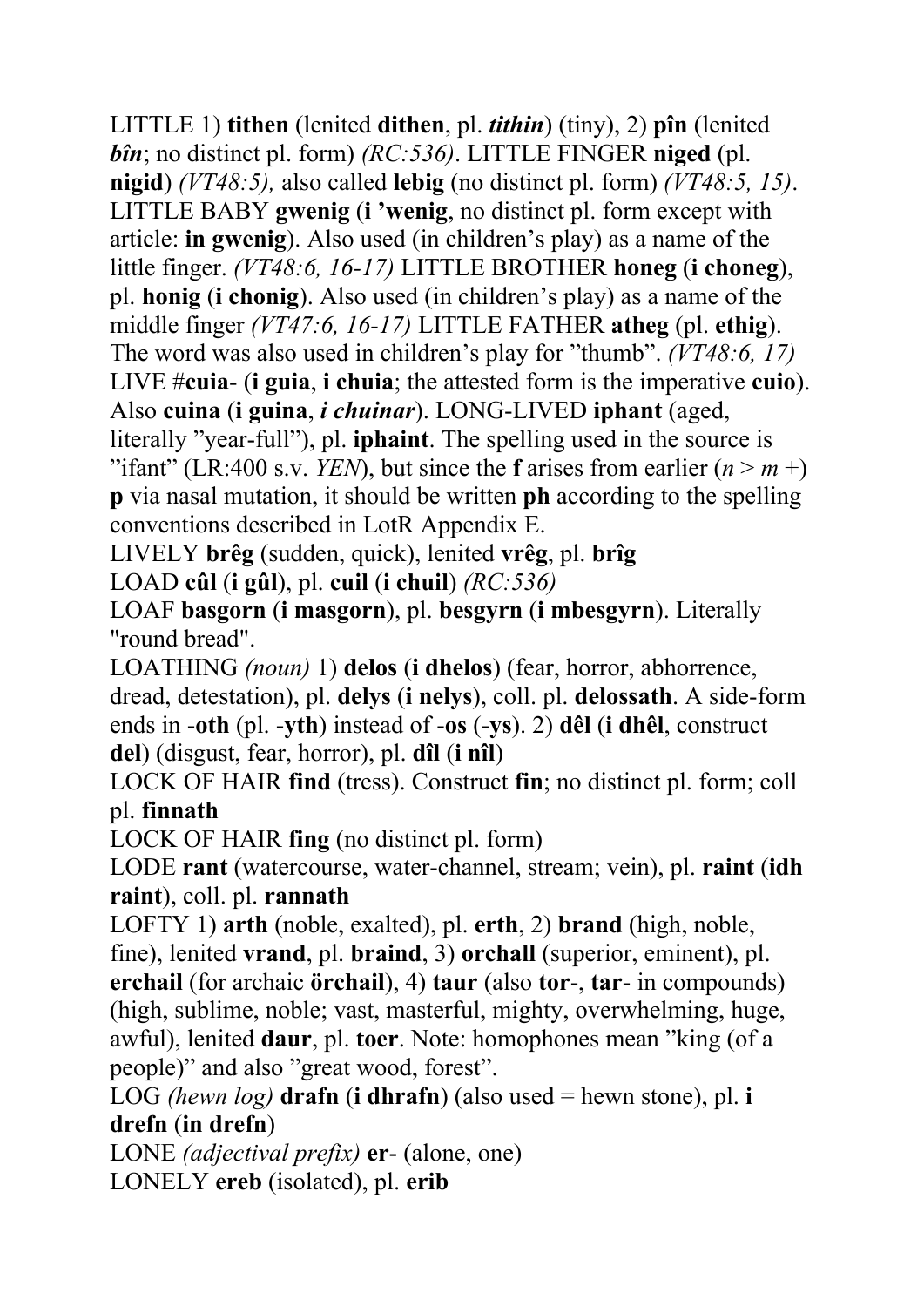LITTLE 1) **tithen** (lenited **dithen**, pl. ***tithin***) (tiny), 2) **pîn** (lenited ***bîn***; no distinct pl. form) *(RC:536)*. LITTLE FINGER **niged** (pl. **nigid**) *(VT48:5),* also called **lebig** (no distinct pl. form) *(VT48:5, 15)*. LITTLE BABY **gwenig** (**i 'wenig**, no distinct pl. form except with article: **in gwenig**). Also used (in children's play) as a name of the little finger. *(VT48:6, 16-17)* LITTLE BROTHER **honeg** (**i choneg**), pl. **honig** (**i chonig**). Also used (in children's play) as a name of the middle finger *(VT47:6, 16-17)* LITTLE FATHER **atheg** (pl. **ethig**). The word was also used in children's play for "thumb". *(VT48:6, 17)* LIVE #**cuia**- (**i guia**, **i chuia**; the attested form is the imperative **cuio**). Also **cuina** (**i guina**, ***i chuinar***). LONG-LIVED **iphant** (aged, literally "year-full"), pl. **iphaint**. The spelling used in the source is "ifant" (LR:400 s.v. *YEN*), but since the **f** arises from earlier (*n* > *m* +) **p** via nasal mutation, it should be written **ph** according to the spelling conventions described in LotR Appendix E.

LIVELY **brêg** (sudden, quick), lenited **vrêg**, pl. **brîg**

LOAD **cûl** (**i gûl**), pl. **cuil** (**i chuil**) *(RC:536)*

LOAF **basgorn** (**i masgorn**), pl. **besgyrn** (**i mbesgyrn**). Literally "round bread".

LOATHING *(noun)* 1) **delos** (**i dhelos**) (fear, horror, abhorrence, dread, detestation), pl. **delys** (**i nelys**), coll. pl. **delossath**. A side-form ends in -**oth** (pl. -**yth**) instead of -**os** (-**ys**). 2) **dêl** (**i dhêl**, construct **del**) (disgust, fear, horror), pl. **dîl** (**i nîl**)

LOCK OF HAIR **find** (tress). Construct **fin**; no distinct pl. form; coll pl. **finnath**

LOCK OF HAIR **fing** (no distinct pl. form)

LODE **rant** (watercourse, water-channel, stream; vein), pl. **raint** (**idh raint**), coll. pl. **rannath**

LOFTY 1) **arth** (noble, exalted), pl. **erth**, 2) **brand** (high, noble, fine), lenited **vrand**, pl. **braind**, 3) **orchall** (superior, eminent), pl. **erchail** (for archaic **örchail**), 4) **taur** (also **tor**-, **tar**- in compounds) (high, sublime, noble; vast, masterful, mighty, overwhelming, huge, awful), lenited **daur**, pl. **toer**. Note: homophones mean "king (of a people)" and also "great wood, forest".

LOG *(hewn log)* **drafn** (**i dhrafn**) (also used = hewn stone), pl. **i drefn** (**in drefn**)

LONE *(adjectival prefix)* **er**- (alone, one)

LONELY **ereb** (isolated), pl. **erib**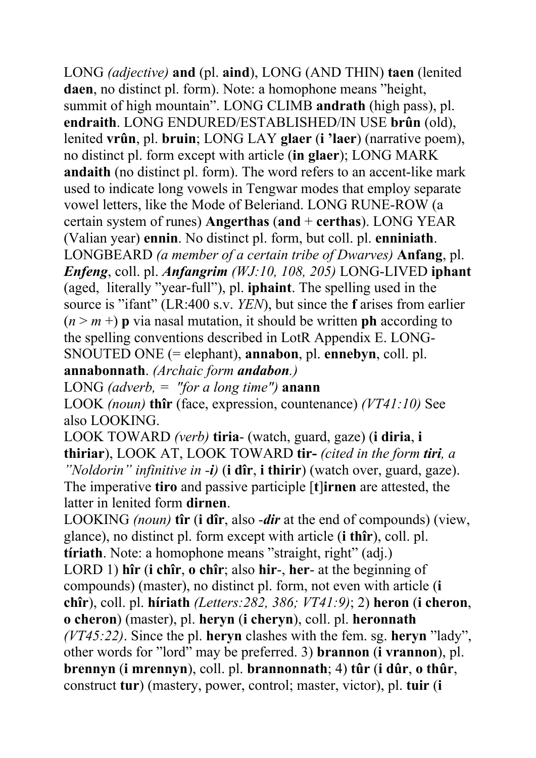LONG *(adjective)* **and** (pl. **aind**), LONG (AND THIN) **taen** (lenited **daen**, no distinct pl. form). Note: a homophone means "height, summit of high mountain". LONG CLIMB **andrath** (high pass), pl. **endraith**. LONG ENDURED/ESTABLISHED/IN USE **brûn** (old), lenited **vrûn**, pl. **bruin**; LONG LAY **glaer** (**i 'laer**) (narrative poem), no distinct pl. form except with article (**in glaer**); LONG MARK **andaith** (no distinct pl. form). The word refers to an accent-like mark used to indicate long vowels in Tengwar modes that employ separate vowel letters, like the Mode of Beleriand. LONG RUNE-ROW (a certain system of runes) **Angerthas** (**and** + **certhas**). LONG YEAR (Valian year) **ennin**. No distinct pl. form, but coll. pl. **enniniath**. LONGBEARD *(a member of a certain tribe of Dwarves)* **Anfang**, pl. ***Enfeng***, coll. pl. ***Anfangrim*** *(WJ:10, 108, 205)* LONG-LIVED **iphant** (aged, literally "year-full"), pl. **iphaint**. The spelling used in the source is "ifant" (LR:400 s.v. *YEN*), but since the **f** arises from earlier (*n* > *m* +) **p** via nasal mutation, it should be written **ph** according to the spelling conventions described in LotR Appendix E. LONG-SNOUTED ONE (= elephant), **annabon**, pl. **ennebyn**, coll. pl. **annabonnath**. *(Archaic form **andabon**.)*

LONG *(adverb, = "for a long time")* **anann**

LOOK *(noun)* **thîr** (face, expression, countenance) *(VT41:10)* See also LOOKING.

LOOK TOWARD *(verb)* **tiria-** (watch, guard, gaze) (**i diria**, **i thiriar**), LOOK AT, LOOK TOWARD **tir-** *(cited in the form **tiri**, a "Noldorin" infinitive in -**i**)* (**i dîr**, **i thirir**) (watch over, guard, gaze). The imperative **tiro** and passive participle [**t**]**irnen** are attested, the latter in lenited form **dirnen**.

LOOKING *(noun)* **tîr** (**i dîr**, also **-*dir*** at the end of compounds) (view, glance), no distinct pl. form except with article (**i thîr**), coll. pl. **tíriath**. Note: a homophone means "straight, right" (adj.)

LORD 1) **hîr** (**i chîr**, **o chîr**; also **hir-**, **her-** at the beginning of compounds) (master), no distinct pl. form, not even with article (**i chîr**), coll. pl. **híriath** *(Letters:282, 386; VT41:9)*; 2) **heron** (**i cheron**, **o cheron**) (master), pl. **heryn** (**i cheryn**), coll. pl. **heronnath** *(VT45:22)*. Since the pl. **heryn** clashes with the fem. sg. **heryn** "lady", other words for "lord" may be preferred. 3) **brannon** (**i vrannon**), pl. **brennyn** (**i mrennyn**), coll. pl. **brannonnath**; 4) **tûr** (**i dûr**, **o thûr**, construct **tur**) (mastery, power, control; master, victor), pl. **tuir** (**i**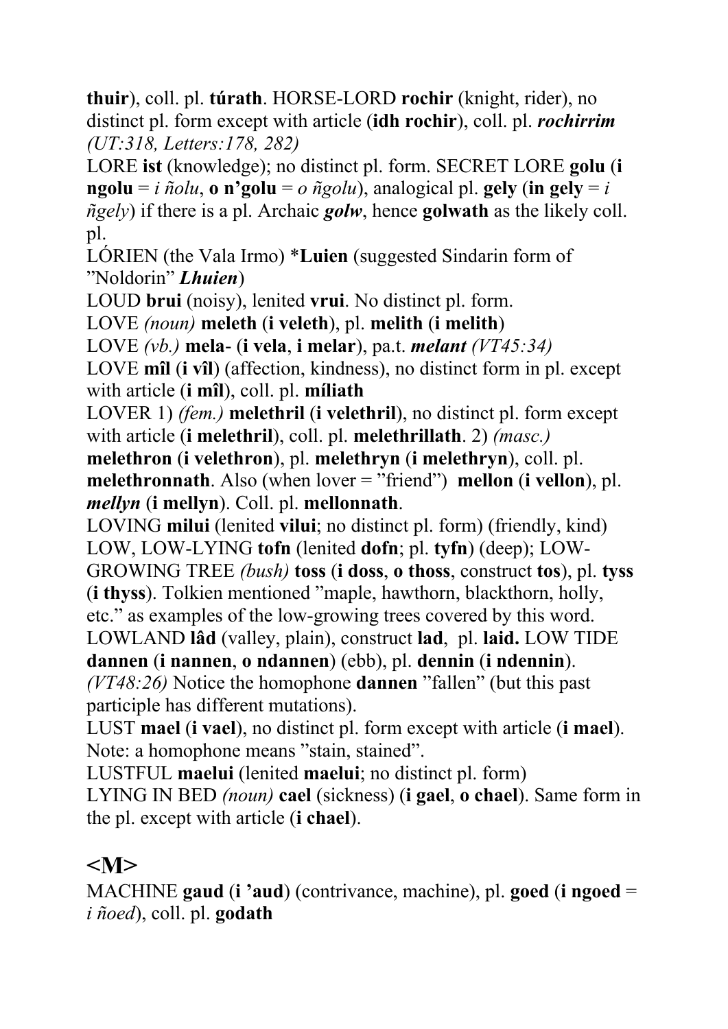**thuir**), coll. pl. **túrath**. HORSE-LORD **rochir** (knight, rider), no distinct pl. form except with article (**idh rochir**), coll. pl. ***rochirrim*** *(UT:318, Letters:178, 282)*

LORE **ist** (knowledge); no distinct pl. form. SECRET LORE **golu** (**i ngolu** = *i ñolu*, **o n'golu** = *o ñgolu*), analogical pl. **gely** (**in gely** = *i ñgely*) if there is a pl. Archaic ***golw***, hence **golwath** as the likely coll. pl.

LÓRIEN (the Vala Irmo) ***Luien** (suggested Sindarin form of "Noldorin" ***Lhuien***)

LOUD **brui** (noisy), lenited **vrui**. No distinct pl. form.

LOVE *(noun)* **meleth** (**i veleth**), pl. **melith** (**i melith**)

LOVE *(vb.)* **mela-** (**i vela**, **i melar**), pa.t. ***melant*** *(VT45:34)*

LOVE **mîl** (**i vîl**) (affection, kindness), no distinct form in pl. except with article (**i mîl**), coll. pl. **míliath**

LOVER 1) *(fem.)* **melethril** (**i velethril**), no distinct pl. form except with article (**i melethril**), coll. pl. **melethrillath**. 2) *(masc.)* **melethron** (**i velethron**), pl. **melethryn** (**i melethryn**), coll. pl. **melethronnath**. Also (when lover = "friend") **mellon** (**i vellon**), pl. ***mellyn*** (**i mellyn**). Coll. pl. **mellonnath**.

LOVING **milui** (lenited **vilui**; no distinct pl. form) (friendly, kind)

LOW, LOW-LYING **tofn** (lenited **dofn**; pl. **tyfn**) (deep); LOW-GROWING TREE *(bush)* **toss** (**i doss**, **o thoss**, construct **tos**), pl. **tyss** (**i thyss**). Tolkien mentioned "maple, hawthorn, blackthorn, holly, etc." as examples of the low-growing trees covered by this word.

LOWLAND **lâd** (valley, plain), construct **lad**, pl. **laid.** LOW TIDE **dannen** (**i nannen**, **o ndannen**) (ebb), pl. **dennin** (**i ndennin**). *(VT48:26)* Notice the homophone **dannen** "fallen" (but this past participle has different mutations).

LUST **mael** (**i vael**), no distinct pl. form except with article (**i mael**). Note: a homophone means "stain, stained".

LUSTFUL **maelui** (lenited **maelui**; no distinct pl. form)

LYING IN BED *(noun)* **cael** (sickness) (**i gael**, **o chael**). Same form in the pl. except with article (**i chael**).

## <M>

MACHINE **gaud** (**i 'aud**) (contrivance, machine), pl. **goed** (**i ngoed** = *i ñoed*), coll. pl. **godath**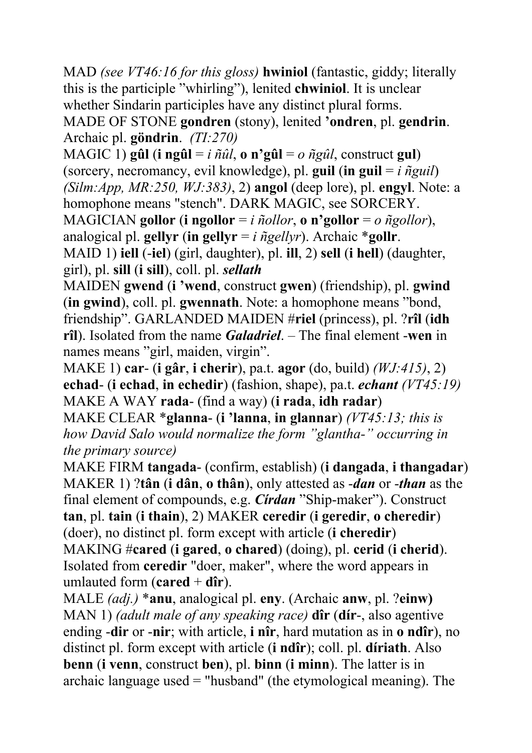MAD *(see VT46:16 for this gloss)* **hwiniol** (fantastic, giddy; literally this is the participle "whirling"), lenited **chwiniol**. It is unclear whether Sindarin participles have any distinct plural forms.

MADE OF STONE **gondren** (stony), lenited **'ondren**, pl. **gendrin**. Archaic pl. **göndrin**. *(TI:270)*

MAGIC 1) **gûl** (**i ngûl** = *i ñûl*, **o n'gûl** = *o ñgûl*, construct **gul**) (sorcery, necromancy, evil knowledge), pl. **guil** (**in guil** = *i ñguil*) *(Silm:App, MR:250, WJ:383)*, 2) **angol** (deep lore), pl. **engyl**. Note: a homophone means "stench". DARK MAGIC, see SORCERY.

MAGICIAN **gollor** (**i ngollor** = *i ñollor*, **o n'gollor** = *o ñgollor*), analogical pl. **gellyr** (**in gellyr** = *i ñgellyr*). Archaic ***gollr**.

MAID 1) **iell** (**-iel**) (girl, daughter), pl. **ill**, 2) **sell** (**i hell**) (daughter, girl), pl. **sill** (**i sill**), coll. pl. ***sellath***

MAIDEN **gwend** (**i 'wend**, construct **gwen**) (friendship), pl. **gwind** (**in gwind**), coll. pl. **gwennath**. Note: a homophone means "bond, friendship". GARLANDED MAIDEN #**riel** (princess), pl. ?**rîl** (**idh rîl**). Isolated from the name ***Galadriel***. – The final element **-wen** in names means "girl, maiden, virgin".

MAKE 1) **car-** (**i gâr**, **i cherir**), pa.t. **agor** (do, build) *(WJ:415)*, 2) **echad-** (**i echad**, **in echedir**) (fashion, shape), pa.t. ***echant*** *(VT45:19)*

MAKE A WAY **rada-** (find a way) (**i rada**, **idh radar**)

MAKE CLEAR ***glanna-** (**i 'lanna**, **in glannar**) *(VT45:13; this is how David Salo would normalize the form "glantha-" occurring in the primary source)*

MAKE FIRM **tangada-** (confirm, establish) (**i dangada**, **i thangadar**)

MAKER 1) ?**tân** (**i dân**, **o thân**), only attested as ***-dan*** or ***-than*** as the final element of compounds, e.g. ***Círdan*** "Ship-maker"). Construct **tan**, pl. **tain** (**i thain**), 2) MAKER **ceredir** (**i geredir**, **o cheredir**) (doer), no distinct pl. form except with article (**i cheredir**)

MAKING #**cared** (**i gared**, **o chared**) (doing), pl. **cerid** (**i cherid**). Isolated from **ceredir** "doer, maker", where the word appears in umlauted form (**cared** + **dîr**).

MALE *(adj.)* ***anu**, analogical pl. **eny**. (Archaic **anw**, pl. ?**einw)**

MAN 1) *(adult male of any speaking race)* **dîr** (**dír-**, also agentive ending **-dir** or **-nir**; with article, **i nîr**, hard mutation as in **o ndîr**), no distinct pl. form except with article (**i ndîr**); coll. pl. **díriath**. Also **benn** (**i venn**, construct **ben**), pl. **binn** (**i minn**). The latter is in archaic language used = "husband" (the etymological meaning). The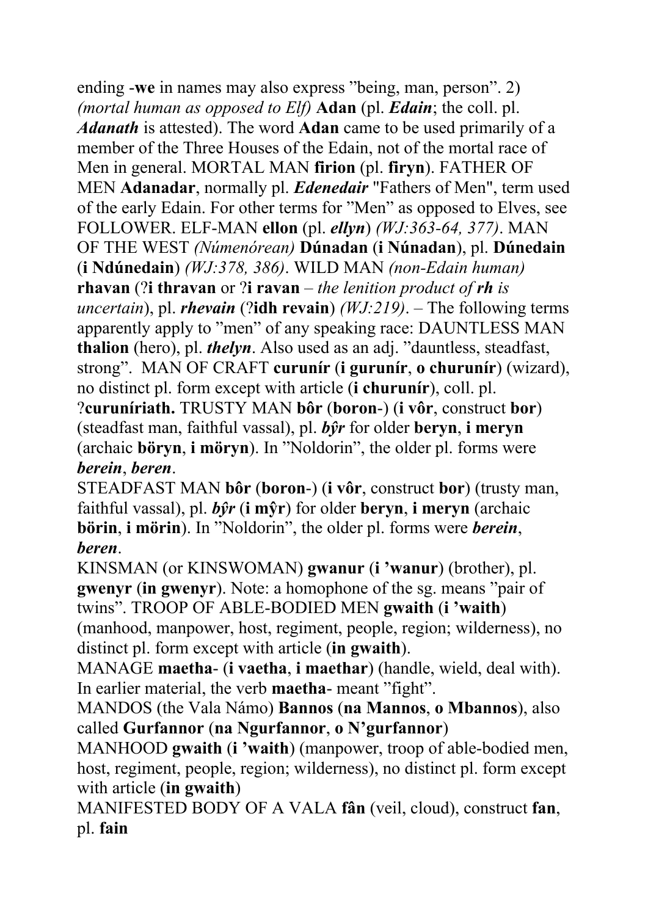ending -**we** in names may also express "being, man, person". 2) *(mortal human as opposed to Elf)* **Adan** (pl. ***Edain***; the coll. pl. ***Adanath*** is attested). The word **Adan** came to be used primarily of a member of the Three Houses of the Edain, not of the mortal race of Men in general. MORTAL MAN **firion** (pl. **firyn**). FATHER OF MEN **Adanadar**, normally pl. ***Edenedair*** "Fathers of Men", term used of the early Edain. For other terms for "Men" as opposed to Elves, see FOLLOWER. ELF-MAN **ellon** (pl. ***ellyn***) *(WJ:363-64, 377)*. MAN OF THE WEST *(Númenórean)* **Dúnadan** (**i Núnadan**), pl. **Dúnedain** (**i Ndúnedain**) *(WJ:378, 386)*. WILD MAN *(non-Edain human)* **rhavan** (?**i thravan** or ?**i ravan** – *the lenition product of* ***rh*** *is uncertain*), pl. ***rhevain*** (?**idh revain**) *(WJ:219)*. – The following terms apparently apply to "men" of any speaking race: DAUNTLESS MAN **thalion** (hero), pl. ***thelyn***. Also used as an adj. "dauntless, steadfast, strong". MAN OF CRAFT **curunír** (**i gurunír**, **o churunír**) (wizard), no distinct pl. form except with article (**i churunír**), coll. pl. ?**curuníriath.** TRUSTY MAN **bôr** (**boron**-) (**i vôr**, construct **bor**) (steadfast man, faithful vassal), pl. ***bŷr*** for older **beryn**, **i meryn** (archaic **böryn**, **i möryn**). In "Noldorin", the older pl. forms were ***berein***, ***beren***.

STEADFAST MAN **bôr** (**boron**-) (**i vôr**, construct **bor**) (trusty man, faithful vassal), pl. ***bŷr*** (**i mŷr**) for older **beryn**, **i meryn** (archaic **börin**, **i mörin**). In "Noldorin", the older pl. forms were ***berein***, ***beren***.

KINSMAN (or KINSWOMAN) **gwanur** (**i 'wanur**) (brother), pl. **gwenyr** (**in gwenyr**). Note: a homophone of the sg. means "pair of twins". TROOP OF ABLE-BODIED MEN **gwaith** (**i 'waith**) (manhood, manpower, host, regiment, people, region; wilderness), no distinct pl. form except with article (**in gwaith**).

MANAGE **maetha**- (**i vaetha**, **i maethar**) (handle, wield, deal with). In earlier material, the verb **maetha**- meant "fight".

MANDOS (the Vala Námo) **Bannos** (**na Mannos**, **o Mbannos**), also called **Gurfannor** (**na Ngurfannor**, **o N'gurfannor**)

MANHOOD **gwaith** (**i 'waith**) (manpower, troop of able-bodied men, host, regiment, people, region; wilderness), no distinct pl. form except with article (**in gwaith**)

MANIFESTED BODY OF A VALA **fân** (veil, cloud), construct **fan**, pl. **fain**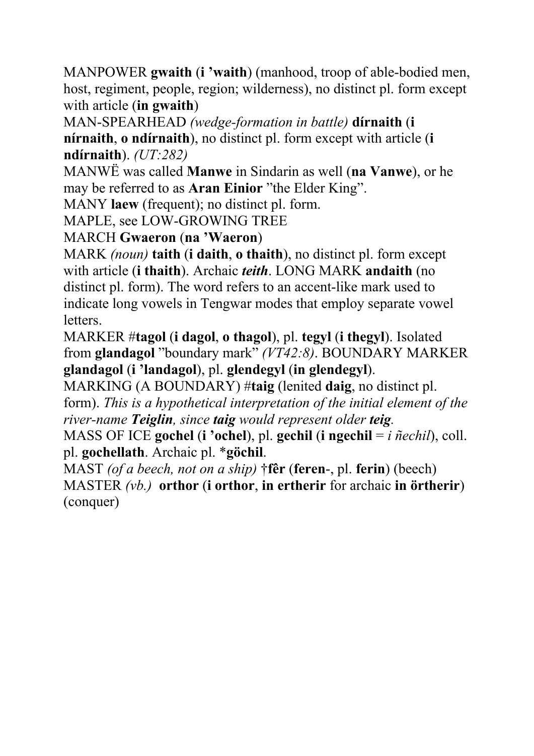MANPOWER **gwaith** (**i ’waith**) (manhood, troop of able-bodied men, host, regiment, people, region; wilderness), no distinct pl. form except with article (**in gwaith**)

MAN-SPEARHEAD *(wedge-formation in battle)* **dírnaith** (**i nírnaith**, **o ndírnaith**), no distinct pl. form except with article (**i ndírnaith**). *(UT:282)*

MANWË was called **Manwe** in Sindarin as well (**na Vanwe**), or he may be referred to as **Aran Einior** ”the Elder King”.

MANY **laew** (frequent); no distinct pl. form.

MAPLE, see LOW-GROWING TREE

MARCH **Gwaeron** (**na ’Waeron**)

MARK *(noun)* **taith** (**i daith**, **o thaith**), no distinct pl. form except with article (**i thaith**). Archaic ***teith***. LONG MARK **andaith** (no distinct pl. form). The word refers to an accent-like mark used to indicate long vowels in Tengwar modes that employ separate vowel letters.

MARKER #**tagol** (**i dagol**, **o thagol**), pl. **tegyl** (**i thegyl**). Isolated from **glandagol** ”boundary mark” *(VT42:8)*. BOUNDARY MARKER **glandagol** (**i ’landagol**), pl. **glendegyl** (**in glendegyl**).

MARKING (A BOUNDARY) #**taig** (lenited **daig**, no distinct pl. form). *This is a hypothetical interpretation of the initial element of the river-name **Teiglin**, since **taig** would represent older **teig**.*

MASS OF ICE **gochel** (**i ’ochel**), pl. **gechil** (**i ngechil** = *i ñechil*), coll. pl. **gochellath**. Archaic pl. ***göchil**.

MAST *(of a beech, not on a ship)* **†fêr** (**feren**-, pl. **ferin**) (beech)

MASTER *(vb.)* **orthor** (**i orthor**, **in ertherir** for archaic **in örtherir**) (conquer)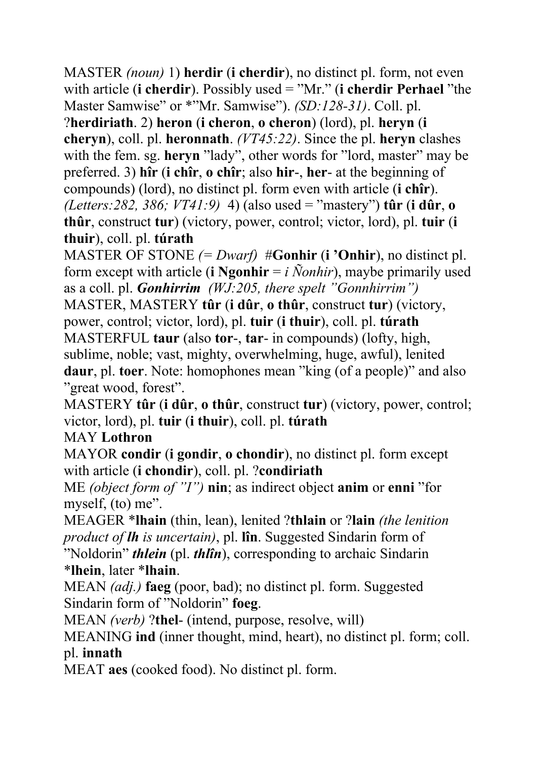MASTER *(noun)* 1) **herdir** (**i cherdir**), no distinct pl. form, not even with article (**i cherdir**). Possibly used = "Mr." (**i cherdir Perhael** "the Master Samwise" or *"Mr. Samwise"). *(SD:128-31)*. Coll. pl. ?**herdiriath**. 2) **heron** (**i cheron**, **o cheron**) (lord), pl. **heryn** (**i cheryn**), coll. pl. **heronnath**. *(VT45:22)*. Since the pl. **heryn** clashes with the fem. sg. **heryn** "lady", other words for "lord, master" may be preferred. 3) **hîr** (**i chîr**, **o chîr**; also **hir**-, **her**- at the beginning of compounds) (lord), no distinct pl. form even with article (**i chîr**). *(Letters:282, 386; VT41:9)* 4) (also used = "mastery") **tûr** (**i dûr**, **o thûr**, construct **tur**) (victory, power, control; victor, lord), pl. **tuir** (**i thuir**), coll. pl. **túrath**

MASTER OF STONE *(= Dwarf)* #**Gonhir** (**i 'Onhir**), no distinct pl. form except with article (**i Ngonhir** = *i Ñonhir*), maybe primarily used as a coll. pl. ***Gonhirrim*** *(WJ:205, there spelt "Gonnhirrim")*

MASTER, MASTERY **tûr** (**i dûr**, **o thûr**, construct **tur**) (victory, power, control; victor, lord), pl. **tuir** (**i thuir**), coll. pl. **túrath**

MASTERFUL **taur** (also **tor**-, **tar**- in compounds) (lofty, high, sublime, noble; vast, mighty, overwhelming, huge, awful), lenited **daur**, pl. **toer**. Note: homophones mean "king (of a people)" and also "great wood, forest".

MASTERY **tûr** (**i dûr**, **o thûr**, construct **tur**) (victory, power, control; victor, lord), pl. **tuir** (**i thuir**), coll. pl. **túrath**

MAY **Lothron**

MAYOR **condir** (**i gondir**, **o chondir**), no distinct pl. form except with article (**i chondir**), coll. pl. ?**condiriath**

ME *(object form of "I")* **nin**; as indirect object **anim** or **enni** "for myself, (to) me".

MEAGER ***lhain** (thin, lean), lenited ?**thlain** or ?**lain** *(the lenition product of **lh** is uncertain)*, pl. **lîn**. Suggested Sindarin form of "Noldorin" ***thlein*** (pl. ***thlîn***), corresponding to archaic Sindarin ***lhein**, later ***lhain**.

MEAN *(adj.)* **faeg** (poor, bad); no distinct pl. form. Suggested Sindarin form of "Noldorin" **foeg**.

MEAN *(verb)* ?**thel**- (intend, purpose, resolve, will)

MEANING **ind** (inner thought, mind, heart), no distinct pl. form; coll. pl. **innath**

MEAT **aes** (cooked food). No distinct pl. form.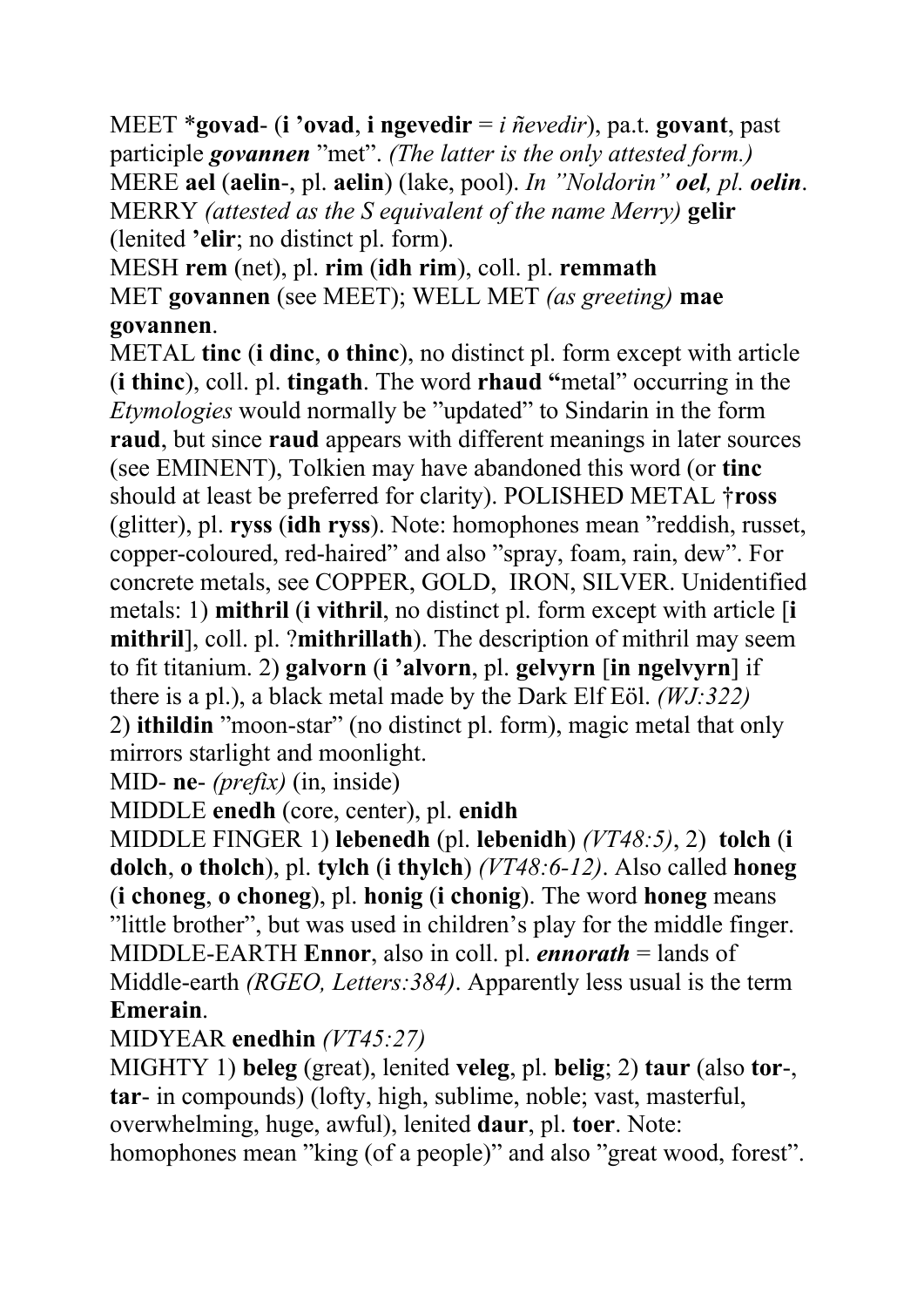MEET ***govad**- (**i 'ovad**, **i ngevedir** = *i ñevedir*), pa.t. **govant**, past participle ***govannen*** "met". *(The latter is the only attested form.)*
MERE **ael** (**aelin**-, pl. **aelin**) (lake, pool). *In "Noldorin" **oel**, pl. **oelin**.*
MERRY *(attested as the S equivalent of the name Merry)* **gelir** (lenited **'elir**; no distinct pl. form).
MESH **rem** (net), pl. **rim** (**idh rim**), coll. pl. **remmath**
MET **govannen** (see MEET); WELL MET *(as greeting)* **mae govannen**.
METAL **tinc** (**i dinc**, **o thinc**), no distinct pl. form except with article (**i thinc**), coll. pl. **tingath**. The word **rhaud "**metal" occurring in the *Etymologies* would normally be "updated" to Sindarin in the form **raud**, but since **raud** appears with different meanings in later sources (see EMINENT), Tolkien may have abandoned this word (or **tinc** should at least be preferred for clarity). POLISHED METAL **†ross** (glitter), pl. **ryss** (**idh ryss**). Note: homophones mean "reddish, russet, copper-coloured, red-haired" and also "spray, foam, rain, dew". For concrete metals, see COPPER, GOLD, IRON, SILVER. Unidentified metals: 1) **mithril** (**i vithril**, no distinct pl. form except with article [**i mithril**], coll. pl. ?**mithrillath**). The description of mithril may seem to fit titanium. 2) **galvorn** (**i 'alvorn**, pl. **gelvyrn** [**in ngelvyrn**] if there is a pl.), a black metal made by the Dark Elf Eöl. *(WJ:322)*
2) **ithildin** "moon-star" (no distinct pl. form), magic metal that only mirrors starlight and moonlight.
MID- **ne**- *(prefix)* (in, inside)
MIDDLE **enedh** (core, center), pl. **enidh**
MIDDLE FINGER 1) **lebenedh** (pl. **lebenidh**) *(VT48:5)*, 2) **tolch** (**i dolch**, **o tholch**), pl. **tylch** (**i thylch**) *(VT48:6-12)*. Also called **honeg** (**i choneg**, **o choneg**), pl. **honig** (**i chonig**). The word **honeg** means "little brother", but was used in children's play for the middle finger.
MIDDLE-EARTH **Ennor**, also in coll. pl. ***ennorath*** = lands of Middle-earth *(RGEO, Letters:384)*. Apparently less usual is the term **Emerain**.
MIDYEAR **enedhin** *(VT45:27)*
MIGHTY 1) **beleg** (great), lenited **veleg**, pl. **belig**; 2) **taur** (also **tor**-, **tar**- in compounds) (lofty, high, sublime, noble; vast, masterful, overwhelming, huge, awful), lenited **daur**, pl. **toer**. Note: homophones mean "king (of a people)" and also "great wood, forest".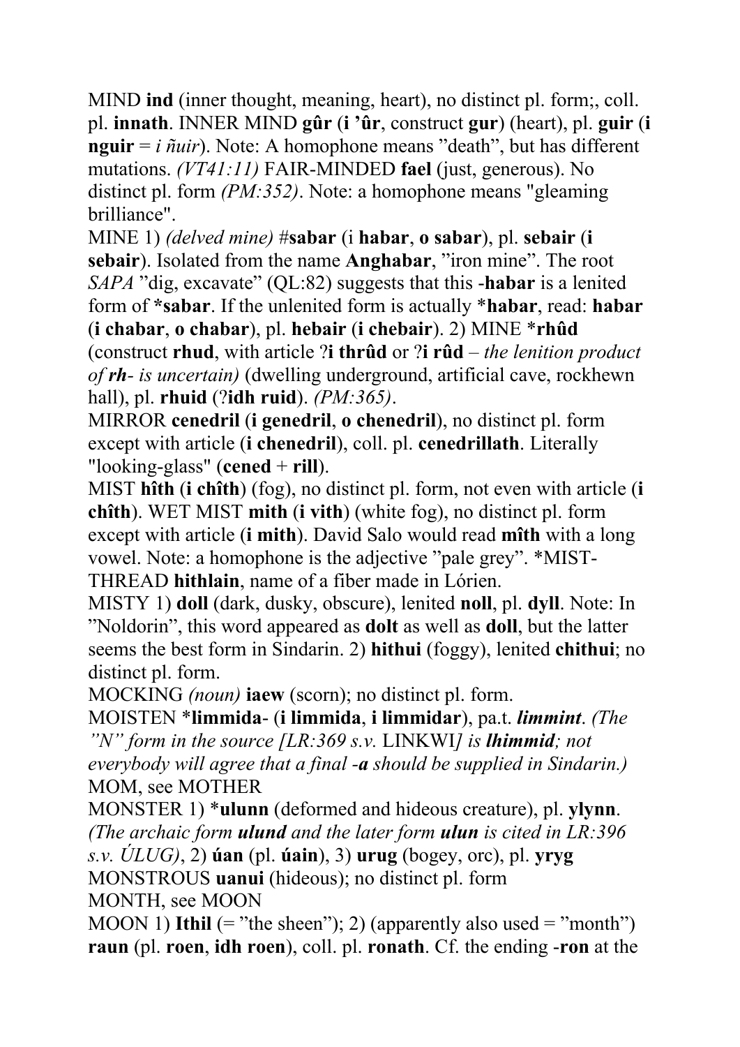MIND **ind** (inner thought, meaning, heart), no distinct pl. form;, coll. pl. **innath**. INNER MIND **gûr** (**i 'ûr**, construct **gur**) (heart), pl. **guir** (**i nguir** = *i ñuir*). Note: A homophone means "death", but has different mutations. *(VT41:11)* FAIR-MINDED **fael** (just, generous). No distinct pl. form *(PM:352)*. Note: a homophone means "gleaming brilliance".

MINE 1) *(delved mine)* #**sabar** (**i habar**, **o sabar**), pl. **sebair** (**i sebair**). Isolated from the name **Anghabar**, "iron mine". The root *SAPA* "dig, excavate" (QL:82) suggests that this -**habar** is a lenited form of ***sabar**. If the unlenited form is actually ***habar**, read: **habar** (**i chabar**, **o chabar**), pl. **hebair** (**i chebair**). 2) MINE ***rhûd** (construct **rhud**, with article ?**i thrûd** or ?**i rûd** – *the lenition product of* ***rh***- *is uncertain)* (dwelling underground, artificial cave, rockhewn hall), pl. **rhuid** (?**idh ruid**). *(PM:365)*.

MIRROR **cenedril** (**i genedril**, **o chenedril**), no distinct pl. form except with article (**i chenedril**), coll. pl. **cenedrillath**. Literally "looking-glass" (**cened** + **rill**).

MIST **hîth** (**i chîth**) (fog), no distinct pl. form, not even with article (**i chîth**). WET MIST **mith** (**i vith**) (white fog), no distinct pl. form except with article (**i mith**). David Salo would read **mîth** with a long vowel. Note: a homophone is the adjective "pale grey". *MIST-THREAD **hithlain**, name of a fiber made in Lórien.

MISTY 1) **doll** (dark, dusky, obscure), lenited **noll**, pl. **dyll**. Note: In "Noldorin", this word appeared as **dolt** as well as **doll**, but the latter seems the best form in Sindarin. 2) **hithui** (foggy), lenited **chithui**; no distinct pl. form.

MOCKING *(noun)* **iaew** (scorn); no distinct pl. form.

MOISTEN ***limmida**- (**i limmida**, **i limmidar**), pa.t. ***limmint***. *(The "N" form in the source [LR:369 s.v.* LINKWI*] is* ***lhimmid****; not everybody will agree that a final -****a*** *should be supplied in Sindarin.)*

MOM, see MOTHER

MONSTER 1) ***ulunn** (deformed and hideous creature), pl. **ylynn**. *(The archaic form* ***ulund*** *and the later form* ***ulun*** *is cited in LR:396 s.v. ÚLUG)*, 2) **úan** (pl. **úain**), 3) **urug** (bogey, orc), pl. **yryg**

MONSTROUS **uanui** (hideous); no distinct pl. form

MONTH, see MOON

MOON 1) **Ithil** (= "the sheen"); 2) (apparently also used = "month") **raun** (pl. **roen**, **idh roen**), coll. pl. **ronath**. Cf. the ending -**ron** at the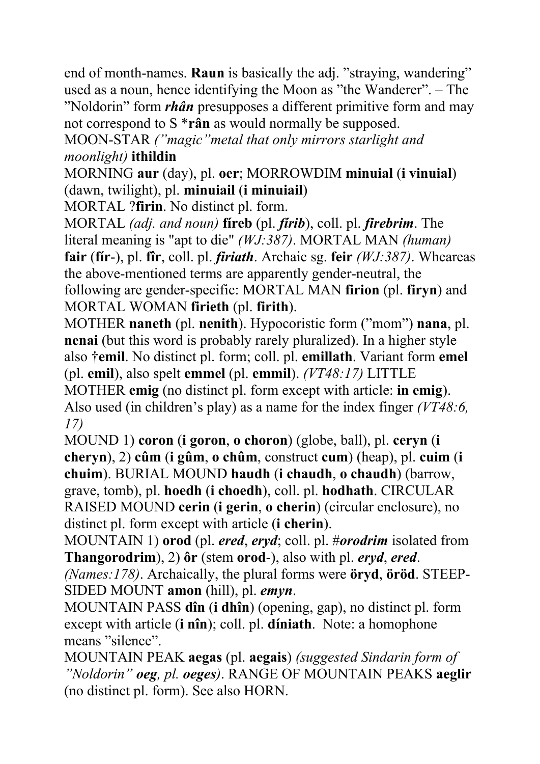end of month-names. **Raun** is basically the adj. "straying, wandering" used as a noun, hence identifying the Moon as "the Wanderer". – The "Noldorin" form ***rhân*** presupposes a different primitive form and may not correspond to S ***rân** as would normally be supposed.

MOON-STAR *("magic"metal that only mirrors starlight and moonlight)* **ithildin**

MORNING **aur** (day), pl. **oer**; MORROWDIM **minuial** (**i vinuial**) (dawn, twilight), pl. **minuiail** (**i minuiail**)

MORTAL ?**firin**. No distinct pl. form.

MORTAL *(adj. and noun)* **fíreb** (pl. ***fírib***), coll. pl. ***firebrim***. The literal meaning is "apt to die" *(WJ:387)*. MORTAL MAN *(human)* **fair** (**fír**-), pl. **fîr**, coll. pl. ***firiath***. Archaic sg. **feir** *(WJ:387)*. Wheareas the above-mentioned terms are apparently gender-neutral, the following are gender-specific: MORTAL MAN **firion** (pl. **firyn**) and MORTAL WOMAN **firieth** (pl. **firith**).

MOTHER **naneth** (pl. **nenith**). Hypocoristic form ("mom") **nana**, pl. **nenai** (but this word is probably rarely pluralized). In a higher style also †**emil**. No distinct pl. form; coll. pl. **emillath**. Variant form **emel** (pl. **emil**), also spelt **emmel** (pl. **emmil**). *(VT48:17)* LITTLE MOTHER **emig** (no distinct pl. form except with article: **in emig**). Also used (in children's play) as a name for the index finger *(VT48:6, 17)*

MOUND 1) **coron** (**i goron**, **o choron**) (globe, ball), pl. **ceryn** (**i cheryn**), 2) **cûm** (**i gûm**, **o chûm**, construct **cum**) (heap), pl. **cuim** (**i chuim**). BURIAL MOUND **haudh** (**i chaudh**, **o chaudh**) (barrow, grave, tomb), pl. **hoedh** (**i choedh**), coll. pl. **hodhath**. CIRCULAR RAISED MOUND **cerin** (**i gerin**, **o cherin**) (circular enclosure), no distinct pl. form except with article (**i cherin**).

MOUNTAIN 1) **orod** (pl. ***ered***, ***eryd***; coll. pl. #***orodrim*** isolated from **Thangorodrim**), 2) **ôr** (stem **orod**-), also with pl. ***eryd***, ***ered***. *(Names:178)*. Archaically, the plural forms were **öryd**, **öröd**. STEEP-SIDED MOUNT **amon** (hill), pl. ***emyn***.

MOUNTAIN PASS **dîn** (**i dhîn**) (opening, gap), no distinct pl. form except with article (**i nîn**); coll. pl. **díniath**. Note: a homophone means "silence".

MOUNTAIN PEAK **aegas** (pl. **aegais**) *(suggested Sindarin form of "Noldorin"* ***oeg****, pl.* ***oeges****)*. RANGE OF MOUNTAIN PEAKS **aeglir** (no distinct pl. form). See also HORN.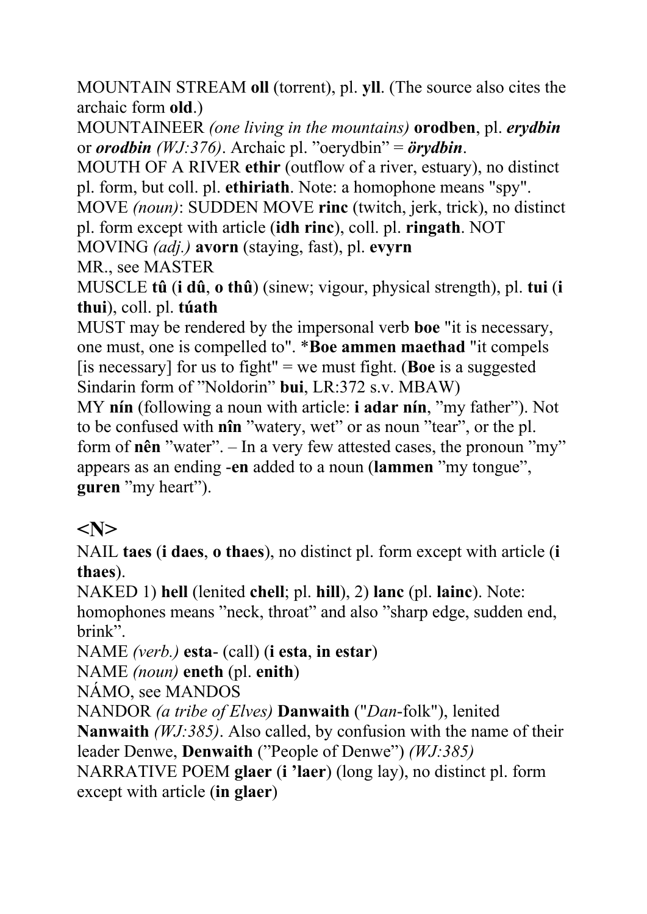MOUNTAIN STREAM **oll** (torrent), pl. **yll**. (The source also cites the archaic form **old**.)

MOUNTAINEER *(one living in the mountains)* **orodben**, pl. ***erydbin*** or ***orodbin*** *(WJ:376)*. Archaic pl. "oerydbin" = ***örydbin***.

MOUTH OF A RIVER **ethir** (outflow of a river, estuary), no distinct pl. form, but coll. pl. **ethiriath**. Note: a homophone means "spy".

MOVE *(noun)*: SUDDEN MOVE **rinc** (twitch, jerk, trick), no distinct pl. form except with article (**idh rinc**), coll. pl. **ringath**. NOT MOVING *(adj.)* **avorn** (staying, fast), pl. **evyrn**

MR., see MASTER

MUSCLE **tû** (**i dû**, **o thû**) (sinew; vigour, physical strength), pl. **tui** (**i thui**), coll. pl. **túath**

MUST may be rendered by the impersonal verb **boe** "it is necessary, one must, one is compelled to". ***Boe ammen maethad** "it compels [is necessary] for us to fight" = we must fight. (**Boe** is a suggested Sindarin form of "Noldorin" **bui**, LR:372 s.v. MBAW)

MY **nín** (following a noun with article: **i adar nín**, "my father"). Not to be confused with **nîn** "watery, wet" or as noun "tear", or the pl. form of **nên** "water". – In a very few attested cases, the pronoun "my" appears as an ending -**en** added to a noun (**lammen** "my tongue", **guren** "my heart").

## <N>

NAIL **taes** (**i daes**, **o thaes**), no distinct pl. form except with article (**i thaes**).

NAKED 1) **hell** (lenited **chell**; pl. **hill**), 2) **lanc** (pl. **lainc**). Note: homophones means "neck, throat" and also "sharp edge, sudden end, brink".

NAME *(verb.)* **esta**- (call) (**i esta**, **in estar**)

NAME *(noun)* **eneth** (pl. **enith**)

NÁMO, see MANDOS

NANDOR *(a tribe of Elves)* **Danwaith** ("*Dan*-folk"), lenited **Nanwaith** *(WJ:385)*. Also called, by confusion with the name of their leader Denwe, **Denwaith** ("People of Denwe") *(WJ:385)*

NARRATIVE POEM **glaer** (**i 'laer**) (long lay), no distinct pl. form except with article (**in glaer**)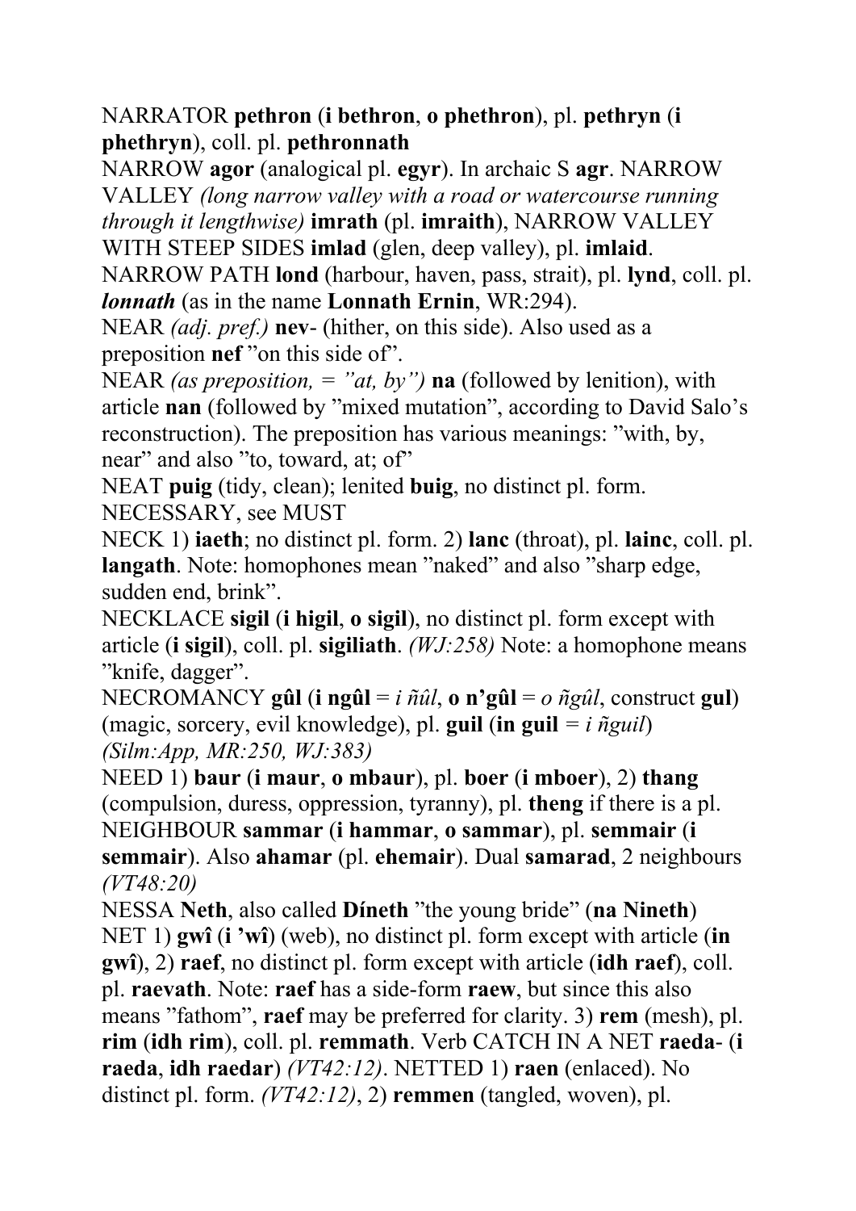NARRATOR **pethron** (**i bethron**, **o phethron**), pl. **pethryn** (**i phethryn**), coll. pl. **pethronnath**

NARROW **agor** (analogical pl. **egyr**). In archaic S **agr**. NARROW VALLEY *(long narrow valley with a road or watercourse running through it lengthwise)* **imrath** (pl. **imraith**), NARROW VALLEY WITH STEEP SIDES **imlad** (glen, deep valley), pl. **imlaid**. NARROW PATH **lond** (harbour, haven, pass, strait), pl. **lynd**, coll. pl. ***lonnath*** (as in the name **Lonnath Ernin**, WR:294).

NEAR *(adj. pref.)* **nev-** (hither, on this side). Also used as a preposition **nef** "on this side of".

NEAR *(as preposition, = "at, by")* **na** (followed by lenition), with article **nan** (followed by "mixed mutation", according to David Salo's reconstruction). The preposition has various meanings: "with, by, near" and also "to, toward, at; of"

NEAT **puig** (tidy, clean); lenited **buig**, no distinct pl. form.

NECESSARY, see MUST

NECK 1) **iaeth**; no distinct pl. form. 2) **lanc** (throat), pl. **lainc**, coll. pl. **langath**. Note: homophones mean "naked" and also "sharp edge, sudden end, brink".

NECKLACE **sigil** (**i higil**, **o sigil**), no distinct pl. form except with article (**i sigil**), coll. pl. **sigiliath**. *(WJ:258)* Note: a homophone means "knife, dagger".

NECROMANCY **gûl** (**i ngûl** = *i ñûl*, **o n'gûl** = *o ñgûl*, construct **gul**) (magic, sorcery, evil knowledge), pl. **guil** (**in guil** = *i ñguil*) *(Silm:App, MR:250, WJ:383)*

NEED 1) **baur** (**i maur**, **o mbaur**), pl. **boer** (**i mboer**), 2) **thang** (compulsion, duress, oppression, tyranny), pl. **theng** if there is a pl.

NEIGHBOUR **sammar** (**i hammar**, **o sammar**), pl. **semmair** (**i semmair**). Also **ahamar** (pl. **ehemair**). Dual **samarad**, 2 neighbours *(VT48:20)*

NESSA **Neth**, also called **Díneth** "the young bride" (**na Nineth**)

NET 1) **gwî** (**i 'wî**) (web), no distinct pl. form except with article (**in gwî**), 2) **raef**, no distinct pl. form except with article (**idh raef**), coll. pl. **raevath**. Note: **raef** has a side-form **raew**, but since this also means "fathom", **raef** may be preferred for clarity. 3) **rem** (mesh), pl. **rim** (**idh rim**), coll. pl. **remmath**. Verb CATCH IN A NET **raeda-** (**i raeda**, **idh raedar**) *(VT42:12)*. NETTED 1) **raen** (enlaced). No distinct pl. form. *(VT42:12)*, 2) **remmen** (tangled, woven), pl.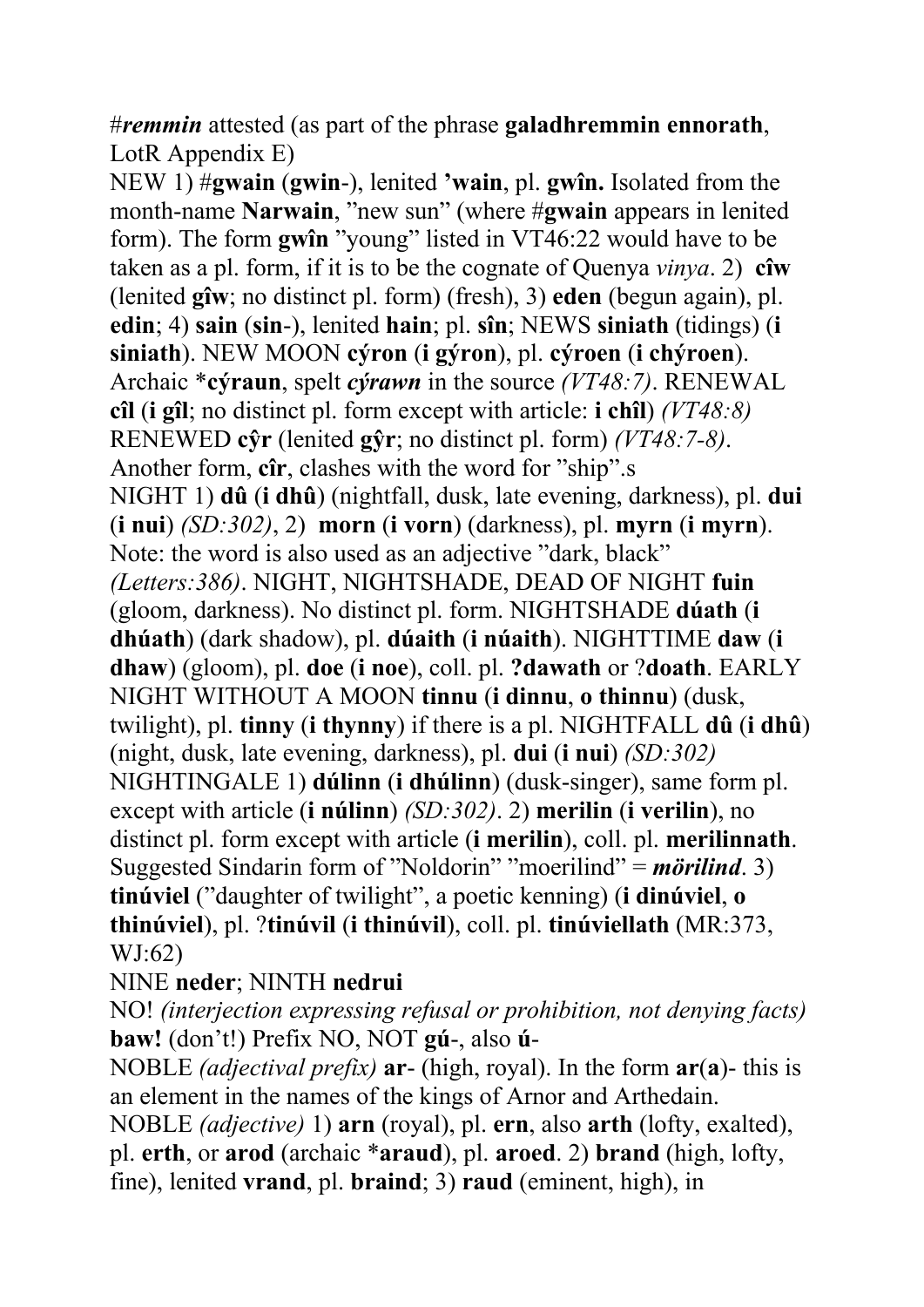#*remmin* attested (as part of the phrase **galadhremmin ennorath**, LotR Appendix E)

NEW 1) #**gwain** (**gwin**-), lenited **'wain**, pl. **gwîn.** Isolated from the month-name **Narwain**, "new sun" (where #**gwain** appears in lenited form). The form **gwîn** "young" listed in VT46:22 would have to be taken as a pl. form, if it is to be the cognate of Quenya *vinya*. 2) **cîw** (lenited **gîw**; no distinct pl. form) (fresh), 3) **eden** (begun again), pl. **edin**; 4) **sain** (**sin**-), lenited **hain**; pl. **sîn**; NEWS **siniath** (tidings) (**i siniath**). NEW MOON **cýron** (**i gýron**), pl. **cýroen** (**i chýroen**). Archaic ***cýraun**, spelt *cýrawn* in the source *(VT48:7)*. RENEWAL **cîl** (**i gîl**; no distinct pl. form except with article: **i chîl**) *(VT48:8)* RENEWED **cŷr** (lenited **gŷr**; no distinct pl. form) *(VT48:7-8)*. Another form, **cîr**, clashes with the word for "ship".s

NIGHT 1) **dû** (**i dhû**) (nightfall, dusk, late evening, darkness), pl. **dui** (**i nui**) *(SD:302)*, 2) **morn** (**i vorn**) (darkness), pl. **myrn** (**i myrn**). Note: the word is also used as an adjective "dark, black" *(Letters:386)*. NIGHT, NIGHTSHADE, DEAD OF NIGHT **fuin** (gloom, darkness). No distinct pl. form. NIGHTSHADE **dúath** (**i dhúath**) (dark shadow), pl. **dúaith** (**i núaith**). NIGHTTIME **daw** (**i dhaw**) (gloom), pl. **doe** (**i noe**), coll. pl. **?dawath** or ?**doath**. EARLY NIGHT WITHOUT A MOON **tinnu** (**i dinnu**, **o thinnu**) (dusk, twilight), pl. **tinny** (**i thynny**) if there is a pl. NIGHTFALL **dû** (**i dhû**) (night, dusk, late evening, darkness), pl. **dui** (**i nui**) *(SD:302)*

NIGHTINGALE 1) **dúlinn** (**i dhúlinn**) (dusk-singer), same form pl. except with article (**i núlinn**) *(SD:302)*. 2) **merilin** (**i verilin**), no distinct pl. form except with article (**i merilin**), coll. pl. **merilinnath**. Suggested Sindarin form of "Noldorin" "moerilind" = ***mörilind***. 3) **tinúviel** ("daughter of twilight", a poetic kenning) (**i dinúviel**, **o thinúviel**), pl. ?**tinúvil** (**i thinúvil**), coll. pl. **tinúviellath** (MR:373, WJ:62)

NINE **neder**; NINTH **nedrui**

NO! *(interjection expressing refusal or prohibition, not denying facts)* **baw!** (don't!) Prefix NO, NOT **gú**-, also **ú**-

NOBLE *(adjectival prefix)* **ar**- (high, royal). In the form **ar**(**a**)- this is an element in the names of the kings of Arnor and Arthedain.

NOBLE *(adjective)* 1) **arn** (royal), pl. **ern**, also **arth** (lofty, exalted), pl. **erth**, or **arod** (archaic ***araud**), pl. **aroed**. 2) **brand** (high, lofty, fine), lenited **vrand**, pl. **braind**; 3) **raud** (eminent, high), in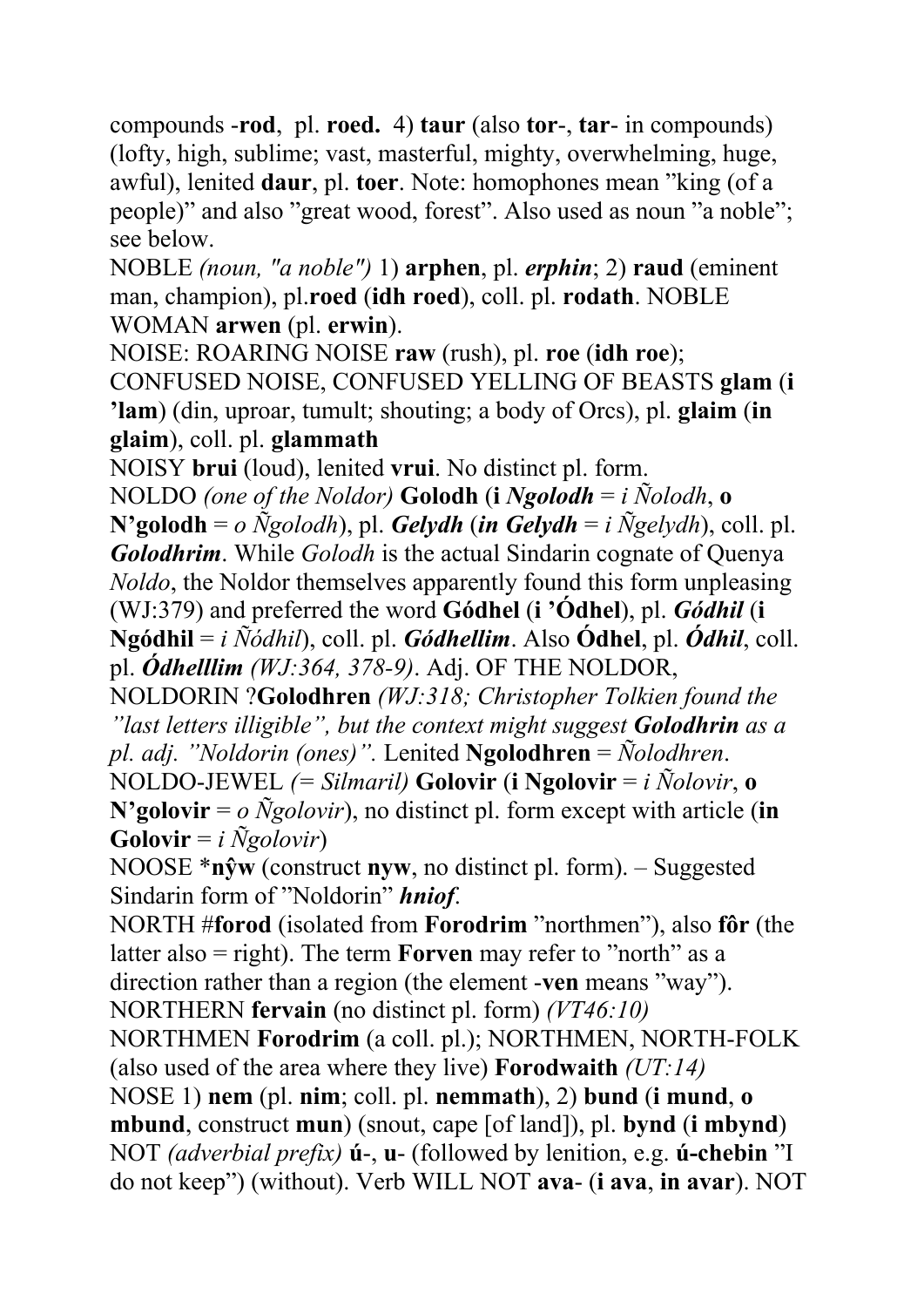compounds -**rod**, pl. **roed.** 4) **taur** (also **tor**-, **tar**- in compounds) (lofty, high, sublime; vast, masterful, mighty, overwhelming, huge, awful), lenited **daur**, pl. **toer**. Note: homophones mean "king (of a people)" and also "great wood, forest". Also used as noun "a noble"; see below.

NOBLE *(noun, "a noble")* 1) **arphen**, pl. ***erphin***; 2) **raud** (eminent man, champion), pl.**roed** (**idh roed**), coll. pl. **rodath**. NOBLE WOMAN **arwen** (pl. **erwin**).

NOISE: ROARING NOISE **raw** (rush), pl. **roe** (**idh roe**); CONFUSED NOISE, CONFUSED YELLING OF BEASTS **glam** (**i 'lam**) (din, uproar, tumult; shouting; a body of Orcs), pl. **glaim** (**in glaim**), coll. pl. **glammath**

NOISY **brui** (loud), lenited **vrui**. No distinct pl. form.

NOLDO *(one of the Noldor)* **Golodh** (**i** ***Ngolodh*** = *i Ñolodh*, **o N'golodh** = *o Ñgolodh*), pl. ***Gelydh*** (***in Gelydh*** = *i Ñgelydh*), coll. pl. ***Golodhrim***. While *Golodh* is the actual Sindarin cognate of Quenya *Noldo*, the Noldor themselves apparently found this form unpleasing (WJ:379) and preferred the word **Gódhel** (**i 'Ódhel**), pl. ***Gódhil*** (**i Ngódhil** = *i Ñódhil*), coll. pl. ***Gódhellim***. Also **Ódhel**, pl. ***Ódhil***, coll. pl. ***Ódhelllim*** *(WJ:364, 378-9)*. Adj. OF THE NOLDOR, NOLDORIN ?**Golodhren** *(WJ:318; Christopher Tolkien found the "last letters illigible", but the context might suggest* ***Golodhrin*** *as a pl. adj. "Noldorin (ones)".* Lenited **Ngolodhren** = *Ñolodhren*.

NOLDO-JEWEL *(= Silmaril)* **Golovir** (**i Ngolovir** = *i Ñolovir*, **o N'golovir** = *o Ñgolovir*), no distinct pl. form except with article (**in Golovir** = *i Ñgolovir*)

NOOSE ***nŷw** (construct **nyw**, no distinct pl. form). – Suggested Sindarin form of "Noldorin" ***hniof***.

NORTH #**forod** (isolated from **Forodrim** "northmen"), also **fôr** (the latter also = right). The term **Forven** may refer to "north" as a direction rather than a region (the element -**ven** means "way").

NORTHERN **fervain** (no distinct pl. form) *(VT46:10)*

NORTHMEN **Forodrim** (a coll. pl.); NORTHMEN, NORTH-FOLK (also used of the area where they live) **Forodwaith** *(UT:14)*

NOSE 1) **nem** (pl. **nim**; coll. pl. **nemmath**), 2) **bund** (**i mund**, **o mbund**, construct **mun**) (snout, cape [of land]), pl. **bynd** (**i mbynd**)

NOT *(adverbial prefix)* **ú**-, **u**- (followed by lenition, e.g. **ú-chebin** "I do not keep") (without). Verb WILL NOT **ava**- (**i ava**, **in avar**). NOT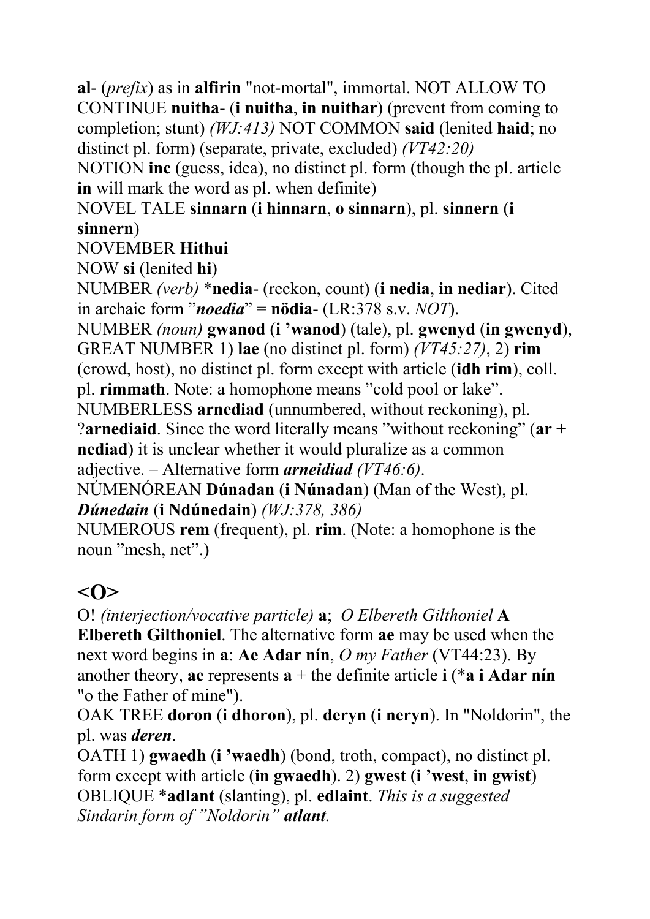**al**- (*prefix*) as in **alfirin** "not-mortal", immortal. NOT ALLOW TO CONTINUE **nuitha**- (**i nuitha**, **in nuithar**) (prevent from coming to completion; stunt) *(WJ:413)* NOT COMMON **said** (lenited **haid**; no distinct pl. form) (separate, private, excluded) *(VT42:20)*
NOTION **inc** (guess, idea), no distinct pl. form (though the pl. article **in** will mark the word as pl. when definite)
NOVEL TALE **sinnarn** (**i hinnarn**, **o sinnarn**), pl. **sinnern** (**i sinnern**)
NOVEMBER **Hithui**
NOW **si** (lenited **hi**)
NUMBER *(verb)* ***nedia**- (reckon, count) (**i nedia**, **in nediar**). Cited in archaic form "***noedia***" = **nödia**- (LR:378 s.v. *NOT*).
NUMBER *(noun)* **gwanod** (**i 'wanod**) (tale), pl. **gwenyd** (**in gwenyd**), GREAT NUMBER 1) **lae** (no distinct pl. form) *(VT45:27)*, 2) **rim** (crowd, host), no distinct pl. form except with article (**idh rim**), coll. pl. **rimmath**. Note: a homophone means "cold pool or lake".
NUMBERLESS **arnediad** (unnumbered, without reckoning), pl. ?**arnediaid**. Since the word literally means "without reckoning" (**ar + nediad**) it is unclear whether it would pluralize as a common adjective. – Alternative form ***arneidiad*** *(VT46:6)*.
NÚMENÓREAN **Dúnadan** (**i Núnadan**) (Man of the West), pl. ***Dúnedain*** (**i Ndúnedain**) *(WJ:378, 386)*
NUMEROUS **rem** (frequent), pl. **rim**. (Note: a homophone is the noun "mesh, net".)

## <O>

O! *(interjection/vocative particle)* **a**; *O Elbereth Gilthoniel* **A Elbereth Gilthoniel**. The alternative form **ae** may be used when the next word begins in **a**: **Ae Adar nín**, *O my Father* (VT44:23). By another theory, **ae** represents **a** + the definite article **i** (***a i Adar nín** "o the Father of mine").
OAK TREE **doron** (**i dhoron**), pl. **deryn** (**i neryn**). In "Noldorin", the pl. was ***deren***.
OATH 1) **gwaedh** (**i 'waedh**) (bond, troth, compact), no distinct pl. form except with article (**in gwaedh**). 2) **gwest** (**i 'west**, **in gwist**)
OBLIQUE ***adlant** (slanting), pl. **edlaint**. *This is a suggested Sindarin form of "Noldorin"* ***atlant.***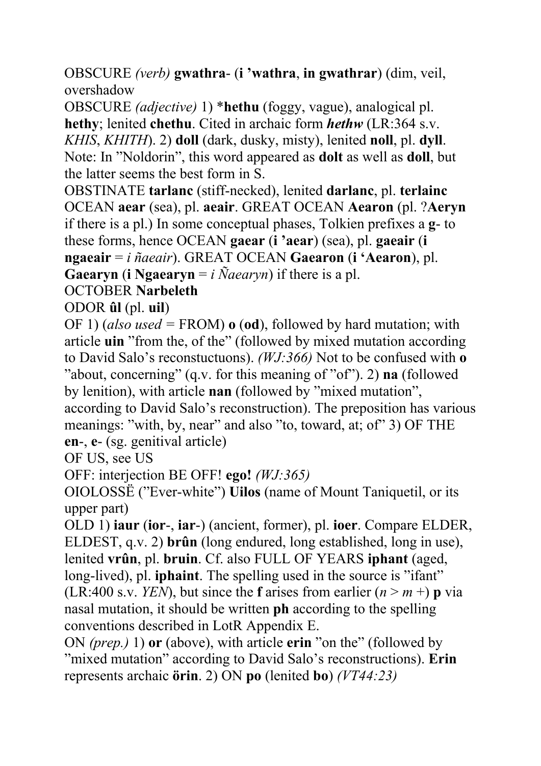OBSCURE *(verb)* **gwathra**- (**i 'wathra**, **in gwathrar**) (dim, veil, overshadow

OBSCURE *(adjective)* 1) ***hethu** (foggy, vague), analogical pl. **hethy**; lenited **chethu**. Cited in archaic form ***hethw*** (LR:364 s.v. *KHIS*, *KHITH*). 2) **doll** (dark, dusky, misty), lenited **noll**, pl. **dyll**. Note: In "Noldorin", this word appeared as **dolt** as well as **doll**, but the latter seems the best form in S.

OBSTINATE **tarlanc** (stiff-necked), lenited **darlanc**, pl. **terlainc**

OCEAN **aear** (sea), pl. **aeair**. GREAT OCEAN **Aearon** (pl. ?**Aeryn** if there is a pl.) In some conceptual phases, Tolkien prefixes a **g**- to these forms, hence OCEAN **gaear** (**i 'aear**) (sea), pl. **gaeair** (**i ngaeair** = *i ñaeair*). GREAT OCEAN **Gaearon** (**i 'Aearon**), pl. **Gaearyn** (**i Ngaearyn** = *i Ñaearyn*) if there is a pl.

OCTOBER **Narbeleth**

ODOR **ûl** (pl. **uil**)

OF 1) (*also used* = FROM) **o** (**od**), followed by hard mutation; with article **uin** "from the, of the" (followed by mixed mutation according to David Salo's reconstuctuons). *(WJ:366)* Not to be confused with **o** "about, concerning" (q.v. for this meaning of "of"). 2) **na** (followed by lenition), with article **nan** (followed by "mixed mutation", according to David Salo's reconstruction). The preposition has various meanings: "with, by, near" and also "to, toward, at; of" 3) OF THE **en**-, **e**- (sg. genitival article)

OF US, see US

OFF: interjection BE OFF! **ego!** *(WJ:365)*

OIOLOSSË ("Ever-white") **Uilos** (name of Mount Taniquetil, or its upper part)

OLD 1) **iaur** (**ior**-, **iar**-) (ancient, former), pl. **ioer**. Compare ELDER, ELDEST, q.v. 2) **brûn** (long endured, long established, long in use), lenited **vrûn**, pl. **bruin**. Cf. also FULL OF YEARS **iphant** (aged, long-lived), pl. **iphaint**. The spelling used in the source is "ifant" (LR:400 s.v. *YEN*), but since the **f** arises from earlier (*n* > *m* +) **p** via nasal mutation, it should be written **ph** according to the spelling conventions described in LotR Appendix E.

ON *(prep.)* 1) **or** (above), with article **erin** "on the" (followed by "mixed mutation" according to David Salo's reconstructions). **Erin** represents archaic **örin**. 2) ON **po** (lenited **bo**) *(VT44:23)*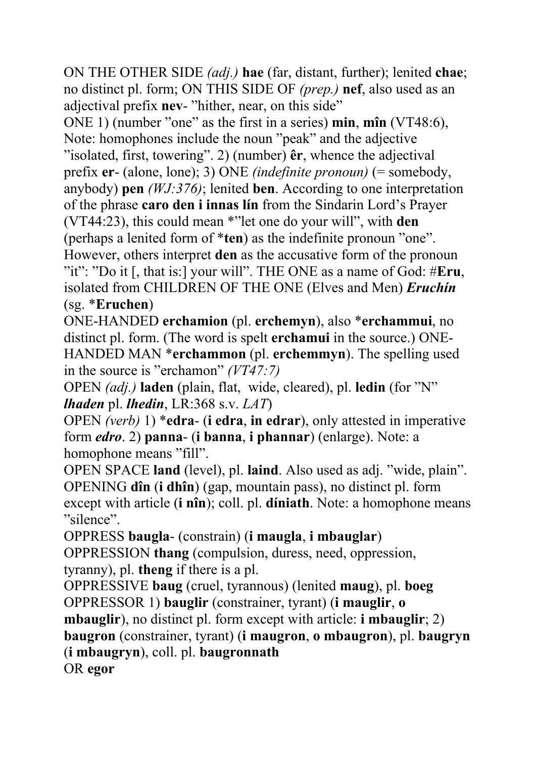ON THE OTHER SIDE *(adj.)* **hae** (far, distant, further); lenited **chae**; no distinct pl. form; ON THIS SIDE OF *(prep.)* **nef**, also used as an adjectival prefix **nev**- ”hither, near, on this side”

ONE 1) (number ”one” as the first in a series) **min**, **mîn** (VT48:6), Note: homophones include the noun ”peak” and the adjective ”isolated, first, towering”. 2) (number) **êr**, whence the adjectival prefix **er**- (alone, lone); 3) ONE *(indefinite pronoun)* (= somebody, anybody) **pen** *(WJ:376)*; lenited **ben**. According to one interpretation of the phrase **caro den i innas lín** from the Sindarin Lord's Prayer (VT44:23), this could mean *”let one do your will”, with **den** (perhaps a lenited form of ***ten**) as the indefinite pronoun ”one”. However, others interpret **den** as the accusative form of the pronoun ”it”: ”Do it [, that is:] your will”. THE ONE as a name of God: #**Eru**, isolated from CHILDREN OF THE ONE (Elves and Men) ***Eruchín*** (sg. ***Eruchen**)

ONE-HANDED **erchamion** (pl. **erchemyn**), also ***erchammui**, no distinct pl. form. (The word is spelt **erchamui** in the source.) ONE-HANDED MAN ***erchammon** (pl. **erchemmyn**). The spelling used in the source is ”erchamon” *(VT47:7)*

OPEN *(adj.)* **laden** (plain, flat, wide, cleared), pl. **ledin** (for ”N” ***lhaden*** pl. ***lhedin***, LR:368 s.v. *LAT*)

OPEN *(verb)* 1) ***edra**- (**i edra**, **in edrar**), only attested in imperative form ***edro***. 2) **panna**- (**i banna**, **i phannar**) (enlarge). Note: a homophone means ”fill”.

OPEN SPACE **land** (level), pl. **laind**. Also used as adj. ”wide, plain”.

OPENING **dîn** (**i dhîn**) (gap, mountain pass), no distinct pl. form except with article (**i nîn**); coll. pl. **díniath**. Note: a homophone means ”silence”.

OPPRESS **baugla**- (constrain) (**i maugla**, **i mbauglar**)

OPPRESSION **thang** (compulsion, duress, need, oppression, tyranny), pl. **theng** if there is a pl.

OPPRESSIVE **baug** (cruel, tyrannous) (lenited **maug**), pl. **boeg**

OPPRESSOR 1) **bauglir** (constrainer, tyrant) (**i mauglir**, **o mbauglir**), no distinct pl. form except with article: **i mbauglir**; 2) **baugron** (constrainer, tyrant) (**i maugron**, **o mbaugron**), pl. **baugryn** (**i mbaugryn**), coll. pl. **baugronnath**

OR **egor**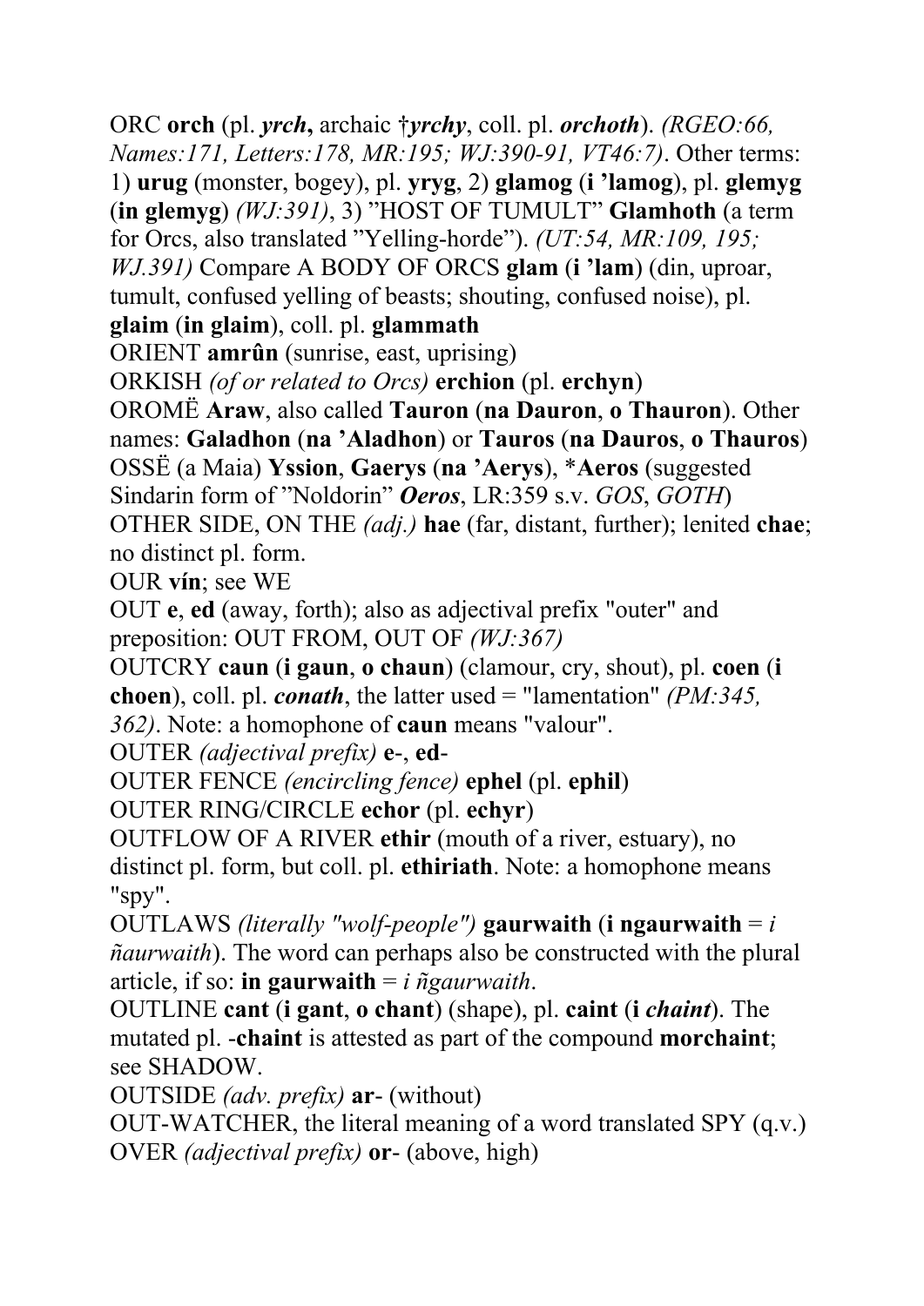ORC **orch** (pl. ***yrch***, archaic †***yrchy***, coll. pl. ***orchoth***). *(RGEO:66, Names:171, Letters:178, MR:195; WJ:390-91, VT46:7)*. Other terms: 1) **urug** (monster, bogey), pl. **yryg**, 2) **glamog** (**i 'lamog**), pl. **glemyg** (**in glemyg**) *(WJ:391)*, 3) "HOST OF TUMULT" **Glamhoth** (a term for Orcs, also translated "Yelling-horde"). *(UT:54, MR:109, 195; WJ.391)* Compare A BODY OF ORCS **glam** (**i 'lam**) (din, uproar, tumult, confused yelling of beasts; shouting, confused noise), pl. **glaim** (**in glaim**), coll. pl. **glammath**

ORIENT **amrûn** (sunrise, east, uprising)

ORKISH *(of or related to Orcs)* **erchion** (pl. **erchyn**)

OROMË **Araw**, also called **Tauron** (**na Dauron**, **o Thauron**). Other names: **Galadhon** (**na 'Aladhon**) or **Tauros** (**na Dauros**, **o Thauros**)

OSSË (a Maia) **Yssion**, **Gaerys** (**na 'Aerys**), ***Aeros** (suggested Sindarin form of "Noldorin" ***Oeros***, LR:359 s.v. *GOS*, *GOTH*)

OTHER SIDE, ON THE *(adj.)* **hae** (far, distant, further); lenited **chae**; no distinct pl. form.

OUR **vín**; see WE

OUT **e**, **ed** (away, forth); also as adjectival prefix "outer" and preposition: OUT FROM, OUT OF *(WJ:367)*

OUTCRY **caun** (**i gaun**, **o chaun**) (clamour, cry, shout), pl. **coen** (**i choen**), coll. pl. ***conath***, the latter used = "lamentation" *(PM:345, 362)*. Note: a homophone of **caun** means "valour".

OUTER *(adjectival prefix)* **e**-, **ed**-

OUTER FENCE *(encircling fence)* **ephel** (pl. **ephil**)

OUTER RING/CIRCLE **echor** (pl. **echyr**)

OUTFLOW OF A RIVER **ethir** (mouth of a river, estuary), no distinct pl. form, but coll. pl. **ethiriath**. Note: a homophone means "spy".

OUTLAWS *(literally "wolf-people")* **gaurwaith** (**i ngaurwaith** = *i ñaurwaith*). The word can perhaps also be constructed with the plural article, if so: **in gaurwaith** = *i ñgaurwaith*.

OUTLINE **cant** (**i gant**, **o chant**) (shape), pl. **caint** (**i *chaint***). The mutated pl. -**chaint** is attested as part of the compound **morchaint**; see SHADOW.

OUTSIDE *(adv. prefix)* **ar**- (without)

OUT-WATCHER, the literal meaning of a word translated SPY (q.v.)

OVER *(adjectival prefix)* **or**- (above, high)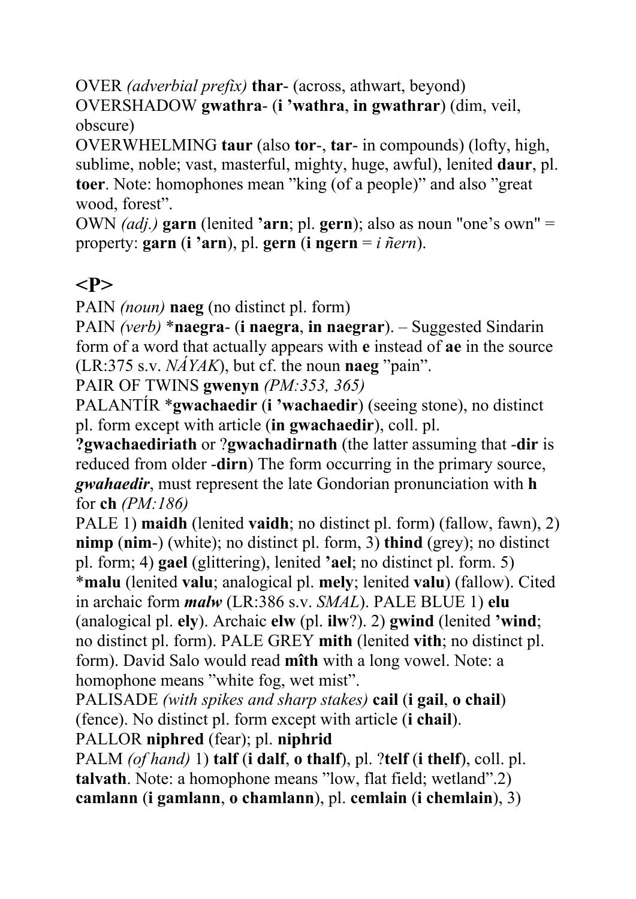OVER *(adverbial prefix)* **thar**- (across, athwart, beyond)
OVERSHADOW **gwathra**- (**i 'wathra**, **in gwathrar**) (dim, veil, obscure)
OVERWHELMING **taur** (also **tor**-, **tar**- in compounds) (lofty, high, sublime, noble; vast, masterful, mighty, huge, awful), lenited **daur**, pl. **toer**. Note: homophones mean "king (of a people)" and also "great wood, forest".
OWN *(adj.)* **garn** (lenited **'arn**; pl. **gern**); also as noun "one's own" = property: **garn** (**i 'arn**), pl. **gern** (**i ngern** = *i ñern*).

## <P>

PAIN *(noun)* **naeg** (no distinct pl. form)
PAIN *(verb)* *__naegra__- (**i naegra**, **in naegrar**). – Suggested Sindarin form of a word that actually appears with **e** instead of **ae** in the source (LR:375 s.v. *NÁYAK*), but cf. the noun **naeg** "pain".
PAIR OF TWINS **gwenyn** *(PM:353, 365)*
PALANTÍR *__gwachaedir__ (**i 'wachaedir**) (seeing stone), no distinct pl. form except with article (**in gwachaedir**), coll. pl. **?gwachaediriath** or ?**gwachadirnath** (the latter assuming that -**dir** is reduced from older -**dirn**) The form occurring in the primary source, ***gwahaedir***, must represent the late Gondorian pronunciation with **h** for **ch** *(PM:186)*
PALE 1) **maidh** (lenited **vaidh**; no distinct pl. form) (fallow, fawn), 2) **nimp** (**nim**-) (white); no distinct pl. form, 3) **thind** (grey); no distinct pl. form; 4) **gael** (glittering), lenited **'ael**; no distinct pl. form. 5) *__malu__ (lenited **valu**; analogical pl. **mely**; lenited **valu**) (fallow). Cited in archaic form ***malw*** (LR:386 s.v. *SMAL*). PALE BLUE 1) **elu** (analogical pl. **ely**). Archaic **elw** (pl. **ilw**?). 2) **gwind** (lenited **'wind**; no distinct pl. form). PALE GREY **mith** (lenited **vith**; no distinct pl. form). David Salo would read **mîth** with a long vowel. Note: a homophone means "white fog, wet mist".
PALISADE *(with spikes and sharp stakes)* **cail** (**i gail**, **o chail**) (fence). No distinct pl. form except with article (**i chail**).
PALLOR **niphred** (fear); pl. **niphrid**
PALM *(of hand)* 1) **talf** (**i dalf**, **o thalf**), pl. ?**telf** (**i thelf**), coll. pl. **talvath**. Note: a homophone means "low, flat field; wetland".2) **camlann** (**i gamlann**, **o chamlann**), pl. **cemlain** (**i chemlain**), 3)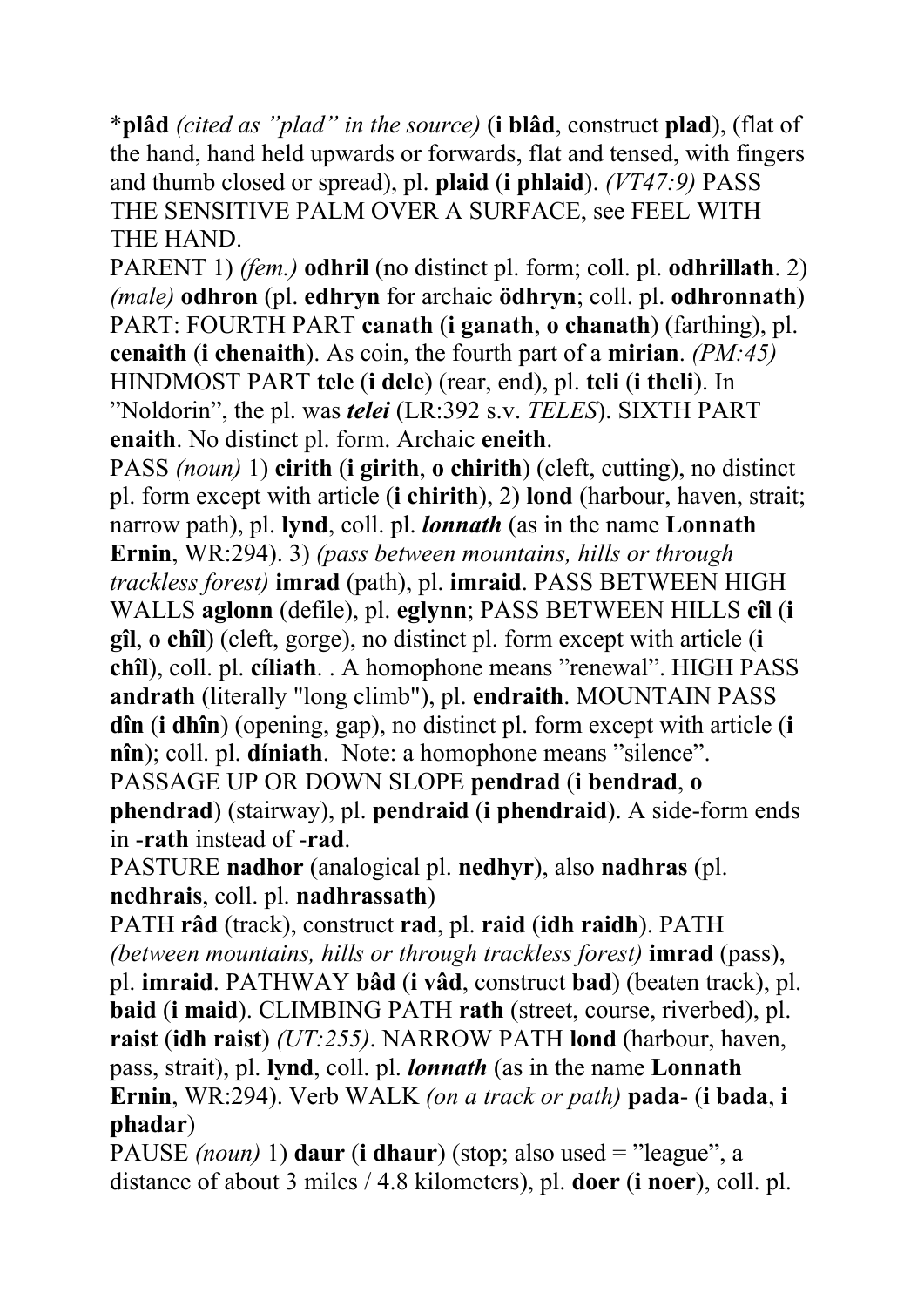\***plâd** *(cited as "plad" in the source)* (**i blâd**, construct **plad**), (flat of the hand, hand held upwards or forwards, flat and tensed, with fingers and thumb closed or spread), pl. **plaid** (**i phlaid**). *(VT47:9)* PASS THE SENSITIVE PALM OVER A SURFACE, see FEEL WITH THE HAND.

PARENT 1) *(fem.)* **odhril** (no distinct pl. form; coll. pl. **odhrillath**. 2) *(male)* **odhron** (pl. **edhryn** for archaic **ödhryn**; coll. pl. **odhronnath**)

PART: FOURTH PART **canath** (**i ganath**, **o chanath**) (farthing), pl. **cenaith** (**i chenaith**). As coin, the fourth part of a **mirian**. *(PM:45)* HINDMOST PART **tele** (**i dele**) (rear, end), pl. **teli** (**i theli**). In "Noldorin", the pl. was ***telei*** (LR:392 s.v. *TELES*). SIXTH PART **enaith**. No distinct pl. form. Archaic **eneith**.

PASS *(noun)* 1) **cirith** (**i girith**, **o chirith**) (cleft, cutting), no distinct pl. form except with article (**i chirith**), 2) **lond** (harbour, haven, strait; narrow path), pl. **lynd**, coll. pl. ***lonnath*** (as in the name **Lonnath Ernin**, WR:294). 3) *(pass between mountains, hills or through trackless forest)* **imrad** (path), pl. **imraid**. PASS BETWEEN HIGH WALLS **aglonn** (defile), pl. **eglynn**; PASS BETWEEN HILLS **cîl** (**i gîl**, **o chîl**) (cleft, gorge), no distinct pl. form except with article (**i chîl**), coll. pl. **cíliath**. . A homophone means "renewal". HIGH PASS **andrath** (literally "long climb"), pl. **endraith**. MOUNTAIN PASS **dîn** (**i dhîn**) (opening, gap), no distinct pl. form except with article (**i nîn**); coll. pl. **díniath**. Note: a homophone means "silence". PASSAGE UP OR DOWN SLOPE **pendrad** (**i bendrad**, **o phendrad**) (stairway), pl. **pendraid** (**i phendraid**). A side-form ends in **-rath** instead of **-rad**.

PASTURE **nadhor** (analogical pl. **nedhyr**), also **nadhras** (pl. **nedhrais**, coll. pl. **nadhrassath**)

PATH **râd** (track), construct **rad**, pl. **raid** (**idh raidh**). PATH *(between mountains, hills or through trackless forest)* **imrad** (pass), pl. **imraid**. PATHWAY **bâd** (**i vâd**, construct **bad**) (beaten track), pl. **baid** (**i maid**). CLIMBING PATH **rath** (street, course, riverbed), pl. **raist** (**idh raist**) *(UT:255)*. NARROW PATH **lond** (harbour, haven, pass, strait), pl. **lynd**, coll. pl. ***lonnath*** (as in the name **Lonnath Ernin**, WR:294). Verb WALK *(on a track or path)* **pada-** (**i bada**, **i phadar**)

PAUSE *(noun)* 1) **daur** (**i dhaur**) (stop; also used = "league", a distance of about 3 miles / 4.8 kilometers), pl. **doer** (**i noer**), coll. pl.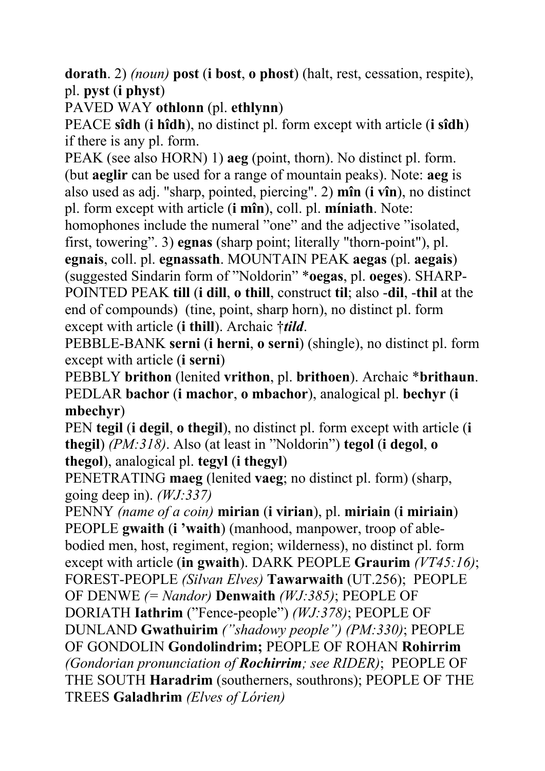**dorath**. 2) *(noun)* **post** (**i bost**, **o phost**) (halt, rest, cessation, respite), pl. **pyst** (**i physt**)

PAVED WAY **othlonn** (pl. **ethlynn**)

PEACE **sîdh** (**i hîdh**), no distinct pl. form except with article (**i sîdh**) if there is any pl. form.

PEAK (see also HORN) 1) **aeg** (point, thorn). No distinct pl. form. (but **aeglir** can be used for a range of mountain peaks). Note: **aeg** is also used as adj. "sharp, pointed, piercing". 2) **mîn** (**i vîn**), no distinct pl. form except with article (**i mîn**), coll. pl. **míniath**. Note: homophones include the numeral "one" and the adjective "isolated, first, towering". 3) **egnas** (sharp point; literally "thorn-point"), pl. **egnais**, coll. pl. **egnassath**. MOUNTAIN PEAK **aegas** (pl. **aegais**) (suggested Sindarin form of "Noldorin" ***oegas**, pl. **oeges**). SHARP-POINTED PEAK **till** (**i dill**, **o thill**, construct **til**; also **-dil**, **-thil** at the end of compounds) (tine, point, sharp horn), no distinct pl. form except with article (**i thill**). Archaic †***tild***.

PEBBLE-BANK **serni** (**i herni**, **o serni**) (shingle), no distinct pl. form except with article (**i serni**)

PEBBLY **brithon** (lenited **vrithon**, pl. **brithoen**). Archaic ***brithaun**.

PEDLAR **bachor** (**i machor**, **o mbachor**), analogical pl. **bechyr** (**i mbechyr**)

PEN **tegil** (**i degil**, **o thegil**), no distinct pl. form except with article (**i thegil**) *(PM:318)*. Also (at least in "Noldorin") **tegol** (**i degol**, **o thegol**), analogical pl. **tegyl** (**i thegyl**)

PENETRATING **maeg** (lenited **vaeg**; no distinct pl. form) (sharp, going deep in). *(WJ:337)*

PENNY *(name of a coin)* **mirian** (**i virian**), pl. **miriain** (**i miriain**)

PEOPLE **gwaith** (**i 'waith**) (manhood, manpower, troop of able-bodied men, host, regiment, region; wilderness), no distinct pl. form except with article (**in gwaith**). DARK PEOPLE **Graurim** *(VT45:16)*; FOREST-PEOPLE *(Silvan Elves)* **Tawarwaith** (UT.256); PEOPLE OF DENWE *(= Nandor)* **Denwaith** *(WJ:385)*; PEOPLE OF DORIATH **Iathrim** ("Fence-people") *(WJ:378)*; PEOPLE OF DUNLAND **Gwathuirim** *("shadowy people") (PM:330)*; PEOPLE OF GONDOLIN **Gondolindrim;** PEOPLE OF ROHAN **Rohirrim** *(Gondorian pronunciation of **Rochirrim**; see RIDER)*; PEOPLE OF THE SOUTH **Haradrim** (southerners, southrons); PEOPLE OF THE TREES **Galadhrim** *(Elves of Lórien)*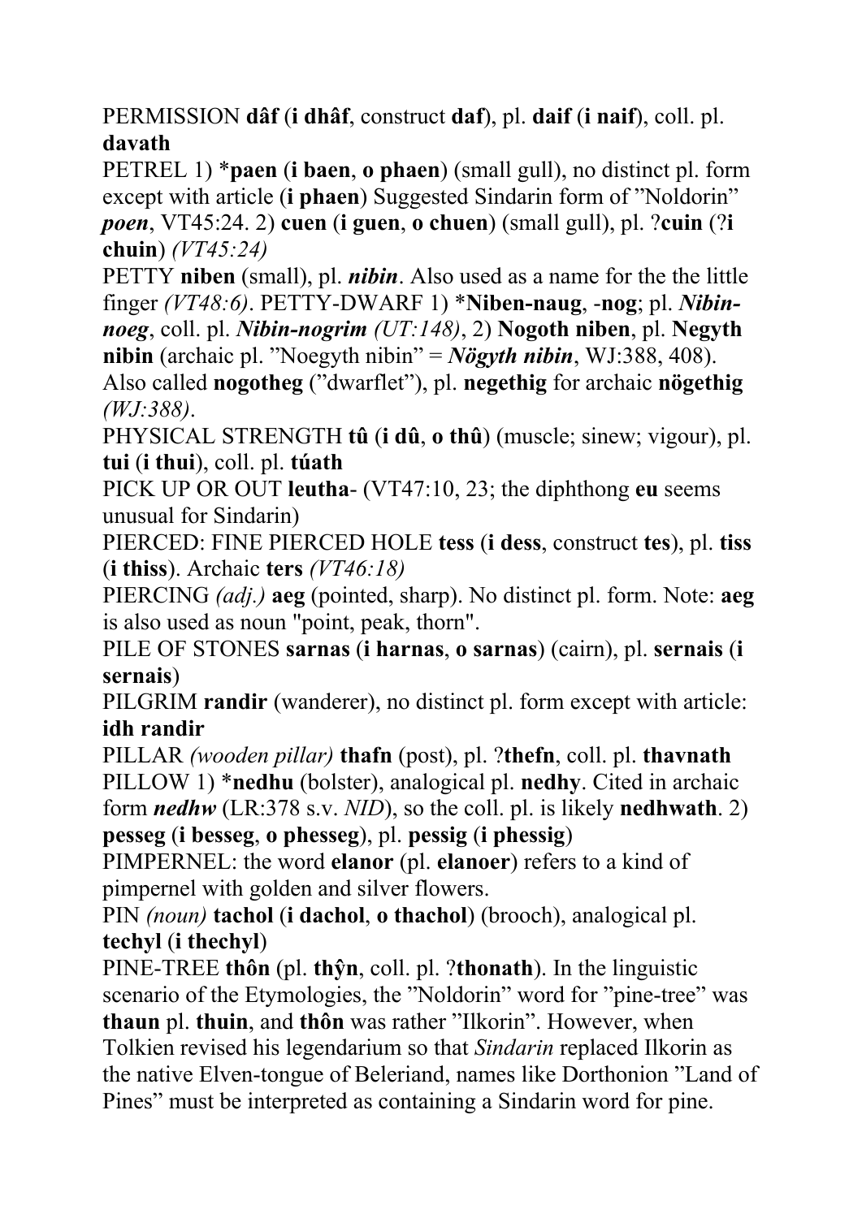PERMISSION **dâf** (**i dhâf**, construct **daf**), pl. **daif** (**i naif**), coll. pl. **davath**

PETREL 1) ***paen** (**i baen**, **o phaen**) (small gull), no distinct pl. form except with article (**i phaen**) Suggested Sindarin form of "Noldorin" ***poen***, VT45:24. 2) **cuen** (**i guen**, **o chuen**) (small gull), pl. ?**cuin** (?**i chuin**) *(VT45:24)*

PETTY **niben** (small), pl. ***nibin***. Also used as a name for the the little finger *(VT48:6)*. PETTY-DWARF 1) ***Niben-naug**, -**nog**; pl. ***Nibin-noeg***, coll. pl. ***Nibin-nogrim*** *(UT:148)*, 2) **Nogoth niben**, pl. **Negyth nibin** (archaic pl. "Noegyth nibin" = ***Nögyth nibin***, WJ:388, 408). Also called **nogotheg** ("dwarflet"), pl. **negethig** for archaic **nögethig** *(WJ:388)*.

PHYSICAL STRENGTH **tû** (**i dû**, **o thû**) (muscle; sinew; vigour), pl. **tui** (**i thui**), coll. pl. **túath**

PICK UP OR OUT **leutha**- (VT47:10, 23; the diphthong **eu** seems unusual for Sindarin)

PIERCED: FINE PIERCED HOLE **tess** (**i dess**, construct **tes**), pl. **tiss** (**i thiss**). Archaic **ters** *(VT46:18)*

PIERCING *(adj.)* **aeg** (pointed, sharp). No distinct pl. form. Note: **aeg** is also used as noun "point, peak, thorn".

PILE OF STONES **sarnas** (**i harnas**, **o sarnas**) (cairn), pl. **sernais** (**i sernais**)

PILGRIM **randir** (wanderer), no distinct pl. form except with article: **idh randir**

PILLAR *(wooden pillar)* **thafn** (post), pl. ?**thefn**, coll. pl. **thavnath**

PILLOW 1) ***nedhu** (bolster), analogical pl. **nedhy**. Cited in archaic form ***nedhw*** (LR:378 s.v. *NID*), so the coll. pl. is likely **nedhwath**. 2) **pesseg** (**i besseg**, **o phesseg**), pl. **pessig** (**i phessig**)

PIMPERNEL: the word **elanor** (pl. **elanoer**) refers to a kind of pimpernel with golden and silver flowers.

PIN *(noun)* **tachol** (**i dachol**, **o thachol**) (brooch), analogical pl. **techyl** (**i thechyl**)

PINE-TREE **thôn** (pl. **thŷn**, coll. pl. ?**thonath**). In the linguistic scenario of the Etymologies, the "Noldorin" word for "pine-tree" was **thaun** pl. **thuin**, and **thôn** was rather "Ilkorin". However, when Tolkien revised his legendarium so that *Sindarin* replaced Ilkorin as the native Elven-tongue of Beleriand, names like Dorthonion "Land of Pines" must be interpreted as containing a Sindarin word for pine.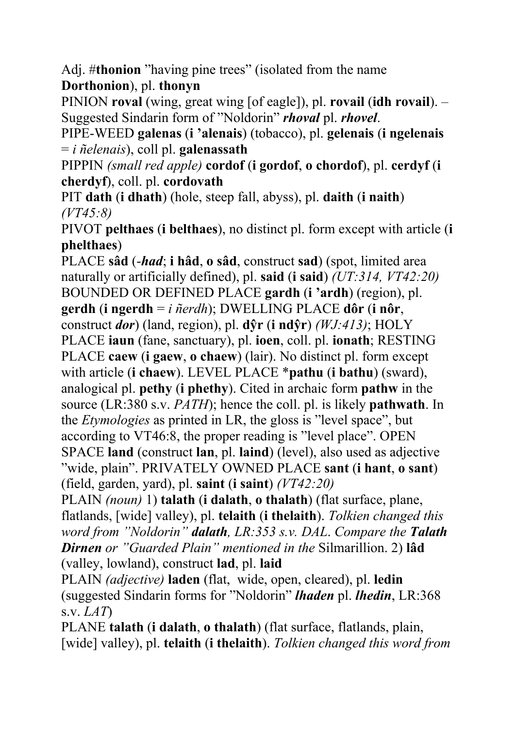Adj. #**thonion** "having pine trees" (isolated from the name **Dorthonion**), pl. **thonyn**

PINION **roval** (wing, great wing [of eagle]), pl. **rovail** (**idh rovail**). – Suggested Sindarin form of "Noldorin" ***rhoval*** pl. ***rhovel***.

PIPE-WEED **galenas** (**i 'alenais**) (tobacco), pl. **gelenais** (**i ngelenais** = *i ñelenais*), coll pl. **galenassath**

PIPPIN *(small red apple)* **cordof** (**i gordof**, **o chordof**), pl. **cerdyf** (**i cherdyf**), coll. pl. **cordovath**

PIT **dath** (**i dhath**) (hole, steep fall, abyss), pl. **daith** (**i naith**) *(VT45:8)*

PIVOT **pelthaes** (**i belthaes**), no distinct pl. form except with article (**i phelthaes**)

PLACE **sâd** (***-had***; **i hâd**, **o sâd**, construct **sad**) (spot, limited area naturally or artificially defined), pl. **said** (**i said**) *(UT:314, VT42:20)* BOUNDED OR DEFINED PLACE **gardh** (**i 'ardh**) (region), pl. **gerdh** (**i ngerdh** = *i ñerdh*); DWELLING PLACE **dôr** (**i nôr**, construct ***dor***) (land, region), pl. **dŷr** (**i ndŷr**) *(WJ:413)*; HOLY PLACE **iaun** (fane, sanctuary), pl. **ioen**, coll. pl. **ionath**; RESTING PLACE **caew** (**i gaew**, **o chaew**) (lair). No distinct pl. form except with article (**i chaew**). LEVEL PLACE ***pathu** (**i bathu**) (sward), analogical pl. **pethy** (**i phethy**). Cited in archaic form **pathw** in the source (LR:380 s.v. *PATH*); hence the coll. pl. is likely **pathwath**. In the *Etymologies* as printed in LR, the gloss is "level space", but according to VT46:8, the proper reading is "level place". OPEN SPACE **land** (construct **lan**, pl. **laind**) (level), also used as adjective "wide, plain". PRIVATELY OWNED PLACE **sant** (**i hant**, **o sant**) (field, garden, yard), pl. **saint** (**i saint**) *(VT42:20)*

PLAIN *(noun)* 1) **talath** (**i dalath**, **o thalath**) (flat surface, plane, flatlands, [wide] valley), pl. **telaith** (**i thelaith**). *Tolkien changed this word from "Noldorin"* ***dalath****, LR:353 s.v. DAL. Compare the* ***Talath Dirnen*** *or "Guarded Plain" mentioned in the* Silmarillion. 2) **lâd** (valley, lowland), construct **lad**, pl. **laid**

PLAIN *(adjective)* **laden** (flat, wide, open, cleared), pl. **ledin** (suggested Sindarin forms for "Noldorin" ***lhaden*** pl. ***lhedin***, LR:368 s.v. *LAT*)

PLANE **talath** (**i dalath**, **o thalath**) (flat surface, flatlands, plain, [wide] valley), pl. **telaith** (**i thelaith**). *Tolkien changed this word from*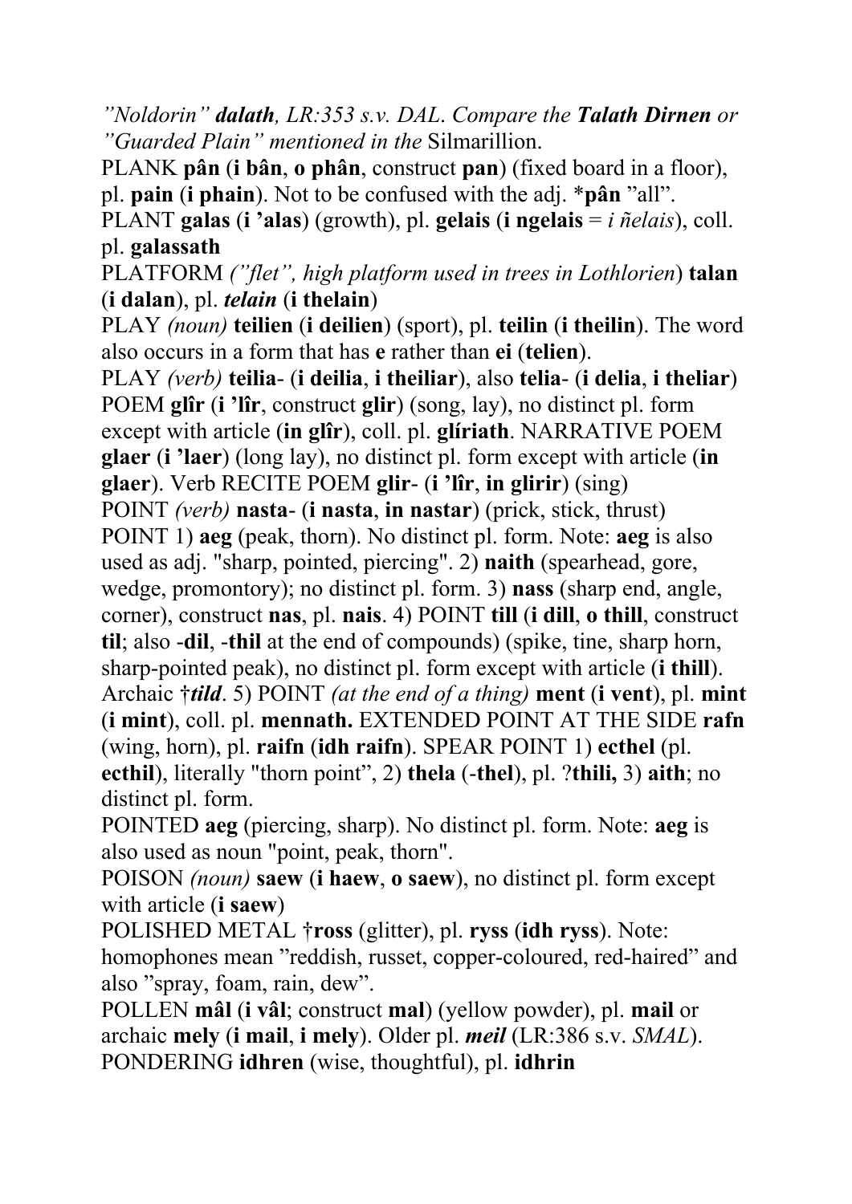*”Noldorin” **dalath**, LR:353 s.v. DAL. Compare the **Talath Dirnen** or ”Guarded Plain” mentioned in the* Silmarillion.

PLANK **pân** (**i bân**, **o phân**, construct **pan**) (fixed board in a floor), pl. **pain** (**i phain**). Not to be confused with the adj. ***pân** ”all”.

PLANT **galas** (**i ’alas**) (growth), pl. **gelais** (**i ngelais** = *i ñelais*), coll. pl. **galassath**

PLATFORM *(”flet”, high platform used in trees in Lothlorien)* **talan** (**i dalan**), pl. ***telain*** (**i thelain**)

PLAY *(noun)* **teilien** (**i deilien**) (sport), pl. **teilin** (**i theilin**). The word also occurs in a form that has **e** rather than **ei** (**telien**).

PLAY *(verb)* **teilia-** (**i deilia**, **i theiliar**), also **telia-** (**i delia**, **i theliar**)

POEM **glîr** (**i ’lîr**, construct **glir**) (song, lay), no distinct pl. form except with article (**in glîr**), coll. pl. **glíriath**. NARRATIVE POEM **glaer** (**i ’laer**) (long lay), no distinct pl. form except with article (**in glaer**). Verb RECITE POEM **glir-** (**i ’lîr**, **in glirir**) (sing)

POINT *(verb)* **nasta-** (**i nasta**, **in nastar**) (prick, stick, thrust)

POINT 1) **aeg** (peak, thorn). No distinct pl. form. Note: **aeg** is also used as adj. "sharp, pointed, piercing". 2) **naith** (spearhead, gore, wedge, promontory); no distinct pl. form. 3) **nass** (sharp end, angle, corner), construct **nas**, pl. **nais**. 4) POINT **till** (**i dill**, **o thill**, construct **til**; also **-dil**, **-thil** at the end of compounds) (spike, tine, sharp horn, sharp-pointed peak), no distinct pl. form except with article (**i thill**). Archaic †***tild***. 5) POINT *(at the end of a thing)* **ment** (**i vent**), pl. **mint** (**i mint**), coll. pl. **mennath.** EXTENDED POINT AT THE SIDE **rafn** (wing, horn), pl. **raifn** (**idh raifn**). SPEAR POINT 1) **ecthel** (pl. **ecthil**), literally "thorn point”, 2) **thela** (**-thel**), pl. ?**thili,** 3) **aith**; no distinct pl. form.

POINTED **aeg** (piercing, sharp). No distinct pl. form. Note: **aeg** is also used as noun "point, peak, thorn".

POISON *(noun)* **saew** (**i haew**, **o saew**), no distinct pl. form except with article (**i saew**)

POLISHED METAL †**ross** (glitter), pl. **ryss** (**idh ryss**). Note: homophones mean ”reddish, russet, copper-coloured, red-haired” and also ”spray, foam, rain, dew”.

POLLEN **mâl** (**i vâl**; construct **mal**) (yellow powder), pl. **mail** or archaic **mely** (**i mail**, **i mely**). Older pl. ***meil*** (LR:386 s.v. *SMAL*).

PONDERING **idhren** (wise, thoughtful), pl. **idhrin**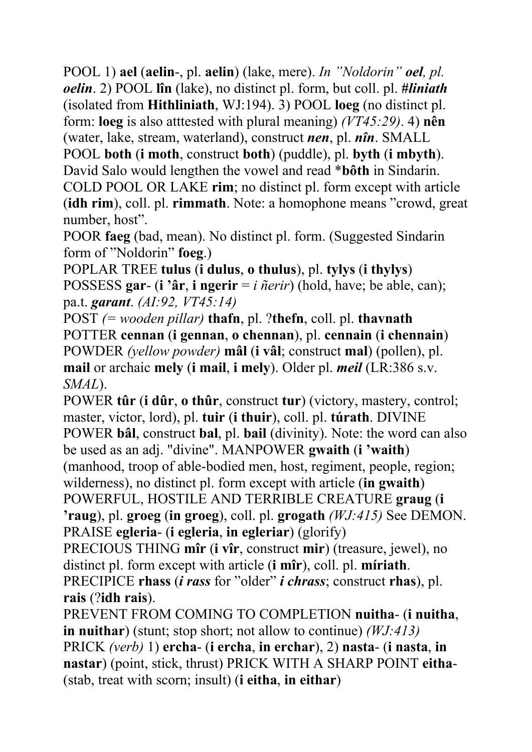POOL 1) **ael** (**aelin**-, pl. **aelin**) (lake, mere). *In "Noldorin" oel, pl. oelin*. 2) POOL **lîn** (lake), no distinct pl. form, but coll. pl. ***#liniath*** (isolated from **Hithliniath**, WJ:194). 3) POOL **loeg** (no distinct pl. form: **loeg** is also atttested with plural meaning) *(VT45:29)*. 4) **nên** (water, lake, stream, waterland), construct ***nen***, pl. ***nîn***. SMALL POOL **both** (**i moth**, construct **both**) (puddle), pl. **byth** (**i mbyth**). David Salo would lengthen the vowel and read ***bôth** in Sindarin. COLD POOL OR LAKE **rim**; no distinct pl. form except with article (**idh rim**), coll. pl. **rimmath**. Note: a homophone means "crowd, great number, host".

POOR **faeg** (bad, mean). No distinct pl. form. (Suggested Sindarin form of "Noldorin" **foeg**.)

POPLAR TREE **tulus** (**i dulus**, **o thulus**), pl. **tylys** (**i thylys**)

POSSESS **gar**- (**i 'âr**, **i ngerir** = *i ñerir*) (hold, have; be able, can); pa.t. ***garant***. *(AI:92, VT45:14)*

POST *(= wooden pillar)* **thafn**, pl. ?**thefn**, coll. pl. **thavnath**

POTTER **cennan** (**i gennan**, **o chennan**), pl. **cennain** (**i chennain**)

POWDER *(yellow powder)* **mâl** (**i vâl**; construct **mal**) (pollen), pl. **mail** or archaic **mely** (**i mail**, **i mely**). Older pl. ***meil*** (LR:386 s.v. *SMAL*).

POWER **tûr** (**i dûr**, **o thûr**, construct **tur**) (victory, mastery, control; master, victor, lord), pl. **tuir** (**i thuir**), coll. pl. **túrath**. DIVINE POWER **bâl**, construct **bal**, pl. **bail** (divinity). Note: the word can also be used as an adj. "divine". MANPOWER **gwaith** (**i 'waith**) (manhood, troop of able-bodied men, host, regiment, people, region; wilderness), no distinct pl. form except with article (**in gwaith**)

POWERFUL, HOSTILE AND TERRIBLE CREATURE **graug** (**i 'raug**), pl. **groeg** (**in groeg**), coll. pl. **grogath** *(WJ:415)* See DEMON.

PRAISE **egleria**- (**i egleria**, **in egleriar**) (glorify)

PRECIOUS THING **mîr** (**i vîr**, construct **mir**) (treasure, jewel), no distinct pl. form except with article (**i mîr**), coll. pl. **míriath**.

PRECIPICE **rhass** (***i rass*** for "older" ***i chrass***; construct **rhas**), pl. **rais** (?**idh rais**).

PREVENT FROM COMING TO COMPLETION **nuitha**- (**i nuitha**, **in nuithar**) (stunt; stop short; not allow to continue) *(WJ:413)*

PRICK *(verb)* 1) **ercha**- (**i ercha**, **in erchar**), 2) **nasta**- (**i nasta**, **in nastar**) (point, stick, thrust) PRICK WITH A SHARP POINT **eitha**- (stab, treat with scorn; insult) (**i eitha**, **in eithar**)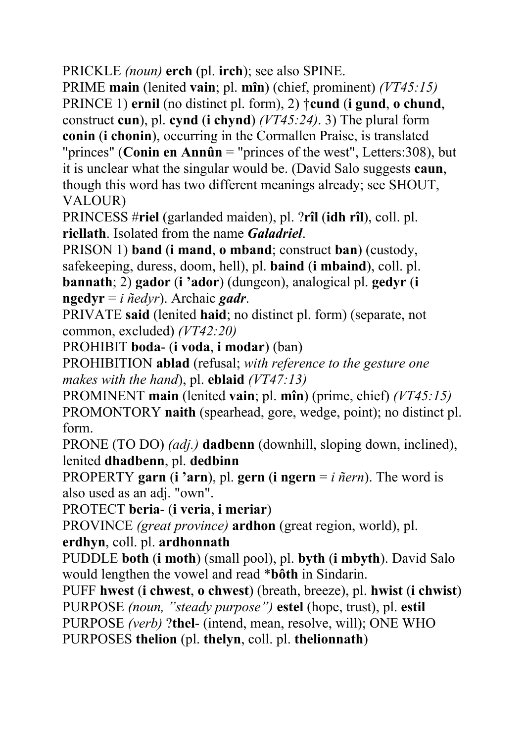PRICKLE *(noun)* **erch** (pl. **irch**); see also SPINE.

PRIME **main** (lenited **vain**; pl. **mîn**) (chief, prominent) *(VT45:15)*

PRINCE 1) **ernil** (no distinct pl. form), 2) †**cund** (**i gund**, **o chund**, construct **cun**), pl. **cynd** (**i chynd**) *(VT45:24)*. 3) The plural form **conin** (**i chonin**), occurring in the Cormallen Praise, is translated "princes" (**Conin en Annûn** = "princes of the west", Letters:308), but it is unclear what the singular would be. (David Salo suggests **caun**, though this word has two different meanings already; see SHOUT, VALOUR)

PRINCESS #**riel** (garlanded maiden), pl. ?**rîl** (**idh rîl**), coll. pl. **riellath**. Isolated from the name ***Galadriel***.

PRISON 1) **band** (**i mand**, **o mband**; construct **ban**) (custody, safekeeping, duress, doom, hell), pl. **baind** (**i mbaind**), coll. pl. **bannath**; 2) **gador** (**i 'ador**) (dungeon), analogical pl. **gedyr** (**i ngedyr** = *i ñedyr*). Archaic ***gadr***.

PRIVATE **said** (lenited **haid**; no distinct pl. form) (separate, not common, excluded) *(VT42:20)*

PROHIBIT **boda-** (**i voda**, **i modar**) (ban)

PROHIBITION **ablad** (refusal; *with reference to the gesture one makes with the hand*), pl. **eblaid** *(VT47:13)*

PROMINENT **main** (lenited **vain**; pl. **mîn**) (prime, chief) *(VT45:15)*

PROMONTORY **naith** (spearhead, gore, wedge, point); no distinct pl. form.

PRONE (TO DO) *(adj.)* **dadbenn** (downhill, sloping down, inclined), lenited **dhadbenn**, pl. **dedbinn**

PROPERTY **garn** (**i 'arn**), pl. **gern** (**i ngern** = *i ñern*). The word is also used as an adj. "own".

PROTECT **beria-** (**i veria**, **i meriar**)

PROVINCE *(great province)* **ardhon** (great region, world), pl. **erdhyn**, coll. pl. **ardhonnath**

PUDDLE **both** (**i moth**) (small pool), pl. **byth** (**i mbyth**). David Salo would lengthen the vowel and read ***bôth** in Sindarin.

PUFF **hwest** (**i chwest**, **o chwest**) (breath, breeze), pl. **hwist** (**i chwist**)

PURPOSE *(noun, "steady purpose")* **estel** (hope, trust), pl. **estil**

PURPOSE *(verb)* ?**thel-** (intend, mean, resolve, will); ONE WHO PURPOSES **thelion** (pl. **thelyn**, coll. pl. **thelionnath**)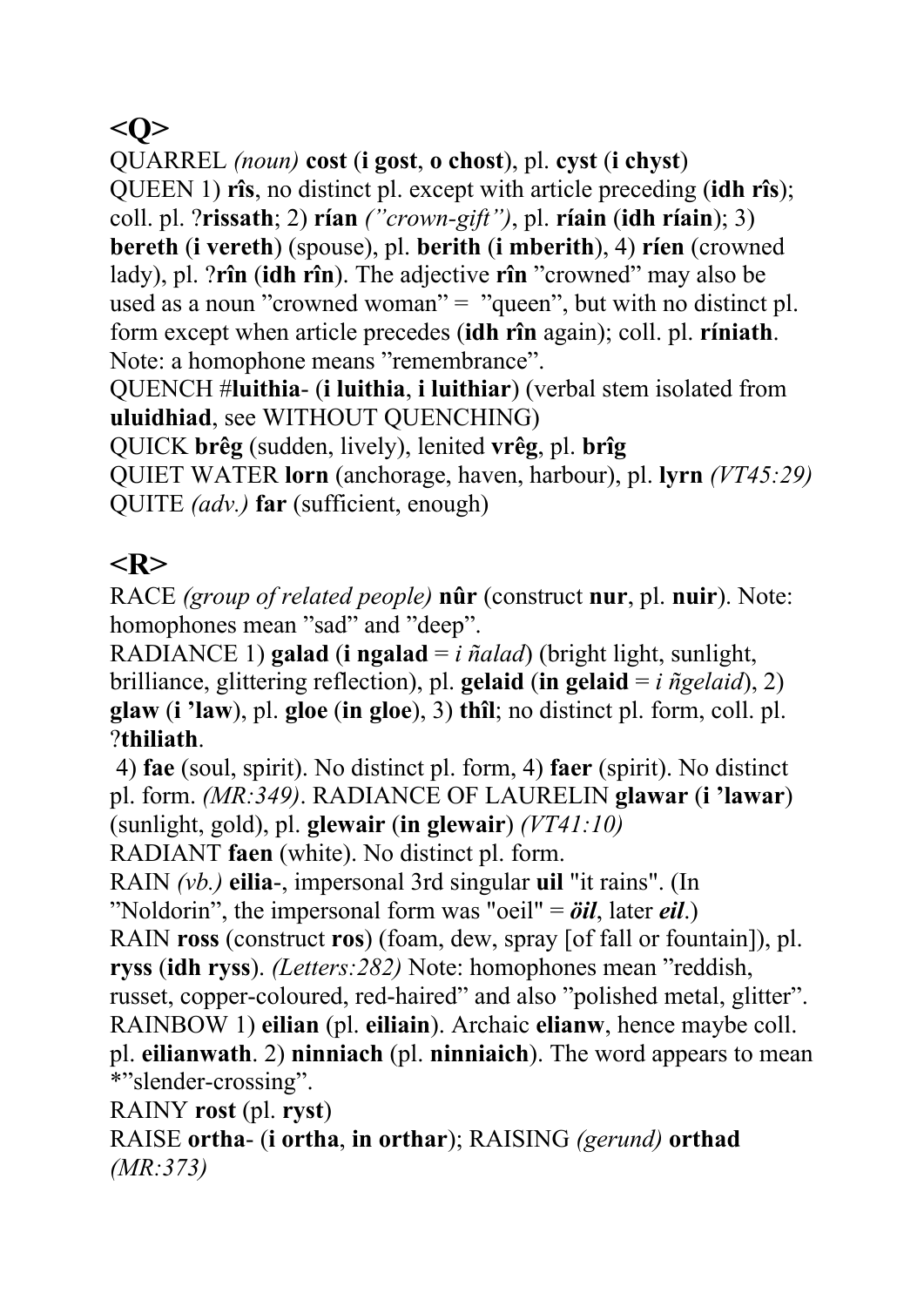## <Q>

QUARREL *(noun)* **cost** (**i gost**, **o chost**), pl. **cyst** (**i chyst**)
QUEEN 1) **rîs**, no distinct pl. except with article preceding (**idh rîs**); coll. pl. ?**rissath**; 2) **rían** *("crown-gift")*, pl. **ríain** (**idh ríain**); 3) **bereth** (**i vereth**) (spouse), pl. **berith** (**i mberith**), 4) **ríen** (crowned lady), pl. ?**rîn** (**idh rîn**). The adjective **rîn** "crowned" may also be used as a noun "crowned woman" = "queen", but with no distinct pl. form except when article precedes (**idh rîn** again); coll. pl. **ríniath**. Note: a homophone means "remembrance".
QUENCH #**luithia**- (**i luithia**, **i luithiar**) (verbal stem isolated from **uluidhiad**, see WITHOUT QUENCHING)
QUICK **brêg** (sudden, lively), lenited **vrêg**, pl. **brîg**
QUIET WATER **lorn** (anchorage, haven, harbour), pl. **lyrn** *(VT45:29)*
QUITE *(adv.)* **far** (sufficient, enough)

## <R>

RACE *(group of related people)* **nûr** (construct **nur**, pl. **nuir**). Note: homophones mean "sad" and "deep".
RADIANCE 1) **galad** (**i ngalad** = *i ñalad*) (bright light, sunlight, brilliance, glittering reflection), pl. **gelaid** (**in gelaid** = *i ñgelaid*), 2) **glaw** (**i 'law**), pl. **gloe** (**in gloe**), 3) **thîl**; no distinct pl. form, coll. pl. ?**thiliath**.
4) **fae** (soul, spirit). No distinct pl. form, 4) **faer** (spirit). No distinct pl. form. *(MR:349)*. RADIANCE OF LAURELIN **glawar** (**i 'lawar**) (sunlight, gold), pl. **glewair** (**in glewair**) *(VT41:10)*
RADIANT **faen** (white). No distinct pl. form.
RAIN *(vb.)* **eilia**-, impersonal 3rd singular **uil** "it rains". (In "Noldorin", the impersonal form was "oeil" = ***öil***, later ***eil***.)
RAIN **ross** (construct **ros**) (foam, dew, spray [of fall or fountain]), pl. **ryss** (**idh ryss**). *(Letters:282)* Note: homophones mean "reddish, russet, copper-coloured, red-haired" and also "polished metal, glitter".
RAINBOW 1) **eilian** (pl. **eiliain**). Archaic **elianw**, hence maybe coll. pl. **eilianwath**. 2) **ninniach** (pl. **ninniaich**). The word appears to mean *"slender-crossing".
RAINY **rost** (pl. **ryst**)
RAISE **ortha**- (**i ortha**, **in orthar**); RAISING *(gerund)* **orthad** *(MR:373)*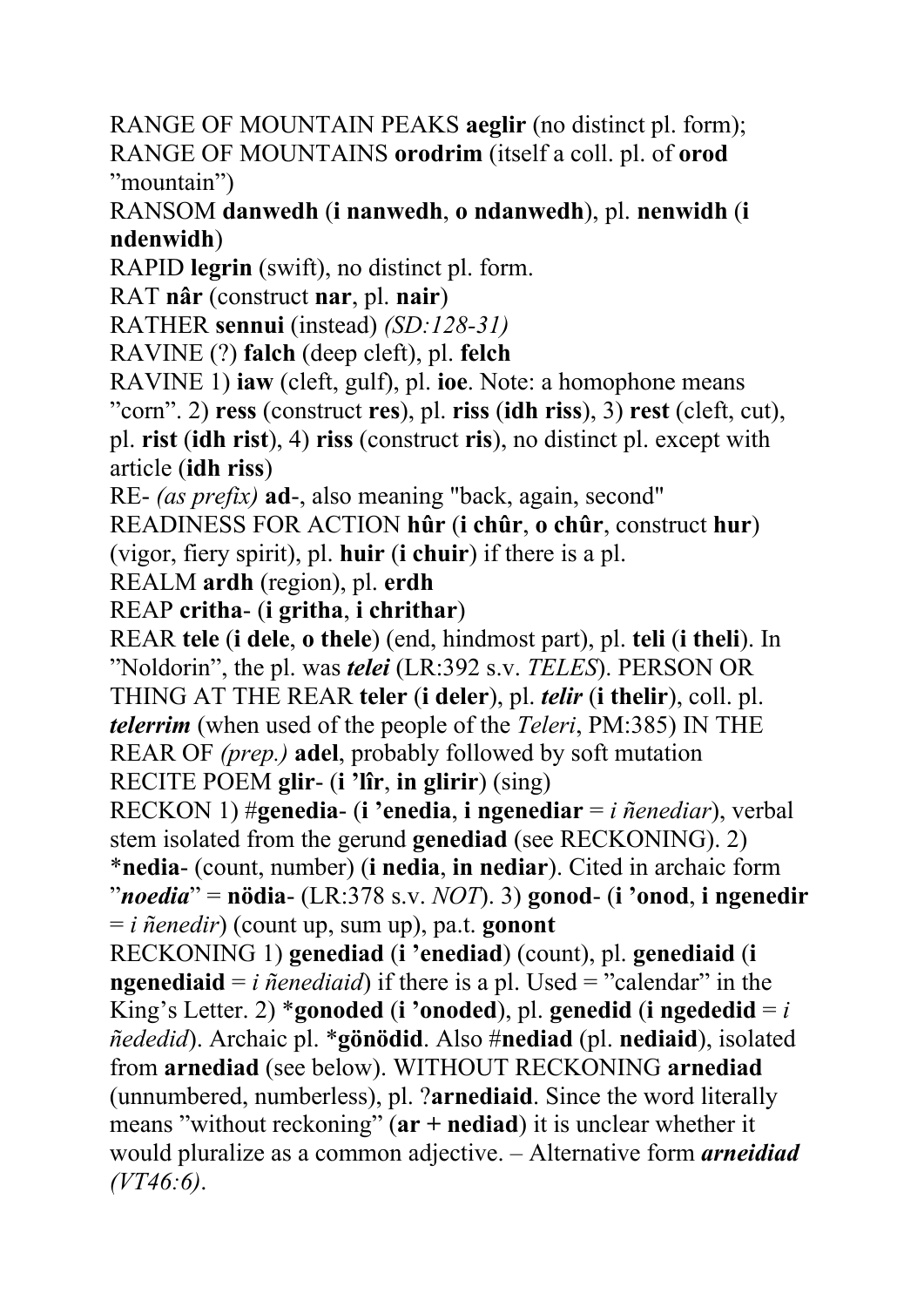RANGE OF MOUNTAIN PEAKS **aeglir** (no distinct pl. form); RANGE OF MOUNTAINS **orodrim** (itself a coll. pl. of **orod** ”mountain”)

RANSOM **danwedh** (**i nanwedh**, **o ndanwedh**), pl. **nenwidh** (**i ndenwidh**)

RAPID **legrin** (swift), no distinct pl. form.

RAT **nâr** (construct **nar**, pl. **nair**)

RATHER **sennui** (instead) *(SD:128-31)*

RAVINE (?) **falch** (deep cleft), pl. **felch**

RAVINE 1) **iaw** (cleft, gulf), pl. **ioe**. Note: a homophone means ”corn”. 2) **ress** (construct **res**), pl. **riss** (**idh riss**), 3) **rest** (cleft, cut), pl. **rist** (**idh rist**), 4) **riss** (construct **ris**), no distinct pl. except with article (**idh riss**)

RE- *(as prefix)* **ad**-, also meaning "back, again, second"

READINESS FOR ACTION **hûr** (**i chûr**, **o chûr**, construct **hur**) (vigor, fiery spirit), pl. **huir** (**i chuir**) if there is a pl.

REALM **ardh** (region), pl. **erdh**

REAP **critha**- (**i gritha**, **i chrithar**)

REAR **tele** (**i dele**, **o thele**) (end, hindmost part), pl. **teli** (**i theli**). In ”Noldorin”, the pl. was ***telei*** (LR:392 s.v. *TELES*). PERSON OR THING AT THE REAR **teler** (**i deler**), pl. ***telir*** (**i thelir**), coll. pl. ***telerrim*** (when used of the people of the *Teleri*, PM:385) IN THE REAR OF *(prep.)* **adel**, probably followed by soft mutation

RECITE POEM **glir**- (**i ’lîr**, **in glirir**) (sing)

RECKON 1) #**genedia**- (**i ’enedia**, **i ngenediar** = *i ñenediar*), verbal stem isolated from the gerund **genediad** (see RECKONING). 2) *​**nedia**- (count, number) (**i nedia**, **in nediar**). Cited in archaic form ”***noedia***” = **nödia**- (LR:378 s.v. *NOT*). 3) **gonod**- (**i ’onod**, **i ngenedir** = *i ñenedir*) (count up, sum up), pa.t. **gonont**

RECKONING 1) **genediad** (**i ’enediad**) (count), pl. **genediaid** (**i ngenediaid** = *i ñenediaid*) if there is a pl. Used = ”calendar” in the King’s Letter. 2) *​**gonoded** (**i ’onoded**), pl. **genedid** (**i ngededid** = *i ñededid*). Archaic pl. *​**gönödid**. Also #**nediad** (pl. **nediaid**), isolated from **arnediad** (see below). WITHOUT RECKONING **arnediad** (unnumbered, numberless), pl. ?**arnediaid**. Since the word literally means ”without reckoning” (**ar + nediad**) it is unclear whether it would pluralize as a common adjective. – Alternative form ***arneidiad*** *(VT46:6)*.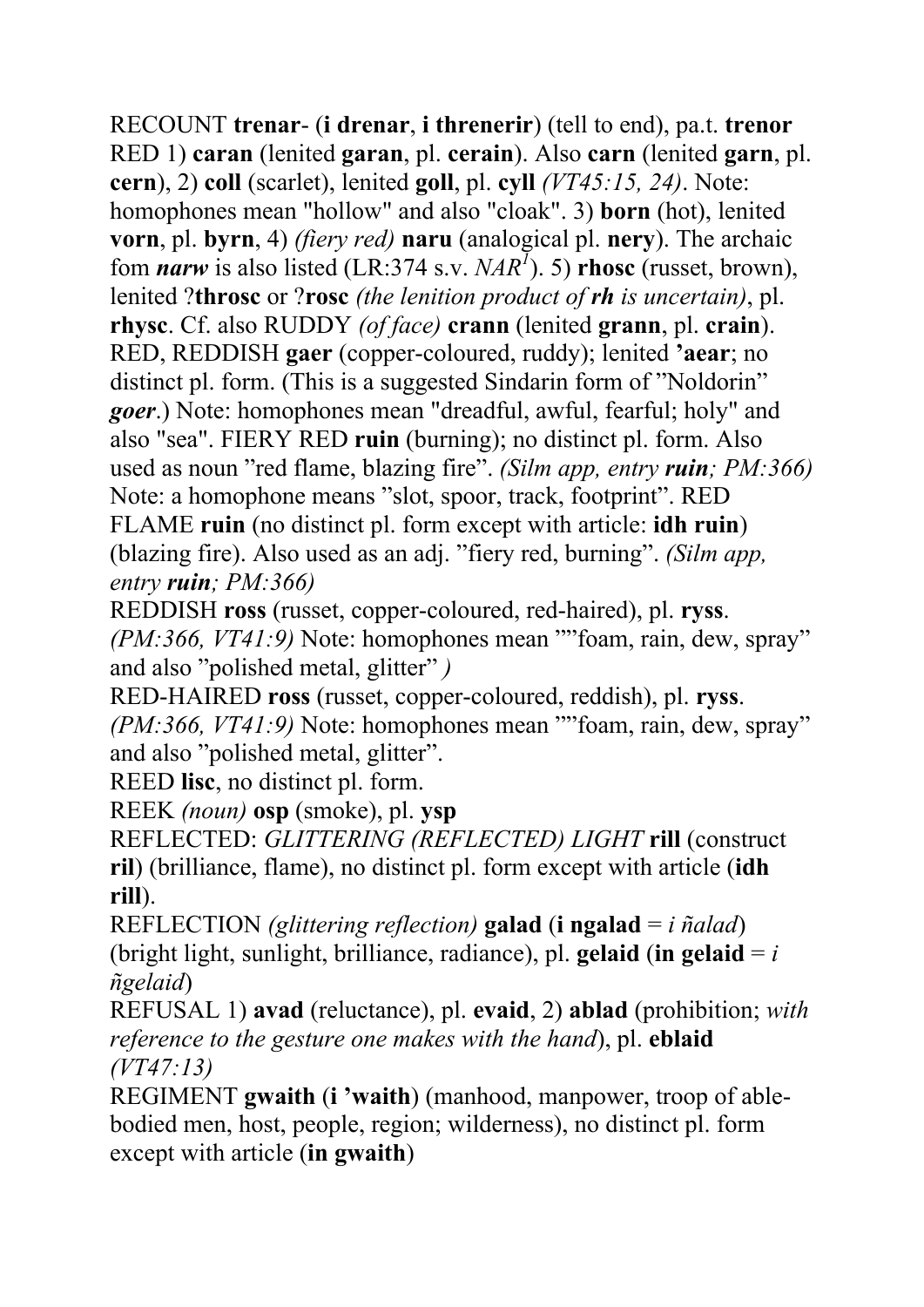RECOUNT **trenar-** (**i drenar**, **i threnerir**) (tell to end), pa.t. **trenor**
RED 1) **caran** (lenited **garan**, pl. **cerain**). Also **carn** (lenited **garn**, pl. **cern**), 2) **coll** (scarlet), lenited **goll**, pl. **cyll** *(VT45:15, 24)*. Note: homophones mean "hollow" and also "cloak". 3) **born** (hot), lenited **vorn**, pl. **byrn**, 4) *(fiery red)* **naru** (analogical pl. **nery**). The archaic fom ***narw*** is also listed (LR:374 s.v. *NAR[1]*). 5) **rhosc** (russet, brown), lenited ?**throsc** or ?**rosc** *(the lenition product of **rh** is uncertain)*, pl. **rhysc**. Cf. also RUDDY *(of face)* **crann** (lenited **grann**, pl. **crain**).
RED, REDDISH **gaer** (copper-coloured, ruddy); lenited **'aear**; no distinct pl. form. (This is a suggested Sindarin form of "Noldorin" ***goer***.) Note: homophones mean "dreadful, awful, fearful; holy" and also "sea". FIERY RED **ruin** (burning); no distinct pl. form. Also used as noun "red flame, blazing fire". *(Silm app, entry **ruin**; PM:366)* Note: a homophone means "slot, spoor, track, footprint". RED FLAME **ruin** (no distinct pl. form except with article: **idh ruin**) (blazing fire). Also used as an adj. "fiery red, burning". *(Silm app, entry **ruin**; PM:366)*
REDDISH **ross** (russet, copper-coloured, red-haired), pl. **ryss**. *(PM:366, VT41:9)* Note: homophones mean ""foam, rain, dew, spray" and also "polished metal, glitter" *)*
RED-HAIRED **ross** (russet, copper-coloured, reddish), pl. **ryss**. *(PM:366, VT41:9)* Note: homophones mean ""foam, rain, dew, spray" and also "polished metal, glitter".
REED **lisc**, no distinct pl. form.
REEK *(noun)* **osp** (smoke), pl. **ysp**
REFLECTED: *GLITTERING (REFLECTED) LIGHT* **rill** (construct **ril**) (brilliance, flame), no distinct pl. form except with article (**idh rill**).
REFLECTION *(glittering reflection)* **galad** (**i ngalad** = *i ñalad*) (bright light, sunlight, brilliance, radiance), pl. **gelaid** (**in gelaid** = *i ñgelaid*)
REFUSAL 1) **avad** (reluctance), pl. **evaid**, 2) **ablad** (prohibition; *with reference to the gesture one makes with the hand*), pl. **eblaid** *(VT47:13)*
REGIMENT **gwaith** (**i 'waith**) (manhood, manpower, troop of able-bodied men, host, people, region; wilderness), no distinct pl. form except with article (**in gwaith**)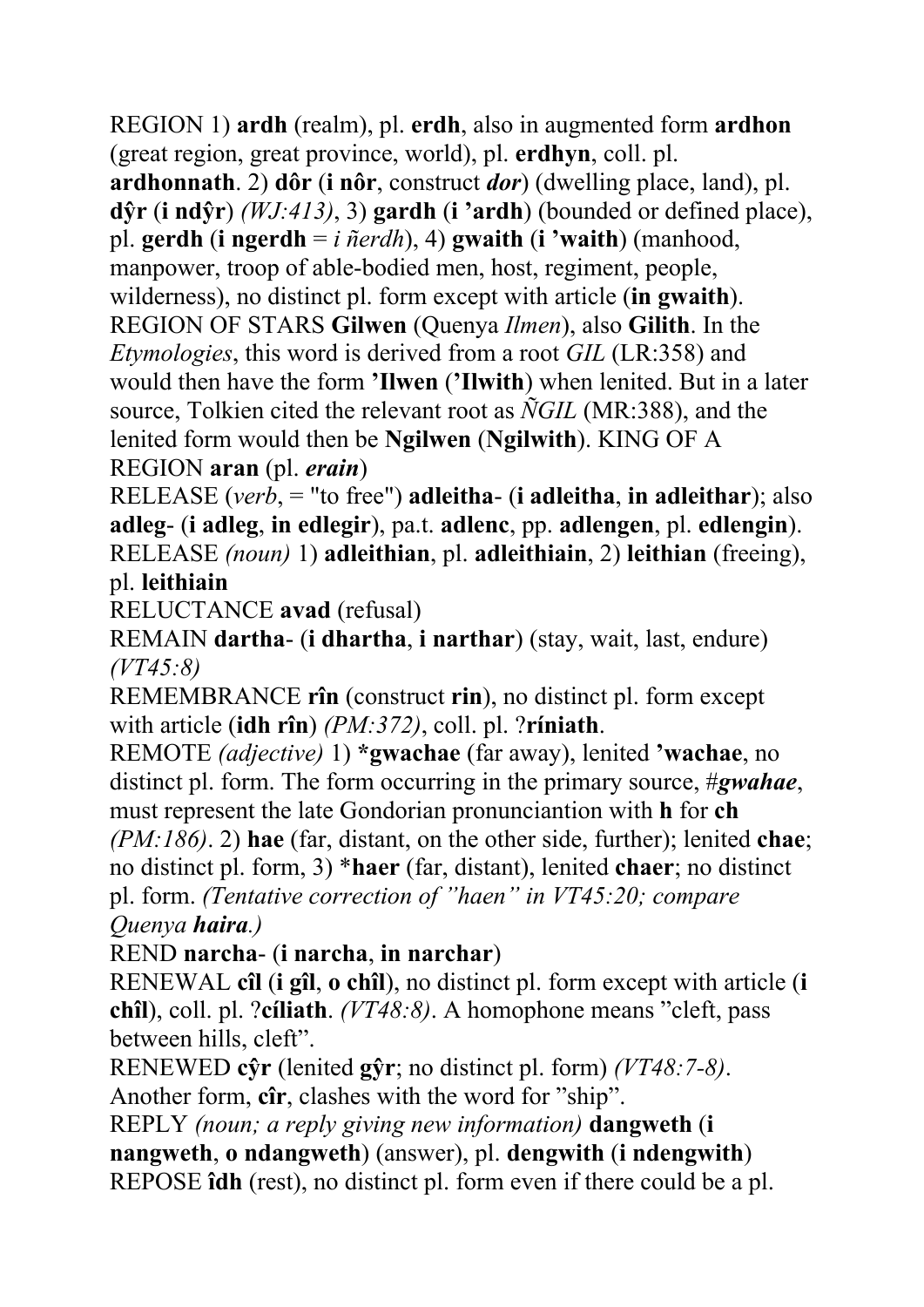REGION 1) **ardh** (realm), pl. **erdh**, also in augmented form **ardhon** (great region, great province, world), pl. **erdhyn**, coll. pl. **ardhonnath**. 2) **dôr** (**i nôr**, construct ***dor***) (dwelling place, land), pl. **dŷr** (**i ndŷr**) *(WJ:413)*, 3) **gardh** (**i 'ardh**) (bounded or defined place), pl. **gerdh** (**i ngerdh** = *i ñerdh*), 4) **gwaith** (**i 'waith**) (manhood, manpower, troop of able-bodied men, host, regiment, people, wilderness), no distinct pl. form except with article (**in gwaith**). REGION OF STARS **Gilwen** (Quenya *Ilmen*), also **Gilith**. In the *Etymologies*, this word is derived from a root *GIL* (LR:358) and would then have the form **'Ilwen** (**'Ilwith**) when lenited. But in a later source, Tolkien cited the relevant root as *ÑGIL* (MR:388), and the lenited form would then be **Ngilwen** (**Ngilwith**). KING OF A REGION **aran** (pl. ***erain***)

RELEASE (*verb*, = "to free") **adleitha-** (**i adleitha**, **in adleithar**); also **adleg-** (**i adleg**, **in edlegir**), pa.t. **adlenc**, pp. **adlengen**, pl. **edlengin**). RELEASE *(noun)* 1) **adleithian**, pl. **adleithiain**, 2) **leithian** (freeing), pl. **leithiain**

RELUCTANCE **avad** (refusal)

REMAIN **dartha-** (**i dhartha**, **i narthar**) (stay, wait, last, endure) *(VT45:8)*

REMEMBRANCE **rîn** (construct **rin**), no distinct pl. form except with article (**idh rîn**) *(PM:372)*, coll. pl. ?**ríniath**.

REMOTE *(adjective)* 1) ***gwachae** (far away), lenited **'wachae**, no distinct pl. form. The form occurring in the primary source, #***gwahae***, must represent the late Gondorian pronunciantion with **h** for **ch** *(PM:186)*. 2) **hae** (far, distant, on the other side, further); lenited **chae**; no distinct pl. form, 3) ***haer** (far, distant), lenited **chaer**; no distinct pl. form. *(Tentative correction of "haen" in VT45:20; compare Quenya* ***haira****.)*

REND **narcha-** (**i narcha**, **in narchar**)

RENEWAL **cîl** (**i gîl**, **o chîl**), no distinct pl. form except with article (**i chîl**), coll. pl. ?**cíliath**. *(VT48:8)*. A homophone means "cleft, pass between hills, cleft".

RENEWED **cŷr** (lenited **gŷr**; no distinct pl. form) *(VT48:7-8)*. Another form, **cîr**, clashes with the word for "ship".

REPLY *(noun; a reply giving new information)* **dangweth** (**i nangweth**, **o ndangweth**) (answer), pl. **dengwith** (**i ndengwith**)

REPOSE **îdh** (rest), no distinct pl. form even if there could be a pl.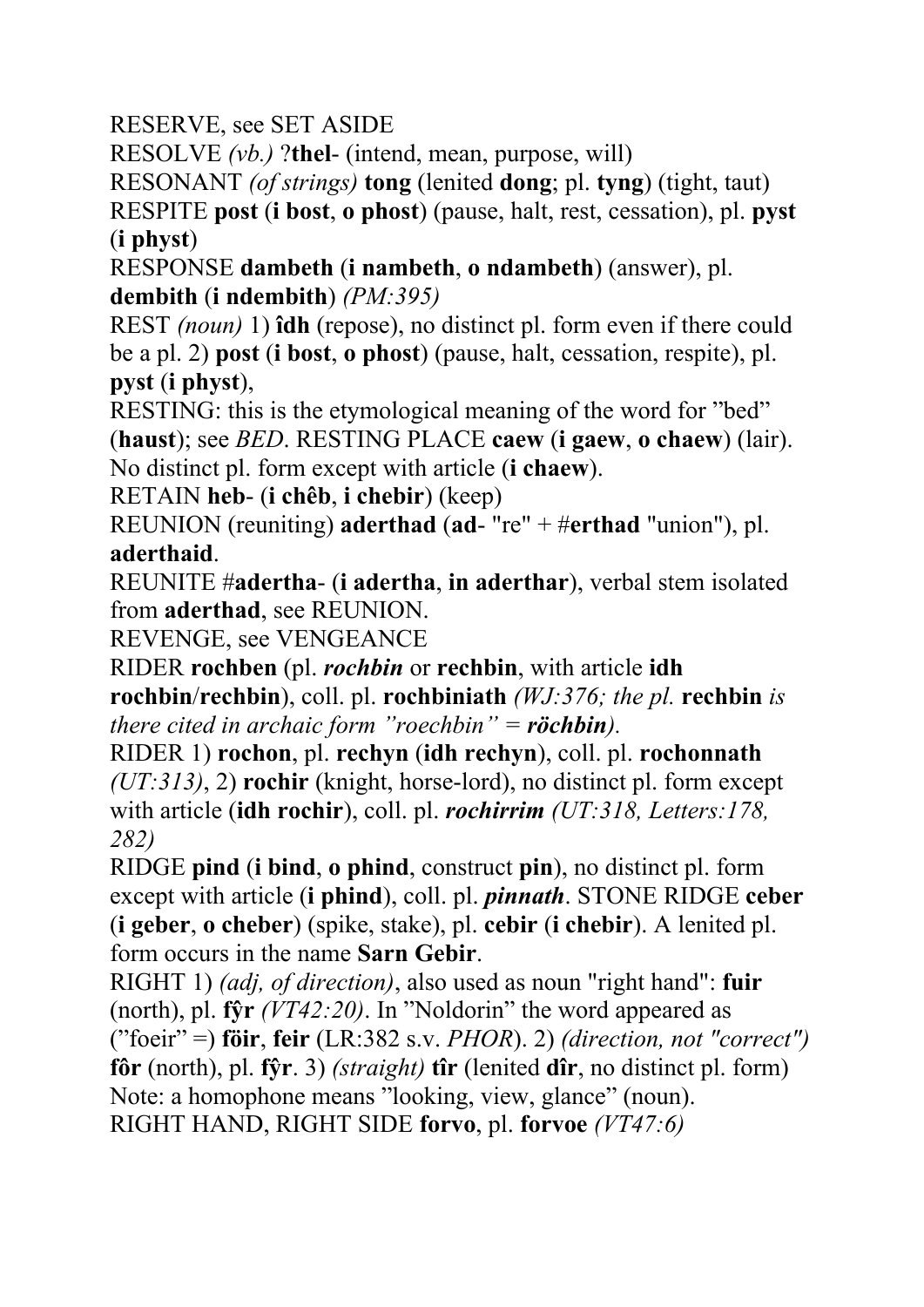RESERVE, see SET ASIDE

RESOLVE *(vb.)* ?**thel**- (intend, mean, purpose, will)

RESONANT *(of strings)* **tong** (lenited **dong**; pl. **tyng**) (tight, taut)

RESPITE **post** (**i bost**, **o phost**) (pause, halt, rest, cessation), pl. **pyst** (**i physt**)

RESPONSE **dambeth** (**i nambeth**, **o ndambeth**) (answer), pl. **dembith** (**i ndembith**) *(PM:395)*

REST *(noun)* 1) **îdh** (repose), no distinct pl. form even if there could be a pl. 2) **post** (**i bost**, **o phost**) (pause, halt, cessation, respite), pl. **pyst** (**i physt**),

RESTING: this is the etymological meaning of the word for "bed" (**haust**); see *BED*. RESTING PLACE **caew** (**i gaew**, **o chaew**) (lair). No distinct pl. form except with article (**i chaew**).

RETAIN **heb**- (**i chêb**, **i chebir**) (keep)

REUNION (reuniting) **aderthad** (**ad**- "re" + #**erthad** "union"), pl. **aderthaid**.

REUNITE #**adertha**- (**i adertha**, **in aderthar**), verbal stem isolated from **aderthad**, see REUNION.

REVENGE, see VENGEANCE

RIDER **rochben** (pl. ***rochbin*** or **rechbin**, with article **idh rochbin**/**rechbin**), coll. pl. **rochbiniath** *(WJ:376; the pl.* **rechbin** *is there cited in archaic form "roechbin" =* ***röchbin****).*

RIDER 1) **rochon**, pl. **rechyn** (**idh rechyn**), coll. pl. **rochonnath** *(UT:313)*, 2) **rochir** (knight, horse-lord), no distinct pl. form except with article (**idh rochir**), coll. pl. ***rochirrim*** *(UT:318, Letters:178, 282)*

RIDGE **pind** (**i bind**, **o phind**, construct **pin**), no distinct pl. form except with article (**i phind**), coll. pl. ***pinnath***. STONE RIDGE **ceber** (**i geber**, **o cheber**) (spike, stake), pl. **cebir** (**i chebir**). A lenited pl. form occurs in the name **Sarn Gebir**.

RIGHT 1) *(adj, of direction)*, also used as noun "right hand": **fuir** (north), pl. **fŷr** *(VT42:20)*. In "Noldorin" the word appeared as ("foeir" =) **föir**, **feir** (LR:382 s.v. *PHOR*). 2) *(direction, not "correct")* **fôr** (north), pl. **fŷr**. 3) *(straight)* **tîr** (lenited **dîr**, no distinct pl. form) Note: a homophone means "looking, view, glance" (noun).

RIGHT HAND, RIGHT SIDE **forvo**, pl. **forvoe** *(VT47:6)*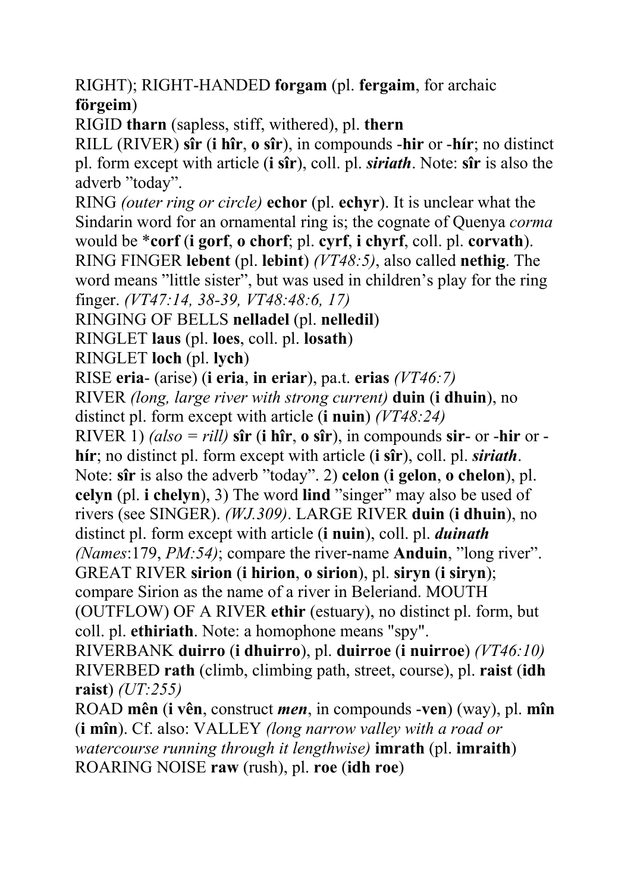RIGHT); RIGHT-HANDED **forgam** (pl. **fergaim**, for archaic **förgeim**)

RIGID **tharn** (sapless, stiff, withered), pl. **thern**

RILL (RIVER) **sîr** (**i hîr**, **o sîr**), in compounds -**hir** or -**hír**; no distinct pl. form except with article (**i sîr**), coll. pl. ***siriath***. Note: **sîr** is also the adverb "today".

RING *(outer ring or circle)* **echor** (pl. **echyr**). It is unclear what the Sindarin word for an ornamental ring is; the cognate of Quenya *corma* would be \***corf** (**i gorf**, **o chorf**; pl. **cyrf**, **i chyrf**, coll. pl. **corvath**).

RING FINGER **lebent** (pl. **lebint**) *(VT48:5)*, also called **nethig**. The word means "little sister", but was used in children's play for the ring finger. *(VT47:14, 38-39, VT48:48:6, 17)*

RINGING OF BELLS **nelladel** (pl. **nelledil**)

RINGLET **laus** (pl. **loes**, coll. pl. **losath**)

RINGLET **loch** (pl. **lych**)

RISE **eria**- (arise) (**i eria**, **in eriar**), pa.t. **erias** *(VT46:7)*

RIVER *(long, large river with strong current)* **duin** (**i dhuin**), no distinct pl. form except with article (**i nuin**) *(VT48:24)*

RIVER 1) *(also = rill)* **sîr** (**i hîr**, **o sîr**), in compounds **sir**- or -**hir** or -**hír**; no distinct pl. form except with article (**i sîr**), coll. pl. ***siriath***. Note: **sîr** is also the adverb "today". 2) **celon** (**i gelon**, **o chelon**), pl. **celyn** (pl. **i chelyn**), 3) The word **lind** "singer" may also be used of rivers (see SINGER). *(WJ.309)*. LARGE RIVER **duin** (**i dhuin**), no distinct pl. form except with article (**i nuin**), coll. pl. ***duinath*** *(Names:179, PM:54)*; compare the river-name **Anduin**, "long river". GREAT RIVER **sirion** (**i hirion**, **o sirion**), pl. **siryn** (**i siryn**); compare Sirion as the name of a river in Beleriand. MOUTH (OUTFLOW) OF A RIVER **ethir** (estuary), no distinct pl. form, but coll. pl. **ethiriath**. Note: a homophone means "spy".

RIVERBANK **duirro** (**i dhuirro**), pl. **duirroe** (**i nuirroe**) *(VT46:10)*

RIVERBED **rath** (climb, climbing path, street, course), pl. **raist** (**idh raist**) *(UT:255)*

ROAD **mên** (**i vên**, construct ***men***, in compounds -**ven**) (way), pl. **mîn** (**i mîn**). Cf. also: VALLEY *(long narrow valley with a road or watercourse running through it lengthwise)* **imrath** (pl. **imraith**)

ROARING NOISE **raw** (rush), pl. **roe** (**idh roe**)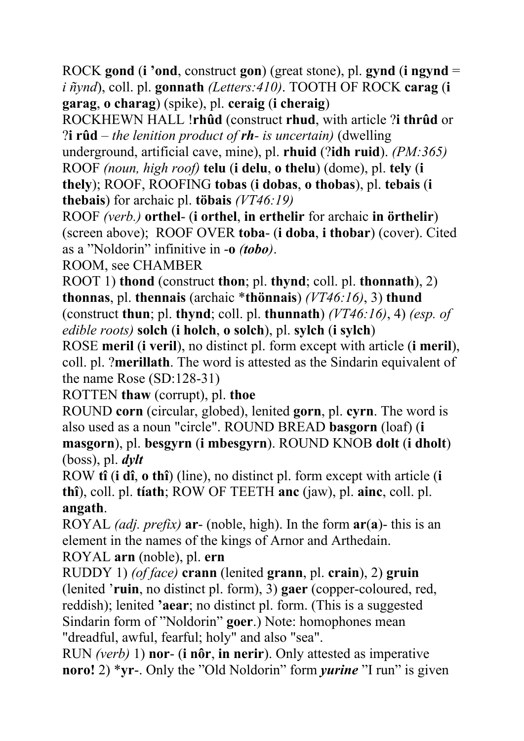ROCK **gond** (**i ’ond**, construct **gon**) (great stone), pl. **gynd** (**i ngynd** = *i ñynd*), coll. pl. **gonnath** *(Letters:410)*. TOOTH OF ROCK **carag** (**i garag**, **o charag**) (spike), pl. **ceraig** (**i cheraig**)

ROCKHEWN HALL **!rhûd** (construct **rhud**, with article ?**i thrûd** or ?**i rûd** – *the lenition product of* ***rh****- is uncertain)* (dwelling underground, artificial cave, mine), pl. **rhuid** (?**idh ruid**). *(PM:365)*

ROOF *(noun, high roof)* **telu** (**i delu**, **o thelu**) (dome), pl. **tely** (**i thely**); ROOF, ROOFING **tobas** (**i dobas**, **o thobas**), pl. **tebais** (**i thebais**) for archaic pl. **töbais** *(VT46:19)*

ROOF *(verb.)* **orthel**- (**i orthel**, **in erthelir** for archaic **in örthelir**) (screen above); ROOF OVER **toba**- (**i doba**, **i thobar**) (cover). Cited as a ”Noldorin” infinitive in -**o** ***(tobo)***.

ROOM, see CHAMBER

ROOT 1) **thond** (construct **thon**; pl. **thynd**; coll. pl. **thonnath**), 2) **thonnas**, pl. **thennais** (archaic ***thönnais**) *(VT46:16)*, 3) **thund** (construct **thun**; pl. **thynd**; coll. pl. **thunnath**) *(VT46:16)*, 4) *(esp. of edible roots)* **solch** (**i holch**, **o solch**), pl. **sylch** (**i sylch**)

ROSE **meril** (**i veril**), no distinct pl. form except with article (**i meril**), coll. pl. ?**merillath**. The word is attested as the Sindarin equivalent of the name Rose (SD:128-31)

ROTTEN **thaw** (corrupt), pl. **thoe**

ROUND **corn** (circular, globed), lenited **gorn**, pl. **cyrn**. The word is also used as a noun "circle". ROUND BREAD **basgorn** (loaf) (**i masgorn**), pl. **besgyrn** (**i mbesgyrn**). ROUND KNOB **dolt** (**i dholt**) (boss), pl. ***dylt***

ROW **tî** (**i dî**, **o thî**) (line), no distinct pl. form except with article (**i thî**), coll. pl. **tíath**; ROW OF TEETH **anc** (jaw), pl. **ainc**, coll. pl. **angath**.

ROYAL *(adj. prefix)* **ar**- (noble, high). In the form **ar**(**a**)- this is an element in the names of the kings of Arnor and Arthedain.

ROYAL **arn** (noble), pl. **ern**

RUDDY 1) *(of face)* **crann** (lenited **grann**, pl. **crain**), 2) **gruin** (lenited **’ruin**, no distinct pl. form), 3) **gaer** (copper-coloured, red, reddish); lenited **’aear**; no distinct pl. form. (This is a suggested Sindarin form of ”Noldorin” **goer**.) Note: homophones mean "dreadful, awful, fearful; holy" and also "sea".

RUN *(verb)* 1) **nor**- (**i nôr**, **in nerir**). Only attested as imperative **noro!** 2) ***yr**-. Only the ”Old Noldorin” form ***yurine*** ”I run” is given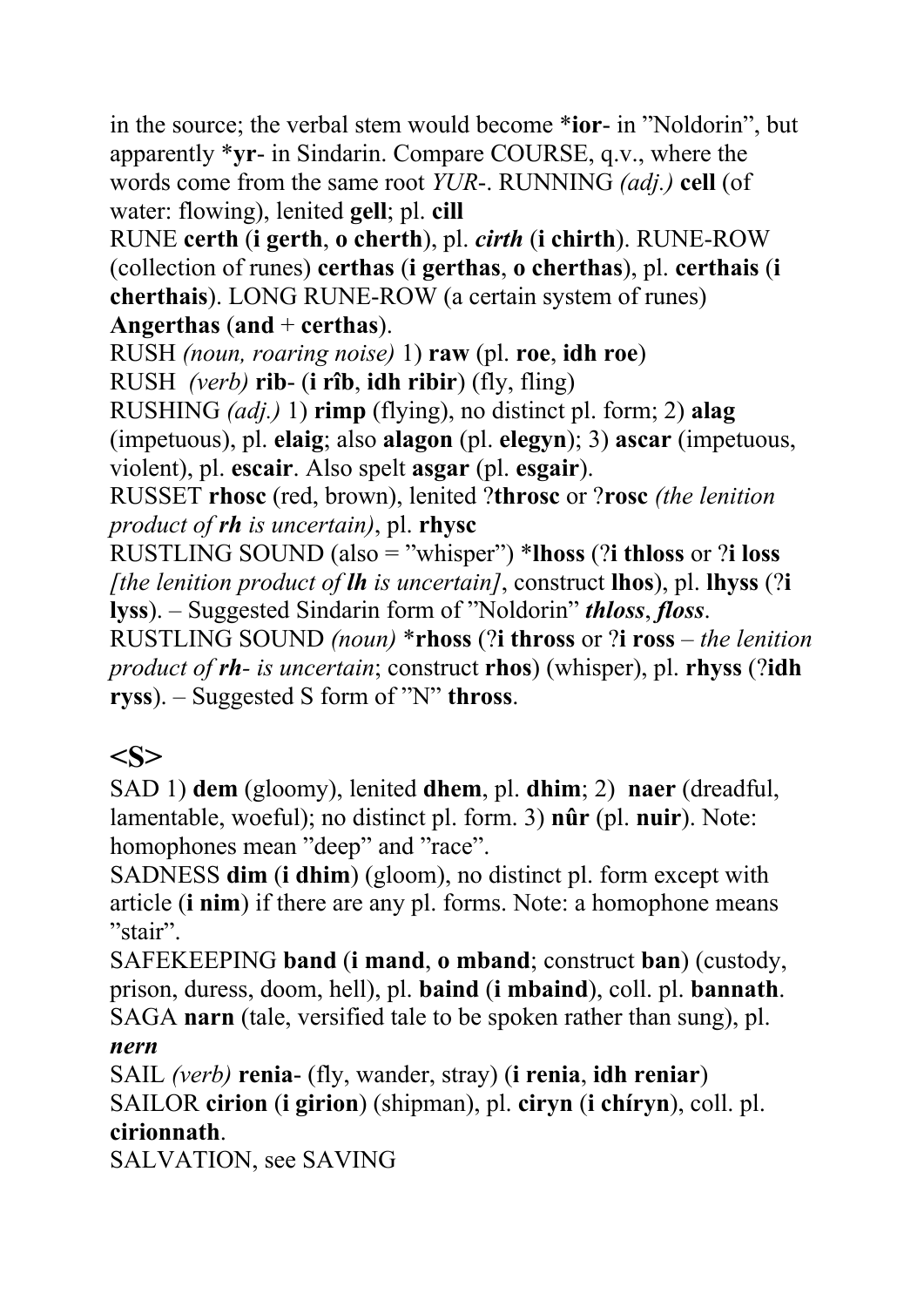in the source; the verbal stem would become *​**ior**- in "Noldorin", but apparently *​**yr**- in Sindarin. Compare COURSE, q.v., where the words come from the same root *YUR*-. RUNNING *(adj.)* **cell** (of water: flowing), lenited **gell**; pl. **cill**

RUNE **certh** (**i gerth**, **o cherth**), pl. ***cirth*** (**i chirth**). RUNE-ROW (collection of runes) **certhas** (**i gerthas**, **o cherthas**), pl. **certhais** (**i cherthais**). LONG RUNE-ROW (a certain system of runes) **Angerthas** (**and** + **certhas**).

RUSH *(noun, roaring noise)* 1) **raw** (pl. **roe**, **idh roe**)

RUSH *(verb)* **rib**- (**i rîb**, **idh ribir**) (fly, fling)

RUSHING *(adj.)* 1) **rimp** (flying), no distinct pl. form; 2) **alag** (impetuous), pl. **elaig**; also **alagon** (pl. **elegyn**); 3) **ascar** (impetuous, violent), pl. **escair**. Also spelt **asgar** (pl. **esgair**).

RUSSET **rhosc** (red, brown), lenited ?**throsc** or ?**rosc** *(the lenition product of **rh** is uncertain)*, pl. **rhysc**

RUSTLING SOUND (also = "whisper") *​**lhoss** (?**i thloss** or ?**i loss** *[the lenition product of **lh** is uncertain]*, construct **lhos**), pl. **lhyss** (?**i lyss**). – Suggested Sindarin form of "Noldorin" ***thloss***, ***floss***.

RUSTLING SOUND *(noun)* *​**rhoss** (?**i thross** or ?**i ross** – *the lenition product of **rh**- is uncertain*; construct **rhos**) (whisper), pl. **rhyss** (?**idh ryss**). – Suggested S form of "N" **thross**.

## <S>

SAD 1) **dem** (gloomy), lenited **dhem**, pl. **dhim**; 2) **naer** (dreadful, lamentable, woeful); no distinct pl. form. 3) **nûr** (pl. **nuir**). Note: homophones mean "deep" and "race".

SADNESS **dim** (**i dhim**) (gloom), no distinct pl. form except with article (**i nim**) if there are any pl. forms. Note: a homophone means "stair".

SAFEKEEPING **band** (**i mand**, **o mband**; construct **ban**) (custody, prison, duress, doom, hell), pl. **baind** (**i mbaind**), coll. pl. **bannath**.

SAGA **narn** (tale, versified tale to be spoken rather than sung), pl. ***nern***

SAIL *(verb)* **renia**- (fly, wander, stray) (**i renia**, **idh reniar**)

SAILOR **cirion** (**i girion**) (shipman), pl. **ciryn** (**i chíryn**), coll. pl. **cirionnath**.

SALVATION, see SAVING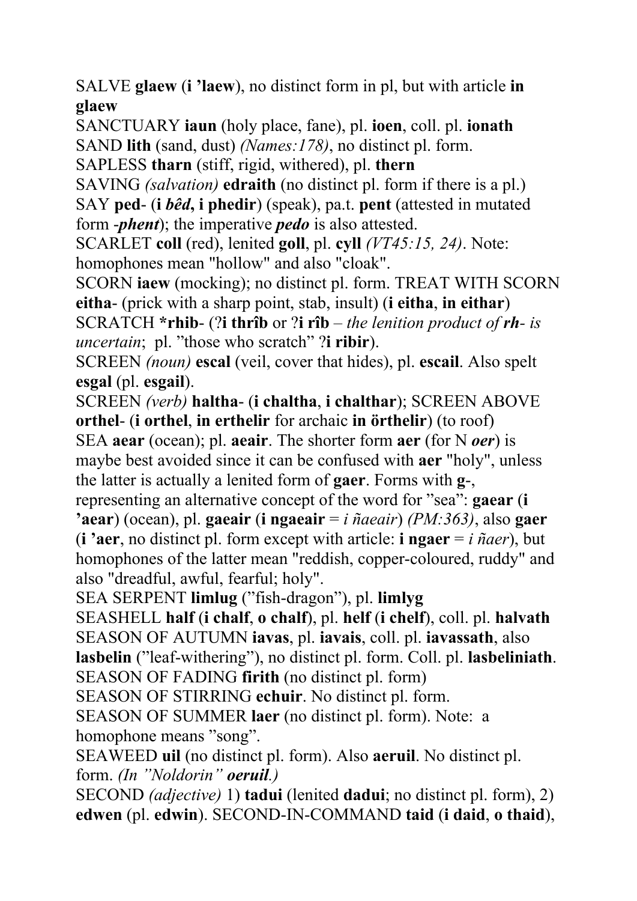SALVE **glaew** (**i ’laew**), no distinct form in pl, but with article **in glaew**

SANCTUARY **iaun** (holy place, fane), pl. **ioen**, coll. pl. **ionath**

SAND **lith** (sand, dust) *(Names:178)*, no distinct pl. form.

SAPLESS **tharn** (stiff, rigid, withered), pl. **thern**

SAVING *(salvation)* **edraith** (no distinct pl. form if there is a pl.)

SAY **ped**- (**i *bêd*, i phedir**) (speak), pa.t. **pent** (attested in mutated form -***phent***); the imperative ***pedo*** is also attested.

SCARLET **coll** (red), lenited **goll**, pl. **cyll** *(VT45:15, 24)*. Note: homophones mean "hollow" and also "cloak".

SCORN **iaew** (mocking); no distinct pl. form. TREAT WITH SCORN **eitha**- (prick with a sharp point, stab, insult) (**i eitha**, **in eithar**)

SCRATCH ***rhib**- (?**i thrîb** or ?**i rîb** – *the lenition product of* ***rh***- *is uncertain*; pl. ”those who scratch” ?**i ribir**).

SCREEN *(noun)* **escal** (veil, cover that hides), pl. **escail**. Also spelt **esgal** (pl. **esgail**).

SCREEN *(verb)* **haltha**- (**i chaltha**, **i chalthar**); SCREEN ABOVE **orthel**- (**i orthel**, **in erthelir** for archaic **in örthelir**) (to roof)

SEA **aear** (ocean); pl. **aeair**. The shorter form **aer** (for N ***oer***) is maybe best avoided since it can be confused with **aer** "holy", unless the latter is actually a lenited form of **gaer**. Forms with **g**-, representing an alternative concept of the word for ”sea”: **gaear** (**i ’aear**) (ocean), pl. **gaeair** (**i ngaeair** = *i ñaeair*) *(PM:363)*, also **gaer** (**i ’aer**, no distinct pl. form except with article: **i ngaer** = *i ñaer*), but homophones of the latter mean "reddish, copper-coloured, ruddy" and also "dreadful, awful, fearful; holy".

SEA SERPENT **limlug** (”fish-dragon”), pl. **limlyg**

SEASHELL **half** (**i chalf**, **o chalf**), pl. **helf** (**i chelf**), coll. pl. **halvath**

SEASON OF AUTUMN **iavas**, pl. **iavais**, coll. pl. **iavassath**, also **lasbelin** (”leaf-withering”), no distinct pl. form. Coll. pl. **lasbeliniath**.

SEASON OF FADING **firith** (no distinct pl. form)

SEASON OF STIRRING **echuir**. No distinct pl. form.

SEASON OF SUMMER **laer** (no distinct pl. form). Note: a homophone means ”song”.

SEAWEED **uil** (no distinct pl. form). Also **aeruil**. No distinct pl. form. *(In ”Noldorin”* ***oeruil****.)*

SECOND *(adjective)* 1) **tadui** (lenited **dadui**; no distinct pl. form), 2) **edwen** (pl. **edwin**). SECOND-IN-COMMAND **taid** (**i daid**, **o thaid**),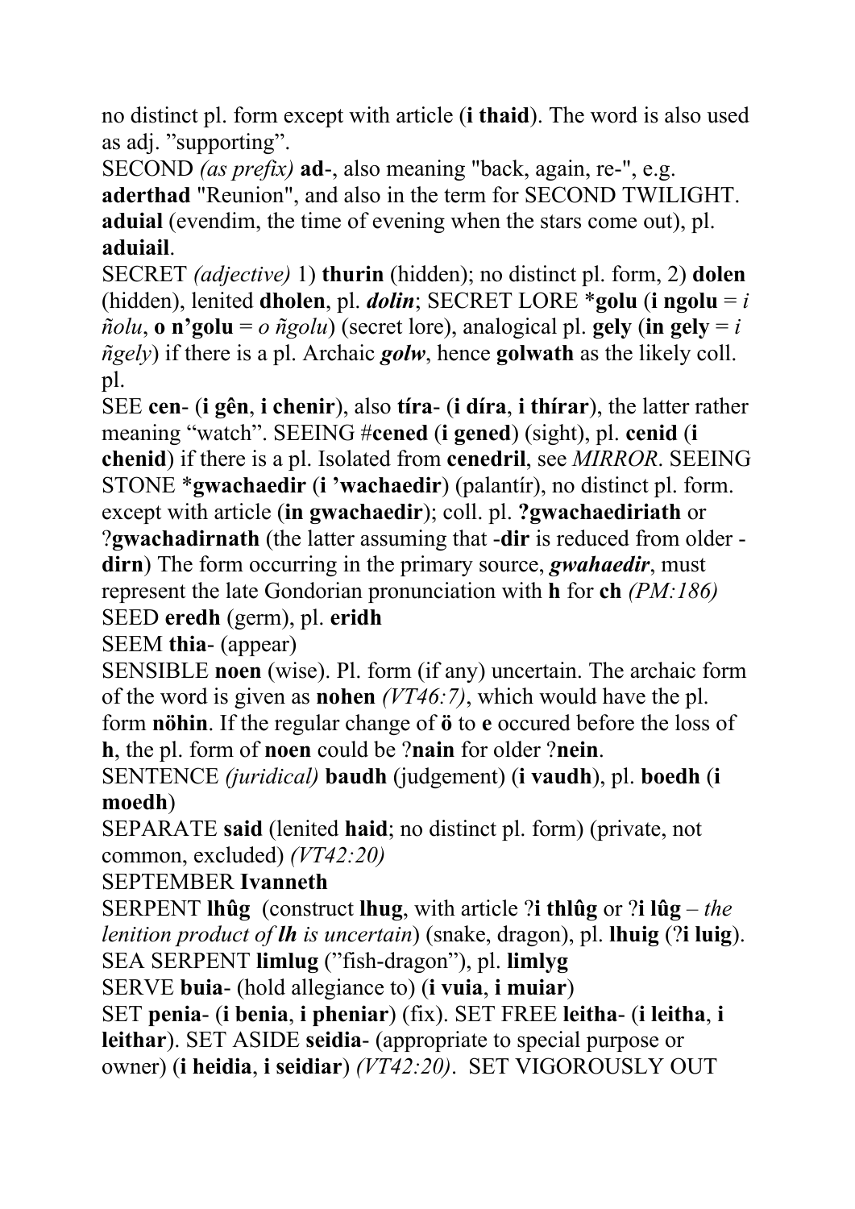no distinct pl. form except with article (**i thaid**). The word is also used as adj. "supporting".

SECOND *(as prefix)* **ad**-, also meaning "back, again, re-", e.g. **aderthad** "Reunion", and also in the term for SECOND TWILIGHT. **aduial** (evendim, the time of evening when the stars come out), pl. **aduiail**.

SECRET *(adjective)* 1) **thurin** (hidden); no distinct pl. form, 2) **dolen** (hidden), lenited **dholen**, pl. ***dolin***; SECRET LORE ***golu** (**i ngolu** = *i ñolu*, **o n'golu** = *o ñgolu*) (secret lore), analogical pl. **gely** (**in gely** = *i ñgely*) if there is a pl. Archaic ***golw***, hence **golwath** as the likely coll. pl.

SEE **cen**- (**i gên**, **i chenir**), also **tíra**- (**i díra**, **i thírar**), the latter rather meaning "watch". SEEING #**cened** (**i gened**) (sight), pl. **cenid** (**i chenid**) if there is a pl. Isolated from **cenedril**, see *MIRROR*. SEEING STONE ***gwachaedir** (**i 'wachaedir**) (palantír), no distinct pl. form. except with article (**in gwachaedir**); coll. pl. **?gwachaediriath** or ?**gwachadirnath** (the latter assuming that -**dir** is reduced from older -**dirn**) The form occurring in the primary source, ***gwahaedir***, must represent the late Gondorian pronunciation with **h** for **ch** *(PM:186)*

SEED **eredh** (germ), pl. **eridh**

SEEM **thia**- (appear)

SENSIBLE **noen** (wise). Pl. form (if any) uncertain. The archaic form of the word is given as **nohen** *(VT46:7)*, which would have the pl. form **nöhin**. If the regular change of **ö** to **e** occured before the loss of **h**, the pl. form of **noen** could be ?**nain** for older ?**nein**.

SENTENCE *(juridical)* **baudh** (judgement) (**i vaudh**), pl. **boedh** (**i moedh**)

SEPARATE **said** (lenited **haid**; no distinct pl. form) (private, not common, excluded) *(VT42:20)*

SEPTEMBER **Ivanneth**

SERPENT **lhûg** (construct **lhug**, with article ?**i thlûg** or ?**i lûg** – *the lenition product of **lh** is uncertain*) (snake, dragon), pl. **lhuig** (?**i luig**). SEA SERPENT **limlug** ("fish-dragon"), pl. **limlyg**

SERVE **buia**- (hold allegiance to) (**i vuia**, **i muiar**)

SET **penia**- (**i benia**, **i pheniar**) (fix). SET FREE **leitha**- (**i leitha**, **i leithar**). SET ASIDE **seidia**- (appropriate to special purpose or owner) (**i heidia**, **i seidiar**) *(VT42:20)*. SET VIGOROUSLY OUT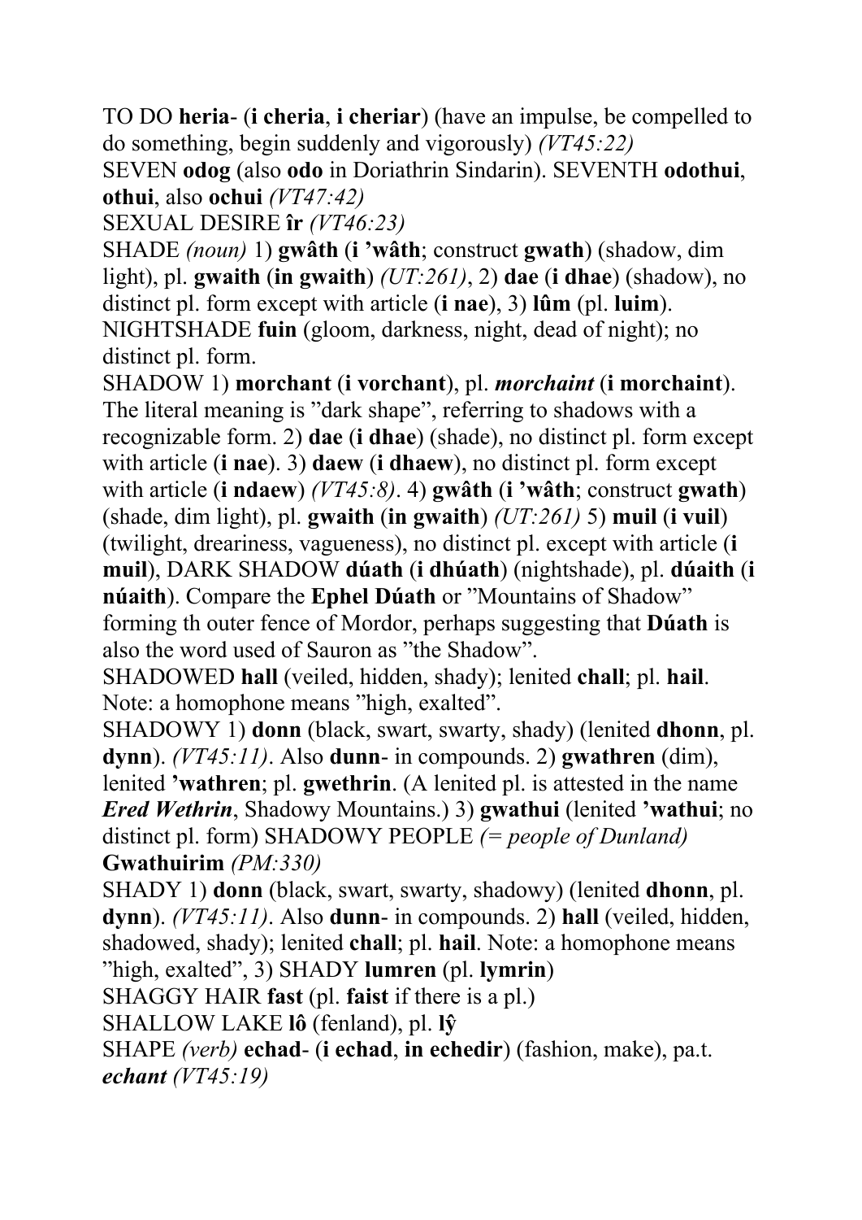TO DO **heria**- (**i cheria**, **i cheriar**) (have an impulse, be compelled to do something, begin suddenly and vigorously) *(VT45:22)*

SEVEN **odog** (also **odo** in Doriathrin Sindarin). SEVENTH **odothui**, **othui**, also **ochui** *(VT47:42)*

SEXUAL DESIRE **îr** *(VT46:23)*

SHADE *(noun)* 1) **gwâth** (**i 'wâth**; construct **gwath**) (shadow, dim light), pl. **gwaith** (**in gwaith**) *(UT:261)*, 2) **dae** (**i dhae**) (shadow), no distinct pl. form except with article (**i nae**), 3) **lûm** (pl. **luim**). NIGHTSHADE **fuin** (gloom, darkness, night, dead of night); no distinct pl. form.

SHADOW 1) **morchant** (**i vorchant**), pl. ***morchaint*** (**i morchaint**). The literal meaning is "dark shape", referring to shadows with a recognizable form. 2) **dae** (**i dhae**) (shade), no distinct pl. form except with article (**i nae**). 3) **daew** (**i dhaew**), no distinct pl. form except with article (**i ndaew**) *(VT45:8)*. 4) **gwâth** (**i 'wâth**; construct **gwath**) (shade, dim light), pl. **gwaith** (**in gwaith**) *(UT:261)* 5) **muil** (**i vuil**) (twilight, dreariness, vagueness), no distinct pl. except with article (**i muil**), DARK SHADOW **dúath** (**i dhúath**) (nightshade), pl. **dúaith** (**i núaith**). Compare the **Ephel Dúath** or "Mountains of Shadow" forming th outer fence of Mordor, perhaps suggesting that **Dúath** is also the word used of Sauron as "the Shadow".

SHADOWED **hall** (veiled, hidden, shady); lenited **chall**; pl. **hail**. Note: a homophone means "high, exalted".

SHADOWY 1) **donn** (black, swart, swarty, shady) (lenited **dhonn**, pl. **dynn**). *(VT45:11)*. Also **dunn**- in compounds. 2) **gwathren** (dim), lenited **'wathren**; pl. **gwethrin**. (A lenited pl. is attested in the name ***Ered Wethrin***, Shadowy Mountains.) 3) **gwathui** (lenited **'wathui**; no distinct pl. form) SHADOWY PEOPLE *(= people of Dunland)* **Gwathuirim** *(PM:330)*

SHADY 1) **donn** (black, swart, swarty, shadowy) (lenited **dhonn**, pl. **dynn**). *(VT45:11)*. Also **dunn**- in compounds. 2) **hall** (veiled, hidden, shadowed, shady); lenited **chall**; pl. **hail**. Note: a homophone means "high, exalted", 3) SHADY **lumren** (pl. **lymrin**)

SHAGGY HAIR **fast** (pl. **faist** if there is a pl.)

SHALLOW LAKE **lô** (fenland), pl. **lŷ**

SHAPE *(verb)* **echad**- (**i echad**, **in echedir**) (fashion, make), pa.t. ***echant*** *(VT45:19)*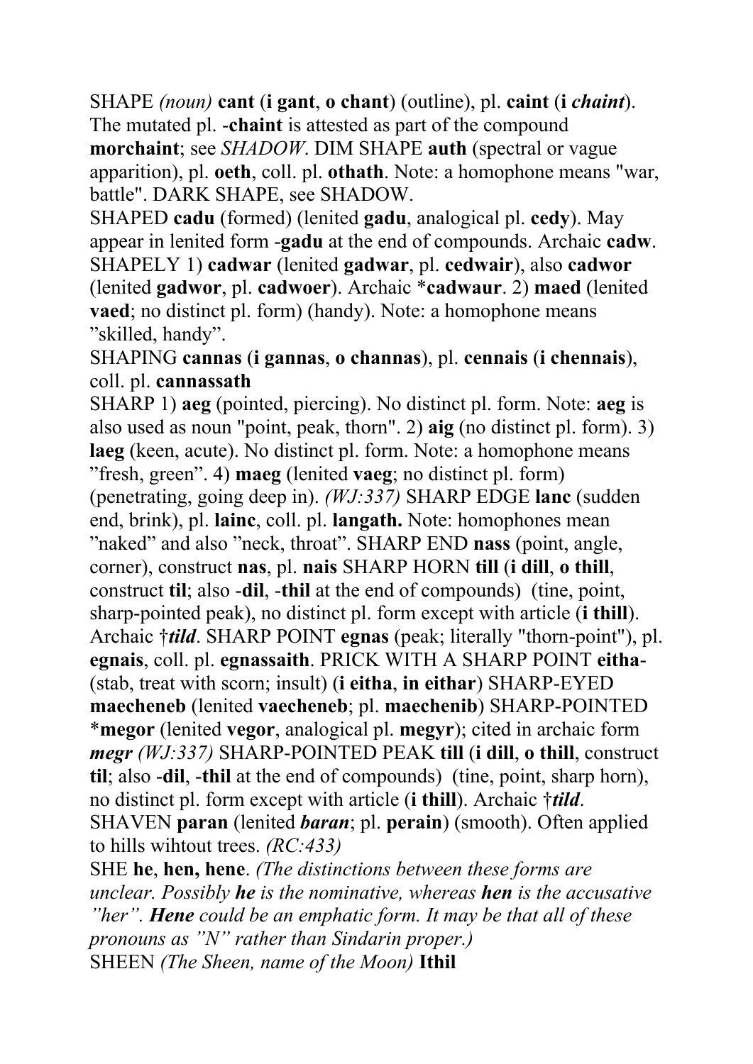SHAPE *(noun)* **cant** (**i gant**, **o chant**) (outline), pl. **caint** (**i** ***chaint***). The mutated pl. -**chaint** is attested as part of the compound **morchaint**; see *SHADOW*. DIM SHAPE **auth** (spectral or vague apparition), pl. **oeth**, coll. pl. **othath**. Note: a homophone means "war, battle". DARK SHAPE, see SHADOW.

SHAPED **cadu** (formed) (lenited **gadu**, analogical pl. **cedy**). May appear in lenited form -**gadu** at the end of compounds. Archaic **cadw**.

SHAPELY 1) **cadwar** (lenited **gadwar**, pl. **cedwair**), also **cadwor** (lenited **gadwor**, pl. **cadwoer**). Archaic ***cadwaur**. 2) **maed** (lenited **vaed**; no distinct pl. form) (handy). Note: a homophone means "skilled, handy".

SHAPING **cannas** (**i gannas**, **o channas**), pl. **cennais** (**i chennais**), coll. pl. **cannassath**

SHARP 1) **aeg** (pointed, piercing). No distinct pl. form. Note: **aeg** is also used as noun "point, peak, thorn". 2) **aig** (no distinct pl. form). 3) **laeg** (keen, acute). No distinct pl. form. Note: a homophone means "fresh, green". 4) **maeg** (lenited **vaeg**; no distinct pl. form) (penetrating, going deep in). *(WJ:337)* SHARP EDGE **lanc** (sudden end, brink), pl. **lainc**, coll. pl. **langath.** Note: homophones mean "naked" and also "neck, throat". SHARP END **nass** (point, angle, corner), construct **nas**, pl. **nais** SHARP HORN **till** (**i dill**, **o thill**, construct **til**; also -**dil**, -**thil** at the end of compounds) (tine, point, sharp-pointed peak), no distinct pl. form except with article (**i thill**). Archaic †***tild***. SHARP POINT **egnas** (peak; literally "thorn-point"), pl. **egnais**, coll. pl. **egnassaith**. PRICK WITH A SHARP POINT **eitha-** (stab, treat with scorn; insult) (**i eitha**, **in eithar**) SHARP-EYED **maecheneb** (lenited **vaecheneb**; pl. **maechenib**) SHARP-POINTED ***megor** (lenited **vegor**, analogical pl. **megyr**); cited in archaic form ***megr*** *(WJ:337)* SHARP-POINTED PEAK **till** (**i dill**, **o thill**, construct **til**; also -**dil**, -**thil** at the end of compounds) (tine, point, sharp horn), no distinct pl. form except with article (**i thill**). Archaic †***tild***.

SHAVEN **paran** (lenited ***baran***; pl. **perain**) (smooth). Often applied to hills wihtout trees. *(RC:433)*

SHE **he**, **hen, hene**. *(The distinctions between these forms are unclear. Possibly **he** is the nominative, whereas **hen** is the accusative "her". **Hene** could be an emphatic form. It may be that all of these pronouns as "N" rather than Sindarin proper.)*

SHEEN *(The Sheen, name of the Moon)* **Ithil**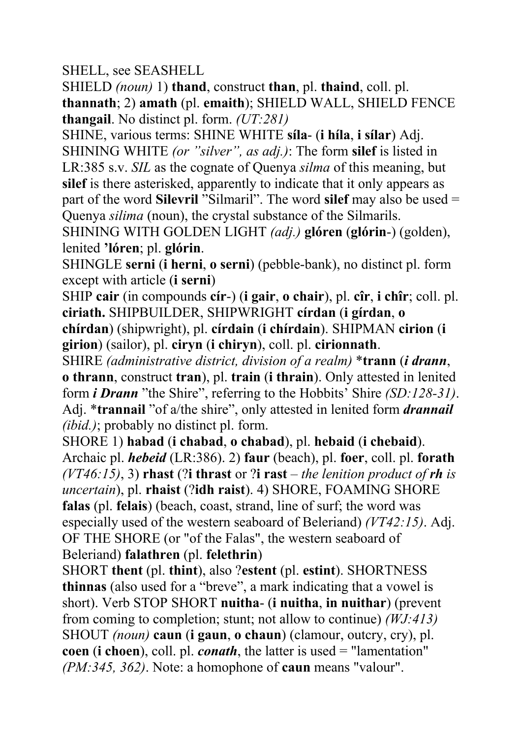SHELL, see SEASHELL

SHIELD *(noun)* 1) **thand**, construct **than**, pl. **thaind**, coll. pl. **thannath**; 2) **amath** (pl. **emaith**); SHIELD WALL, SHIELD FENCE **thangail**. No distinct pl. form. *(UT:281)*

SHINE, various terms: SHINE WHITE **síla-** (**i híla**, **i sílar**) Adj. SHINING WHITE *(or "silver", as adj.)*: The form **silef** is listed in LR:385 s.v. *SIL* as the cognate of Quenya *silma* of this meaning, but **silef** is there asterisked, apparently to indicate that it only appears as part of the word **Silevril** "Silmaril". The word **silef** may also be used = Quenya *silima* (noun), the crystal substance of the Silmarils.

SHINING WITH GOLDEN LIGHT *(adj.)* **glóren** (**glórin-**) (golden), lenited **'lóren**; pl. **glórin**.

SHINGLE **serni** (**i herni**, **o serni**) (pebble-bank), no distinct pl. form except with article (**i serni**)

SHIP **cair** (in compounds **cír-**) (**i gair**, **o chair**), pl. **cîr**, **i chîr**; coll. pl. **ciriath.** SHIPBUILDER, SHIPWRIGHT **círdan** (**i gírdan**, **o chírdan**) (shipwright), pl. **círdain** (**i chírdain**). SHIPMAN **cirion** (**i girion**) (sailor), pl. **ciryn** (**i chiryn**), coll. pl. **cirionnath**.

SHIRE *(administrative district, division of a realm)* ***trann** (***i drann***, **o thrann**, construct **tran**), pl. **train** (**i thrain**). Only attested in lenited form ***i Drann*** "the Shire", referring to the Hobbits' Shire *(SD:128-31)*. Adj. ***trannail** "of a/the shire", only attested in lenited form ***drannail*** *(ibid.)*; probably no distinct pl. form.

SHORE 1) **habad** (**i chabad**, **o chabad**), pl. **hebaid** (**i chebaid**). Archaic pl. ***hebeid*** (LR:386). 2) **faur** (beach), pl. **foer**, coll. pl. **forath** *(VT46:15)*, 3) **rhast** (?**i thrast** or ?**i rast** – *the lenition product of* ***rh*** *is uncertain*), pl. **rhaist** (?**idh raist**). 4) SHORE, FOAMING SHORE **falas** (pl. **felais**) (beach, coast, strand, line of surf; the word was especially used of the western seaboard of Beleriand) *(VT42:15)*. Adj. OF THE SHORE (or "of the Falas", the western seaboard of Beleriand) **falathren** (pl. **felethrin**)

SHORT **thent** (pl. **thint**), also ?**estent** (pl. **estint**). SHORTNESS **thinnas** (also used for a "breve", a mark indicating that a vowel is short). Verb STOP SHORT **nuitha-** (**i nuitha**, **in nuithar**) (prevent from coming to completion; stunt; not allow to continue) *(WJ:413)*

SHOUT *(noun)* **caun** (**i gaun**, **o chaun**) (clamour, outcry, cry), pl. **coen** (**i choen**), coll. pl. ***conath***, the latter is used = "lamentation" *(PM:345, 362)*. Note: a homophone of **caun** means "valour".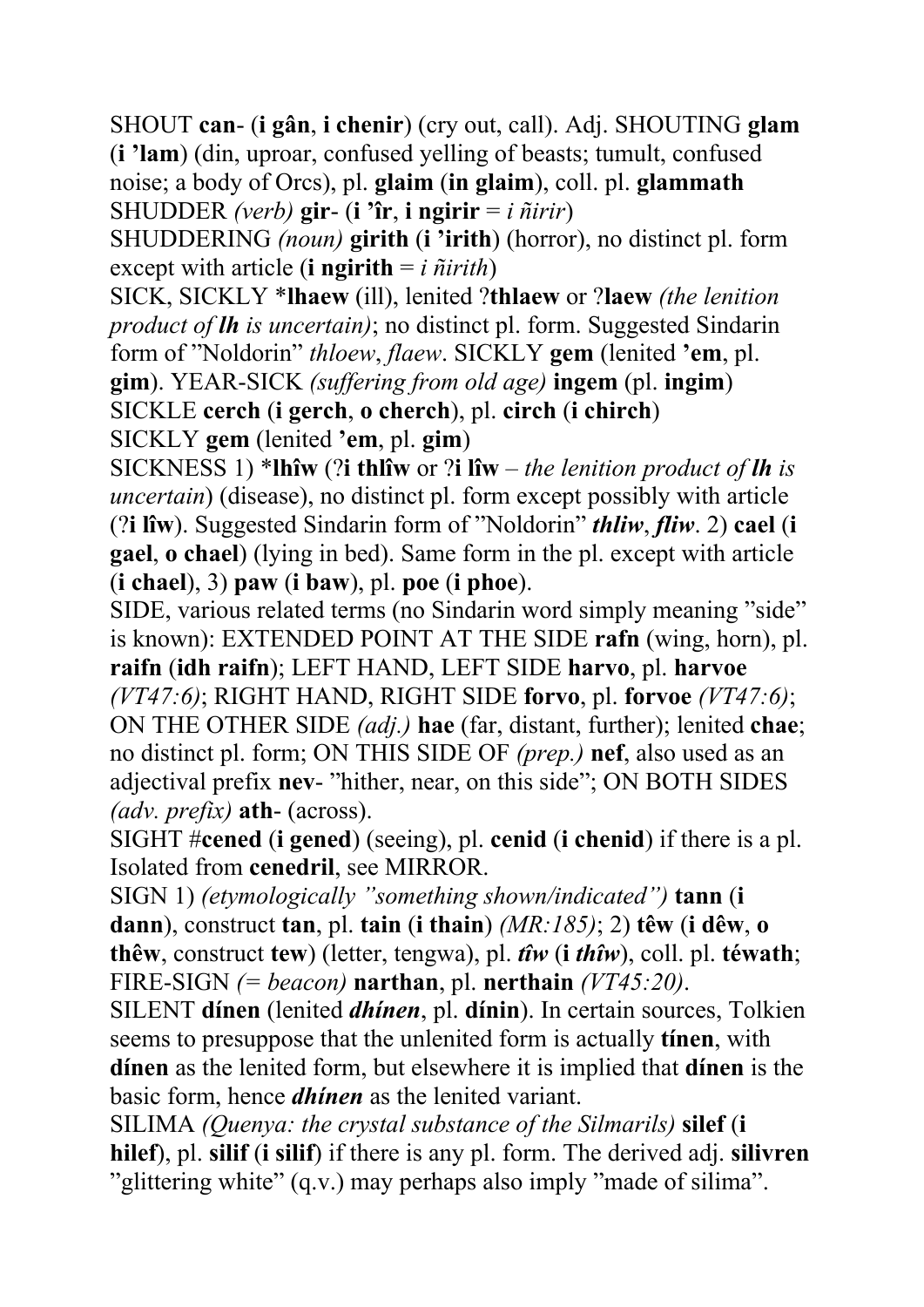SHOUT **can**- (**i gân**, **i chenir**) (cry out, call). Adj. SHOUTING **glam** (**i 'lam**) (din, uproar, confused yelling of beasts; tumult, confused noise; a body of Orcs), pl. **glaim** (**in glaim**), coll. pl. **glammath**

SHUDDER *(verb)* **gir**- (**i 'îr**, **i ngirir** = *i ñirir*)

SHUDDERING *(noun)* **girith** (**i 'irith**) (horror), no distinct pl. form except with article (**i ngirith** = *i ñirith*)

SICK, SICKLY ***lhaew** (ill), lenited ?**thlaew** or ?**laew** *(the lenition product of **lh** is uncertain)*; no distinct pl. form. Suggested Sindarin form of "Noldorin" *thloew*, *flaew*. SICKLY **gem** (lenited **'em**, pl. **gim**). YEAR-SICK *(suffering from old age)* **ingem** (pl. **ingim**)

SICKLE **cerch** (**i gerch**, **o cherch**), pl. **circh** (**i chirch**)

SICKLY **gem** (lenited **'em**, pl. **gim**)

SICKNESS 1) ***lhîw** (?**i thlîw** or ?**i lîw** – *the lenition product of **lh** is uncertain*) (disease), no distinct pl. form except possibly with article (?**i lîw**). Suggested Sindarin form of "Noldorin" ***thliw***, ***fliw***. 2) **cael** (**i gael**, **o chael**) (lying in bed). Same form in the pl. except with article (**i chael**), 3) **paw** (**i baw**), pl. **poe** (**i phoe**).

SIDE, various related terms (no Sindarin word simply meaning "side" is known): EXTENDED POINT AT THE SIDE **rafn** (wing, horn), pl. **raifn** (**idh raifn**); LEFT HAND, LEFT SIDE **harvo**, pl. **harvoe** *(VT47:6)*; RIGHT HAND, RIGHT SIDE **forvo**, pl. **forvoe** *(VT47:6)*; ON THE OTHER SIDE *(adj.)* **hae** (far, distant, further); lenited **chae**; no distinct pl. form; ON THIS SIDE OF *(prep.)* **nef**, also used as an adjectival prefix **nev**- "hither, near, on this side"; ON BOTH SIDES *(adv. prefix)* **ath**- (across).

SIGHT #**cened** (**i gened**) (seeing), pl. **cenid** (**i chenid**) if there is a pl. Isolated from **cenedril**, see MIRROR.

SIGN 1) *(etymologically "something shown/indicated")* **tann** (**i dann**), construct **tan**, pl. **tain** (**i thain**) *(MR:185)*; 2) **têw** (**i dêw**, **o thêw**, construct **tew**) (letter, tengwa), pl. ***tîw*** (**i *thîw***), coll. pl. **téwath**; FIRE-SIGN *(= beacon)* **narthan**, pl. **nerthain** *(VT45:20)*.

SILENT **dínen** (lenited ***dhínen***, pl. **dínin**). In certain sources, Tolkien seems to presuppose that the unlenited form is actually **tínen**, with **dínen** as the lenited form, but elsewhere it is implied that **dínen** is the basic form, hence ***dhínen*** as the lenited variant.

SILIMA *(Quenya: the crystal substance of the Silmarils)* **silef** (**i hilef**), pl. **silif** (**i silif**) if there is any pl. form. The derived adj. **silivren** "glittering white" (q.v.) may perhaps also imply "made of silima".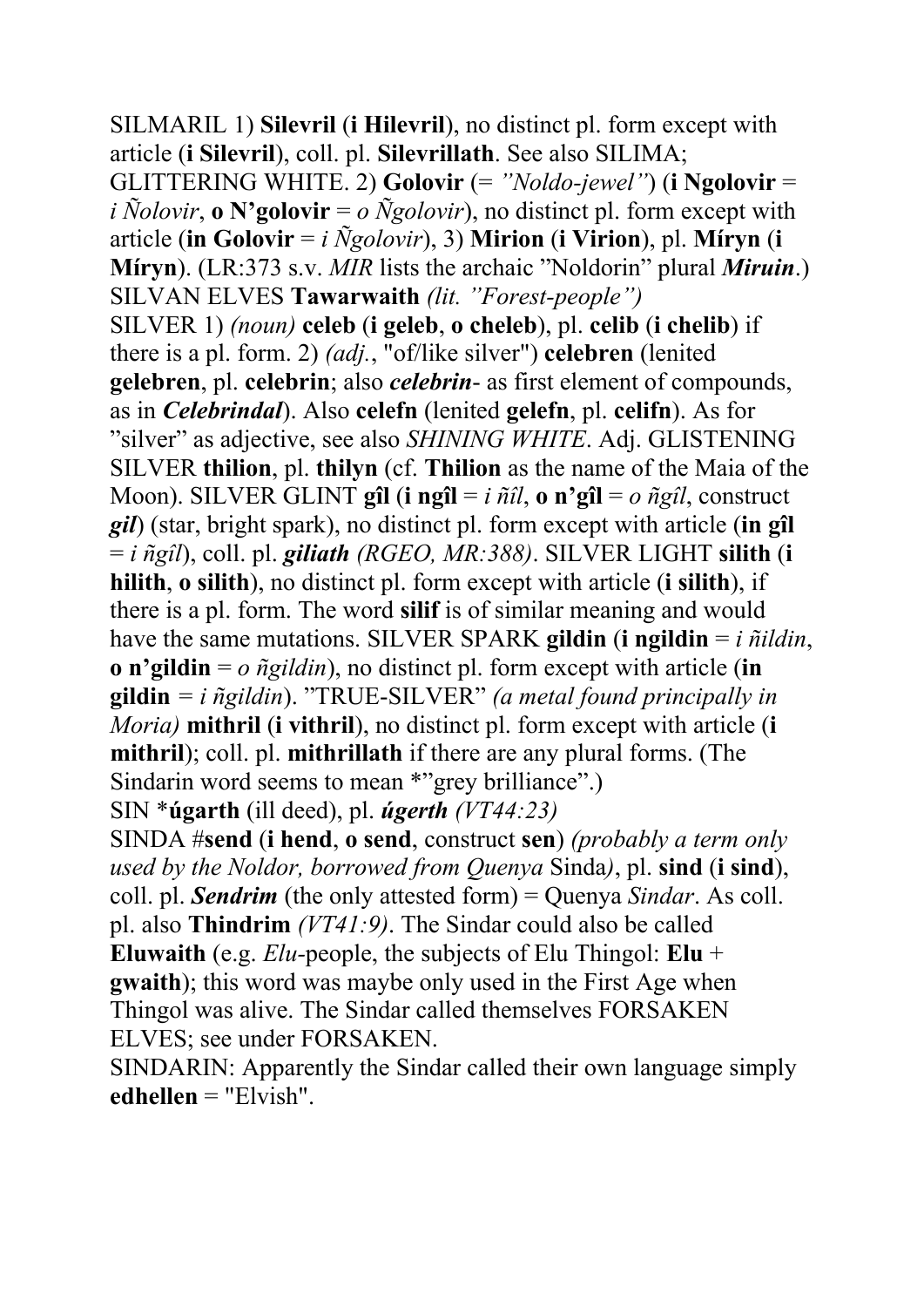SILMARIL 1) **Silevril** (**i Hilevril**), no distinct pl. form except with article (**i Silevril**), coll. pl. **Silevrillath**. See also SILIMA; GLITTERING WHITE. 2) **Golovir** (= *"Noldo-jewel"*) (**i Ngolovir** = *i Ñolovir*, **o N'golovir** = *o Ñgolovir*), no distinct pl. form except with article (**in Golovir** = *i Ñgolovir*), 3) **Mirion** (**i Virion**), pl. **Míryn** (**i Míryn**). (LR:373 s.v. *MIR* lists the archaic "Noldorin" plural ***Miruin***.)

SILVAN ELVES **Tawarwaith** *(lit. "Forest-people")*

SILVER 1) *(noun)* **celeb** (**i geleb**, **o cheleb**), pl. **celib** (**i chelib**) if there is a pl. form. 2) *(adj.*, "of/like silver") **celebren** (lenited **gelebren**, pl. **celebrin**; also ***celebrin-*** as first element of compounds, as in ***Celebrindal***). Also **celefn** (lenited **gelefn**, pl. **celifn**). As for "silver" as adjective, see also *SHINING WHITE*. Adj. GLISTENING SILVER **thilion**, pl. **thilyn** (cf. **Thilion** as the name of the Maia of the Moon). SILVER GLINT **gîl** (**i ngîl** = *i ñîl*, **o n'gîl** = *o ñgîl*, construct ***gil***) (star, bright spark), no distinct pl. form except with article (**in gîl** = *i ñgîl*), coll. pl. ***giliath*** *(RGEO, MR:388)*. SILVER LIGHT **silith** (**i hilith**, **o silith**), no distinct pl. form except with article (**i silith**), if there is a pl. form. The word **silif** is of similar meaning and would have the same mutations. SILVER SPARK **gildin** (**i ngildin** = *i ñildin*, **o n'gildin** = *o ñgildin*), no distinct pl. form except with article (**in gildin** = *i ñgildin*). "TRUE-SILVER" *(a metal found principally in Moria)* **mithril** (**i vithril**), no distinct pl. form except with article (**i mithril**); coll. pl. **mithrillath** if there are any plural forms. (The Sindarin word seems to mean *"grey brilliance".)

SIN ***úgarth** (ill deed), pl. ***úgerth*** *(VT44:23)*

SINDA #**send** (**i hend**, **o send**, construct **sen**) *(probably a term only used by the Noldor, borrowed from Quenya* Sinda*)*, pl. **sind** (**i sind**), coll. pl. ***Sendrim*** (the only attested form) = Quenya *Sindar*. As coll. pl. also **Thindrim** *(VT41:9)*. The Sindar could also be called **Eluwaith** (e.g. *Elu*-people, the subjects of Elu Thingol: **Elu** + **gwaith**); this word was maybe only used in the First Age when Thingol was alive. The Sindar called themselves FORSAKEN ELVES; see under FORSAKEN.

SINDARIN: Apparently the Sindar called their own language simply **edhellen** = "Elvish".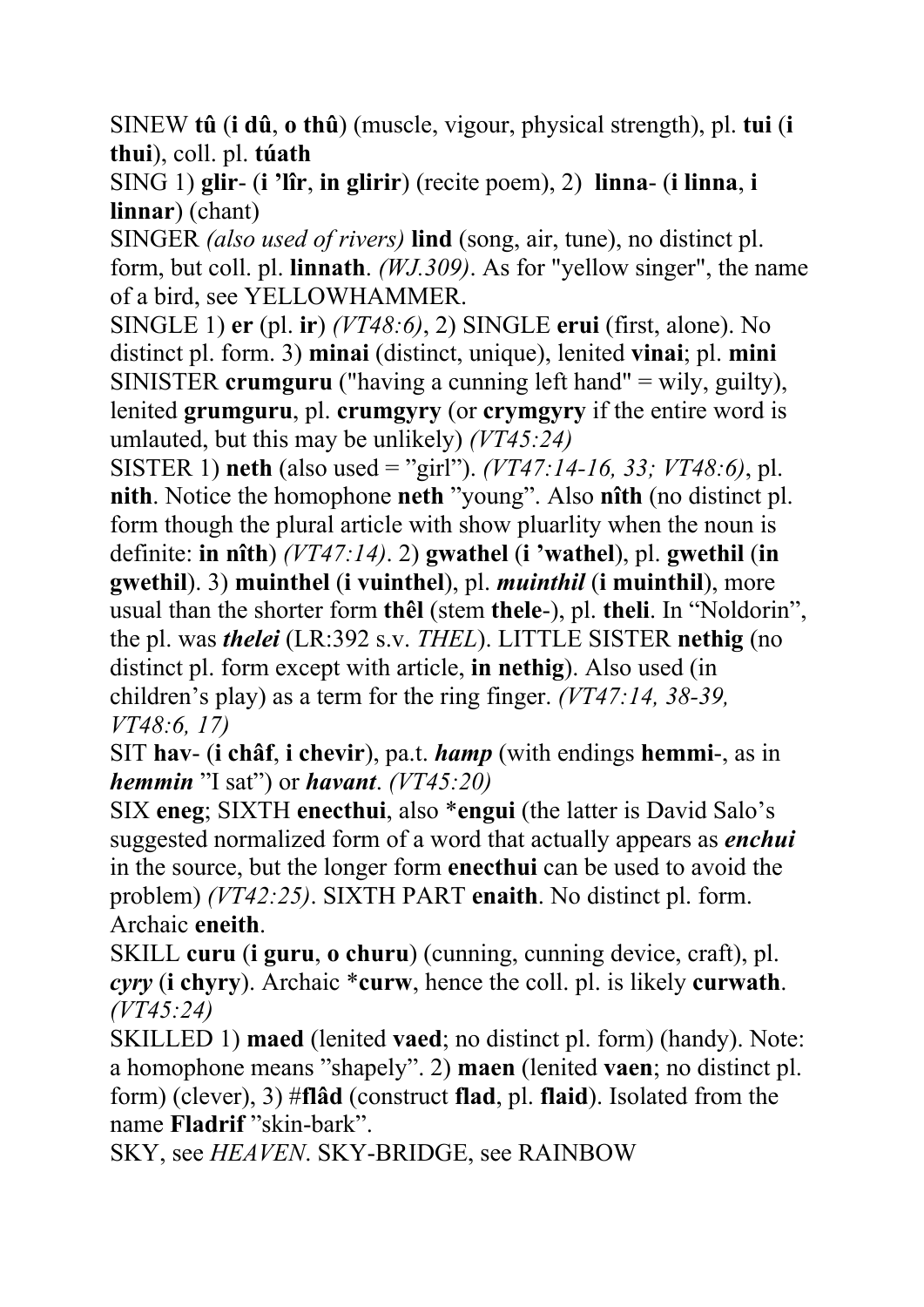SINEW **tû** (**i dû**, **o thû**) (muscle, vigour, physical strength), pl. **tui** (**i thui**), coll. pl. **túath**

SING 1) **glir**- (**i 'lîr**, **in glirir**) (recite poem), 2) **linna**- (**i linna**, **i linnar**) (chant)

SINGER *(also used of rivers)* **lind** (song, air, tune), no distinct pl. form, but coll. pl. **linnath**. *(WJ.309)*. As for "yellow singer", the name of a bird, see YELLOWHAMMER.

SINGLE 1) **er** (pl. **ir**) *(VT48:6)*, 2) SINGLE **erui** (first, alone). No distinct pl. form. 3) **minai** (distinct, unique), lenited **vinai**; pl. **mini**

SINISTER **crumguru** ("having a cunning left hand" = wily, guilty), lenited **grumguru**, pl. **crumgyry** (or **crymgyry** if the entire word is umlauted, but this may be unlikely) *(VT45:24)*

SISTER 1) **neth** (also used = "girl"). *(VT47:14-16, 33; VT48:6)*, pl. **nith**. Notice the homophone **neth** "young". Also **nîth** (no distinct pl. form though the plural article with show pluarlity when the noun is definite: **in nîth**) *(VT47:14)*. 2) **gwathel** (**i 'wathel**), pl. **gwethil** (**in gwethil**). 3) **muinthel** (**i vuinthel**), pl. ***muinthil*** (**i muinthil**), more usual than the shorter form **thêl** (stem **thele**-), pl. **theli**. In "Noldorin", the pl. was ***thelei*** (LR:392 s.v. *THEL*). LITTLE SISTER **nethig** (no distinct pl. form except with article, **in nethig**). Also used (in children's play) as a term for the ring finger. *(VT47:14, 38-39, VT48:6, 17)*

SIT **hav**- (**i châf**, **i chevir**), pa.t. ***hamp*** (with endings **hemmi**-, as in ***hemmin*** "I sat") or ***havant***. *(VT45:20)*

SIX **eneg**; SIXTH **enecthui**, also ***engui** (the latter is David Salo's suggested normalized form of a word that actually appears as ***enchui*** in the source, but the longer form **enecthui** can be used to avoid the problem) *(VT42:25)*. SIXTH PART **enaith**. No distinct pl. form. Archaic **eneith**.

SKILL **curu** (**i guru**, **o churu**) (cunning, cunning device, craft), pl. ***cyry*** (**i chyry**). Archaic ***curw**, hence the coll. pl. is likely **curwath**. *(VT45:24)*

SKILLED 1) **maed** (lenited **vaed**; no distinct pl. form) (handy). Note: a homophone means "shapely". 2) **maen** (lenited **vaen**; no distinct pl. form) (clever), 3) #**flâd** (construct **flad**, pl. **flaid**). Isolated from the name **Fladrif** "skin-bark".

SKY, see *HEAVEN*. SKY-BRIDGE, see RAINBOW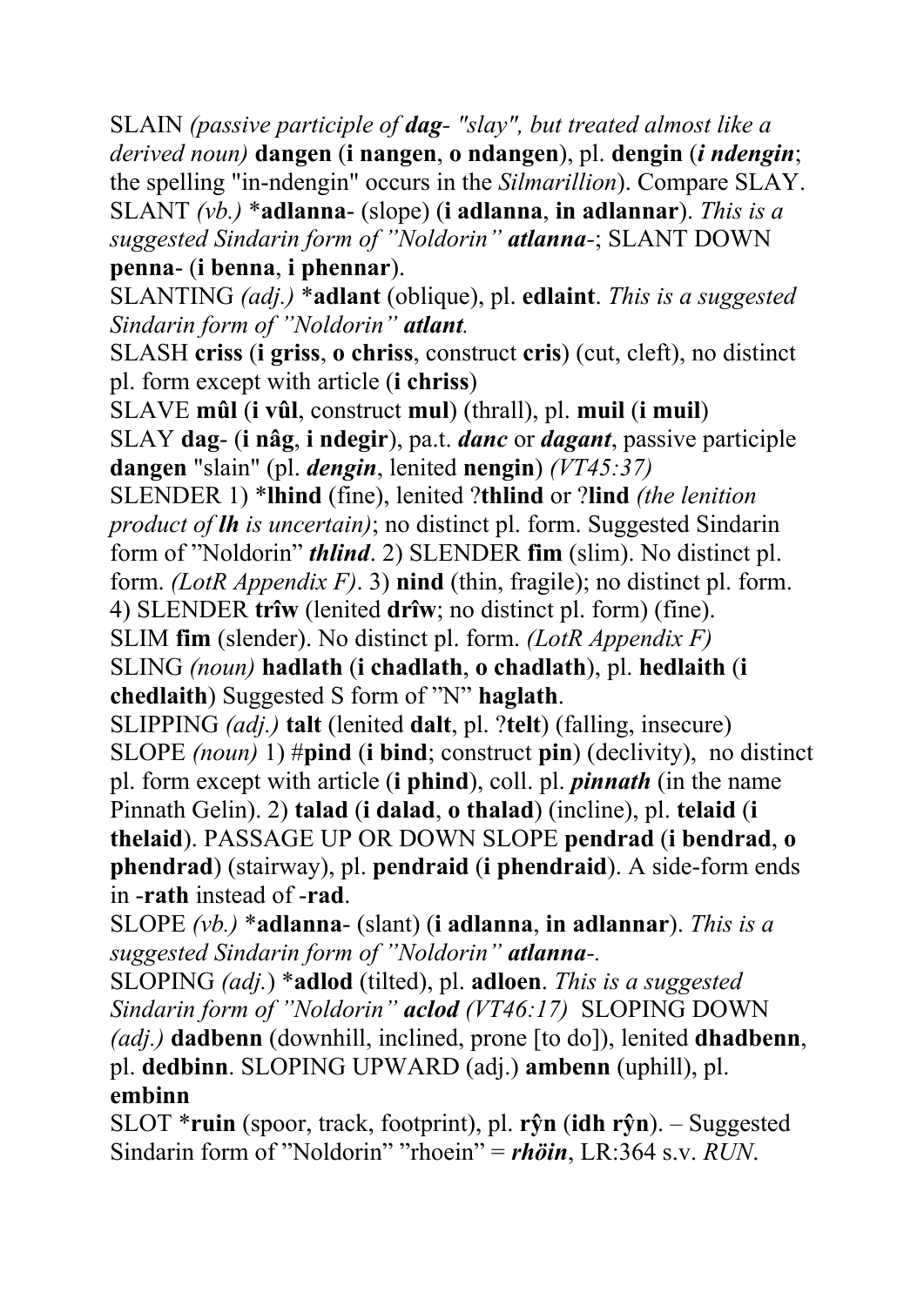SLAIN *(passive participle of **dag**- "slay", but treated almost like a derived noun)* **dangen** (**i nangen**, **o ndangen**), pl. **dengin** (***i ndengin***; the spelling "in-ndengin" occurs in the *Silmarillion*). Compare SLAY.

SLANT *(vb.)* ***adlanna**- (slope) (**i adlanna**, **in adlannar**). *This is a suggested Sindarin form of "Noldorin" **atlanna**-*; SLANT DOWN **penna**- (**i benna**, **i phennar**).

SLANTING *(adj.)* ***adlant** (oblique), pl. **edlaint**. *This is a suggested Sindarin form of "Noldorin" **atlant**.*

SLASH **criss** (**i griss**, **o chriss**, construct **cris**) (cut, cleft), no distinct pl. form except with article (**i chriss**)

SLAVE **mûl** (**i vûl**, construct **mul**) (thrall), pl. **muil** (**i muil**)

SLAY **dag**- (**i nâg**, **i ndegir**), pa.t. ***danc*** or ***dagant***, passive participle **dangen** "slain" (pl. ***dengin***, lenited **nengin**) *(VT45:37)*

SLENDER 1) ***lhind** (fine), lenited ?**thlind** or ?**lind** *(the lenition product of **lh** is uncertain)*; no distinct pl. form. Suggested Sindarin form of "Noldorin" ***thlind***. 2) SLENDER **fim** (slim). No distinct pl. form. *(LotR Appendix F)*. 3) **nind** (thin, fragile); no distinct pl. form. 4) SLENDER **trîw** (lenited **drîw**; no distinct pl. form) (fine).

SLIM **fim** (slender). No distinct pl. form. *(LotR Appendix F)*

SLING *(noun)* **hadlath** (**i chadlath**, **o chadlath**), pl. **hedlaith** (**i chedlaith**) Suggested S form of "N" **haglath**.

SLIPPING *(adj.)* **talt** (lenited **dalt**, pl. ?**telt**) (falling, insecure)

SLOPE *(noun)* 1) #**pind** (**i bind**; construct **pin**) (declivity), no distinct pl. form except with article (**i phind**), coll. pl. ***pinnath*** (in the name Pinnath Gelin). 2) **talad** (**i dalad**, **o thalad**) (incline), pl. **telaid** (**i thelaid**). PASSAGE UP OR DOWN SLOPE **pendrad** (**i bendrad**, **o phendrad**) (stairway), pl. **pendraid** (**i phendraid**). A side-form ends in -**rath** instead of -**rad**.

SLOPE *(vb.)* ***adlanna**- (slant) (**i adlanna**, **in adlannar**). *This is a suggested Sindarin form of "Noldorin" **atlanna**-.*

SLOPING *(adj.)* ***adlod** (tilted), pl. **adloen**. *This is a suggested Sindarin form of "Noldorin" **aclod** (VT46:17)* SLOPING DOWN *(adj.)* **dadbenn** (downhill, inclined, prone [to do]), lenited **dhadbenn**, pl. **dedbinn**. SLOPING UPWARD (adj.) **ambenn** (uphill), pl. **embinn**

SLOT ***ruin** (spoor, track, footprint), pl. **rŷn** (**idh rŷn**). – Suggested Sindarin form of "Noldorin" "rhoein" = ***rhöin***, LR:364 s.v. *RUN*.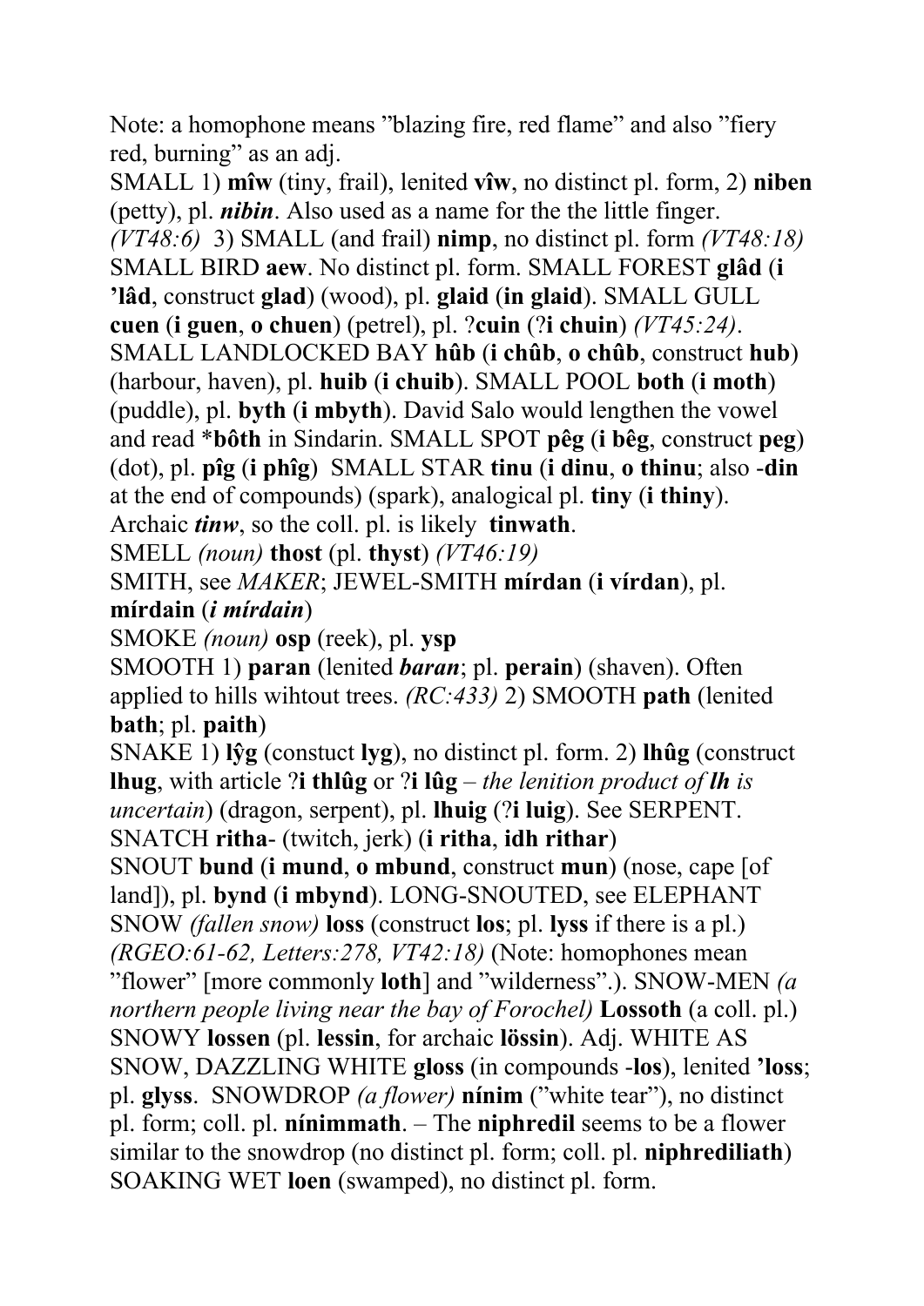Note: a homophone means "blazing fire, red flame" and also "fiery red, burning" as an adj.

SMALL 1) **mîw** (tiny, frail), lenited **vîw**, no distinct pl. form, 2) **niben** (petty), pl. ***nibin***. Also used as a name for the the little finger. *(VT48:6)* 3) SMALL (and frail) **nimp**, no distinct pl. form *(VT48:18)*

SMALL BIRD **aew**. No distinct pl. form. SMALL FOREST **glâd** (**i 'lâd**, construct **glad**) (wood), pl. **glaid** (**in glaid**). SMALL GULL **cuen** (**i guen**, **o chuen**) (petrel), pl. ?**cuin** (?**i chuin**) *(VT45:24)*. SMALL LANDLOCKED BAY **hûb** (**i chûb**, **o chûb**, construct **hub**) (harbour, haven), pl. **huib** (**i chuib**). SMALL POOL **both** (**i moth**) (puddle), pl. **byth** (**i mbyth**). David Salo would lengthen the vowel and read \***bôth** in Sindarin. SMALL SPOT **pêg** (**i bêg**, construct **peg**) (dot), pl. **pîg** (**i phîg**) SMALL STAR **tinu** (**i dinu**, **o thinu**; also **-din** at the end of compounds) (spark), analogical pl. **tiny** (**i thiny**). Archaic ***tinw***, so the coll. pl. is likely **tinwath**.

SMELL *(noun)* **thost** (pl. **thyst**) *(VT46:19)*

SMITH, see *MAKER*; JEWEL-SMITH **mírdan** (**i vírdan**), pl. **mírdain** (***i mírdain***)

SMOKE *(noun)* **osp** (reek), pl. **ysp**

SMOOTH 1) **paran** (lenited ***baran***; pl. **perain**) (shaven). Often applied to hills wihtout trees. *(RC:433)* 2) SMOOTH **path** (lenited **bath**; pl. **paith**)

SNAKE 1) **lŷg** (constuct **lyg**), no distinct pl. form. 2) **lhûg** (construct **lhug**, with article ?**i thlûg** or ?**i lûg** – *the lenition product of **lh** is uncertain*) (dragon, serpent), pl. **lhuig** (?**i luig**). See SERPENT.

SNATCH **ritha-** (twitch, jerk) (**i ritha**, **idh rithar**)

SNOUT **bund** (**i mund**, **o mbund**, construct **mun**) (nose, cape [of land]), pl. **bynd** (**i mbynd**). LONG-SNOUTED, see ELEPHANT

SNOW *(fallen snow)* **loss** (construct **los**; pl. **lyss** if there is a pl.) *(RGEO:61-62, Letters:278, VT42:18)* (Note: homophones mean "flower" [more commonly **loth**] and "wilderness".). SNOW-MEN *(a northern people living near the bay of Forochel)* **Lossoth** (a coll. pl.) SNOWY **lossen** (pl. **lessin**, for archaic **lössin**). Adj. WHITE AS SNOW, DAZZLING WHITE **gloss** (in compounds **-los**), lenited **'loss**; pl. **glyss**. SNOWDROP *(a flower)* **nínim** ("white tear"), no distinct pl. form; coll. pl. **nínimmath**. – The **niphredil** seems to be a flower similar to the snowdrop (no distinct pl. form; coll. pl. **niphrediliath**)

SOAKING WET **loen** (swamped), no distinct pl. form.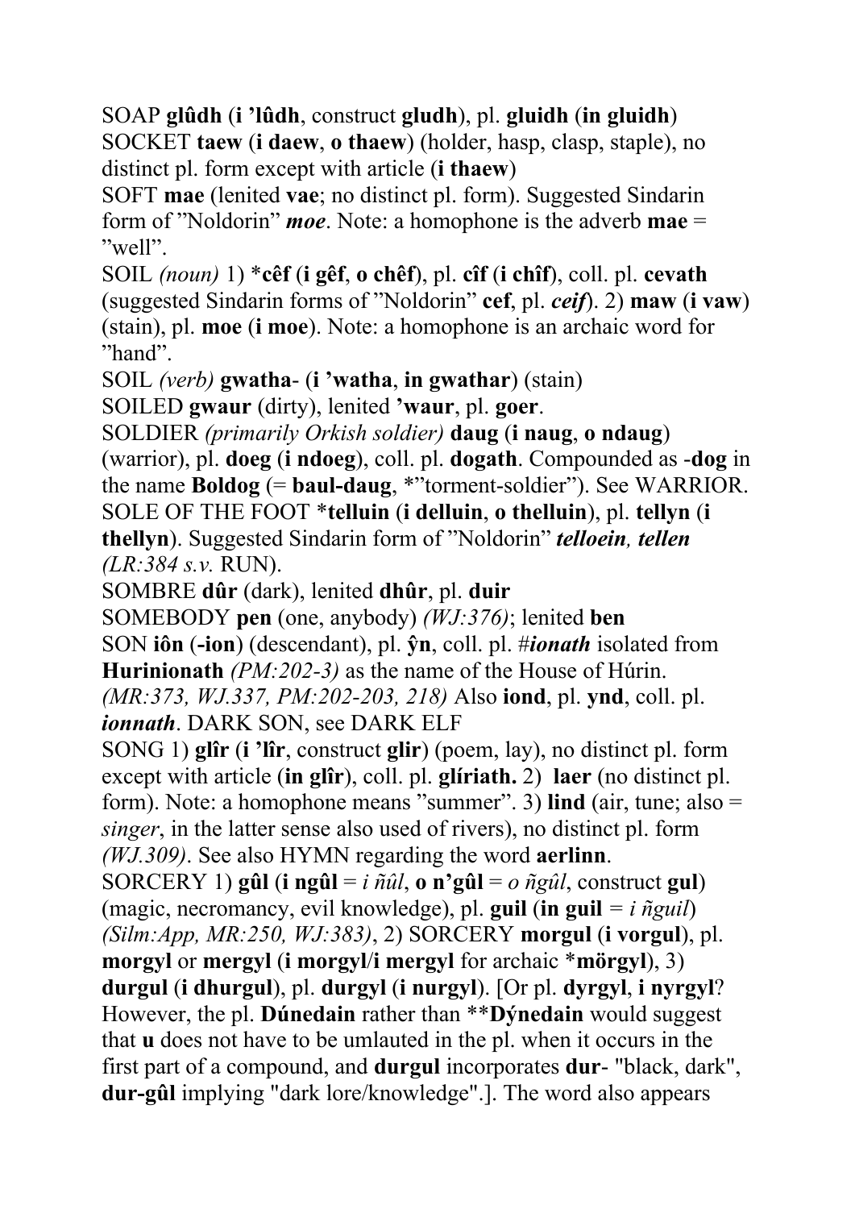SOAP **glûdh** (**i ’lûdh**, construct **gludh**), pl. **gluidh** (**in gluidh**)
SOCKET **taew** (**i daew**, **o thaew**) (holder, hasp, clasp, staple), no distinct pl. form except with article (**i thaew**)
SOFT **mae** (lenited **vae**; no distinct pl. form). Suggested Sindarin form of ”Noldorin” ***moe***. Note: a homophone is the adverb **mae** = ”well”.
SOIL *(noun)* 1) ***cêf** (**i gêf**, **o chêf**), pl. **cîf** (**i chîf**), coll. pl. **cevath** (suggested Sindarin forms of ”Noldorin” **cef**, pl. ***ceif***). 2) **maw** (**i vaw**) (stain), pl. **moe** (**i moe**). Note: a homophone is an archaic word for ”hand”.
SOIL *(verb)* **gwatha-** (**i ’watha**, **in gwathar**) (stain)
SOILED **gwaur** (dirty), lenited **’waur**, pl. **goer**.
SOLDIER *(primarily Orkish soldier)* **daug** (**i naug**, **o ndaug**) (warrior), pl. **doeg** (**i ndoeg**), coll. pl. **dogath**. Compounded as -**dog** in the name **Boldog** (= **baul-daug**, *”torment-soldier”). See WARRIOR.
SOLE OF THE FOOT ***telluin** (**i delluin**, **o thelluin**), pl. **tellyn** (**i thellyn**). Suggested Sindarin form of ”Noldorin” ***telloein, tellen*** *(LR:384 s.v.* RUN).
SOMBRE **dûr** (dark), lenited **dhûr**, pl. **duir**
SOMEBODY **pen** (one, anybody) *(WJ:376)*; lenited **ben**
SON **iôn** (**-ion**) (descendant), pl. **ŷn**, coll. pl. #***ionath*** isolated from **Hurinionath** *(PM:202-3)* as the name of the House of Húrin. *(MR:373, WJ.337, PM:202-203, 218)* Also **iond**, pl. **ynd**, coll. pl. ***ionnath***. DARK SON, see DARK ELF
SONG 1) **glîr** (**i ’lîr**, construct **glir**) (poem, lay), no distinct pl. form except with article (**in glîr**), coll. pl. **glíriath.** 2) **laer** (no distinct pl. form). Note: a homophone means ”summer”. 3) **lind** (air, tune; also = *singer*, in the latter sense also used of rivers), no distinct pl. form *(WJ.309)*. See also HYMN regarding the word **aerlinn**.
SORCERY 1) **gûl** (**i ngûl** = *i ñûl*, **o n’gûl** = *o ñgûl*, construct **gul**) (magic, necromancy, evil knowledge), pl. **guil** (**in guil** = *i ñguil*) *(Silm:App, MR:250, WJ:383)*, 2) SORCERY **morgul** (**i vorgul**), pl. **morgyl** or **mergyl** (**i morgyl**/**i mergyl** for archaic ***mörgyl**), 3) **durgul** (**i dhurgul**), pl. **durgyl** (**i nurgyl**). [Or pl. **dyrgyl**, **i nyrgyl**? However, the pl. **Dúnedain** rather than ****Dýnedain** would suggest that **u** does not have to be umlauted in the pl. when it occurs in the first part of a compound, and **durgul** incorporates **dur-** "black, dark", **dur-gûl** implying "dark lore/knowledge".]. The word also appears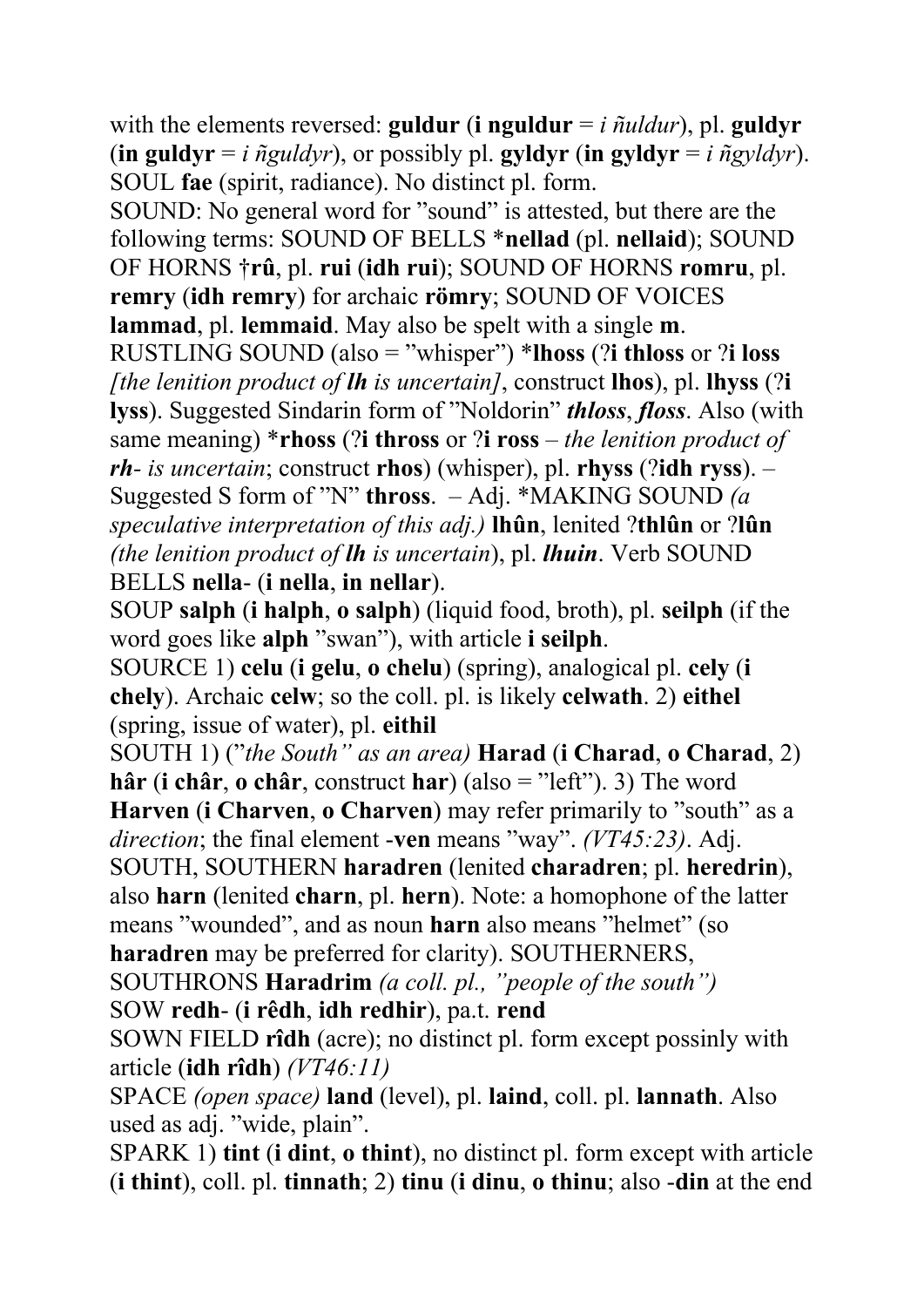with the elements reversed: **guldur** (**i nguldur** = *i ñuldur*), pl. **guldyr** (**in guldyr** = *i ñguldyr*), or possibly pl. **gyldyr** (**in gyldyr** = *i ñgyldyr*).

SOUL **fae** (spirit, radiance). No distinct pl. form.

SOUND: No general word for "sound" is attested, but there are the following terms: SOUND OF BELLS ***nellad** (pl. **nellaid**); SOUND OF HORNS **†rû**, pl. **rui** (**idh rui**); SOUND OF HORNS **romru**, pl. **remry** (**idh remry**) for archaic **römry**; SOUND OF VOICES **lammad**, pl. **lemmaid**. May also be spelt with a single **m**. RUSTLING SOUND (also = "whisper") ***lhoss** (?**i thloss** or ?**i loss** *[the lenition product of* ***lh*** *is uncertain]*, construct **lhos**), pl. **lhyss** (?**i lyss**). Suggested Sindarin form of "Noldorin" ***thloss***, ***floss***. Also (with same meaning) ***rhoss** (?**i thross** or ?**i ross** – *the lenition product of* ***rh-*** *is uncertain*; construct **rhos**) (whisper), pl. **rhyss** (?**idh ryss**). – Suggested S form of "N" **thross**. – Adj. *MAKING SOUND *(a speculative interpretation of this adj.)* **lhûn**, lenited ?**thlûn** or ?**lûn** *(the lenition product of* ***lh*** *is uncertain*), pl. ***lhuin***. Verb SOUND BELLS **nella-** (**i nella**, **in nellar**).

SOUP **salph** (**i halph**, **o salph**) (liquid food, broth), pl. **seilph** (if the word goes like **alph** "swan"), with article **i seilph**.

SOURCE 1) **celu** (**i gelu**, **o chelu**) (spring), analogical pl. **cely** (**i chely**). Archaic **celw**; so the coll. pl. is likely **celwath**. 2) **eithel** (spring, issue of water), pl. **eithil**

SOUTH 1) (*"the South" as an area)* **Harad** (**i Charad**, **o Charad**, 2) **hâr** (**i châr**, **o châr**, construct **har**) (also = "left"). 3) The word **Harven** (**i Charven**, **o Charven**) may refer primarily to "south" as a *direction*; the final element **-ven** means "way". *(VT45:23)*. Adj. SOUTH, SOUTHERN **haradren** (lenited **charadren**; pl. **heredrin**), also **harn** (lenited **charn**, pl. **hern**). Note: a homophone of the latter means "wounded", and as noun **harn** also means "helmet" (so **haradren** may be preferred for clarity). SOUTHERNERS, SOUTHRONS **Haradrim** *(a coll. pl., "people of the south")*

SOW **redh-** (**i rêdh**, **idh redhir**), pa.t. **rend**

SOWN FIELD **rîdh** (acre); no distinct pl. form except possinly with article (**idh rîdh**) *(VT46:11)*

SPACE *(open space)* **land** (level), pl. **laind**, coll. pl. **lannath**. Also used as adj. "wide, plain".

SPARK 1) **tint** (**i dint**, **o thint**), no distinct pl. form except with article (**i thint**), coll. pl. **tinnath**; 2) **tinu** (**i dinu**, **o thinu**; also **-din** at the end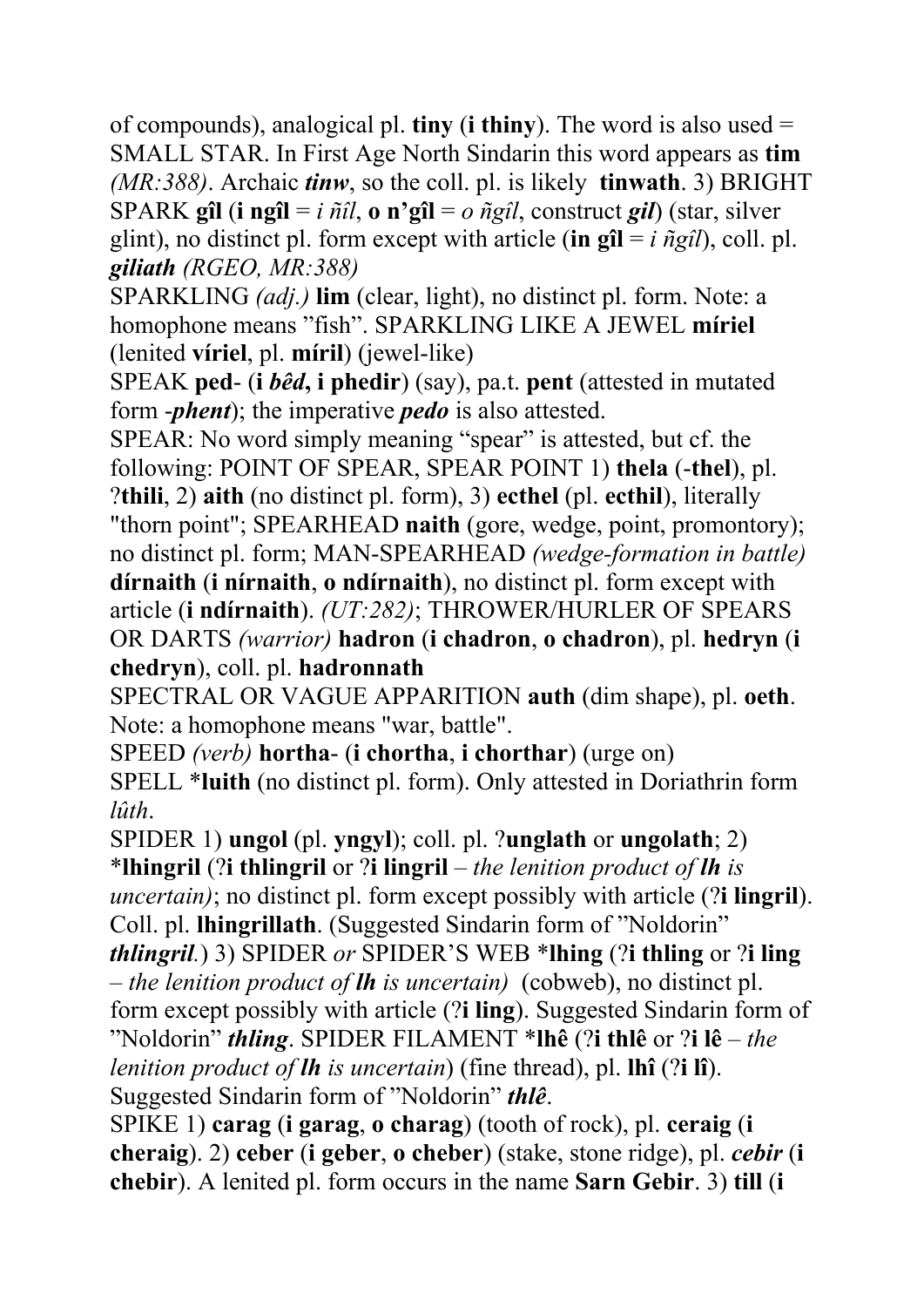of compounds), analogical pl. **tiny** (**i thiny**). The word is also used = SMALL STAR. In First Age North Sindarin this word appears as **tim** *(MR:388)*. Archaic ***tinw***, so the coll. pl. is likely **tinwath**. 3) BRIGHT SPARK **gîl** (**i ngîl** = *i ñîl*, **o n'gîl** = *o ñgîl*, construct ***gil***) (star, silver glint), no distinct pl. form except with article (**in gîl** = *i ñgîl*), coll. pl. ***giliath*** *(RGEO, MR:388)*

SPARKLING *(adj.)* **lim** (clear, light), no distinct pl. form. Note: a homophone means "fish". SPARKLING LIKE A JEWEL **míriel** (lenited **víriel**, pl. **míril**) (jewel-like)

SPEAK **ped-** (**i** ***bêd***, **i phedir**) (say), pa.t. **pent** (attested in mutated form -***phent***); the imperative ***pedo*** is also attested.

SPEAR: No word simply meaning "spear" is attested, but cf. the following: POINT OF SPEAR, SPEAR POINT 1) **thela** (-**thel**), pl. ?**thili**, 2) **aith** (no distinct pl. form), 3) **ecthel** (pl. **ecthil**), literally "thorn point"; SPEARHEAD **naith** (gore, wedge, point, promontory); no distinct pl. form; MAN-SPEARHEAD *(wedge-formation in battle)* **dírnaith** (**i nírnaith**, **o ndírnaith**), no distinct pl. form except with article (**i ndírnaith**). *(UT:282)*; THROWER/HURLER OF SPEARS OR DARTS *(warrior)* **hadron** (**i chadron**, **o chadron**), pl. **hedryn** (**i chedryn**), coll. pl. **hadronnath**

SPECTRAL OR VAGUE APPARITION **auth** (dim shape), pl. **oeth**. Note: a homophone means "war, battle".

SPEED *(verb)* **hortha-** (**i chortha**, **i chorthar**) (urge on)

SPELL ***luith** (no distinct pl. form). Only attested in Doriathrin form *lûth*.

SPIDER 1) **ungol** (pl. **yngyl**); coll. pl. ?**unglath** or **ungolath**; 2) ***lhingril** (?**i thlingril** or ?**i lingril** – *the lenition product of* ***lh*** *is uncertain)*; no distinct pl. form except possibly with article (?**i lingril**). Coll. pl. **lhingrillath**. (Suggested Sindarin form of "Noldorin" ***thlingril***.) 3) SPIDER *or* SPIDER'S WEB ***lhing** (?**i thling** or ?**i ling** – *the lenition product of* ***lh*** *is uncertain)* (cobweb), no distinct pl. form except possibly with article (?**i ling**). Suggested Sindarin form of "Noldorin" ***thling***. SPIDER FILAMENT ***lhê** (?**i thlê** or ?**i lê** – *the lenition product of* ***lh*** *is uncertain*) (fine thread), pl. **lhî** (?**i lî**). Suggested Sindarin form of "Noldorin" ***thlê***.

SPIKE 1) **carag** (**i garag**, **o charag**) (tooth of rock), pl. **ceraig** (**i cheraig**). 2) **ceber** (**i geber**, **o cheber**) (stake, stone ridge), pl. ***cebir*** (**i chebir**). A lenited pl. form occurs in the name **Sarn Gebir**. 3) **till** (**i**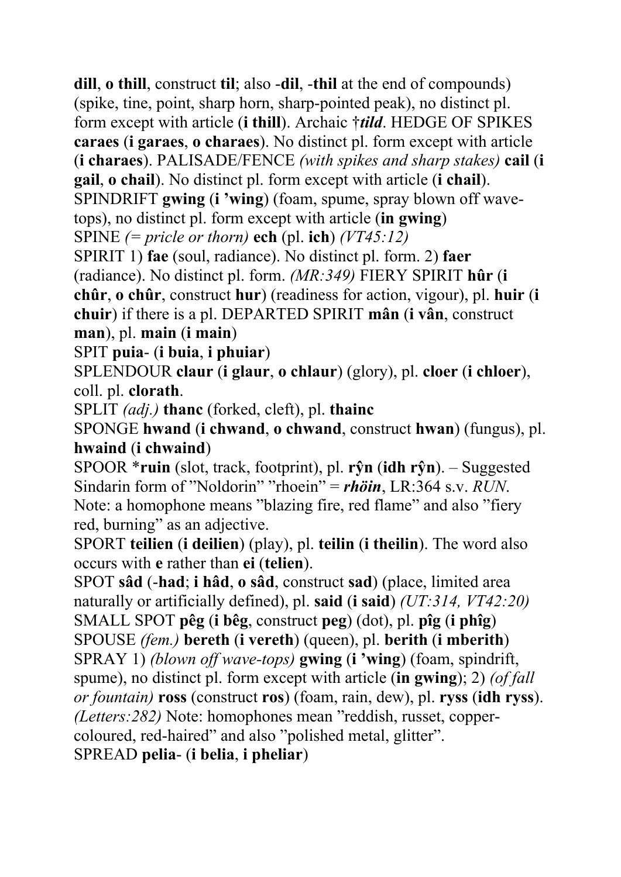**dill**, **o thill**, construct **til**; also -**dil**, -**thil** at the end of compounds) (spike, tine, point, sharp horn, sharp-pointed peak), no distinct pl. form except with article (**i thill**). Archaic †***tild***. HEDGE OF SPIKES **caraes** (**i garaes**, **o charaes**). No distinct pl. form except with article (**i charaes**). PALISADE/FENCE *(with spikes and sharp stakes)* **cail** (**i gail**, **o chail**). No distinct pl. form except with article (**i chail**).
SPINDRIFT **gwing** (**i 'wing**) (foam, spume, spray blown off wave-tops), no distinct pl. form except with article (**in gwing**)
SPINE *(= pricle or thorn)* **ech** (pl. **ich**) *(VT45:12)*
SPIRIT 1) **fae** (soul, radiance). No distinct pl. form. 2) **faer** (radiance). No distinct pl. form. *(MR:349)* FIERY SPIRIT **hûr** (**i chûr**, **o chûr**, construct **hur**) (readiness for action, vigour), pl. **huir** (**i chuir**) if there is a pl. DEPARTED SPIRIT **mân** (**i vân**, construct **man**), pl. **main** (**i main**)
SPIT **puia**- (**i buia**, **i phuiar**)
SPLENDOUR **claur** (**i glaur**, **o chlaur**) (glory), pl. **cloer** (**i chloer**), coll. pl. **clorath**.
SPLIT *(adj.)* **thanc** (forked, cleft), pl. **thainc**
SPONGE **hwand** (**i chwand**, **o chwand**, construct **hwan**) (fungus), pl. **hwaind** (**i chwaind**)
SPOOR \***ruin** (slot, track, footprint), pl. **rŷn** (**idh rŷn**). – Suggested Sindarin form of "Noldorin" "rhoein" = ***rhöin***, LR:364 s.v. *RUN*. Note: a homophone means "blazing fire, red flame" and also "fiery red, burning" as an adjective.
SPORT **teilien** (**i deilien**) (play), pl. **teilin** (**i theilin**). The word also occurs with **e** rather than **ei** (**telien**).
SPOT **sâd** (-**had**; **i hâd**, **o sâd**, construct **sad**) (place, limited area naturally or artificially defined), pl. **said** (**i said**) *(UT:314, VT42:20)* SMALL SPOT **pêg** (**i bêg**, construct **peg**) (dot), pl. **pîg** (**i phîg**)
SPOUSE *(fem.)* **bereth** (**i vereth**) (queen), pl. **berith** (**i mberith**)
SPRAY 1) *(blown off wave-tops)* **gwing** (**i 'wing**) (foam, spindrift, spume), no distinct pl. form except with article (**in gwing**); 2) *(of fall or fountain)* **ross** (construct **ros**) (foam, rain, dew), pl. **ryss** (**idh ryss**). *(Letters:282)* Note: homophones mean "reddish, russet, copper-coloured, red-haired" and also "polished metal, glitter".
SPREAD **pelia**- (**i belia**, **i pheliar**)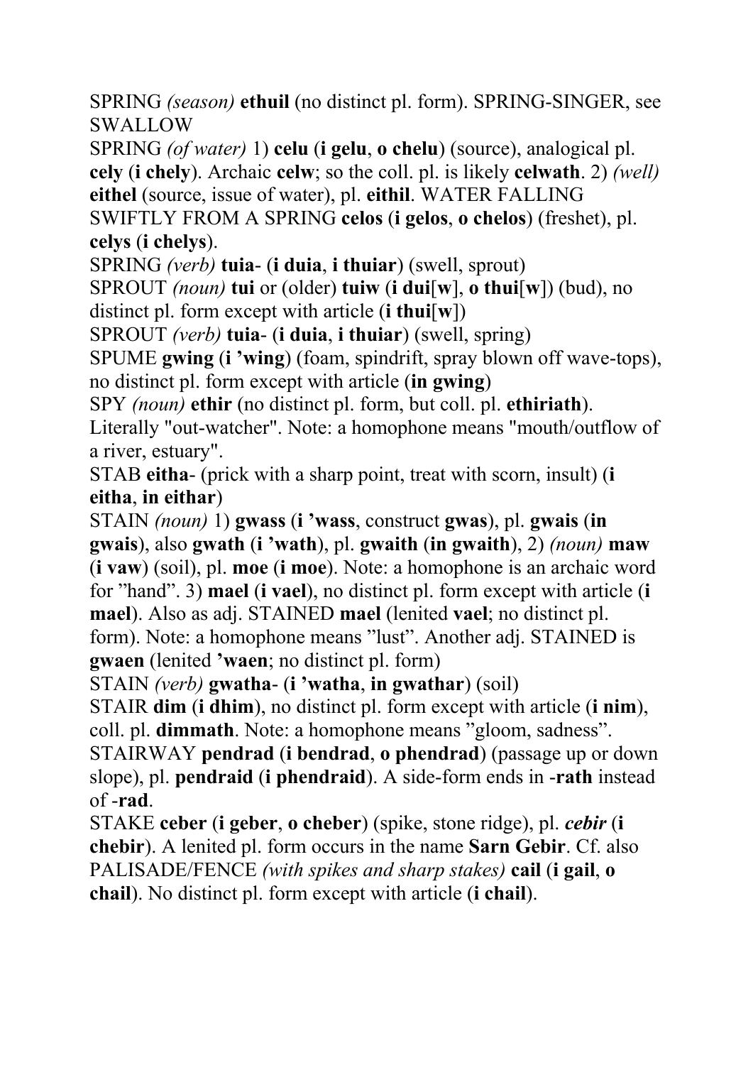SPRING *(season)* **ethuil** (no distinct pl. form). SPRING-SINGER, see SWALLOW

SPRING *(of water)* 1) **celu** (**i gelu**, **o chelu**) (source), analogical pl. **cely** (**i chely**). Archaic **celw**; so the coll. pl. is likely **celwath**. 2) *(well)* **eithel** (source, issue of water), pl. **eithil**. WATER FALLING SWIFTLY FROM A SPRING **celos** (**i gelos**, **o chelos**) (freshet), pl. **celys** (**i chelys**).

SPRING *(verb)* **tuia-** (**i duia**, **i thuiar**) (swell, sprout)

SPROUT *(noun)* **tui** or (older) **tuiw** (**i dui**[**w**], **o thui**[**w**]) (bud), no distinct pl. form except with article (**i thui**[**w**])

SPROUT *(verb)* **tuia-** (**i duia**, **i thuiar**) (swell, spring)

SPUME **gwing** (**i ’wing**) (foam, spindrift, spray blown off wave-tops), no distinct pl. form except with article (**in gwing**)

SPY *(noun)* **ethir** (no distinct pl. form, but coll. pl. **ethiriath**). Literally "out-watcher". Note: a homophone means "mouth/outflow of a river, estuary".

STAB **eitha-** (prick with a sharp point, treat with scorn, insult) (**i eitha**, **in eithar**)

STAIN *(noun)* 1) **gwass** (**i ’wass**, construct **gwas**), pl. **gwais** (**in gwais**), also **gwath** (**i ’wath**), pl. **gwaith** (**in gwaith**), 2) *(noun)* **maw** (**i vaw**) (soil), pl. **moe** (**i moe**). Note: a homophone is an archaic word for ”hand”. 3) **mael** (**i vael**), no distinct pl. form except with article (**i mael**). Also as adj. STAINED **mael** (lenited **vael**; no distinct pl. form). Note: a homophone means ”lust”. Another adj. STAINED is **gwaen** (lenited **’waen**; no distinct pl. form)

STAIN *(verb)* **gwatha-** (**i ’watha**, **in gwathar**) (soil)

STAIR **dim** (**i dhim**), no distinct pl. form except with article (**i nim**), coll. pl. **dimmath**. Note: a homophone means ”gloom, sadness”.

STAIRWAY **pendrad** (**i bendrad**, **o phendrad**) (passage up or down slope), pl. **pendraid** (**i phendraid**). A side-form ends in **-rath** instead of **-rad**.

STAKE **ceber** (**i geber**, **o cheber**) (spike, stone ridge), pl. ***cebir*** (**i chebir**). A lenited pl. form occurs in the name **Sarn Gebir**. Cf. also PALISADE/FENCE *(with spikes and sharp stakes)* **cail** (**i gail**, **o chail**). No distinct pl. form except with article (**i chail**).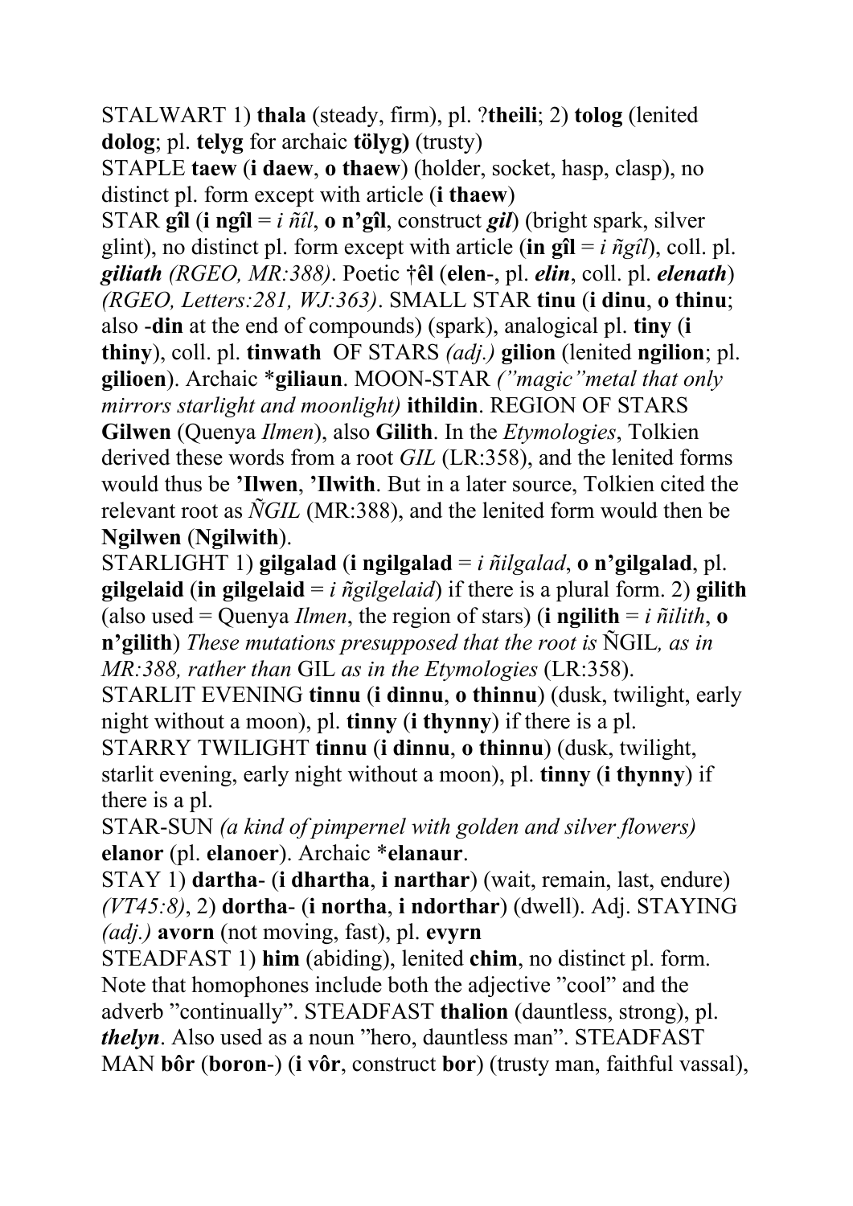STALWART 1) **thala** (steady, firm), pl. ?**theili**; 2) **tolog** (lenited **dolog**; pl. **telyg** for archaic **tölyg)** (trusty)

STAPLE **taew** (**i daew**, **o thaew**) (holder, socket, hasp, clasp), no distinct pl. form except with article (**i thaew**)

STAR **gîl** (**i ngîl** = *i ñîl*, **o n'gîl**, construct ***gil***) (bright spark, silver glint), no distinct pl. form except with article (**in gîl** = *i ñgîl*), coll. pl. ***giliath*** *(RGEO, MR:388)*. Poetic **†êl** (**elen**-, pl. ***elin***, coll. pl. ***elenath***) *(RGEO, Letters:281, WJ:363)*. SMALL STAR **tinu** (**i dinu**, **o thinu**; also **-din** at the end of compounds) (spark), analogical pl. **tiny** (**i thiny**), coll. pl. **tinwath** OF STARS *(adj.)* **gilion** (lenited **ngilion**; pl. **gilioen**). Archaic **\*giliaun**. MOON-STAR *("magic"metal that only mirrors starlight and moonlight)* **ithildin**. REGION OF STARS **Gilwen** (Quenya *Ilmen*), also **Gilith**. In the *Etymologies*, Tolkien derived these words from a root *GIL* (LR:358), and the lenited forms would thus be **'Ilwen**, **'Ilwith**. But in a later source, Tolkien cited the relevant root as *ÑGIL* (MR:388), and the lenited form would then be **Ngilwen** (**Ngilwith**).

STARLIGHT 1) **gilgalad** (**i ngilgalad** = *i ñilgalad*, **o n'gilgalad**, pl. **gilgelaid** (**in gilgelaid** = *i ñgilgelaid*) if there is a plural form. 2) **gilith** (also used = Quenya *Ilmen*, the region of stars) (**i ngilith** = *i ñilith*, **o n'gilith**) *These mutations presupposed that the root is* ÑGIL*, as in MR:388, rather than* GIL *as in the Etymologies* (LR:358).

STARLIT EVENING **tinnu** (**i dinnu**, **o thinnu**) (dusk, twilight, early night without a moon), pl. **tinny** (**i thynny**) if there is a pl.

STARRY TWILIGHT **tinnu** (**i dinnu**, **o thinnu**) (dusk, twilight, starlit evening, early night without a moon), pl. **tinny** (**i thynny**) if there is a pl.

STAR-SUN *(a kind of pimpernel with golden and silver flowers)* **elanor** (pl. **elanoer**). Archaic **\*elanaur**.

STAY 1) **dartha**- (**i dhartha**, **i narthar**) (wait, remain, last, endure) *(VT45:8)*, 2) **dortha**- (**i northa**, **i ndorthar**) (dwell). Adj. STAYING *(adj.)* **avorn** (not moving, fast), pl. **evyrn**

STEADFAST 1) **him** (abiding), lenited **chim**, no distinct pl. form. Note that homophones include both the adjective "cool" and the adverb "continually". STEADFAST **thalion** (dauntless, strong), pl. ***thelyn***. Also used as a noun "hero, dauntless man". STEADFAST MAN **bôr** (**boron**-) (**i vôr**, construct **bor**) (trusty man, faithful vassal),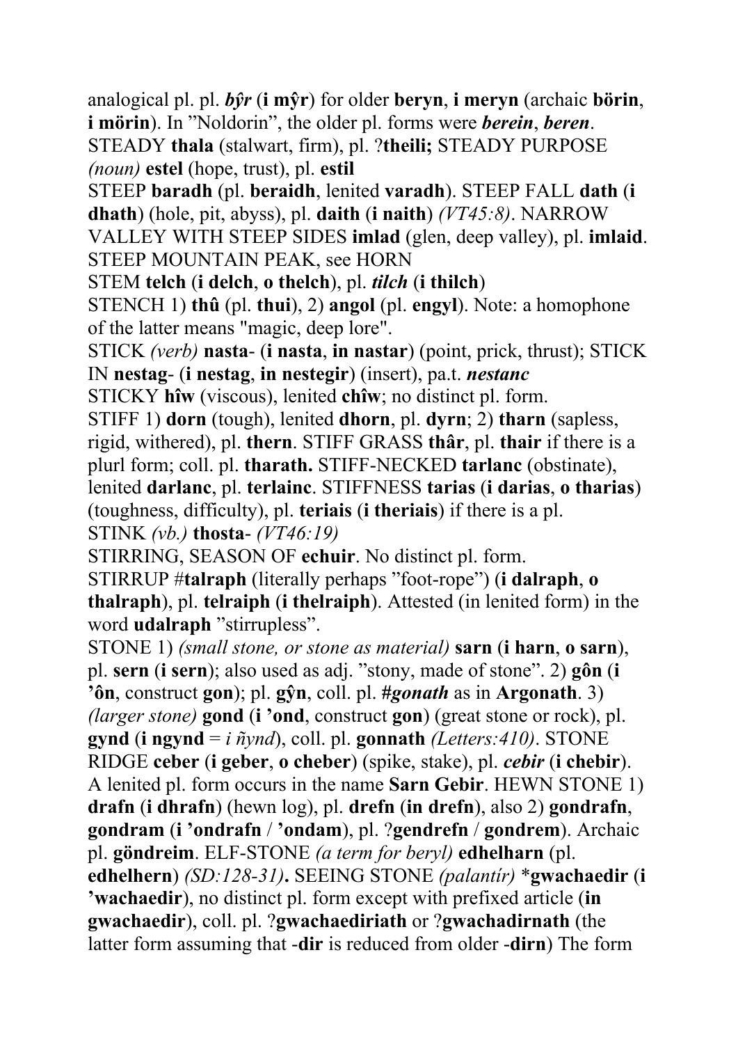analogical pl. pl. ***bŷr*** (**i mŷr**) for older **beryn**, **i meryn** (archaic **börin**, **i mörin**). In "Noldorin", the older pl. forms were ***berein***, ***beren***.

STEADY **thala** (stalwart, firm), pl. ?**theili;** STEADY PURPOSE *(noun)* **estel** (hope, trust), pl. **estil**

STEEP **baradh** (pl. **beraidh**, lenited **varadh**). STEEP FALL **dath** (**i dhath**) (hole, pit, abyss), pl. **daith** (**i naith**) *(VT45:8)*. NARROW VALLEY WITH STEEP SIDES **imlad** (glen, deep valley), pl. **imlaid**. STEEP MOUNTAIN PEAK, see HORN

STEM **telch** (**i delch**, **o thelch**), pl. ***tilch*** (**i thilch**)

STENCH 1) **thû** (pl. **thui**), 2) **angol** (pl. **engyl**). Note: a homophone of the latter means "magic, deep lore".

STICK *(verb)* **nasta-** (**i nasta**, **in nastar**) (point, prick, thrust); STICK IN **nestag-** (**i nestag**, **in nestegir**) (insert), pa.t. ***nestanc***

STICKY **hîw** (viscous), lenited **chîw**; no distinct pl. form.

STIFF 1) **dorn** (tough), lenited **dhorn**, pl. **dyrn**; 2) **tharn** (sapless, rigid, withered), pl. **thern**. STIFF GRASS **thâr**, pl. **thair** if there is a plurl form; coll. pl. **tharath.** STIFF-NECKED **tarlanc** (obstinate), lenited **darlanc**, pl. **terlainc**. STIFFNESS **tarias** (**i darias**, **o tharias**) (toughness, difficulty), pl. **teriais** (**i theriais**) if there is a pl.

STINK *(vb.)* **thosta-** *(VT46:19)*

STIRRING, SEASON OF **echuir**. No distinct pl. form.

STIRRUP #**talraph** (literally perhaps "foot-rope") (**i dalraph**, **o thalraph**), pl. **telraiph** (**i thelraiph**). Attested (in lenited form) in the word **udalraph** "stirrupless".

STONE 1) *(small stone, or stone as material)* **sarn** (**i harn**, **o sarn**), pl. **sern** (**i sern**); also used as adj. "stony, made of stone". 2) **gôn** (**i 'ôn**, construct **gon**); pl. **gŷn**, coll. pl. **#*gonath*** as in **Argonath**. 3) *(larger stone)* **gond** (**i 'ond**, construct **gon**) (great stone or rock), pl. **gynd** (**i ngynd** = *i ñynd*), coll. pl. **gonnath** *(Letters:410)*. STONE RIDGE **ceber** (**i geber**, **o cheber**) (spike, stake), pl. ***cebir*** (**i chebir**). A lenited pl. form occurs in the name **Sarn Gebir**. HEWN STONE 1) **drafn** (**i dhrafn**) (hewn log), pl. **drefn** (**in drefn**), also 2) **gondrafn**, **gondram** (**i 'ondrafn** / **'ondam**), pl. ?**gendrefn** / **gondrem**). Archaic pl. **göndreim**. ELF-STONE *(a term for beryl)* **edhelharn** (pl. **edhelhern**) *(SD:128-31)***.** SEEING STONE *(palantír)* ***gwachaedir** (**i 'wachaedir**), no distinct pl. form except with prefixed article (**in gwachaedir**), coll. pl. ?**gwachaediriath** or ?**gwachadirnath** (the latter form assuming that **-dir** is reduced from older **-dirn**) The form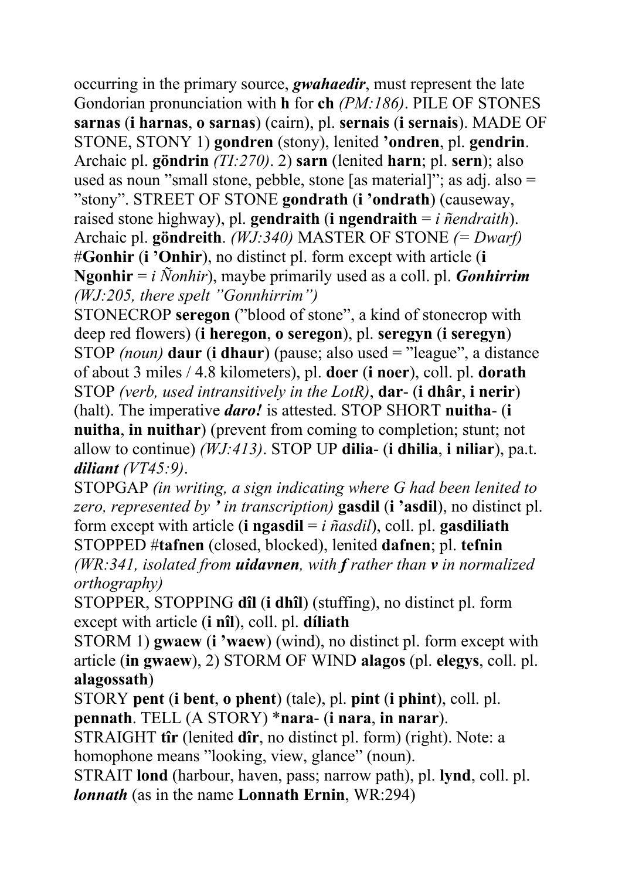occurring in the primary source, ***gwahaedir***, must represent the late Gondorian pronunciation with **h** for **ch** *(PM:186)*. PILE OF STONES **sarnas** (**i harnas**, **o sarnas**) (cairn), pl. **sernais** (**i sernais**). MADE OF STONE, STONY 1) **gondren** (stony), lenited **'ondren**, pl. **gendrin**. Archaic pl. **göndrin** *(TI:270)*. 2) **sarn** (lenited **harn**; pl. **sern**); also used as noun "small stone, pebble, stone [as material]"; as adj. also = "stony". STREET OF STONE **gondrath** (**i 'ondrath**) (causeway, raised stone highway), pl. **gendraith** (**i ngendraith** = *i ñendraith*). Archaic pl. **göndreith**. *(WJ:340)* MASTER OF STONE *(= Dwarf)* #**Gonhir** (**i 'Onhir**), no distinct pl. form except with article (**i Ngonhir** = *i Ñonhir*), maybe primarily used as a coll. pl. ***Gonhirrim*** *(WJ:205, there spelt "Gonnhirrim")*

STONECROP **seregon** ("blood of stone", a kind of stonecrop with deep red flowers) (**i heregon**, **o seregon**), pl. **seregyn** (**i seregyn**)
STOP *(noun)* **daur** (**i dhaur**) (pause; also used = "league", a distance of about 3 miles / 4.8 kilometers), pl. **doer** (**i noer**), coll. pl. **dorath**
STOP *(verb, used intransitively in the LotR)*, **dar**- (**i dhâr**, **i nerir**) (halt). The imperative ***daro!*** is attested. STOP SHORT **nuitha**- (**i nuitha**, **in nuithar**) (prevent from coming to completion; stunt; not allow to continue) *(WJ:413)*. STOP UP **dilia**- (**i dhilia**, **i niliar**), pa.t. ***diliant*** *(VT45:9)*.

STOPGAP *(in writing, a sign indicating where G had been lenited to zero, represented by ' in transcription)* **gasdil** (**i 'asdil**), no distinct pl. form except with article (**i ngasdil** = *i ñasdil*), coll. pl. **gasdiliath**
STOPPED #**tafnen** (closed, blocked), lenited **dafnen**; pl. **tefnin** *(WR:341, isolated from **uidavnen**, with **f** rather than **v** in normalized orthography)*
STOPPER, STOPPING **dîl** (**i dhîl**) (stuffing), no distinct pl. form except with article (**i nîl**), coll. pl. **díliath**
STORM 1) **gwaew** (**i 'waew**) (wind), no distinct pl. form except with article (**in gwaew**), 2) STORM OF WIND **alagos** (pl. **elegys**, coll. pl. **alagossath**)
STORY **pent** (**i bent**, **o phent**) (tale), pl. **pint** (**i phint**), coll. pl. **pennath**. TELL (A STORY) \***nara**- (**i nara**, **in narar**).
STRAIGHT **tîr** (lenited **dîr**, no distinct pl. form) (right). Note: a homophone means "looking, view, glance" (noun).
STRAIT **lond** (harbour, haven, pass; narrow path), pl. **lynd**, coll. pl. ***lonnath*** (as in the name **Lonnath Ernin**, WR:294)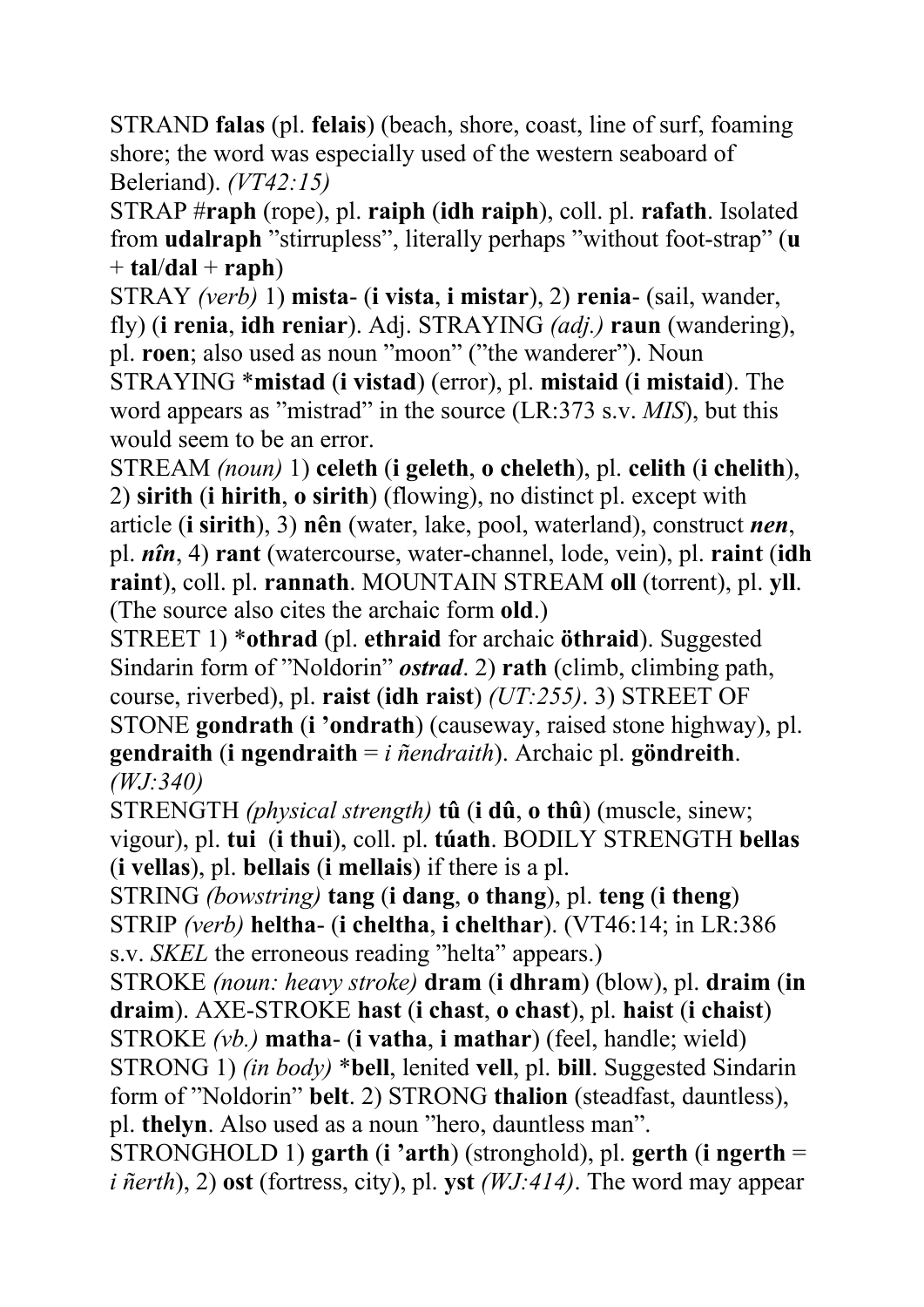STRAND **falas** (pl. **felais**) (beach, shore, coast, line of surf, foaming shore; the word was especially used of the western seaboard of Beleriand). *(VT42:15)*

STRAP #**raph** (rope), pl. **raiph** (**idh raiph**), coll. pl. **rafath**. Isolated from **udalraph** "stirrupless", literally perhaps "without foot-strap" (**u** + **tal**/**dal** + **raph**)

STRAY *(verb)* 1) **mista**- (**i vista**, **i mistar**), 2) **renia**- (sail, wander, fly) (**i renia**, **idh reniar**). Adj. STRAYING *(adj.)* **raun** (wandering), pl. **roen**; also used as noun "moon" ("the wanderer"). Noun STRAYING *\*mistad* (**i vistad**) (error), pl. **mistaid** (**i mistaid**). The word appears as "mistrad" in the source (LR:373 s.v. *MIS*), but this would seem to be an error.

STREAM *(noun)* 1) **celeth** (**i geleth**, **o cheleth**), pl. **celith** (**i chelith**), 2) **sirith** (**i hirith**, **o sirith**) (flowing), no distinct pl. except with article (**i sirith**), 3) **nên** (water, lake, pool, waterland), construct ***nen***, pl. ***nîn***, 4) **rant** (watercourse, water-channel, lode, vein), pl. **raint** (**idh raint**), coll. pl. **rannath**. MOUNTAIN STREAM **oll** (torrent), pl. **yll**. (The source also cites the archaic form **old**.)

STREET 1) \***othrad** (pl. **ethraid** for archaic **öthraid**). Suggested Sindarin form of "Noldorin" ***ostrad***. 2) **rath** (climb, climbing path, course, riverbed), pl. **raist** (**idh raist**) *(UT:255)*. 3) STREET OF STONE **gondrath** (**i 'ondrath**) (causeway, raised stone highway), pl. **gendraith** (**i ngendraith** = *i ñendraith*). Archaic pl. **göndreith**. *(WJ:340)*

STRENGTH *(physical strength)* **tû** (**i dû**, **o thû**) (muscle, sinew; vigour), pl. **tui** (**i thui**), coll. pl. **túath**. BODILY STRENGTH **bellas** (**i vellas**), pl. **bellais** (**i mellais**) if there is a pl.

STRING *(bowstring)* **tang** (**i dang**, **o thang**), pl. **teng** (**i theng**)

STRIP *(verb)* **heltha**- (**i cheltha**, **i chelthar**). (VT46:14; in LR:386 s.v. *SKEL* the erroneous reading "helta" appears.)

STROKE *(noun: heavy stroke)* **dram** (**i dhram**) (blow), pl. **draim** (**in draim**). AXE-STROKE **hast** (**i chast**, **o chast**), pl. **haist** (**i chaist**)

STROKE *(vb.)* **matha**- (**i vatha**, **i mathar**) (feel, handle; wield)

STRONG 1) *(in body)* \***bell**, lenited **vell**, pl. **bill**. Suggested Sindarin form of "Noldorin" **belt**. 2) STRONG **thalion** (steadfast, dauntless), pl. **thelyn**. Also used as a noun "hero, dauntless man".

STRONGHOLD 1) **garth** (**i 'arth**) (stronghold), pl. **gerth** (**i ngerth** = *i ñerth*), 2) **ost** (fortress, city), pl. **yst** *(WJ:414)*. The word may appear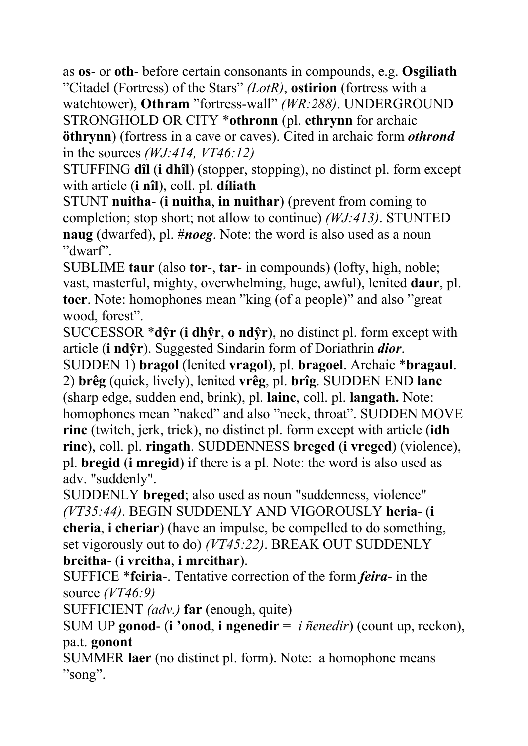as **os**- or **oth**- before certain consonants in compounds, e.g. **Osgiliath** ”Citadel (Fortress) of the Stars” *(LotR)*, **ostirion** (fortress with a watchtower), **Othram** ”fortress-wall” *(WR:288)*. UNDERGROUND STRONGHOLD OR CITY \***othronn** (pl. **ethrynn** for archaic **öthrynn**) (fortress in a cave or caves). Cited in archaic form ***othrond*** in the sources *(WJ:414, VT46:12)*

STUFFING **dîl** (**i dhîl**) (stopper, stopping), no distinct pl. form except with article (**i nîl**), coll. pl. **díliath**

STUNT **nuitha**- (**i nuitha**, **in nuithar**) (prevent from coming to completion; stop short; not allow to continue) *(WJ:413)*. STUNTED **naug** (dwarfed), pl. #***noeg***. Note: the word is also used as a noun ”dwarf”.

SUBLIME **taur** (also **tor**-, **tar**- in compounds) (lofty, high, noble; vast, masterful, mighty, overwhelming, huge, awful), lenited **daur**, pl. **toer**. Note: homophones mean ”king (of a people)” and also ”great wood, forest”.

SUCCESSOR \***dŷr** (**i dhŷr**, **o ndŷr**), no distinct pl. form except with article (**i ndŷr**). Suggested Sindarin form of Doriathrin ***dior***.

SUDDEN 1) **bragol** (lenited **vragol**), pl. **bragoel**. Archaic \***bragaul**. 2) **brêg** (quick, lively), lenited **vrêg**, pl. **brîg**. SUDDEN END **lanc** (sharp edge, sudden end, brink), pl. **lainc**, coll. pl. **langath.** Note: homophones mean ”naked” and also ”neck, throat”. SUDDEN MOVE **rinc** (twitch, jerk, trick), no distinct pl. form except with article (**idh rinc**), coll. pl. **ringath**. SUDDENNESS **breged** (**i vreged**) (violence), pl. **bregid** (**i mregid**) if there is a pl. Note: the word is also used as adv. "suddenly".

SUDDENLY **breged**; also used as noun "suddenness, violence" *(VT35:44)*. BEGIN SUDDENLY AND VIGOROUSLY **heria**- (**i cheria**, **i cheriar**) (have an impulse, be compelled to do something, set vigorously out to do) *(VT45:22)*. BREAK OUT SUDDENLY **breitha**- (**i vreitha**, **i mreithar**).

SUFFICE \***feiria**-. Tentative correction of the form ***feira***- in the source *(VT46:9)*

SUFFICIENT *(adv.)* **far** (enough, quite)

SUM UP **gonod**- (**i ’onod**, **i ngenedir** = *i ñenedir*) (count up, reckon), pa.t. **gonont**

SUMMER **laer** (no distinct pl. form). Note: a homophone means ”song”.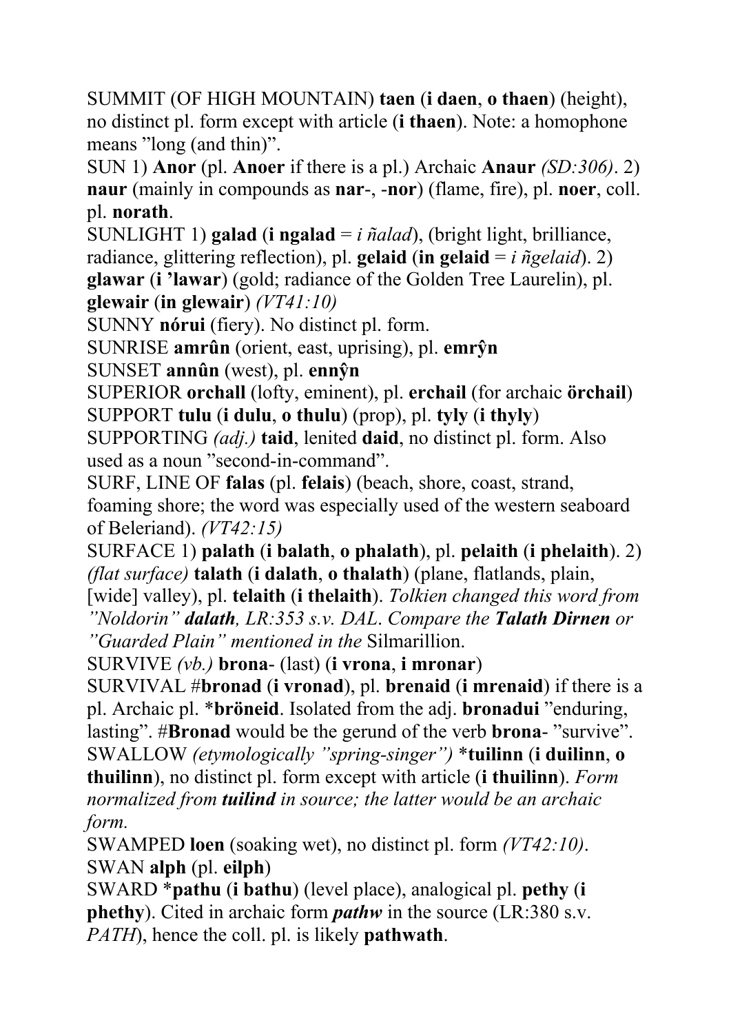SUMMIT (OF HIGH MOUNTAIN) **taen** (**i daen**, **o thaen**) (height), no distinct pl. form except with article (**i thaen**). Note: a homophone means "long (and thin)".

SUN 1) **Anor** (pl. **Anoer** if there is a pl.) Archaic **Anaur** *(SD:306)*. 2) **naur** (mainly in compounds as **nar**-, -**nor**) (flame, fire), pl. **noer**, coll. pl. **norath**.

SUNLIGHT 1) **galad** (**i ngalad** = *i ñalad*), (bright light, brilliance, radiance, glittering reflection), pl. **gelaid** (**in gelaid** = *i ñgelaid*). 2) **glawar** (**i 'lawar**) (gold; radiance of the Golden Tree Laurelin), pl. **glewair** (**in glewair**) *(VT41:10)*

SUNNY **nórui** (fiery). No distinct pl. form.

SUNRISE **amrûn** (orient, east, uprising), pl. **emrŷn**

SUNSET **annûn** (west), pl. **ennŷn**

SUPERIOR **orchall** (lofty, eminent), pl. **erchail** (for archaic **örchail**)

SUPPORT **tulu** (**i dulu**, **o thulu**) (prop), pl. **tyly** (**i thyly**)

SUPPORTING *(adj.)* **taid**, lenited **daid**, no distinct pl. form. Also used as a noun "second-in-command".

SURF, LINE OF **falas** (pl. **felais**) (beach, shore, coast, strand, foaming shore; the word was especially used of the western seaboard of Beleriand). *(VT42:15)*

SURFACE 1) **palath** (**i balath**, **o phalath**), pl. **pelaith** (**i phelaith**). 2) *(flat surface)* **talath** (**i dalath**, **o thalath**) (plane, flatlands, plain, [wide] valley), pl. **telaith** (**i thelaith**). *Tolkien changed this word from "Noldorin" **dalath**, LR:353 s.v. DAL. Compare the **Talath Dirnen** or "Guarded Plain" mentioned in the* Silmarillion.

SURVIVE *(vb.)* **brona**- (last) (**i vrona**, **i mronar**)

SURVIVAL #**bronad** (**i vronad**), pl. **brenaid** (**i mrenaid**) if there is a pl. Archaic pl. ***bröneid**. Isolated from the adj. **bronadui** "enduring, lasting". #**Bronad** would be the gerund of the verb **brona**- "survive".

SWALLOW *(etymologically "spring-singer")* ***tuilinn** (**i duilinn**, **o thuilinn**), no distinct pl. form except with article (**i thuilinn**). *Form normalized from **tuilind** in source; the latter would be an archaic form.*

SWAMPED **loen** (soaking wet), no distinct pl. form *(VT42:10)*.

SWAN **alph** (pl. **eilph**)

SWARD ***pathu** (**i bathu**) (level place), analogical pl. **pethy** (**i phethy**). Cited in archaic form ***pathw*** in the source (LR:380 s.v. *PATH*), hence the coll. pl. is likely **pathwath**.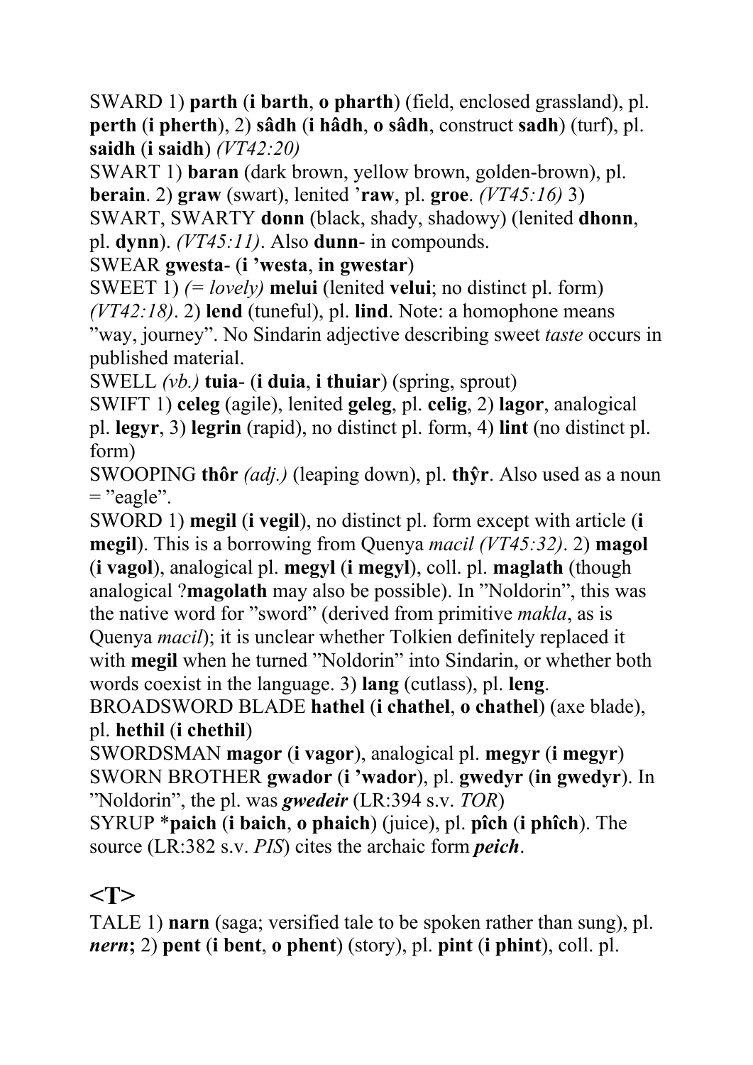SWARD 1) **parth** (**i barth**, **o pharth**) (field, enclosed grassland), pl. **perth** (**i pherth**), 2) **sâdh** (**i hâdh**, **o sâdh**, construct **sadh**) (turf), pl. **saidh** (**i saidh**) *(VT42:20)*

SWART 1) **baran** (dark brown, yellow brown, golden-brown), pl. **berain**. 2) **graw** (swart), lenited **'raw**, pl. **groe**. *(VT45:16)* 3) SWART, SWARTY **donn** (black, shady, shadowy) (lenited **dhonn**, pl. **dynn**). *(VT45:11)*. Also **dunn**- in compounds.

SWEAR **gwesta**- (**i 'westa**, **in gwestar**)

SWEET 1) *(= lovely)* **melui** (lenited **velui**; no distinct pl. form) *(VT42:18)*. 2) **lend** (tuneful), pl. **lind**. Note: a homophone means "way, journey". No Sindarin adjective describing sweet *taste* occurs in published material.

SWELL *(vb.)* **tuia**- (**i duia**, **i thuiar**) (spring, sprout)

SWIFT 1) **celeg** (agile), lenited **geleg**, pl. **celig**, 2) **lagor**, analogical pl. **legyr**, 3) **legrin** (rapid), no distinct pl. form, 4) **lint** (no distinct pl. form)

SWOOPING **thôr** *(adj.)* (leaping down), pl. **thŷr**. Also used as a noun = "eagle".

SWORD 1) **megil** (**i vegil**), no distinct pl. form except with article (**i megil**). This is a borrowing from Quenya *macil (VT45:32)*. 2) **magol** (**i vagol**), analogical pl. **megyl** (**i megyl**), coll. pl. **maglath** (though analogical ?**magolath** may also be possible). In "Noldorin", this was the native word for "sword" (derived from primitive *makla*, as is Quenya *macil*); it is unclear whether Tolkien definitely replaced it with **megil** when he turned "Noldorin" into Sindarin, or whether both words coexist in the language. 3) **lang** (cutlass), pl. **leng**.

BROADSWORD BLADE **hathel** (**i chathel**, **o chathel**) (axe blade), pl. **hethil** (**i chethil**)

SWORDSMAN **magor** (**i vagor**), analogical pl. **megyr** (**i megyr**)

SWORN BROTHER **gwador** (**i 'wador**), pl. **gwedyr** (**in gwedyr**). In "Noldorin", the pl. was ***gwedeir*** (LR:394 s.v. *TOR*)

SYRUP ***paich** (**i baich**, **o phaich**) (juice), pl. **pîch** (**i phîch**). The source (LR:382 s.v. *PIS*) cites the archaic form ***peich***.

## <T>

TALE 1) **narn** (saga; versified tale to be spoken rather than sung), pl. ***nern*;** 2) **pent** (**i bent**, **o phent**) (story), pl. **pint** (**i phint**), coll. pl.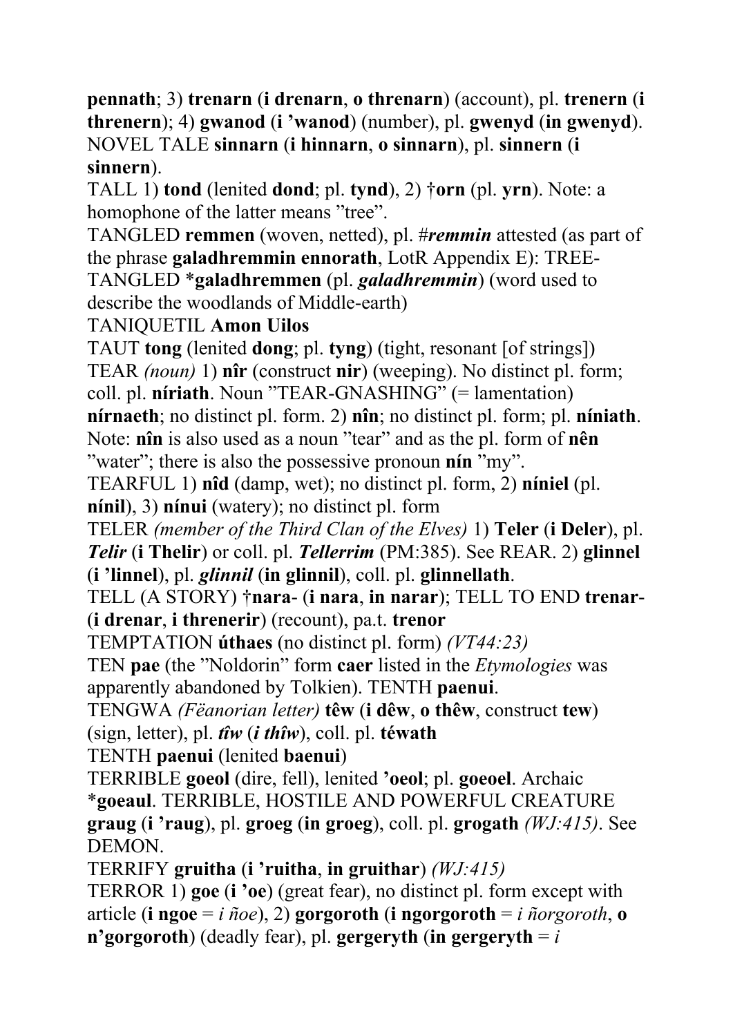**pennath**; 3) **trenarn** (**i drenarn**, **o threnarn**) (account), pl. **trenern** (**i threnern**); 4) **gwanod** (**i 'wanod**) (number), pl. **gwenyd** (**in gwenyd**). NOVEL TALE **sinnarn** (**i hinnarn**, **o sinnarn**), pl. **sinnern** (**i sinnern**).

TALL 1) **tond** (lenited **dond**; pl. **tynd**), 2) **†orn** (pl. **yrn**). Note: a homophone of the latter means "tree".

TANGLED **remmen** (woven, netted), pl. ***#remmin*** attested (as part of the phrase **galadhremmin ennorath**, LotR Appendix E): TREE-TANGLED ***galadhremmen** (pl. ***galadhremmin***) (word used to describe the woodlands of Middle-earth)

TANIQUETIL **Amon Uilos**

TAUT **tong** (lenited **dong**; pl. **tyng**) (tight, resonant [of strings])

TEAR *(noun)* 1) **nîr** (construct **nir**) (weeping). No distinct pl. form; coll. pl. **níriath**. Noun "TEAR-GNASHING" (= lamentation) **nírnaeth**; no distinct pl. form. 2) **nîn**; no distinct pl. form; pl. **níniath**. Note: **nîn** is also used as a noun "tear" and as the pl. form of **nên** "water"; there is also the possessive pronoun **nín** "my".

TEARFUL 1) **nîd** (damp, wet); no distinct pl. form, 2) **níniel** (pl. **nínil**), 3) **nínui** (watery); no distinct pl. form

TELER *(member of the Third Clan of the Elves)* 1) **Teler** (**i Deler**), pl. ***Telir*** (**i Thelir**) or coll. pl. ***Tellerrim*** (PM:385). See REAR. 2) **glinnel** (**i 'linnel**), pl. ***glinnil*** (**in glinnil**), coll. pl. **glinnellath**.

TELL (A STORY) **†nara-** (**i nara**, **in narar**); TELL TO END **trenar-** (**i drenar**, **i threnerir**) (recount), pa.t. **trenor**

TEMPTATION **úthaes** (no distinct pl. form) *(VT44:23)*

TEN **pae** (the "Noldorin" form **caer** listed in the *Etymologies* was apparently abandoned by Tolkien). TENTH **paenui**.

TENGWA *(Fëanorian letter)* **têw** (**i dêw**, **o thêw**, construct **tew**) (sign, letter), pl. ***tîw*** (***i thîw***), coll. pl. **téwath**

TENTH **paenui** (lenited **baenui**)

TERRIBLE **goeol** (dire, fell), lenited **'oeol**; pl. **goeoel**. Archaic ***goeaul**. TERRIBLE, HOSTILE AND POWERFUL CREATURE **graug** (**i 'raug**), pl. **groeg** (**in groeg**), coll. pl. **grogath** *(WJ:415)*. See DEMON.

TERRIFY **gruitha** (**i 'ruitha**, **in gruithar**) *(WJ:415)*

TERROR 1) **goe** (**i 'oe**) (great fear), no distinct pl. form except with article (**i ngoe** = *i ñoe*), 2) **gorgoroth** (**i ngorgoroth** = *i ñorgoroth*, **o n'gorgoroth**) (deadly fear), pl. **gergeryth** (**in gergeryth** = *i*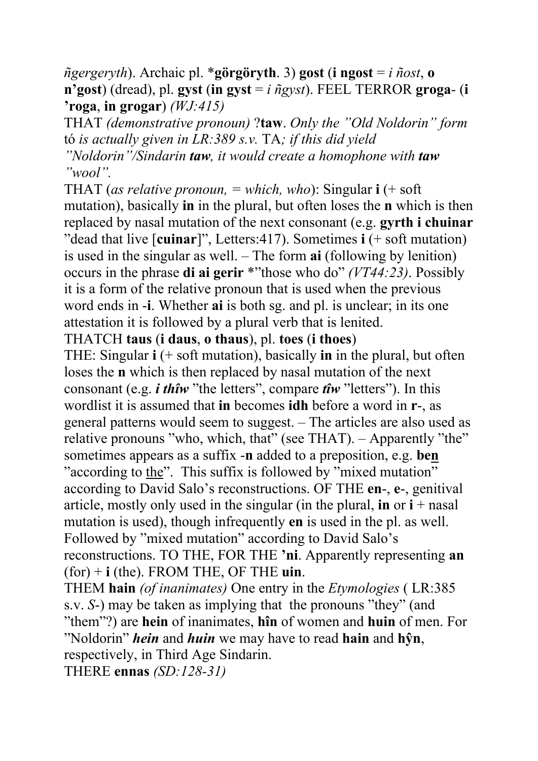*ñgergeryth*). Archaic pl. ***görgöryth**. 3) **gost** (**i ngost** = *i ñost*, **o n'gost**) (dread), pl. **gyst** (**in gyst** = *i ñgyst*). FEEL TERROR **groga-** (**i 'roga**, **in grogar**) *(WJ:415)*

THAT *(demonstrative pronoun)* ?**taw**. *Only the "Old Noldorin" form* tó *is actually given in LR:389 s.v.* TA*; if this did yield "Noldorin"/Sindarin* ***taw****, it would create a homophone with* ***taw*** *"wool".*

THAT (*as relative pronoun, = which, who*): Singular **i** (+ soft mutation), basically **in** in the plural, but often loses the **n** which is then replaced by nasal mutation of the next consonant (e.g. **gyrth i chuinar** "dead that live [**cuinar**]", Letters:417). Sometimes **i** (+ soft mutation) is used in the singular as well. – The form **ai** (following by lenition) occurs in the phrase **di ai gerir** *"those who do" *(VT44:23)*. Possibly it is a form of the relative pronoun that is used when the previous word ends in **-i**. Whether **ai** is both sg. and pl. is unclear; in its one attestation it is followed by a plural verb that is lenited.

THATCH **taus** (**i daus**, **o thaus**), pl. **toes** (**i thoes**)

THE: Singular **i** (+ soft mutation), basically **in** in the plural, but often loses the **n** which is then replaced by nasal mutation of the next consonant (e.g. ***i thîw*** "the letters", compare ***tîw*** "letters"). In this wordlist it is assumed that **in** becomes **idh** before a word in **r-**, as general patterns would seem to suggest. – The articles are also used as relative pronouns "who, which, that" (see THAT). – Apparently "the" sometimes appears as a suffix **-n** added to a preposition, e.g. **be<u>n</u>** "according to <u>the</u>". This suffix is followed by "mixed mutation" according to David Salo's reconstructions. OF THE **en-**, **e-**, genitival article, mostly only used in the singular (in the plural, **in** or **i** + nasal mutation is used), though infrequently **en** is used in the pl. as well. Followed by "mixed mutation" according to David Salo's reconstructions. TO THE, FOR THE **'ni**. Apparently representing **an** (for) + **i** (the). FROM THE, OF THE **uin**.

THEM **hain** *(of inanimates)* One entry in the *Etymologies* ( LR:385 s.v. *S-*) may be taken as implying that the pronouns "they" (and "them"?) are **hein** of inanimates, **hîn** of women and **huin** of men. For "Noldorin" ***hein*** and ***huin*** we may have to read **hain** and **hŷn**, respectively, in Third Age Sindarin.

THERE **ennas** *(SD:128-31)*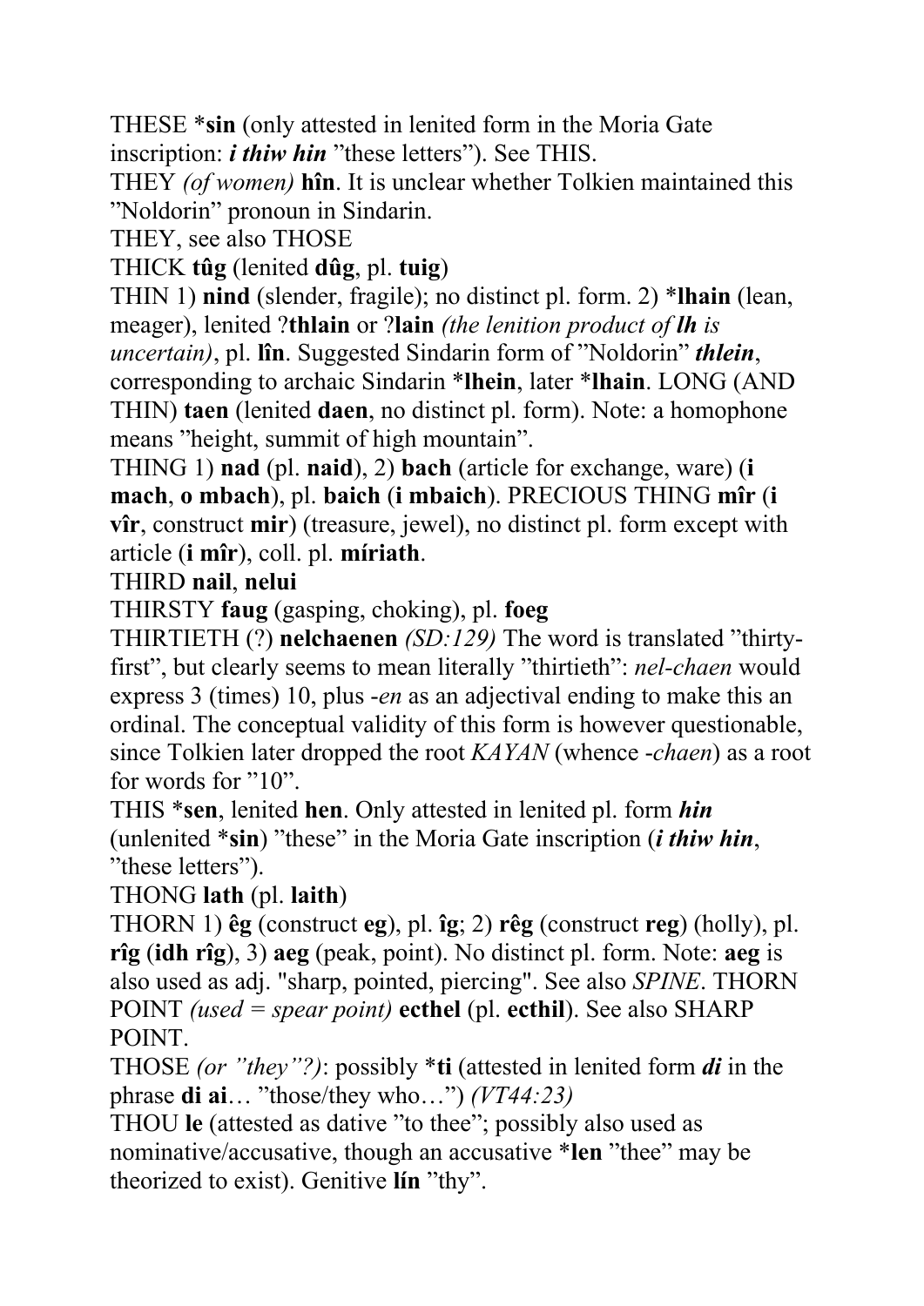THESE *__sin__ (only attested in lenited form in the Moria Gate inscription: ***i thiw hin*** ”these letters”). See THIS.

THEY *(of women)* **hîn**. It is unclear whether Tolkien maintained this ”Noldorin” pronoun in Sindarin.

THEY, see also THOSE

THICK **tûg** (lenited **dûg**, pl. **tuig**)

THIN 1) **nind** (slender, fragile); no distinct pl. form. 2) *__lhain__ (lean, meager), lenited ?**thlain** or ?**lain** *(the lenition product of **lh** is uncertain)*, pl. **lîn**. Suggested Sindarin form of ”Noldorin” ***thlein***, corresponding to archaic Sindarin *__lhein__, later *__lhain__. LONG (AND THIN) **taen** (lenited **daen**, no distinct pl. form). Note: a homophone means ”height, summit of high mountain”.

THING 1) **nad** (pl. **naid**), 2) **bach** (article for exchange, ware) (**i mach**, **o mbach**), pl. **baich** (**i mbaich**). PRECIOUS THING **mîr** (**i vîr**, construct **mir**) (treasure, jewel), no distinct pl. form except with article (**i mîr**), coll. pl. **míriath**.

THIRD **nail**, **nelui**

THIRSTY **faug** (gasping, choking), pl. **foeg**

THIRTIETH (?) **nelchaenen** *(SD:129)* The word is translated ”thirty-first”, but clearly seems to mean literally ”thirtieth”: *nel-chaen* would express 3 (times) 10, plus *-en* as an adjectival ending to make this an ordinal. The conceptual validity of this form is however questionable, since Tolkien later dropped the root *KAYAN* (whence *-chaen*) as a root for words for ”10”.

THIS *__sen__, lenited **hen**. Only attested in lenited pl. form ***hin*** (unlenited *__sin__) ”these” in the Moria Gate inscription (***i thiw hin***, ”these letters”).

THONG **lath** (pl. **laith**)

THORN 1) **êg** (construct **eg**), pl. **îg**; 2) **rêg** (construct **reg**) (holly), pl. **rîg** (**idh rîg**), 3) **aeg** (peak, point). No distinct pl. form. Note: **aeg** is also used as adj. "sharp, pointed, piercing". See also *SPINE*. THORN POINT *(used = spear point)* **ecthel** (pl. **ecthil**). See also SHARP POINT.

THOSE *(or ”they”?)*: possibly *__ti__ (attested in lenited form ***di*** in the phrase **di ai**… ”those/they who…”) *(VT44:23)*

THOU **le** (attested as dative ”to thee”; possibly also used as nominative/accusative, though an accusative *__len__ ”thee” may be theorized to exist). Genitive **lín** ”thy”.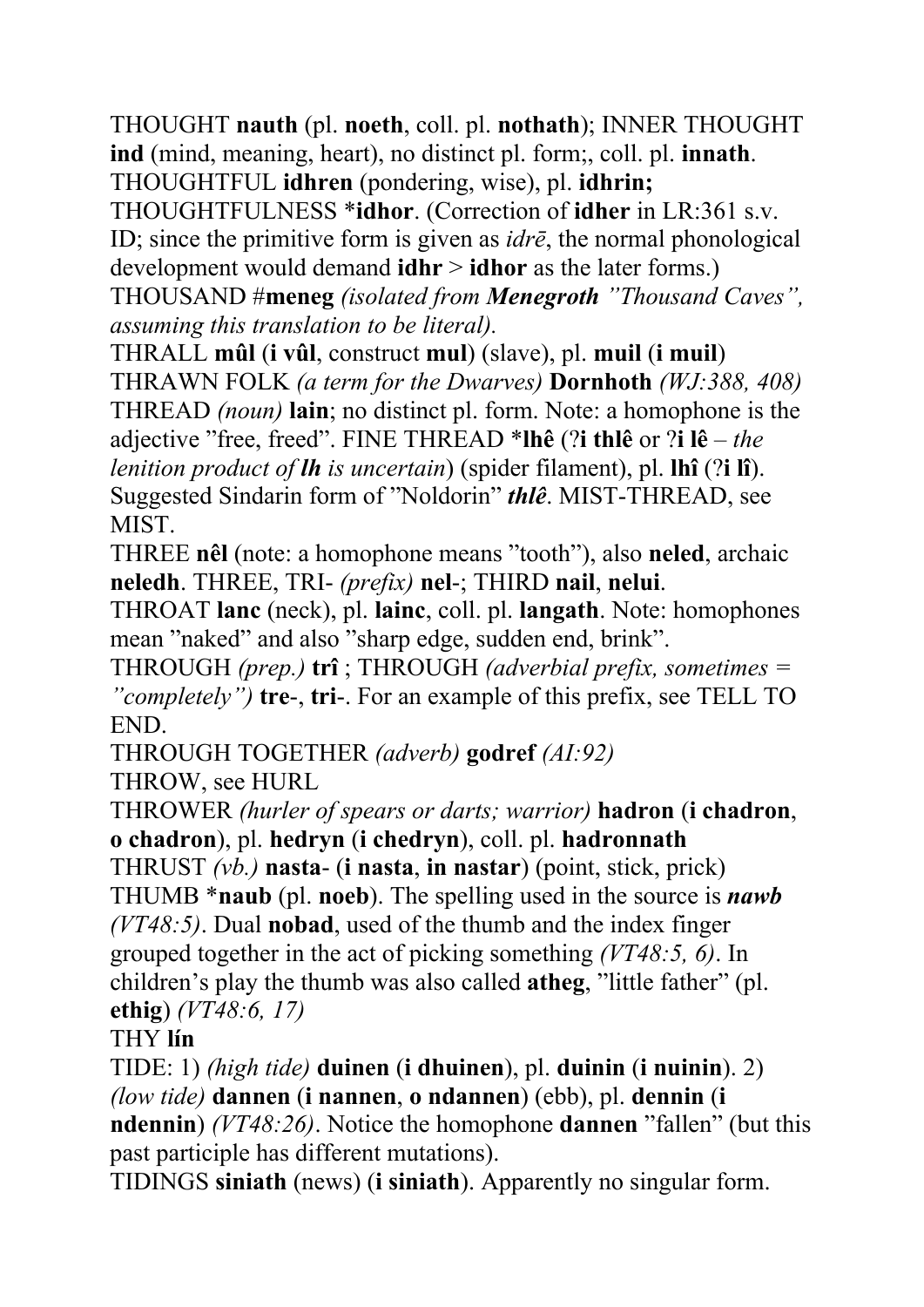THOUGHT **nauth** (pl. **noeth**, coll. pl. **nothath**); INNER THOUGHT **ind** (mind, meaning, heart), no distinct pl. form;, coll. pl. **innath**. THOUGHTFUL **idhren** (pondering, wise), pl. **idhrin;**
THOUGHTFULNESS ***idhor**. (Correction of **idher** in LR:361 s.v. ID; since the primitive form is given as *idrē*, the normal phonological development would demand **idhr** > **idhor** as the later forms.)
THOUSAND #**meneg** *(isolated from* ***Menegroth*** *"Thousand Caves", assuming this translation to be literal).*
THRALL **mûl** (**i vûl**, construct **mul**) (slave), pl. **muil** (**i muil**)
THRAWN FOLK *(a term for the Dwarves)* **Dornhoth** *(WJ:388, 408)*
THREAD *(noun)* **lain**; no distinct pl. form. Note: a homophone is the adjective "free, freed". FINE THREAD ***lhê** (?**i thlê** or ?**i lê** – *the lenition product of* ***lh*** *is uncertain*) (spider filament), pl. **lhî** (?**i lî**). Suggested Sindarin form of "Noldorin" ***thlê***. MIST-THREAD, see MIST.
THREE **nêl** (note: a homophone means "tooth"), also **neled**, archaic **neledh**. THREE, TRI- *(prefix)* **nel**-; THIRD **nail**, **nelui**.
THROAT **lanc** (neck), pl. **lainc**, coll. pl. **langath**. Note: homophones mean "naked" and also "sharp edge, sudden end, brink".
THROUGH *(prep.)* **trî** ; THROUGH *(adverbial prefix, sometimes = "completely")* **tre**-, **tri**-. For an example of this prefix, see TELL TO END.
THROUGH TOGETHER *(adverb)* **godref** *(AI:92)*
THROW, see HURL
THROWER *(hurler of spears or darts; warrior)* **hadron** (**i chadron**, **o chadron**), pl. **hedryn** (**i chedryn**), coll. pl. **hadronnath**
THRUST *(vb.)* **nasta**- (**i nasta**, **in nastar**) (point, stick, prick)
THUMB ***naub** (pl. **noeb**). The spelling used in the source is ***nawb*** *(VT48:5)*. Dual **nobad**, used of the thumb and the index finger grouped together in the act of picking something *(VT48:5, 6)*. In children's play the thumb was also called **atheg**, "little father" (pl. **ethig**) *(VT48:6, 17)*
THY **lín**
TIDE: 1) *(high tide)* **duinen** (**i dhuinen**), pl. **duinin** (**i nuinin**). 2) *(low tide)* **dannen** (**i nannen**, **o ndannen**) (ebb), pl. **dennin** (**i ndennin**) *(VT48:26)*. Notice the homophone **dannen** "fallen" (but this past participle has different mutations).
TIDINGS **siniath** (news) (**i siniath**). Apparently no singular form.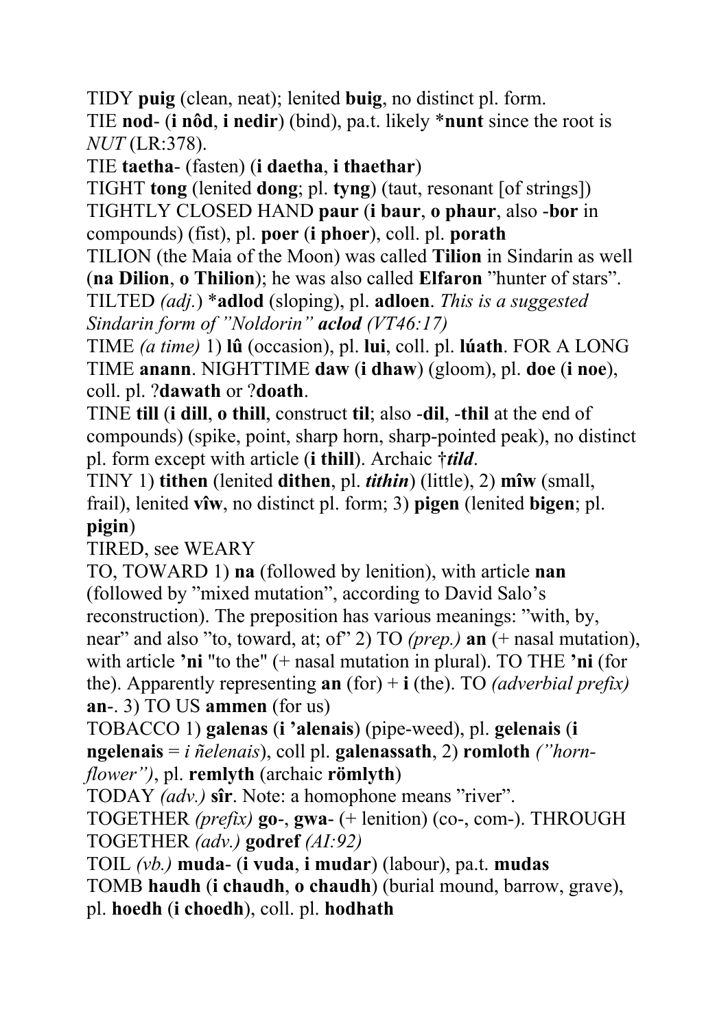TIDY **puig** (clean, neat); lenited **buig**, no distinct pl. form.

TIE **nod**- (**i nôd**, **i nedir**) (bind), pa.t. likely ***nunt** since the root is *NUT* (LR:378).

TIE **taetha**- (fasten) (**i daetha**, **i thaethar**)

TIGHT **tong** (lenited **dong**; pl. **tyng**) (taut, resonant [of strings])

TIGHTLY CLOSED HAND **paur** (**i baur**, **o phaur**, also -**bor** in compounds) (fist), pl. **poer** (**i phoer**), coll. pl. **porath**

TILION (the Maia of the Moon) was called **Tilion** in Sindarin as well (**na Dilion**, **o Thilion**); he was also called **Elfaron** "hunter of stars".

TILTED *(adj.)* ***adlod** (sloping), pl. **adloen**. *This is a suggested Sindarin form of "Noldorin"* ***aclod*** *(VT46:17)*

TIME *(a time)* 1) **lû** (occasion), pl. **lui**, coll. pl. **lúath**. FOR A LONG TIME **anann**. NIGHTTIME **daw** (**i dhaw**) (gloom), pl. **doe** (**i noe**), coll. pl. ?**dawath** or ?**doath**.

TINE **till** (**i dill**, **o thill**, construct **til**; also -**dil**, -**thil** at the end of compounds) (spike, point, sharp horn, sharp-pointed peak), no distinct pl. form except with article (**i thill**). Archaic †***tild***.

TINY 1) **tithen** (lenited **dithen**, pl. ***tithin***) (little), 2) **mîw** (small, frail), lenited **vîw**, no distinct pl. form; 3) **pigen** (lenited **bigen**; pl. **pigin**)

TIRED, see WEARY

TO, TOWARD 1) **na** (followed by lenition), with article **nan** (followed by "mixed mutation", according to David Salo's reconstruction). The preposition has various meanings: "with, by, near" and also "to, toward, at; of" 2) TO *(prep.)* **an** (+ nasal mutation), with article **'ni** "to the" (+ nasal mutation in plural). TO THE **'ni** (for the). Apparently representing **an** (for) + **i** (the). TO *(adverbial prefix)* **an**-. 3) TO US **ammen** (for us)

TOBACCO 1) **galenas** (**i 'alenais**) (pipe-weed), pl. **gelenais** (**i ngelenais** = *i ñelenais*), coll pl. **galenassath**, 2) **romloth** *("horn-flower")*, pl. **remlyth** (archaic **römlyth**)

TODAY *(adv.)* **sîr**. Note: a homophone means "river".

TOGETHER *(prefix)* **go**-, **gwa**- (+ lenition) (co-, com-). THROUGH TOGETHER *(adv.)* **godref** *(AI:92)*

TOIL *(vb.)* **muda**- (**i vuda**, **i mudar**) (labour), pa.t. **mudas**

TOMB **haudh** (**i chaudh**, **o chaudh**) (burial mound, barrow, grave), pl. **hoedh** (**i choedh**), coll. pl. **hodhath**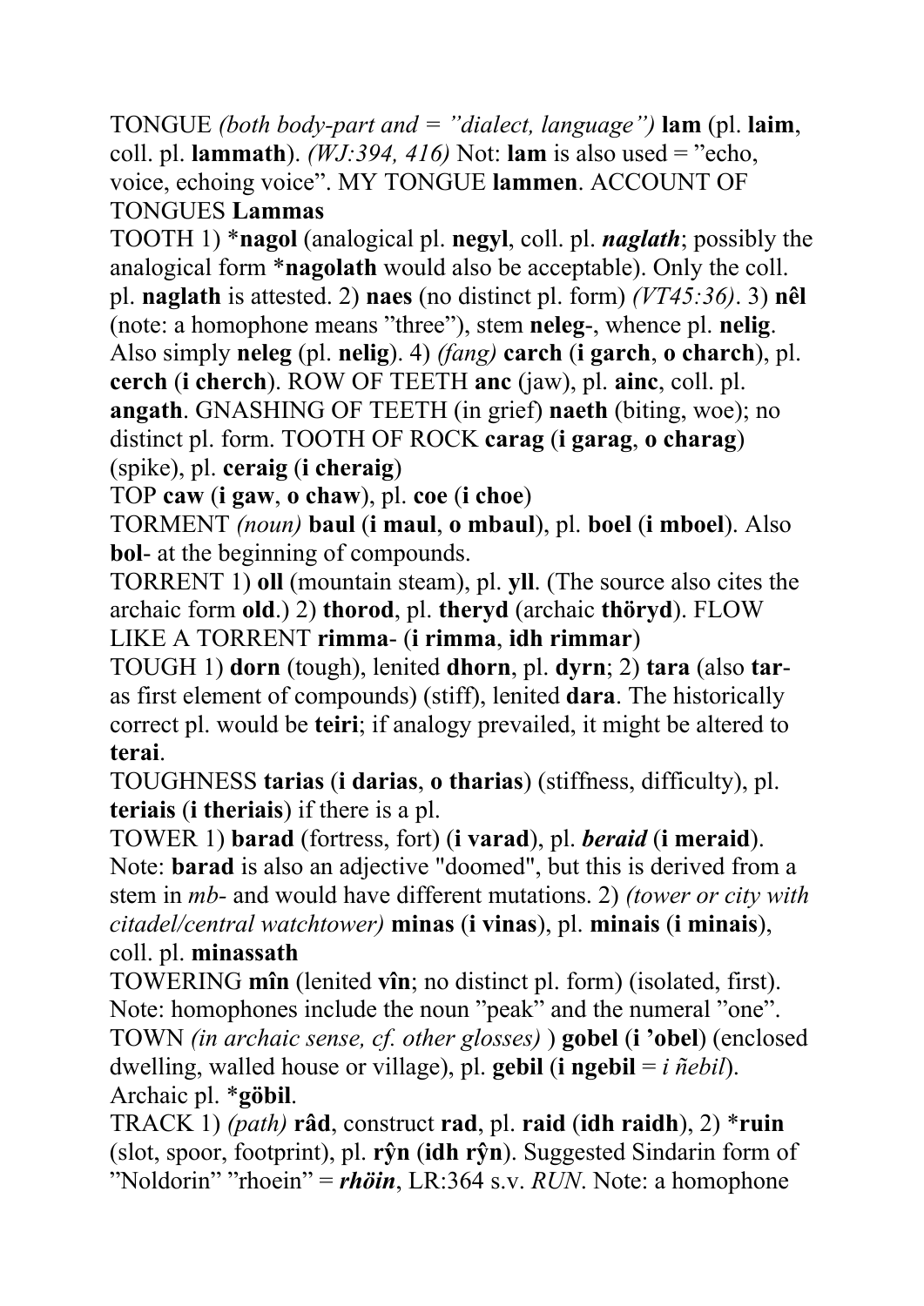TONGUE *(both body-part and = "dialect, language")* **lam** (pl. **laim**, coll. pl. **lammath**). *(WJ:394, 416)* Not: **lam** is also used = "echo, voice, echoing voice". MY TONGUE **lammen**. ACCOUNT OF TONGUES **Lammas**

TOOTH 1) ***nagol** (analogical pl. **negyl**, coll. pl. ***naglath***; possibly the analogical form ***nagolath** would also be acceptable). Only the coll. pl. **naglath** is attested. 2) **naes** (no distinct pl. form) *(VT45:36)*. 3) **nêl** (note: a homophone means "three"), stem **neleg**-, whence pl. **nelig**. Also simply **neleg** (pl. **nelig**). 4) *(fang)* **carch** (**i garch**, **o charch**), pl. **cerch** (**i cherch**). ROW OF TEETH **anc** (jaw), pl. **ainc**, coll. pl. **angath**. GNASHING OF TEETH (in grief) **naeth** (biting, woe); no distinct pl. form. TOOTH OF ROCK **carag** (**i garag**, **o charag**) (spike), pl. **ceraig** (**i cheraig**)

TOP **caw** (**i gaw**, **o chaw**), pl. **coe** (**i choe**)

TORMENT *(noun)* **baul** (**i maul**, **o mbaul**), pl. **boel** (**i mboel**). Also **bol**- at the beginning of compounds.

TORRENT 1) **oll** (mountain steam), pl. **yll**. (The source also cites the archaic form **old**.) 2) **thorod**, pl. **theryd** (archaic **thöryd**). FLOW LIKE A TORRENT **rimma**- (**i rimma**, **idh rimmar**)

TOUGH 1) **dorn** (tough), lenited **dhorn**, pl. **dyrn**; 2) **tara** (also **tar**- as first element of compounds) (stiff), lenited **dara**. The historically correct pl. would be **teiri**; if analogy prevailed, it might be altered to **terai**.

TOUGHNESS **tarias** (**i darias**, **o tharias**) (stiffness, difficulty), pl. **teriais** (**i theriais**) if there is a pl.

TOWER 1) **barad** (fortress, fort) (**i varad**), pl. ***beraid*** (**i meraid**). Note: **barad** is also an adjective "doomed", but this is derived from a stem in *mb*- and would have different mutations. 2) *(tower or city with citadel/central watchtower)* **minas** (**i vinas**), pl. **minais** (**i minais**), coll. pl. **minassath**

TOWERING **mîn** (lenited **vîn**; no distinct pl. form) (isolated, first). Note: homophones include the noun "peak" and the numeral "one".

TOWN *(in archaic sense, cf. other glosses)* ) **gobel** (**i 'obel**) (enclosed dwelling, walled house or village), pl. **gebil** (**i ngebil** = *i ñebil*). Archaic pl. ***göbil**.

TRACK 1) *(path)* **râd**, construct **rad**, pl. **raid** (**idh raidh**), 2) ***ruin** (slot, spoor, footprint), pl. **rŷn** (**idh rŷn**). Suggested Sindarin form of "Noldorin" "rhoein" = ***rhöin***, LR:364 s.v. *RUN*. Note: a homophone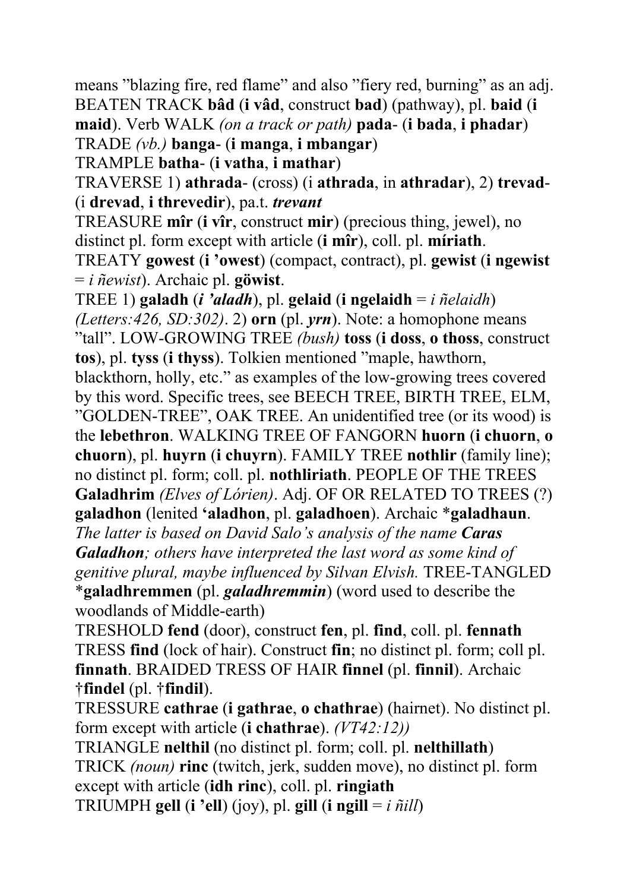means ”blazing fire, red flame” and also ”fiery red, burning” as an adj. BEATEN TRACK **bâd** (**i vâd**, construct **bad**) (pathway), pl. **baid** (**i maid**). Verb WALK *(on a track or path)* **pada-** (**i bada**, **i phadar**)

TRADE *(vb.)* **banga-** (**i manga**, **i mbangar**)

TRAMPLE **batha-** (**i vatha**, **i mathar**)

TRAVERSE 1) **athrada-** (cross) (i **athrada**, in **athradar**), 2) **trevad-** (i **drevad**, **i threvedir**), pa.t. ***trevant***

TREASURE **mîr** (**i vîr**, construct **mir**) (precious thing, jewel), no distinct pl. form except with article (**i mîr**), coll. pl. **míriath**.

TREATY **gowest** (**i ’owest**) (compact, contract), pl. **gewist** (**i ngewist** = *i ñewist*). Archaic pl. **göwist**.

TREE 1) **galadh** (***i ’aladh***), pl. **gelaid** (**i ngelaidh** = *i ñelaidh*) *(Letters:426, SD:302)*. 2) **orn** (pl. ***yrn***). Note: a homophone means ”tall”. LOW-GROWING TREE *(bush)* **toss** (**i doss**, **o thoss**, construct **tos**), pl. **tyss** (**i thyss**). Tolkien mentioned ”maple, hawthorn, blackthorn, holly, etc.” as examples of the low-growing trees covered by this word. Specific trees, see BEECH TREE, BIRTH TREE, ELM, ”GOLDEN-TREE”, OAK TREE. An unidentified tree (or its wood) is the **lebethron**. WALKING TREE OF FANGORN **huorn** (**i chuorn**, **o chuorn**), pl. **huyrn** (**i chuyrn**). FAMILY TREE **nothlir** (family line); no distinct pl. form; coll. pl. **nothliriath**. PEOPLE OF THE TREES **Galadhrim** *(Elves of Lórien)*. Adj. OF OR RELATED TO TREES (?) **galadhon** (lenited **‘aladhon**, pl. **galadhoen**). Archaic ***galadhaun**. *The latter is based on David Salo’s analysis of the name **Caras Galadhon**; others have interpreted the last word as some kind of genitive plural, maybe influenced by Silvan Elvish.* TREE-TANGLED ***galadhremmen** (pl. ***galadhremmin***) (word used to describe the woodlands of Middle-earth)

TRESHOLD **fend** (door), construct **fen**, pl. **find**, coll. pl. **fennath**

TRESS **find** (lock of hair). Construct **fin**; no distinct pl. form; coll pl. **finnath**. BRAIDED TRESS OF HAIR **finnel** (pl. **finnil**). Archaic **†findel** (pl. **†findil**).

TRESSURE **cathrae** (**i gathrae**, **o chathrae**) (hairnet). No distinct pl. form except with article (**i chathrae**). *(VT42:12))*

TRIANGLE **nelthil** (no distinct pl. form; coll. pl. **nelthillath**)

TRICK *(noun)* **rinc** (twitch, jerk, sudden move), no distinct pl. form except with article (**idh rinc**), coll. pl. **ringiath**

TRIUMPH **gell** (**i ’ell**) (joy), pl. **gill** (**i ngill** = *i ñill*)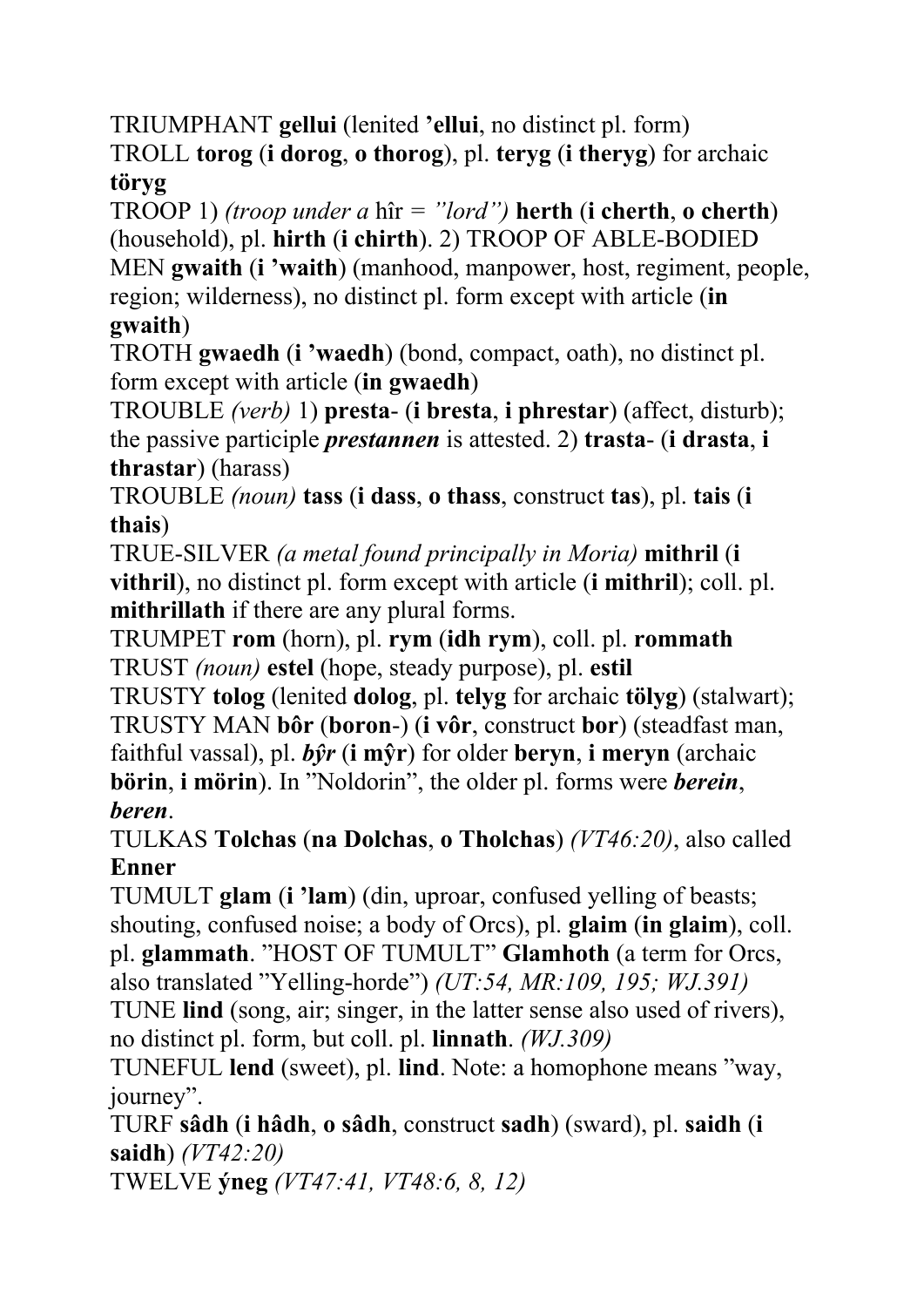TRIUMPHANT **gellui** (lenited **'ellui**, no distinct pl. form)
TROLL **torog** (**i dorog**, **o thorog**), pl. **teryg** (**i theryg**) for archaic **töryg**
TROOP 1) *(troop under a* hîr *= "lord")* **herth** (**i cherth**, **o cherth**) (household), pl. **hirth** (**i chirth**). 2) TROOP OF ABLE-BODIED MEN **gwaith** (**i 'waith**) (manhood, manpower, host, regiment, people, region; wilderness), no distinct pl. form except with article (**in gwaith**)
TROTH **gwaedh** (**i 'waedh**) (bond, compact, oath), no distinct pl. form except with article (**in gwaedh**)
TROUBLE *(verb)* 1) **presta-** (**i bresta**, **i phrestar**) (affect, disturb); the passive participle ***prestannen*** is attested. 2) **trasta-** (**i drasta**, **i thrastar**) (harass)
TROUBLE *(noun)* **tass** (**i dass**, **o thass**, construct **tas**), pl. **tais** (**i thais**)
TRUE-SILVER *(a metal found principally in Moria)* **mithril** (**i vithril**), no distinct pl. form except with article (**i mithril**); coll. pl. **mithrillath** if there are any plural forms.
TRUMPET **rom** (horn), pl. **rym** (**idh rym**), coll. pl. **rommath**
TRUST *(noun)* **estel** (hope, steady purpose), pl. **estil**
TRUSTY **tolog** (lenited **dolog**, pl. **telyg** for archaic **tölyg**) (stalwart); TRUSTY MAN **bôr** (**boron-**) (**i vôr**, construct **bor**) (steadfast man, faithful vassal), pl. ***bŷr*** (**i mŷr**) for older **beryn**, **i meryn** (archaic **börin**, **i mörin**). In "Noldorin", the older pl. forms were ***berein***, ***beren***.
TULKAS **Tolchas** (**na Dolchas**, **o Tholchas**) *(VT46:20)*, also called **Enner**
TUMULT **glam** (**i 'lam**) (din, uproar, confused yelling of beasts; shouting, confused noise; a body of Orcs), pl. **glaim** (**in glaim**), coll. pl. **glammath**. "HOST OF TUMULT" **Glamhoth** (a term for Orcs, also translated "Yelling-horde") *(UT:54, MR:109, 195; WJ.391)*
TUNE **lind** (song, air; singer, in the latter sense also used of rivers), no distinct pl. form, but coll. pl. **linnath**. *(WJ.309)*
TUNEFUL **lend** (sweet), pl. **lind**. Note: a homophone means "way, journey".
TURF **sâdh** (**i hâdh**, **o sâdh**, construct **sadh**) (sward), pl. **saidh** (**i saidh**) *(VT42:20)*
TWELVE **ýneg** *(VT47:41, VT48:6, 8, 12)*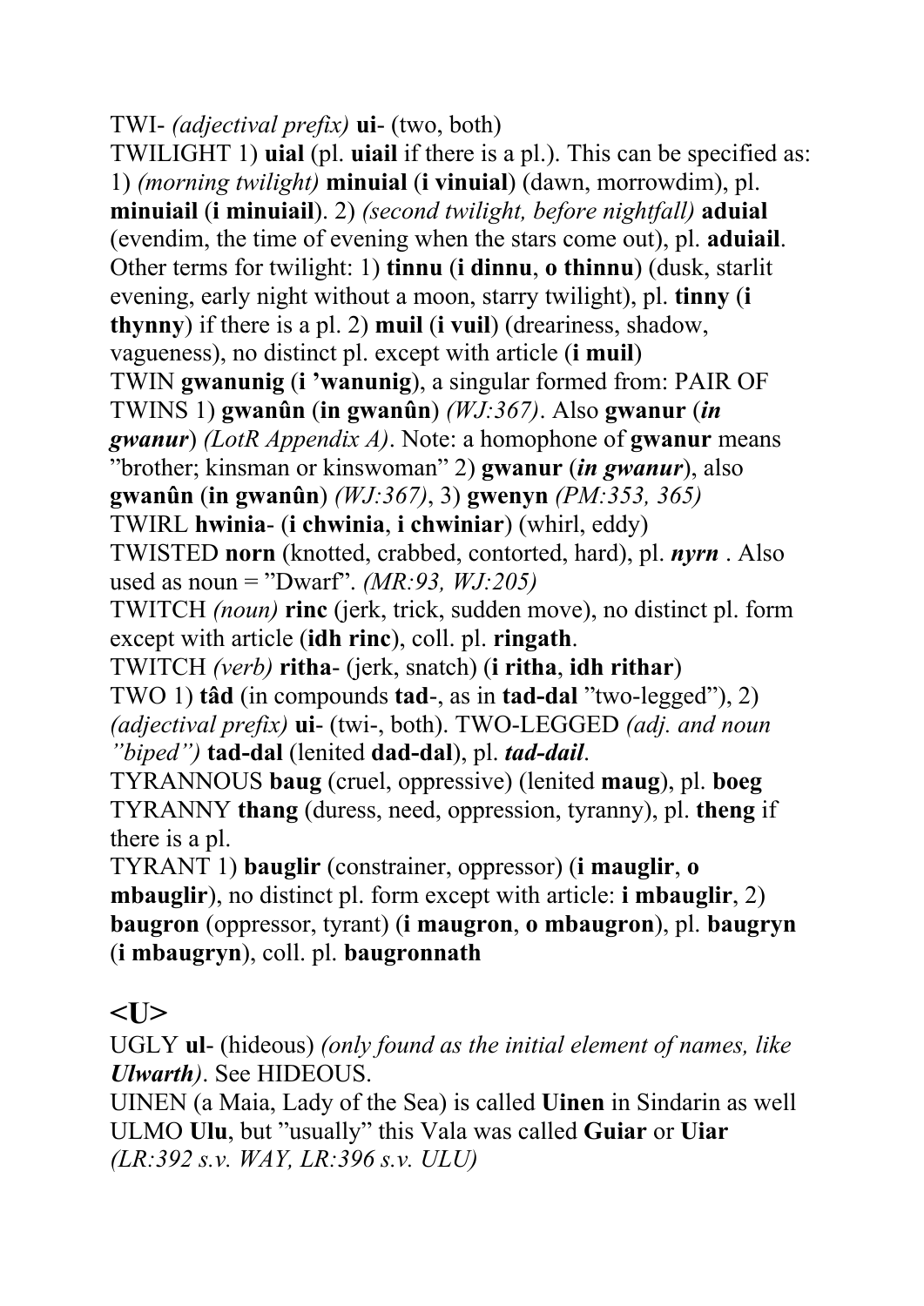TWI- *(adjectival prefix)* **ui**- (two, both)

TWILIGHT 1) **uial** (pl. **uiail** if there is a pl.). This can be specified as: 1) *(morning twilight)* **minuial** (**i vinuial**) (dawn, morrowdim), pl. **minuiail** (**i minuiail**). 2) *(second twilight, before nightfall)* **aduial** (evendim, the time of evening when the stars come out), pl. **aduiail**. Other terms for twilight: 1) **tinnu** (**i dinnu**, **o thinnu**) (dusk, starlit evening, early night without a moon, starry twilight), pl. **tinny** (**i thynny**) if there is a pl. 2) **muil** (**i vuil**) (dreariness, shadow, vagueness), no distinct pl. except with article (**i muil**)

TWIN **gwanunig** (**i 'wanunig**), a singular formed from: PAIR OF TWINS 1) **gwanûn** (**in gwanûn**) *(WJ:367)*. Also **gwanur** (***in gwanur***) *(LotR Appendix A)*. Note: a homophone of **gwanur** means "brother; kinsman or kinswoman" 2) **gwanur** (***in gwanur***), also **gwanûn** (**in gwanûn**) *(WJ:367)*, 3) **gwenyn** *(PM:353, 365)*

TWIRL **hwinia**- (**i chwinia**, **i chwiniar**) (whirl, eddy)

TWISTED **norn** (knotted, crabbed, contorted, hard), pl. ***nyrn*** . Also used as noun = "Dwarf". *(MR:93, WJ:205)*

TWITCH *(noun)* **rinc** (jerk, trick, sudden move), no distinct pl. form except with article (**idh rinc**), coll. pl. **ringath**.

TWITCH *(verb)* **ritha**- (jerk, snatch) (**i ritha**, **idh rithar**)

TWO 1) **tâd** (in compounds **tad**-, as in **tad-dal** "two-legged"), 2) *(adjectival prefix)* **ui**- (twi-, both). TWO-LEGGED *(adj. and noun "biped")* **tad-dal** (lenited **dad-dal**), pl. ***tad-dail***.

TYRANNOUS **baug** (cruel, oppressive) (lenited **maug**), pl. **boeg**

TYRANNY **thang** (duress, need, oppression, tyranny), pl. **theng** if there is a pl.

TYRANT 1) **bauglir** (constrainer, oppressor) (**i mauglir**, **o mbauglir**), no distinct pl. form except with article: **i mbauglir**, 2) **baugron** (oppressor, tyrant) (**i maugron**, **o mbaugron**), pl. **baugryn** (**i mbaugryn**), coll. pl. **baugronnath**

## <U>

UGLY **ul**- (hideous) *(only found as the initial element of names, like **Ulwarth**)*. See HIDEOUS.

UINEN (a Maia, Lady of the Sea) is called **Uinen** in Sindarin as well

ULMO **Ulu**, but "usually" this Vala was called **Guiar** or **Uiar** *(LR:392 s.v. WAY, LR:396 s.v. ULU)*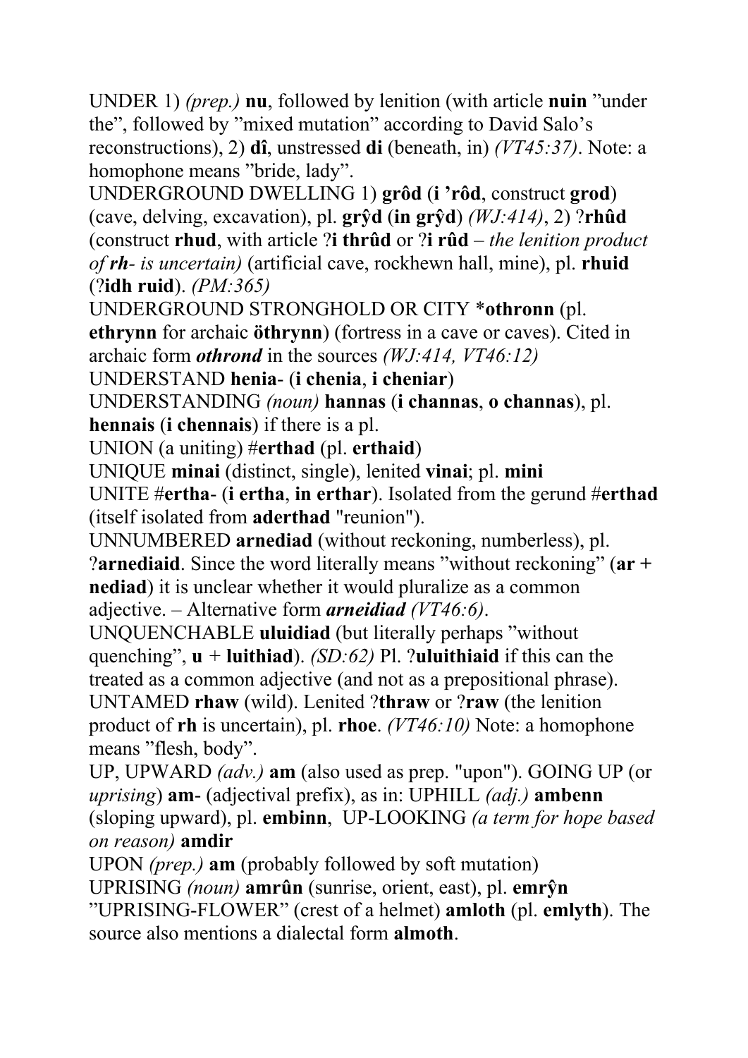UNDER 1) *(prep.)* **nu**, followed by lenition (with article **nuin** "under the", followed by "mixed mutation" according to David Salo's reconstructions), 2) **dî**, unstressed **di** (beneath, in) *(VT45:37)*. Note: a homophone means "bride, lady".

UNDERGROUND DWELLING 1) **grôd** (**i 'rôd**, construct **grod**) (cave, delving, excavation), pl. **grŷd** (**in grŷd**) *(WJ:414)*, 2) ?**rhûd** (construct **rhud**, with article ?**i thrûd** or ?**i rûd** – *the lenition product of **rh**- is uncertain)* (artificial cave, rockhewn hall, mine), pl. **rhuid** (?**idh ruid**). *(PM:365)*

UNDERGROUND STRONGHOLD OR CITY ***othronn** (pl. **ethrynn** for archaic **öthrynn**) (fortress in a cave or caves). Cited in archaic form ***othrond*** in the sources *(WJ:414, VT46:12)*

UNDERSTAND **henia**- (**i chenia**, **i cheniar**)

UNDERSTANDING *(noun)* **hannas** (**i channas**, **o channas**), pl. **hennais** (**i chennais**) if there is a pl.

UNION (a uniting) #**erthad** (pl. **erthaid**)

UNIQUE **minai** (distinct, single), lenited **vinai**; pl. **mini**

UNITE #**ertha**- (**i ertha**, **in erthar**). Isolated from the gerund #**erthad** (itself isolated from **aderthad** "reunion").

UNNUMBERED **arnediad** (without reckoning, numberless), pl. ?**arnediaid**. Since the word literally means "without reckoning" (**ar** + **nediad**) it is unclear whether it would pluralize as a common adjective. – Alternative form ***arneidiad*** *(VT46:6)*.

UNQUENCHABLE **uluidiad** (but literally perhaps "without quenching", **u** + **luithiad**). *(SD:62)* Pl. ?**uluithiaid** if this can the treated as a common adjective (and not as a prepositional phrase).

UNTAMED **rhaw** (wild). Lenited ?**thraw** or ?**raw** (the lenition product of **rh** is uncertain), pl. **rhoe**. *(VT46:10)* Note: a homophone means "flesh, body".

UP, UPWARD *(adv.)* **am** (also used as prep. "upon"). GOING UP (or *uprising*) **am**- (adjectival prefix), as in: UPHILL *(adj.)* **ambenn** (sloping upward), pl. **embinn**, UP-LOOKING *(a term for hope based on reason)* **amdir**

UPON *(prep.)* **am** (probably followed by soft mutation)

UPRISING *(noun)* **amrûn** (sunrise, orient, east), pl. **emrŷn**

"UPRISING-FLOWER" (crest of a helmet) **amloth** (pl. **emlyth**). The source also mentions a dialectal form **almoth**.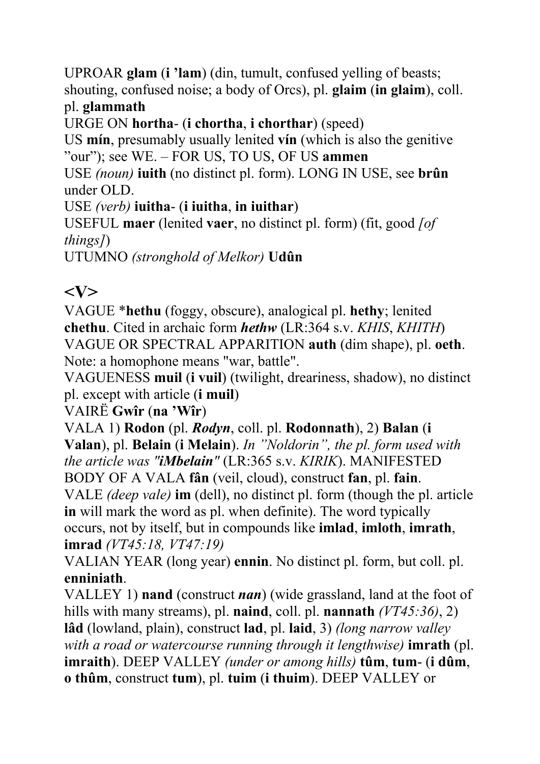UPROAR **glam** (**i ’lam**) (din, tumult, confused yelling of beasts; shouting, confused noise; a body of Orcs), pl. **glaim** (**in glaim**), coll. pl. **glammath**

URGE ON **hortha**- (**i chortha**, **i chorthar**) (speed)

US **mín**, presumably usually lenited **vín** (which is also the genitive ”our”); see WE. – FOR US, TO US, OF US **ammen**

USE *(noun)* **iuith** (no distinct pl. form). LONG IN USE, see **brûn** under OLD.

USE *(verb)* **iuitha**- (**i iuitha**, **in iuithar**)

USEFUL **maer** (lenited **vaer**, no distinct pl. form) (fit, good *[of things]*)

UTUMNO *(stronghold of Melkor)* **Udûn**

## <V>

VAGUE \***hethu** (foggy, obscure), analogical pl. **hethy**; lenited **chethu**. Cited in archaic form ***hethw*** (LR:364 s.v. *KHIS*, *KHITH*)

VAGUE OR SPECTRAL APPARITION **auth** (dim shape), pl. **oeth**. Note: a homophone means "war, battle".

VAGUENESS **muil** (**i vuil**) (twilight, dreariness, shadow), no distinct pl. except with article (**i muil**)

VAIRË **Gwîr** (**na ’Wîr**)

VALA 1) **Rodon** (pl. ***Rodyn***, coll. pl. **Rodonnath**), 2) **Balan** (**i Valan**), pl. **Belain** (**i Melain**). *In ”Noldorin”, the pl. form used with the article was "**iMbelain**"* (LR:365 s.v. *KIRIK*). MANIFESTED BODY OF A VALA **fân** (veil, cloud), construct **fan**, pl. **fain**.

VALE *(deep vale)* **im** (dell), no distinct pl. form (though the pl. article **in** will mark the word as pl. when definite). The word typically occurs, not by itself, but in compounds like **imlad**, **imloth**, **imrath**, **imrad** *(VT45:18, VT47:19)*

VALIAN YEAR (long year) **ennin**. No distinct pl. form, but coll. pl. **enniniath**.

VALLEY 1) **nand** (construct ***nan***) (wide grassland, land at the foot of hills with many streams), pl. **naind**, coll. pl. **nannath** *(VT45:36)*, 2) **lâd** (lowland, plain), construct **lad**, pl. **laid**, 3) *(long narrow valley with a road or watercourse running through it lengthwise)* **imrath** (pl. **imraith**). DEEP VALLEY *(under or among hills)* **tûm**, **tum**- (**i dûm**, **o thûm**, construct **tum**), pl. **tuim** (**i thuim**). DEEP VALLEY or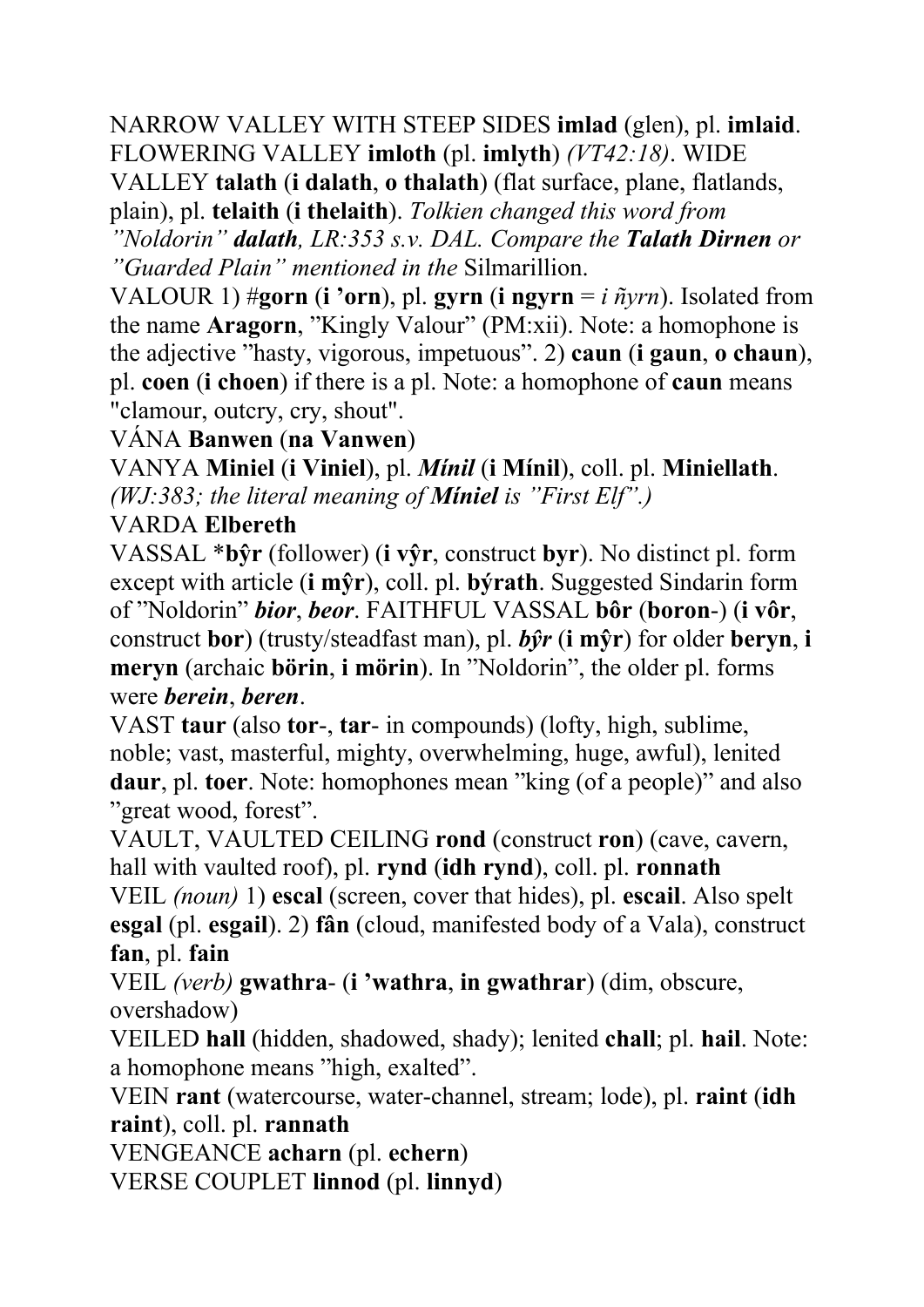NARROW VALLEY WITH STEEP SIDES **imlad** (glen), pl. **imlaid**. FLOWERING VALLEY **imloth** (pl. **imlyth**) *(VT42:18)*. WIDE VALLEY **talath** (**i dalath**, **o thalath**) (flat surface, plane, flatlands, plain), pl. **telaith** (**i thelaith**). *Tolkien changed this word from "Noldorin"* ***dalath****, LR:353 s.v. DAL. Compare the* ***Talath Dirnen*** *or "Guarded Plain" mentioned in the* Silmarillion.

VALOUR 1) #**gorn** (**i 'orn**), pl. **gyrn** (**i ngyrn** = *i ñyrn*). Isolated from the name **Aragorn**, "Kingly Valour" (PM:xii). Note: a homophone is the adjective "hasty, vigorous, impetuous". 2) **caun** (**i gaun**, **o chaun**), pl. **coen** (**i choen**) if there is a pl. Note: a homophone of **caun** means "clamour, outcry, cry, shout".

VÁNA **Banwen** (**na Vanwen**)

VANYA **Miniel** (**i Viniel**), pl. ***Mínil*** (**i Mínil**), coll. pl. **Miniellath**. *(WJ:383; the literal meaning of* ***Míniel*** *is "First Elf".)*

VARDA **Elbereth**

VASSAL ***bŷr** (follower) (**i vŷr**, construct **byr**). No distinct pl. form except with article (**i mŷr**), coll. pl. **býrath**. Suggested Sindarin form of "Noldorin" ***bior***, ***beor***. FAITHFUL VASSAL **bôr** (**boron**-) (**i vôr**, construct **bor**) (trusty/steadfast man), pl. ***bŷr*** (**i mŷr**) for older **beryn**, **i meryn** (archaic **börin**, **i mörin**). In "Noldorin", the older pl. forms were ***berein***, ***beren***.

VAST **taur** (also **tor**-, **tar**- in compounds) (lofty, high, sublime, noble; vast, masterful, mighty, overwhelming, huge, awful), lenited **daur**, pl. **toer**. Note: homophones mean "king (of a people)" and also "great wood, forest".

VAULT, VAULTED CEILING **rond** (construct **ron**) (cave, cavern, hall with vaulted roof), pl. **rynd** (**idh rynd**), coll. pl. **ronnath**

VEIL *(noun)* 1) **escal** (screen, cover that hides), pl. **escail**. Also spelt **esgal** (pl. **esgail**). 2) **fân** (cloud, manifested body of a Vala), construct **fan**, pl. **fain**

VEIL *(verb)* **gwathra**- (**i 'wathra**, **in gwathrar**) (dim, obscure, overshadow)

VEILED **hall** (hidden, shadowed, shady); lenited **chall**; pl. **hail**. Note: a homophone means "high, exalted".

VEIN **rant** (watercourse, water-channel, stream; lode), pl. **raint** (**idh raint**), coll. pl. **rannath**

VENGEANCE **acharn** (pl. **echern**)

VERSE COUPLET **linnod** (pl. **linnyd**)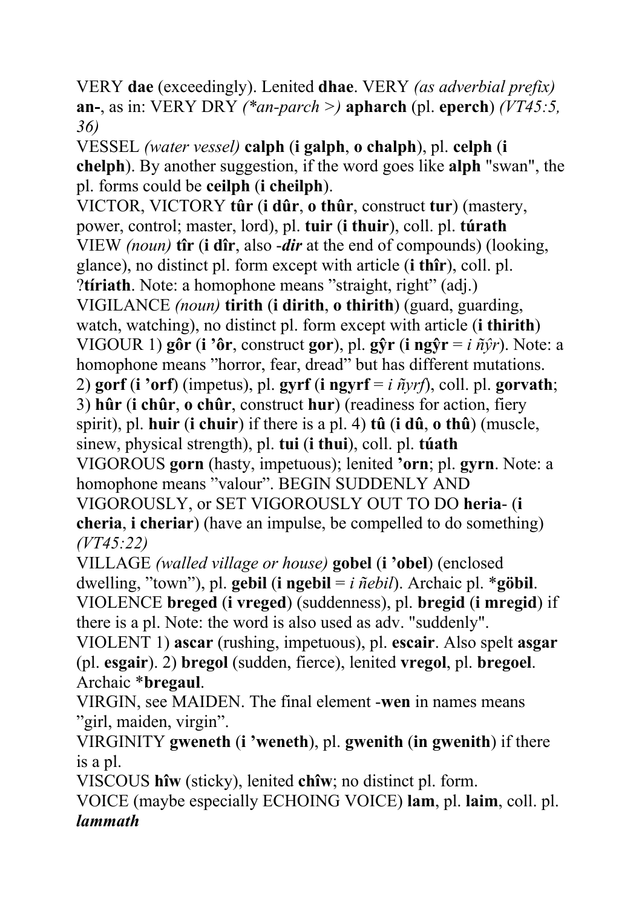VERY **dae** (exceedingly). Lenited **dhae**. VERY *(as adverbial prefix)* **an-**, as in: VERY DRY *(\*an-parch >)* **apharch** (pl. **eperch**) *(VT45:5, 36)*

VESSEL *(water vessel)* **calph** (**i galph**, **o chalph**), pl. **celph** (**i chelph**). By another suggestion, if the word goes like **alph** "swan", the pl. forms could be **ceilph** (**i cheilph**).

VICTOR, VICTORY **tûr** (**i dûr**, **o thûr**, construct **tur**) (mastery, power, control; master, lord), pl. **tuir** (**i thuir**), coll. pl. **túrath**

VIEW *(noun)* **tîr** (**i dîr**, also *-**dir*** at the end of compounds) (looking, glance), no distinct pl. form except with article (**i thîr**), coll. pl. ?**tíriath**. Note: a homophone means "straight, right" (adj.)

VIGILANCE *(noun)* **tirith** (**i dirith**, **o thirith**) (guard, guarding, watch, watching), no distinct pl. form except with article (**i thirith**)

VIGOUR 1) **gôr** (**i 'ôr**, construct **gor**), pl. **gŷr** (**i ngŷr** = *i ñŷr*). Note: a homophone means "horror, fear, dread" but has different mutations. 2) **gorf** (**i 'orf**) (impetus), pl. **gyrf** (**i ngyrf** = *i ñyrf*), coll. pl. **gorvath**; 3) **hûr** (**i chûr**, **o chûr**, construct **hur**) (readiness for action, fiery spirit), pl. **huir** (**i chuir**) if there is a pl. 4) **tû** (**i dû**, **o thû**) (muscle, sinew, physical strength), pl. **tui** (**i thui**), coll. pl. **túath**

VIGOROUS **gorn** (hasty, impetuous); lenited **'orn**; pl. **gyrn**. Note: a homophone means "valour". BEGIN SUDDENLY AND VIGOROUSLY, or SET VIGOROUSLY OUT TO DO **heria-** (**i cheria**, **i cheriar**) (have an impulse, be compelled to do something) *(VT45:22)*

VILLAGE *(walled village or house)* **gobel** (**i 'obel**) (enclosed dwelling, "town"), pl. **gebil** (**i ngebil** = *i ñebil*). Archaic pl. \***göbil**.

VIOLENCE **breged** (**i vreged**) (suddenness), pl. **bregid** (**i mregid**) if there is a pl. Note: the word is also used as adv. "suddenly".

VIOLENT 1) **ascar** (rushing, impetuous), pl. **escair**. Also spelt **asgar** (pl. **esgair**). 2) **bregol** (sudden, fierce), lenited **vregol**, pl. **bregoel**. Archaic \***bregaul**.

VIRGIN, see MAIDEN. The final element -**wen** in names means "girl, maiden, virgin".

VIRGINITY **gweneth** (**i 'weneth**), pl. **gwenith** (**in gwenith**) if there is a pl.

VISCOUS **hîw** (sticky), lenited **chîw**; no distinct pl. form.

VOICE (maybe especially ECHOING VOICE) **lam**, pl. **laim**, coll. pl. ***lammath***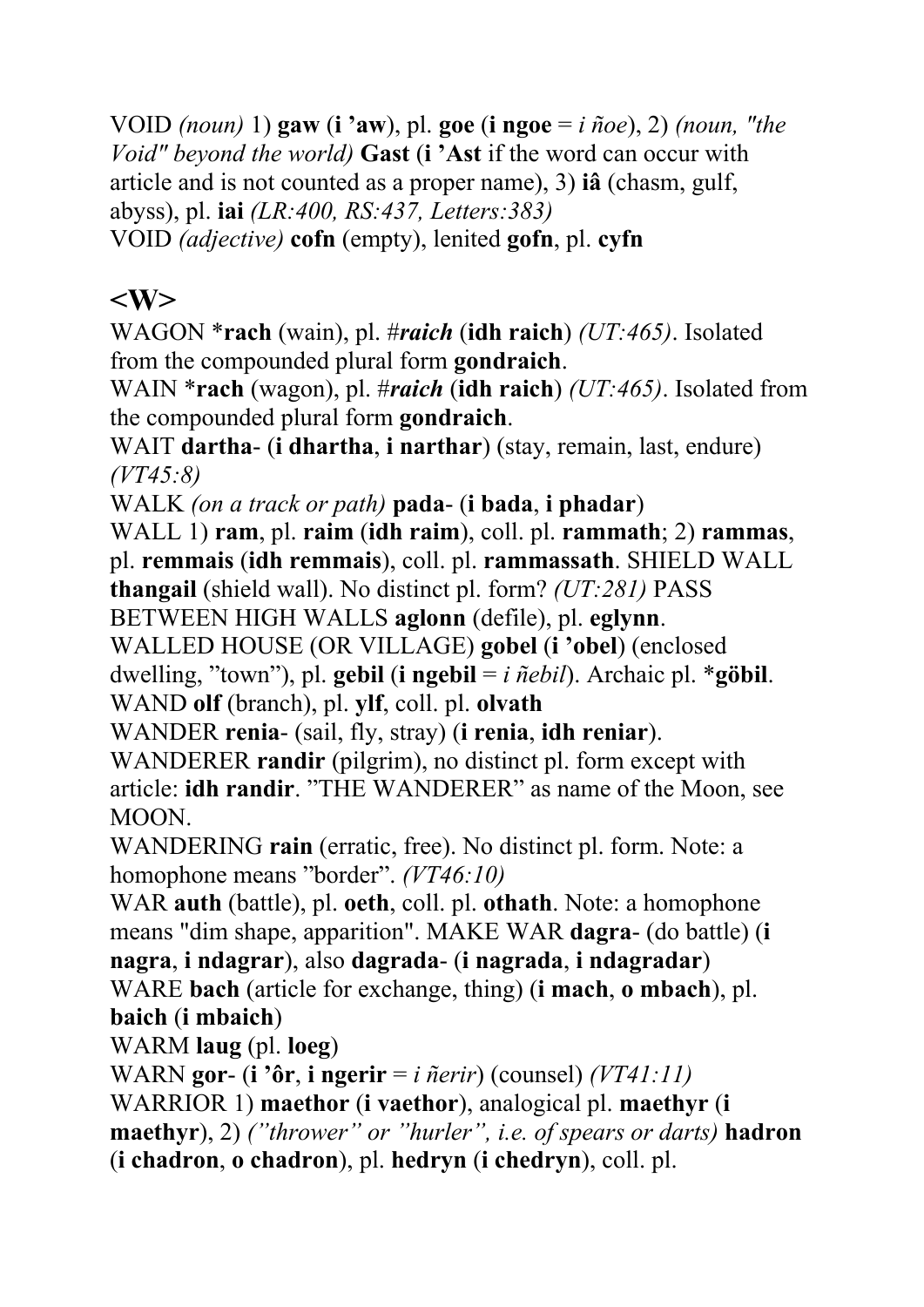VOID *(noun)* 1) **gaw** (**i ’aw**), pl. **goe** (**i ngoe** = *i ñoe*), 2) *(noun, "the Void" beyond the world)* **Gast** (**i ’Ast** if the word can occur with article and is not counted as a proper name), 3) **iâ** (chasm, gulf, abyss), pl. **iai** *(LR:400, RS:437, Letters:383)*
VOID *(adjective)* **cofn** (empty), lenited **gofn**, pl. **cyfn**

## <W>

WAGON *__rach__ (wain), pl. #***raich*** (**idh raich**) *(UT:465)*. Isolated from the compounded plural form **gondraich**.
WAIN *__rach__ (wagon), pl. #***raich*** (**idh raich**) *(UT:465)*. Isolated from the compounded plural form **gondraich**.
WAIT **dartha-** (**i dhartha**, **i narthar**) (stay, remain, last, endure) *(VT45:8)*
WALK *(on a track or path)* **pada-** (**i bada**, **i phadar**)
WALL 1) **ram**, pl. **raim** (**idh raim**), coll. pl. **rammath**; 2) **rammas**, pl. **remmais** (**idh remmais**), coll. pl. **rammassath**. SHIELD WALL **thangail** (shield wall). No distinct pl. form? *(UT:281)* PASS BETWEEN HIGH WALLS **aglonn** (defile), pl. **eglynn**.
WALLED HOUSE (OR VILLAGE) **gobel** (**i ’obel**) (enclosed dwelling, ”town”), pl. **gebil** (**i ngebil** = *i ñebil*). Archaic pl. *__göbil__.
WAND **olf** (branch), pl. **ylf**, coll. pl. **olvath**
WANDER **renia-** (sail, fly, stray) (**i renia**, **idh reniar**).
WANDERER **randir** (pilgrim), no distinct pl. form except with article: **idh randir**. ”THE WANDERER” as name of the Moon, see MOON.
WANDERING **rain** (erratic, free). No distinct pl. form. Note: a homophone means ”border”. *(VT46:10)*
WAR **auth** (battle), pl. **oeth**, coll. pl. **othath**. Note: a homophone means "dim shape, apparition". MAKE WAR **dagra-** (do battle) (**i nagra**, **i ndagrar**), also **dagrada-** (**i nagrada**, **i ndagradar**)
WARE **bach** (article for exchange, thing) (**i mach**, **o mbach**), pl. **baich** (**i mbaich**)
WARM **laug** (pl. **loeg**)
WARN **gor-** (**i ’ôr**, **i ngerir** = *i ñerir*) (counsel) *(VT41:11)*
WARRIOR 1) **maethor** (**i vaethor**), analogical pl. **maethyr** (**i maethyr**), 2) *(”thrower” or ”hurler”, i.e. of spears or darts)* **hadron** (**i chadron**, **o chadron**), pl. **hedryn** (**i chedryn**), coll. pl.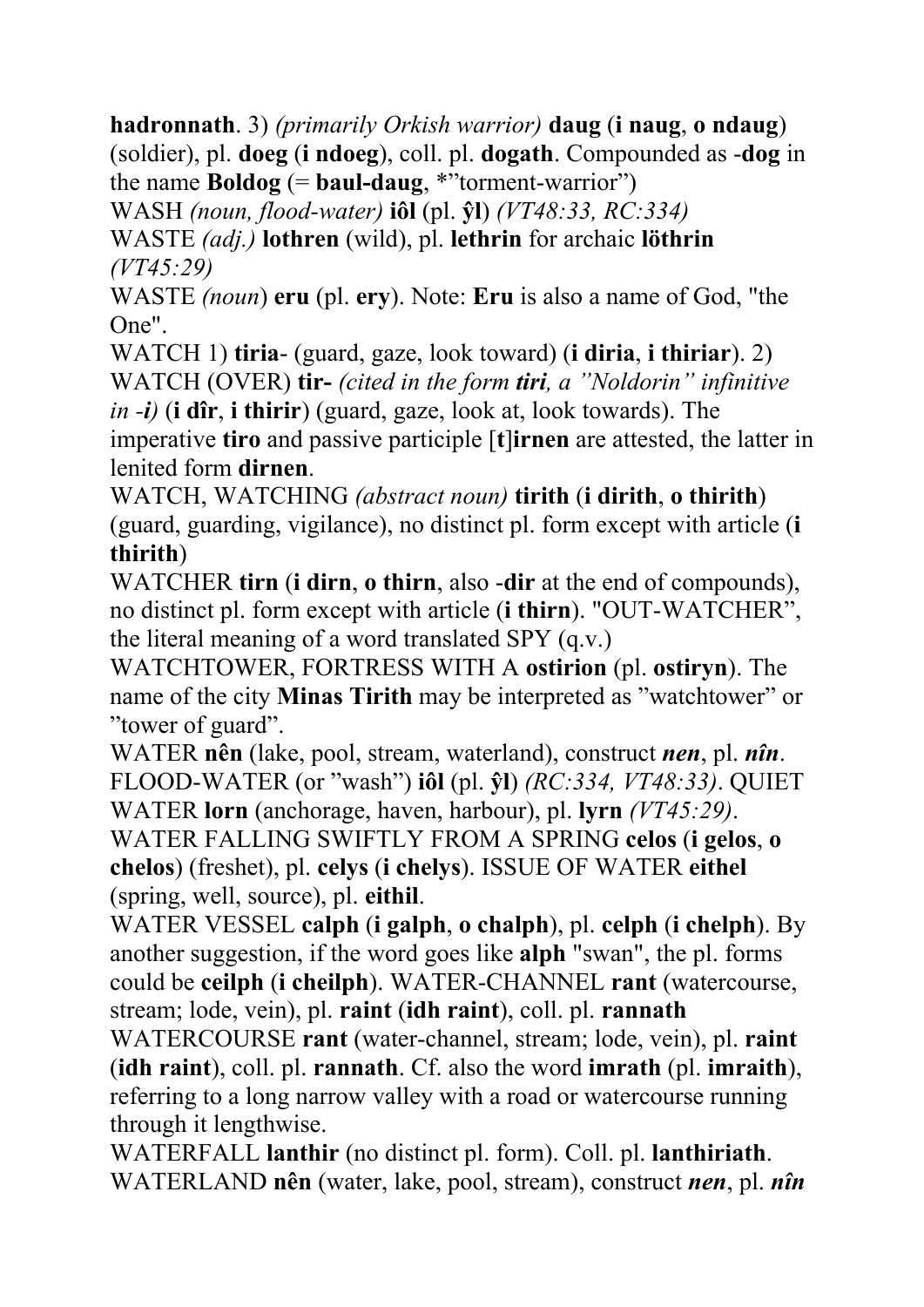**hadronnath**. 3) *(primarily Orkish warrior)* **daug** (**i naug**, **o ndaug**) (soldier), pl. **doeg** (**i ndoeg**), coll. pl. **dogath**. Compounded as -**dog** in the name **Boldog** (= **baul-daug**, *"torment-warrior")

WASH *(noun, flood-water)* **iôl** (pl. **ŷl**) *(VT48:33, RC:334)*

WASTE *(adj.)* **lothren** (wild), pl. **lethrin** for archaic **löthrin** *(VT45:29)*

WASTE *(noun)* **eru** (pl. **ery**). Note: **Eru** is also a name of God, "the One".

WATCH 1) **tiria**- (guard, gaze, look toward) (**i diria**, **i thiriar**). 2) WATCH (OVER) **tir-** *(cited in the form **tiri**, a "Noldorin" infinitive in -**i**)* (**i dîr**, **i thirir**) (guard, gaze, look at, look towards). The imperative **tiro** and passive participle [**t**]**irnen** are attested, the latter in lenited form **dirnen**.

WATCH, WATCHING *(abstract noun)* **tirith** (**i dirith**, **o thirith**) (guard, guarding, vigilance), no distinct pl. form except with article (**i thirith**)

WATCHER **tirn** (**i dirn**, **o thirn**, also -**dir** at the end of compounds), no distinct pl. form except with article (**i thirn**). "OUT-WATCHER", the literal meaning of a word translated SPY (q.v.)

WATCHTOWER, FORTRESS WITH A **ostirion** (pl. **ostiryn**). The name of the city **Minas Tirith** may be interpreted as "watchtower" or "tower of guard".

WATER **nên** (lake, pool, stream, waterland), construct ***nen***, pl. ***nîn***. FLOOD-WATER (or "wash") **iôl** (pl. **ŷl**) *(RC:334, VT48:33)*. QUIET WATER **lorn** (anchorage, haven, harbour), pl. **lyrn** *(VT45:29)*. WATER FALLING SWIFTLY FROM A SPRING **celos** (**i gelos**, **o chelos**) (freshet), pl. **celys** (**i chelys**). ISSUE OF WATER **eithel** (spring, well, source), pl. **eithil**.

WATER VESSEL **calph** (**i galph**, **o chalph**), pl. **celph** (**i chelph**). By another suggestion, if the word goes like **alph** "swan", the pl. forms could be **ceilph** (**i cheilph**). WATER-CHANNEL **rant** (watercourse, stream; lode, vein), pl. **raint** (**idh raint**), coll. pl. **rannath**

WATERCOURSE **rant** (water-channel, stream; lode, vein), pl. **raint** (**idh raint**), coll. pl. **rannath**. Cf. also the word **imrath** (pl. **imraith**), referring to a long narrow valley with a road or watercourse running through it lengthwise.

WATERFALL **lanthir** (no distinct pl. form). Coll. pl. **lanthiriath**.

WATERLAND **nên** (water, lake, pool, stream), construct ***nen***, pl. ***nîn***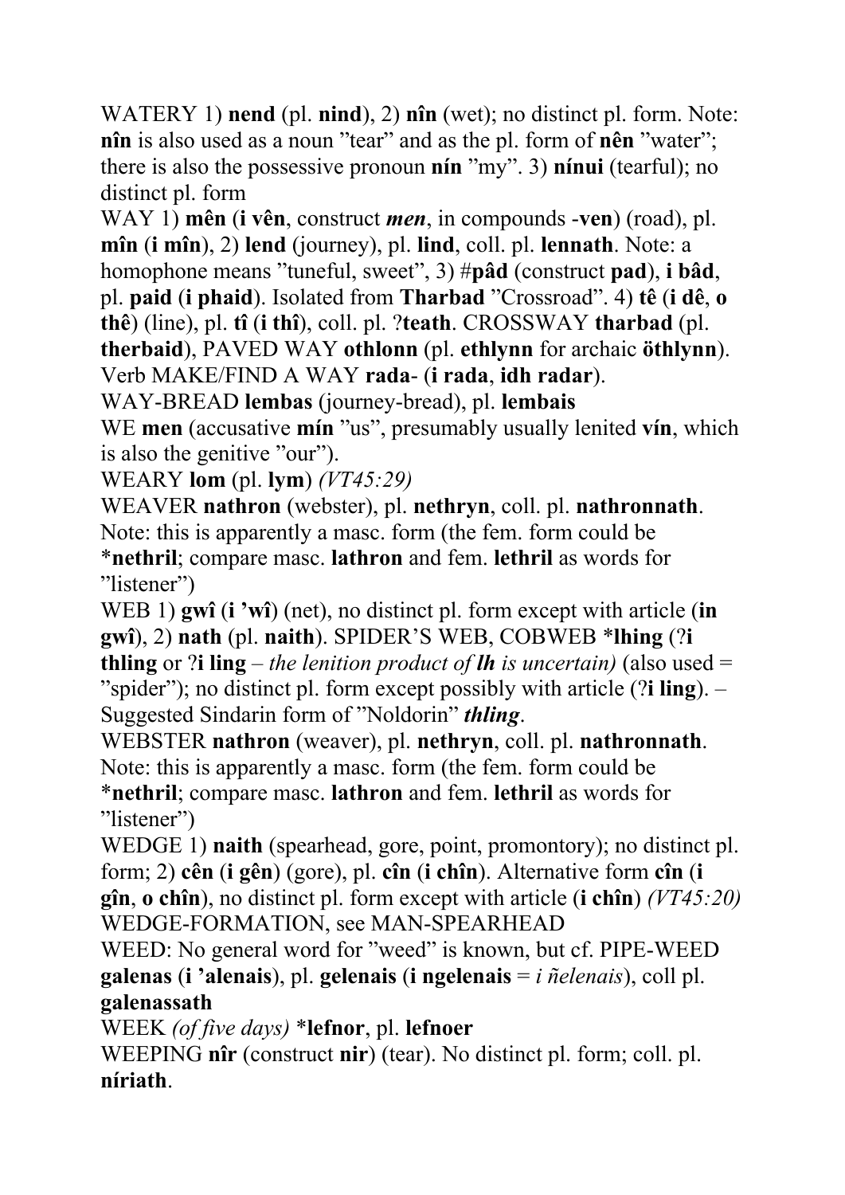WATERY 1) **nend** (pl. **nind**), 2) **nîn** (wet); no distinct pl. form. Note: **nîn** is also used as a noun ”tear” and as the pl. form of **nên** ”water”; there is also the possessive pronoun **nín** ”my”. 3) **nínui** (tearful); no distinct pl. form

WAY 1) **mên** (**i vên**, construct ***men***, in compounds -**ven**) (road), pl. **mîn** (**i mîn**), 2) **lend** (journey), pl. **lind**, coll. pl. **lennath**. Note: a homophone means ”tuneful, sweet”, 3) #**pâd** (construct **pad**), **i bâd**, pl. **paid** (**i phaid**). Isolated from **Tharbad** ”Crossroad”. 4) **tê** (**i dê**, **o thê**) (line), pl. **tî** (**i thî**), coll. pl. ?**teath**. CROSSWAY **tharbad** (pl. **therbaid**), PAVED WAY **othlonn** (pl. **ethlynn** for archaic **öthlynn**). Verb MAKE/FIND A WAY **rada-** (**i rada**, **idh radar**).

WAY-BREAD **lembas** (journey-bread), pl. **lembais**

WE **men** (accusative **mín** ”us”, presumably usually lenited **vín**, which is also the genitive ”our”).

WEARY **lom** (pl. **lym**) *(VT45:29)*

WEAVER **nathron** (webster), pl. **nethryn**, coll. pl. **nathronnath**. Note: this is apparently a masc. form (the fem. form could be *__nethril__; compare masc. **lathron** and fem. **lethril** as words for ”listener”)

WEB 1) **gwî** (**i ’wî**) (net), no distinct pl. form except with article (**in gwî**), 2) **nath** (pl. **naith**). SPIDER’S WEB, COBWEB *__lhing__ (?**i thling** or ?**i ling** – *the lenition product of **lh** is uncertain)* (also used = ”spider”); no distinct pl. form except possibly with article (?**i ling**). – Suggested Sindarin form of ”Noldorin” ***thling***.

WEBSTER **nathron** (weaver), pl. **nethryn**, coll. pl. **nathronnath**. Note: this is apparently a masc. form (the fem. form could be *__nethril__; compare masc. **lathron** and fem. **lethril** as words for ”listener”)

WEDGE 1) **naith** (spearhead, gore, point, promontory); no distinct pl. form; 2) **cên** (**i gên**) (gore), pl. **cîn** (**i chîn**). Alternative form **cîn** (**i gîn**, **o chîn**), no distinct pl. form except with article (**i chîn**) *(VT45:20)*

WEDGE-FORMATION, see MAN-SPEARHEAD

WEED: No general word for ”weed” is known, but cf. PIPE-WEED **galenas** (**i ’alenais**), pl. **gelenais** (**i ngelenais** = *i ñelenais*), coll pl. **galenassath**

WEEK *(of five days)* *__lefnor__, pl. **lefnoer**

WEEPING **nîr** (construct **nir**) (tear). No distinct pl. form; coll. pl. **níriath**.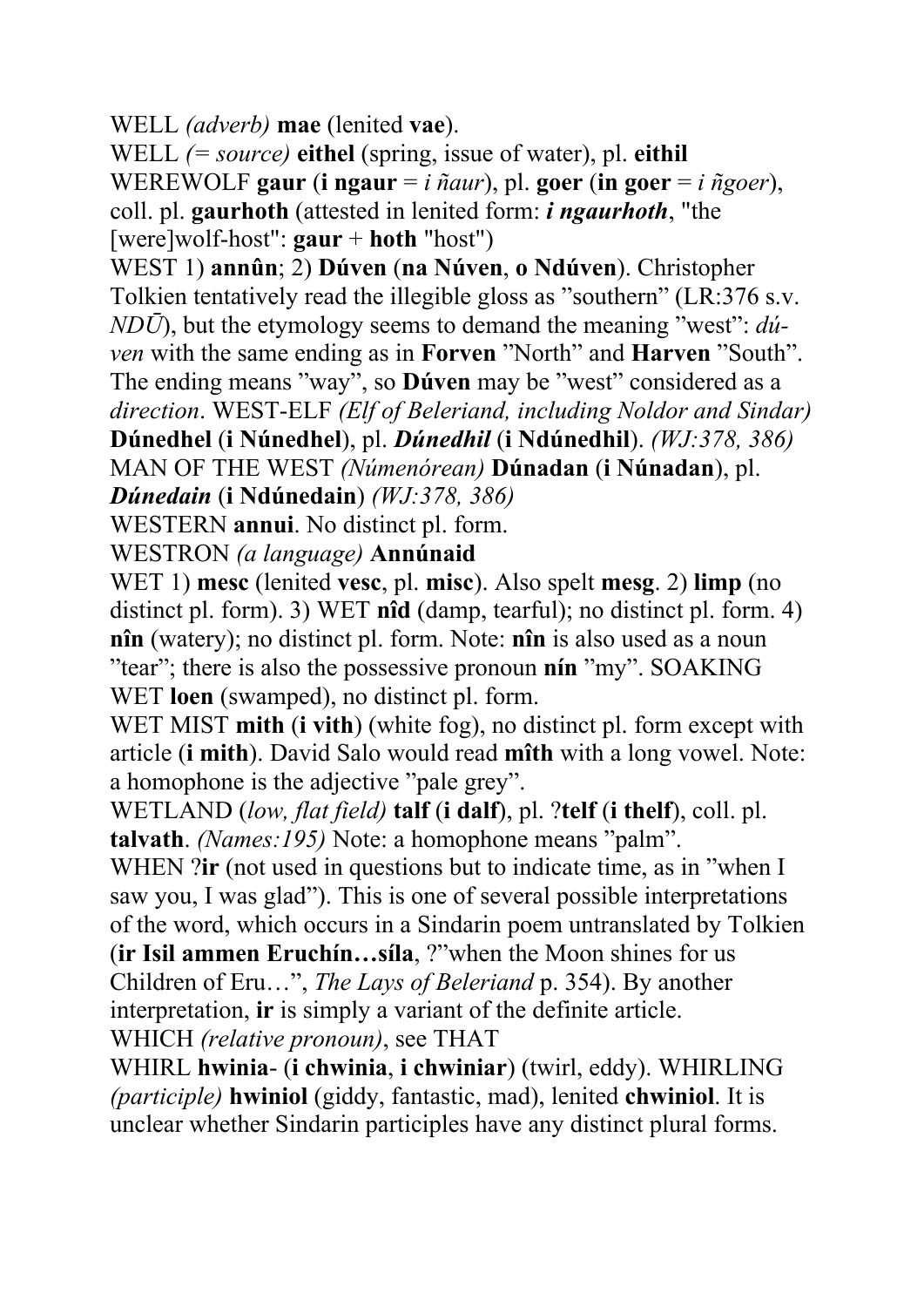WELL *(adverb)* **mae** (lenited **vae**).

WELL *(= source)* **eithel** (spring, issue of water), pl. **eithil**

WEREWOLF **gaur** (**i ngaur** = *i ñaur*), pl. **goer** (**in goer** = *i ñgoer*), coll. pl. **gaurhoth** (attested in lenited form: ***i ngaurhoth***, "the [were]wolf-host": **gaur** + **hoth** "host")

WEST 1) **annûn**; 2) **Dúven** (**na Núven**, **o Ndúven**). Christopher Tolkien tentatively read the illegible gloss as "southern" (LR:376 s.v. *NDŪ*), but the etymology seems to demand the meaning "west": *dú-ven* with the same ending as in **Forven** "North" and **Harven** "South". The ending means "way", so **Dúven** may be "west" considered as a *direction*. WEST-ELF *(Elf of Beleriand, including Noldor and Sindar)* **Dúnedhel** (**i Núnedhel**), pl. ***Dúnedhil*** (**i Ndúnedhil**). *(WJ:378, 386)* MAN OF THE WEST *(Númenórean)* **Dúnadan** (**i Núnadan**), pl. ***Dúnedain*** (**i Ndúnedain**) *(WJ:378, 386)*

WESTERN **annui**. No distinct pl. form.

WESTRON *(a language)* **Annúnaid**

WET 1) **mesc** (lenited **vesc**, pl. **misc**). Also spelt **mesg**. 2) **limp** (no distinct pl. form). 3) WET **nîd** (damp, tearful); no distinct pl. form. 4) **nîn** (watery); no distinct pl. form. Note: **nîn** is also used as a noun "tear"; there is also the possessive pronoun **nín** "my". SOAKING WET **loen** (swamped), no distinct pl. form.

WET MIST **mith** (**i vith**) (white fog), no distinct pl. form except with article (**i mith**). David Salo would read **mîth** with a long vowel. Note: a homophone is the adjective "pale grey".

WETLAND (*low, flat field*) **talf** (**i dalf**), pl. ?**telf** (**i thelf**), coll. pl. **talvath**. *(Names:195)* Note: a homophone means "palm".

WHEN ?**ir** (not used in questions but to indicate time, as in "when I saw you, I was glad"). This is one of several possible interpretations of the word, which occurs in a Sindarin poem untranslated by Tolkien (**ir Isil ammen Eruchín…síla**, ?"when the Moon shines for us Children of Eru…", *The Lays of Beleriand* p. 354). By another interpretation, **ir** is simply a variant of the definite article.

WHICH *(relative pronoun)*, see THAT

WHIRL **hwinia-** (**i chwinia**, **i chwiniar**) (twirl, eddy). WHIRLING *(participle)* **hwiniol** (giddy, fantastic, mad), lenited **chwiniol**. It is unclear whether Sindarin participles have any distinct plural forms.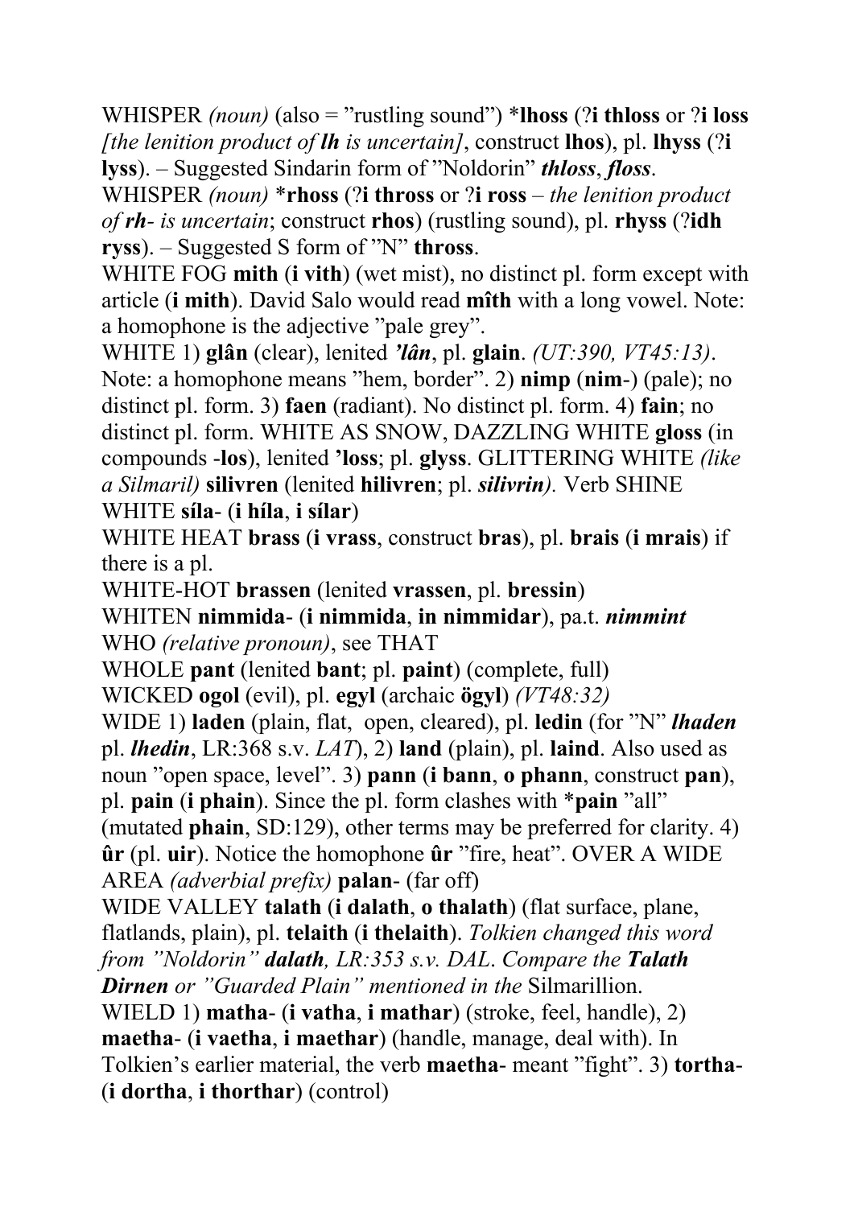WHISPER *(noun)* (also = ”rustling sound”) ***lhoss** (?**i thloss** or ?**i loss** *[the lenition product of **lh** is uncertain]*, construct **lhos**), pl. **lhyss** (?**i lyss**). – Suggested Sindarin form of ”Noldorin” ***thloss***, ***floss***.

WHISPER *(noun)* ***rhoss** (?**i thross** or ?**i ross** – *the lenition product of **rh**- is uncertain*; construct **rhos**) (rustling sound), pl. **rhyss** (?**idh ryss**). – Suggested S form of ”N” **thross**.

WHITE FOG **mith** (**i vith**) (wet mist), no distinct pl. form except with article (**i mith**). David Salo would read **mîth** with a long vowel. Note: a homophone is the adjective ”pale grey”.

WHITE 1) **glân** (clear), lenited ***'lân***, pl. **glain**. *(UT:390, VT45:13)*. Note: a homophone means ”hem, border”. 2) **nimp** (**nim**-) (pale); no distinct pl. form. 3) **faen** (radiant). No distinct pl. form. 4) **fain**; no distinct pl. form. WHITE AS SNOW, DAZZLING WHITE **gloss** (in compounds **-los**), lenited **'loss**; pl. **glyss**. GLITTERING WHITE *(like a Silmaril)* **silivren** (lenited **hilivren**; pl. ***silivrin****)*. Verb SHINE WHITE **síla**- (**i híla**, **i sílar**)

WHITE HEAT **brass** (**i vrass**, construct **bras**), pl. **brais** (**i mrais**) if there is a pl.

WHITE-HOT **brassen** (lenited **vrassen**, pl. **bressin**)

WHITEN **nimmida**- (**i nimmida**, **in nimmidar**), pa.t. ***nimmint***

WHO *(relative pronoun)*, see THAT

WHOLE **pant** (lenited **bant**; pl. **paint**) (complete, full)

WICKED **ogol** (evil), pl. **egyl** (archaic **ögyl**) *(VT48:32)*

WIDE 1) **laden** (plain, flat, open, cleared), pl. **ledin** (for ”N” ***lhaden*** pl. ***lhedin***, LR:368 s.v. *LAT*), 2) **land** (plain), pl. **laind**. Also used as noun ”open space, level”. 3) **pann** (**i bann**, **o phann**, construct **pan**), pl. **pain** (**i phain**). Since the pl. form clashes with ***pain** ”all” (mutated **phain**, SD:129), other terms may be preferred for clarity. 4) **ûr** (pl. **uir**). Notice the homophone **ûr** ”fire, heat”. OVER A WIDE AREA *(adverbial prefix)* **palan**- (far off)

WIDE VALLEY **talath** (**i dalath**, **o thalath**) (flat surface, plane, flatlands, plain), pl. **telaith** (**i thelaith**). *Tolkien changed this word from ”Noldorin” **dalath**, LR:353 s.v. DAL. Compare the **Talath Dirnen** or ”Guarded Plain” mentioned in the* Silmarillion.

WIELD 1) **matha**- (**i vatha**, **i mathar**) (stroke, feel, handle), 2) **maetha**- (**i vaetha**, **i maethar**) (handle, manage, deal with). In Tolkien's earlier material, the verb **maetha**- meant ”fight”. 3) **tortha**- (**i dortha**, **i thorthar**) (control)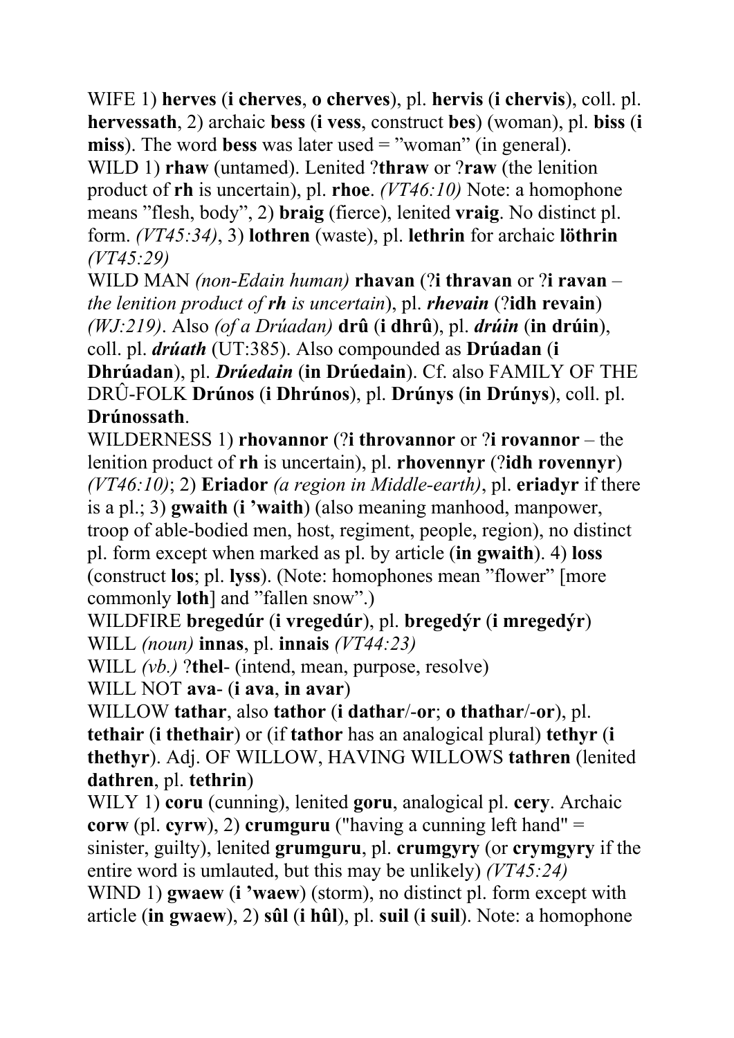WIFE 1) **herves** (**i cherves**, **o cherves**), pl. **hervis** (**i chervis**), coll. pl. **hervessath**, 2) archaic **bess** (**i vess**, construct **bes**) (woman), pl. **biss** (**i miss**). The word **bess** was later used = "woman" (in general).

WILD 1) **rhaw** (untamed). Lenited ?**thraw** or ?**raw** (the lenition product of **rh** is uncertain), pl. **rhoe**. *(VT46:10)* Note: a homophone means "flesh, body", 2) **braig** (fierce), lenited **vraig**. No distinct pl. form. *(VT45:34)*, 3) **lothren** (waste), pl. **lethrin** for archaic **löthrin** *(VT45:29)*

WILD MAN *(non-Edain human)* **rhavan** (?**i thravan** or ?**i ravan** – *the lenition product of* **rh** *is uncertain*), pl. ***rhevain*** (?**idh revain**) *(WJ:219)*. Also *(of a Drúadan)* **drû** (**i dhrû**), pl. ***drúin*** (**in drúin**), coll. pl. ***drúath*** (UT:385). Also compounded as **Drúadan** (**i Dhrúadan**), pl. ***Drúedain*** (**in Drúedain**). Cf. also FAMILY OF THE DRÛ-FOLK **Drúnos** (**i Dhrúnos**), pl. **Drúnys** (**in Drúnys**), coll. pl. **Drúnossath**.

WILDERNESS 1) **rhovannor** (?**i throvannor** or ?**i rovannor** – the lenition product of **rh** is uncertain), pl. **rhovennyr** (?**idh rovennyr**) *(VT46:10)*; 2) **Eriador** *(a region in Middle-earth)*, pl. **eriadyr** if there is a pl.; 3) **gwaith** (**i 'waith**) (also meaning manhood, manpower, troop of able-bodied men, host, regiment, people, region), no distinct pl. form except when marked as pl. by article (**in gwaith**). 4) **loss** (construct **los**; pl. **lyss**). (Note: homophones mean "flower" [more commonly **loth**] and "fallen snow".)

WILDFIRE **bregedúr** (**i vregedúr**), pl. **bregedýr** (**i mregedýr**)

WILL *(noun)* **innas**, pl. **innais** *(VT44:23)*

WILL *(vb.)* ?**thel-** (intend, mean, purpose, resolve)

WILL NOT **ava-** (**i ava**, **in avar**)

WILLOW **tathar**, also **tathor** (**i dathar**/**-or**; **o thathar**/**-or**), pl. **tethair** (**i thethair**) or (if **tathor** has an analogical plural) **tethyr** (**i thethyr**). Adj. OF WILLOW, HAVING WILLOWS **tathren** (lenited **dathren**, pl. **tethrin**)

WILY 1) **coru** (cunning), lenited **goru**, analogical pl. **cery**. Archaic **corw** (pl. **cyrw**), 2) **crumguru** ("having a cunning left hand" = sinister, guilty), lenited **grumguru**, pl. **crumgyry** (or **crymgyry** if the entire word is umlauted, but this may be unlikely) *(VT45:24)*

WIND 1) **gwaew** (**i 'waew**) (storm), no distinct pl. form except with article (**in gwaew**), 2) **sûl** (**i hûl**), pl. **suil** (**i suil**). Note: a homophone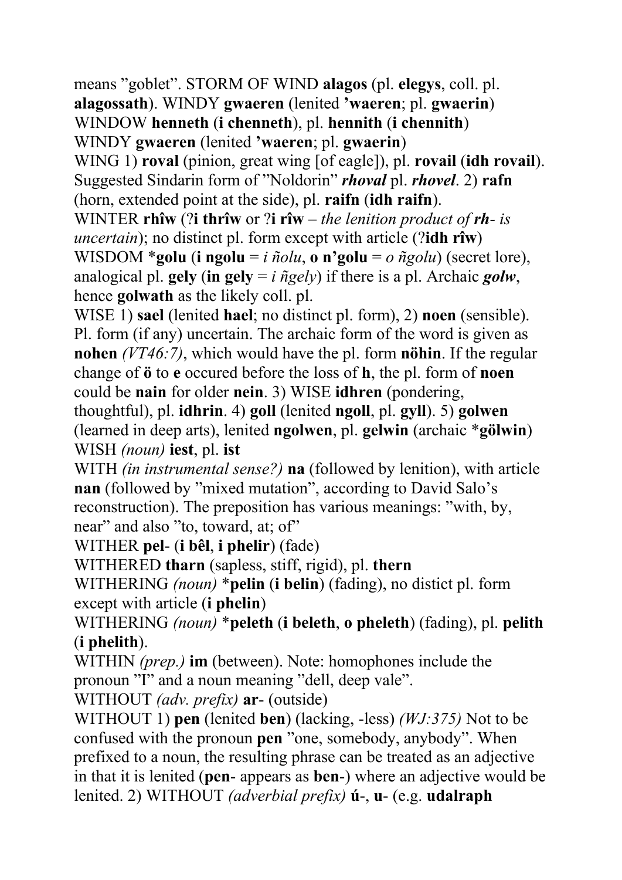means ”goblet”. STORM OF WIND **alagos** (pl. **elegys**, coll. pl. **alagossath**). WINDY **gwaeren** (lenited **’waeren**; pl. **gwaerin**)
WINDOW **henneth** (**i chenneth**), pl. **hennith** (**i chennith**)
WINDY **gwaeren** (lenited **’waeren**; pl. **gwaerin**)
WING 1) **roval** (pinion, great wing [of eagle]), pl. **rovail** (**idh rovail**). Suggested Sindarin form of ”Noldorin” ***rhoval*** pl. ***rhovel***. 2) **rafn** (horn, extended point at the side), pl. **raifn** (**idh raifn**).
WINTER **rhîw** (?**i thrîw** or ?**i rîw** – *the lenition product of* **rh**- *is uncertain*); no distinct pl. form except with article (?**idh rîw**)
WISDOM ***golu** (**i ngolu** = *i ñolu*, **o n’golu** = *o ñgolu*) (secret lore), analogical pl. **gely** (**in gely** = *i ñgely*) if there is a pl. Archaic ***golw***, hence **golwath** as the likely coll. pl.
WISE 1) **sael** (lenited **hael**; no distinct pl. form), 2) **noen** (sensible). Pl. form (if any) uncertain. The archaic form of the word is given as **nohen** *(VT46:7)*, which would have the pl. form **nöhin**. If the regular change of **ö** to **e** occured before the loss of **h**, the pl. form of **noen** could be **nain** for older **nein**. 3) WISE **idhren** (pondering, thoughtful), pl. **idhrin**. 4) **goll** (lenited **ngoll**, pl. **gyll**). 5) **golwen** (learned in deep arts), lenited **ngolwen**, pl. **gelwin** (archaic ***gölwin**)
WISH *(noun)* **iest**, pl. **ist**
WITH *(in instrumental sense?)* **na** (followed by lenition), with article **nan** (followed by ”mixed mutation”, according to David Salo’s reconstruction). The preposition has various meanings: ”with, by, near” and also ”to, toward, at; of”
WITHER **pel**- (**i bêl**, **i phelir**) (fade)
WITHERED **tharn** (sapless, stiff, rigid), pl. **thern**
WITHERING *(noun)* ***pelin** (**i belin**) (fading), no distict pl. form except with article (**i phelin**)
WITHERING *(noun)* ***peleth** (**i beleth**, **o pheleth**) (fading), pl. **pelith** (**i phelith**).
WITHIN *(prep.)* **im** (between). Note: homophones include the pronoun ”I” and a noun meaning ”dell, deep vale”.
WITHOUT *(adv. prefix)* **ar**- (outside)
WITHOUT 1) **pen** (lenited **ben**) (lacking, -less) *(WJ:375)* Not to be confused with the pronoun **pen** ”one, somebody, anybody”. When prefixed to a noun, the resulting phrase can be treated as an adjective in that it is lenited (**pen**- appears as **ben**-) where an adjective would be lenited. 2) WITHOUT *(adverbial prefix)* **ú**-, **u**- (e.g. **udalraph**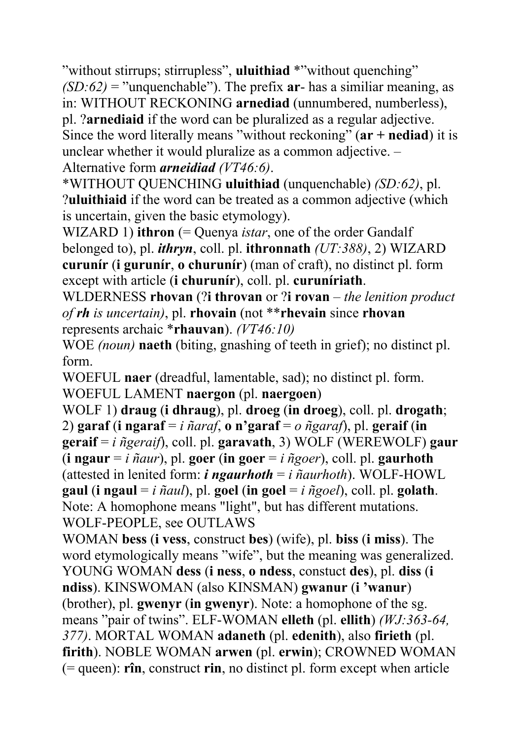”without stirrups; stirrupless”, **uluithiad** *”without quenching” *(SD:62)* = ”unquenchable”). The prefix **ar**- has a similiar meaning, as in: WITHOUT RECKONING **arnediad** (unnumbered, numberless), pl. ?**arnediaid** if the word can be pluralized as a regular adjective. Since the word literally means ”without reckoning” (**ar + nediad**) it is unclear whether it would pluralize as a common adjective. – Alternative form ***arneidiad*** *(VT46:6)*.

*WITHOUT QUENCHING **uluithiad** (unquenchable) *(SD:62)*, pl. ?**uluithiaid** if the word can be treated as a common adjective (which is uncertain, given the basic etymology).

WIZARD 1) **ithron** (= Quenya *istar*, one of the order Gandalf belonged to), pl. ***ithryn***, coll. pl. **ithronnath** *(UT:388)*, 2) WIZARD **curunír** (**i gurunír**, **o churunír**) (man of craft), no distinct pl. form except with article (**i churunír**), coll. pl. **curuníriath**.

WLDERNESS **rhovan** (?**i throvan** or ?**i rovan** – *the lenition product of* ***rh*** *is uncertain)*, pl. **rhovain** (not ****rhevain** since **rhovan** represents archaic ***rhauvan**). *(VT46:10)*

WOE *(noun)* **naeth** (biting, gnashing of teeth in grief); no distinct pl. form.

WOEFUL **naer** (dreadful, lamentable, sad); no distinct pl. form.

WOEFUL LAMENT **naergon** (pl. **naergoen**)

WOLF 1) **draug** (**i dhraug**), pl. **droeg** (**in droeg**), coll. pl. **drogath**; 2) **garaf** (**i ngaraf** = *i ñaraf*, **o n’garaf** = *o ñgaraf*), pl. **geraif** (**in geraif** = *i ñgeraif*), coll. pl. **garavath**, 3) WOLF (WEREWOLF) **gaur** (**i ngaur** = *i ñaur*), pl. **goer** (**in goer** = *i ñgoer*), coll. pl. **gaurhoth** (attested in lenited form: ***i ngaurhoth*** = *i ñaurhoth*). WOLF-HOWL **gaul** (**i ngaul** = *i ñaul*), pl. **goel** (**in goel** = *i ñgoel*), coll. pl. **golath**. Note: A homophone means "light", but has different mutations.

WOLF-PEOPLE, see OUTLAWS

WOMAN **bess** (**i vess**, construct **bes**) (wife), pl. **biss** (**i miss**). The word etymologically means ”wife”, but the meaning was generalized. YOUNG WOMAN **dess** (**i ness**, **o ndess**, constuct **des**), pl. **diss** (**i ndiss**). KINSWOMAN (also KINSMAN) **gwanur** (**i ’wanur**) (brother), pl. **gwenyr** (**in gwenyr**). Note: a homophone of the sg. means ”pair of twins”. ELF-WOMAN **elleth** (pl. **ellith**) *(WJ:363-64, 377)*. MORTAL WOMAN **adaneth** (pl. **edenith**), also **firieth** (pl. **firith**). NOBLE WOMAN **arwen** (pl. **erwin**); CROWNED WOMAN (= queen): **rîn**, construct **rin**, no distinct pl. form except when article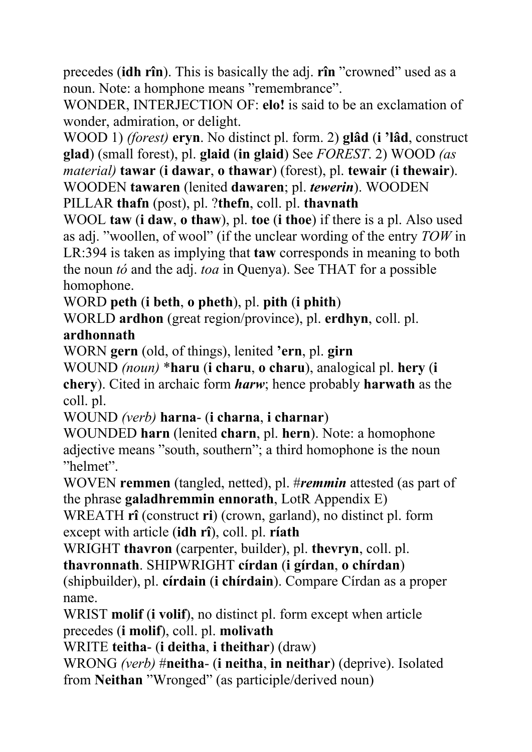precedes (**idh rîn**). This is basically the adj. **rîn** ”crowned” used as a noun. Note: a homphone means ”remembrance”.

WONDER, INTERJECTION OF: **elo!** is said to be an exclamation of wonder, admiration, or delight.

WOOD 1) *(forest)* **eryn**. No distinct pl. form. 2) **glâd** (**i ’lâd**, construct **glad**) (small forest), pl. **glaid** (**in glaid**) See *FOREST*. 2) WOOD *(as material)* **tawar** (**i dawar**, **o thawar**) (forest), pl. **tewair** (**i thewair**). WOODEN **tawaren** (lenited **dawaren**; pl. ***tewerin***). WOODEN PILLAR **thafn** (post), pl. ?**thefn**, coll. pl. **thavnath**

WOOL **taw** (**i daw**, **o thaw**), pl. **toe** (**i thoe**) if there is a pl. Also used as adj. ”woollen, of wool” (if the unclear wording of the entry *TOW* in LR:394 is taken as implying that **taw** corresponds in meaning to both the noun *tó* and the adj. *toa* in Quenya). See THAT for a possible homophone.

WORD **peth** (**i beth**, **o pheth**), pl. **pith** (**i phith**)

WORLD **ardhon** (great region/province), pl. **erdhyn**, coll. pl. **ardhonnath**

WORN **gern** (old, of things), lenited **’ern**, pl. **girn**

WOUND *(noun)* ***haru** (**i charu**, **o charu**), analogical pl. **hery** (**i chery**). Cited in archaic form ***harw***; hence probably **harwath** as the coll. pl.

WOUND *(verb)* **harna-** (**i charna**, **i charnar**)

WOUNDED **harn** (lenited **charn**, pl. **hern**). Note: a homophone adjective means ”south, southern”; a third homophone is the noun ”helmet”.

WOVEN **remmen** (tangled, netted), pl. #***remmin*** attested (as part of the phrase **galadhremmin ennorath**, LotR Appendix E)

WREATH **rî** (construct **ri**) (crown, garland), no distinct pl. form except with article (**idh rî**), coll. pl. **ríath**

WRIGHT **thavron** (carpenter, builder), pl. **thevryn**, coll. pl. **thavronnath**. SHIPWRIGHT **círdan** (**i gírdan**, **o chírdan**) (shipbuilder), pl. **círdain** (**i chírdain**). Compare Círdan as a proper name.

WRIST **molif** (**i volif**), no distinct pl. form except when article precedes (**i molif**), coll. pl. **molivath**

WRITE **teitha-** (**i deitha**, **i theithar**) (draw)

WRONG *(verb)* #**neitha-** (**i neitha**, **in neithar**) (deprive). Isolated from **Neithan** ”Wronged” (as participle/derived noun)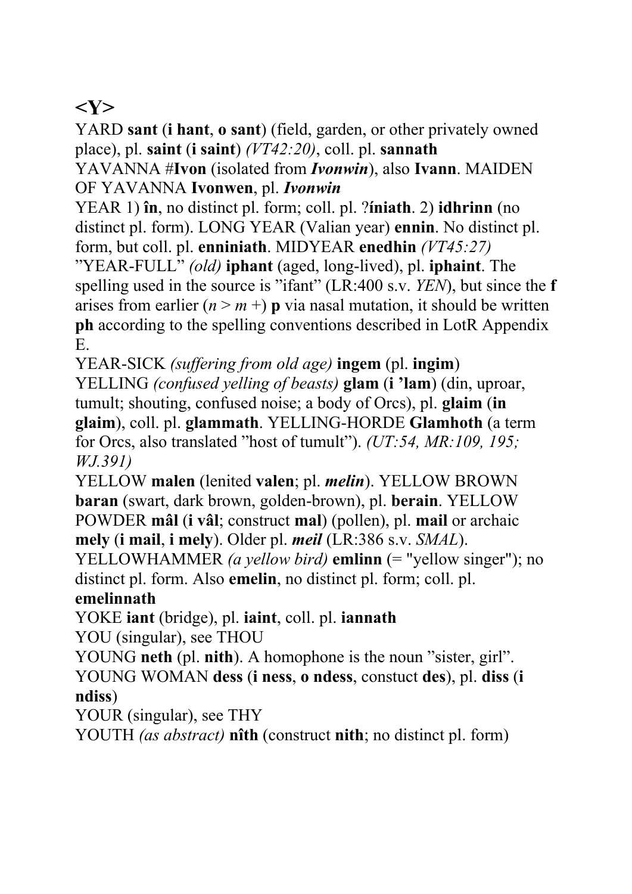## <Y>

YARD **sant** (**i hant**, **o sant**) (field, garden, or other privately owned place), pl. **saint** (**i saint**) *(VT42:20)*, coll. pl. **sannath**

YAVANNA #**Ivon** (isolated from ***Ivonwin***), also **Ivann**. MAIDEN OF YAVANNA **Ivonwen**, pl. ***Ivonwin***

YEAR 1) **în**, no distinct pl. form; coll. pl. ?**íniath**. 2) **idhrinn** (no distinct pl. form). LONG YEAR (Valian year) **ennin**. No distinct pl. form, but coll. pl. **enniniath**. MIDYEAR **enedhin** *(VT45:27)*

"YEAR-FULL" *(old)* **iphant** (aged, long-lived), pl. **iphaint**. The spelling used in the source is "ifant" (LR:400 s.v. *YEN*), but since the **f** arises from earlier (*n* > *m* +) **p** via nasal mutation, it should be written **ph** according to the spelling conventions described in LotR Appendix E.

YEAR-SICK *(suffering from old age)* **ingem** (pl. **ingim**)

YELLING *(confused yelling of beasts)* **glam** (**i 'lam**) (din, uproar, tumult; shouting, confused noise; a body of Orcs), pl. **glaim** (**in glaim**), coll. pl. **glammath**. YELLING-HORDE **Glamhoth** (a term for Orcs, also translated "host of tumult"). *(UT:54, MR:109, 195; WJ.391)*

YELLOW **malen** (lenited **valen**; pl. ***melin***). YELLOW BROWN **baran** (swart, dark brown, golden-brown), pl. **berain**. YELLOW POWDER **mâl** (**i vâl**; construct **mal**) (pollen), pl. **mail** or archaic **mely** (**i mail**, **i mely**). Older pl. ***meil*** (LR:386 s.v. *SMAL*).

YELLOWHAMMER *(a yellow bird)* **emlinn** (= "yellow singer"); no distinct pl. form. Also **emelin**, no distinct pl. form; coll. pl. **emelinnath**

YOKE **iant** (bridge), pl. **iaint**, coll. pl. **iannath**

YOU (singular), see THOU

YOUNG **neth** (pl. **nith**). A homophone is the noun "sister, girl".

YOUNG WOMAN **dess** (**i ness**, **o ndess**, constuct **des**), pl. **diss** (**i ndiss**)

YOUR (singular), see THY

YOUTH *(as abstract)* **nîth** (construct **nith**; no distinct pl. form)